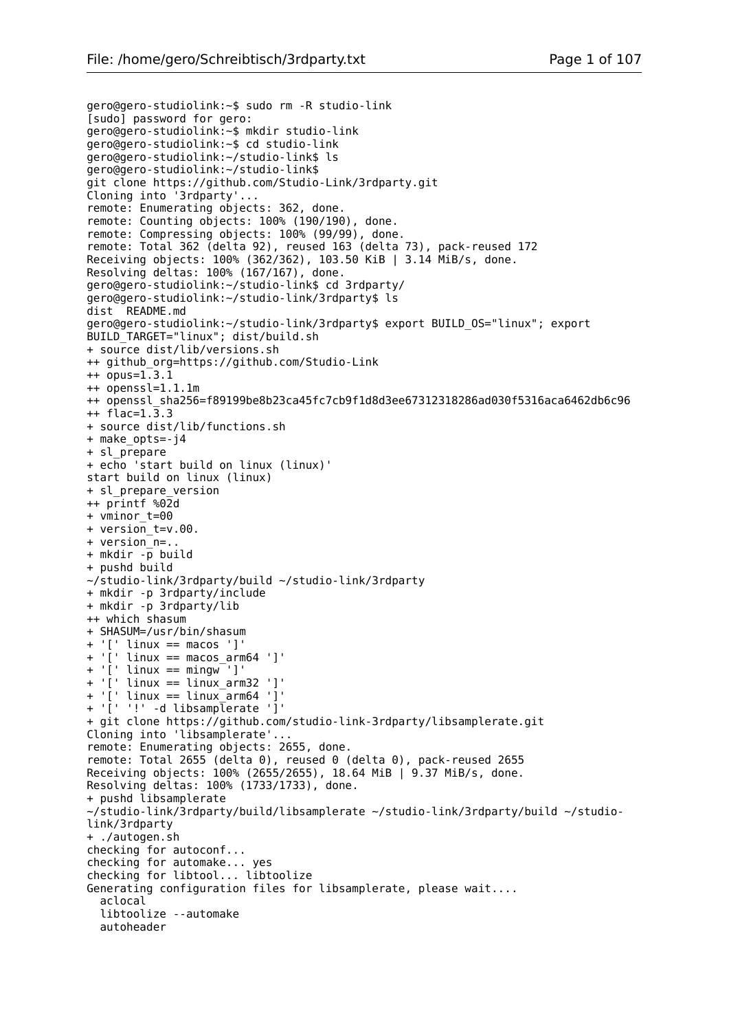```
gero@gero-studiolink:~$ sudo rm -R studio-link
[sudo] password for gero:
gero@gero-studiolink:~$ mkdir studio-link
gero@gero-studiolink:~$ cd studio-link
gero@gero-studiolink:~/studio-link$ ls
gero@gero-studiolink:~/studio-link$
git clone https://github.com/Studio-Link/3rdparty.git
Cloning into '3rdparty'...
remote: Enumerating objects: 362, done.
remote: Counting objects: 100% (190/190), done.
remote: Compressing objects: 100% (99/99), done.
remote: Total 362 (delta 92), reused 163 (delta 73), pack-reused 172
Receiving objects: 100% (362/362), 103.50 KiB | 3.14 MiB/s, done.
Resolving deltas: 100% (167/167), done.
gero@gero-studiolink:~/studio-link$ cd 3rdparty/
gero@gero-studiolink:~/studio-link/3rdparty$ ls
dist  README.md
gero@gero-studiolink:~/studio-link/3rdparty$ export BUILD_OS="linux"; export
BUILD_TARGET="linux"; dist/build.sh
+ source dist/lib/versions.sh
++ github_org=https://github.com/Studio-Link
++ opus=1.3.1
++ openssl=1.1.1m
++ openssl_sha256=f89199be8b23ca45fc7cb9f1d8d3ee67312318286ad030f5316aca6462db6c96
++ flac=1.3.3
+ source dist/lib/functions.sh
+ make_opts=-j4
+ sl_prepare
+ echo 'start build on linux (linux)'
start build on linux (linux)
+ sl_prepare_version
++ printf %02d
+ vminor_t=00
+ version_t=v.00.
+ version_n=..
+ mkdir -p build
+ pushd build
~/studio-link/3rdparty/build ~/studio-link/3rdparty
+ mkdir -p 3rdparty/include
+ mkdir -p 3rdparty/lib
++ which shasum
+ SHASUM=/usr/bin/shasum
+ '[' linux == macos ']'
+ '[' linux == macos_arm64 ']'
+ '[' linux == mingw ']'
+ '[' linux == linux_arm32 ']'
+ '[' linux == linux_arm64 ']'
+ '[' '!' -d libsamplerate ']'
+ git clone https://github.com/studio-link-3rdparty/libsamplerate.git
Cloning into 'libsamplerate'...
remote: Enumerating objects: 2655, done.
remote: Total 2655 (delta 0), reused 0 (delta 0), pack-reused 2655
Receiving objects: 100% (2655/2655), 18.64 MiB | 9.37 MiB/s, done.
Resolving deltas: 100% (1733/1733), done.
+ pushd libsamplerate
~/studio-link/3rdparty/build/libsamplerate ~/studio-link/3rdparty/build ~/studio-
link/3rdparty
+ ./autogen.sh
checking for autoconf...
checking for automake... yes
checking for libtool... libtoolize
Generating configuration files for libsamplerate, please wait....
  aclocal
  libtoolize --automake
  autoheader
```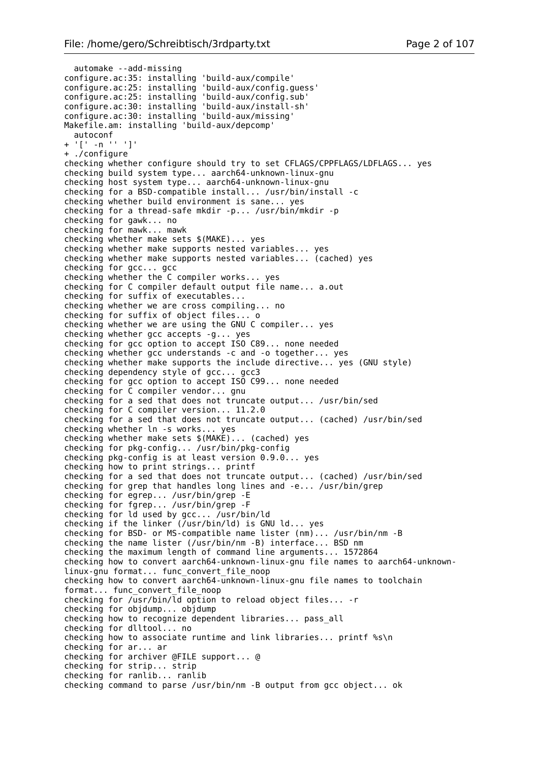```
  automake --add-missing
configure.ac:35: installing 'build-aux/compile'
configure.ac:25: installing 'build-aux/config.guess'
configure.ac:25: installing 'build-aux/config.sub'
configure.ac:30: installing 'build-aux/install-sh'
configure.ac:30: installing 'build-aux/missing'
Makefile.am: installing 'build-aux/depcomp'
  autoconf
+ '[' -n '' ']'
+ ./configure
checking whether configure should try to set CFLAGS/CPPFLAGS/LDFLAGS... yes
checking build system type... aarch64-unknown-linux-gnu
checking host system type... aarch64-unknown-linux-gnu
checking for a BSD-compatible install... /usr/bin/install -c
checking whether build environment is sane... yes
checking for a thread-safe mkdir -p... /usr/bin/mkdir -p
checking for gawk... no
checking for mawk... mawk
checking whether make sets $(MAKE)... yes
checking whether make supports nested variables... yes
checking whether make supports nested variables... (cached) yes
checking for gcc... gcc
checking whether the C compiler works... yes
checking for C compiler default output file name... a.out
checking for suffix of executables...
checking whether we are cross compiling... no
checking for suffix of object files... o
checking whether we are using the GNU C compiler... yes
checking whether gcc accepts -g... yes
checking for gcc option to accept ISO C89... none needed
checking whether gcc understands -c and -o together... yes
checking whether make supports the include directive... yes (GNU style)
checking dependency style of gcc... gcc3
checking for gcc option to accept ISO C99... none needed
checking for C compiler vendor... gnu
checking for a sed that does not truncate output... /usr/bin/sed
checking for C compiler version... 11.2.0
checking for a sed that does not truncate output... (cached) /usr/bin/sed
checking whether ln -s works... yes
checking whether make sets $(MAKE)... (cached) yes
checking for pkg-config... /usr/bin/pkg-config
checking pkg-config is at least version 0.9.0... yes
checking how to print strings... printf
checking for a sed that does not truncate output... (cached) /usr/bin/sed
checking for grep that handles long lines and -e... /usr/bin/grep
checking for egrep... /usr/bin/grep -E
checking for fgrep... /usr/bin/grep -F
checking for ld used by gcc... /usr/bin/ld
checking if the linker (/usr/bin/ld) is GNU ld... yes
checking for BSD- or MS-compatible name lister (nm)... /usr/bin/nm -B
checking the name lister (/usr/bin/nm -B) interface... BSD nm
checking the maximum length of command line arguments... 1572864
checking how to convert aarch64-unknown-linux-gnu file names to aarch64-unknown-
linux-gnu format... func_convert_file_noop
checking how to convert aarch64-unknown-linux-gnu file names to toolchain
format... func_convert_file_noop
checking for /usr/bin/ld option to reload object files... -r
checking for objdump... objdump
checking how to recognize dependent libraries... pass_all
checking for dlltool... no
checking how to associate runtime and link libraries... printf %s\n
checking for ar... ar
checking for archiver @FILE support... @
checking for strip... strip
checking for ranlib... ranlib
checking command to parse /usr/bin/nm -B output from gcc object... ok
```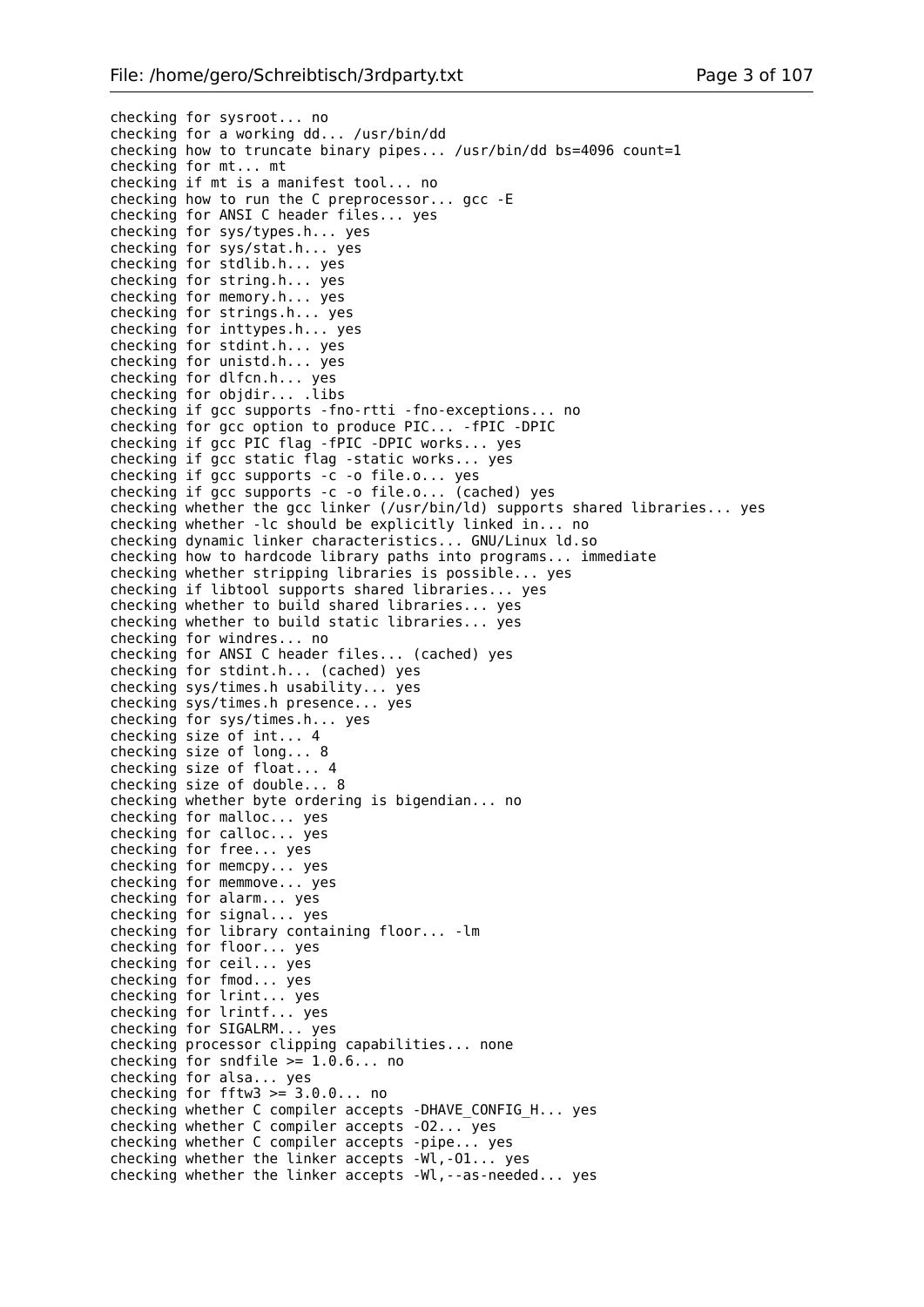```
checking for sysroot... no
checking for a working dd... /usr/bin/dd
checking how to truncate binary pipes... /usr/bin/dd bs=4096 count=1
checking for mt... mt
checking if mt is a manifest tool... no
checking how to run the C preprocessor... gcc -E
checking for ANSI C header files... yes
checking for sys/types.h... yes
checking for sys/stat.h... yes
checking for stdlib.h... yes
checking for string.h... yes
checking for memory.h... yes
checking for strings.h... yes
checking for inttypes.h... yes
checking for stdint.h... yes
checking for unistd.h... yes
checking for dlfcn.h... yes
checking for objdir... .libs
checking if gcc supports -fno-rtti -fno-exceptions... no
checking for gcc option to produce PIC... -fPIC -DPIC
checking if gcc PIC flag -fPIC -DPIC works... yes
checking if gcc static flag -static works... yes
checking if gcc supports -c -o file.o... yes
checking if gcc supports -c -o file.o... (cached) yes
checking whether the gcc linker (/usr/bin/ld) supports shared libraries... yes
checking whether -lc should be explicitly linked in... no
checking dynamic linker characteristics... GNU/Linux ld.so
checking how to hardcode library paths into programs... immediate
checking whether stripping libraries is possible... yes
checking if libtool supports shared libraries... yes
checking whether to build shared libraries... yes
checking whether to build static libraries... yes
checking for windres... no
checking for ANSI C header files... (cached) yes
checking for stdint.h... (cached) yes
checking sys/times.h usability... yes
checking sys/times.h presence... yes
checking for sys/times.h... yes
checking size of int... 4
checking size of long... 8
checking size of float... 4
checking size of double... 8
checking whether byte ordering is bigendian... no
checking for malloc... yes
checking for calloc... yes
checking for free... yes
checking for memcpy... yes
checking for memmove... yes
checking for alarm... yes
checking for signal... yes
checking for library containing floor... -lm
checking for floor... yes
checking for ceil... yes
checking for fmod... yes
checking for lrint... yes
checking for lrintf... yes
checking for SIGALRM... yes
checking processor clipping capabilities... none
checking for sndfile >= 1.0.6... no
checking for alsa... yes
checking for fftw3 >= 3.0.0... no
checking whether C compiler accepts -DHAVE_CONFIG_H... yes
checking whether C compiler accepts -O2... yes
checking whether C compiler accepts -pipe... yes
checking whether the linker accepts -Wl,-O1... yes
checking whether the linker accepts -Wl,--as-needed... yes
```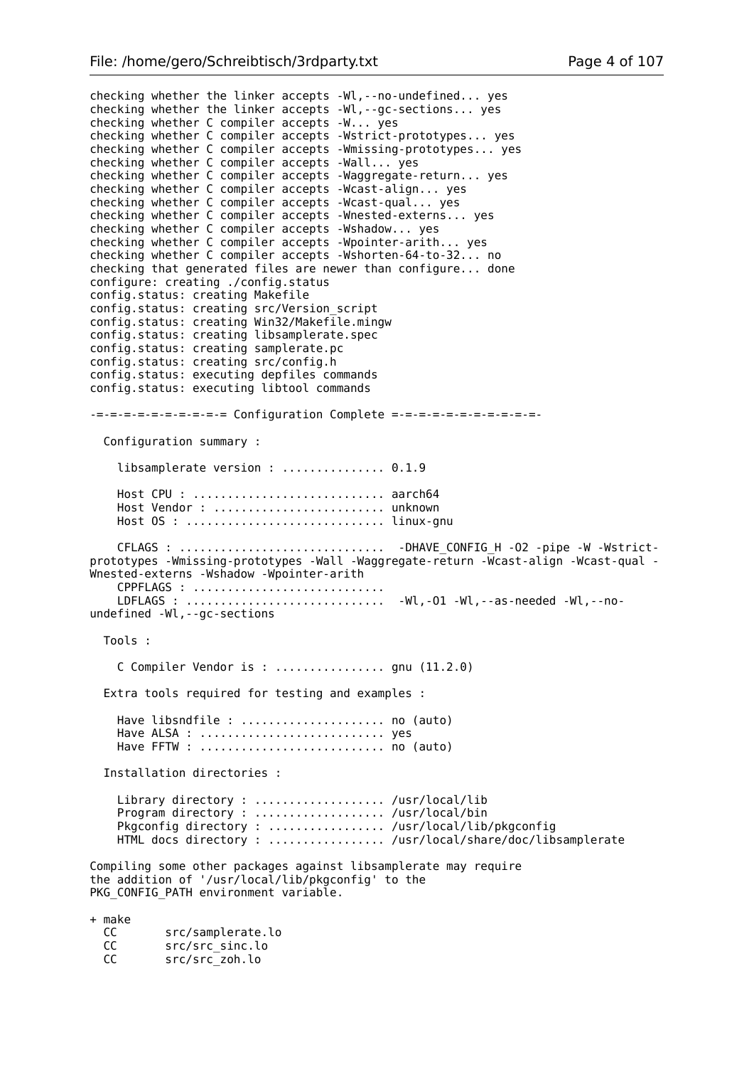```
checking whether the linker accepts -Wl,--no-undefined... yes
checking whether the linker accepts -Wl,--gc-sections... yes
checking whether C compiler accepts -W... yes
checking whether C compiler accepts -Wstrict-prototypes... yes
checking whether C compiler accepts -Wmissing-prototypes... yes
checking whether C compiler accepts -Wall... yes
checking whether C compiler accepts -Waggregate-return... yes
checking whether C compiler accepts -Wcast-align... yes
checking whether C compiler accepts -Wcast-qual... yes
checking whether C compiler accepts -Wnested-externs... yes
checking whether C compiler accepts -Wshadow... yes
checking whether C compiler accepts -Wpointer-arith... yes
checking whether C compiler accepts -Wshorten-64-to-32... no
checking that generated files are newer than configure... done
configure: creating ./config.status
config.status: creating Makefile
config.status: creating src/Version_script
config.status: creating Win32/Makefile.mingw
config.status: creating libsamplerate.spec
config.status: creating samplerate.pc
config.status: creating src/config.h
config.status: executing depfiles commands
config.status: executing libtool commands

-=-=-=-=-=-=-=-=-=-= Configuration Complete =-=-=-=-=-=-=-=-=-=-=-

  Configuration summary :

    libsamplerate version : .............. 0.1.9

    Host CPU : ........................... aarch64
    Host Vendor : ........................ unknown
    Host OS : ............................ linux-gnu

    CFLAGS : .............................  -DHAVE_CONFIG_H -O2 -pipe -W -Wstrict-
prototypes -Wmissing-prototypes -Wall -Waggregate-return -Wcast-align -Wcast-qual -
Wnested-externs -Wshadow -Wpointer-arith
    CPPFLAGS : ...........................
    LDFLAGS : ............................  -Wl,-O1 -Wl,--as-needed -Wl,--no-
undefined -Wl,--gc-sections

  Tools :

    C Compiler Vendor is : ................ gnu (11.2.0)

  Extra tools required for testing and examples :

    Have libsndfile : .................... no (auto)
    Have ALSA : .......................... yes
    Have FFTW : .......................... no (auto)

  Installation directories :

    Library directory : .................. /usr/local/lib
    Program directory : .................. /usr/local/bin
    Pkgconfig directory : ................ /usr/local/lib/pkgconfig
    HTML docs directory : ................ /usr/local/share/doc/libsamplerate

Compiling some other packages against libsamplerate may require
the addition of '/usr/local/lib/pkgconfig' to the
PKG_CONFIG_PATH environment variable.

+ make
  CC       src/samplerate.lo
  CC       src/src_sinc.lo
  CC       src/src_zoh.lo
```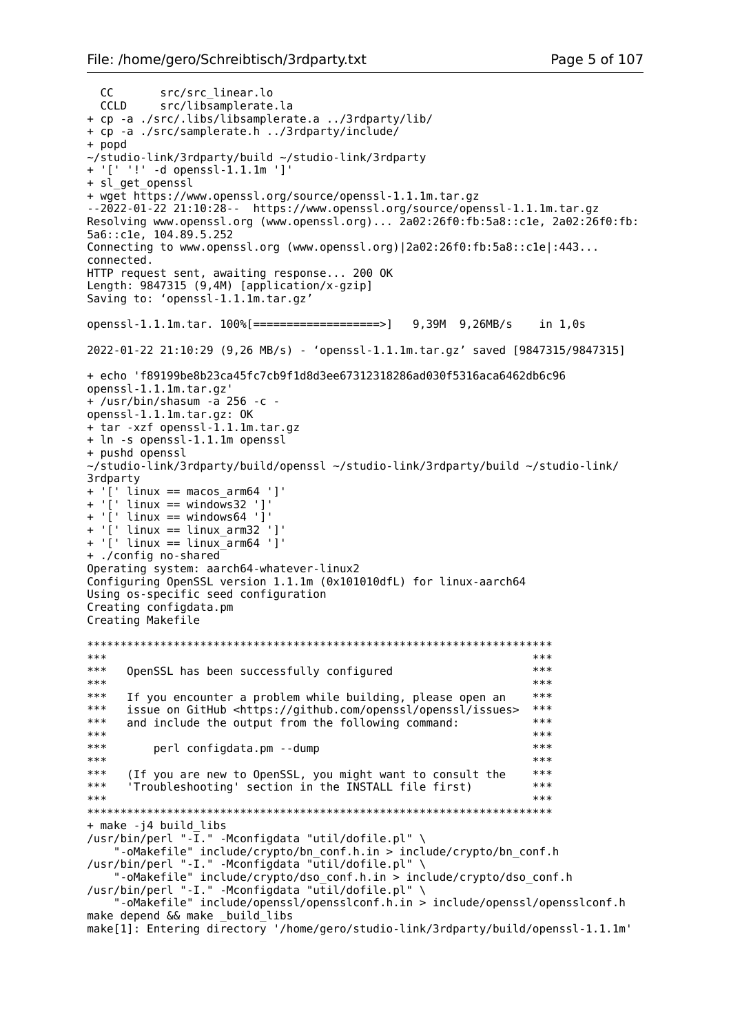```
  CC       src/src_linear.lo
  CCLD     src/libsamplerate.la
+ cp -a ./src/.libs/libsamplerate.a ../3rdparty/lib/
+ cp -a ./src/samplerate.h ../3rdparty/include/
+ popd
~/studio-link/3rdparty/build ~/studio-link/3rdparty
+ '[' '!' -d openssl-1.1.1m ']'
+ sl_get_openssl
+ wget https://www.openssl.org/source/openssl-1.1.1m.tar.gz
--2022-01-22 21:10:28--  https://www.openssl.org/source/openssl-1.1.1m.tar.gz
Resolving www.openssl.org (www.openssl.org)... 2a02:26f0:fb:5a8::c1e, 2a02:26f0:fb:
5a6::c1e, 104.89.5.252
Connecting to www.openssl.org (www.openssl.org)|2a02:26f0:fb:5a8::c1e|:443...
connected.
HTTP request sent, awaiting response... 200 OK
Length: 9847315 (9,4M) [application/x-gzip]
Saving to: ‘openssl-1.1.1m.tar.gz’

openssl-1.1.1m.tar. 100%[===================>]   9,39M  9,26MB/s    in 1,0s

2022-01-22 21:10:29 (9,26 MB/s) - ‘openssl-1.1.1m.tar.gz’ saved [9847315/9847315]

+ echo 'f89199be8b23ca45fc7cb9f1d8d3ee67312318286ad030f5316aca6462db6c96
openssl-1.1.1m.tar.gz'
+ /usr/bin/shasum -a 256 -c -
openssl-1.1.1m.tar.gz: OK
+ tar -xzf openssl-1.1.1m.tar.gz
+ ln -s openssl-1.1.1m openssl
+ pushd openssl
~/studio-link/3rdparty/build/openssl ~/studio-link/3rdparty/build ~/studio-link/
3rdparty
+ '[' linux == macos_arm64 ']'
+ '[' linux == windows32 ']'
+ '[' linux == windows64 ']'
+ '[' linux == linux_arm32 ']'
+ '[' linux == linux_arm64 ']'
+ ./config no-shared
Operating system: aarch64-whatever-linux2
Configuring OpenSSL version 1.1.1m (0x101010dfL) for linux-aarch64
Using os-specific seed configuration
Creating configdata.pm
Creating Makefile

**********************************************************************
***                                                                ***
***   OpenSSL has been successfully configured                     ***
***                                                                ***
***   If you encounter a problem while building, please open an    ***
***   issue on GitHub <https://github.com/openssl/openssl/issues>  ***
***   and include the output from the following command:           ***
***                                                                ***
***       perl configdata.pm --dump                                ***
***                                                                ***
***   (If you are new to OpenSSL, you might want to consult the    ***
***   'Troubleshooting' section in the INSTALL file first)         ***
***                                                                ***
**********************************************************************
+ make -j4 build_libs
/usr/bin/perl "-I." -Mconfigdata "util/dofile.pl" \
    "-oMakefile" include/crypto/bn_conf.h.in > include/crypto/bn_conf.h
/usr/bin/perl "-I." -Mconfigdata "util/dofile.pl" \
    "-oMakefile" include/crypto/dso_conf.h.in > include/crypto/dso_conf.h
/usr/bin/perl "-I." -Mconfigdata "util/dofile.pl" \
    "-oMakefile" include/openssl/opensslconf.h.in > include/openssl/opensslconf.h
make depend && make _build_libs
make[1]: Entering directory '/home/gero/studio-link/3rdparty/build/openssl-1.1.1m'
```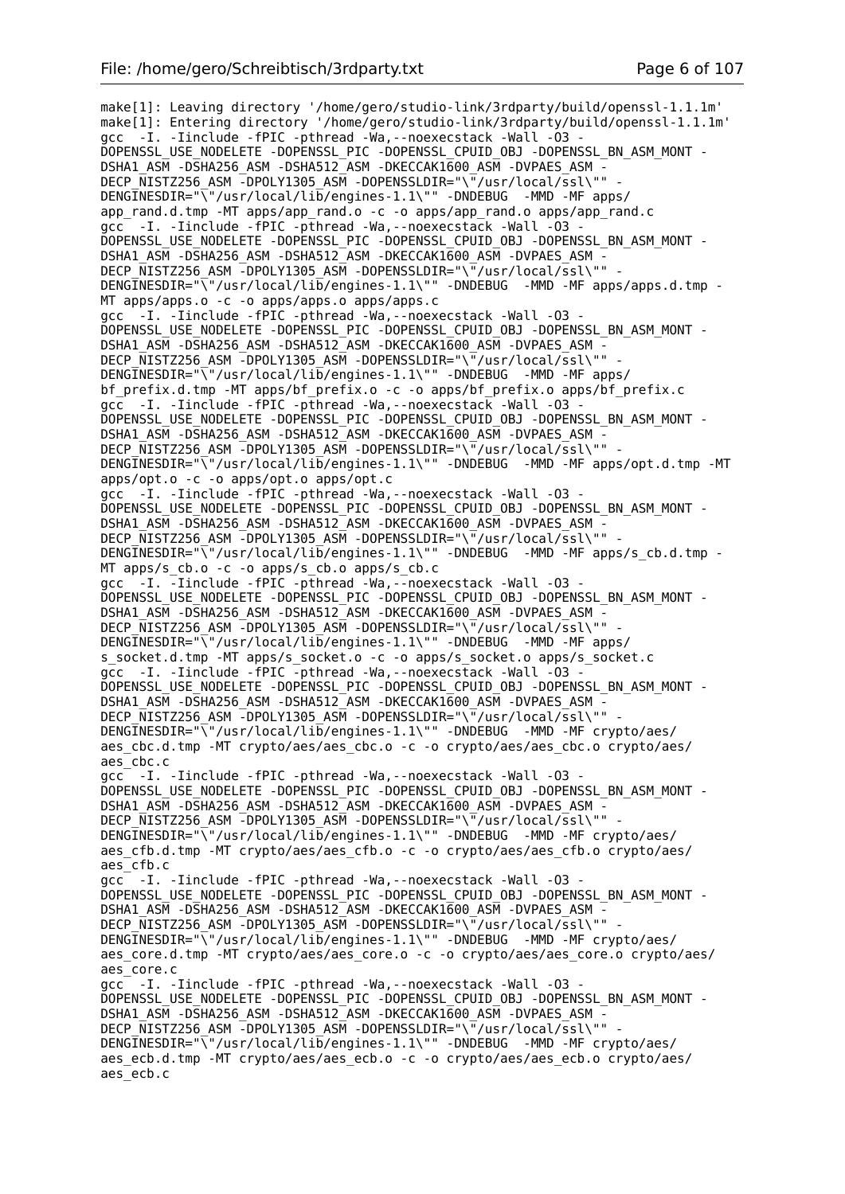```
make[1]: Leaving directory '/home/gero/studio-link/3rdparty/build/openssl-1.1.1m'
make[1]: Entering directory '/home/gero/studio-link/3rdparty/build/openssl-1.1.1m'
gcc  -I. -Iinclude -fPIC -pthread -Wa,--noexecstack -Wall -O3 -
DOPENSSL_USE_NODELETE -DOPENSSL_PIC -DOPENSSL_CPUID_OBJ -DOPENSSL_BN_ASM_MONT -
DSHA1_ASM -DSHA256_ASM -DSHA512_ASM -DKECCAK1600_ASM -DVPAES_ASM -
DECP_NISTZ256_ASM -DPOLY1305_ASM -DOPENSSLDIR="\"/usr/local/ssl\"" -
DENGINESDIR="\"/usr/local/lib/engines-1.1\"" -DNDEBUG  -MMD -MF apps/
app_rand.d.tmp -MT apps/app_rand.o -c -o apps/app_rand.o apps/app_rand.c
gcc  -I. -Iinclude -fPIC -pthread -Wa,--noexecstack -Wall -O3 -
DOPENSSL_USE_NODELETE -DOPENSSL_PIC -DOPENSSL_CPUID_OBJ -DOPENSSL_BN_ASM_MONT -
DSHA1_ASM -DSHA256_ASM -DSHA512_ASM -DKECCAK1600_ASM -DVPAES_ASM -
DECP_NISTZ256_ASM -DPOLY1305_ASM -DOPENSSLDIR="\"/usr/local/ssl\"" -
DENGINESDIR="\"/usr/local/lib/engines-1.1\"" -DNDEBUG  -MMD -MF apps/apps.d.tmp -
MT apps/apps.o -c -o apps/apps.o apps/apps.c
gcc  -I. -Iinclude -fPIC -pthread -Wa,--noexecstack -Wall -O3 -
DOPENSSL_USE_NODELETE -DOPENSSL_PIC -DOPENSSL_CPUID_OBJ -DOPENSSL_BN_ASM_MONT -
DSHA1_ASM -DSHA256_ASM -DSHA512_ASM -DKECCAK1600_ASM -DVPAES_ASM -
DECP_NISTZ256_ASM -DPOLY1305_ASM -DOPENSSLDIR="\"/usr/local/ssl\"" -
DENGINESDIR="\"/usr/local/lib/engines-1.1\"" -DNDEBUG  -MMD -MF apps/
bf_prefix.d.tmp -MT apps/bf_prefix.o -c -o apps/bf_prefix.o apps/bf_prefix.c
gcc  -I. -Iinclude -fPIC -pthread -Wa,--noexecstack -Wall -O3 -
DOPENSSL_USE_NODELETE -DOPENSSL_PIC -DOPENSSL_CPUID_OBJ -DOPENSSL_BN_ASM_MONT -
DSHA1_ASM -DSHA256_ASM -DSHA512_ASM -DKECCAK1600_ASM -DVPAES_ASM -
DECP_NISTZ256_ASM -DPOLY1305_ASM -DOPENSSLDIR="\"/usr/local/ssl\"" -
DENGINESDIR="\"/usr/local/lib/engines-1.1\"" -DNDEBUG  -MMD -MF apps/opt.d.tmp -MT
apps/opt.o -c -o apps/opt.o apps/opt.c
gcc  -I. -Iinclude -fPIC -pthread -Wa,--noexecstack -Wall -O3 -
DOPENSSL_USE_NODELETE -DOPENSSL_PIC -DOPENSSL_CPUID_OBJ -DOPENSSL_BN_ASM_MONT -
DSHA1_ASM -DSHA256_ASM -DSHA512_ASM -DKECCAK1600_ASM -DVPAES_ASM -
DECP_NISTZ256_ASM -DPOLY1305_ASM -DOPENSSLDIR="\"/usr/local/ssl\"" -
DENGINESDIR="\"/usr/local/lib/engines-1.1\"" -DNDEBUG  -MMD -MF apps/s_cb.d.tmp -
MT apps/s_cb.o -c -o apps/s_cb.o apps/s_cb.c
gcc  -I. -Iinclude -fPIC -pthread -Wa,--noexecstack -Wall -O3 -
DOPENSSL_USE_NODELETE -DOPENSSL_PIC -DOPENSSL_CPUID_OBJ -DOPENSSL_BN_ASM_MONT -
DSHA1_ASM -DSHA256_ASM -DSHA512_ASM -DKECCAK1600_ASM -DVPAES_ASM -
DECP_NISTZ256_ASM -DPOLY1305_ASM -DOPENSSLDIR="\"/usr/local/ssl\"" -
DENGINESDIR="\"/usr/local/lib/engines-1.1\"" -DNDEBUG  -MMD -MF apps/
s_socket.d.tmp -MT apps/s_socket.o -c -o apps/s_socket.o apps/s_socket.c
gcc  -I. -Iinclude -fPIC -pthread -Wa,--noexecstack -Wall -O3 -
DOPENSSL_USE_NODELETE -DOPENSSL_PIC -DOPENSSL_CPUID_OBJ -DOPENSSL_BN_ASM_MONT -
DSHA1_ASM -DSHA256_ASM -DSHA512_ASM -DKECCAK1600_ASM -DVPAES_ASM -
DECP_NISTZ256_ASM -DPOLY1305_ASM -DOPENSSLDIR="\"/usr/local/ssl\"" -
DENGINESDIR="\"/usr/local/lib/engines-1.1\"" -DNDEBUG  -MMD -MF crypto/aes/
aes_cbc.d.tmp -MT crypto/aes/aes_cbc.o -c -o crypto/aes/aes_cbc.o crypto/aes/
aes_cbc.c
gcc  -I. -Iinclude -fPIC -pthread -Wa,--noexecstack -Wall -O3 -
DOPENSSL_USE_NODELETE -DOPENSSL_PIC -DOPENSSL_CPUID_OBJ -DOPENSSL_BN_ASM_MONT -
DSHA1_ASM -DSHA256_ASM -DSHA512_ASM -DKECCAK1600_ASM -DVPAES_ASM -
DECP_NISTZ256_ASM -DPOLY1305_ASM -DOPENSSLDIR="\"/usr/local/ssl\"" -
DENGINESDIR="\"/usr/local/lib/engines-1.1\"" -DNDEBUG  -MMD -MF crypto/aes/
aes_cfb.d.tmp -MT crypto/aes/aes_cfb.o -c -o crypto/aes/aes_cfb.o crypto/aes/
aes_cfb.c
gcc  -I. -Iinclude -fPIC -pthread -Wa,--noexecstack -Wall -O3 -
DOPENSSL_USE_NODELETE -DOPENSSL_PIC -DOPENSSL_CPUID_OBJ -DOPENSSL_BN_ASM_MONT -
DSHA1_ASM -DSHA256_ASM -DSHA512_ASM -DKECCAK1600_ASM -DVPAES_ASM -
DECP_NISTZ256_ASM -DPOLY1305_ASM -DOPENSSLDIR="\"/usr/local/ssl\"" -
DENGINESDIR="\"/usr/local/lib/engines-1.1\"" -DNDEBUG  -MMD -MF crypto/aes/
aes_core.d.tmp -MT crypto/aes/aes_core.o -c -o crypto/aes/aes_core.o crypto/aes/
aes_core.c
gcc  -I. -Iinclude -fPIC -pthread -Wa,--noexecstack -Wall -O3 -
DOPENSSL_USE_NODELETE -DOPENSSL_PIC -DOPENSSL_CPUID_OBJ -DOPENSSL_BN_ASM_MONT -
DSHA1_ASM -DSHA256_ASM -DSHA512_ASM -DKECCAK1600_ASM -DVPAES_ASM -
DECP_NISTZ256_ASM -DPOLY1305_ASM -DOPENSSLDIR="\"/usr/local/ssl\"" -
DENGINESDIR="\"/usr/local/lib/engines-1.1\"" -DNDEBUG  -MMD -MF crypto/aes/
aes_ecb.d.tmp -MT crypto/aes/aes_ecb.o -c -o crypto/aes/aes_ecb.o crypto/aes/
aes_ecb.c
```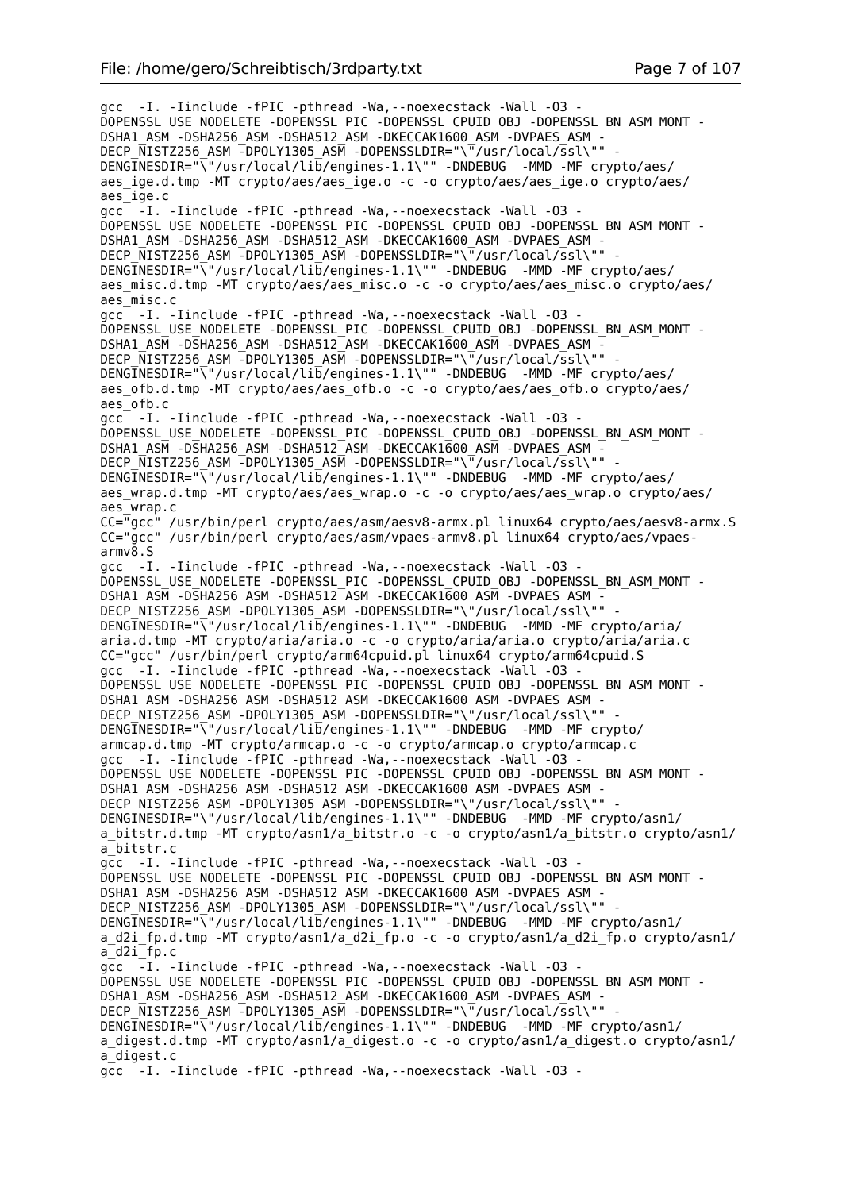```
gcc  -I. -Iinclude -fPIC -pthread -Wa,--noexecstack -Wall -O3 -
DOPENSSL_USE_NODELETE -DOPENSSL_PIC -DOPENSSL_CPUID_OBJ -DOPENSSL_BN_ASM_MONT -
DSHA1_ASM -DSHA256_ASM -DSHA512_ASM -DKECCAK1600_ASM -DVPAES_ASM -
DECP_NISTZ256_ASM -DPOLY1305_ASM -DOPENSSLDIR="\"/usr/local/ssl\"" -
DENGINESDIR="\"/usr/local/lib/engines-1.1\"" -DNDEBUG  -MMD -MF crypto/aes/
aes_ige.d.tmp -MT crypto/aes/aes_ige.o -c -o crypto/aes/aes_ige.o crypto/aes/
aes_ige.c
gcc  -I. -Iinclude -fPIC -pthread -Wa,--noexecstack -Wall -O3 -
DOPENSSL_USE_NODELETE -DOPENSSL_PIC -DOPENSSL_CPUID_OBJ -DOPENSSL_BN_ASM_MONT -
DSHA1_ASM -DSHA256_ASM -DSHA512_ASM -DKECCAK1600_ASM -DVPAES_ASM -
DECP_NISTZ256_ASM -DPOLY1305_ASM -DOPENSSLDIR="\"/usr/local/ssl\"" -
DENGINESDIR="\"/usr/local/lib/engines-1.1\"" -DNDEBUG  -MMD -MF crypto/aes/
aes_misc.d.tmp -MT crypto/aes/aes_misc.o -c -o crypto/aes/aes_misc.o crypto/aes/
aes_misc.c
gcc  -I. -Iinclude -fPIC -pthread -Wa,--noexecstack -Wall -O3 -
DOPENSSL_USE_NODELETE -DOPENSSL_PIC -DOPENSSL_CPUID_OBJ -DOPENSSL_BN_ASM_MONT -
DSHA1_ASM -DSHA256_ASM -DSHA512_ASM -DKECCAK1600_ASM -DVPAES_ASM -
DECP_NISTZ256_ASM -DPOLY1305_ASM -DOPENSSLDIR="\"/usr/local/ssl\"" -
DENGINESDIR="\"/usr/local/lib/engines-1.1\"" -DNDEBUG  -MMD -MF crypto/aes/
aes_ofb.d.tmp -MT crypto/aes/aes_ofb.o -c -o crypto/aes/aes_ofb.o crypto/aes/
aes_ofb.c
gcc  -I. -Iinclude -fPIC -pthread -Wa,--noexecstack -Wall -O3 -
DOPENSSL_USE_NODELETE -DOPENSSL_PIC -DOPENSSL_CPUID_OBJ -DOPENSSL_BN_ASM_MONT -
DSHA1_ASM -DSHA256_ASM -DSHA512_ASM -DKECCAK1600_ASM -DVPAES_ASM -
DECP_NISTZ256_ASM -DPOLY1305_ASM -DOPENSSLDIR="\"/usr/local/ssl\"" -
DENGINESDIR="\"/usr/local/lib/engines-1.1\"" -DNDEBUG  -MMD -MF crypto/aes/
aes_wrap.d.tmp -MT crypto/aes/aes_wrap.o -c -o crypto/aes/aes_wrap.o crypto/aes/
aes_wrap.c
CC="gcc" /usr/bin/perl crypto/aes/asm/aesv8-armx.pl linux64 crypto/aes/aesv8-armx.S
CC="gcc" /usr/bin/perl crypto/aes/asm/vpaes-armv8.pl linux64 crypto/aes/vpaes-
armv8.S
gcc  -I. -Iinclude -fPIC -pthread -Wa,--noexecstack -Wall -O3 -
DOPENSSL_USE_NODELETE -DOPENSSL_PIC -DOPENSSL_CPUID_OBJ -DOPENSSL_BN_ASM_MONT -
DSHA1_ASM -DSHA256_ASM -DSHA512_ASM -DKECCAK1600_ASM -DVPAES_ASM -
DECP_NISTZ256_ASM -DPOLY1305_ASM -DOPENSSLDIR="\"/usr/local/ssl\"" -
DENGINESDIR="\"/usr/local/lib/engines-1.1\"" -DNDEBUG  -MMD -MF crypto/aria/
aria.d.tmp -MT crypto/aria/aria.o -c -o crypto/aria/aria.o crypto/aria/aria.c
CC="gcc" /usr/bin/perl crypto/arm64cpuid.pl linux64 crypto/arm64cpuid.S
gcc  -I. -Iinclude -fPIC -pthread -Wa,--noexecstack -Wall -O3 -
DOPENSSL_USE_NODELETE -DOPENSSL_PIC -DOPENSSL_CPUID_OBJ -DOPENSSL_BN_ASM_MONT -
DSHA1_ASM -DSHA256_ASM -DSHA512_ASM -DKECCAK1600_ASM -DVPAES_ASM -
DECP_NISTZ256_ASM -DPOLY1305_ASM -DOPENSSLDIR="\"/usr/local/ssl\"" -
DENGINESDIR="\"/usr/local/lib/engines-1.1\"" -DNDEBUG  -MMD -MF crypto/
armcap.d.tmp -MT crypto/armcap.o -c -o crypto/armcap.o crypto/armcap.c
gcc  -I. -Iinclude -fPIC -pthread -Wa,--noexecstack -Wall -O3 -
DOPENSSL_USE_NODELETE -DOPENSSL_PIC -DOPENSSL_CPUID_OBJ -DOPENSSL_BN_ASM_MONT -
DSHA1_ASM -DSHA256_ASM -DSHA512_ASM -DKECCAK1600_ASM -DVPAES_ASM -
DECP_NISTZ256_ASM -DPOLY1305_ASM -DOPENSSLDIR="\"/usr/local/ssl\"" -
DENGINESDIR="\"/usr/local/lib/engines-1.1\"" -DNDEBUG  -MMD -MF crypto/asn1/
a_bitstr.d.tmp -MT crypto/asn1/a_bitstr.o -c -o crypto/asn1/a_bitstr.o crypto/asn1/
a_bitstr.c
gcc  -I. -Iinclude -fPIC -pthread -Wa,--noexecstack -Wall -O3 -
DOPENSSL_USE_NODELETE -DOPENSSL_PIC -DOPENSSL_CPUID_OBJ -DOPENSSL_BN_ASM_MONT -
DSHA1_ASM -DSHA256_ASM -DSHA512_ASM -DKECCAK1600_ASM -DVPAES_ASM -
DECP_NISTZ256_ASM -DPOLY1305_ASM -DOPENSSLDIR="\"/usr/local/ssl\"" -
DENGINESDIR="\"/usr/local/lib/engines-1.1\"" -DNDEBUG  -MMD -MF crypto/asn1/
a_d2i_fp.d.tmp -MT crypto/asn1/a_d2i_fp.o -c -o crypto/asn1/a_d2i_fp.o crypto/asn1/
a_d2i_fp.c
gcc  -I. -Iinclude -fPIC -pthread -Wa,--noexecstack -Wall -O3 -
DOPENSSL_USE_NODELETE -DOPENSSL_PIC -DOPENSSL_CPUID_OBJ -DOPENSSL_BN_ASM_MONT -
DSHA1_ASM -DSHA256_ASM -DSHA512_ASM -DKECCAK1600_ASM -DVPAES_ASM -
DECP_NISTZ256_ASM -DPOLY1305_ASM -DOPENSSLDIR="\"/usr/local/ssl\"" -
DENGINESDIR="\"/usr/local/lib/engines-1.1\"" -DNDEBUG  -MMD -MF crypto/asn1/
a_digest.d.tmp -MT crypto/asn1/a_digest.o -c -o crypto/asn1/a_digest.o crypto/asn1/
a_digest.c
gcc  -I. -Iinclude -fPIC -pthread -Wa,--noexecstack -Wall -O3 -
```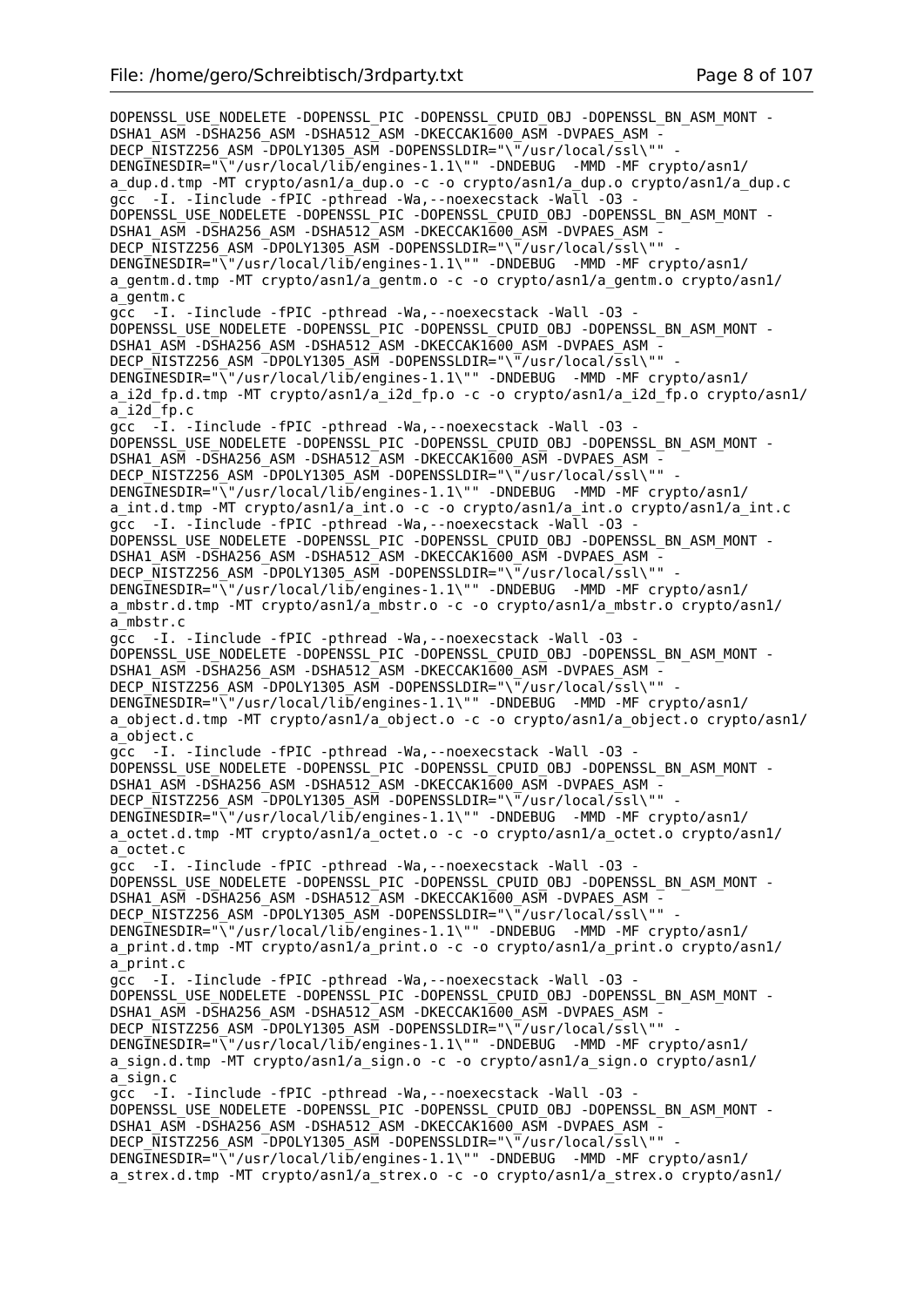```
DOPENSSL_USE_NODELETE -DOPENSSL_PIC -DOPENSSL_CPUID_OBJ -DOPENSSL_BN_ASM_MONT -
DSHA1_ASM -DSHA256_ASM -DSHA512_ASM -DKECCAK1600_ASM -DVPAES_ASM -
DECP_NISTZ256_ASM -DPOLY1305_ASM -DOPENSSLDIR="\"/usr/local/ssl\"" -
DENGINESDIR="\"/usr/local/lib/engines-1.1\"" -DNDEBUG  -MMD -MF crypto/asn1/
a_dup.d.tmp -MT crypto/asn1/a_dup.o -c -o crypto/asn1/a_dup.o crypto/asn1/a_dup.c
gcc  -I. -Iinclude -fPIC -pthread -Wa,--noexecstack -Wall -O3 -
DOPENSSL_USE_NODELETE -DOPENSSL_PIC -DOPENSSL_CPUID_OBJ -DOPENSSL_BN_ASM_MONT -
DSHA1_ASM -DSHA256_ASM -DSHA512_ASM -DKECCAK1600_ASM -DVPAES_ASM -
DECP_NISTZ256_ASM -DPOLY1305_ASM -DOPENSSLDIR="\"/usr/local/ssl\"" -
DENGINESDIR="\"/usr/local/lib/engines-1.1\"" -DNDEBUG  -MMD -MF crypto/asn1/
a_gentm.d.tmp -MT crypto/asn1/a_gentm.o -c -o crypto/asn1/a_gentm.o crypto/asn1/
a_gentm.c
gcc  -I. -Iinclude -fPIC -pthread -Wa,--noexecstack -Wall -O3 -
DOPENSSL_USE_NODELETE -DOPENSSL_PIC -DOPENSSL_CPUID_OBJ -DOPENSSL_BN_ASM_MONT -
DSHA1_ASM -DSHA256_ASM -DSHA512_ASM -DKECCAK1600_ASM -DVPAES_ASM -
DECP_NISTZ256_ASM -DPOLY1305_ASM -DOPENSSLDIR="\"/usr/local/ssl\"" -
DENGINESDIR="\"/usr/local/lib/engines-1.1\"" -DNDEBUG  -MMD -MF crypto/asn1/
a_i2d_fp.d.tmp -MT crypto/asn1/a_i2d_fp.o -c -o crypto/asn1/a_i2d_fp.o crypto/asn1/
a_i2d_fp.c
gcc  -I. -Iinclude -fPIC -pthread -Wa,--noexecstack -Wall -O3 -
DOPENSSL_USE_NODELETE -DOPENSSL_PIC -DOPENSSL_CPUID_OBJ -DOPENSSL_BN_ASM_MONT -
DSHA1_ASM -DSHA256_ASM -DSHA512_ASM -DKECCAK1600_ASM -DVPAES_ASM -
DECP_NISTZ256_ASM -DPOLY1305_ASM -DOPENSSLDIR="\"/usr/local/ssl\"" -
DENGINESDIR="\"/usr/local/lib/engines-1.1\"" -DNDEBUG  -MMD -MF crypto/asn1/
a_int.d.tmp -MT crypto/asn1/a_int.o -c -o crypto/asn1/a_int.o crypto/asn1/a_int.c
gcc  -I. -Iinclude -fPIC -pthread -Wa,--noexecstack -Wall -O3 -
DOPENSSL_USE_NODELETE -DOPENSSL_PIC -DOPENSSL_CPUID_OBJ -DOPENSSL_BN_ASM_MONT -
DSHA1_ASM -DSHA256_ASM -DSHA512_ASM -DKECCAK1600_ASM -DVPAES_ASM -
DECP_NISTZ256_ASM -DPOLY1305_ASM -DOPENSSLDIR="\"/usr/local/ssl\"" -
DENGINESDIR="\"/usr/local/lib/engines-1.1\"" -DNDEBUG  -MMD -MF crypto/asn1/
a_mbstr.d.tmp -MT crypto/asn1/a_mbstr.o -c -o crypto/asn1/a_mbstr.o crypto/asn1/
a_mbstr.c
gcc  -I. -Iinclude -fPIC -pthread -Wa,--noexecstack -Wall -O3 -
DOPENSSL_USE_NODELETE -DOPENSSL_PIC -DOPENSSL_CPUID_OBJ -DOPENSSL_BN_ASM_MONT -
DSHA1_ASM -DSHA256_ASM -DSHA512_ASM -DKECCAK1600_ASM -DVPAES_ASM -
DECP_NISTZ256_ASM -DPOLY1305_ASM -DOPENSSLDIR="\"/usr/local/ssl\"" -
DENGINESDIR="\"/usr/local/lib/engines-1.1\"" -DNDEBUG  -MMD -MF crypto/asn1/
a_object.d.tmp -MT crypto/asn1/a_object.o -c -o crypto/asn1/a_object.o crypto/asn1/
a_object.c
gcc  -I. -Iinclude -fPIC -pthread -Wa,--noexecstack -Wall -O3 -
DOPENSSL_USE_NODELETE -DOPENSSL_PIC -DOPENSSL_CPUID_OBJ -DOPENSSL_BN_ASM_MONT -
DSHA1_ASM -DSHA256_ASM -DSHA512_ASM -DKECCAK1600_ASM -DVPAES_ASM -
DECP_NISTZ256_ASM -DPOLY1305_ASM -DOPENSSLDIR="\"/usr/local/ssl\"" -
DENGINESDIR="\"/usr/local/lib/engines-1.1\"" -DNDEBUG  -MMD -MF crypto/asn1/
a_octet.d.tmp -MT crypto/asn1/a_octet.o -c -o crypto/asn1/a_octet.o crypto/asn1/
a_octet.c
gcc  -I. -Iinclude -fPIC -pthread -Wa,--noexecstack -Wall -O3 -
DOPENSSL_USE_NODELETE -DOPENSSL_PIC -DOPENSSL_CPUID_OBJ -DOPENSSL_BN_ASM_MONT -
DSHA1_ASM -DSHA256_ASM -DSHA512_ASM -DKECCAK1600_ASM -DVPAES_ASM -
DECP_NISTZ256_ASM -DPOLY1305_ASM -DOPENSSLDIR="\"/usr/local/ssl\"" -
DENGINESDIR="\"/usr/local/lib/engines-1.1\"" -DNDEBUG  -MMD -MF crypto/asn1/
a_print.d.tmp -MT crypto/asn1/a_print.o -c -o crypto/asn1/a_print.o crypto/asn1/
a_print.c
gcc  -I. -Iinclude -fPIC -pthread -Wa,--noexecstack -Wall -O3 -
DOPENSSL_USE_NODELETE -DOPENSSL_PIC -DOPENSSL_CPUID_OBJ -DOPENSSL_BN_ASM_MONT -
DSHA1_ASM -DSHA256_ASM -DSHA512_ASM -DKECCAK1600_ASM -DVPAES_ASM -
DECP_NISTZ256_ASM -DPOLY1305_ASM -DOPENSSLDIR="\"/usr/local/ssl\"" -
DENGINESDIR="\"/usr/local/lib/engines-1.1\"" -DNDEBUG  -MMD -MF crypto/asn1/
a_sign.d.tmp -MT crypto/asn1/a_sign.o -c -o crypto/asn1/a_sign.o crypto/asn1/
a_sign.c
gcc  -I. -Iinclude -fPIC -pthread -Wa,--noexecstack -Wall -O3 -
DOPENSSL_USE_NODELETE -DOPENSSL_PIC -DOPENSSL_CPUID_OBJ -DOPENSSL_BN_ASM_MONT -
DSHA1_ASM -DSHA256_ASM -DSHA512_ASM -DKECCAK1600_ASM -DVPAES_ASM -
DECP_NISTZ256_ASM -DPOLY1305_ASM -DOPENSSLDIR="\"/usr/local/ssl\"" -
DENGINESDIR="\"/usr/local/lib/engines-1.1\"" -DNDEBUG  -MMD -MF crypto/asn1/
a_strex.d.tmp -MT crypto/asn1/a_strex.o -c -o crypto/asn1/a_strex.o crypto/asn1/
```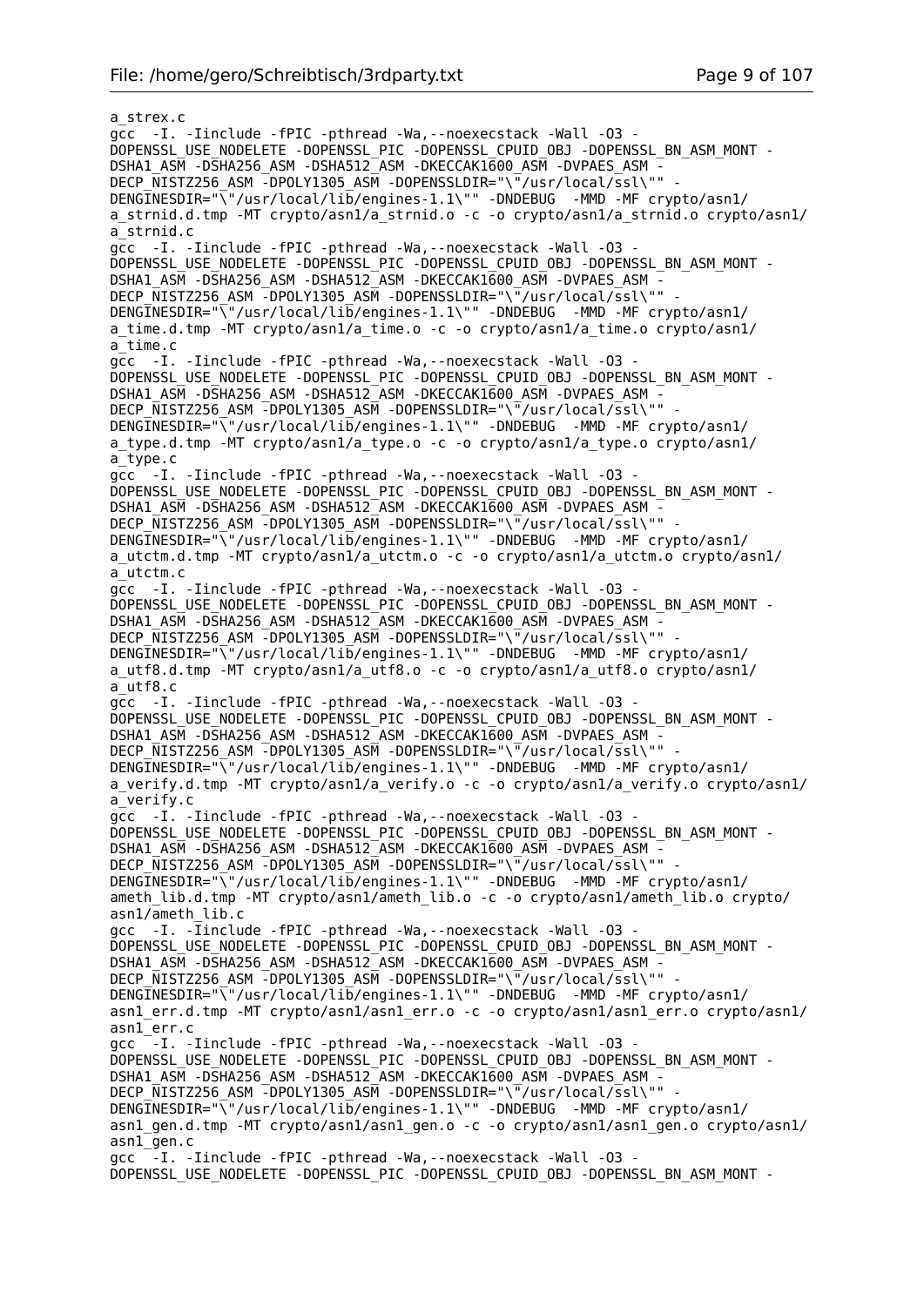```
a_strex.c
gcc  -I. -Iinclude -fPIC -pthread -Wa,--noexecstack -Wall -O3 -
DOPENSSL_USE_NODELETE -DOPENSSL_PIC -DOPENSSL_CPUID_OBJ -DOPENSSL_BN_ASM_MONT -
DSHA1_ASM -DSHA256_ASM -DSHA512_ASM -DKECCAK1600_ASM -DVPAES_ASM -
DECP_NISTZ256_ASM -DPOLY1305_ASM -DOPENSSLDIR="\"/usr/local/ssl\"" -
DENGINESDIR="\"/usr/local/lib/engines-1.1\"" -DNDEBUG  -MMD -MF crypto/asn1/
a_strnid.d.tmp -MT crypto/asn1/a_strnid.o -c -o crypto/asn1/a_strnid.o crypto/asn1/
a_strnid.c
gcc  -I. -Iinclude -fPIC -pthread -Wa,--noexecstack -Wall -O3 -
DOPENSSL_USE_NODELETE -DOPENSSL_PIC -DOPENSSL_CPUID_OBJ -DOPENSSL_BN_ASM_MONT -
DSHA1_ASM -DSHA256_ASM -DSHA512_ASM -DKECCAK1600_ASM -DVPAES_ASM -
DECP_NISTZ256_ASM -DPOLY1305_ASM -DOPENSSLDIR="\"/usr/local/ssl\"" -
DENGINESDIR="\"/usr/local/lib/engines-1.1\"" -DNDEBUG  -MMD -MF crypto/asn1/
a_time.d.tmp -MT crypto/asn1/a_time.o -c -o crypto/asn1/a_time.o crypto/asn1/
a_time.c
gcc  -I. -Iinclude -fPIC -pthread -Wa,--noexecstack -Wall -O3 -
DOPENSSL_USE_NODELETE -DOPENSSL_PIC -DOPENSSL_CPUID_OBJ -DOPENSSL_BN_ASM_MONT -
DSHA1_ASM -DSHA256_ASM -DSHA512_ASM -DKECCAK1600_ASM -DVPAES_ASM -
DECP_NISTZ256_ASM -DPOLY1305_ASM -DOPENSSLDIR="\"/usr/local/ssl\"" -
DENGINESDIR="\"/usr/local/lib/engines-1.1\"" -DNDEBUG  -MMD -MF crypto/asn1/
a_type.d.tmp -MT crypto/asn1/a_type.o -c -o crypto/asn1/a_type.o crypto/asn1/
a_type.c
gcc  -I. -Iinclude -fPIC -pthread -Wa,--noexecstack -Wall -O3 -
DOPENSSL_USE_NODELETE -DOPENSSL_PIC -DOPENSSL_CPUID_OBJ -DOPENSSL_BN_ASM_MONT -
DSHA1_ASM -DSHA256_ASM -DSHA512_ASM -DKECCAK1600_ASM -DVPAES_ASM -
DECP_NISTZ256_ASM -DPOLY1305_ASM -DOPENSSLDIR="\"/usr/local/ssl\"" -
DENGINESDIR="\"/usr/local/lib/engines-1.1\"" -DNDEBUG  -MMD -MF crypto/asn1/
a_utctm.d.tmp -MT crypto/asn1/a_utctm.o -c -o crypto/asn1/a_utctm.o crypto/asn1/
a_utctm.c
gcc  -I. -Iinclude -fPIC -pthread -Wa,--noexecstack -Wall -O3 -
DOPENSSL_USE_NODELETE -DOPENSSL_PIC -DOPENSSL_CPUID_OBJ -DOPENSSL_BN_ASM_MONT -
DSHA1_ASM -DSHA256_ASM -DSHA512_ASM -DKECCAK1600_ASM -DVPAES_ASM -
DECP_NISTZ256_ASM -DPOLY1305_ASM -DOPENSSLDIR="\"/usr/local/ssl\"" -
DENGINESDIR="\"/usr/local/lib/engines-1.1\"" -DNDEBUG  -MMD -MF crypto/asn1/
a_utf8.d.tmp -MT crypto/asn1/a_utf8.o -c -o crypto/asn1/a_utf8.o crypto/asn1/
a_utf8.c
gcc  -I. -Iinclude -fPIC -pthread -Wa,--noexecstack -Wall -O3 -
DOPENSSL_USE_NODELETE -DOPENSSL_PIC -DOPENSSL_CPUID_OBJ -DOPENSSL_BN_ASM_MONT -
DSHA1_ASM -DSHA256_ASM -DSHA512_ASM -DKECCAK1600_ASM -DVPAES_ASM -
DECP_NISTZ256_ASM -DPOLY1305_ASM -DOPENSSLDIR="\"/usr/local/ssl\"" -
DENGINESDIR="\"/usr/local/lib/engines-1.1\"" -DNDEBUG  -MMD -MF crypto/asn1/
a_verify.d.tmp -MT crypto/asn1/a_verify.o -c -o crypto/asn1/a_verify.o crypto/asn1/
a_verify.c
gcc  -I. -Iinclude -fPIC -pthread -Wa,--noexecstack -Wall -O3 -
DOPENSSL_USE_NODELETE -DOPENSSL_PIC -DOPENSSL_CPUID_OBJ -DOPENSSL_BN_ASM_MONT -
DSHA1_ASM -DSHA256_ASM -DSHA512_ASM -DKECCAK1600_ASM -DVPAES_ASM -
DECP_NISTZ256_ASM -DPOLY1305_ASM -DOPENSSLDIR="\"/usr/local/ssl\"" -
DENGINESDIR="\"/usr/local/lib/engines-1.1\"" -DNDEBUG  -MMD -MF crypto/asn1/
ameth_lib.d.tmp -MT crypto/asn1/ameth_lib.o -c -o crypto/asn1/ameth_lib.o crypto/
asn1/ameth_lib.c
gcc  -I. -Iinclude -fPIC -pthread -Wa,--noexecstack -Wall -O3 -
DOPENSSL_USE_NODELETE -DOPENSSL_PIC -DOPENSSL_CPUID_OBJ -DOPENSSL_BN_ASM_MONT -
DSHA1_ASM -DSHA256_ASM -DSHA512_ASM -DKECCAK1600_ASM -DVPAES_ASM -
DECP_NISTZ256_ASM -DPOLY1305_ASM -DOPENSSLDIR="\"/usr/local/ssl\"" -
DENGINESDIR="\"/usr/local/lib/engines-1.1\"" -DNDEBUG  -MMD -MF crypto/asn1/
asn1_err.d.tmp -MT crypto/asn1/asn1_err.o -c -o crypto/asn1/asn1_err.o crypto/asn1/
asn1_err.c
gcc  -I. -Iinclude -fPIC -pthread -Wa,--noexecstack -Wall -O3 -
DOPENSSL_USE_NODELETE -DOPENSSL_PIC -DOPENSSL_CPUID_OBJ -DOPENSSL_BN_ASM_MONT -
DSHA1_ASM -DSHA256_ASM -DSHA512_ASM -DKECCAK1600_ASM -DVPAES_ASM -
DECP_NISTZ256_ASM -DPOLY1305_ASM -DOPENSSLDIR="\"/usr/local/ssl\"" -
DENGINESDIR="\"/usr/local/lib/engines-1.1\"" -DNDEBUG  -MMD -MF crypto/asn1/
asn1_gen.d.tmp -MT crypto/asn1/asn1_gen.o -c -o crypto/asn1/asn1_gen.o crypto/asn1/
asn1_gen.c
gcc  -I. -Iinclude -fPIC -pthread -Wa,--noexecstack -Wall -O3 -
DOPENSSL_USE_NODELETE -DOPENSSL_PIC -DOPENSSL_CPUID_OBJ -DOPENSSL_BN_ASM_MONT -
```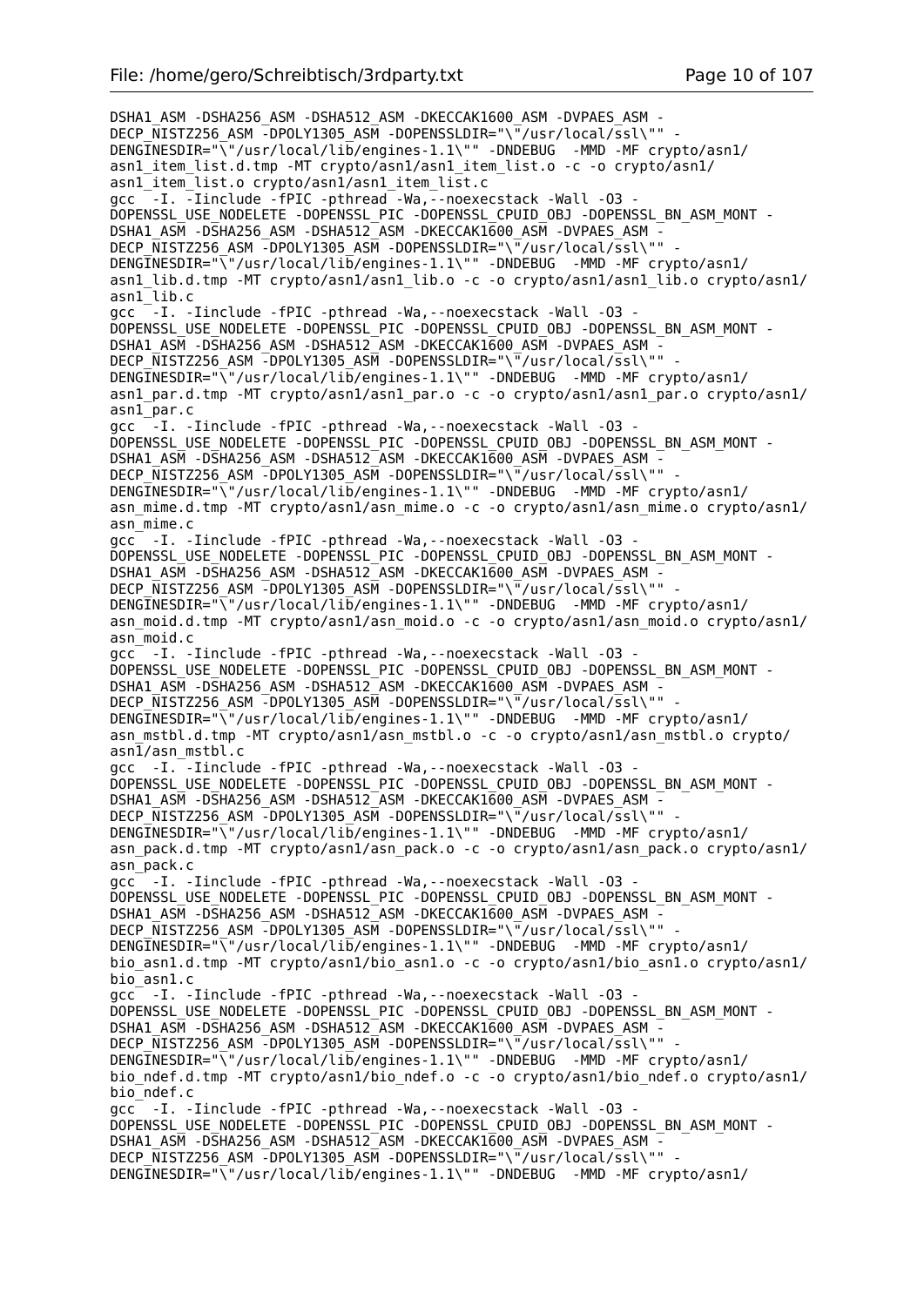```
DSHA1_ASM -DSHA256_ASM -DSHA512_ASM -DKECCAK1600_ASM -DVPAES_ASM -
DECP_NISTZ256_ASM -DPOLY1305_ASM -DOPENSSLDIR="\"/usr/local/ssl\"" -
DENGINESDIR="\"/usr/local/lib/engines-1.1\"" -DNDEBUG  -MMD -MF crypto/asn1/
asn1_item_list.d.tmp -MT crypto/asn1/asn1_item_list.o -c -o crypto/asn1/
asn1_item_list.o crypto/asn1/asn1_item_list.c
gcc  -I. -Iinclude -fPIC -pthread -Wa,--noexecstack -Wall -O3 -
DOPENSSL_USE_NODELETE -DOPENSSL_PIC -DOPENSSL_CPUID_OBJ -DOPENSSL_BN_ASM_MONT -
DSHA1_ASM -DSHA256_ASM -DSHA512_ASM -DKECCAK1600_ASM -DVPAES_ASM -
DECP_NISTZ256_ASM -DPOLY1305_ASM -DOPENSSLDIR="\"/usr/local/ssl\"" -
DENGINESDIR="\"/usr/local/lib/engines-1.1\"" -DNDEBUG  -MMD -MF crypto/asn1/
asn1_lib.d.tmp -MT crypto/asn1/asn1_lib.o -c -o crypto/asn1/asn1_lib.o crypto/asn1/
asn1_lib.c
gcc  -I. -Iinclude -fPIC -pthread -Wa,--noexecstack -Wall -O3 -
DOPENSSL_USE_NODELETE -DOPENSSL_PIC -DOPENSSL_CPUID_OBJ -DOPENSSL_BN_ASM_MONT -
DSHA1_ASM -DSHA256_ASM -DSHA512_ASM -DKECCAK1600_ASM -DVPAES_ASM -
DECP_NISTZ256_ASM -DPOLY1305_ASM -DOPENSSLDIR="\"/usr/local/ssl\"" -
DENGINESDIR="\"/usr/local/lib/engines-1.1\"" -DNDEBUG  -MMD -MF crypto/asn1/
asn1_par.d.tmp -MT crypto/asn1/asn1_par.o -c -o crypto/asn1/asn1_par.o crypto/asn1/
asn1_par.c
gcc  -I. -Iinclude -fPIC -pthread -Wa,--noexecstack -Wall -O3 -
DOPENSSL_USE_NODELETE -DOPENSSL_PIC -DOPENSSL_CPUID_OBJ -DOPENSSL_BN_ASM_MONT -
DSHA1_ASM -DSHA256_ASM -DSHA512_ASM -DKECCAK1600_ASM -DVPAES_ASM -
DECP_NISTZ256_ASM -DPOLY1305_ASM -DOPENSSLDIR="\"/usr/local/ssl\"" -
DENGINESDIR="\"/usr/local/lib/engines-1.1\"" -DNDEBUG  -MMD -MF crypto/asn1/
asn_mime.d.tmp -MT crypto/asn1/asn_mime.o -c -o crypto/asn1/asn_mime.o crypto/asn1/
asn_mime.c
gcc  -I. -Iinclude -fPIC -pthread -Wa,--noexecstack -Wall -O3 -
DOPENSSL_USE_NODELETE -DOPENSSL_PIC -DOPENSSL_CPUID_OBJ -DOPENSSL_BN_ASM_MONT -
DSHA1_ASM -DSHA256_ASM -DSHA512_ASM -DKECCAK1600_ASM -DVPAES_ASM -
DECP_NISTZ256_ASM -DPOLY1305_ASM -DOPENSSLDIR="\"/usr/local/ssl\"" -
DENGINESDIR="\"/usr/local/lib/engines-1.1\"" -DNDEBUG  -MMD -MF crypto/asn1/
asn_moid.d.tmp -MT crypto/asn1/asn_moid.o -c -o crypto/asn1/asn_moid.o crypto/asn1/
asn_moid.c
gcc  -I. -Iinclude -fPIC -pthread -Wa,--noexecstack -Wall -O3 -
DOPENSSL_USE_NODELETE -DOPENSSL_PIC -DOPENSSL_CPUID_OBJ -DOPENSSL_BN_ASM_MONT -
DSHA1_ASM -DSHA256_ASM -DSHA512_ASM -DKECCAK1600_ASM -DVPAES_ASM -
DECP_NISTZ256_ASM -DPOLY1305_ASM -DOPENSSLDIR="\"/usr/local/ssl\"" -
DENGINESDIR="\"/usr/local/lib/engines-1.1\"" -DNDEBUG  -MMD -MF crypto/asn1/
asn_mstbl.d.tmp -MT crypto/asn1/asn_mstbl.o -c -o crypto/asn1/asn_mstbl.o crypto/
asn1/asn_mstbl.c
gcc  -I. -Iinclude -fPIC -pthread -Wa,--noexecstack -Wall -O3 -
DOPENSSL_USE_NODELETE -DOPENSSL_PIC -DOPENSSL_CPUID_OBJ -DOPENSSL_BN_ASM_MONT -
DSHA1_ASM -DSHA256_ASM -DSHA512_ASM -DKECCAK1600_ASM -DVPAES_ASM -
DECP_NISTZ256_ASM -DPOLY1305_ASM -DOPENSSLDIR="\"/usr/local/ssl\"" -
DENGINESDIR="\"/usr/local/lib/engines-1.1\"" -DNDEBUG  -MMD -MF crypto/asn1/
asn_pack.d.tmp -MT crypto/asn1/asn_pack.o -c -o crypto/asn1/asn_pack.o crypto/asn1/
asn_pack.c
gcc  -I. -Iinclude -fPIC -pthread -Wa,--noexecstack -Wall -O3 -
DOPENSSL_USE_NODELETE -DOPENSSL_PIC -DOPENSSL_CPUID_OBJ -DOPENSSL_BN_ASM_MONT -
DSHA1_ASM -DSHA256_ASM -DSHA512_ASM -DKECCAK1600_ASM -DVPAES_ASM -
DECP_NISTZ256_ASM -DPOLY1305_ASM -DOPENSSLDIR="\"/usr/local/ssl\"" -
DENGINESDIR="\"/usr/local/lib/engines-1.1\"" -DNDEBUG  -MMD -MF crypto/asn1/
bio_asn1.d.tmp -MT crypto/asn1/bio_asn1.o -c -o crypto/asn1/bio_asn1.o crypto/asn1/
bio_asn1.c
gcc  -I. -Iinclude -fPIC -pthread -Wa,--noexecstack -Wall -O3 -
DOPENSSL_USE_NODELETE -DOPENSSL_PIC -DOPENSSL_CPUID_OBJ -DOPENSSL_BN_ASM_MONT -
DSHA1_ASM -DSHA256_ASM -DSHA512_ASM -DKECCAK1600_ASM -DVPAES_ASM -
DECP_NISTZ256_ASM -DPOLY1305_ASM -DOPENSSLDIR="\"/usr/local/ssl\"" -
DENGINESDIR="\"/usr/local/lib/engines-1.1\"" -DNDEBUG  -MMD -MF crypto/asn1/
bio_ndef.d.tmp -MT crypto/asn1/bio_ndef.o -c -o crypto/asn1/bio_ndef.o crypto/asn1/
bio_ndef.c
gcc  -I. -Iinclude -fPIC -pthread -Wa,--noexecstack -Wall -O3 -
DOPENSSL_USE_NODELETE -DOPENSSL_PIC -DOPENSSL_CPUID_OBJ -DOPENSSL_BN_ASM_MONT -
DSHA1_ASM -DSHA256_ASM -DSHA512_ASM -DKECCAK1600_ASM -DVPAES_ASM -
DECP_NISTZ256_ASM -DPOLY1305_ASM -DOPENSSLDIR="\"/usr/local/ssl\"" -
DENGINESDIR="\"/usr/local/lib/engines-1.1\"" -DNDEBUG  -MMD -MF crypto/asn1/
```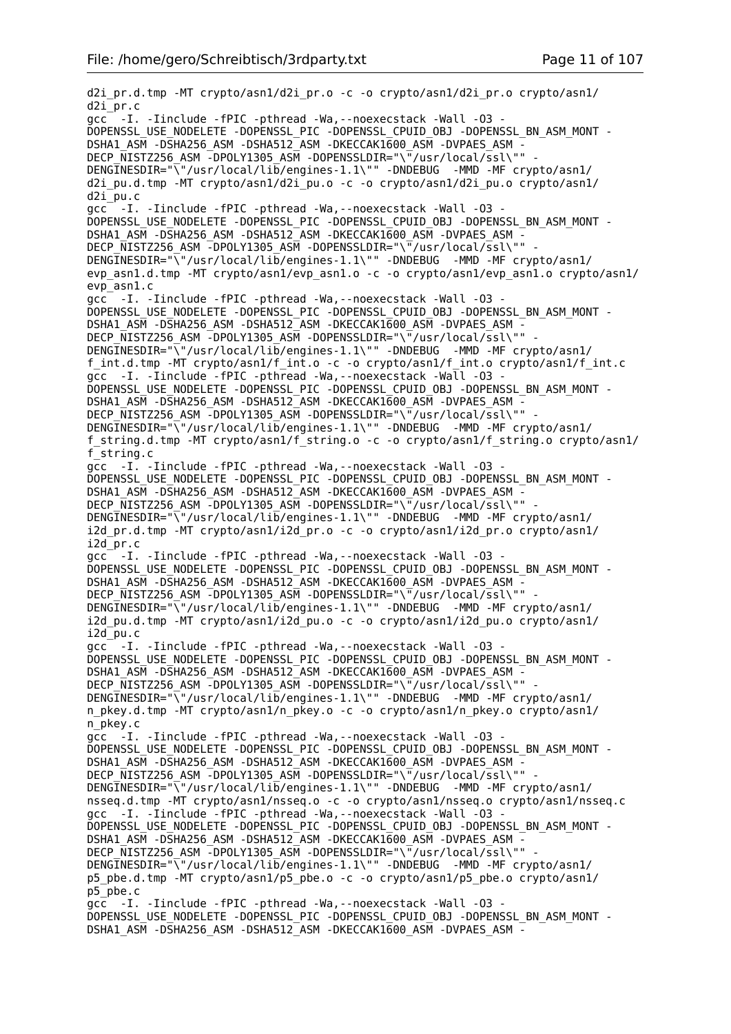```
d2i_pr.d.tmp -MT crypto/asn1/d2i_pr.o -c -o crypto/asn1/d2i_pr.o crypto/asn1/
d2i_pr.c
gcc  -I. -Iinclude -fPIC -pthread -Wa,--noexecstack -Wall -O3 -
DOPENSSL_USE_NODELETE -DOPENSSL_PIC -DOPENSSL_CPUID_OBJ -DOPENSSL_BN_ASM_MONT -
DSHA1_ASM -DSHA256_ASM -DSHA512_ASM -DKECCAK1600_ASM -DVPAES_ASM -
DECP_NISTZ256_ASM -DPOLY1305_ASM -DOPENSSLDIR="\"/usr/local/ssl\"" -
DENGINESDIR="\"/usr/local/lib/engines-1.1\"" -DNDEBUG  -MMD -MF crypto/asn1/
d2i_pu.d.tmp -MT crypto/asn1/d2i_pu.o -c -o crypto/asn1/d2i_pu.o crypto/asn1/
d2i_pu.c
gcc  -I. -Iinclude -fPIC -pthread -Wa,--noexecstack -Wall -O3 -
DOPENSSL_USE_NODELETE -DOPENSSL_PIC -DOPENSSL_CPUID_OBJ -DOPENSSL_BN_ASM_MONT -
DSHA1_ASM -DSHA256_ASM -DSHA512_ASM -DKECCAK1600_ASM -DVPAES_ASM -
DECP_NISTZ256_ASM -DPOLY1305_ASM -DOPENSSLDIR="\"/usr/local/ssl\"" -
DENGINESDIR="\"/usr/local/lib/engines-1.1\"" -DNDEBUG  -MMD -MF crypto/asn1/
evp_asn1.d.tmp -MT crypto/asn1/evp_asn1.o -c -o crypto/asn1/evp_asn1.o crypto/asn1/
evp_asn1.c
gcc  -I. -Iinclude -fPIC -pthread -Wa,--noexecstack -Wall -O3 -
DOPENSSL_USE_NODELETE -DOPENSSL_PIC -DOPENSSL_CPUID_OBJ -DOPENSSL_BN_ASM_MONT -
DSHA1_ASM -DSHA256_ASM -DSHA512_ASM -DKECCAK1600_ASM -DVPAES_ASM -
DECP_NISTZ256_ASM -DPOLY1305_ASM -DOPENSSLDIR="\"/usr/local/ssl\"" -
DENGINESDIR="\"/usr/local/lib/engines-1.1\"" -DNDEBUG  -MMD -MF crypto/asn1/
f_int.d.tmp -MT crypto/asn1/f_int.o -c -o crypto/asn1/f_int.o crypto/asn1/f_int.c
gcc  -I. -Iinclude -fPIC -pthread -Wa,--noexecstack -Wall -O3 -
DOPENSSL_USE_NODELETE -DOPENSSL_PIC -DOPENSSL_CPUID_OBJ -DOPENSSL_BN_ASM_MONT -
DSHA1_ASM -DSHA256_ASM -DSHA512_ASM -DKECCAK1600_ASM -DVPAES_ASM -
DECP_NISTZ256_ASM -DPOLY1305_ASM -DOPENSSLDIR="\"/usr/local/ssl\"" -
DENGINESDIR="\"/usr/local/lib/engines-1.1\"" -DNDEBUG  -MMD -MF crypto/asn1/
f_string.d.tmp -MT crypto/asn1/f_string.o -c -o crypto/asn1/f_string.o crypto/asn1/
f_string.c
gcc  -I. -Iinclude -fPIC -pthread -Wa,--noexecstack -Wall -O3 -
DOPENSSL_USE_NODELETE -DOPENSSL_PIC -DOPENSSL_CPUID_OBJ -DOPENSSL_BN_ASM_MONT -
DSHA1_ASM -DSHA256_ASM -DSHA512_ASM -DKECCAK1600_ASM -DVPAES_ASM -
DECP_NISTZ256_ASM -DPOLY1305_ASM -DOPENSSLDIR="\"/usr/local/ssl\"" -
DENGINESDIR="\"/usr/local/lib/engines-1.1\"" -DNDEBUG  -MMD -MF crypto/asn1/
i2d_pr.d.tmp -MT crypto/asn1/i2d_pr.o -c -o crypto/asn1/i2d_pr.o crypto/asn1/
i2d_pr.c
gcc  -I. -Iinclude -fPIC -pthread -Wa,--noexecstack -Wall -O3 -
DOPENSSL_USE_NODELETE -DOPENSSL_PIC -DOPENSSL_CPUID_OBJ -DOPENSSL_BN_ASM_MONT -
DSHA1_ASM -DSHA256_ASM -DSHA512_ASM -DKECCAK1600_ASM -DVPAES_ASM -
DECP_NISTZ256_ASM -DPOLY1305_ASM -DOPENSSLDIR="\"/usr/local/ssl\"" -
DENGINESDIR="\"/usr/local/lib/engines-1.1\"" -DNDEBUG  -MMD -MF crypto/asn1/
i2d_pu.d.tmp -MT crypto/asn1/i2d_pu.o -c -o crypto/asn1/i2d_pu.o crypto/asn1/
i2d_pu.c
gcc  -I. -Iinclude -fPIC -pthread -Wa,--noexecstack -Wall -O3 -
DOPENSSL_USE_NODELETE -DOPENSSL_PIC -DOPENSSL_CPUID_OBJ -DOPENSSL_BN_ASM_MONT -
DSHA1_ASM -DSHA256_ASM -DSHA512_ASM -DKECCAK1600_ASM -DVPAES_ASM -
DECP_NISTZ256_ASM -DPOLY1305_ASM -DOPENSSLDIR="\"/usr/local/ssl\"" -
DENGINESDIR="\"/usr/local/lib/engines-1.1\"" -DNDEBUG  -MMD -MF crypto/asn1/
n_pkey.d.tmp -MT crypto/asn1/n_pkey.o -c -o crypto/asn1/n_pkey.o crypto/asn1/
n_pkey.c
gcc  -I. -Iinclude -fPIC -pthread -Wa,--noexecstack -Wall -O3 -
DOPENSSL_USE_NODELETE -DOPENSSL_PIC -DOPENSSL_CPUID_OBJ -DOPENSSL_BN_ASM_MONT -
DSHA1_ASM -DSHA256_ASM -DSHA512_ASM -DKECCAK1600_ASM -DVPAES_ASM -
DECP_NISTZ256_ASM -DPOLY1305_ASM -DOPENSSLDIR="\"/usr/local/ssl\"" -
DENGINESDIR="\"/usr/local/lib/engines-1.1\"" -DNDEBUG  -MMD -MF crypto/asn1/
nsseq.d.tmp -MT crypto/asn1/nsseq.o -c -o crypto/asn1/nsseq.o crypto/asn1/nsseq.c
gcc  -I. -Iinclude -fPIC -pthread -Wa,--noexecstack -Wall -O3 -
DOPENSSL_USE_NODELETE -DOPENSSL_PIC -DOPENSSL_CPUID_OBJ -DOPENSSL_BN_ASM_MONT -
DSHA1_ASM -DSHA256_ASM -DSHA512_ASM -DKECCAK1600_ASM -DVPAES_ASM -
DECP_NISTZ256_ASM -DPOLY1305_ASM -DOPENSSLDIR="\"/usr/local/ssl\"" -
DENGINESDIR="\"/usr/local/lib/engines-1.1\"" -DNDEBUG  -MMD -MF crypto/asn1/
p5_pbe.d.tmp -MT crypto/asn1/p5_pbe.o -c -o crypto/asn1/p5_pbe.o crypto/asn1/
p5_pbe.c
gcc  -I. -Iinclude -fPIC -pthread -Wa,--noexecstack -Wall -O3 -
DOPENSSL_USE_NODELETE -DOPENSSL_PIC -DOPENSSL_CPUID_OBJ -DOPENSSL_BN_ASM_MONT -
DSHA1_ASM -DSHA256_ASM -DSHA512_ASM -DKECCAK1600_ASM -DVPAES_ASM -
```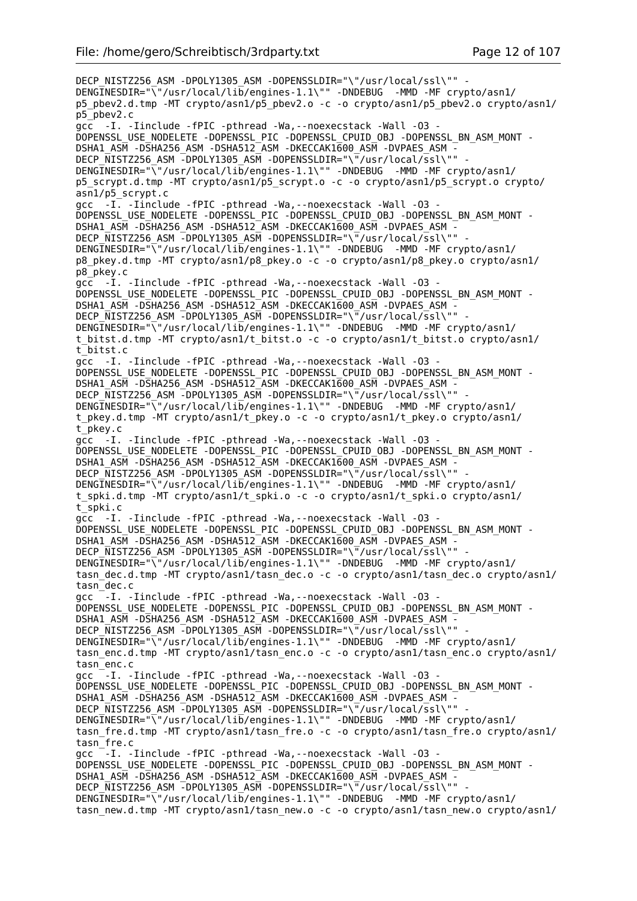```
DECP_NISTZ256_ASM -DPOLY1305_ASM -DOPENSSLDIR="\"/usr/local/ssl\"" -
DENGINESDIR="\"/usr/local/lib/engines-1.1\"" -DNDEBUG  -MMD -MF crypto/asn1/
p5_pbev2.d.tmp -MT crypto/asn1/p5_pbev2.o -c -o crypto/asn1/p5_pbev2.o crypto/asn1/
p5_pbev2.c
gcc  -I. -Iinclude -fPIC -pthread -Wa,--noexecstack -Wall -O3 -
DOPENSSL_USE_NODELETE -DOPENSSL_PIC -DOPENSSL_CPUID_OBJ -DOPENSSL_BN_ASM_MONT -
DSHA1_ASM -DSHA256_ASM -DSHA512_ASM -DKECCAK1600_ASM -DVPAES_ASM -
DECP_NISTZ256_ASM -DPOLY1305_ASM -DOPENSSLDIR="\"/usr/local/ssl\"" -
DENGINESDIR="\"/usr/local/lib/engines-1.1\"" -DNDEBUG  -MMD -MF crypto/asn1/
p5_scrypt.d.tmp -MT crypto/asn1/p5_scrypt.o -c -o crypto/asn1/p5_scrypt.o crypto/
asn1/p5_scrypt.c
gcc  -I. -Iinclude -fPIC -pthread -Wa,--noexecstack -Wall -O3 -
DOPENSSL_USE_NODELETE -DOPENSSL_PIC -DOPENSSL_CPUID_OBJ -DOPENSSL_BN_ASM_MONT -
DSHA1_ASM -DSHA256_ASM -DSHA512_ASM -DKECCAK1600_ASM -DVPAES_ASM -
DECP_NISTZ256_ASM -DPOLY1305_ASM -DOPENSSLDIR="\"/usr/local/ssl\"" -
DENGINESDIR="\"/usr/local/lib/engines-1.1\"" -DNDEBUG  -MMD -MF crypto/asn1/
p8_pkey.d.tmp -MT crypto/asn1/p8_pkey.o -c -o crypto/asn1/p8_pkey.o crypto/asn1/
p8_pkey.c
gcc  -I. -Iinclude -fPIC -pthread -Wa,--noexecstack -Wall -O3 -
DOPENSSL_USE_NODELETE -DOPENSSL_PIC -DOPENSSL_CPUID_OBJ -DOPENSSL_BN_ASM_MONT -
DSHA1_ASM -DSHA256_ASM -DSHA512_ASM -DKECCAK1600_ASM -DVPAES_ASM -
DECP_NISTZ256_ASM -DPOLY1305_ASM -DOPENSSLDIR="\"/usr/local/ssl\"" -
DENGINESDIR="\"/usr/local/lib/engines-1.1\"" -DNDEBUG  -MMD -MF crypto/asn1/
t_bitst.d.tmp -MT crypto/asn1/t_bitst.o -c -o crypto/asn1/t_bitst.o crypto/asn1/
t_bitst.c
gcc  -I. -Iinclude -fPIC -pthread -Wa,--noexecstack -Wall -O3 -
DOPENSSL_USE_NODELETE -DOPENSSL_PIC -DOPENSSL_CPUID_OBJ -DOPENSSL_BN_ASM_MONT -
DSHA1_ASM -DSHA256_ASM -DSHA512_ASM -DKECCAK1600_ASM -DVPAES_ASM -
DECP_NISTZ256_ASM -DPOLY1305_ASM -DOPENSSLDIR="\"/usr/local/ssl\"" -
DENGINESDIR="\"/usr/local/lib/engines-1.1\"" -DNDEBUG  -MMD -MF crypto/asn1/
t_pkey.d.tmp -MT crypto/asn1/t_pkey.o -c -o crypto/asn1/t_pkey.o crypto/asn1/
t_pkey.c
gcc  -I. -Iinclude -fPIC -pthread -Wa,--noexecstack -Wall -O3 -
DOPENSSL_USE_NODELETE -DOPENSSL_PIC -DOPENSSL_CPUID_OBJ -DOPENSSL_BN_ASM_MONT -
DSHA1_ASM -DSHA256_ASM -DSHA512_ASM -DKECCAK1600_ASM -DVPAES_ASM -
DECP_NISTZ256_ASM -DPOLY1305_ASM -DOPENSSLDIR="\"/usr/local/ssl\"" -
DENGINESDIR="\"/usr/local/lib/engines-1.1\"" -DNDEBUG  -MMD -MF crypto/asn1/
t_spki.d.tmp -MT crypto/asn1/t_spki.o -c -o crypto/asn1/t_spki.o crypto/asn1/
t_spki.c
gcc  -I. -Iinclude -fPIC -pthread -Wa,--noexecstack -Wall -O3 -
DOPENSSL_USE_NODELETE -DOPENSSL_PIC -DOPENSSL_CPUID_OBJ -DOPENSSL_BN_ASM_MONT -
DSHA1_ASM -DSHA256_ASM -DSHA512_ASM -DKECCAK1600_ASM -DVPAES_ASM -
DECP_NISTZ256_ASM -DPOLY1305_ASM -DOPENSSLDIR="\"/usr/local/ssl\"" -
DENGINESDIR="\"/usr/local/lib/engines-1.1\"" -DNDEBUG  -MMD -MF crypto/asn1/
tasn_dec.d.tmp -MT crypto/asn1/tasn_dec.o -c -o crypto/asn1/tasn_dec.o crypto/asn1/
tasn_dec.c
gcc  -I. -Iinclude -fPIC -pthread -Wa,--noexecstack -Wall -O3 -
DOPENSSL_USE_NODELETE -DOPENSSL_PIC -DOPENSSL_CPUID_OBJ -DOPENSSL_BN_ASM_MONT -
DSHA1_ASM -DSHA256_ASM -DSHA512_ASM -DKECCAK1600_ASM -DVPAES_ASM -
DECP_NISTZ256_ASM -DPOLY1305_ASM -DOPENSSLDIR="\"/usr/local/ssl\"" -
DENGINESDIR="\"/usr/local/lib/engines-1.1\"" -DNDEBUG  -MMD -MF crypto/asn1/
tasn_enc.d.tmp -MT crypto/asn1/tasn_enc.o -c -o crypto/asn1/tasn_enc.o crypto/asn1/
tasn_enc.c
gcc  -I. -Iinclude -fPIC -pthread -Wa,--noexecstack -Wall -O3 -
DOPENSSL_USE_NODELETE -DOPENSSL_PIC -DOPENSSL_CPUID_OBJ -DOPENSSL_BN_ASM_MONT -
DSHA1_ASM -DSHA256_ASM -DSHA512_ASM -DKECCAK1600_ASM -DVPAES_ASM -
DECP_NISTZ256_ASM -DPOLY1305_ASM -DOPENSSLDIR="\"/usr/local/ssl\"" -
DENGINESDIR="\"/usr/local/lib/engines-1.1\"" -DNDEBUG  -MMD -MF crypto/asn1/
tasn_fre.d.tmp -MT crypto/asn1/tasn_fre.o -c -o crypto/asn1/tasn_fre.o crypto/asn1/
tasn_fre.c
gcc  -I. -Iinclude -fPIC -pthread -Wa,--noexecstack -Wall -O3 -
DOPENSSL_USE_NODELETE -DOPENSSL_PIC -DOPENSSL_CPUID_OBJ -DOPENSSL_BN_ASM_MONT -
DSHA1_ASM -DSHA256_ASM -DSHA512_ASM -DKECCAK1600_ASM -DVPAES_ASM -
DECP_NISTZ256_ASM -DPOLY1305_ASM -DOPENSSLDIR="\"/usr/local/ssl\"" -
DENGINESDIR="\"/usr/local/lib/engines-1.1\"" -DNDEBUG  -MMD -MF crypto/asn1/
tasn_new.d.tmp -MT crypto/asn1/tasn_new.o -c -o crypto/asn1/tasn_new.o crypto/asn1/
```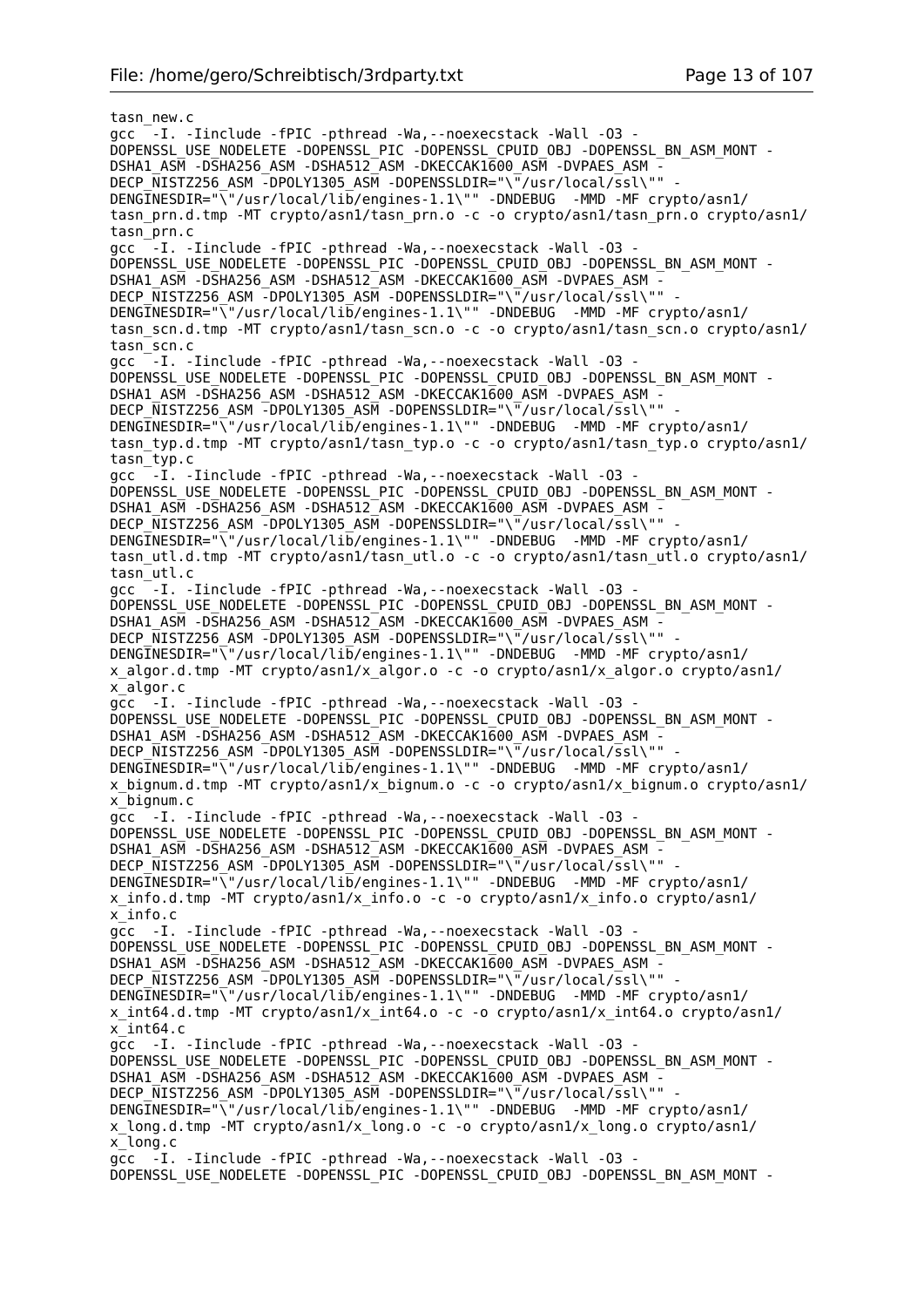```
tasn_new.c
gcc  -I. -Iinclude -fPIC -pthread -Wa,--noexecstack -Wall -O3 -
DOPENSSL_USE_NODELETE -DOPENSSL_PIC -DOPENSSL_CPUID_OBJ -DOPENSSL_BN_ASM_MONT -
DSHA1_ASM -DSHA256_ASM -DSHA512_ASM -DKECCAK1600_ASM -DVPAES_ASM -
DECP_NISTZ256_ASM -DPOLY1305_ASM -DOPENSSLDIR="\"/usr/local/ssl\"" -
DENGINESDIR="\"/usr/local/lib/engines-1.1\"" -DNDEBUG  -MMD -MF crypto/asn1/
tasn_prn.d.tmp -MT crypto/asn1/tasn_prn.o -c -o crypto/asn1/tasn_prn.o crypto/asn1/
tasn_prn.c
gcc  -I. -Iinclude -fPIC -pthread -Wa,--noexecstack -Wall -O3 -
DOPENSSL_USE_NODELETE -DOPENSSL_PIC -DOPENSSL_CPUID_OBJ -DOPENSSL_BN_ASM_MONT -
DSHA1_ASM -DSHA256_ASM -DSHA512_ASM -DKECCAK1600_ASM -DVPAES_ASM -
DECP_NISTZ256_ASM -DPOLY1305_ASM -DOPENSSLDIR="\"/usr/local/ssl\"" -
DENGINESDIR="\"/usr/local/lib/engines-1.1\"" -DNDEBUG  -MMD -MF crypto/asn1/
tasn_scn.d.tmp -MT crypto/asn1/tasn_scn.o -c -o crypto/asn1/tasn_scn.o crypto/asn1/
tasn_scn.c
gcc  -I. -Iinclude -fPIC -pthread -Wa,--noexecstack -Wall -O3 -
DOPENSSL_USE_NODELETE -DOPENSSL_PIC -DOPENSSL_CPUID_OBJ -DOPENSSL_BN_ASM_MONT -
DSHA1_ASM -DSHA256_ASM -DSHA512_ASM -DKECCAK1600_ASM -DVPAES_ASM -
DECP_NISTZ256_ASM -DPOLY1305_ASM -DOPENSSLDIR="\"/usr/local/ssl\"" -
DENGINESDIR="\"/usr/local/lib/engines-1.1\"" -DNDEBUG  -MMD -MF crypto/asn1/
tasn_typ.d.tmp -MT crypto/asn1/tasn_typ.o -c -o crypto/asn1/tasn_typ.o crypto/asn1/
tasn_typ.c
gcc  -I. -Iinclude -fPIC -pthread -Wa,--noexecstack -Wall -O3 -
DOPENSSL_USE_NODELETE -DOPENSSL_PIC -DOPENSSL_CPUID_OBJ -DOPENSSL_BN_ASM_MONT -
DSHA1_ASM -DSHA256_ASM -DSHA512_ASM -DKECCAK1600_ASM -DVPAES_ASM -
DECP_NISTZ256_ASM -DPOLY1305_ASM -DOPENSSLDIR="\"/usr/local/ssl\"" -
DENGINESDIR="\"/usr/local/lib/engines-1.1\"" -DNDEBUG  -MMD -MF crypto/asn1/
tasn_utl.d.tmp -MT crypto/asn1/tasn_utl.o -c -o crypto/asn1/tasn_utl.o crypto/asn1/
tasn_utl.c
gcc  -I. -Iinclude -fPIC -pthread -Wa,--noexecstack -Wall -O3 -
DOPENSSL_USE_NODELETE -DOPENSSL_PIC -DOPENSSL_CPUID_OBJ -DOPENSSL_BN_ASM_MONT -
DSHA1_ASM -DSHA256_ASM -DSHA512_ASM -DKECCAK1600_ASM -DVPAES_ASM -
DECP_NISTZ256_ASM -DPOLY1305_ASM -DOPENSSLDIR="\"/usr/local/ssl\"" -
DENGINESDIR="\"/usr/local/lib/engines-1.1\"" -DNDEBUG  -MMD -MF crypto/asn1/
x_algor.d.tmp -MT crypto/asn1/x_algor.o -c -o crypto/asn1/x_algor.o crypto/asn1/
x_algor.c
gcc  -I. -Iinclude -fPIC -pthread -Wa,--noexecstack -Wall -O3 -
DOPENSSL_USE_NODELETE -DOPENSSL_PIC -DOPENSSL_CPUID_OBJ -DOPENSSL_BN_ASM_MONT -
DSHA1_ASM -DSHA256_ASM -DSHA512_ASM -DKECCAK1600_ASM -DVPAES_ASM -
DECP_NISTZ256_ASM -DPOLY1305_ASM -DOPENSSLDIR="\"/usr/local/ssl\"" -
DENGINESDIR="\"/usr/local/lib/engines-1.1\"" -DNDEBUG  -MMD -MF crypto/asn1/
x_bignum.d.tmp -MT crypto/asn1/x_bignum.o -c -o crypto/asn1/x_bignum.o crypto/asn1/
x_bignum.c
gcc  -I. -Iinclude -fPIC -pthread -Wa,--noexecstack -Wall -O3 -
DOPENSSL_USE_NODELETE -DOPENSSL_PIC -DOPENSSL_CPUID_OBJ -DOPENSSL_BN_ASM_MONT -
DSHA1_ASM -DSHA256_ASM -DSHA512_ASM -DKECCAK1600_ASM -DVPAES_ASM -
DECP_NISTZ256_ASM -DPOLY1305_ASM -DOPENSSLDIR="\"/usr/local/ssl\"" -
DENGINESDIR="\"/usr/local/lib/engines-1.1\"" -DNDEBUG  -MMD -MF crypto/asn1/
x_info.d.tmp -MT crypto/asn1/x_info.o -c -o crypto/asn1/x_info.o crypto/asn1/
x_info.c
gcc  -I. -Iinclude -fPIC -pthread -Wa,--noexecstack -Wall -O3 -
DOPENSSL_USE_NODELETE -DOPENSSL_PIC -DOPENSSL_CPUID_OBJ -DOPENSSL_BN_ASM_MONT -
DSHA1_ASM -DSHA256_ASM -DSHA512_ASM -DKECCAK1600_ASM -DVPAES_ASM -
DECP_NISTZ256_ASM -DPOLY1305_ASM -DOPENSSLDIR="\"/usr/local/ssl\"" -
DENGINESDIR="\"/usr/local/lib/engines-1.1\"" -DNDEBUG  -MMD -MF crypto/asn1/
x_int64.d.tmp -MT crypto/asn1/x_int64.o -c -o crypto/asn1/x_int64.o crypto/asn1/
x_int64.c
gcc  -I. -Iinclude -fPIC -pthread -Wa,--noexecstack -Wall -O3 -
DOPENSSL_USE_NODELETE -DOPENSSL_PIC -DOPENSSL_CPUID_OBJ -DOPENSSL_BN_ASM_MONT -
DSHA1_ASM -DSHA256_ASM -DSHA512_ASM -DKECCAK1600_ASM -DVPAES_ASM -
DECP_NISTZ256_ASM -DPOLY1305_ASM -DOPENSSLDIR="\"/usr/local/ssl\"" -
DENGINESDIR="\"/usr/local/lib/engines-1.1\"" -DNDEBUG  -MMD -MF crypto/asn1/
x_long.d.tmp -MT crypto/asn1/x_long.o -c -o crypto/asn1/x_long.o crypto/asn1/
x_long.c
gcc  -I. -Iinclude -fPIC -pthread -Wa,--noexecstack -Wall -O3 -
DOPENSSL_USE_NODELETE -DOPENSSL_PIC -DOPENSSL_CPUID_OBJ -DOPENSSL_BN_ASM_MONT -
```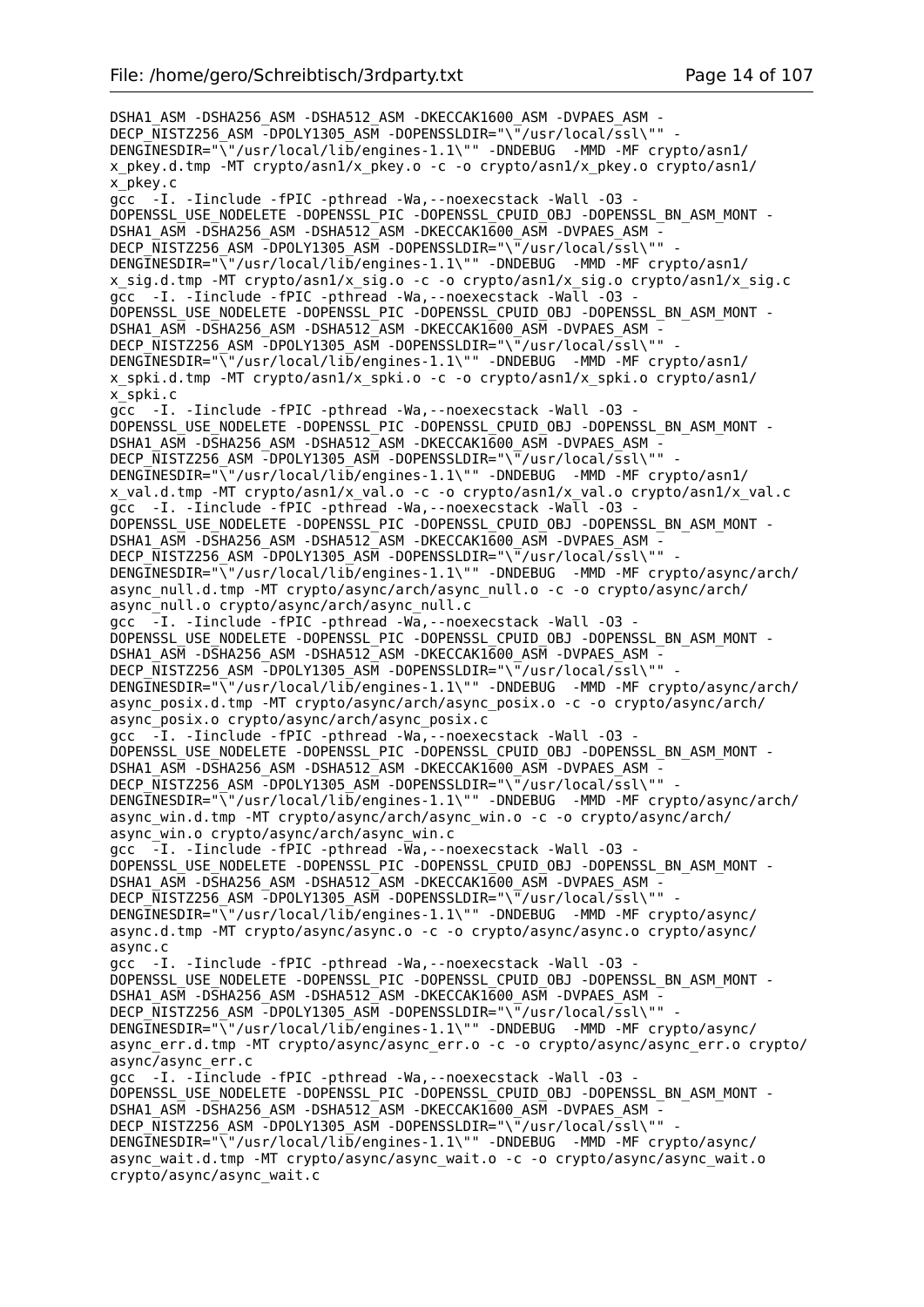```
DSHA1_ASM -DSHA256_ASM -DSHA512_ASM -DKECCAK1600_ASM -DVPAES_ASM -
DECP_NISTZ256_ASM -DPOLY1305_ASM -DOPENSSLDIR="\"/usr/local/ssl\"" -
DENGINESDIR="\"/usr/local/lib/engines-1.1\"" -DNDEBUG  -MMD -MF crypto/asn1/
x_pkey.d.tmp -MT crypto/asn1/x_pkey.o -c -o crypto/asn1/x_pkey.o crypto/asn1/
x_pkey.c
gcc  -I. -Iinclude -fPIC -pthread -Wa,--noexecstack -Wall -O3 -
DOPENSSL_USE_NODELETE -DOPENSSL_PIC -DOPENSSL_CPUID_OBJ -DOPENSSL_BN_ASM_MONT -
DSHA1_ASM -DSHA256_ASM -DSHA512_ASM -DKECCAK1600_ASM -DVPAES_ASM -
DECP_NISTZ256_ASM -DPOLY1305_ASM -DOPENSSLDIR="\"/usr/local/ssl\"" -
DENGINESDIR="\"/usr/local/lib/engines-1.1\"" -DNDEBUG  -MMD -MF crypto/asn1/
x_sig.d.tmp -MT crypto/asn1/x_sig.o -c -o crypto/asn1/x_sig.o crypto/asn1/x_sig.c
gcc  -I. -Iinclude -fPIC -pthread -Wa,--noexecstack -Wall -O3 -
DOPENSSL_USE_NODELETE -DOPENSSL_PIC -DOPENSSL_CPUID_OBJ -DOPENSSL_BN_ASM_MONT -
DSHA1_ASM -DSHA256_ASM -DSHA512_ASM -DKECCAK1600_ASM -DVPAES_ASM -
DECP_NISTZ256_ASM -DPOLY1305_ASM -DOPENSSLDIR="\"/usr/local/ssl\"" -
DENGINESDIR="\"/usr/local/lib/engines-1.1\"" -DNDEBUG  -MMD -MF crypto/asn1/
x_spki.d.tmp -MT crypto/asn1/x_spki.o -c -o crypto/asn1/x_spki.o crypto/asn1/
x_spki.c
gcc  -I. -Iinclude -fPIC -pthread -Wa,--noexecstack -Wall -O3 -
DOPENSSL_USE_NODELETE -DOPENSSL_PIC -DOPENSSL_CPUID_OBJ -DOPENSSL_BN_ASM_MONT -
DSHA1_ASM -DSHA256_ASM -DSHA512_ASM -DKECCAK1600_ASM -DVPAES_ASM -
DECP_NISTZ256_ASM -DPOLY1305_ASM -DOPENSSLDIR="\"/usr/local/ssl\"" -
DENGINESDIR="\"/usr/local/lib/engines-1.1\"" -DNDEBUG  -MMD -MF crypto/asn1/
x_val.d.tmp -MT crypto/asn1/x_val.o -c -o crypto/asn1/x_val.o crypto/asn1/x_val.c
gcc  -I. -Iinclude -fPIC -pthread -Wa,--noexecstack -Wall -O3 -
DOPENSSL_USE_NODELETE -DOPENSSL_PIC -DOPENSSL_CPUID_OBJ -DOPENSSL_BN_ASM_MONT -
DSHA1_ASM -DSHA256_ASM -DSHA512_ASM -DKECCAK1600_ASM -DVPAES_ASM -
DECP_NISTZ256_ASM -DPOLY1305_ASM -DOPENSSLDIR="\"/usr/local/ssl\"" -
DENGINESDIR="\"/usr/local/lib/engines-1.1\"" -DNDEBUG  -MMD -MF crypto/async/arch/
async_null.d.tmp -MT crypto/async/arch/async_null.o -c -o crypto/async/arch/
async_null.o crypto/async/arch/async_null.c
gcc  -I. -Iinclude -fPIC -pthread -Wa,--noexecstack -Wall -O3 -
DOPENSSL_USE_NODELETE -DOPENSSL_PIC -DOPENSSL_CPUID_OBJ -DOPENSSL_BN_ASM_MONT -
DSHA1_ASM -DSHA256_ASM -DSHA512_ASM -DKECCAK1600_ASM -DVPAES_ASM -
DECP_NISTZ256_ASM -DPOLY1305_ASM -DOPENSSLDIR="\"/usr/local/ssl\"" -
DENGINESDIR="\"/usr/local/lib/engines-1.1\"" -DNDEBUG  -MMD -MF crypto/async/arch/
async_posix.d.tmp -MT crypto/async/arch/async_posix.o -c -o crypto/async/arch/
async_posix.o crypto/async/arch/async_posix.c
gcc  -I. -Iinclude -fPIC -pthread -Wa,--noexecstack -Wall -O3 -
DOPENSSL_USE_NODELETE -DOPENSSL_PIC -DOPENSSL_CPUID_OBJ -DOPENSSL_BN_ASM_MONT -
DSHA1_ASM -DSHA256_ASM -DSHA512_ASM -DKECCAK1600_ASM -DVPAES_ASM -
DECP_NISTZ256_ASM -DPOLY1305_ASM -DOPENSSLDIR="\"/usr/local/ssl\"" -
DENGINESDIR="\"/usr/local/lib/engines-1.1\"" -DNDEBUG  -MMD -MF crypto/async/arch/
async_win.d.tmp -MT crypto/async/arch/async_win.o -c -o crypto/async/arch/
async_win.o crypto/async/arch/async_win.c
gcc  -I. -Iinclude -fPIC -pthread -Wa,--noexecstack -Wall -O3 -
DOPENSSL_USE_NODELETE -DOPENSSL_PIC -DOPENSSL_CPUID_OBJ -DOPENSSL_BN_ASM_MONT -
DSHA1_ASM -DSHA256_ASM -DSHA512_ASM -DKECCAK1600_ASM -DVPAES_ASM -
DECP_NISTZ256_ASM -DPOLY1305_ASM -DOPENSSLDIR="\"/usr/local/ssl\"" -
DENGINESDIR="\"/usr/local/lib/engines-1.1\"" -DNDEBUG  -MMD -MF crypto/async/
async.d.tmp -MT crypto/async/async.o -c -o crypto/async/async.o crypto/async/
async.c
gcc  -I. -Iinclude -fPIC -pthread -Wa,--noexecstack -Wall -O3 -
DOPENSSL_USE_NODELETE -DOPENSSL_PIC -DOPENSSL_CPUID_OBJ -DOPENSSL_BN_ASM_MONT -
DSHA1_ASM -DSHA256_ASM -DSHA512_ASM -DKECCAK1600_ASM -DVPAES_ASM -
DECP_NISTZ256_ASM -DPOLY1305_ASM -DOPENSSLDIR="\"/usr/local/ssl\"" -
DENGINESDIR="\"/usr/local/lib/engines-1.1\"" -DNDEBUG  -MMD -MF crypto/async/
async_err.d.tmp -MT crypto/async/async_err.o -c -o crypto/async/async_err.o crypto/
async/async_err.c
gcc  -I. -Iinclude -fPIC -pthread -Wa,--noexecstack -Wall -O3 -
DOPENSSL_USE_NODELETE -DOPENSSL_PIC -DOPENSSL_CPUID_OBJ -DOPENSSL_BN_ASM_MONT -
DSHA1_ASM -DSHA256_ASM -DSHA512_ASM -DKECCAK1600_ASM -DVPAES_ASM -
DECP_NISTZ256_ASM -DPOLY1305_ASM -DOPENSSLDIR="\"/usr/local/ssl\"" -
DENGINESDIR="\"/usr/local/lib/engines-1.1\"" -DNDEBUG  -MMD -MF crypto/async/
async_wait.d.tmp -MT crypto/async/async_wait.o -c -o crypto/async/async_wait.o
crypto/async/async_wait.c
```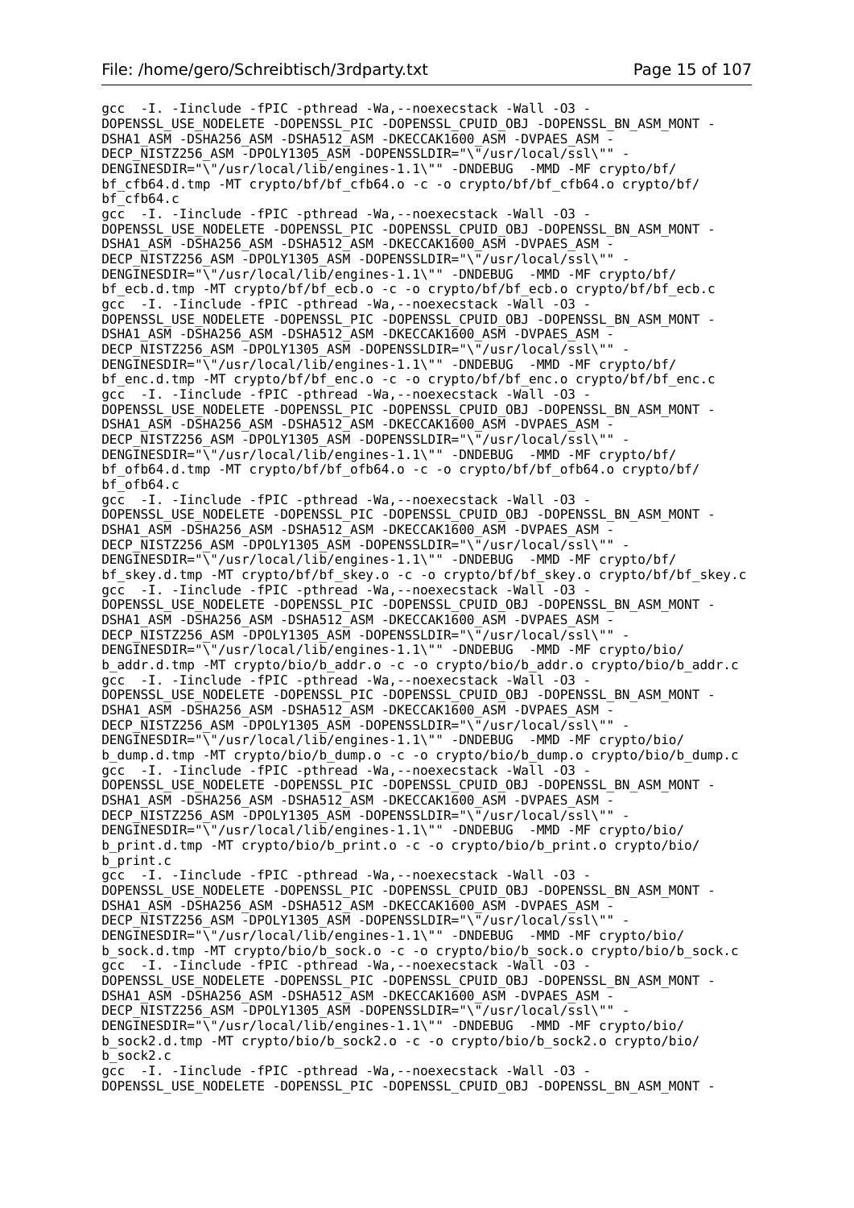```
gcc  -I. -Iinclude -fPIC -pthread -Wa,--noexecstack -Wall -O3 -
DOPENSSL_USE_NODELETE -DOPENSSL_PIC -DOPENSSL_CPUID_OBJ -DOPENSSL_BN_ASM_MONT -
DSHA1_ASM -DSHA256_ASM -DSHA512_ASM -DKECCAK1600_ASM -DVPAES_ASM -
DECP_NISTZ256_ASM -DPOLY1305_ASM -DOPENSSLDIR="\"/usr/local/ssl\"" -
DENGINESDIR="\"/usr/local/lib/engines-1.1\"" -DNDEBUG  -MMD -MF crypto/bf/
bf_cfb64.d.tmp -MT crypto/bf/bf_cfb64.o -c -o crypto/bf/bf_cfb64.o crypto/bf/
bf_cfb64.c
gcc  -I. -Iinclude -fPIC -pthread -Wa,--noexecstack -Wall -O3 -
DOPENSSL_USE_NODELETE -DOPENSSL_PIC -DOPENSSL_CPUID_OBJ -DOPENSSL_BN_ASM_MONT -
DSHA1_ASM -DSHA256_ASM -DSHA512_ASM -DKECCAK1600_ASM -DVPAES_ASM -
DECP_NISTZ256_ASM -DPOLY1305_ASM -DOPENSSLDIR="\"/usr/local/ssl\"" -
DENGINESDIR="\"/usr/local/lib/engines-1.1\"" -DNDEBUG  -MMD -MF crypto/bf/
bf_ecb.d.tmp -MT crypto/bf/bf_ecb.o -c -o crypto/bf/bf_ecb.o crypto/bf/bf_ecb.c
gcc  -I. -Iinclude -fPIC -pthread -Wa,--noexecstack -Wall -O3 -
DOPENSSL_USE_NODELETE -DOPENSSL_PIC -DOPENSSL_CPUID_OBJ -DOPENSSL_BN_ASM_MONT -
DSHA1_ASM -DSHA256_ASM -DSHA512_ASM -DKECCAK1600_ASM -DVPAES_ASM -
DECP_NISTZ256_ASM -DPOLY1305_ASM -DOPENSSLDIR="\"/usr/local/ssl\"" -
DENGINESDIR="\"/usr/local/lib/engines-1.1\"" -DNDEBUG  -MMD -MF crypto/bf/
bf_enc.d.tmp -MT crypto/bf/bf_enc.o -c -o crypto/bf/bf_enc.o crypto/bf/bf_enc.c
gcc  -I. -Iinclude -fPIC -pthread -Wa,--noexecstack -Wall -O3 -
DOPENSSL_USE_NODELETE -DOPENSSL_PIC -DOPENSSL_CPUID_OBJ -DOPENSSL_BN_ASM_MONT -
DSHA1_ASM -DSHA256_ASM -DSHA512_ASM -DKECCAK1600_ASM -DVPAES_ASM -
DECP_NISTZ256_ASM -DPOLY1305_ASM -DOPENSSLDIR="\"/usr/local/ssl\"" -
DENGINESDIR="\"/usr/local/lib/engines-1.1\"" -DNDEBUG  -MMD -MF crypto/bf/
bf_ofb64.d.tmp -MT crypto/bf/bf_ofb64.o -c -o crypto/bf/bf_ofb64.o crypto/bf/
bf_ofb64.c
gcc  -I. -Iinclude -fPIC -pthread -Wa,--noexecstack -Wall -O3 -
DOPENSSL_USE_NODELETE -DOPENSSL_PIC -DOPENSSL_CPUID_OBJ -DOPENSSL_BN_ASM_MONT -
DSHA1_ASM -DSHA256_ASM -DSHA512_ASM -DKECCAK1600_ASM -DVPAES_ASM -
DECP_NISTZ256_ASM -DPOLY1305_ASM -DOPENSSLDIR="\"/usr/local/ssl\"" -
DENGINESDIR="\"/usr/local/lib/engines-1.1\"" -DNDEBUG  -MMD -MF crypto/bf/
bf_skey.d.tmp -MT crypto/bf/bf_skey.o -c -o crypto/bf/bf_skey.o crypto/bf/bf_skey.c
gcc  -I. -Iinclude -fPIC -pthread -Wa,--noexecstack -Wall -O3 -
DOPENSSL_USE_NODELETE -DOPENSSL_PIC -DOPENSSL_CPUID_OBJ -DOPENSSL_BN_ASM_MONT -
DSHA1_ASM -DSHA256_ASM -DSHA512_ASM -DKECCAK1600_ASM -DVPAES_ASM -
DECP_NISTZ256_ASM -DPOLY1305_ASM -DOPENSSLDIR="\"/usr/local/ssl\"" -
DENGINESDIR="\"/usr/local/lib/engines-1.1\"" -DNDEBUG  -MMD -MF crypto/bio/
b_addr.d.tmp -MT crypto/bio/b_addr.o -c -o crypto/bio/b_addr.o crypto/bio/b_addr.c
gcc  -I. -Iinclude -fPIC -pthread -Wa,--noexecstack -Wall -O3 -
DOPENSSL_USE_NODELETE -DOPENSSL_PIC -DOPENSSL_CPUID_OBJ -DOPENSSL_BN_ASM_MONT -
DSHA1_ASM -DSHA256_ASM -DSHA512_ASM -DKECCAK1600_ASM -DVPAES_ASM -
DECP_NISTZ256_ASM -DPOLY1305_ASM -DOPENSSLDIR="\"/usr/local/ssl\"" -
DENGINESDIR="\"/usr/local/lib/engines-1.1\"" -DNDEBUG  -MMD -MF crypto/bio/
b_dump.d.tmp -MT crypto/bio/b_dump.o -c -o crypto/bio/b_dump.o crypto/bio/b_dump.c
gcc  -I. -Iinclude -fPIC -pthread -Wa,--noexecstack -Wall -O3 -
DOPENSSL_USE_NODELETE -DOPENSSL_PIC -DOPENSSL_CPUID_OBJ -DOPENSSL_BN_ASM_MONT -
DSHA1_ASM -DSHA256_ASM -DSHA512_ASM -DKECCAK1600_ASM -DVPAES_ASM -
DECP_NISTZ256_ASM -DPOLY1305_ASM -DOPENSSLDIR="\"/usr/local/ssl\"" -
DENGINESDIR="\"/usr/local/lib/engines-1.1\"" -DNDEBUG  -MMD -MF crypto/bio/
b_print.d.tmp -MT crypto/bio/b_print.o -c -o crypto/bio/b_print.o crypto/bio/
b_print.c
gcc  -I. -Iinclude -fPIC -pthread -Wa,--noexecstack -Wall -O3 -
DOPENSSL_USE_NODELETE -DOPENSSL_PIC -DOPENSSL_CPUID_OBJ -DOPENSSL_BN_ASM_MONT -
DSHA1_ASM -DSHA256_ASM -DSHA512_ASM -DKECCAK1600_ASM -DVPAES_ASM -
DECP_NISTZ256_ASM -DPOLY1305_ASM -DOPENSSLDIR="\"/usr/local/ssl\"" -
DENGINESDIR="\"/usr/local/lib/engines-1.1\"" -DNDEBUG  -MMD -MF crypto/bio/
b_sock.d.tmp -MT crypto/bio/b_sock.o -c -o crypto/bio/b_sock.o crypto/bio/b_sock.c
gcc  -I. -Iinclude -fPIC -pthread -Wa,--noexecstack -Wall -O3 -
DOPENSSL_USE_NODELETE -DOPENSSL_PIC -DOPENSSL_CPUID_OBJ -DOPENSSL_BN_ASM_MONT -
DSHA1_ASM -DSHA256_ASM -DSHA512_ASM -DKECCAK1600_ASM -DVPAES_ASM -
DECP_NISTZ256_ASM -DPOLY1305_ASM -DOPENSSLDIR="\"/usr/local/ssl\"" -
DENGINESDIR="\"/usr/local/lib/engines-1.1\"" -DNDEBUG  -MMD -MF crypto/bio/
b_sock2.d.tmp -MT crypto/bio/b_sock2.o -c -o crypto/bio/b_sock2.o crypto/bio/
b_sock2.c
gcc  -I. -Iinclude -fPIC -pthread -Wa,--noexecstack -Wall -O3 -
DOPENSSL_USE_NODELETE -DOPENSSL_PIC -DOPENSSL_CPUID_OBJ -DOPENSSL_BN_ASM_MONT -
```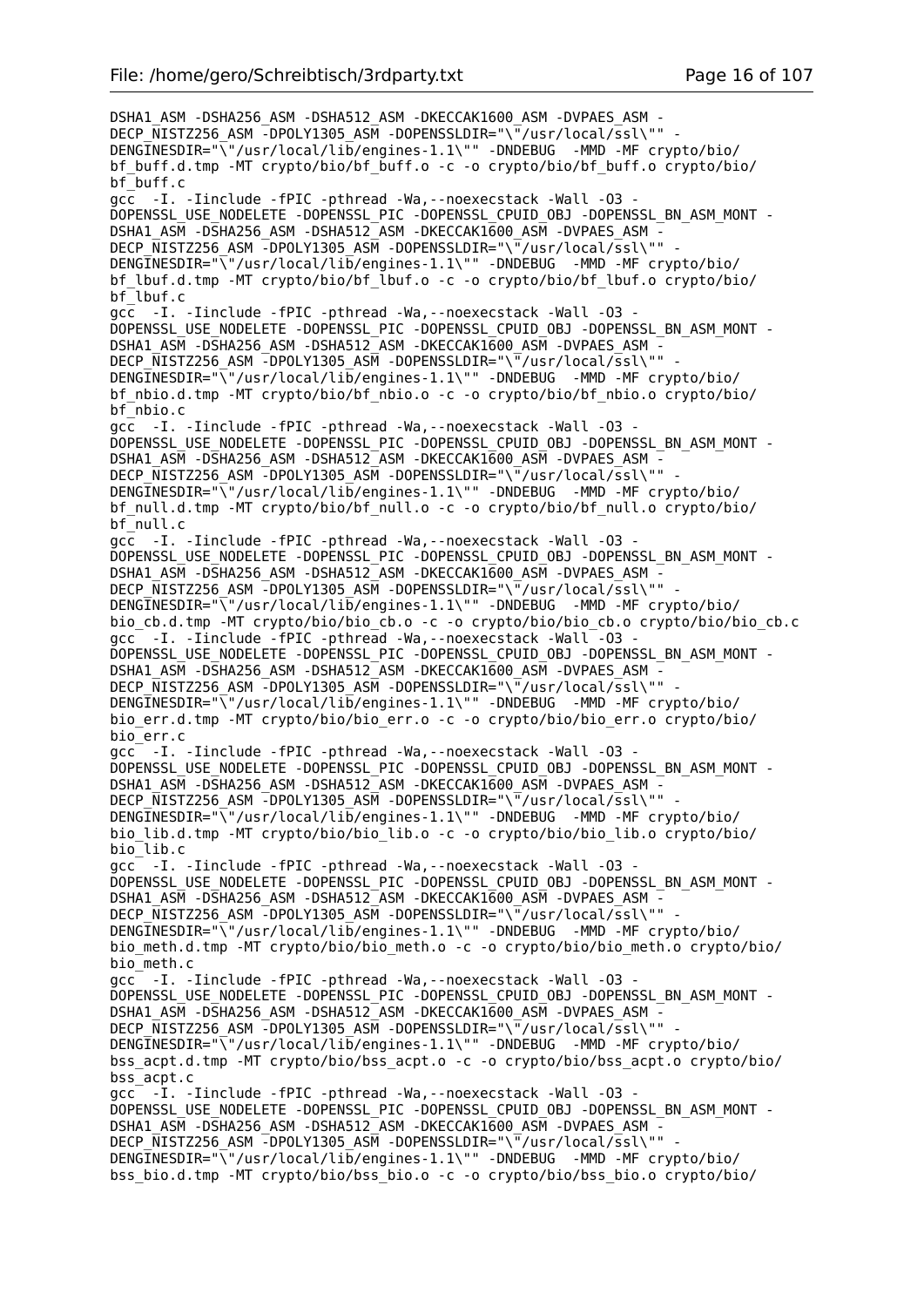```
DSHA1_ASM -DSHA256_ASM -DSHA512_ASM -DKECCAK1600_ASM -DVPAES_ASM -
DECP_NISTZ256_ASM -DPOLY1305_ASM -DOPENSSLDIR="\"/usr/local/ssl\"" -
DENGINESDIR="\"/usr/local/lib/engines-1.1\"" -DNDEBUG  -MMD -MF crypto/bio/
bf_buff.d.tmp -MT crypto/bio/bf_buff.o -c -o crypto/bio/bf_buff.o crypto/bio/
bf_buff.c
gcc  -I. -Iinclude -fPIC -pthread -Wa,--noexecstack -Wall -O3 -
DOPENSSL_USE_NODELETE -DOPENSSL_PIC -DOPENSSL_CPUID_OBJ -DOPENSSL_BN_ASM_MONT -
DSHA1_ASM -DSHA256_ASM -DSHA512_ASM -DKECCAK1600_ASM -DVPAES_ASM -
DECP_NISTZ256_ASM -DPOLY1305_ASM -DOPENSSLDIR="\"/usr/local/ssl\"" -
DENGINESDIR="\"/usr/local/lib/engines-1.1\"" -DNDEBUG  -MMD -MF crypto/bio/
bf_lbuf.d.tmp -MT crypto/bio/bf_lbuf.o -c -o crypto/bio/bf_lbuf.o crypto/bio/
bf_lbuf.c
gcc  -I. -Iinclude -fPIC -pthread -Wa,--noexecstack -Wall -O3 -
DOPENSSL_USE_NODELETE -DOPENSSL_PIC -DOPENSSL_CPUID_OBJ -DOPENSSL_BN_ASM_MONT -
DSHA1_ASM -DSHA256_ASM -DSHA512_ASM -DKECCAK1600_ASM -DVPAES_ASM -
DECP_NISTZ256_ASM -DPOLY1305_ASM -DOPENSSLDIR="\"/usr/local/ssl\"" -
DENGINESDIR="\"/usr/local/lib/engines-1.1\"" -DNDEBUG  -MMD -MF crypto/bio/
bf_nbio.d.tmp -MT crypto/bio/bf_nbio.o -c -o crypto/bio/bf_nbio.o crypto/bio/
bf_nbio.c
gcc  -I. -Iinclude -fPIC -pthread -Wa,--noexecstack -Wall -O3 -
DOPENSSL_USE_NODELETE -DOPENSSL_PIC -DOPENSSL_CPUID_OBJ -DOPENSSL_BN_ASM_MONT -
DSHA1_ASM -DSHA256_ASM -DSHA512_ASM -DKECCAK1600_ASM -DVPAES_ASM -
DECP_NISTZ256_ASM -DPOLY1305_ASM -DOPENSSLDIR="\"/usr/local/ssl\"" -
DENGINESDIR="\"/usr/local/lib/engines-1.1\"" -DNDEBUG  -MMD -MF crypto/bio/
bf_null.d.tmp -MT crypto/bio/bf_null.o -c -o crypto/bio/bf_null.o crypto/bio/
bf_null.c
gcc  -I. -Iinclude -fPIC -pthread -Wa,--noexecstack -Wall -O3 -
DOPENSSL_USE_NODELETE -DOPENSSL_PIC -DOPENSSL_CPUID_OBJ -DOPENSSL_BN_ASM_MONT -
DSHA1_ASM -DSHA256_ASM -DSHA512_ASM -DKECCAK1600_ASM -DVPAES_ASM -
DECP_NISTZ256_ASM -DPOLY1305_ASM -DOPENSSLDIR="\"/usr/local/ssl\"" -
DENGINESDIR="\"/usr/local/lib/engines-1.1\"" -DNDEBUG  -MMD -MF crypto/bio/
bio_cb.d.tmp -MT crypto/bio/bio_cb.o -c -o crypto/bio/bio_cb.o crypto/bio/bio_cb.c
gcc  -I. -Iinclude -fPIC -pthread -Wa,--noexecstack -Wall -O3 -
DOPENSSL_USE_NODELETE -DOPENSSL_PIC -DOPENSSL_CPUID_OBJ -DOPENSSL_BN_ASM_MONT -
DSHA1_ASM -DSHA256_ASM -DSHA512_ASM -DKECCAK1600_ASM -DVPAES_ASM -
DECP_NISTZ256_ASM -DPOLY1305_ASM -DOPENSSLDIR="\"/usr/local/ssl\"" -
DENGINESDIR="\"/usr/local/lib/engines-1.1\"" -DNDEBUG  -MMD -MF crypto/bio/
bio_err.d.tmp -MT crypto/bio/bio_err.o -c -o crypto/bio/bio_err.o crypto/bio/
bio_err.c
gcc  -I. -Iinclude -fPIC -pthread -Wa,--noexecstack -Wall -O3 -
DOPENSSL_USE_NODELETE -DOPENSSL_PIC -DOPENSSL_CPUID_OBJ -DOPENSSL_BN_ASM_MONT -
DSHA1_ASM -DSHA256_ASM -DSHA512_ASM -DKECCAK1600_ASM -DVPAES_ASM -
DECP_NISTZ256_ASM -DPOLY1305_ASM -DOPENSSLDIR="\"/usr/local/ssl\"" -
DENGINESDIR="\"/usr/local/lib/engines-1.1\"" -DNDEBUG  -MMD -MF crypto/bio/
bio_lib.d.tmp -MT crypto/bio/bio_lib.o -c -o crypto/bio/bio_lib.o crypto/bio/
bio_lib.c
gcc  -I. -Iinclude -fPIC -pthread -Wa,--noexecstack -Wall -O3 -
DOPENSSL_USE_NODELETE -DOPENSSL_PIC -DOPENSSL_CPUID_OBJ -DOPENSSL_BN_ASM_MONT -
DSHA1_ASM -DSHA256_ASM -DSHA512_ASM -DKECCAK1600_ASM -DVPAES_ASM -
DECP_NISTZ256_ASM -DPOLY1305_ASM -DOPENSSLDIR="\"/usr/local/ssl\"" -
DENGINESDIR="\"/usr/local/lib/engines-1.1\"" -DNDEBUG  -MMD -MF crypto/bio/
bio_meth.d.tmp -MT crypto/bio/bio_meth.o -c -o crypto/bio/bio_meth.o crypto/bio/
bio_meth.c
gcc  -I. -Iinclude -fPIC -pthread -Wa,--noexecstack -Wall -O3 -
DOPENSSL_USE_NODELETE -DOPENSSL_PIC -DOPENSSL_CPUID_OBJ -DOPENSSL_BN_ASM_MONT -
DSHA1_ASM -DSHA256_ASM -DSHA512_ASM -DKECCAK1600_ASM -DVPAES_ASM -
DECP_NISTZ256_ASM -DPOLY1305_ASM -DOPENSSLDIR="\"/usr/local/ssl\"" -
DENGINESDIR="\"/usr/local/lib/engines-1.1\"" -DNDEBUG  -MMD -MF crypto/bio/
bss_acpt.d.tmp -MT crypto/bio/bss_acpt.o -c -o crypto/bio/bss_acpt.o crypto/bio/
bss_acpt.c
gcc  -I. -Iinclude -fPIC -pthread -Wa,--noexecstack -Wall -O3 -
DOPENSSL_USE_NODELETE -DOPENSSL_PIC -DOPENSSL_CPUID_OBJ -DOPENSSL_BN_ASM_MONT -
DSHA1_ASM -DSHA256_ASM -DSHA512_ASM -DKECCAK1600_ASM -DVPAES_ASM -
DECP_NISTZ256_ASM -DPOLY1305_ASM -DOPENSSLDIR="\"/usr/local/ssl\"" -
DENGINESDIR="\"/usr/local/lib/engines-1.1\"" -DNDEBUG  -MMD -MF crypto/bio/
bss_bio.d.tmp -MT crypto/bio/bss_bio.o -c -o crypto/bio/bss_bio.o crypto/bio/
```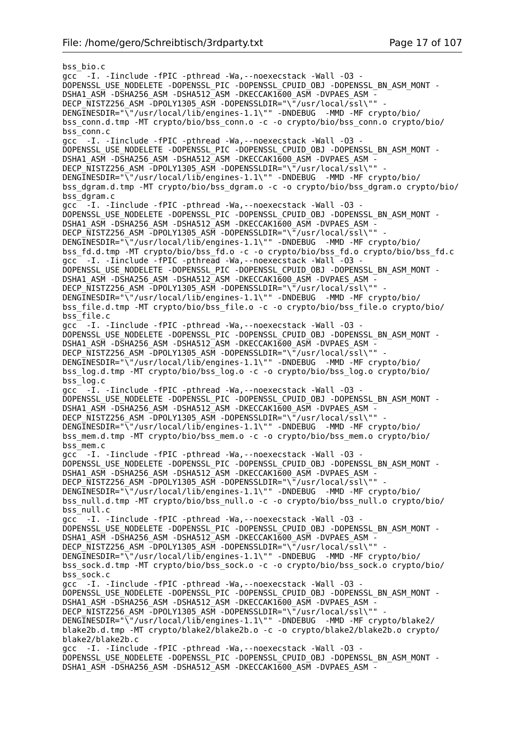```
bss_bio.c
gcc  -I. -Iinclude -fPIC -pthread -Wa,--noexecstack -Wall -O3 -
DOPENSSL_USE_NODELETE -DOPENSSL_PIC -DOPENSSL_CPUID_OBJ -DOPENSSL_BN_ASM_MONT -
DSHA1_ASM -DSHA256_ASM -DSHA512_ASM -DKECCAK1600_ASM -DVPAES_ASM -
DECP_NISTZ256_ASM -DPOLY1305_ASM -DOPENSSLDIR="\"/usr/local/ssl\"" -
DENGINESDIR="\"/usr/local/lib/engines-1.1\"" -DNDEBUG  -MMD -MF crypto/bio/
bss_conn.d.tmp -MT crypto/bio/bss_conn.o -c -o crypto/bio/bss_conn.o crypto/bio/
bss_conn.c
gcc  -I. -Iinclude -fPIC -pthread -Wa,--noexecstack -Wall -O3 -
DOPENSSL_USE_NODELETE -DOPENSSL_PIC -DOPENSSL_CPUID_OBJ -DOPENSSL_BN_ASM_MONT -
DSHA1_ASM -DSHA256_ASM -DSHA512_ASM -DKECCAK1600_ASM -DVPAES_ASM -
DECP_NISTZ256_ASM -DPOLY1305_ASM -DOPENSSLDIR="\"/usr/local/ssl\"" -
DENGINESDIR="\"/usr/local/lib/engines-1.1\"" -DNDEBUG  -MMD -MF crypto/bio/
bss_dgram.d.tmp -MT crypto/bio/bss_dgram.o -c -o crypto/bio/bss_dgram.o crypto/bio/
bss_dgram.c
gcc  -I. -Iinclude -fPIC -pthread -Wa,--noexecstack -Wall -O3 -
DOPENSSL_USE_NODELETE -DOPENSSL_PIC -DOPENSSL_CPUID_OBJ -DOPENSSL_BN_ASM_MONT -
DSHA1_ASM -DSHA256_ASM -DSHA512_ASM -DKECCAK1600_ASM -DVPAES_ASM -
DECP_NISTZ256_ASM -DPOLY1305_ASM -DOPENSSLDIR="\"/usr/local/ssl\"" -
DENGINESDIR="\"/usr/local/lib/engines-1.1\"" -DNDEBUG  -MMD -MF crypto/bio/
bss_fd.d.tmp -MT crypto/bio/bss_fd.o -c -o crypto/bio/bss_fd.o crypto/bio/bss_fd.c
gcc  -I. -Iinclude -fPIC -pthread -Wa,--noexecstack -Wall -O3 -
DOPENSSL_USE_NODELETE -DOPENSSL_PIC -DOPENSSL_CPUID_OBJ -DOPENSSL_BN_ASM_MONT -
DSHA1_ASM -DSHA256_ASM -DSHA512_ASM -DKECCAK1600_ASM -DVPAES_ASM -
DECP_NISTZ256_ASM -DPOLY1305_ASM -DOPENSSLDIR="\"/usr/local/ssl\"" -
DENGINESDIR="\"/usr/local/lib/engines-1.1\"" -DNDEBUG  -MMD -MF crypto/bio/
bss_file.d.tmp -MT crypto/bio/bss_file.o -c -o crypto/bio/bss_file.o crypto/bio/
bss_file.c
gcc  -I. -Iinclude -fPIC -pthread -Wa,--noexecstack -Wall -O3 -
DOPENSSL_USE_NODELETE -DOPENSSL_PIC -DOPENSSL_CPUID_OBJ -DOPENSSL_BN_ASM_MONT -
DSHA1_ASM -DSHA256_ASM -DSHA512_ASM -DKECCAK1600_ASM -DVPAES_ASM -
DECP_NISTZ256_ASM -DPOLY1305_ASM -DOPENSSLDIR="\"/usr/local/ssl\"" -
DENGINESDIR="\"/usr/local/lib/engines-1.1\"" -DNDEBUG  -MMD -MF crypto/bio/
bss_log.d.tmp -MT crypto/bio/bss_log.o -c -o crypto/bio/bss_log.o crypto/bio/
bss_log.c
gcc  -I. -Iinclude -fPIC -pthread -Wa,--noexecstack -Wall -O3 -
DOPENSSL_USE_NODELETE -DOPENSSL_PIC -DOPENSSL_CPUID_OBJ -DOPENSSL_BN_ASM_MONT -
DSHA1_ASM -DSHA256_ASM -DSHA512_ASM -DKECCAK1600_ASM -DVPAES_ASM -
DECP_NISTZ256_ASM -DPOLY1305_ASM -DOPENSSLDIR="\"/usr/local/ssl\"" -
DENGINESDIR="\"/usr/local/lib/engines-1.1\"" -DNDEBUG  -MMD -MF crypto/bio/
bss_mem.d.tmp -MT crypto/bio/bss_mem.o -c -o crypto/bio/bss_mem.o crypto/bio/
bss_mem.c
gcc  -I. -Iinclude -fPIC -pthread -Wa,--noexecstack -Wall -O3 -
DOPENSSL_USE_NODELETE -DOPENSSL_PIC -DOPENSSL_CPUID_OBJ -DOPENSSL_BN_ASM_MONT -
DSHA1_ASM -DSHA256_ASM -DSHA512_ASM -DKECCAK1600_ASM -DVPAES_ASM -
DECP_NISTZ256_ASM -DPOLY1305_ASM -DOPENSSLDIR="\"/usr/local/ssl\"" -
DENGINESDIR="\"/usr/local/lib/engines-1.1\"" -DNDEBUG  -MMD -MF crypto/bio/
bss_null.d.tmp -MT crypto/bio/bss_null.o -c -o crypto/bio/bss_null.o crypto/bio/
bss_null.c
gcc  -I. -Iinclude -fPIC -pthread -Wa,--noexecstack -Wall -O3 -
DOPENSSL_USE_NODELETE -DOPENSSL_PIC -DOPENSSL_CPUID_OBJ -DOPENSSL_BN_ASM_MONT -
DSHA1_ASM -DSHA256_ASM -DSHA512_ASM -DKECCAK1600_ASM -DVPAES_ASM -
DECP_NISTZ256_ASM -DPOLY1305_ASM -DOPENSSLDIR="\"/usr/local/ssl\"" -
DENGINESDIR="\"/usr/local/lib/engines-1.1\"" -DNDEBUG  -MMD -MF crypto/bio/
bss_sock.d.tmp -MT crypto/bio/bss_sock.o -c -o crypto/bio/bss_sock.o crypto/bio/
bss_sock.c
gcc  -I. -Iinclude -fPIC -pthread -Wa,--noexecstack -Wall -O3 -
DOPENSSL_USE_NODELETE -DOPENSSL_PIC -DOPENSSL_CPUID_OBJ -DOPENSSL_BN_ASM_MONT -
DSHA1_ASM -DSHA256_ASM -DSHA512_ASM -DKECCAK1600_ASM -DVPAES_ASM -
DECP_NISTZ256_ASM -DPOLY1305_ASM -DOPENSSLDIR="\"/usr/local/ssl\"" -
DENGINESDIR="\"/usr/local/lib/engines-1.1\"" -DNDEBUG  -MMD -MF crypto/blake2/
blake2b.d.tmp -MT crypto/blake2/blake2b.o -c -o crypto/blake2/blake2b.o crypto/
blake2/blake2b.c
gcc  -I. -Iinclude -fPIC -pthread -Wa,--noexecstack -Wall -O3 -
DOPENSSL_USE_NODELETE -DOPENSSL_PIC -DOPENSSL_CPUID_OBJ -DOPENSSL_BN_ASM_MONT -
DSHA1_ASM -DSHA256_ASM -DSHA512_ASM -DKECCAK1600_ASM -DVPAES_ASM -
```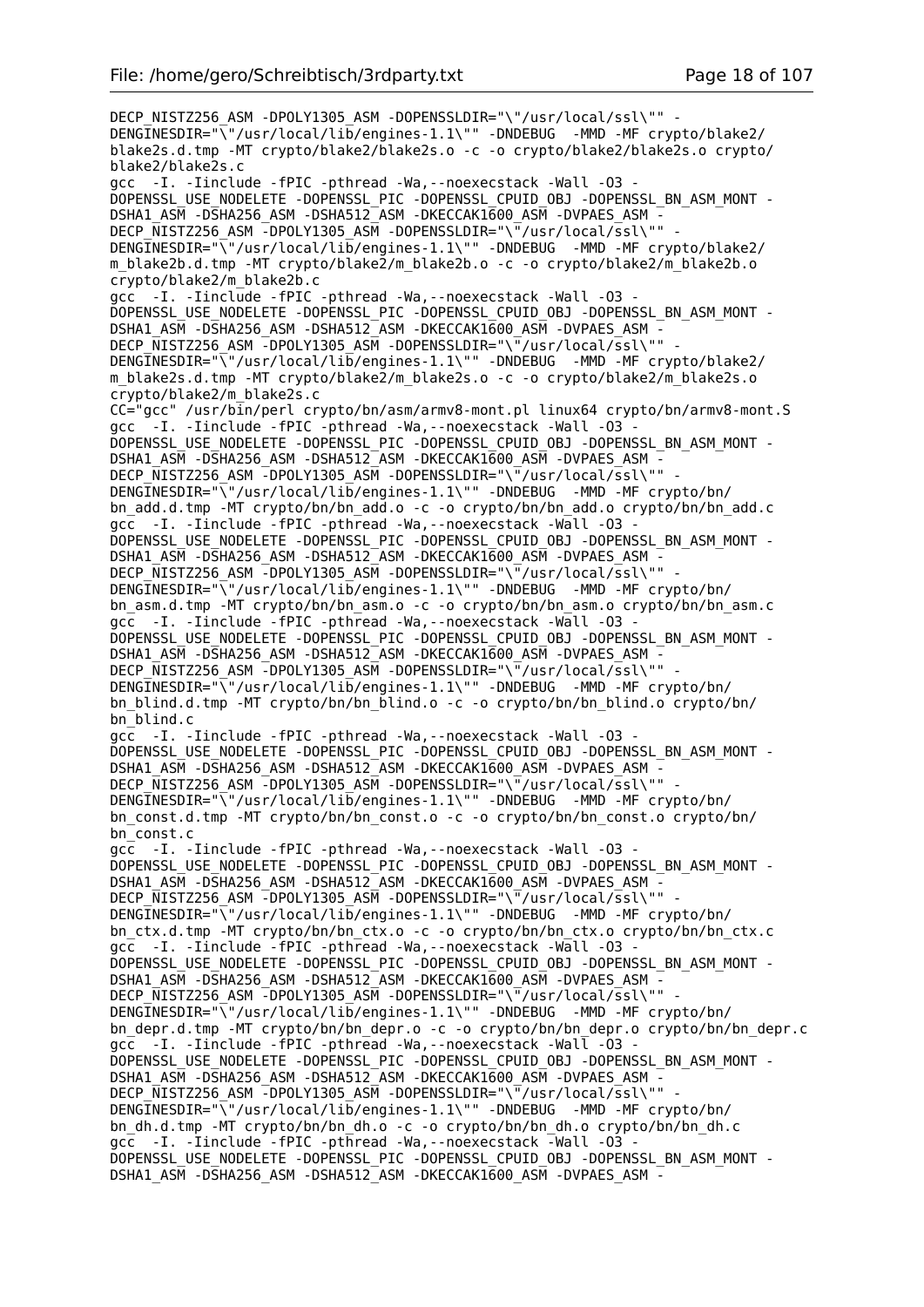```
DECP_NISTZ256_ASM -DPOLY1305_ASM -DOPENSSLDIR="\"/usr/local/ssl\"" -
DENGINESDIR="\"/usr/local/lib/engines-1.1\"" -DNDEBUG  -MMD -MF crypto/blake2/
blake2s.d.tmp -MT crypto/blake2/blake2s.o -c -o crypto/blake2/blake2s.o crypto/
blake2/blake2s.c
gcc  -I. -Iinclude -fPIC -pthread -Wa,--noexecstack -Wall -O3 -
DOPENSSL_USE_NODELETE -DOPENSSL_PIC -DOPENSSL_CPUID_OBJ -DOPENSSL_BN_ASM_MONT -
DSHA1_ASM -DSHA256_ASM -DSHA512_ASM -DKECCAK1600_ASM -DVPAES_ASM -
DECP_NISTZ256_ASM -DPOLY1305_ASM -DOPENSSLDIR="\"/usr/local/ssl\"" -
DENGINESDIR="\"/usr/local/lib/engines-1.1\"" -DNDEBUG  -MMD -MF crypto/blake2/
m_blake2b.d.tmp -MT crypto/blake2/m_blake2b.o -c -o crypto/blake2/m_blake2b.o
crypto/blake2/m_blake2b.c
gcc  -I. -Iinclude -fPIC -pthread -Wa,--noexecstack -Wall -O3 -
DOPENSSL_USE_NODELETE -DOPENSSL_PIC -DOPENSSL_CPUID_OBJ -DOPENSSL_BN_ASM_MONT -
DSHA1_ASM -DSHA256_ASM -DSHA512_ASM -DKECCAK1600_ASM -DVPAES_ASM -
DECP_NISTZ256_ASM -DPOLY1305_ASM -DOPENSSLDIR="\"/usr/local/ssl\"" -
DENGINESDIR="\"/usr/local/lib/engines-1.1\"" -DNDEBUG  -MMD -MF crypto/blake2/
m_blake2s.d.tmp -MT crypto/blake2/m_blake2s.o -c -o crypto/blake2/m_blake2s.o
crypto/blake2/m_blake2s.c
CC="gcc" /usr/bin/perl crypto/bn/asm/armv8-mont.pl linux64 crypto/bn/armv8-mont.S
gcc  -I. -Iinclude -fPIC -pthread -Wa,--noexecstack -Wall -O3 -
DOPENSSL_USE_NODELETE -DOPENSSL_PIC -DOPENSSL_CPUID_OBJ -DOPENSSL_BN_ASM_MONT -
DSHA1_ASM -DSHA256_ASM -DSHA512_ASM -DKECCAK1600_ASM -DVPAES_ASM -
DECP_NISTZ256_ASM -DPOLY1305_ASM -DOPENSSLDIR="\"/usr/local/ssl\"" -
DENGINESDIR="\"/usr/local/lib/engines-1.1\"" -DNDEBUG  -MMD -MF crypto/bn/
bn_add.d.tmp -MT crypto/bn/bn_add.o -c -o crypto/bn/bn_add.o crypto/bn/bn_add.c
gcc  -I. -Iinclude -fPIC -pthread -Wa,--noexecstack -Wall -O3 -
DOPENSSL_USE_NODELETE -DOPENSSL_PIC -DOPENSSL_CPUID_OBJ -DOPENSSL_BN_ASM_MONT -
DSHA1_ASM -DSHA256_ASM -DSHA512_ASM -DKECCAK1600_ASM -DVPAES_ASM -
DECP_NISTZ256_ASM -DPOLY1305_ASM -DOPENSSLDIR="\"/usr/local/ssl\"" -
DENGINESDIR="\"/usr/local/lib/engines-1.1\"" -DNDEBUG  -MMD -MF crypto/bn/
bn_asm.d.tmp -MT crypto/bn/bn_asm.o -c -o crypto/bn/bn_asm.o crypto/bn/bn_asm.c
gcc  -I. -Iinclude -fPIC -pthread -Wa,--noexecstack -Wall -O3 -
DOPENSSL_USE_NODELETE -DOPENSSL_PIC -DOPENSSL_CPUID_OBJ -DOPENSSL_BN_ASM_MONT -
DSHA1_ASM -DSHA256_ASM -DSHA512_ASM -DKECCAK1600_ASM -DVPAES_ASM -
DECP_NISTZ256_ASM -DPOLY1305_ASM -DOPENSSLDIR="\"/usr/local/ssl\"" -
DENGINESDIR="\"/usr/local/lib/engines-1.1\"" -DNDEBUG  -MMD -MF crypto/bn/
bn_blind.d.tmp -MT crypto/bn/bn_blind.o -c -o crypto/bn/bn_blind.o crypto/bn/
bn_blind.c
gcc  -I. -Iinclude -fPIC -pthread -Wa,--noexecstack -Wall -O3 -
DOPENSSL_USE_NODELETE -DOPENSSL_PIC -DOPENSSL_CPUID_OBJ -DOPENSSL_BN_ASM_MONT -
DSHA1_ASM -DSHA256_ASM -DSHA512_ASM -DKECCAK1600_ASM -DVPAES_ASM -
DECP_NISTZ256_ASM -DPOLY1305_ASM -DOPENSSLDIR="\"/usr/local/ssl\"" -
DENGINESDIR="\"/usr/local/lib/engines-1.1\"" -DNDEBUG  -MMD -MF crypto/bn/
bn_const.d.tmp -MT crypto/bn/bn_const.o -c -o crypto/bn/bn_const.o crypto/bn/
bn_const.c
gcc  -I. -Iinclude -fPIC -pthread -Wa,--noexecstack -Wall -O3 -
DOPENSSL_USE_NODELETE -DOPENSSL_PIC -DOPENSSL_CPUID_OBJ -DOPENSSL_BN_ASM_MONT -
DSHA1_ASM -DSHA256_ASM -DSHA512_ASM -DKECCAK1600_ASM -DVPAES_ASM -
DECP_NISTZ256_ASM -DPOLY1305_ASM -DOPENSSLDIR="\"/usr/local/ssl\"" -
DENGINESDIR="\"/usr/local/lib/engines-1.1\"" -DNDEBUG  -MMD -MF crypto/bn/
bn_ctx.d.tmp -MT crypto/bn/bn_ctx.o -c -o crypto/bn/bn_ctx.o crypto/bn/bn_ctx.c
gcc  -I. -Iinclude -fPIC -pthread -Wa,--noexecstack -Wall -O3 -
DOPENSSL_USE_NODELETE -DOPENSSL_PIC -DOPENSSL_CPUID_OBJ -DOPENSSL_BN_ASM_MONT -
DSHA1_ASM -DSHA256_ASM -DSHA512_ASM -DKECCAK1600_ASM -DVPAES_ASM -
DECP_NISTZ256_ASM -DPOLY1305_ASM -DOPENSSLDIR="\"/usr/local/ssl\"" -
DENGINESDIR="\"/usr/local/lib/engines-1.1\"" -DNDEBUG  -MMD -MF crypto/bn/
bn_depr.d.tmp -MT crypto/bn/bn_depr.o -c -o crypto/bn/bn_depr.o crypto/bn/bn_depr.c
gcc  -I. -Iinclude -fPIC -pthread -Wa,--noexecstack -Wall -O3 -
DOPENSSL_USE_NODELETE -DOPENSSL_PIC -DOPENSSL_CPUID_OBJ -DOPENSSL_BN_ASM_MONT -
DSHA1_ASM -DSHA256_ASM -DSHA512_ASM -DKECCAK1600_ASM -DVPAES_ASM -
DECP_NISTZ256_ASM -DPOLY1305_ASM -DOPENSSLDIR="\"/usr/local/ssl\"" -
DENGINESDIR="\"/usr/local/lib/engines-1.1\"" -DNDEBUG  -MMD -MF crypto/bn/
bn_dh.d.tmp -MT crypto/bn/bn_dh.o -c -o crypto/bn/bn_dh.o crypto/bn/bn_dh.c
gcc  -I. -Iinclude -fPIC -pthread -Wa,--noexecstack -Wall -O3 -
DOPENSSL_USE_NODELETE -DOPENSSL_PIC -DOPENSSL_CPUID_OBJ -DOPENSSL_BN_ASM_MONT -
DSHA1_ASM -DSHA256_ASM -DSHA512_ASM -DKECCAK1600_ASM -DVPAES_ASM -
```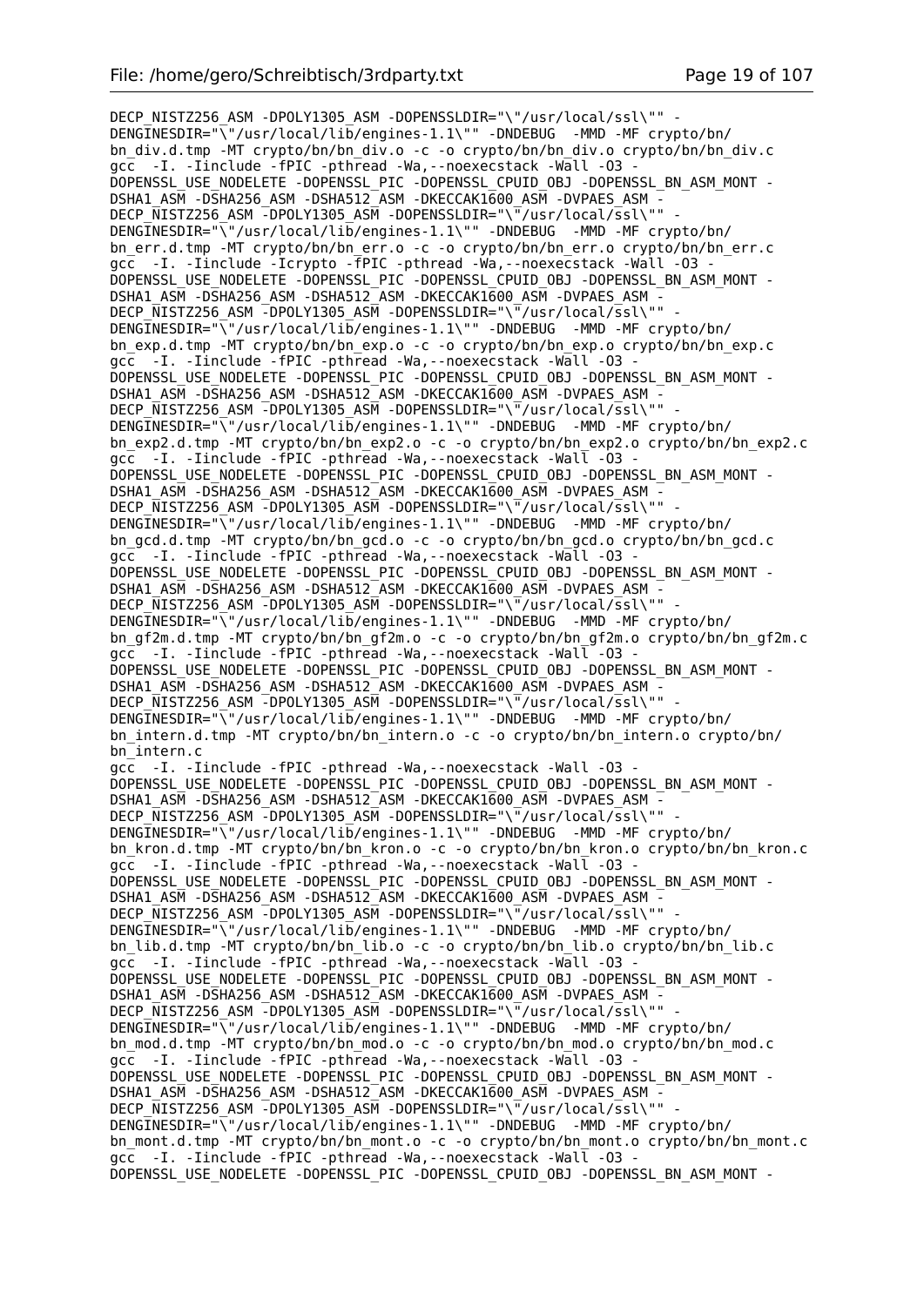```
DECP_NISTZ256_ASM -DPOLY1305_ASM -DOPENSSLDIR="\"/usr/local/ssl\"" -
DENGINESDIR="\"/usr/local/lib/engines-1.1\"" -DNDEBUG  -MMD -MF crypto/bn/
bn_div.d.tmp -MT crypto/bn/bn_div.o -c -o crypto/bn/bn_div.o crypto/bn/bn_div.c
gcc  -I. -Iinclude -fPIC -pthread -Wa,--noexecstack -Wall -O3 -
DOPENSSL_USE_NODELETE -DOPENSSL_PIC -DOPENSSL_CPUID_OBJ -DOPENSSL_BN_ASM_MONT -
DSHA1_ASM -DSHA256_ASM -DSHA512_ASM -DKECCAK1600_ASM -DVPAES_ASM -
DECP_NISTZ256_ASM -DPOLY1305_ASM -DOPENSSLDIR="\"/usr/local/ssl\"" -
DENGINESDIR="\"/usr/local/lib/engines-1.1\"" -DNDEBUG  -MMD -MF crypto/bn/
bn_err.d.tmp -MT crypto/bn/bn_err.o -c -o crypto/bn/bn_err.o crypto/bn/bn_err.c
gcc  -I. -Iinclude -Icrypto -fPIC -pthread -Wa,--noexecstack -Wall -O3 -
DOPENSSL_USE_NODELETE -DOPENSSL_PIC -DOPENSSL_CPUID_OBJ -DOPENSSL_BN_ASM_MONT -
DSHA1_ASM -DSHA256_ASM -DSHA512_ASM -DKECCAK1600_ASM -DVPAES_ASM -
DECP_NISTZ256_ASM -DPOLY1305_ASM -DOPENSSLDIR="\"/usr/local/ssl\"" -
DENGINESDIR="\"/usr/local/lib/engines-1.1\"" -DNDEBUG  -MMD -MF crypto/bn/
bn_exp.d.tmp -MT crypto/bn/bn_exp.o -c -o crypto/bn/bn_exp.o crypto/bn/bn_exp.c
gcc  -I. -Iinclude -fPIC -pthread -Wa,--noexecstack -Wall -O3 -
DOPENSSL_USE_NODELETE -DOPENSSL_PIC -DOPENSSL_CPUID_OBJ -DOPENSSL_BN_ASM_MONT -
DSHA1_ASM -DSHA256_ASM -DSHA512_ASM -DKECCAK1600_ASM -DVPAES_ASM -
DECP_NISTZ256_ASM -DPOLY1305_ASM -DOPENSSLDIR="\"/usr/local/ssl\"" -
DENGINESDIR="\"/usr/local/lib/engines-1.1\"" -DNDEBUG  -MMD -MF crypto/bn/
bn_exp2.d.tmp -MT crypto/bn/bn_exp2.o -c -o crypto/bn/bn_exp2.o crypto/bn/bn_exp2.c
gcc  -I. -Iinclude -fPIC -pthread -Wa,--noexecstack -Wall -O3 -
DOPENSSL_USE_NODELETE -DOPENSSL_PIC -DOPENSSL_CPUID_OBJ -DOPENSSL_BN_ASM_MONT -
DSHA1_ASM -DSHA256_ASM -DSHA512_ASM -DKECCAK1600_ASM -DVPAES_ASM -
DECP_NISTZ256_ASM -DPOLY1305_ASM -DOPENSSLDIR="\"/usr/local/ssl\"" -
DENGINESDIR="\"/usr/local/lib/engines-1.1\"" -DNDEBUG  -MMD -MF crypto/bn/
bn_gcd.d.tmp -MT crypto/bn/bn_gcd.o -c -o crypto/bn/bn_gcd.o crypto/bn/bn_gcd.c
gcc  -I. -Iinclude -fPIC -pthread -Wa,--noexecstack -Wall -O3 -
DOPENSSL_USE_NODELETE -DOPENSSL_PIC -DOPENSSL_CPUID_OBJ -DOPENSSL_BN_ASM_MONT -
DSHA1_ASM -DSHA256_ASM -DSHA512_ASM -DKECCAK1600_ASM -DVPAES_ASM -
DECP_NISTZ256_ASM -DPOLY1305_ASM -DOPENSSLDIR="\"/usr/local/ssl\"" -
DENGINESDIR="\"/usr/local/lib/engines-1.1\"" -DNDEBUG  -MMD -MF crypto/bn/
bn_gf2m.d.tmp -MT crypto/bn/bn_gf2m.o -c -o crypto/bn/bn_gf2m.o crypto/bn/bn_gf2m.c
gcc  -I. -Iinclude -fPIC -pthread -Wa,--noexecstack -Wall -O3 -
DOPENSSL_USE_NODELETE -DOPENSSL_PIC -DOPENSSL_CPUID_OBJ -DOPENSSL_BN_ASM_MONT -
DSHA1_ASM -DSHA256_ASM -DSHA512_ASM -DKECCAK1600_ASM -DVPAES_ASM -
DECP_NISTZ256_ASM -DPOLY1305_ASM -DOPENSSLDIR="\"/usr/local/ssl\"" -
DENGINESDIR="\"/usr/local/lib/engines-1.1\"" -DNDEBUG  -MMD -MF crypto/bn/
bn_intern.d.tmp -MT crypto/bn/bn_intern.o -c -o crypto/bn/bn_intern.o crypto/bn/
bn_intern.c
gcc  -I. -Iinclude -fPIC -pthread -Wa,--noexecstack -Wall -O3 -
DOPENSSL_USE_NODELETE -DOPENSSL_PIC -DOPENSSL_CPUID_OBJ -DOPENSSL_BN_ASM_MONT -
DSHA1_ASM -DSHA256_ASM -DSHA512_ASM -DKECCAK1600_ASM -DVPAES_ASM -
DECP_NISTZ256_ASM -DPOLY1305_ASM -DOPENSSLDIR="\"/usr/local/ssl\"" -
DENGINESDIR="\"/usr/local/lib/engines-1.1\"" -DNDEBUG  -MMD -MF crypto/bn/
bn_kron.d.tmp -MT crypto/bn/bn_kron.o -c -o crypto/bn/bn_kron.o crypto/bn/bn_kron.c
gcc  -I. -Iinclude -fPIC -pthread -Wa,--noexecstack -Wall -O3 -
DOPENSSL_USE_NODELETE -DOPENSSL_PIC -DOPENSSL_CPUID_OBJ -DOPENSSL_BN_ASM_MONT -
DSHA1_ASM -DSHA256_ASM -DSHA512_ASM -DKECCAK1600_ASM -DVPAES_ASM -
DECP_NISTZ256_ASM -DPOLY1305_ASM -DOPENSSLDIR="\"/usr/local/ssl\"" -
DENGINESDIR="\"/usr/local/lib/engines-1.1\"" -DNDEBUG  -MMD -MF crypto/bn/
bn_lib.d.tmp -MT crypto/bn/bn_lib.o -c -o crypto/bn/bn_lib.o crypto/bn/bn_lib.c
gcc  -I. -Iinclude -fPIC -pthread -Wa,--noexecstack -Wall -O3 -
DOPENSSL_USE_NODELETE -DOPENSSL_PIC -DOPENSSL_CPUID_OBJ -DOPENSSL_BN_ASM_MONT -
DSHA1_ASM -DSHA256_ASM -DSHA512_ASM -DKECCAK1600_ASM -DVPAES_ASM -
DECP_NISTZ256_ASM -DPOLY1305_ASM -DOPENSSLDIR="\"/usr/local/ssl\"" -
DENGINESDIR="\"/usr/local/lib/engines-1.1\"" -DNDEBUG  -MMD -MF crypto/bn/
bn_mod.d.tmp -MT crypto/bn/bn_mod.o -c -o crypto/bn/bn_mod.o crypto/bn/bn_mod.c
gcc  -I. -Iinclude -fPIC -pthread -Wa,--noexecstack -Wall -O3 -
DOPENSSL_USE_NODELETE -DOPENSSL_PIC -DOPENSSL_CPUID_OBJ -DOPENSSL_BN_ASM_MONT -
DSHA1_ASM -DSHA256_ASM -DSHA512_ASM -DKECCAK1600_ASM -DVPAES_ASM -
DECP_NISTZ256_ASM -DPOLY1305_ASM -DOPENSSLDIR="\"/usr/local/ssl\"" -
DENGINESDIR="\"/usr/local/lib/engines-1.1\"" -DNDEBUG  -MMD -MF crypto/bn/
bn_mont.d.tmp -MT crypto/bn/bn_mont.o -c -o crypto/bn/bn_mont.o crypto/bn/bn_mont.c
gcc  -I. -Iinclude -fPIC -pthread -Wa,--noexecstack -Wall -O3 -
DOPENSSL_USE_NODELETE -DOPENSSL_PIC -DOPENSSL_CPUID_OBJ -DOPENSSL_BN_ASM_MONT -
```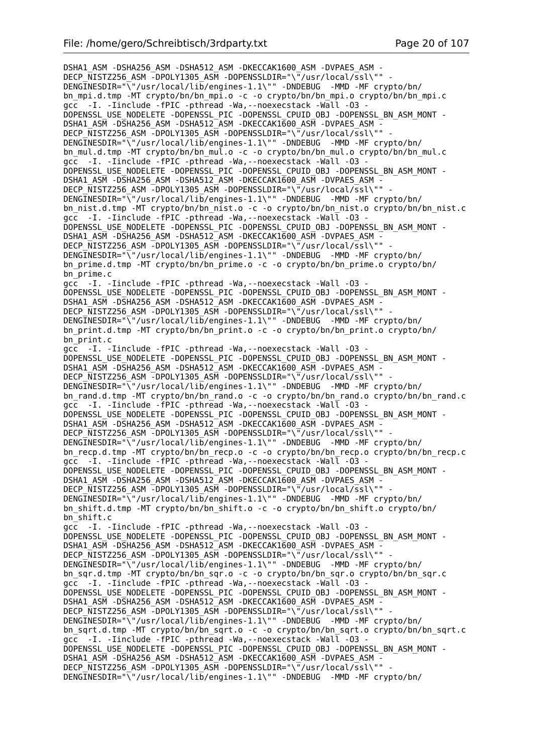```
DSHA1_ASM -DSHA256_ASM -DSHA512_ASM -DKECCAK1600_ASM -DVPAES_ASM -
DECP_NISTZ256_ASM -DPOLY1305_ASM -DOPENSSLDIR="\"/usr/local/ssl\"" -
DENGINESDIR="\"/usr/local/lib/engines-1.1\"" -DNDEBUG  -MMD -MF crypto/bn/
bn_mpi.d.tmp -MT crypto/bn/bn_mpi.o -c -o crypto/bn/bn_mpi.o crypto/bn/bn_mpi.c
gcc  -I. -Iinclude -fPIC -pthread -Wa,--noexecstack -Wall -O3 -
DOPENSSL_USE_NODELETE -DOPENSSL_PIC -DOPENSSL_CPUID_OBJ -DOPENSSL_BN_ASM_MONT -
DSHA1_ASM -DSHA256_ASM -DSHA512_ASM -DKECCAK1600_ASM -DVPAES_ASM -
DECP_NISTZ256_ASM -DPOLY1305_ASM -DOPENSSLDIR="\"/usr/local/ssl\"" -
DENGINESDIR="\"/usr/local/lib/engines-1.1\"" -DNDEBUG  -MMD -MF crypto/bn/
bn_mul.d.tmp -MT crypto/bn/bn_mul.o -c -o crypto/bn/bn_mul.o crypto/bn/bn_mul.c
gcc  -I. -Iinclude -fPIC -pthread -Wa,--noexecstack -Wall -O3 -
DOPENSSL_USE_NODELETE -DOPENSSL_PIC -DOPENSSL_CPUID_OBJ -DOPENSSL_BN_ASM_MONT -
DSHA1_ASM -DSHA256_ASM -DSHA512_ASM -DKECCAK1600_ASM -DVPAES_ASM -
DECP_NISTZ256_ASM -DPOLY1305_ASM -DOPENSSLDIR="\"/usr/local/ssl\"" -
DENGINESDIR="\"/usr/local/lib/engines-1.1\"" -DNDEBUG  -MMD -MF crypto/bn/
bn_nist.d.tmp -MT crypto/bn/bn_nist.o -c -o crypto/bn/bn_nist.o crypto/bn/bn_nist.c
gcc  -I. -Iinclude -fPIC -pthread -Wa,--noexecstack -Wall -O3 -
DOPENSSL_USE_NODELETE -DOPENSSL_PIC -DOPENSSL_CPUID_OBJ -DOPENSSL_BN_ASM_MONT -
DSHA1_ASM -DSHA256_ASM -DSHA512_ASM -DKECCAK1600_ASM -DVPAES_ASM -
DECP_NISTZ256_ASM -DPOLY1305_ASM -DOPENSSLDIR="\"/usr/local/ssl\"" -
DENGINESDIR="\"/usr/local/lib/engines-1.1\"" -DNDEBUG  -MMD -MF crypto/bn/
bn_prime.d.tmp -MT crypto/bn/bn_prime.o -c -o crypto/bn/bn_prime.o crypto/bn/
bn_prime.c
gcc  -I. -Iinclude -fPIC -pthread -Wa,--noexecstack -Wall -O3 -
DOPENSSL_USE_NODELETE -DOPENSSL_PIC -DOPENSSL_CPUID_OBJ -DOPENSSL_BN_ASM_MONT -
DSHA1_ASM -DSHA256_ASM -DSHA512_ASM -DKECCAK1600_ASM -DVPAES_ASM -
DECP_NISTZ256_ASM -DPOLY1305_ASM -DOPENSSLDIR="\"/usr/local/ssl\"" -
DENGINESDIR="\"/usr/local/lib/engines-1.1\"" -DNDEBUG  -MMD -MF crypto/bn/
bn_print.d.tmp -MT crypto/bn/bn_print.o -c -o crypto/bn/bn_print.o crypto/bn/
bn_print.c
gcc  -I. -Iinclude -fPIC -pthread -Wa,--noexecstack -Wall -O3 -
DOPENSSL_USE_NODELETE -DOPENSSL_PIC -DOPENSSL_CPUID_OBJ -DOPENSSL_BN_ASM_MONT -
DSHA1_ASM -DSHA256_ASM -DSHA512_ASM -DKECCAK1600_ASM -DVPAES_ASM -
DECP_NISTZ256_ASM -DPOLY1305_ASM -DOPENSSLDIR="\"/usr/local/ssl\"" -
DENGINESDIR="\"/usr/local/lib/engines-1.1\"" -DNDEBUG  -MMD -MF crypto/bn/
bn_rand.d.tmp -MT crypto/bn/bn_rand.o -c -o crypto/bn/bn_rand.o crypto/bn/bn_rand.c
gcc  -I. -Iinclude -fPIC -pthread -Wa,--noexecstack -Wall -O3 -
DOPENSSL_USE_NODELETE -DOPENSSL_PIC -DOPENSSL_CPUID_OBJ -DOPENSSL_BN_ASM_MONT -
DSHA1_ASM -DSHA256_ASM -DSHA512_ASM -DKECCAK1600_ASM -DVPAES_ASM -
DECP_NISTZ256_ASM -DPOLY1305_ASM -DOPENSSLDIR="\"/usr/local/ssl\"" -
DENGINESDIR="\"/usr/local/lib/engines-1.1\"" -DNDEBUG  -MMD -MF crypto/bn/
bn_recp.d.tmp -MT crypto/bn/bn_recp.o -c -o crypto/bn/bn_recp.o crypto/bn/bn_recp.c
gcc  -I. -Iinclude -fPIC -pthread -Wa,--noexecstack -Wall -O3 -
DOPENSSL_USE_NODELETE -DOPENSSL_PIC -DOPENSSL_CPUID_OBJ -DOPENSSL_BN_ASM_MONT -
DSHA1_ASM -DSHA256_ASM -DSHA512_ASM -DKECCAK1600_ASM -DVPAES_ASM -
DECP_NISTZ256_ASM -DPOLY1305_ASM -DOPENSSLDIR="\"/usr/local/ssl\"" -
DENGINESDIR="\"/usr/local/lib/engines-1.1\"" -DNDEBUG  -MMD -MF crypto/bn/
bn_shift.d.tmp -MT crypto/bn/bn_shift.o -c -o crypto/bn/bn_shift.o crypto/bn/
bn_shift.c
gcc  -I. -Iinclude -fPIC -pthread -Wa,--noexecstack -Wall -O3 -
DOPENSSL_USE_NODELETE -DOPENSSL_PIC -DOPENSSL_CPUID_OBJ -DOPENSSL_BN_ASM_MONT -
DSHA1_ASM -DSHA256_ASM -DSHA512_ASM -DKECCAK1600_ASM -DVPAES_ASM -
DECP_NISTZ256_ASM -DPOLY1305_ASM -DOPENSSLDIR="\"/usr/local/ssl\"" -
DENGINESDIR="\"/usr/local/lib/engines-1.1\"" -DNDEBUG  -MMD -MF crypto/bn/
bn_sqr.d.tmp -MT crypto/bn/bn_sqr.o -c -o crypto/bn/bn_sqr.o crypto/bn/bn_sqr.c
gcc  -I. -Iinclude -fPIC -pthread -Wa,--noexecstack -Wall -O3 -
DOPENSSL_USE_NODELETE -DOPENSSL_PIC -DOPENSSL_CPUID_OBJ -DOPENSSL_BN_ASM_MONT -
DSHA1_ASM -DSHA256_ASM -DSHA512_ASM -DKECCAK1600_ASM -DVPAES_ASM -
DECP_NISTZ256_ASM -DPOLY1305_ASM -DOPENSSLDIR="\"/usr/local/ssl\"" -
DENGINESDIR="\"/usr/local/lib/engines-1.1\"" -DNDEBUG  -MMD -MF crypto/bn/
bn_sqrt.d.tmp -MT crypto/bn/bn_sqrt.o -c -o crypto/bn/bn_sqrt.o crypto/bn/bn_sqrt.c
gcc  -I. -Iinclude -fPIC -pthread -Wa,--noexecstack -Wall -O3 -
DOPENSSL_USE_NODELETE -DOPENSSL_PIC -DOPENSSL_CPUID_OBJ -DOPENSSL_BN_ASM_MONT -
DSHA1_ASM -DSHA256_ASM -DSHA512_ASM -DKECCAK1600_ASM -DVPAES_ASM -
DECP_NISTZ256_ASM -DPOLY1305_ASM -DOPENSSLDIR="\"/usr/local/ssl\"" -
DENGINESDIR="\"/usr/local/lib/engines-1.1\"" -DNDEBUG  -MMD -MF crypto/bn/
```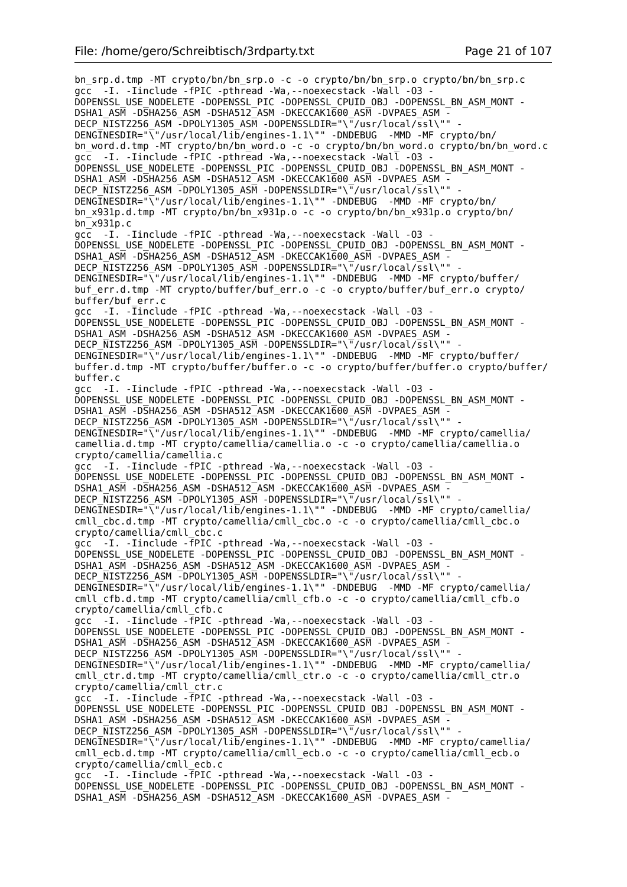```
bn_srp.d.tmp -MT crypto/bn/bn_srp.o -c -o crypto/bn/bn_srp.o crypto/bn/bn_srp.c
gcc  -I. -Iinclude -fPIC -pthread -Wa,--noexecstack -Wall -O3 -
DOPENSSL_USE_NODELETE -DOPENSSL_PIC -DOPENSSL_CPUID_OBJ -DOPENSSL_BN_ASM_MONT -
DSHA1_ASM -DSHA256_ASM -DSHA512_ASM -DKECCAK1600_ASM -DVPAES_ASM -
DECP_NISTZ256_ASM -DPOLY1305_ASM -DOPENSSLDIR="\"/usr/local/ssl\"" -
DENGINESDIR="\"/usr/local/lib/engines-1.1\"" -DNDEBUG  -MMD -MF crypto/bn/
bn_word.d.tmp -MT crypto/bn/bn_word.o -c -o crypto/bn/bn_word.o crypto/bn/bn_word.c
gcc  -I. -Iinclude -fPIC -pthread -Wa,--noexecstack -Wall -O3 -
DOPENSSL_USE_NODELETE -DOPENSSL_PIC -DOPENSSL_CPUID_OBJ -DOPENSSL_BN_ASM_MONT -
DSHA1_ASM -DSHA256_ASM -DSHA512_ASM -DKECCAK1600_ASM -DVPAES_ASM -
DECP_NISTZ256_ASM -DPOLY1305_ASM -DOPENSSLDIR="\"/usr/local/ssl\"" -
DENGINESDIR="\"/usr/local/lib/engines-1.1\"" -DNDEBUG  -MMD -MF crypto/bn/
bn_x931p.d.tmp -MT crypto/bn/bn_x931p.o -c -o crypto/bn/bn_x931p.o crypto/bn/
bn_x931p.c
gcc  -I. -Iinclude -fPIC -pthread -Wa,--noexecstack -Wall -O3 -
DOPENSSL_USE_NODELETE -DOPENSSL_PIC -DOPENSSL_CPUID_OBJ -DOPENSSL_BN_ASM_MONT -
DSHA1_ASM -DSHA256_ASM -DSHA512_ASM -DKECCAK1600_ASM -DVPAES_ASM -
DECP_NISTZ256_ASM -DPOLY1305_ASM -DOPENSSLDIR="\"/usr/local/ssl\"" -
DENGINESDIR="\"/usr/local/lib/engines-1.1\"" -DNDEBUG  -MMD -MF crypto/buffer/
buf_err.d.tmp -MT crypto/buffer/buf_err.o -c -o crypto/buffer/buf_err.o crypto/
buffer/buf_err.c
gcc  -I. -Iinclude -fPIC -pthread -Wa,--noexecstack -Wall -O3 -
DOPENSSL_USE_NODELETE -DOPENSSL_PIC -DOPENSSL_CPUID_OBJ -DOPENSSL_BN_ASM_MONT -
DSHA1_ASM -DSHA256_ASM -DSHA512_ASM -DKECCAK1600_ASM -DVPAES_ASM -
DECP_NISTZ256_ASM -DPOLY1305_ASM -DOPENSSLDIR="\"/usr/local/ssl\"" -
DENGINESDIR="\"/usr/local/lib/engines-1.1\"" -DNDEBUG  -MMD -MF crypto/buffer/
buffer.d.tmp -MT crypto/buffer/buffer.o -c -o crypto/buffer/buffer.o crypto/buffer/
buffer.c
gcc  -I. -Iinclude -fPIC -pthread -Wa,--noexecstack -Wall -O3 -
DOPENSSL_USE_NODELETE -DOPENSSL_PIC -DOPENSSL_CPUID_OBJ -DOPENSSL_BN_ASM_MONT -
DSHA1_ASM -DSHA256_ASM -DSHA512_ASM -DKECCAK1600_ASM -DVPAES_ASM -
DECP_NISTZ256_ASM -DPOLY1305_ASM -DOPENSSLDIR="\"/usr/local/ssl\"" -
DENGINESDIR="\"/usr/local/lib/engines-1.1\"" -DNDEBUG  -MMD -MF crypto/camellia/
camellia.d.tmp -MT crypto/camellia/camellia.o -c -o crypto/camellia/camellia.o
crypto/camellia/camellia.c
gcc  -I. -Iinclude -fPIC -pthread -Wa,--noexecstack -Wall -O3 -
DOPENSSL_USE_NODELETE -DOPENSSL_PIC -DOPENSSL_CPUID_OBJ -DOPENSSL_BN_ASM_MONT -
DSHA1_ASM -DSHA256_ASM -DSHA512_ASM -DKECCAK1600_ASM -DVPAES_ASM -
DECP_NISTZ256_ASM -DPOLY1305_ASM -DOPENSSLDIR="\"/usr/local/ssl\"" -
DENGINESDIR="\"/usr/local/lib/engines-1.1\"" -DNDEBUG  -MMD -MF crypto/camellia/
cmll_cbc.d.tmp -MT crypto/camellia/cmll_cbc.o -c -o crypto/camellia/cmll_cbc.o
crypto/camellia/cmll_cbc.c
gcc  -I. -Iinclude -fPIC -pthread -Wa,--noexecstack -Wall -O3 -
DOPENSSL_USE_NODELETE -DOPENSSL_PIC -DOPENSSL_CPUID_OBJ -DOPENSSL_BN_ASM_MONT -
DSHA1_ASM -DSHA256_ASM -DSHA512_ASM -DKECCAK1600_ASM -DVPAES_ASM -
DECP_NISTZ256_ASM -DPOLY1305_ASM -DOPENSSLDIR="\"/usr/local/ssl\"" -
DENGINESDIR="\"/usr/local/lib/engines-1.1\"" -DNDEBUG  -MMD -MF crypto/camellia/
cmll_cfb.d.tmp -MT crypto/camellia/cmll_cfb.o -c -o crypto/camellia/cmll_cfb.o
crypto/camellia/cmll_cfb.c
gcc  -I. -Iinclude -fPIC -pthread -Wa,--noexecstack -Wall -O3 -
DOPENSSL_USE_NODELETE -DOPENSSL_PIC -DOPENSSL_CPUID_OBJ -DOPENSSL_BN_ASM_MONT -
DSHA1_ASM -DSHA256_ASM -DSHA512_ASM -DKECCAK1600_ASM -DVPAES_ASM -
DECP_NISTZ256_ASM -DPOLY1305_ASM -DOPENSSLDIR="\"/usr/local/ssl\"" -
DENGINESDIR="\"/usr/local/lib/engines-1.1\"" -DNDEBUG  -MMD -MF crypto/camellia/
cmll_ctr.d.tmp -MT crypto/camellia/cmll_ctr.o -c -o crypto/camellia/cmll_ctr.o
crypto/camellia/cmll_ctr.c
gcc  -I. -Iinclude -fPIC -pthread -Wa,--noexecstack -Wall -O3 -
DOPENSSL_USE_NODELETE -DOPENSSL_PIC -DOPENSSL_CPUID_OBJ -DOPENSSL_BN_ASM_MONT -
DSHA1_ASM -DSHA256_ASM -DSHA512_ASM -DKECCAK1600_ASM -DVPAES_ASM -
DECP_NISTZ256_ASM -DPOLY1305_ASM -DOPENSSLDIR="\"/usr/local/ssl\"" -
DENGINESDIR="\"/usr/local/lib/engines-1.1\"" -DNDEBUG  -MMD -MF crypto/camellia/
cmll_ecb.d.tmp -MT crypto/camellia/cmll_ecb.o -c -o crypto/camellia/cmll_ecb.o
crypto/camellia/cmll_ecb.c
gcc  -I. -Iinclude -fPIC -pthread -Wa,--noexecstack -Wall -O3 -
DOPENSSL_USE_NODELETE -DOPENSSL_PIC -DOPENSSL_CPUID_OBJ -DOPENSSL_BN_ASM_MONT -
DSHA1_ASM -DSHA256_ASM -DSHA512_ASM -DKECCAK1600_ASM -DVPAES_ASM -
```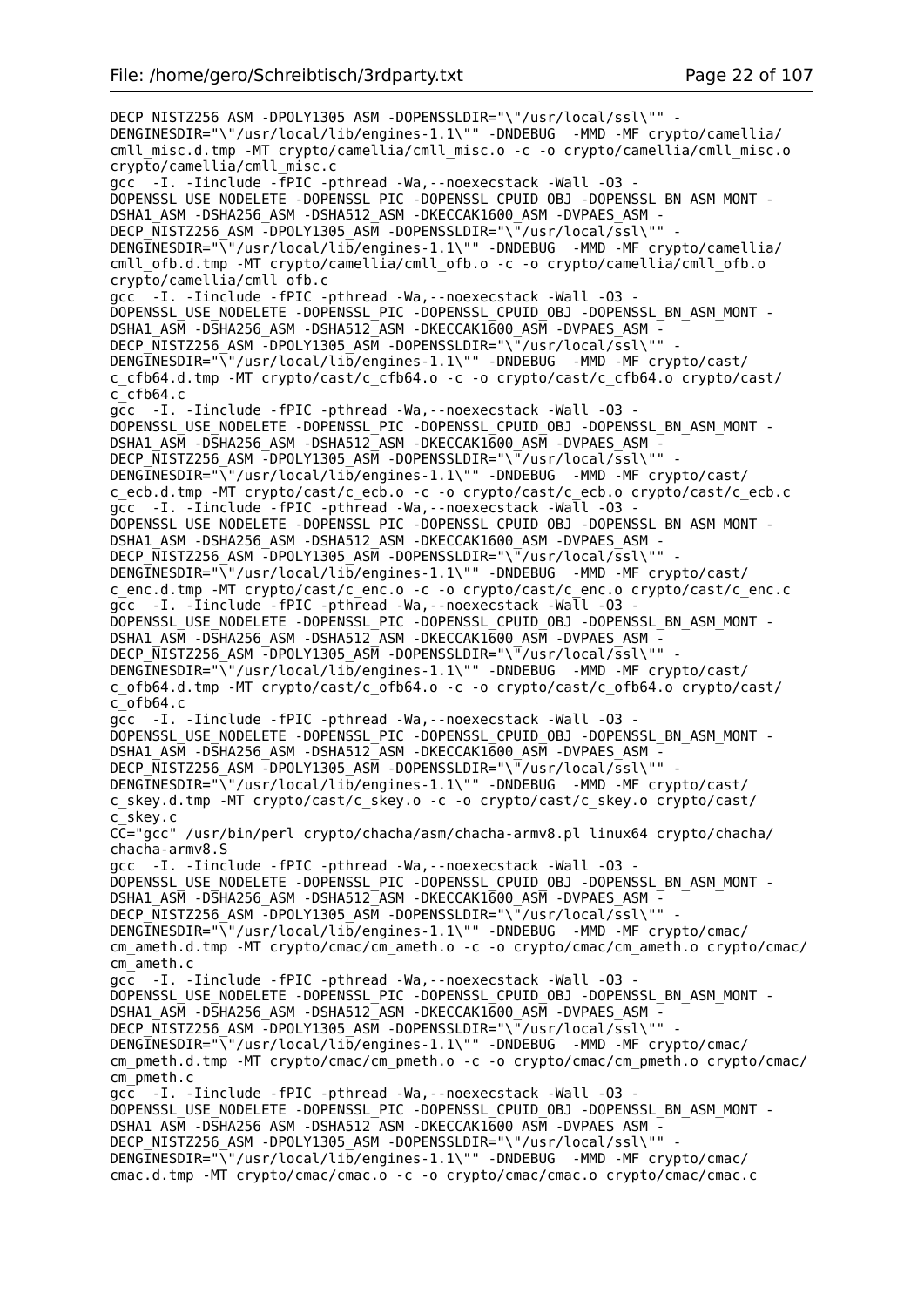```
DECP_NISTZ256_ASM -DPOLY1305_ASM -DOPENSSLDIR="\"/usr/local/ssl\"" -
DENGINESDIR="\"/usr/local/lib/engines-1.1\"" -DNDEBUG  -MMD -MF crypto/camellia/
cmll_misc.d.tmp -MT crypto/camellia/cmll_misc.o -c -o crypto/camellia/cmll_misc.o
crypto/camellia/cmll_misc.c
gcc  -I. -Iinclude -fPIC -pthread -Wa,--noexecstack -Wall -O3 -
DOPENSSL_USE_NODELETE -DOPENSSL_PIC -DOPENSSL_CPUID_OBJ -DOPENSSL_BN_ASM_MONT -
DSHA1_ASM -DSHA256_ASM -DSHA512_ASM -DKECCAK1600_ASM -DVPAES_ASM -
DECP_NISTZ256_ASM -DPOLY1305_ASM -DOPENSSLDIR="\"/usr/local/ssl\"" -
DENGINESDIR="\"/usr/local/lib/engines-1.1\"" -DNDEBUG  -MMD -MF crypto/camellia/
cmll_ofb.d.tmp -MT crypto/camellia/cmll_ofb.o -c -o crypto/camellia/cmll_ofb.o
crypto/camellia/cmll_ofb.c
gcc  -I. -Iinclude -fPIC -pthread -Wa,--noexecstack -Wall -O3 -
DOPENSSL_USE_NODELETE -DOPENSSL_PIC -DOPENSSL_CPUID_OBJ -DOPENSSL_BN_ASM_MONT -
DSHA1_ASM -DSHA256_ASM -DSHA512_ASM -DKECCAK1600_ASM -DVPAES_ASM -
DECP_NISTZ256_ASM -DPOLY1305_ASM -DOPENSSLDIR="\"/usr/local/ssl\"" -
DENGINESDIR="\"/usr/local/lib/engines-1.1\"" -DNDEBUG  -MMD -MF crypto/cast/
c_cfb64.d.tmp -MT crypto/cast/c_cfb64.o -c -o crypto/cast/c_cfb64.o crypto/cast/
c_cfb64.c
gcc  -I. -Iinclude -fPIC -pthread -Wa,--noexecstack -Wall -O3 -
DOPENSSL_USE_NODELETE -DOPENSSL_PIC -DOPENSSL_CPUID_OBJ -DOPENSSL_BN_ASM_MONT -
DSHA1_ASM -DSHA256_ASM -DSHA512_ASM -DKECCAK1600_ASM -DVPAES_ASM -
DECP_NISTZ256_ASM -DPOLY1305_ASM -DOPENSSLDIR="\"/usr/local/ssl\"" -
DENGINESDIR="\"/usr/local/lib/engines-1.1\"" -DNDEBUG  -MMD -MF crypto/cast/
c_ecb.d.tmp -MT crypto/cast/c_ecb.o -c -o crypto/cast/c_ecb.o crypto/cast/c_ecb.c
gcc  -I. -Iinclude -fPIC -pthread -Wa,--noexecstack -Wall -O3 -
DOPENSSL_USE_NODELETE -DOPENSSL_PIC -DOPENSSL_CPUID_OBJ -DOPENSSL_BN_ASM_MONT -
DSHA1_ASM -DSHA256_ASM -DSHA512_ASM -DKECCAK1600_ASM -DVPAES_ASM -
DECP_NISTZ256_ASM -DPOLY1305_ASM -DOPENSSLDIR="\"/usr/local/ssl\"" -
DENGINESDIR="\"/usr/local/lib/engines-1.1\"" -DNDEBUG  -MMD -MF crypto/cast/
c_enc.d.tmp -MT crypto/cast/c_enc.o -c -o crypto/cast/c_enc.o crypto/cast/c_enc.c
gcc  -I. -Iinclude -fPIC -pthread -Wa,--noexecstack -Wall -O3 -
DOPENSSL_USE_NODELETE -DOPENSSL_PIC -DOPENSSL_CPUID_OBJ -DOPENSSL_BN_ASM_MONT -
DSHA1_ASM -DSHA256_ASM -DSHA512_ASM -DKECCAK1600_ASM -DVPAES_ASM -
DECP_NISTZ256_ASM -DPOLY1305_ASM -DOPENSSLDIR="\"/usr/local/ssl\"" -
DENGINESDIR="\"/usr/local/lib/engines-1.1\"" -DNDEBUG  -MMD -MF crypto/cast/
c_ofb64.d.tmp -MT crypto/cast/c_ofb64.o -c -o crypto/cast/c_ofb64.o crypto/cast/
c_ofb64.c
gcc  -I. -Iinclude -fPIC -pthread -Wa,--noexecstack -Wall -O3 -
DOPENSSL_USE_NODELETE -DOPENSSL_PIC -DOPENSSL_CPUID_OBJ -DOPENSSL_BN_ASM_MONT -
DSHA1_ASM -DSHA256_ASM -DSHA512_ASM -DKECCAK1600_ASM -DVPAES_ASM -
DECP_NISTZ256_ASM -DPOLY1305_ASM -DOPENSSLDIR="\"/usr/local/ssl\"" -
DENGINESDIR="\"/usr/local/lib/engines-1.1\"" -DNDEBUG  -MMD -MF crypto/cast/
c_skey.d.tmp -MT crypto/cast/c_skey.o -c -o crypto/cast/c_skey.o crypto/cast/
c_skey.c
CC="gcc" /usr/bin/perl crypto/chacha/asm/chacha-armv8.pl linux64 crypto/chacha/
chacha-armv8.S
gcc  -I. -Iinclude -fPIC -pthread -Wa,--noexecstack -Wall -O3 -
DOPENSSL_USE_NODELETE -DOPENSSL_PIC -DOPENSSL_CPUID_OBJ -DOPENSSL_BN_ASM_MONT -
DSHA1_ASM -DSHA256_ASM -DSHA512_ASM -DKECCAK1600_ASM -DVPAES_ASM -
DECP_NISTZ256_ASM -DPOLY1305_ASM -DOPENSSLDIR="\"/usr/local/ssl\"" -
DENGINESDIR="\"/usr/local/lib/engines-1.1\"" -DNDEBUG  -MMD -MF crypto/cmac/
cm_ameth.d.tmp -MT crypto/cmac/cm_ameth.o -c -o crypto/cmac/cm_ameth.o crypto/cmac/
cm_ameth.c
gcc  -I. -Iinclude -fPIC -pthread -Wa,--noexecstack -Wall -O3 -
DOPENSSL_USE_NODELETE -DOPENSSL_PIC -DOPENSSL_CPUID_OBJ -DOPENSSL_BN_ASM_MONT -
DSHA1_ASM -DSHA256_ASM -DSHA512_ASM -DKECCAK1600_ASM -DVPAES_ASM -
DECP_NISTZ256_ASM -DPOLY1305_ASM -DOPENSSLDIR="\"/usr/local/ssl\"" -
DENGINESDIR="\"/usr/local/lib/engines-1.1\"" -DNDEBUG  -MMD -MF crypto/cmac/
cm_pmeth.d.tmp -MT crypto/cmac/cm_pmeth.o -c -o crypto/cmac/cm_pmeth.o crypto/cmac/
cm_pmeth.c
gcc  -I. -Iinclude -fPIC -pthread -Wa,--noexecstack -Wall -O3 -
DOPENSSL_USE_NODELETE -DOPENSSL_PIC -DOPENSSL_CPUID_OBJ -DOPENSSL_BN_ASM_MONT -
DSHA1_ASM -DSHA256_ASM -DSHA512_ASM -DKECCAK1600_ASM -DVPAES_ASM -
DECP_NISTZ256_ASM -DPOLY1305_ASM -DOPENSSLDIR="\"/usr/local/ssl\"" -
DENGINESDIR="\"/usr/local/lib/engines-1.1\"" -DNDEBUG  -MMD -MF crypto/cmac/
cmac.d.tmp -MT crypto/cmac/cmac.o -c -o crypto/cmac/cmac.o crypto/cmac/cmac.c
```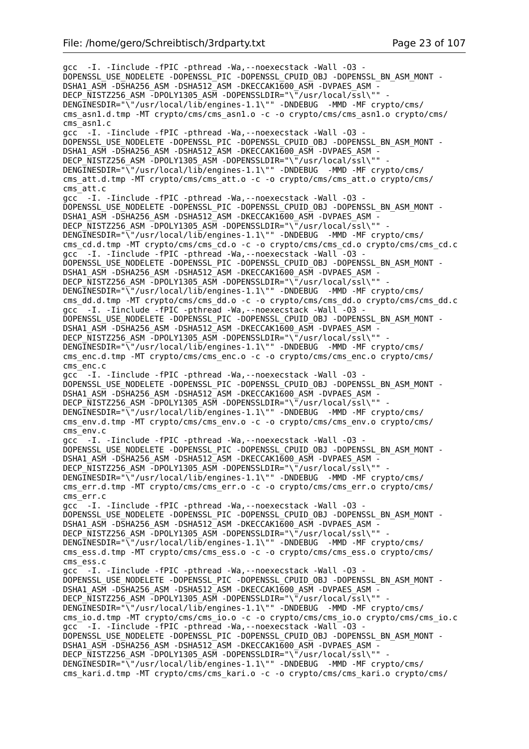```
gcc  -I. -Iinclude -fPIC -pthread -Wa,--noexecstack -Wall -O3 -
DOPENSSL_USE_NODELETE -DOPENSSL_PIC -DOPENSSL_CPUID_OBJ -DOPENSSL_BN_ASM_MONT -
DSHA1_ASM -DSHA256_ASM -DSHA512_ASM -DKECCAK1600_ASM -DVPAES_ASM -
DECP_NISTZ256_ASM -DPOLY1305_ASM -DOPENSSLDIR="\"/usr/local/ssl\"" -
DENGINESDIR="\"/usr/local/lib/engines-1.1\"" -DNDEBUG  -MMD -MF crypto/cms/
cms_asn1.d.tmp -MT crypto/cms/cms_asn1.o -c -o crypto/cms/cms_asn1.o crypto/cms/
cms_asn1.c
gcc  -I. -Iinclude -fPIC -pthread -Wa,--noexecstack -Wall -O3 -
DOPENSSL_USE_NODELETE -DOPENSSL_PIC -DOPENSSL_CPUID_OBJ -DOPENSSL_BN_ASM_MONT -
DSHA1_ASM -DSHA256_ASM -DSHA512_ASM -DKECCAK1600_ASM -DVPAES_ASM -
DECP_NISTZ256_ASM -DPOLY1305_ASM -DOPENSSLDIR="\"/usr/local/ssl\"" -
DENGINESDIR="\"/usr/local/lib/engines-1.1\"" -DNDEBUG  -MMD -MF crypto/cms/
cms_att.d.tmp -MT crypto/cms/cms_att.o -c -o crypto/cms/cms_att.o crypto/cms/
cms_att.c
gcc  -I. -Iinclude -fPIC -pthread -Wa,--noexecstack -Wall -O3 -
DOPENSSL_USE_NODELETE -DOPENSSL_PIC -DOPENSSL_CPUID_OBJ -DOPENSSL_BN_ASM_MONT -
DSHA1_ASM -DSHA256_ASM -DSHA512_ASM -DKECCAK1600_ASM -DVPAES_ASM -
DECP_NISTZ256_ASM -DPOLY1305_ASM -DOPENSSLDIR="\"/usr/local/ssl\"" -
DENGINESDIR="\"/usr/local/lib/engines-1.1\"" -DNDEBUG  -MMD -MF crypto/cms/
cms_cd.d.tmp -MT crypto/cms/cms_cd.o -c -o crypto/cms/cms_cd.o crypto/cms/cms_cd.c
gcc  -I. -Iinclude -fPIC -pthread -Wa,--noexecstack -Wall -O3 -
DOPENSSL_USE_NODELETE -DOPENSSL_PIC -DOPENSSL_CPUID_OBJ -DOPENSSL_BN_ASM_MONT -
DSHA1_ASM -DSHA256_ASM -DSHA512_ASM -DKECCAK1600_ASM -DVPAES_ASM -
DECP_NISTZ256_ASM -DPOLY1305_ASM -DOPENSSLDIR="\"/usr/local/ssl\"" -
DENGINESDIR="\"/usr/local/lib/engines-1.1\"" -DNDEBUG  -MMD -MF crypto/cms/
cms_dd.d.tmp -MT crypto/cms/cms_dd.o -c -o crypto/cms/cms_dd.o crypto/cms/cms_dd.c
gcc  -I. -Iinclude -fPIC -pthread -Wa,--noexecstack -Wall -O3 -
DOPENSSL_USE_NODELETE -DOPENSSL_PIC -DOPENSSL_CPUID_OBJ -DOPENSSL_BN_ASM_MONT -
DSHA1_ASM -DSHA256_ASM -DSHA512_ASM -DKECCAK1600_ASM -DVPAES_ASM -
DECP_NISTZ256_ASM -DPOLY1305_ASM -DOPENSSLDIR="\"/usr/local/ssl\"" -
DENGINESDIR="\"/usr/local/lib/engines-1.1\"" -DNDEBUG  -MMD -MF crypto/cms/
cms_enc.d.tmp -MT crypto/cms/cms_enc.o -c -o crypto/cms/cms_enc.o crypto/cms/
cms_enc.c
gcc  -I. -Iinclude -fPIC -pthread -Wa,--noexecstack -Wall -O3 -
DOPENSSL_USE_NODELETE -DOPENSSL_PIC -DOPENSSL_CPUID_OBJ -DOPENSSL_BN_ASM_MONT -
DSHA1_ASM -DSHA256_ASM -DSHA512_ASM -DKECCAK1600_ASM -DVPAES_ASM -
DECP_NISTZ256_ASM -DPOLY1305_ASM -DOPENSSLDIR="\"/usr/local/ssl\"" -
DENGINESDIR="\"/usr/local/lib/engines-1.1\"" -DNDEBUG  -MMD -MF crypto/cms/
cms_env.d.tmp -MT crypto/cms/cms_env.o -c -o crypto/cms/cms_env.o crypto/cms/
cms_env.c
gcc  -I. -Iinclude -fPIC -pthread -Wa,--noexecstack -Wall -O3 -
DOPENSSL_USE_NODELETE -DOPENSSL_PIC -DOPENSSL_CPUID_OBJ -DOPENSSL_BN_ASM_MONT -
DSHA1_ASM -DSHA256_ASM -DSHA512_ASM -DKECCAK1600_ASM -DVPAES_ASM -
DECP_NISTZ256_ASM -DPOLY1305_ASM -DOPENSSLDIR="\"/usr/local/ssl\"" -
DENGINESDIR="\"/usr/local/lib/engines-1.1\"" -DNDEBUG  -MMD -MF crypto/cms/
cms_err.d.tmp -MT crypto/cms/cms_err.o -c -o crypto/cms/cms_err.o crypto/cms/
cms_err.c
gcc  -I. -Iinclude -fPIC -pthread -Wa,--noexecstack -Wall -O3 -
DOPENSSL_USE_NODELETE -DOPENSSL_PIC -DOPENSSL_CPUID_OBJ -DOPENSSL_BN_ASM_MONT -
DSHA1_ASM -DSHA256_ASM -DSHA512_ASM -DKECCAK1600_ASM -DVPAES_ASM -
DECP_NISTZ256_ASM -DPOLY1305_ASM -DOPENSSLDIR="\"/usr/local/ssl\"" -
DENGINESDIR="\"/usr/local/lib/engines-1.1\"" -DNDEBUG  -MMD -MF crypto/cms/
cms_ess.d.tmp -MT crypto/cms/cms_ess.o -c -o crypto/cms/cms_ess.o crypto/cms/
cms_ess.c
gcc  -I. -Iinclude -fPIC -pthread -Wa,--noexecstack -Wall -O3 -
DOPENSSL_USE_NODELETE -DOPENSSL_PIC -DOPENSSL_CPUID_OBJ -DOPENSSL_BN_ASM_MONT -
DSHA1_ASM -DSHA256_ASM -DSHA512_ASM -DKECCAK1600_ASM -DVPAES_ASM -
DECP_NISTZ256_ASM -DPOLY1305_ASM -DOPENSSLDIR="\"/usr/local/ssl\"" -
DENGINESDIR="\"/usr/local/lib/engines-1.1\"" -DNDEBUG  -MMD -MF crypto/cms/
cms_io.d.tmp -MT crypto/cms/cms_io.o -c -o crypto/cms/cms_io.o crypto/cms/cms_io.c
gcc  -I. -Iinclude -fPIC -pthread -Wa,--noexecstack -Wall -O3 -
DOPENSSL_USE_NODELETE -DOPENSSL_PIC -DOPENSSL_CPUID_OBJ -DOPENSSL_BN_ASM_MONT -
DSHA1_ASM -DSHA256_ASM -DSHA512_ASM -DKECCAK1600_ASM -DVPAES_ASM -
DECP_NISTZ256_ASM -DPOLY1305_ASM -DOPENSSLDIR="\"/usr/local/ssl\"" -
DENGINESDIR="\"/usr/local/lib/engines-1.1\"" -DNDEBUG  -MMD -MF crypto/cms/
cms_kari.d.tmp -MT crypto/cms/cms_kari.o -c -o crypto/cms/cms_kari.o crypto/cms/
```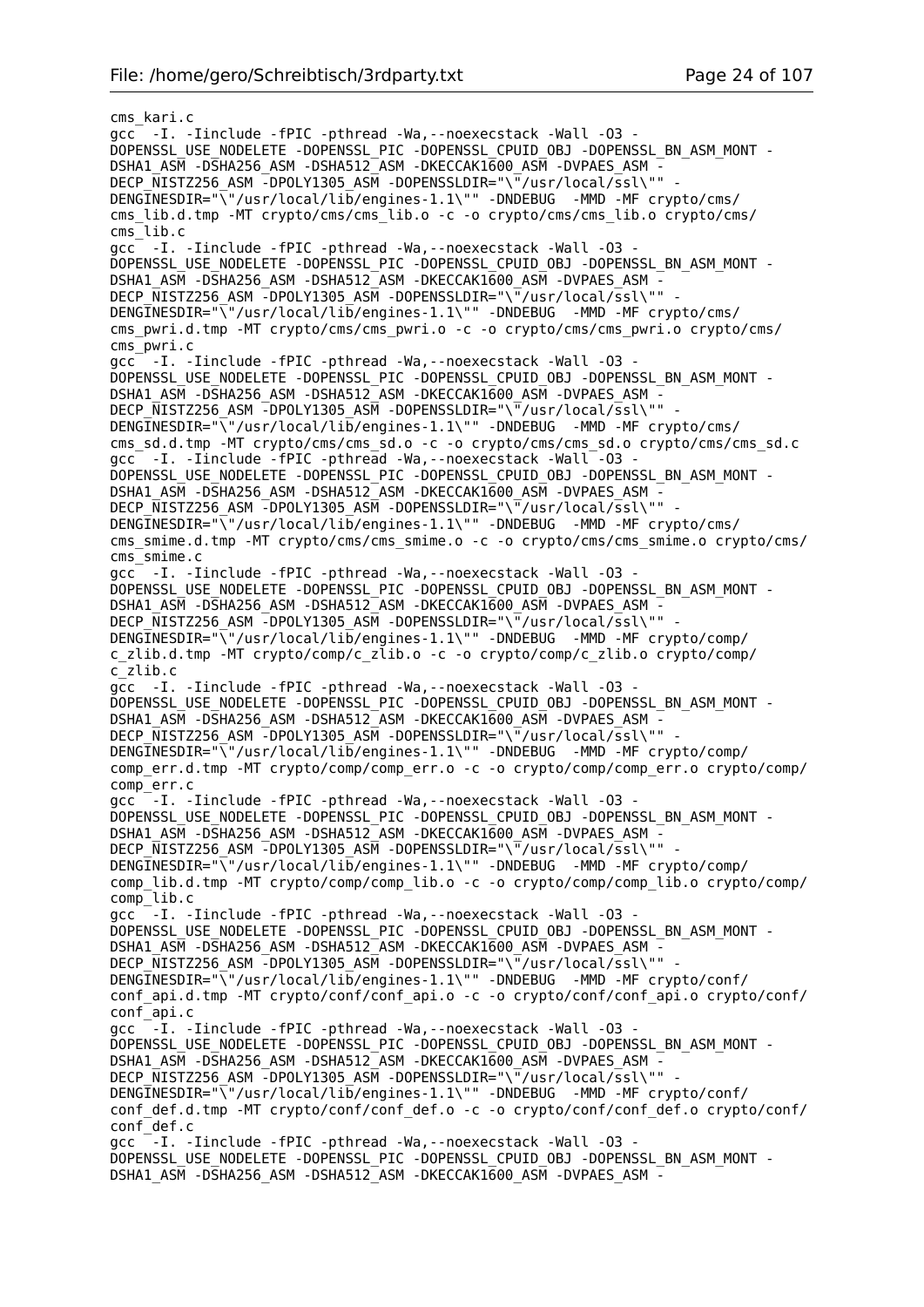```
cms_kari.c
gcc  -I. -Iinclude -fPIC -pthread -Wa,--noexecstack -Wall -O3 -
DOPENSSL_USE_NODELETE -DOPENSSL_PIC -DOPENSSL_CPUID_OBJ -DOPENSSL_BN_ASM_MONT -
DSHA1_ASM -DSHA256_ASM -DSHA512_ASM -DKECCAK1600_ASM -DVPAES_ASM -
DECP_NISTZ256_ASM -DPOLY1305_ASM -DOPENSSLDIR="\"/usr/local/ssl\"" -
DENGINESDIR="\"/usr/local/lib/engines-1.1\"" -DNDEBUG  -MMD -MF crypto/cms/
cms_lib.d.tmp -MT crypto/cms/cms_lib.o -c -o crypto/cms/cms_lib.o crypto/cms/
cms_lib.c
gcc  -I. -Iinclude -fPIC -pthread -Wa,--noexecstack -Wall -O3 -
DOPENSSL_USE_NODELETE -DOPENSSL_PIC -DOPENSSL_CPUID_OBJ -DOPENSSL_BN_ASM_MONT -
DSHA1_ASM -DSHA256_ASM -DSHA512_ASM -DKECCAK1600_ASM -DVPAES_ASM -
DECP_NISTZ256_ASM -DPOLY1305_ASM -DOPENSSLDIR="\"/usr/local/ssl\"" -
DENGINESDIR="\"/usr/local/lib/engines-1.1\"" -DNDEBUG  -MMD -MF crypto/cms/
cms_pwri.d.tmp -MT crypto/cms/cms_pwri.o -c -o crypto/cms/cms_pwri.o crypto/cms/
cms_pwri.c
gcc  -I. -Iinclude -fPIC -pthread -Wa,--noexecstack -Wall -O3 -
DOPENSSL_USE_NODELETE -DOPENSSL_PIC -DOPENSSL_CPUID_OBJ -DOPENSSL_BN_ASM_MONT -
DSHA1_ASM -DSHA256_ASM -DSHA512_ASM -DKECCAK1600_ASM -DVPAES_ASM -
DECP_NISTZ256_ASM -DPOLY1305_ASM -DOPENSSLDIR="\"/usr/local/ssl\"" -
DENGINESDIR="\"/usr/local/lib/engines-1.1\"" -DNDEBUG  -MMD -MF crypto/cms/
cms_sd.d.tmp -MT crypto/cms/cms_sd.o -c -o crypto/cms/cms_sd.o crypto/cms/cms_sd.c
gcc  -I. -Iinclude -fPIC -pthread -Wa,--noexecstack -Wall -O3 -
DOPENSSL_USE_NODELETE -DOPENSSL_PIC -DOPENSSL_CPUID_OBJ -DOPENSSL_BN_ASM_MONT -
DSHA1_ASM -DSHA256_ASM -DSHA512_ASM -DKECCAK1600_ASM -DVPAES_ASM -
DECP_NISTZ256_ASM -DPOLY1305_ASM -DOPENSSLDIR="\"/usr/local/ssl\"" -
DENGINESDIR="\"/usr/local/lib/engines-1.1\"" -DNDEBUG  -MMD -MF crypto/cms/
cms_smime.d.tmp -MT crypto/cms/cms_smime.o -c -o crypto/cms/cms_smime.o crypto/cms/
cms_smime.c
gcc  -I. -Iinclude -fPIC -pthread -Wa,--noexecstack -Wall -O3 -
DOPENSSL_USE_NODELETE -DOPENSSL_PIC -DOPENSSL_CPUID_OBJ -DOPENSSL_BN_ASM_MONT -
DSHA1_ASM -DSHA256_ASM -DSHA512_ASM -DKECCAK1600_ASM -DVPAES_ASM -
DECP_NISTZ256_ASM -DPOLY1305_ASM -DOPENSSLDIR="\"/usr/local/ssl\"" -
DENGINESDIR="\"/usr/local/lib/engines-1.1\"" -DNDEBUG  -MMD -MF crypto/comp/
c_zlib.d.tmp -MT crypto/comp/c_zlib.o -c -o crypto/comp/c_zlib.o crypto/comp/
c_zlib.c
gcc  -I. -Iinclude -fPIC -pthread -Wa,--noexecstack -Wall -O3 -
DOPENSSL_USE_NODELETE -DOPENSSL_PIC -DOPENSSL_CPUID_OBJ -DOPENSSL_BN_ASM_MONT -
DSHA1_ASM -DSHA256_ASM -DSHA512_ASM -DKECCAK1600_ASM -DVPAES_ASM -
DECP_NISTZ256_ASM -DPOLY1305_ASM -DOPENSSLDIR="\"/usr/local/ssl\"" -
DENGINESDIR="\"/usr/local/lib/engines-1.1\"" -DNDEBUG  -MMD -MF crypto/comp/
comp_err.d.tmp -MT crypto/comp/comp_err.o -c -o crypto/comp/comp_err.o crypto/comp/
comp_err.c
gcc  -I. -Iinclude -fPIC -pthread -Wa,--noexecstack -Wall -O3 -
DOPENSSL_USE_NODELETE -DOPENSSL_PIC -DOPENSSL_CPUID_OBJ -DOPENSSL_BN_ASM_MONT -
DSHA1_ASM -DSHA256_ASM -DSHA512_ASM -DKECCAK1600_ASM -DVPAES_ASM -
DECP_NISTZ256_ASM -DPOLY1305_ASM -DOPENSSLDIR="\"/usr/local/ssl\"" -
DENGINESDIR="\"/usr/local/lib/engines-1.1\"" -DNDEBUG  -MMD -MF crypto/comp/
comp_lib.d.tmp -MT crypto/comp/comp_lib.o -c -o crypto/comp/comp_lib.o crypto/comp/
comp_lib.c
gcc  -I. -Iinclude -fPIC -pthread -Wa,--noexecstack -Wall -O3 -
DOPENSSL_USE_NODELETE -DOPENSSL_PIC -DOPENSSL_CPUID_OBJ -DOPENSSL_BN_ASM_MONT -
DSHA1_ASM -DSHA256_ASM -DSHA512_ASM -DKECCAK1600_ASM -DVPAES_ASM -
DECP_NISTZ256_ASM -DPOLY1305_ASM -DOPENSSLDIR="\"/usr/local/ssl\"" -
DENGINESDIR="\"/usr/local/lib/engines-1.1\"" -DNDEBUG  -MMD -MF crypto/conf/
conf_api.d.tmp -MT crypto/conf/conf_api.o -c -o crypto/conf/conf_api.o crypto/conf/
conf_api.c
gcc  -I. -Iinclude -fPIC -pthread -Wa,--noexecstack -Wall -O3 -
DOPENSSL_USE_NODELETE -DOPENSSL_PIC -DOPENSSL_CPUID_OBJ -DOPENSSL_BN_ASM_MONT -
DSHA1_ASM -DSHA256_ASM -DSHA512_ASM -DKECCAK1600_ASM -DVPAES_ASM -
DECP_NISTZ256_ASM -DPOLY1305_ASM -DOPENSSLDIR="\"/usr/local/ssl\"" -
DENGINESDIR="\"/usr/local/lib/engines-1.1\"" -DNDEBUG  -MMD -MF crypto/conf/
conf_def.d.tmp -MT crypto/conf/conf_def.o -c -o crypto/conf/conf_def.o crypto/conf/
conf_def.c
gcc  -I. -Iinclude -fPIC -pthread -Wa,--noexecstack -Wall -O3 -
DOPENSSL_USE_NODELETE -DOPENSSL_PIC -DOPENSSL_CPUID_OBJ -DOPENSSL_BN_ASM_MONT -
DSHA1_ASM -DSHA256_ASM -DSHA512_ASM -DKECCAK1600_ASM -DVPAES_ASM -
```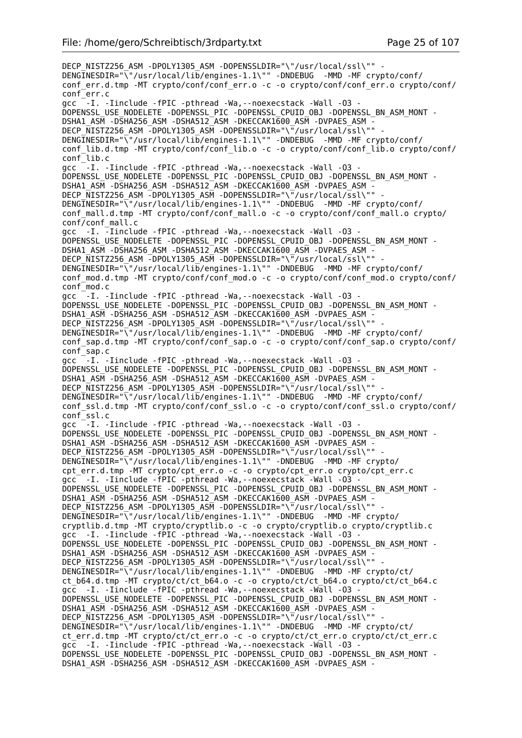```
DECP_NISTZ256_ASM -DPOLY1305_ASM -DOPENSSLDIR="\"/usr/local/ssl\"" -
DENGINESDIR="\"/usr/local/lib/engines-1.1\"" -DNDEBUG  -MMD -MF crypto/conf/
conf_err.d.tmp -MT crypto/conf/conf_err.o -c -o crypto/conf/conf_err.o crypto/conf/
conf_err.c
gcc  -I. -Iinclude -fPIC -pthread -Wa,--noexecstack -Wall -O3 -
DOPENSSL_USE_NODELETE -DOPENSSL_PIC -DOPENSSL_CPUID_OBJ -DOPENSSL_BN_ASM_MONT -
DSHA1_ASM -DSHA256_ASM -DSHA512_ASM -DKECCAK1600_ASM -DVPAES_ASM -
DECP_NISTZ256_ASM -DPOLY1305_ASM -DOPENSSLDIR="\"/usr/local/ssl\"" -
DENGINESDIR="\"/usr/local/lib/engines-1.1\"" -DNDEBUG  -MMD -MF crypto/conf/
conf_lib.d.tmp -MT crypto/conf/conf_lib.o -c -o crypto/conf/conf_lib.o crypto/conf/
conf_lib.c
gcc  -I. -Iinclude -fPIC -pthread -Wa,--noexecstack -Wall -O3 -
DOPENSSL_USE_NODELETE -DOPENSSL_PIC -DOPENSSL_CPUID_OBJ -DOPENSSL_BN_ASM_MONT -
DSHA1_ASM -DSHA256_ASM -DSHA512_ASM -DKECCAK1600_ASM -DVPAES_ASM -
DECP_NISTZ256_ASM -DPOLY1305_ASM -DOPENSSLDIR="\"/usr/local/ssl\"" -
DENGINESDIR="\"/usr/local/lib/engines-1.1\"" -DNDEBUG  -MMD -MF crypto/conf/
conf_mall.d.tmp -MT crypto/conf/conf_mall.o -c -o crypto/conf/conf_mall.o crypto/
conf/conf_mall.c
gcc  -I. -Iinclude -fPIC -pthread -Wa,--noexecstack -Wall -O3 -
DOPENSSL_USE_NODELETE -DOPENSSL_PIC -DOPENSSL_CPUID_OBJ -DOPENSSL_BN_ASM_MONT -
DSHA1_ASM -DSHA256_ASM -DSHA512_ASM -DKECCAK1600_ASM -DVPAES_ASM -
DECP_NISTZ256_ASM -DPOLY1305_ASM -DOPENSSLDIR="\"/usr/local/ssl\"" -
DENGINESDIR="\"/usr/local/lib/engines-1.1\"" -DNDEBUG  -MMD -MF crypto/conf/
conf_mod.d.tmp -MT crypto/conf/conf_mod.o -c -o crypto/conf/conf_mod.o crypto/conf/
conf_mod.c
gcc  -I. -Iinclude -fPIC -pthread -Wa,--noexecstack -Wall -O3 -
DOPENSSL_USE_NODELETE -DOPENSSL_PIC -DOPENSSL_CPUID_OBJ -DOPENSSL_BN_ASM_MONT -
DSHA1_ASM -DSHA256_ASM -DSHA512_ASM -DKECCAK1600_ASM -DVPAES_ASM -
DECP_NISTZ256_ASM -DPOLY1305_ASM -DOPENSSLDIR="\"/usr/local/ssl\"" -
DENGINESDIR="\"/usr/local/lib/engines-1.1\"" -DNDEBUG  -MMD -MF crypto/conf/
conf_sap.d.tmp -MT crypto/conf/conf_sap.o -c -o crypto/conf/conf_sap.o crypto/conf/
conf_sap.c
gcc  -I. -Iinclude -fPIC -pthread -Wa,--noexecstack -Wall -O3 -
DOPENSSL_USE_NODELETE -DOPENSSL_PIC -DOPENSSL_CPUID_OBJ -DOPENSSL_BN_ASM_MONT -
DSHA1_ASM -DSHA256_ASM -DSHA512_ASM -DKECCAK1600_ASM -DVPAES_ASM -
DECP_NISTZ256_ASM -DPOLY1305_ASM -DOPENSSLDIR="\"/usr/local/ssl\"" -
DENGINESDIR="\"/usr/local/lib/engines-1.1\"" -DNDEBUG  -MMD -MF crypto/conf/
conf_ssl.d.tmp -MT crypto/conf/conf_ssl.o -c -o crypto/conf/conf_ssl.o crypto/conf/
conf_ssl.c
gcc  -I. -Iinclude -fPIC -pthread -Wa,--noexecstack -Wall -O3 -
DOPENSSL_USE_NODELETE -DOPENSSL_PIC -DOPENSSL_CPUID_OBJ -DOPENSSL_BN_ASM_MONT -
DSHA1_ASM -DSHA256_ASM -DSHA512_ASM -DKECCAK1600_ASM -DVPAES_ASM -
DECP_NISTZ256_ASM -DPOLY1305_ASM -DOPENSSLDIR="\"/usr/local/ssl\"" -
DENGINESDIR="\"/usr/local/lib/engines-1.1\"" -DNDEBUG  -MMD -MF crypto/
cpt_err.d.tmp -MT crypto/cpt_err.o -c -o crypto/cpt_err.o crypto/cpt_err.c
gcc  -I. -Iinclude -fPIC -pthread -Wa,--noexecstack -Wall -O3 -
DOPENSSL_USE_NODELETE -DOPENSSL_PIC -DOPENSSL_CPUID_OBJ -DOPENSSL_BN_ASM_MONT -
DSHA1_ASM -DSHA256_ASM -DSHA512_ASM -DKECCAK1600_ASM -DVPAES_ASM -
DECP_NISTZ256_ASM -DPOLY1305_ASM -DOPENSSLDIR="\"/usr/local/ssl\"" -
DENGINESDIR="\"/usr/local/lib/engines-1.1\"" -DNDEBUG  -MMD -MF crypto/
cryptlib.d.tmp -MT crypto/cryptlib.o -c -o crypto/cryptlib.o crypto/cryptlib.c
gcc  -I. -Iinclude -fPIC -pthread -Wa,--noexecstack -Wall -O3 -
DOPENSSL_USE_NODELETE -DOPENSSL_PIC -DOPENSSL_CPUID_OBJ -DOPENSSL_BN_ASM_MONT -
DSHA1_ASM -DSHA256_ASM -DSHA512_ASM -DKECCAK1600_ASM -DVPAES_ASM -
DECP_NISTZ256_ASM -DPOLY1305_ASM -DOPENSSLDIR="\"/usr/local/ssl\"" -
DENGINESDIR="\"/usr/local/lib/engines-1.1\"" -DNDEBUG  -MMD -MF crypto/ct/
ct_b64.d.tmp -MT crypto/ct/ct_b64.o -c -o crypto/ct/ct_b64.o crypto/ct/ct_b64.c
gcc  -I. -Iinclude -fPIC -pthread -Wa,--noexecstack -Wall -O3 -
DOPENSSL_USE_NODELETE -DOPENSSL_PIC -DOPENSSL_CPUID_OBJ -DOPENSSL_BN_ASM_MONT -
DSHA1_ASM -DSHA256_ASM -DSHA512_ASM -DKECCAK1600_ASM -DVPAES_ASM -
DECP_NISTZ256_ASM -DPOLY1305_ASM -DOPENSSLDIR="\"/usr/local/ssl\"" -
DENGINESDIR="\"/usr/local/lib/engines-1.1\"" -DNDEBUG  -MMD -MF crypto/ct/
ct_err.d.tmp -MT crypto/ct/ct_err.o -c -o crypto/ct/ct_err.o crypto/ct/ct_err.c
gcc  -I. -Iinclude -fPIC -pthread -Wa,--noexecstack -Wall -O3 -
DOPENSSL_USE_NODELETE -DOPENSSL_PIC -DOPENSSL_CPUID_OBJ -DOPENSSL_BN_ASM_MONT -
DSHA1_ASM -DSHA256_ASM -DSHA512_ASM -DKECCAK1600_ASM -DVPAES_ASM -
```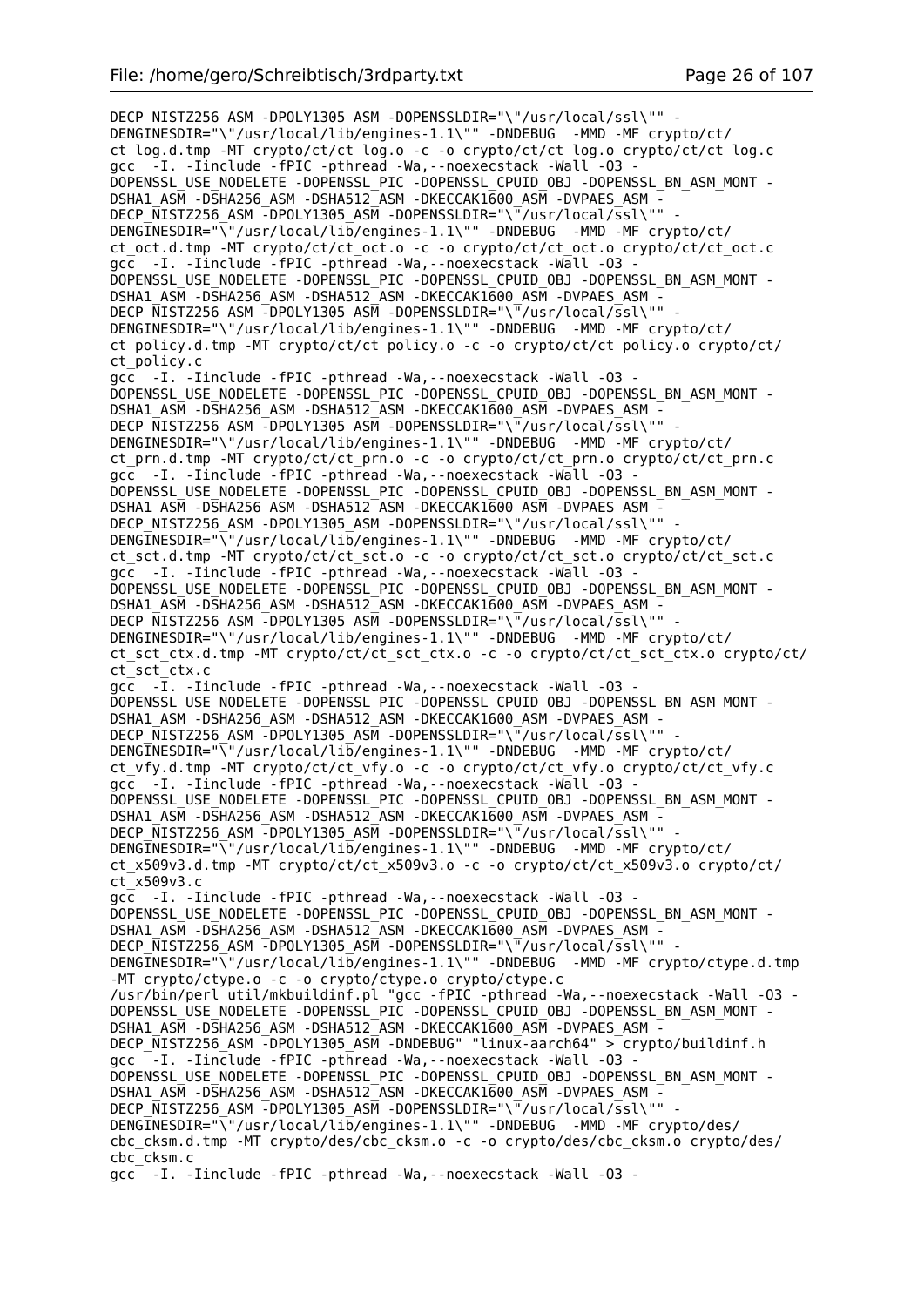```
DECP_NISTZ256_ASM -DPOLY1305_ASM -DOPENSSLDIR="\"/usr/local/ssl\"" -
DENGINESDIR="\"/usr/local/lib/engines-1.1\"" -DNDEBUG  -MMD -MF crypto/ct/
ct_log.d.tmp -MT crypto/ct/ct_log.o -c -o crypto/ct/ct_log.o crypto/ct/ct_log.c
gcc  -I. -Iinclude -fPIC -pthread -Wa,--noexecstack -Wall -O3 -
DOPENSSL_USE_NODELETE -DOPENSSL_PIC -DOPENSSL_CPUID_OBJ -DOPENSSL_BN_ASM_MONT -
DSHA1_ASM -DSHA256_ASM -DSHA512_ASM -DKECCAK1600_ASM -DVPAES_ASM -
DECP_NISTZ256_ASM -DPOLY1305_ASM -DOPENSSLDIR="\"/usr/local/ssl\"" -
DENGINESDIR="\"/usr/local/lib/engines-1.1\"" -DNDEBUG  -MMD -MF crypto/ct/
ct_oct.d.tmp -MT crypto/ct/ct_oct.o -c -o crypto/ct/ct_oct.o crypto/ct/ct_oct.c
gcc  -I. -Iinclude -fPIC -pthread -Wa,--noexecstack -Wall -O3 -
DOPENSSL_USE_NODELETE -DOPENSSL_PIC -DOPENSSL_CPUID_OBJ -DOPENSSL_BN_ASM_MONT -
DSHA1_ASM -DSHA256_ASM -DSHA512_ASM -DKECCAK1600_ASM -DVPAES_ASM -
DECP_NISTZ256_ASM -DPOLY1305_ASM -DOPENSSLDIR="\"/usr/local/ssl\"" -
DENGINESDIR="\"/usr/local/lib/engines-1.1\"" -DNDEBUG  -MMD -MF crypto/ct/
ct_policy.d.tmp -MT crypto/ct/ct_policy.o -c -o crypto/ct/ct_policy.o crypto/ct/
ct_policy.c
gcc  -I. -Iinclude -fPIC -pthread -Wa,--noexecstack -Wall -O3 -
DOPENSSL_USE_NODELETE -DOPENSSL_PIC -DOPENSSL_CPUID_OBJ -DOPENSSL_BN_ASM_MONT -
DSHA1_ASM -DSHA256_ASM -DSHA512_ASM -DKECCAK1600_ASM -DVPAES_ASM -
DECP_NISTZ256_ASM -DPOLY1305_ASM -DOPENSSLDIR="\"/usr/local/ssl\"" -
DENGINESDIR="\"/usr/local/lib/engines-1.1\"" -DNDEBUG  -MMD -MF crypto/ct/
ct_prn.d.tmp -MT crypto/ct/ct_prn.o -c -o crypto/ct/ct_prn.o crypto/ct/ct_prn.c
gcc  -I. -Iinclude -fPIC -pthread -Wa,--noexecstack -Wall -O3 -
DOPENSSL_USE_NODELETE -DOPENSSL_PIC -DOPENSSL_CPUID_OBJ -DOPENSSL_BN_ASM_MONT -
DSHA1_ASM -DSHA256_ASM -DSHA512_ASM -DKECCAK1600_ASM -DVPAES_ASM -
DECP_NISTZ256_ASM -DPOLY1305_ASM -DOPENSSLDIR="\"/usr/local/ssl\"" -
DENGINESDIR="\"/usr/local/lib/engines-1.1\"" -DNDEBUG  -MMD -MF crypto/ct/
ct_sct.d.tmp -MT crypto/ct/ct_sct.o -c -o crypto/ct/ct_sct.o crypto/ct/ct_sct.c
gcc  -I. -Iinclude -fPIC -pthread -Wa,--noexecstack -Wall -O3 -
DOPENSSL_USE_NODELETE -DOPENSSL_PIC -DOPENSSL_CPUID_OBJ -DOPENSSL_BN_ASM_MONT -
DSHA1_ASM -DSHA256_ASM -DSHA512_ASM -DKECCAK1600_ASM -DVPAES_ASM -
DECP_NISTZ256_ASM -DPOLY1305_ASM -DOPENSSLDIR="\"/usr/local/ssl\"" -
DENGINESDIR="\"/usr/local/lib/engines-1.1\"" -DNDEBUG  -MMD -MF crypto/ct/
ct_sct_ctx.d.tmp -MT crypto/ct/ct_sct_ctx.o -c -o crypto/ct/ct_sct_ctx.o crypto/ct/
ct_sct_ctx.c
gcc  -I. -Iinclude -fPIC -pthread -Wa,--noexecstack -Wall -O3 -
DOPENSSL_USE_NODELETE -DOPENSSL_PIC -DOPENSSL_CPUID_OBJ -DOPENSSL_BN_ASM_MONT -
DSHA1_ASM -DSHA256_ASM -DSHA512_ASM -DKECCAK1600_ASM -DVPAES_ASM -
DECP_NISTZ256_ASM -DPOLY1305_ASM -DOPENSSLDIR="\"/usr/local/ssl\"" -
DENGINESDIR="\"/usr/local/lib/engines-1.1\"" -DNDEBUG  -MMD -MF crypto/ct/
ct_vfy.d.tmp -MT crypto/ct/ct_vfy.o -c -o crypto/ct/ct_vfy.o crypto/ct/ct_vfy.c
gcc  -I. -Iinclude -fPIC -pthread -Wa,--noexecstack -Wall -O3 -
DOPENSSL_USE_NODELETE -DOPENSSL_PIC -DOPENSSL_CPUID_OBJ -DOPENSSL_BN_ASM_MONT -
DSHA1_ASM -DSHA256_ASM -DSHA512_ASM -DKECCAK1600_ASM -DVPAES_ASM -
DECP_NISTZ256_ASM -DPOLY1305_ASM -DOPENSSLDIR="\"/usr/local/ssl\"" -
DENGINESDIR="\"/usr/local/lib/engines-1.1\"" -DNDEBUG  -MMD -MF crypto/ct/
ct_x509v3.d.tmp -MT crypto/ct/ct_x509v3.o -c -o crypto/ct/ct_x509v3.o crypto/ct/
ct_x509v3.c
gcc  -I. -Iinclude -fPIC -pthread -Wa,--noexecstack -Wall -O3 -
DOPENSSL_USE_NODELETE -DOPENSSL_PIC -DOPENSSL_CPUID_OBJ -DOPENSSL_BN_ASM_MONT -
DSHA1_ASM -DSHA256_ASM -DSHA512_ASM -DKECCAK1600_ASM -DVPAES_ASM -
DECP_NISTZ256_ASM -DPOLY1305_ASM -DOPENSSLDIR="\"/usr/local/ssl\"" -
DENGINESDIR="\"/usr/local/lib/engines-1.1\"" -DNDEBUG  -MMD -MF crypto/ctype.d.tmp
-MT crypto/ctype.o -c -o crypto/ctype.o crypto/ctype.c
/usr/bin/perl util/mkbuildinf.pl "gcc -fPIC -pthread -Wa,--noexecstack -Wall -O3 -
DOPENSSL_USE_NODELETE -DOPENSSL_PIC -DOPENSSL_CPUID_OBJ -DOPENSSL_BN_ASM_MONT -
DSHA1_ASM -DSHA256_ASM -DSHA512_ASM -DKECCAK1600_ASM -DVPAES_ASM -
DECP_NISTZ256_ASM -DPOLY1305_ASM -DNDEBUG" "linux-aarch64" > crypto/buildinf.h
gcc  -I. -Iinclude -fPIC -pthread -Wa,--noexecstack -Wall -O3 -
DOPENSSL_USE_NODELETE -DOPENSSL_PIC -DOPENSSL_CPUID_OBJ -DOPENSSL_BN_ASM_MONT -
DSHA1_ASM -DSHA256_ASM -DSHA512_ASM -DKECCAK1600_ASM -DVPAES_ASM -
DECP_NISTZ256_ASM -DPOLY1305_ASM -DOPENSSLDIR="\"/usr/local/ssl\"" -
DENGINESDIR="\"/usr/local/lib/engines-1.1\"" -DNDEBUG  -MMD -MF crypto/des/
cbc_cksm.d.tmp -MT crypto/des/cbc_cksm.o -c -o crypto/des/cbc_cksm.o crypto/des/
cbc_cksm.c
gcc  -I. -Iinclude -fPIC -pthread -Wa,--noexecstack -Wall -O3 -
```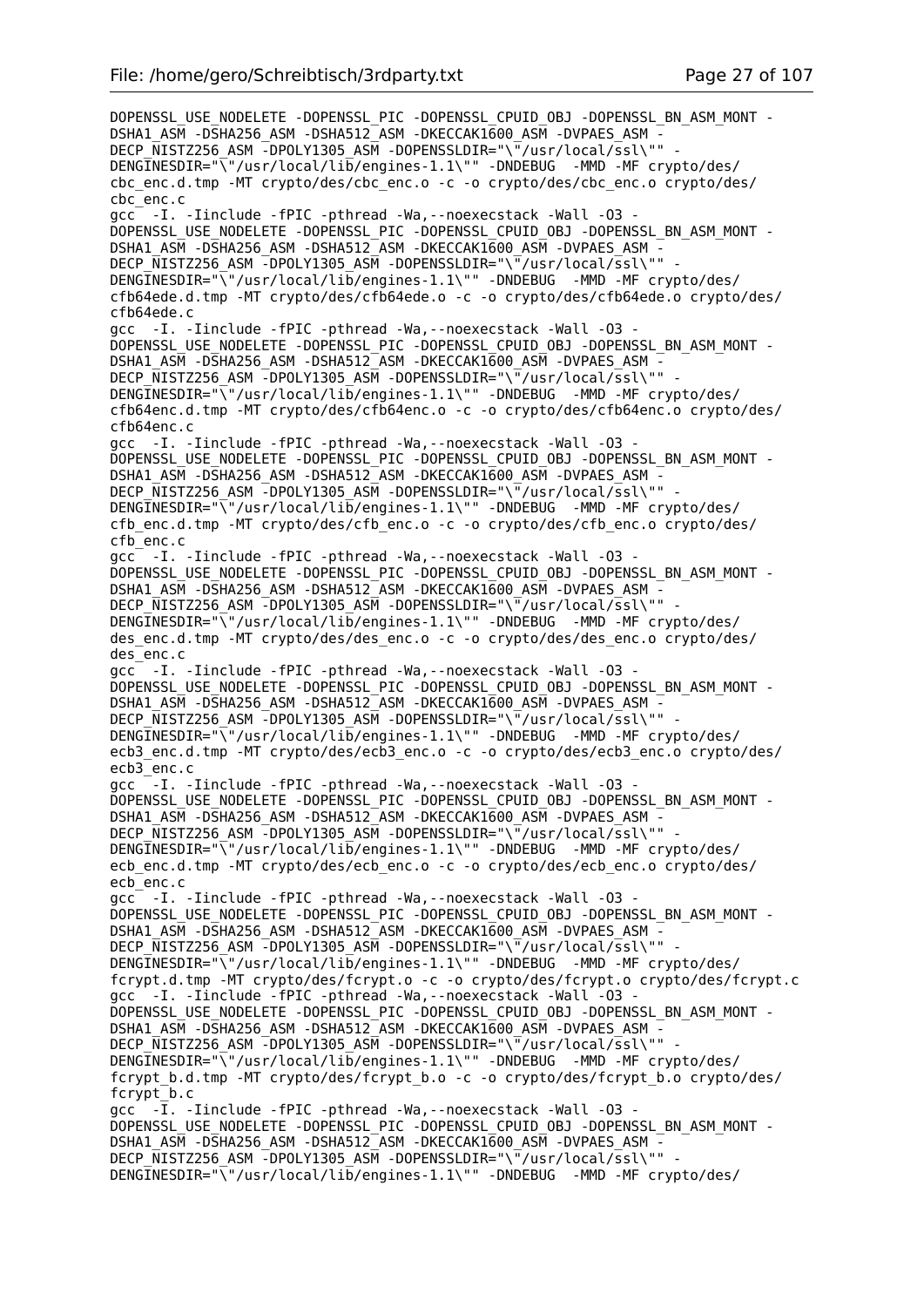```
DOPENSSL_USE_NODELETE -DOPENSSL_PIC -DOPENSSL_CPUID_OBJ -DOPENSSL_BN_ASM_MONT -
DSHA1_ASM -DSHA256_ASM -DSHA512_ASM -DKECCAK1600_ASM -DVPAES_ASM -
DECP_NISTZ256_ASM -DPOLY1305_ASM -DOPENSSLDIR="\"/usr/local/ssl\"" -
DENGINESDIR="\"/usr/local/lib/engines-1.1\"" -DNDEBUG  -MMD -MF crypto/des/
cbc_enc.d.tmp -MT crypto/des/cbc_enc.o -c -o crypto/des/cbc_enc.o crypto/des/
cbc_enc.c
gcc  -I. -Iinclude -fPIC -pthread -Wa,--noexecstack -Wall -O3 -
DOPENSSL_USE_NODELETE -DOPENSSL_PIC -DOPENSSL_CPUID_OBJ -DOPENSSL_BN_ASM_MONT -
DSHA1_ASM -DSHA256_ASM -DSHA512_ASM -DKECCAK1600_ASM -DVPAES_ASM -
DECP_NISTZ256_ASM -DPOLY1305_ASM -DOPENSSLDIR="\"/usr/local/ssl\"" -
DENGINESDIR="\"/usr/local/lib/engines-1.1\"" -DNDEBUG  -MMD -MF crypto/des/
cfb64ede.d.tmp -MT crypto/des/cfb64ede.o -c -o crypto/des/cfb64ede.o crypto/des/
cfb64ede.c
gcc  -I. -Iinclude -fPIC -pthread -Wa,--noexecstack -Wall -O3 -
DOPENSSL_USE_NODELETE -DOPENSSL_PIC -DOPENSSL_CPUID_OBJ -DOPENSSL_BN_ASM_MONT -
DSHA1_ASM -DSHA256_ASM -DSHA512_ASM -DKECCAK1600_ASM -DVPAES_ASM -
DECP_NISTZ256_ASM -DPOLY1305_ASM -DOPENSSLDIR="\"/usr/local/ssl\"" -
DENGINESDIR="\"/usr/local/lib/engines-1.1\"" -DNDEBUG  -MMD -MF crypto/des/
cfb64enc.d.tmp -MT crypto/des/cfb64enc.o -c -o crypto/des/cfb64enc.o crypto/des/
cfb64enc.c
gcc  -I. -Iinclude -fPIC -pthread -Wa,--noexecstack -Wall -O3 -
DOPENSSL_USE_NODELETE -DOPENSSL_PIC -DOPENSSL_CPUID_OBJ -DOPENSSL_BN_ASM_MONT -
DSHA1_ASM -DSHA256_ASM -DSHA512_ASM -DKECCAK1600_ASM -DVPAES_ASM -
DECP_NISTZ256_ASM -DPOLY1305_ASM -DOPENSSLDIR="\"/usr/local/ssl\"" -
DENGINESDIR="\"/usr/local/lib/engines-1.1\"" -DNDEBUG  -MMD -MF crypto/des/
cfb_enc.d.tmp -MT crypto/des/cfb_enc.o -c -o crypto/des/cfb_enc.o crypto/des/
cfb_enc.c
gcc  -I. -Iinclude -fPIC -pthread -Wa,--noexecstack -Wall -O3 -
DOPENSSL_USE_NODELETE -DOPENSSL_PIC -DOPENSSL_CPUID_OBJ -DOPENSSL_BN_ASM_MONT -
DSHA1_ASM -DSHA256_ASM -DSHA512_ASM -DKECCAK1600_ASM -DVPAES_ASM -
DECP_NISTZ256_ASM -DPOLY1305_ASM -DOPENSSLDIR="\"/usr/local/ssl\"" -
DENGINESDIR="\"/usr/local/lib/engines-1.1\"" -DNDEBUG  -MMD -MF crypto/des/
des_enc.d.tmp -MT crypto/des/des_enc.o -c -o crypto/des/des_enc.o crypto/des/
des_enc.c
gcc  -I. -Iinclude -fPIC -pthread -Wa,--noexecstack -Wall -O3 -
DOPENSSL_USE_NODELETE -DOPENSSL_PIC -DOPENSSL_CPUID_OBJ -DOPENSSL_BN_ASM_MONT -
DSHA1_ASM -DSHA256_ASM -DSHA512_ASM -DKECCAK1600_ASM -DVPAES_ASM -
DECP_NISTZ256_ASM -DPOLY1305_ASM -DOPENSSLDIR="\"/usr/local/ssl\"" -
DENGINESDIR="\"/usr/local/lib/engines-1.1\"" -DNDEBUG  -MMD -MF crypto/des/
ecb3_enc.d.tmp -MT crypto/des/ecb3_enc.o -c -o crypto/des/ecb3_enc.o crypto/des/
ecb3_enc.c
gcc  -I. -Iinclude -fPIC -pthread -Wa,--noexecstack -Wall -O3 -
DOPENSSL_USE_NODELETE -DOPENSSL_PIC -DOPENSSL_CPUID_OBJ -DOPENSSL_BN_ASM_MONT -
DSHA1_ASM -DSHA256_ASM -DSHA512_ASM -DKECCAK1600_ASM -DVPAES_ASM -
DECP_NISTZ256_ASM -DPOLY1305_ASM -DOPENSSLDIR="\"/usr/local/ssl\"" -
DENGINESDIR="\"/usr/local/lib/engines-1.1\"" -DNDEBUG  -MMD -MF crypto/des/
ecb_enc.d.tmp -MT crypto/des/ecb_enc.o -c -o crypto/des/ecb_enc.o crypto/des/
ecb_enc.c
gcc  -I. -Iinclude -fPIC -pthread -Wa,--noexecstack -Wall -O3 -
DOPENSSL_USE_NODELETE -DOPENSSL_PIC -DOPENSSL_CPUID_OBJ -DOPENSSL_BN_ASM_MONT -
DSHA1_ASM -DSHA256_ASM -DSHA512_ASM -DKECCAK1600_ASM -DVPAES_ASM -
DECP_NISTZ256_ASM -DPOLY1305_ASM -DOPENSSLDIR="\"/usr/local/ssl\"" -
DENGINESDIR="\"/usr/local/lib/engines-1.1\"" -DNDEBUG  -MMD -MF crypto/des/
fcrypt.d.tmp -MT crypto/des/fcrypt.o -c -o crypto/des/fcrypt.o crypto/des/fcrypt.c
gcc  -I. -Iinclude -fPIC -pthread -Wa,--noexecstack -Wall -O3 -
DOPENSSL_USE_NODELETE -DOPENSSL_PIC -DOPENSSL_CPUID_OBJ -DOPENSSL_BN_ASM_MONT -
DSHA1_ASM -DSHA256_ASM -DSHA512_ASM -DKECCAK1600_ASM -DVPAES_ASM -
DECP_NISTZ256_ASM -DPOLY1305_ASM -DOPENSSLDIR="\"/usr/local/ssl\"" -
DENGINESDIR="\"/usr/local/lib/engines-1.1\"" -DNDEBUG  -MMD -MF crypto/des/
fcrypt_b.d.tmp -MT crypto/des/fcrypt_b.o -c -o crypto/des/fcrypt_b.o crypto/des/
fcrypt_b.c
gcc  -I. -Iinclude -fPIC -pthread -Wa,--noexecstack -Wall -O3 -
DOPENSSL_USE_NODELETE -DOPENSSL_PIC -DOPENSSL_CPUID_OBJ -DOPENSSL_BN_ASM_MONT -
DSHA1_ASM -DSHA256_ASM -DSHA512_ASM -DKECCAK1600_ASM -DVPAES_ASM -
DECP_NISTZ256_ASM -DPOLY1305_ASM -DOPENSSLDIR="\"/usr/local/ssl\"" -
DENGINESDIR="\"/usr/local/lib/engines-1.1\"" -DNDEBUG  -MMD -MF crypto/des/
```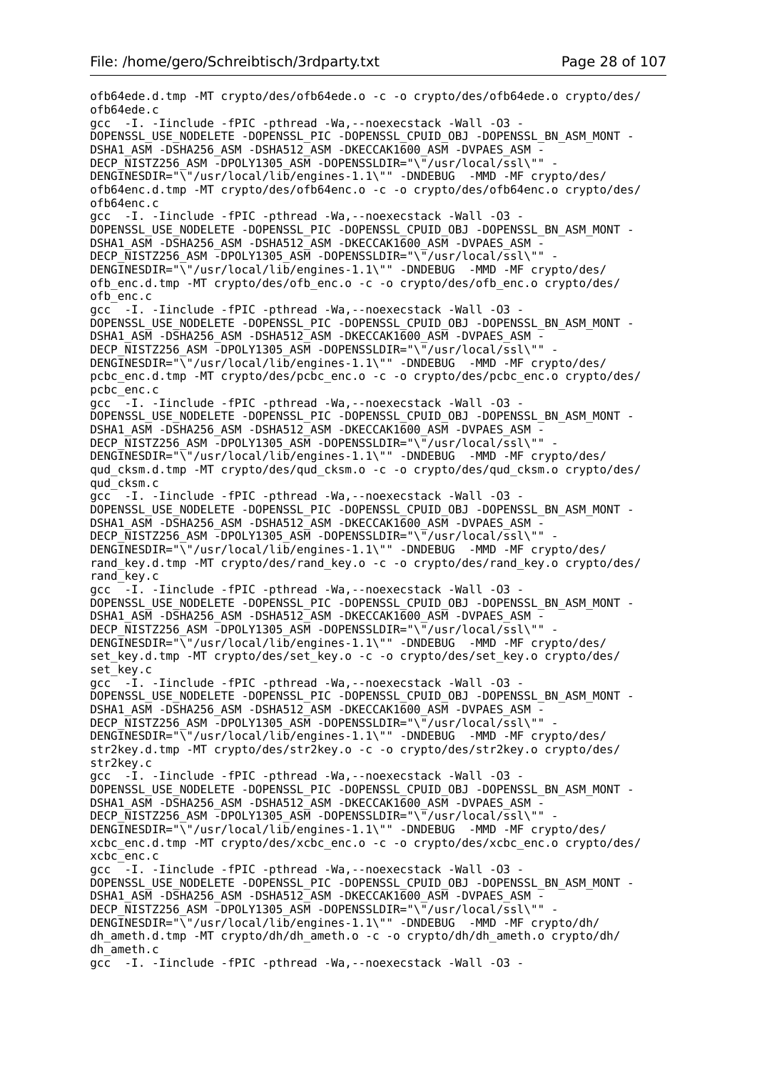```
ofb64ede.d.tmp -MT crypto/des/ofb64ede.o -c -o crypto/des/ofb64ede.o crypto/des/
ofb64ede.c
gcc  -I. -Iinclude -fPIC -pthread -Wa,--noexecstack -Wall -O3 -
DOPENSSL_USE_NODELETE -DOPENSSL_PIC -DOPENSSL_CPUID_OBJ -DOPENSSL_BN_ASM_MONT -
DSHA1_ASM -DSHA256_ASM -DSHA512_ASM -DKECCAK1600_ASM -DVPAES_ASM -
DECP_NISTZ256_ASM -DPOLY1305_ASM -DOPENSSLDIR="\"/usr/local/ssl\"" -
DENGINESDIR="\"/usr/local/lib/engines-1.1\"" -DNDEBUG  -MMD -MF crypto/des/
ofb64enc.d.tmp -MT crypto/des/ofb64enc.o -c -o crypto/des/ofb64enc.o crypto/des/
ofb64enc.c
gcc  -I. -Iinclude -fPIC -pthread -Wa,--noexecstack -Wall -O3 -
DOPENSSL_USE_NODELETE -DOPENSSL_PIC -DOPENSSL_CPUID_OBJ -DOPENSSL_BN_ASM_MONT -
DSHA1_ASM -DSHA256_ASM -DSHA512_ASM -DKECCAK1600_ASM -DVPAES_ASM -
DECP_NISTZ256_ASM -DPOLY1305_ASM -DOPENSSLDIR="\"/usr/local/ssl\"" -
DENGINESDIR="\"/usr/local/lib/engines-1.1\"" -DNDEBUG  -MMD -MF crypto/des/
ofb_enc.d.tmp -MT crypto/des/ofb_enc.o -c -o crypto/des/ofb_enc.o crypto/des/
ofb_enc.c
gcc  -I. -Iinclude -fPIC -pthread -Wa,--noexecstack -Wall -O3 -
DOPENSSL_USE_NODELETE -DOPENSSL_PIC -DOPENSSL_CPUID_OBJ -DOPENSSL_BN_ASM_MONT -
DSHA1_ASM -DSHA256_ASM -DSHA512_ASM -DKECCAK1600_ASM -DVPAES_ASM -
DECP_NISTZ256_ASM -DPOLY1305_ASM -DOPENSSLDIR="\"/usr/local/ssl\"" -
DENGINESDIR="\"/usr/local/lib/engines-1.1\"" -DNDEBUG  -MMD -MF crypto/des/
pcbc_enc.d.tmp -MT crypto/des/pcbc_enc.o -c -o crypto/des/pcbc_enc.o crypto/des/
pcbc_enc.c
gcc  -I. -Iinclude -fPIC -pthread -Wa,--noexecstack -Wall -O3 -
DOPENSSL_USE_NODELETE -DOPENSSL_PIC -DOPENSSL_CPUID_OBJ -DOPENSSL_BN_ASM_MONT -
DSHA1_ASM -DSHA256_ASM -DSHA512_ASM -DKECCAK1600_ASM -DVPAES_ASM -
DECP_NISTZ256_ASM -DPOLY1305_ASM -DOPENSSLDIR="\"/usr/local/ssl\"" -
DENGINESDIR="\"/usr/local/lib/engines-1.1\"" -DNDEBUG  -MMD -MF crypto/des/
qud_cksm.d.tmp -MT crypto/des/qud_cksm.o -c -o crypto/des/qud_cksm.o crypto/des/
qud_cksm.c
gcc  -I. -Iinclude -fPIC -pthread -Wa,--noexecstack -Wall -O3 -
DOPENSSL_USE_NODELETE -DOPENSSL_PIC -DOPENSSL_CPUID_OBJ -DOPENSSL_BN_ASM_MONT -
DSHA1_ASM -DSHA256_ASM -DSHA512_ASM -DKECCAK1600_ASM -DVPAES_ASM -
DECP_NISTZ256_ASM -DPOLY1305_ASM -DOPENSSLDIR="\"/usr/local/ssl\"" -
DENGINESDIR="\"/usr/local/lib/engines-1.1\"" -DNDEBUG  -MMD -MF crypto/des/
rand_key.d.tmp -MT crypto/des/rand_key.o -c -o crypto/des/rand_key.o crypto/des/
rand_key.c
gcc  -I. -Iinclude -fPIC -pthread -Wa,--noexecstack -Wall -O3 -
DOPENSSL_USE_NODELETE -DOPENSSL_PIC -DOPENSSL_CPUID_OBJ -DOPENSSL_BN_ASM_MONT -
DSHA1_ASM -DSHA256_ASM -DSHA512_ASM -DKECCAK1600_ASM -DVPAES_ASM -
DECP_NISTZ256_ASM -DPOLY1305_ASM -DOPENSSLDIR="\"/usr/local/ssl\"" -
DENGINESDIR="\"/usr/local/lib/engines-1.1\"" -DNDEBUG  -MMD -MF crypto/des/
set_key.d.tmp -MT crypto/des/set_key.o -c -o crypto/des/set_key.o crypto/des/
set_key.c
gcc  -I. -Iinclude -fPIC -pthread -Wa,--noexecstack -Wall -O3 -
DOPENSSL_USE_NODELETE -DOPENSSL_PIC -DOPENSSL_CPUID_OBJ -DOPENSSL_BN_ASM_MONT -
DSHA1_ASM -DSHA256_ASM -DSHA512_ASM -DKECCAK1600_ASM -DVPAES_ASM -
DECP_NISTZ256_ASM -DPOLY1305_ASM -DOPENSSLDIR="\"/usr/local/ssl\"" -
DENGINESDIR="\"/usr/local/lib/engines-1.1\"" -DNDEBUG  -MMD -MF crypto/des/
str2key.d.tmp -MT crypto/des/str2key.o -c -o crypto/des/str2key.o crypto/des/
str2key.c
gcc  -I. -Iinclude -fPIC -pthread -Wa,--noexecstack -Wall -O3 -
DOPENSSL_USE_NODELETE -DOPENSSL_PIC -DOPENSSL_CPUID_OBJ -DOPENSSL_BN_ASM_MONT -
DSHA1_ASM -DSHA256_ASM -DSHA512_ASM -DKECCAK1600_ASM -DVPAES_ASM -
DECP_NISTZ256_ASM -DPOLY1305_ASM -DOPENSSLDIR="\"/usr/local/ssl\"" -
DENGINESDIR="\"/usr/local/lib/engines-1.1\"" -DNDEBUG  -MMD -MF crypto/des/
xcbc_enc.d.tmp -MT crypto/des/xcbc_enc.o -c -o crypto/des/xcbc_enc.o crypto/des/
xcbc_enc.c
gcc  -I. -Iinclude -fPIC -pthread -Wa,--noexecstack -Wall -O3 -
DOPENSSL_USE_NODELETE -DOPENSSL_PIC -DOPENSSL_CPUID_OBJ -DOPENSSL_BN_ASM_MONT -
DSHA1_ASM -DSHA256_ASM -DSHA512_ASM -DKECCAK1600_ASM -DVPAES_ASM -
DECP_NISTZ256_ASM -DPOLY1305_ASM -DOPENSSLDIR="\"/usr/local/ssl\"" -
DENGINESDIR="\"/usr/local/lib/engines-1.1\"" -DNDEBUG  -MMD -MF crypto/dh/
dh_ameth.d.tmp -MT crypto/dh/dh_ameth.o -c -o crypto/dh/dh_ameth.o crypto/dh/
dh_ameth.c
gcc  -I. -Iinclude -fPIC -pthread -Wa,--noexecstack -Wall -O3 -
```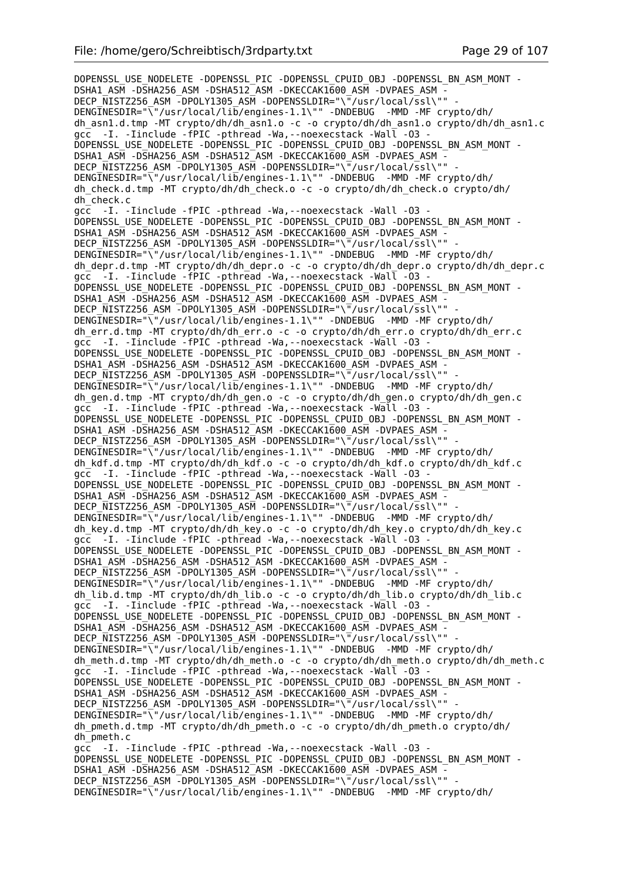```
DOPENSSL_USE_NODELETE -DOPENSSL_PIC -DOPENSSL_CPUID_OBJ -DOPENSSL_BN_ASM_MONT -
DSHA1_ASM -DSHA256_ASM -DSHA512_ASM -DKECCAK1600_ASM -DVPAES_ASM -
DECP_NISTZ256_ASM -DPOLY1305_ASM -DOPENSSLDIR="\"/usr/local/ssl\"" -
DENGINESDIR="\"/usr/local/lib/engines-1.1\"" -DNDEBUG  -MMD -MF crypto/dh/
dh_asn1.d.tmp -MT crypto/dh/dh_asn1.o -c -o crypto/dh/dh_asn1.o crypto/dh/dh_asn1.c
gcc  -I. -Iinclude -fPIC -pthread -Wa,--noexecstack -Wall -O3 -
DOPENSSL_USE_NODELETE -DOPENSSL_PIC -DOPENSSL_CPUID_OBJ -DOPENSSL_BN_ASM_MONT -
DSHA1_ASM -DSHA256_ASM -DSHA512_ASM -DKECCAK1600_ASM -DVPAES_ASM -
DECP_NISTZ256_ASM -DPOLY1305_ASM -DOPENSSLDIR="\"/usr/local/ssl\"" -
DENGINESDIR="\"/usr/local/lib/engines-1.1\"" -DNDEBUG  -MMD -MF crypto/dh/
dh_check.d.tmp -MT crypto/dh/dh_check.o -c -o crypto/dh/dh_check.o crypto/dh/
dh_check.c
gcc  -I. -Iinclude -fPIC -pthread -Wa,--noexecstack -Wall -O3 -
DOPENSSL_USE_NODELETE -DOPENSSL_PIC -DOPENSSL_CPUID_OBJ -DOPENSSL_BN_ASM_MONT -
DSHA1_ASM -DSHA256_ASM -DSHA512_ASM -DKECCAK1600_ASM -DVPAES_ASM -
DECP_NISTZ256_ASM -DPOLY1305_ASM -DOPENSSLDIR="\"/usr/local/ssl\"" -
DENGINESDIR="\"/usr/local/lib/engines-1.1\"" -DNDEBUG  -MMD -MF crypto/dh/
dh_depr.d.tmp -MT crypto/dh/dh_depr.o -c -o crypto/dh/dh_depr.o crypto/dh/dh_depr.c
gcc  -I. -Iinclude -fPIC -pthread -Wa,--noexecstack -Wall -O3 -
DOPENSSL_USE_NODELETE -DOPENSSL_PIC -DOPENSSL_CPUID_OBJ -DOPENSSL_BN_ASM_MONT -
DSHA1_ASM -DSHA256_ASM -DSHA512_ASM -DKECCAK1600_ASM -DVPAES_ASM -
DECP_NISTZ256_ASM -DPOLY1305_ASM -DOPENSSLDIR="\"/usr/local/ssl\"" -
DENGINESDIR="\"/usr/local/lib/engines-1.1\"" -DNDEBUG  -MMD -MF crypto/dh/
dh_err.d.tmp -MT crypto/dh/dh_err.o -c -o crypto/dh/dh_err.o crypto/dh/dh_err.c
gcc  -I. -Iinclude -fPIC -pthread -Wa,--noexecstack -Wall -O3 -
DOPENSSL_USE_NODELETE -DOPENSSL_PIC -DOPENSSL_CPUID_OBJ -DOPENSSL_BN_ASM_MONT -
DSHA1_ASM -DSHA256_ASM -DSHA512_ASM -DKECCAK1600_ASM -DVPAES_ASM -
DECP_NISTZ256_ASM -DPOLY1305_ASM -DOPENSSLDIR="\"/usr/local/ssl\"" -
DENGINESDIR="\"/usr/local/lib/engines-1.1\"" -DNDEBUG  -MMD -MF crypto/dh/
dh_gen.d.tmp -MT crypto/dh/dh_gen.o -c -o crypto/dh/dh_gen.o crypto/dh/dh_gen.c
gcc  -I. -Iinclude -fPIC -pthread -Wa,--noexecstack -Wall -O3 -
DOPENSSL_USE_NODELETE -DOPENSSL_PIC -DOPENSSL_CPUID_OBJ -DOPENSSL_BN_ASM_MONT -
DSHA1_ASM -DSHA256_ASM -DSHA512_ASM -DKECCAK1600_ASM -DVPAES_ASM -
DECP_NISTZ256_ASM -DPOLY1305_ASM -DOPENSSLDIR="\"/usr/local/ssl\"" -
DENGINESDIR="\"/usr/local/lib/engines-1.1\"" -DNDEBUG  -MMD -MF crypto/dh/
dh_kdf.d.tmp -MT crypto/dh/dh_kdf.o -c -o crypto/dh/dh_kdf.o crypto/dh/dh_kdf.c
gcc  -I. -Iinclude -fPIC -pthread -Wa,--noexecstack -Wall -O3 -
DOPENSSL_USE_NODELETE -DOPENSSL_PIC -DOPENSSL_CPUID_OBJ -DOPENSSL_BN_ASM_MONT -
DSHA1_ASM -DSHA256_ASM -DSHA512_ASM -DKECCAK1600_ASM -DVPAES_ASM -
DECP_NISTZ256_ASM -DPOLY1305_ASM -DOPENSSLDIR="\"/usr/local/ssl\"" -
DENGINESDIR="\"/usr/local/lib/engines-1.1\"" -DNDEBUG  -MMD -MF crypto/dh/
dh_key.d.tmp -MT crypto/dh/dh_key.o -c -o crypto/dh/dh_key.o crypto/dh/dh_key.c
gcc  -I. -Iinclude -fPIC -pthread -Wa,--noexecstack -Wall -O3 -
DOPENSSL_USE_NODELETE -DOPENSSL_PIC -DOPENSSL_CPUID_OBJ -DOPENSSL_BN_ASM_MONT -
DSHA1_ASM -DSHA256_ASM -DSHA512_ASM -DKECCAK1600_ASM -DVPAES_ASM -
DECP_NISTZ256_ASM -DPOLY1305_ASM -DOPENSSLDIR="\"/usr/local/ssl\"" -
DENGINESDIR="\"/usr/local/lib/engines-1.1\"" -DNDEBUG  -MMD -MF crypto/dh/
dh_lib.d.tmp -MT crypto/dh/dh_lib.o -c -o crypto/dh/dh_lib.o crypto/dh/dh_lib.c
gcc  -I. -Iinclude -fPIC -pthread -Wa,--noexecstack -Wall -O3 -
DOPENSSL_USE_NODELETE -DOPENSSL_PIC -DOPENSSL_CPUID_OBJ -DOPENSSL_BN_ASM_MONT -
DSHA1_ASM -DSHA256_ASM -DSHA512_ASM -DKECCAK1600_ASM -DVPAES_ASM -
DECP_NISTZ256_ASM -DPOLY1305_ASM -DOPENSSLDIR="\"/usr/local/ssl\"" -
DENGINESDIR="\"/usr/local/lib/engines-1.1\"" -DNDEBUG  -MMD -MF crypto/dh/
dh_meth.d.tmp -MT crypto/dh/dh_meth.o -c -o crypto/dh/dh_meth.o crypto/dh/dh_meth.c
gcc  -I. -Iinclude -fPIC -pthread -Wa,--noexecstack -Wall -O3 -
DOPENSSL_USE_NODELETE -DOPENSSL_PIC -DOPENSSL_CPUID_OBJ -DOPENSSL_BN_ASM_MONT -
DSHA1_ASM -DSHA256_ASM -DSHA512_ASM -DKECCAK1600_ASM -DVPAES_ASM -
DECP_NISTZ256_ASM -DPOLY1305_ASM -DOPENSSLDIR="\"/usr/local/ssl\"" -
DENGINESDIR="\"/usr/local/lib/engines-1.1\"" -DNDEBUG  -MMD -MF crypto/dh/
dh_pmeth.d.tmp -MT crypto/dh/dh_pmeth.o -c -o crypto/dh/dh_pmeth.o crypto/dh/
dh_pmeth.c
gcc  -I. -Iinclude -fPIC -pthread -Wa,--noexecstack -Wall -O3 -
DOPENSSL_USE_NODELETE -DOPENSSL_PIC -DOPENSSL_CPUID_OBJ -DOPENSSL_BN_ASM_MONT -
DSHA1_ASM -DSHA256_ASM -DSHA512_ASM -DKECCAK1600_ASM -DVPAES_ASM -
DECP_NISTZ256_ASM -DPOLY1305_ASM -DOPENSSLDIR="\"/usr/local/ssl\"" -
DENGINESDIR="\"/usr/local/lib/engines-1.1\"" -DNDEBUG  -MMD -MF crypto/dh/
```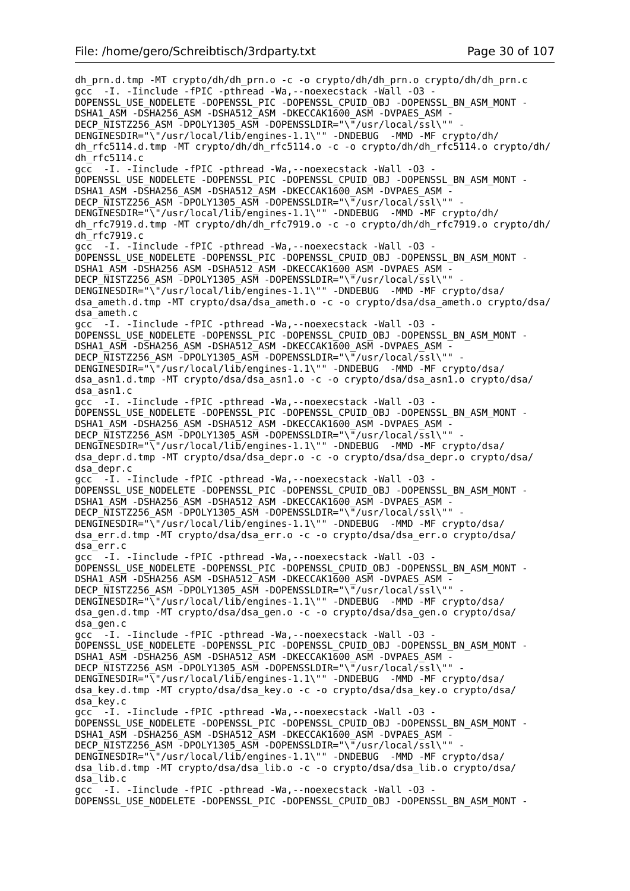```
dh_prn.d.tmp -MT crypto/dh/dh_prn.o -c -o crypto/dh/dh_prn.o crypto/dh/dh_prn.c
gcc  -I. -Iinclude -fPIC -pthread -Wa,--noexecstack -Wall -O3 -
DOPENSSL_USE_NODELETE -DOPENSSL_PIC -DOPENSSL_CPUID_OBJ -DOPENSSL_BN_ASM_MONT -
DSHA1_ASM -DSHA256_ASM -DSHA512_ASM -DKECCAK1600_ASM -DVPAES_ASM -
DECP_NISTZ256_ASM -DPOLY1305_ASM -DOPENSSLDIR="\"/usr/local/ssl\"" -
DENGINESDIR="\"/usr/local/lib/engines-1.1\"" -DNDEBUG  -MMD -MF crypto/dh/
dh_rfc5114.d.tmp -MT crypto/dh/dh_rfc5114.o -c -o crypto/dh/dh_rfc5114.o crypto/dh/
dh_rfc5114.c
gcc  -I. -Iinclude -fPIC -pthread -Wa,--noexecstack -Wall -O3 -
DOPENSSL_USE_NODELETE -DOPENSSL_PIC -DOPENSSL_CPUID_OBJ -DOPENSSL_BN_ASM_MONT -
DSHA1_ASM -DSHA256_ASM -DSHA512_ASM -DKECCAK1600_ASM -DVPAES_ASM -
DECP_NISTZ256_ASM -DPOLY1305_ASM -DOPENSSLDIR="\"/usr/local/ssl\"" -
DENGINESDIR="\"/usr/local/lib/engines-1.1\"" -DNDEBUG  -MMD -MF crypto/dh/
dh_rfc7919.d.tmp -MT crypto/dh/dh_rfc7919.o -c -o crypto/dh/dh_rfc7919.o crypto/dh/
dh_rfc7919.c
gcc  -I. -Iinclude -fPIC -pthread -Wa,--noexecstack -Wall -O3 -
DOPENSSL_USE_NODELETE -DOPENSSL_PIC -DOPENSSL_CPUID_OBJ -DOPENSSL_BN_ASM_MONT -
DSHA1_ASM -DSHA256_ASM -DSHA512_ASM -DKECCAK1600_ASM -DVPAES_ASM -
DECP_NISTZ256_ASM -DPOLY1305_ASM -DOPENSSLDIR="\"/usr/local/ssl\"" -
DENGINESDIR="\"/usr/local/lib/engines-1.1\"" -DNDEBUG  -MMD -MF crypto/dsa/
dsa_ameth.d.tmp -MT crypto/dsa/dsa_ameth.o -c -o crypto/dsa/dsa_ameth.o crypto/dsa/
dsa_ameth.c
gcc  -I. -Iinclude -fPIC -pthread -Wa,--noexecstack -Wall -O3 -
DOPENSSL_USE_NODELETE -DOPENSSL_PIC -DOPENSSL_CPUID_OBJ -DOPENSSL_BN_ASM_MONT -
DSHA1_ASM -DSHA256_ASM -DSHA512_ASM -DKECCAK1600_ASM -DVPAES_ASM -
DECP_NISTZ256_ASM -DPOLY1305_ASM -DOPENSSLDIR="\"/usr/local/ssl\"" -
DENGINESDIR="\"/usr/local/lib/engines-1.1\"" -DNDEBUG  -MMD -MF crypto/dsa/
dsa_asn1.d.tmp -MT crypto/dsa/dsa_asn1.o -c -o crypto/dsa/dsa_asn1.o crypto/dsa/
dsa_asn1.c
gcc  -I. -Iinclude -fPIC -pthread -Wa,--noexecstack -Wall -O3 -
DOPENSSL_USE_NODELETE -DOPENSSL_PIC -DOPENSSL_CPUID_OBJ -DOPENSSL_BN_ASM_MONT -
DSHA1_ASM -DSHA256_ASM -DSHA512_ASM -DKECCAK1600_ASM -DVPAES_ASM -
DECP_NISTZ256_ASM -DPOLY1305_ASM -DOPENSSLDIR="\"/usr/local/ssl\"" -
DENGINESDIR="\"/usr/local/lib/engines-1.1\"" -DNDEBUG  -MMD -MF crypto/dsa/
dsa_depr.d.tmp -MT crypto/dsa/dsa_depr.o -c -o crypto/dsa/dsa_depr.o crypto/dsa/
dsa_depr.c
gcc  -I. -Iinclude -fPIC -pthread -Wa,--noexecstack -Wall -O3 -
DOPENSSL_USE_NODELETE -DOPENSSL_PIC -DOPENSSL_CPUID_OBJ -DOPENSSL_BN_ASM_MONT -
DSHA1_ASM -DSHA256_ASM -DSHA512_ASM -DKECCAK1600_ASM -DVPAES_ASM -
DECP_NISTZ256_ASM -DPOLY1305_ASM -DOPENSSLDIR="\"/usr/local/ssl\"" -
DENGINESDIR="\"/usr/local/lib/engines-1.1\"" -DNDEBUG  -MMD -MF crypto/dsa/
dsa_err.d.tmp -MT crypto/dsa/dsa_err.o -c -o crypto/dsa/dsa_err.o crypto/dsa/
dsa_err.c
gcc  -I. -Iinclude -fPIC -pthread -Wa,--noexecstack -Wall -O3 -
DOPENSSL_USE_NODELETE -DOPENSSL_PIC -DOPENSSL_CPUID_OBJ -DOPENSSL_BN_ASM_MONT -
DSHA1_ASM -DSHA256_ASM -DSHA512_ASM -DKECCAK1600_ASM -DVPAES_ASM -
DECP_NISTZ256_ASM -DPOLY1305_ASM -DOPENSSLDIR="\"/usr/local/ssl\"" -
DENGINESDIR="\"/usr/local/lib/engines-1.1\"" -DNDEBUG  -MMD -MF crypto/dsa/
dsa_gen.d.tmp -MT crypto/dsa/dsa_gen.o -c -o crypto/dsa/dsa_gen.o crypto/dsa/
dsa_gen.c
gcc  -I. -Iinclude -fPIC -pthread -Wa,--noexecstack -Wall -O3 -
DOPENSSL_USE_NODELETE -DOPENSSL_PIC -DOPENSSL_CPUID_OBJ -DOPENSSL_BN_ASM_MONT -
DSHA1_ASM -DSHA256_ASM -DSHA512_ASM -DKECCAK1600_ASM -DVPAES_ASM -
DECP_NISTZ256_ASM -DPOLY1305_ASM -DOPENSSLDIR="\"/usr/local/ssl\"" -
DENGINESDIR="\"/usr/local/lib/engines-1.1\"" -DNDEBUG  -MMD -MF crypto/dsa/
dsa_key.d.tmp -MT crypto/dsa/dsa_key.o -c -o crypto/dsa/dsa_key.o crypto/dsa/
dsa_key.c
gcc  -I. -Iinclude -fPIC -pthread -Wa,--noexecstack -Wall -O3 -
DOPENSSL_USE_NODELETE -DOPENSSL_PIC -DOPENSSL_CPUID_OBJ -DOPENSSL_BN_ASM_MONT -
DSHA1_ASM -DSHA256_ASM -DSHA512_ASM -DKECCAK1600_ASM -DVPAES_ASM -
DECP_NISTZ256_ASM -DPOLY1305_ASM -DOPENSSLDIR="\"/usr/local/ssl\"" -
DENGINESDIR="\"/usr/local/lib/engines-1.1\"" -DNDEBUG  -MMD -MF crypto/dsa/
dsa_lib.d.tmp -MT crypto/dsa/dsa_lib.o -c -o crypto/dsa/dsa_lib.o crypto/dsa/
dsa_lib.c
gcc  -I. -Iinclude -fPIC -pthread -Wa,--noexecstack -Wall -O3 -
DOPENSSL_USE_NODELETE -DOPENSSL_PIC -DOPENSSL_CPUID_OBJ -DOPENSSL_BN_ASM_MONT -
```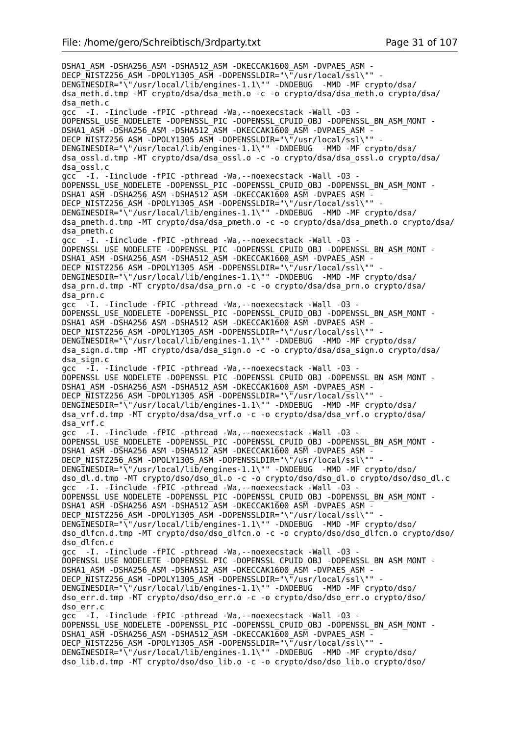```
DSHA1_ASM -DSHA256_ASM -DSHA512_ASM -DKECCAK1600_ASM -DVPAES_ASM -
DECP_NISTZ256_ASM -DPOLY1305_ASM -DOPENSSLDIR="\"/usr/local/ssl\"" -
DENGINESDIR="\"/usr/local/lib/engines-1.1\"" -DNDEBUG  -MMD -MF crypto/dsa/
dsa_meth.d.tmp -MT crypto/dsa/dsa_meth.o -c -o crypto/dsa/dsa_meth.o crypto/dsa/
dsa_meth.c
gcc  -I. -Iinclude -fPIC -pthread -Wa,--noexecstack -Wall -O3 -
DOPENSSL_USE_NODELETE -DOPENSSL_PIC -DOPENSSL_CPUID_OBJ -DOPENSSL_BN_ASM_MONT -
DSHA1_ASM -DSHA256_ASM -DSHA512_ASM -DKECCAK1600_ASM -DVPAES_ASM -
DECP_NISTZ256_ASM -DPOLY1305_ASM -DOPENSSLDIR="\"/usr/local/ssl\"" -
DENGINESDIR="\"/usr/local/lib/engines-1.1\"" -DNDEBUG  -MMD -MF crypto/dsa/
dsa_ossl.d.tmp -MT crypto/dsa/dsa_ossl.o -c -o crypto/dsa/dsa_ossl.o crypto/dsa/
dsa_ossl.c
gcc  -I. -Iinclude -fPIC -pthread -Wa,--noexecstack -Wall -O3 -
DOPENSSL_USE_NODELETE -DOPENSSL_PIC -DOPENSSL_CPUID_OBJ -DOPENSSL_BN_ASM_MONT -
DSHA1_ASM -DSHA256_ASM -DSHA512_ASM -DKECCAK1600_ASM -DVPAES_ASM -
DECP_NISTZ256_ASM -DPOLY1305_ASM -DOPENSSLDIR="\"/usr/local/ssl\"" -
DENGINESDIR="\"/usr/local/lib/engines-1.1\"" -DNDEBUG  -MMD -MF crypto/dsa/
dsa_pmeth.d.tmp -MT crypto/dsa/dsa_pmeth.o -c -o crypto/dsa/dsa_pmeth.o crypto/dsa/
dsa_pmeth.c
gcc  -I. -Iinclude -fPIC -pthread -Wa,--noexecstack -Wall -O3 -
DOPENSSL_USE_NODELETE -DOPENSSL_PIC -DOPENSSL_CPUID_OBJ -DOPENSSL_BN_ASM_MONT -
DSHA1_ASM -DSHA256_ASM -DSHA512_ASM -DKECCAK1600_ASM -DVPAES_ASM -
DECP_NISTZ256_ASM -DPOLY1305_ASM -DOPENSSLDIR="\"/usr/local/ssl\"" -
DENGINESDIR="\"/usr/local/lib/engines-1.1\"" -DNDEBUG  -MMD -MF crypto/dsa/
dsa_prn.d.tmp -MT crypto/dsa/dsa_prn.o -c -o crypto/dsa/dsa_prn.o crypto/dsa/
dsa_prn.c
gcc  -I. -Iinclude -fPIC -pthread -Wa,--noexecstack -Wall -O3 -
DOPENSSL_USE_NODELETE -DOPENSSL_PIC -DOPENSSL_CPUID_OBJ -DOPENSSL_BN_ASM_MONT -
DSHA1_ASM -DSHA256_ASM -DSHA512_ASM -DKECCAK1600_ASM -DVPAES_ASM -
DECP_NISTZ256_ASM -DPOLY1305_ASM -DOPENSSLDIR="\"/usr/local/ssl\"" -
DENGINESDIR="\"/usr/local/lib/engines-1.1\"" -DNDEBUG  -MMD -MF crypto/dsa/
dsa_sign.d.tmp -MT crypto/dsa/dsa_sign.o -c -o crypto/dsa/dsa_sign.o crypto/dsa/
dsa_sign.c
gcc  -I. -Iinclude -fPIC -pthread -Wa,--noexecstack -Wall -O3 -
DOPENSSL_USE_NODELETE -DOPENSSL_PIC -DOPENSSL_CPUID_OBJ -DOPENSSL_BN_ASM_MONT -
DSHA1_ASM -DSHA256_ASM -DSHA512_ASM -DKECCAK1600_ASM -DVPAES_ASM -
DECP_NISTZ256_ASM -DPOLY1305_ASM -DOPENSSLDIR="\"/usr/local/ssl\"" -
DENGINESDIR="\"/usr/local/lib/engines-1.1\"" -DNDEBUG  -MMD -MF crypto/dsa/
dsa_vrf.d.tmp -MT crypto/dsa/dsa_vrf.o -c -o crypto/dsa/dsa_vrf.o crypto/dsa/
dsa_vrf.c
gcc  -I. -Iinclude -fPIC -pthread -Wa,--noexecstack -Wall -O3 -
DOPENSSL_USE_NODELETE -DOPENSSL_PIC -DOPENSSL_CPUID_OBJ -DOPENSSL_BN_ASM_MONT -
DSHA1_ASM -DSHA256_ASM -DSHA512_ASM -DKECCAK1600_ASM -DVPAES_ASM -
DECP_NISTZ256_ASM -DPOLY1305_ASM -DOPENSSLDIR="\"/usr/local/ssl\"" -
DENGINESDIR="\"/usr/local/lib/engines-1.1\"" -DNDEBUG  -MMD -MF crypto/dso/
dso_dl.d.tmp -MT crypto/dso/dso_dl.o -c -o crypto/dso/dso_dl.o crypto/dso/dso_dl.c
gcc  -I. -Iinclude -fPIC -pthread -Wa,--noexecstack -Wall -O3 -
DOPENSSL_USE_NODELETE -DOPENSSL_PIC -DOPENSSL_CPUID_OBJ -DOPENSSL_BN_ASM_MONT -
DSHA1_ASM -DSHA256_ASM -DSHA512_ASM -DKECCAK1600_ASM -DVPAES_ASM -
DECP_NISTZ256_ASM -DPOLY1305_ASM -DOPENSSLDIR="\"/usr/local/ssl\"" -
DENGINESDIR="\"/usr/local/lib/engines-1.1\"" -DNDEBUG  -MMD -MF crypto/dso/
dso_dlfcn.d.tmp -MT crypto/dso/dso_dlfcn.o -c -o crypto/dso/dso_dlfcn.o crypto/dso/
dso_dlfcn.c
gcc  -I. -Iinclude -fPIC -pthread -Wa,--noexecstack -Wall -O3 -
DOPENSSL_USE_NODELETE -DOPENSSL_PIC -DOPENSSL_CPUID_OBJ -DOPENSSL_BN_ASM_MONT -
DSHA1_ASM -DSHA256_ASM -DSHA512_ASM -DKECCAK1600_ASM -DVPAES_ASM -
DECP_NISTZ256_ASM -DPOLY1305_ASM -DOPENSSLDIR="\"/usr/local/ssl\"" -
DENGINESDIR="\"/usr/local/lib/engines-1.1\"" -DNDEBUG  -MMD -MF crypto/dso/
dso_err.d.tmp -MT crypto/dso/dso_err.o -c -o crypto/dso/dso_err.o crypto/dso/
dso_err.c
gcc  -I. -Iinclude -fPIC -pthread -Wa,--noexecstack -Wall -O3 -
DOPENSSL_USE_NODELETE -DOPENSSL_PIC -DOPENSSL_CPUID_OBJ -DOPENSSL_BN_ASM_MONT -
DSHA1_ASM -DSHA256_ASM -DSHA512_ASM -DKECCAK1600_ASM -DVPAES_ASM -
DECP_NISTZ256_ASM -DPOLY1305_ASM -DOPENSSLDIR="\"/usr/local/ssl\"" -
DENGINESDIR="\"/usr/local/lib/engines-1.1\"" -DNDEBUG  -MMD -MF crypto/dso/
dso_lib.d.tmp -MT crypto/dso/dso_lib.o -c -o crypto/dso/dso_lib.o crypto/dso/
```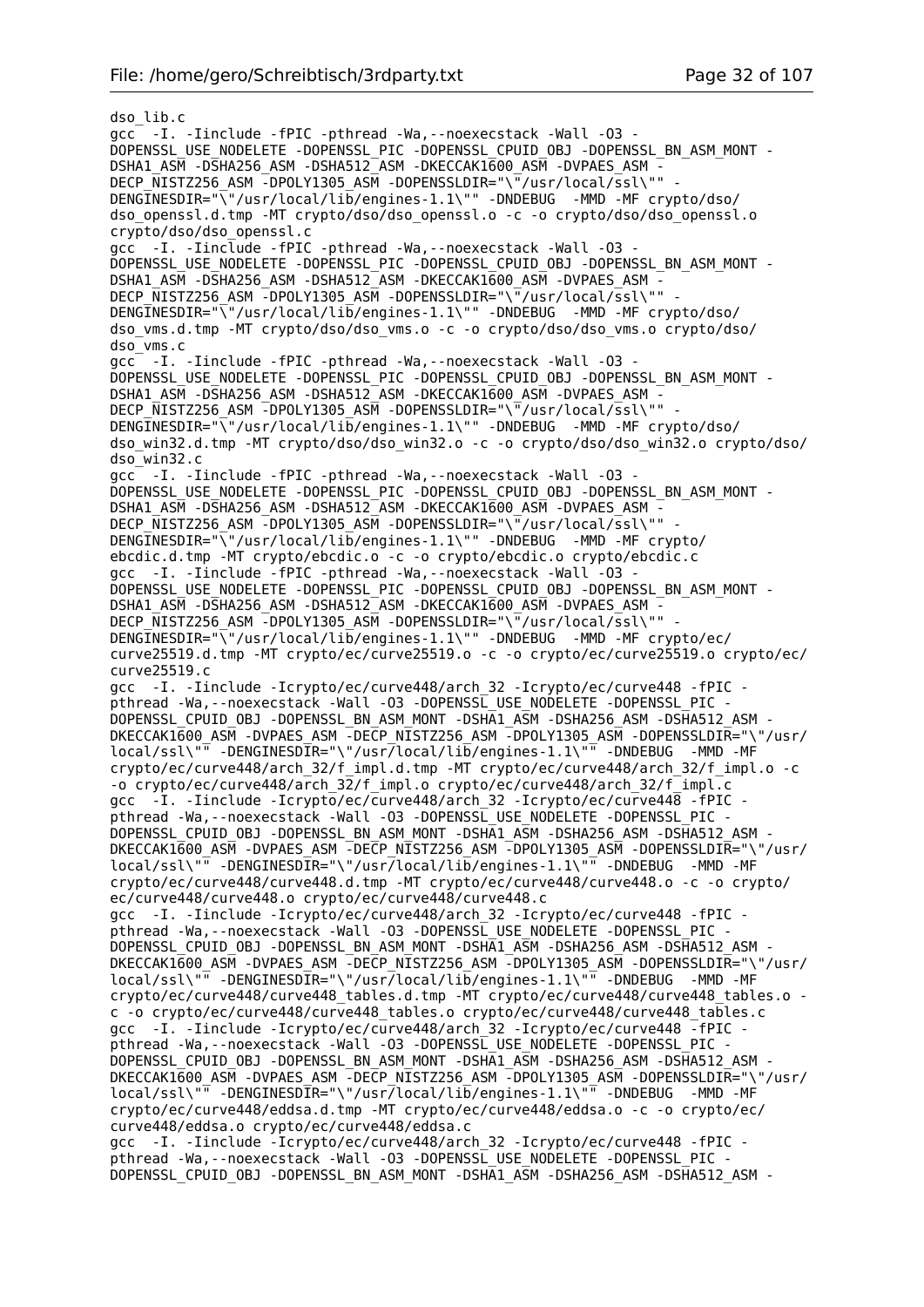```
dso_lib.c
gcc  -I. -Iinclude -fPIC -pthread -Wa,--noexecstack -Wall -O3 -
DOPENSSL_USE_NODELETE -DOPENSSL_PIC -DOPENSSL_CPUID_OBJ -DOPENSSL_BN_ASM_MONT -
DSHA1_ASM -DSHA256_ASM -DSHA512_ASM -DKECCAK1600_ASM -DVPAES_ASM -
DECP_NISTZ256_ASM -DPOLY1305_ASM -DOPENSSLDIR="\"/usr/local/ssl\"" -
DENGINESDIR="\"/usr/local/lib/engines-1.1\"" -DNDEBUG  -MMD -MF crypto/dso/
dso_openssl.d.tmp -MT crypto/dso/dso_openssl.o -c -o crypto/dso/dso_openssl.o
crypto/dso/dso_openssl.c
gcc  -I. -Iinclude -fPIC -pthread -Wa,--noexecstack -Wall -O3 -
DOPENSSL_USE_NODELETE -DOPENSSL_PIC -DOPENSSL_CPUID_OBJ -DOPENSSL_BN_ASM_MONT -
DSHA1_ASM -DSHA256_ASM -DSHA512_ASM -DKECCAK1600_ASM -DVPAES_ASM -
DECP_NISTZ256_ASM -DPOLY1305_ASM -DOPENSSLDIR="\"/usr/local/ssl\"" -
DENGINESDIR="\"/usr/local/lib/engines-1.1\"" -DNDEBUG  -MMD -MF crypto/dso/
dso_vms.d.tmp -MT crypto/dso/dso_vms.o -c -o crypto/dso/dso_vms.o crypto/dso/
dso_vms.c
gcc  -I. -Iinclude -fPIC -pthread -Wa,--noexecstack -Wall -O3 -
DOPENSSL_USE_NODELETE -DOPENSSL_PIC -DOPENSSL_CPUID_OBJ -DOPENSSL_BN_ASM_MONT -
DSHA1_ASM -DSHA256_ASM -DSHA512_ASM -DKECCAK1600_ASM -DVPAES_ASM -
DECP_NISTZ256_ASM -DPOLY1305_ASM -DOPENSSLDIR="\"/usr/local/ssl\"" -
DENGINESDIR="\"/usr/local/lib/engines-1.1\"" -DNDEBUG  -MMD -MF crypto/dso/
dso_win32.d.tmp -MT crypto/dso/dso_win32.o -c -o crypto/dso/dso_win32.o crypto/dso/
dso_win32.c
gcc  -I. -Iinclude -fPIC -pthread -Wa,--noexecstack -Wall -O3 -
DOPENSSL_USE_NODELETE -DOPENSSL_PIC -DOPENSSL_CPUID_OBJ -DOPENSSL_BN_ASM_MONT -
DSHA1_ASM -DSHA256_ASM -DSHA512_ASM -DKECCAK1600_ASM -DVPAES_ASM -
DECP_NISTZ256_ASM -DPOLY1305_ASM -DOPENSSLDIR="\"/usr/local/ssl\"" -
DENGINESDIR="\"/usr/local/lib/engines-1.1\"" -DNDEBUG  -MMD -MF crypto/
ebcdic.d.tmp -MT crypto/ebcdic.o -c -o crypto/ebcdic.o crypto/ebcdic.c
gcc  -I. -Iinclude -fPIC -pthread -Wa,--noexecstack -Wall -O3 -
DOPENSSL_USE_NODELETE -DOPENSSL_PIC -DOPENSSL_CPUID_OBJ -DOPENSSL_BN_ASM_MONT -
DSHA1_ASM -DSHA256_ASM -DSHA512_ASM -DKECCAK1600_ASM -DVPAES_ASM -
DECP_NISTZ256_ASM -DPOLY1305_ASM -DOPENSSLDIR="\"/usr/local/ssl\"" -
DENGINESDIR="\"/usr/local/lib/engines-1.1\"" -DNDEBUG  -MMD -MF crypto/ec/
curve25519.d.tmp -MT crypto/ec/curve25519.o -c -o crypto/ec/curve25519.o crypto/ec/
curve25519.c
gcc  -I. -Iinclude -Icrypto/ec/curve448/arch_32 -Icrypto/ec/curve448 -fPIC -
pthread -Wa,--noexecstack -Wall -O3 -DOPENSSL_USE_NODELETE -DOPENSSL_PIC -
DOPENSSL_CPUID_OBJ -DOPENSSL_BN_ASM_MONT -DSHA1_ASM -DSHA256_ASM -DSHA512_ASM -
DKECCAK1600_ASM -DVPAES_ASM -DECP_NISTZ256_ASM -DPOLY1305_ASM -DOPENSSLDIR="\"/usr/
local/ssl\"" -DENGINESDIR="\"/usr/local/lib/engines-1.1\"" -DNDEBUG  -MMD -MF
crypto/ec/curve448/arch_32/f_impl.d.tmp -MT crypto/ec/curve448/arch_32/f_impl.o -c
-o crypto/ec/curve448/arch_32/f_impl.o crypto/ec/curve448/arch_32/f_impl.c
gcc  -I. -Iinclude -Icrypto/ec/curve448/arch_32 -Icrypto/ec/curve448 -fPIC -
pthread -Wa,--noexecstack -Wall -O3 -DOPENSSL_USE_NODELETE -DOPENSSL_PIC -
DOPENSSL_CPUID_OBJ -DOPENSSL_BN_ASM_MONT -DSHA1_ASM -DSHA256_ASM -DSHA512_ASM -
DKECCAK1600_ASM -DVPAES_ASM -DECP_NISTZ256_ASM -DPOLY1305_ASM -DOPENSSLDIR="\"/usr/
local/ssl\"" -DENGINESDIR="\"/usr/local/lib/engines-1.1\"" -DNDEBUG  -MMD -MF
crypto/ec/curve448/curve448.d.tmp -MT crypto/ec/curve448/curve448.o -c -o crypto/
ec/curve448/curve448.o crypto/ec/curve448/curve448.c
gcc  -I. -Iinclude -Icrypto/ec/curve448/arch_32 -Icrypto/ec/curve448 -fPIC -
pthread -Wa,--noexecstack -Wall -O3 -DOPENSSL_USE_NODELETE -DOPENSSL_PIC -
DOPENSSL_CPUID_OBJ -DOPENSSL_BN_ASM_MONT -DSHA1_ASM -DSHA256_ASM -DSHA512_ASM -
DKECCAK1600_ASM -DVPAES_ASM -DECP_NISTZ256_ASM -DPOLY1305_ASM -DOPENSSLDIR="\"/usr/
local/ssl\"" -DENGINESDIR="\"/usr/local/lib/engines-1.1\"" -DNDEBUG  -MMD -MF
crypto/ec/curve448/curve448_tables.d.tmp -MT crypto/ec/curve448/curve448_tables.o -
c -o crypto/ec/curve448/curve448_tables.o crypto/ec/curve448/curve448_tables.c
gcc  -I. -Iinclude -Icrypto/ec/curve448/arch_32 -Icrypto/ec/curve448 -fPIC -
pthread -Wa,--noexecstack -Wall -O3 -DOPENSSL_USE_NODELETE -DOPENSSL_PIC -
DOPENSSL_CPUID_OBJ -DOPENSSL_BN_ASM_MONT -DSHA1_ASM -DSHA256_ASM -DSHA512_ASM -
DKECCAK1600_ASM -DVPAES_ASM -DECP_NISTZ256_ASM -DPOLY1305_ASM -DOPENSSLDIR="\"/usr/
local/ssl\"" -DENGINESDIR="\"/usr/local/lib/engines-1.1\"" -DNDEBUG  -MMD -MF
crypto/ec/curve448/eddsa.d.tmp -MT crypto/ec/curve448/eddsa.o -c -o crypto/ec/
curve448/eddsa.o crypto/ec/curve448/eddsa.c
gcc  -I. -Iinclude -Icrypto/ec/curve448/arch_32 -Icrypto/ec/curve448 -fPIC -
pthread -Wa,--noexecstack -Wall -O3 -DOPENSSL_USE_NODELETE -DOPENSSL_PIC -
DOPENSSL_CPUID_OBJ -DOPENSSL_BN_ASM_MONT -DSHA1_ASM -DSHA256_ASM -DSHA512_ASM -
```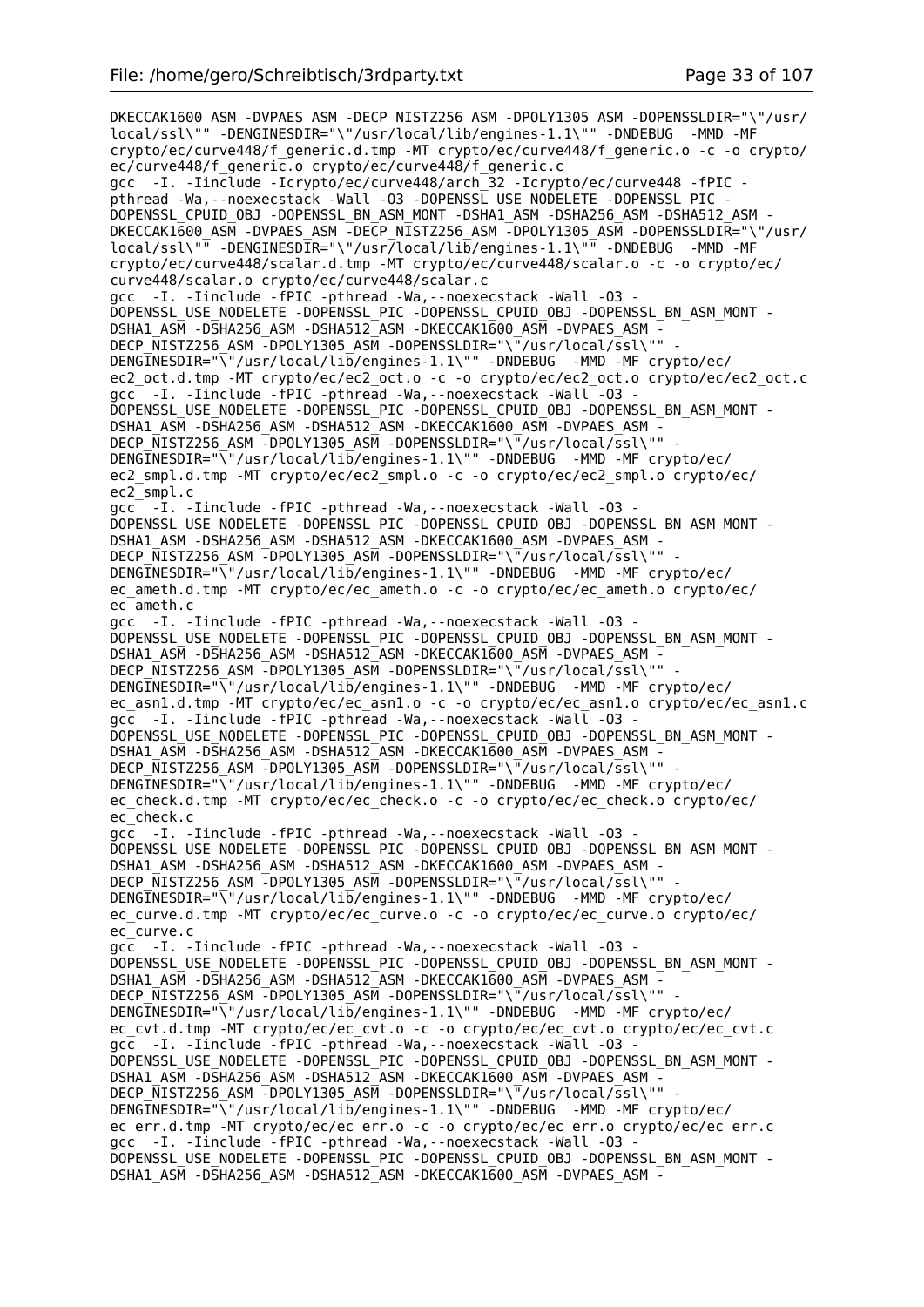```
DKECCAK1600_ASM -DVPAES_ASM -DECP_NISTZ256_ASM -DPOLY1305_ASM -DOPENSSLDIR="\"/usr/
local/ssl\"" -DENGINESDIR="\"/usr/local/lib/engines-1.1\"" -DNDEBUG  -MMD -MF
crypto/ec/curve448/f_generic.d.tmp -MT crypto/ec/curve448/f_generic.o -c -o crypto/
ec/curve448/f_generic.o crypto/ec/curve448/f_generic.c
gcc  -I. -Iinclude -Icrypto/ec/curve448/arch_32 -Icrypto/ec/curve448 -fPIC -
pthread -Wa,--noexecstack -Wall -O3 -DOPENSSL_USE_NODELETE -DOPENSSL_PIC -
DOPENSSL_CPUID_OBJ -DOPENSSL_BN_ASM_MONT -DSHA1_ASM -DSHA256_ASM -DSHA512_ASM -
DKECCAK1600_ASM -DVPAES_ASM -DECP_NISTZ256_ASM -DPOLY1305_ASM -DOPENSSLDIR="\"/usr/
local/ssl\"" -DENGINESDIR="\"/usr/local/lib/engines-1.1\"" -DNDEBUG  -MMD -MF
crypto/ec/curve448/scalar.d.tmp -MT crypto/ec/curve448/scalar.o -c -o crypto/ec/
curve448/scalar.o crypto/ec/curve448/scalar.c
gcc  -I. -Iinclude -fPIC -pthread -Wa,--noexecstack -Wall -O3 -
DOPENSSL_USE_NODELETE -DOPENSSL_PIC -DOPENSSL_CPUID_OBJ -DOPENSSL_BN_ASM_MONT -
DSHA1_ASM -DSHA256_ASM -DSHA512_ASM -DKECCAK1600_ASM -DVPAES_ASM -
DECP_NISTZ256_ASM -DPOLY1305_ASM -DOPENSSLDIR="\"/usr/local/ssl\"" -
DENGINESDIR="\"/usr/local/lib/engines-1.1\"" -DNDEBUG  -MMD -MF crypto/ec/
ec2_oct.d.tmp -MT crypto/ec/ec2_oct.o -c -o crypto/ec/ec2_oct.o crypto/ec/ec2_oct.c
gcc  -I. -Iinclude -fPIC -pthread -Wa,--noexecstack -Wall -O3 -
DOPENSSL_USE_NODELETE -DOPENSSL_PIC -DOPENSSL_CPUID_OBJ -DOPENSSL_BN_ASM_MONT -
DSHA1_ASM -DSHA256_ASM -DSHA512_ASM -DKECCAK1600_ASM -DVPAES_ASM -
DECP_NISTZ256_ASM -DPOLY1305_ASM -DOPENSSLDIR="\"/usr/local/ssl\"" -
DENGINESDIR="\"/usr/local/lib/engines-1.1\"" -DNDEBUG  -MMD -MF crypto/ec/
ec2_smpl.d.tmp -MT crypto/ec/ec2_smpl.o -c -o crypto/ec/ec2_smpl.o crypto/ec/
ec2_smpl.c
gcc  -I. -Iinclude -fPIC -pthread -Wa,--noexecstack -Wall -O3 -
DOPENSSL_USE_NODELETE -DOPENSSL_PIC -DOPENSSL_CPUID_OBJ -DOPENSSL_BN_ASM_MONT -
DSHA1_ASM -DSHA256_ASM -DSHA512_ASM -DKECCAK1600_ASM -DVPAES_ASM -
DECP_NISTZ256_ASM -DPOLY1305_ASM -DOPENSSLDIR="\"/usr/local/ssl\"" -
DENGINESDIR="\"/usr/local/lib/engines-1.1\"" -DNDEBUG  -MMD -MF crypto/ec/
ec_ameth.d.tmp -MT crypto/ec/ec_ameth.o -c -o crypto/ec/ec_ameth.o crypto/ec/
ec_ameth.c
gcc  -I. -Iinclude -fPIC -pthread -Wa,--noexecstack -Wall -O3 -
DOPENSSL_USE_NODELETE -DOPENSSL_PIC -DOPENSSL_CPUID_OBJ -DOPENSSL_BN_ASM_MONT -
DSHA1_ASM -DSHA256_ASM -DSHA512_ASM -DKECCAK1600_ASM -DVPAES_ASM -
DECP_NISTZ256_ASM -DPOLY1305_ASM -DOPENSSLDIR="\"/usr/local/ssl\"" -
DENGINESDIR="\"/usr/local/lib/engines-1.1\"" -DNDEBUG  -MMD -MF crypto/ec/
ec_asn1.d.tmp -MT crypto/ec/ec_asn1.o -c -o crypto/ec/ec_asn1.o crypto/ec/ec_asn1.c
gcc  -I. -Iinclude -fPIC -pthread -Wa,--noexecstack -Wall -O3 -
DOPENSSL_USE_NODELETE -DOPENSSL_PIC -DOPENSSL_CPUID_OBJ -DOPENSSL_BN_ASM_MONT -
DSHA1_ASM -DSHA256_ASM -DSHA512_ASM -DKECCAK1600_ASM -DVPAES_ASM -
DECP_NISTZ256_ASM -DPOLY1305_ASM -DOPENSSLDIR="\"/usr/local/ssl\"" -
DENGINESDIR="\"/usr/local/lib/engines-1.1\"" -DNDEBUG  -MMD -MF crypto/ec/
ec_check.d.tmp -MT crypto/ec/ec_check.o -c -o crypto/ec/ec_check.o crypto/ec/
ec_check.c
gcc  -I. -Iinclude -fPIC -pthread -Wa,--noexecstack -Wall -O3 -
DOPENSSL_USE_NODELETE -DOPENSSL_PIC -DOPENSSL_CPUID_OBJ -DOPENSSL_BN_ASM_MONT -
DSHA1_ASM -DSHA256_ASM -DSHA512_ASM -DKECCAK1600_ASM -DVPAES_ASM -
DECP_NISTZ256_ASM -DPOLY1305_ASM -DOPENSSLDIR="\"/usr/local/ssl\"" -
DENGINESDIR="\"/usr/local/lib/engines-1.1\"" -DNDEBUG  -MMD -MF crypto/ec/
ec_curve.d.tmp -MT crypto/ec/ec_curve.o -c -o crypto/ec/ec_curve.o crypto/ec/
ec_curve.c
gcc  -I. -Iinclude -fPIC -pthread -Wa,--noexecstack -Wall -O3 -
DOPENSSL_USE_NODELETE -DOPENSSL_PIC -DOPENSSL_CPUID_OBJ -DOPENSSL_BN_ASM_MONT -
DSHA1_ASM -DSHA256_ASM -DSHA512_ASM -DKECCAK1600_ASM -DVPAES_ASM -
DECP_NISTZ256_ASM -DPOLY1305_ASM -DOPENSSLDIR="\"/usr/local/ssl\"" -
DENGINESDIR="\"/usr/local/lib/engines-1.1\"" -DNDEBUG  -MMD -MF crypto/ec/
ec_cvt.d.tmp -MT crypto/ec/ec_cvt.o -c -o crypto/ec/ec_cvt.o crypto/ec/ec_cvt.c
gcc  -I. -Iinclude -fPIC -pthread -Wa,--noexecstack -Wall -O3 -
DOPENSSL_USE_NODELETE -DOPENSSL_PIC -DOPENSSL_CPUID_OBJ -DOPENSSL_BN_ASM_MONT -
DSHA1_ASM -DSHA256_ASM -DSHA512_ASM -DKECCAK1600_ASM -DVPAES_ASM -
DECP_NISTZ256_ASM -DPOLY1305_ASM -DOPENSSLDIR="\"/usr/local/ssl\"" -
DENGINESDIR="\"/usr/local/lib/engines-1.1\"" -DNDEBUG  -MMD -MF crypto/ec/
ec_err.d.tmp -MT crypto/ec/ec_err.o -c -o crypto/ec/ec_err.o crypto/ec/ec_err.c
gcc  -I. -Iinclude -fPIC -pthread -Wa,--noexecstack -Wall -O3 -
DOPENSSL_USE_NODELETE -DOPENSSL_PIC -DOPENSSL_CPUID_OBJ -DOPENSSL_BN_ASM_MONT -
DSHA1_ASM -DSHA256_ASM -DSHA512_ASM -DKECCAK1600_ASM -DVPAES_ASM -
```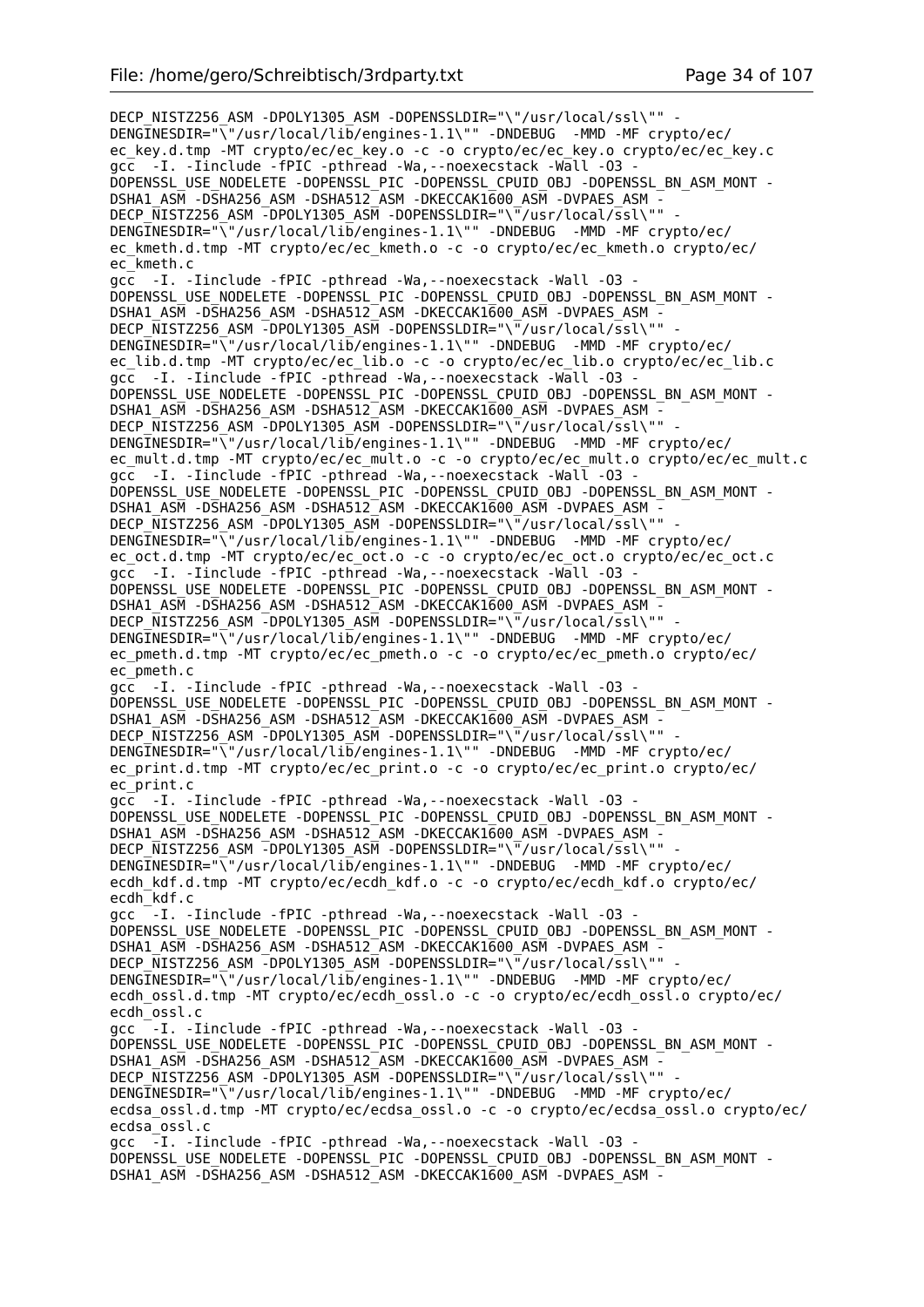```
DECP_NISTZ256_ASM -DPOLY1305_ASM -DOPENSSLDIR="\"/usr/local/ssl\"" -
DENGINESDIR="\"/usr/local/lib/engines-1.1\"" -DNDEBUG  -MMD -MF crypto/ec/
ec_key.d.tmp -MT crypto/ec/ec_key.o -c -o crypto/ec/ec_key.o crypto/ec/ec_key.c
gcc  -I. -Iinclude -fPIC -pthread -Wa,--noexecstack -Wall -O3 -
DOPENSSL_USE_NODELETE -DOPENSSL_PIC -DOPENSSL_CPUID_OBJ -DOPENSSL_BN_ASM_MONT -
DSHA1_ASM -DSHA256_ASM -DSHA512_ASM -DKECCAK1600_ASM -DVPAES_ASM -
DECP_NISTZ256_ASM -DPOLY1305_ASM -DOPENSSLDIR="\"/usr/local/ssl\"" -
DENGINESDIR="\"/usr/local/lib/engines-1.1\"" -DNDEBUG  -MMD -MF crypto/ec/
ec_kmeth.d.tmp -MT crypto/ec/ec_kmeth.o -c -o crypto/ec/ec_kmeth.o crypto/ec/
ec_kmeth.c
gcc  -I. -Iinclude -fPIC -pthread -Wa,--noexecstack -Wall -O3 -
DOPENSSL_USE_NODELETE -DOPENSSL_PIC -DOPENSSL_CPUID_OBJ -DOPENSSL_BN_ASM_MONT -
DSHA1_ASM -DSHA256_ASM -DSHA512_ASM -DKECCAK1600_ASM -DVPAES_ASM -
DECP_NISTZ256_ASM -DPOLY1305_ASM -DOPENSSLDIR="\"/usr/local/ssl\"" -
DENGINESDIR="\"/usr/local/lib/engines-1.1\"" -DNDEBUG  -MMD -MF crypto/ec/
ec_lib.d.tmp -MT crypto/ec/ec_lib.o -c -o crypto/ec/ec_lib.o crypto/ec/ec_lib.c
gcc  -I. -Iinclude -fPIC -pthread -Wa,--noexecstack -Wall -O3 -
DOPENSSL_USE_NODELETE -DOPENSSL_PIC -DOPENSSL_CPUID_OBJ -DOPENSSL_BN_ASM_MONT -
DSHA1_ASM -DSHA256_ASM -DSHA512_ASM -DKECCAK1600_ASM -DVPAES_ASM -
DECP_NISTZ256_ASM -DPOLY1305_ASM -DOPENSSLDIR="\"/usr/local/ssl\"" -
DENGINESDIR="\"/usr/local/lib/engines-1.1\"" -DNDEBUG  -MMD -MF crypto/ec/
ec_mult.d.tmp -MT crypto/ec/ec_mult.o -c -o crypto/ec/ec_mult.o crypto/ec/ec_mult.c
gcc  -I. -Iinclude -fPIC -pthread -Wa,--noexecstack -Wall -O3 -
DOPENSSL_USE_NODELETE -DOPENSSL_PIC -DOPENSSL_CPUID_OBJ -DOPENSSL_BN_ASM_MONT -
DSHA1_ASM -DSHA256_ASM -DSHA512_ASM -DKECCAK1600_ASM -DVPAES_ASM -
DECP_NISTZ256_ASM -DPOLY1305_ASM -DOPENSSLDIR="\"/usr/local/ssl\"" -
DENGINESDIR="\"/usr/local/lib/engines-1.1\"" -DNDEBUG  -MMD -MF crypto/ec/
ec_oct.d.tmp -MT crypto/ec/ec_oct.o -c -o crypto/ec/ec_oct.o crypto/ec/ec_oct.c
gcc  -I. -Iinclude -fPIC -pthread -Wa,--noexecstack -Wall -O3 -
DOPENSSL_USE_NODELETE -DOPENSSL_PIC -DOPENSSL_CPUID_OBJ -DOPENSSL_BN_ASM_MONT -
DSHA1_ASM -DSHA256_ASM -DSHA512_ASM -DKECCAK1600_ASM -DVPAES_ASM -
DECP_NISTZ256_ASM -DPOLY1305_ASM -DOPENSSLDIR="\"/usr/local/ssl\"" -
DENGINESDIR="\"/usr/local/lib/engines-1.1\"" -DNDEBUG  -MMD -MF crypto/ec/
ec_pmeth.d.tmp -MT crypto/ec/ec_pmeth.o -c -o crypto/ec/ec_pmeth.o crypto/ec/
ec_pmeth.c
gcc  -I. -Iinclude -fPIC -pthread -Wa,--noexecstack -Wall -O3 -
DOPENSSL_USE_NODELETE -DOPENSSL_PIC -DOPENSSL_CPUID_OBJ -DOPENSSL_BN_ASM_MONT -
DSHA1_ASM -DSHA256_ASM -DSHA512_ASM -DKECCAK1600_ASM -DVPAES_ASM -
DECP_NISTZ256_ASM -DPOLY1305_ASM -DOPENSSLDIR="\"/usr/local/ssl\"" -
DENGINESDIR="\"/usr/local/lib/engines-1.1\"" -DNDEBUG  -MMD -MF crypto/ec/
ec_print.d.tmp -MT crypto/ec/ec_print.o -c -o crypto/ec/ec_print.o crypto/ec/
ec_print.c
gcc  -I. -Iinclude -fPIC -pthread -Wa,--noexecstack -Wall -O3 -
DOPENSSL_USE_NODELETE -DOPENSSL_PIC -DOPENSSL_CPUID_OBJ -DOPENSSL_BN_ASM_MONT -
DSHA1_ASM -DSHA256_ASM -DSHA512_ASM -DKECCAK1600_ASM -DVPAES_ASM -
DECP_NISTZ256_ASM -DPOLY1305_ASM -DOPENSSLDIR="\"/usr/local/ssl\"" -
DENGINESDIR="\"/usr/local/lib/engines-1.1\"" -DNDEBUG  -MMD -MF crypto/ec/
ecdh_kdf.d.tmp -MT crypto/ec/ecdh_kdf.o -c -o crypto/ec/ecdh_kdf.o crypto/ec/
ecdh_kdf.c
gcc  -I. -Iinclude -fPIC -pthread -Wa,--noexecstack -Wall -O3 -
DOPENSSL_USE_NODELETE -DOPENSSL_PIC -DOPENSSL_CPUID_OBJ -DOPENSSL_BN_ASM_MONT -
DSHA1_ASM -DSHA256_ASM -DSHA512_ASM -DKECCAK1600_ASM -DVPAES_ASM -
DECP_NISTZ256_ASM -DPOLY1305_ASM -DOPENSSLDIR="\"/usr/local/ssl\"" -
DENGINESDIR="\"/usr/local/lib/engines-1.1\"" -DNDEBUG  -MMD -MF crypto/ec/
ecdh_ossl.d.tmp -MT crypto/ec/ecdh_ossl.o -c -o crypto/ec/ecdh_ossl.o crypto/ec/
ecdh_ossl.c
gcc  -I. -Iinclude -fPIC -pthread -Wa,--noexecstack -Wall -O3 -
DOPENSSL_USE_NODELETE -DOPENSSL_PIC -DOPENSSL_CPUID_OBJ -DOPENSSL_BN_ASM_MONT -
DSHA1_ASM -DSHA256_ASM -DSHA512_ASM -DKECCAK1600_ASM -DVPAES_ASM -
DECP_NISTZ256_ASM -DPOLY1305_ASM -DOPENSSLDIR="\"/usr/local/ssl\"" -
DENGINESDIR="\"/usr/local/lib/engines-1.1\"" -DNDEBUG  -MMD -MF crypto/ec/
ecdsa_ossl.d.tmp -MT crypto/ec/ecdsa_ossl.o -c -o crypto/ec/ecdsa_ossl.o crypto/ec/
ecdsa_ossl.c
gcc  -I. -Iinclude -fPIC -pthread -Wa,--noexecstack -Wall -O3 -
DOPENSSL_USE_NODELETE -DOPENSSL_PIC -DOPENSSL_CPUID_OBJ -DOPENSSL_BN_ASM_MONT -
DSHA1_ASM -DSHA256_ASM -DSHA512_ASM -DKECCAK1600_ASM -DVPAES_ASM -
```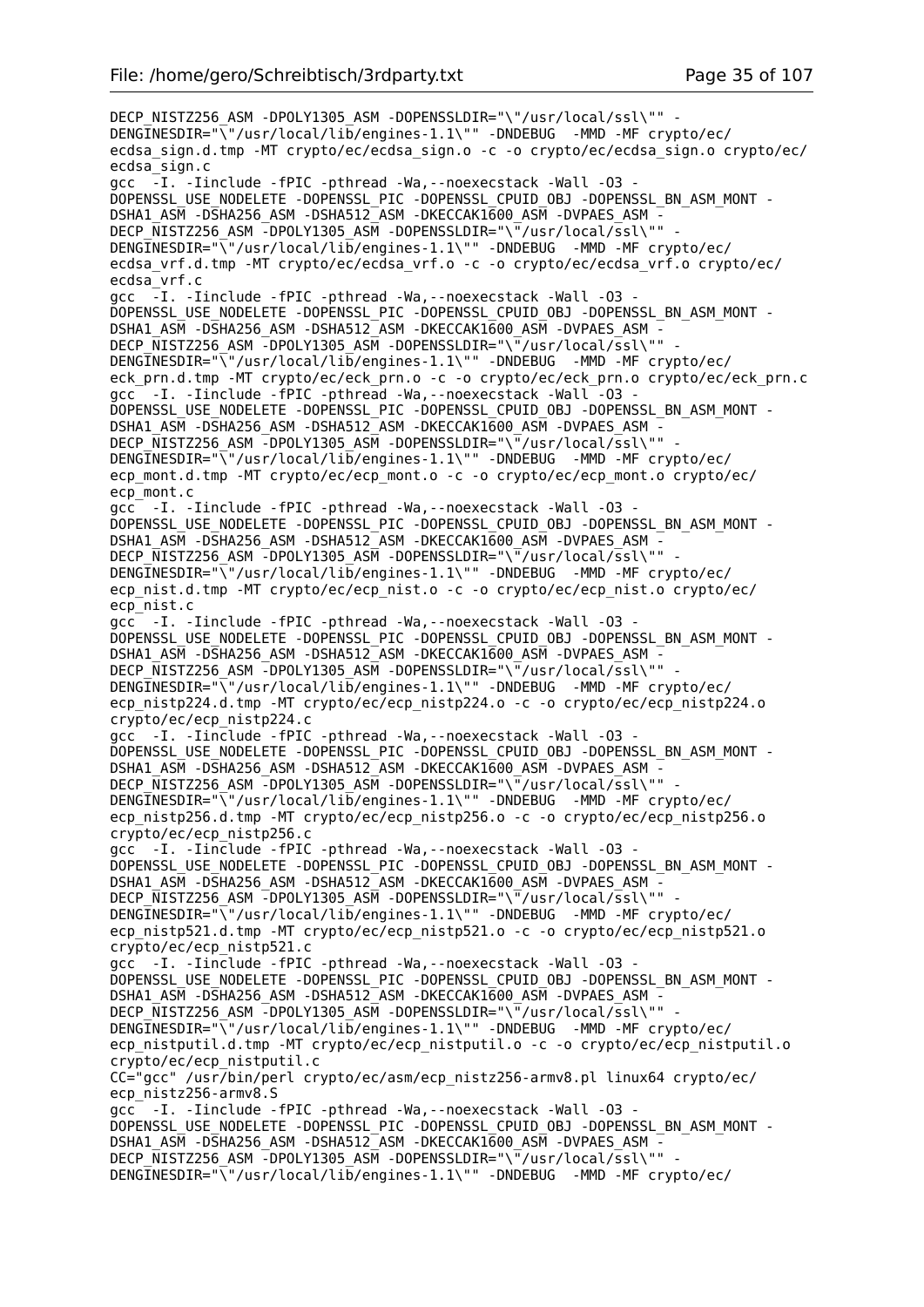```
DECP_NISTZ256_ASM -DPOLY1305_ASM -DOPENSSLDIR="\"/usr/local/ssl\"" -
DENGINESDIR="\"/usr/local/lib/engines-1.1\"" -DNDEBUG  -MMD -MF crypto/ec/
ecdsa_sign.d.tmp -MT crypto/ec/ecdsa_sign.o -c -o crypto/ec/ecdsa_sign.o crypto/ec/
ecdsa_sign.c
gcc  -I. -Iinclude -fPIC -pthread -Wa,--noexecstack -Wall -O3 -
DOPENSSL_USE_NODELETE -DOPENSSL_PIC -DOPENSSL_CPUID_OBJ -DOPENSSL_BN_ASM_MONT -
DSHA1_ASM -DSHA256_ASM -DSHA512_ASM -DKECCAK1600_ASM -DVPAES_ASM -
DECP_NISTZ256_ASM -DPOLY1305_ASM -DOPENSSLDIR="\"/usr/local/ssl\"" -
DENGINESDIR="\"/usr/local/lib/engines-1.1\"" -DNDEBUG  -MMD -MF crypto/ec/
ecdsa_vrf.d.tmp -MT crypto/ec/ecdsa_vrf.o -c -o crypto/ec/ecdsa_vrf.o crypto/ec/
ecdsa_vrf.c
gcc  -I. -Iinclude -fPIC -pthread -Wa,--noexecstack -Wall -O3 -
DOPENSSL_USE_NODELETE -DOPENSSL_PIC -DOPENSSL_CPUID_OBJ -DOPENSSL_BN_ASM_MONT -
DSHA1_ASM -DSHA256_ASM -DSHA512_ASM -DKECCAK1600_ASM -DVPAES_ASM -
DECP_NISTZ256_ASM -DPOLY1305_ASM -DOPENSSLDIR="\"/usr/local/ssl\"" -
DENGINESDIR="\"/usr/local/lib/engines-1.1\"" -DNDEBUG  -MMD -MF crypto/ec/
eck_prn.d.tmp -MT crypto/ec/eck_prn.o -c -o crypto/ec/eck_prn.o crypto/ec/eck_prn.c
gcc  -I. -Iinclude -fPIC -pthread -Wa,--noexecstack -Wall -O3 -
DOPENSSL_USE_NODELETE -DOPENSSL_PIC -DOPENSSL_CPUID_OBJ -DOPENSSL_BN_ASM_MONT -
DSHA1_ASM -DSHA256_ASM -DSHA512_ASM -DKECCAK1600_ASM -DVPAES_ASM -
DECP_NISTZ256_ASM -DPOLY1305_ASM -DOPENSSLDIR="\"/usr/local/ssl\"" -
DENGINESDIR="\"/usr/local/lib/engines-1.1\"" -DNDEBUG  -MMD -MF crypto/ec/
ecp_mont.d.tmp -MT crypto/ec/ecp_mont.o -c -o crypto/ec/ecp_mont.o crypto/ec/
ecp_mont.c
gcc  -I. -Iinclude -fPIC -pthread -Wa,--noexecstack -Wall -O3 -
DOPENSSL_USE_NODELETE -DOPENSSL_PIC -DOPENSSL_CPUID_OBJ -DOPENSSL_BN_ASM_MONT -
DSHA1_ASM -DSHA256_ASM -DSHA512_ASM -DKECCAK1600_ASM -DVPAES_ASM -
DECP_NISTZ256_ASM -DPOLY1305_ASM -DOPENSSLDIR="\"/usr/local/ssl\"" -
DENGINESDIR="\"/usr/local/lib/engines-1.1\"" -DNDEBUG  -MMD -MF crypto/ec/
ecp_nist.d.tmp -MT crypto/ec/ecp_nist.o -c -o crypto/ec/ecp_nist.o crypto/ec/
ecp_nist.c
gcc  -I. -Iinclude -fPIC -pthread -Wa,--noexecstack -Wall -O3 -
DOPENSSL_USE_NODELETE -DOPENSSL_PIC -DOPENSSL_CPUID_OBJ -DOPENSSL_BN_ASM_MONT -
DSHA1_ASM -DSHA256_ASM -DSHA512_ASM -DKECCAK1600_ASM -DVPAES_ASM -
DECP_NISTZ256_ASM -DPOLY1305_ASM -DOPENSSLDIR="\"/usr/local/ssl\"" -
DENGINESDIR="\"/usr/local/lib/engines-1.1\"" -DNDEBUG  -MMD -MF crypto/ec/
ecp_nistp224.d.tmp -MT crypto/ec/ecp_nistp224.o -c -o crypto/ec/ecp_nistp224.o
crypto/ec/ecp_nistp224.c
gcc  -I. -Iinclude -fPIC -pthread -Wa,--noexecstack -Wall -O3 -
DOPENSSL_USE_NODELETE -DOPENSSL_PIC -DOPENSSL_CPUID_OBJ -DOPENSSL_BN_ASM_MONT -
DSHA1_ASM -DSHA256_ASM -DSHA512_ASM -DKECCAK1600_ASM -DVPAES_ASM -
DECP_NISTZ256_ASM -DPOLY1305_ASM -DOPENSSLDIR="\"/usr/local/ssl\"" -
DENGINESDIR="\"/usr/local/lib/engines-1.1\"" -DNDEBUG  -MMD -MF crypto/ec/
ecp_nistp256.d.tmp -MT crypto/ec/ecp_nistp256.o -c -o crypto/ec/ecp_nistp256.o
crypto/ec/ecp_nistp256.c
gcc  -I. -Iinclude -fPIC -pthread -Wa,--noexecstack -Wall -O3 -
DOPENSSL_USE_NODELETE -DOPENSSL_PIC -DOPENSSL_CPUID_OBJ -DOPENSSL_BN_ASM_MONT -
DSHA1_ASM -DSHA256_ASM -DSHA512_ASM -DKECCAK1600_ASM -DVPAES_ASM -
DECP_NISTZ256_ASM -DPOLY1305_ASM -DOPENSSLDIR="\"/usr/local/ssl\"" -
DENGINESDIR="\"/usr/local/lib/engines-1.1\"" -DNDEBUG  -MMD -MF crypto/ec/
ecp_nistp521.d.tmp -MT crypto/ec/ecp_nistp521.o -c -o crypto/ec/ecp_nistp521.o
crypto/ec/ecp_nistp521.c
gcc  -I. -Iinclude -fPIC -pthread -Wa,--noexecstack -Wall -O3 -
DOPENSSL_USE_NODELETE -DOPENSSL_PIC -DOPENSSL_CPUID_OBJ -DOPENSSL_BN_ASM_MONT -
DSHA1_ASM -DSHA256_ASM -DSHA512_ASM -DKECCAK1600_ASM -DVPAES_ASM -
DECP_NISTZ256_ASM -DPOLY1305_ASM -DOPENSSLDIR="\"/usr/local/ssl\"" -
DENGINESDIR="\"/usr/local/lib/engines-1.1\"" -DNDEBUG  -MMD -MF crypto/ec/
ecp_nistputil.d.tmp -MT crypto/ec/ecp_nistputil.o -c -o crypto/ec/ecp_nistputil.o
crypto/ec/ecp_nistputil.c
CC="gcc" /usr/bin/perl crypto/ec/asm/ecp_nistz256-armv8.pl linux64 crypto/ec/
ecp_nistz256-armv8.S
gcc  -I. -Iinclude -fPIC -pthread -Wa,--noexecstack -Wall -O3 -
DOPENSSL_USE_NODELETE -DOPENSSL_PIC -DOPENSSL_CPUID_OBJ -DOPENSSL_BN_ASM_MONT -
DSHA1_ASM -DSHA256_ASM -DSHA512_ASM -DKECCAK1600_ASM -DVPAES_ASM -
DECP_NISTZ256_ASM -DPOLY1305_ASM -DOPENSSLDIR="\"/usr/local/ssl\"" -
DENGINESDIR="\"/usr/local/lib/engines-1.1\"" -DNDEBUG  -MMD -MF crypto/ec/
```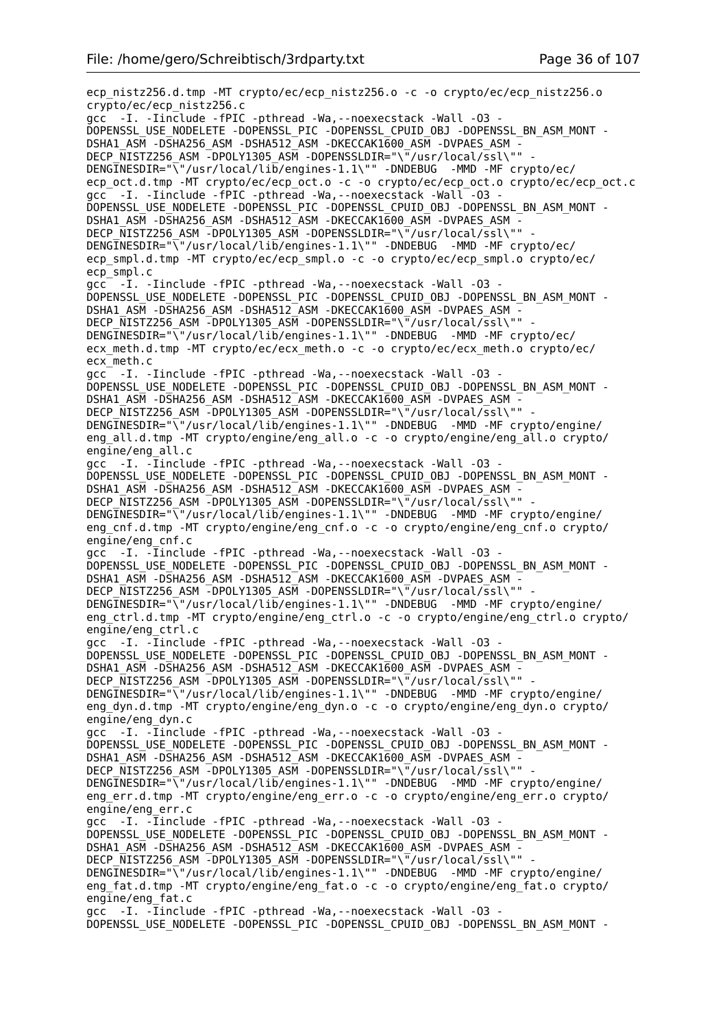```
ecp_nistz256.d.tmp -MT crypto/ec/ecp_nistz256.o -c -o crypto/ec/ecp_nistz256.o
crypto/ec/ecp_nistz256.c
gcc  -I. -Iinclude -fPIC -pthread -Wa,--noexecstack -Wall -O3 -
DOPENSSL_USE_NODELETE -DOPENSSL_PIC -DOPENSSL_CPUID_OBJ -DOPENSSL_BN_ASM_MONT -
DSHA1_ASM -DSHA256_ASM -DSHA512_ASM -DKECCAK1600_ASM -DVPAES_ASM -
DECP_NISTZ256_ASM -DPOLY1305_ASM -DOPENSSLDIR="\"/usr/local/ssl\"" -
DENGINESDIR="\"/usr/local/lib/engines-1.1\"" -DNDEBUG  -MMD -MF crypto/ec/
ecp_oct.d.tmp -MT crypto/ec/ecp_oct.o -c -o crypto/ec/ecp_oct.o crypto/ec/ecp_oct.c
gcc  -I. -Iinclude -fPIC -pthread -Wa,--noexecstack -Wall -O3 -
DOPENSSL_USE_NODELETE -DOPENSSL_PIC -DOPENSSL_CPUID_OBJ -DOPENSSL_BN_ASM_MONT -
DSHA1_ASM -DSHA256_ASM -DSHA512_ASM -DKECCAK1600_ASM -DVPAES_ASM -
DECP_NISTZ256_ASM -DPOLY1305_ASM -DOPENSSLDIR="\"/usr/local/ssl\"" -
DENGINESDIR="\"/usr/local/lib/engines-1.1\"" -DNDEBUG  -MMD -MF crypto/ec/
ecp_smpl.d.tmp -MT crypto/ec/ecp_smpl.o -c -o crypto/ec/ecp_smpl.o crypto/ec/
ecp_smpl.c
gcc  -I. -Iinclude -fPIC -pthread -Wa,--noexecstack -Wall -O3 -
DOPENSSL_USE_NODELETE -DOPENSSL_PIC -DOPENSSL_CPUID_OBJ -DOPENSSL_BN_ASM_MONT -
DSHA1_ASM -DSHA256_ASM -DSHA512_ASM -DKECCAK1600_ASM -DVPAES_ASM -
DECP_NISTZ256_ASM -DPOLY1305_ASM -DOPENSSLDIR="\"/usr/local/ssl\"" -
DENGINESDIR="\"/usr/local/lib/engines-1.1\"" -DNDEBUG  -MMD -MF crypto/ec/
ecx_meth.d.tmp -MT crypto/ec/ecx_meth.o -c -o crypto/ec/ecx_meth.o crypto/ec/
ecx_meth.c
gcc  -I. -Iinclude -fPIC -pthread -Wa,--noexecstack -Wall -O3 -
DOPENSSL_USE_NODELETE -DOPENSSL_PIC -DOPENSSL_CPUID_OBJ -DOPENSSL_BN_ASM_MONT -
DSHA1_ASM -DSHA256_ASM -DSHA512_ASM -DKECCAK1600_ASM -DVPAES_ASM -
DECP_NISTZ256_ASM -DPOLY1305_ASM -DOPENSSLDIR="\"/usr/local/ssl\"" -
DENGINESDIR="\"/usr/local/lib/engines-1.1\"" -DNDEBUG  -MMD -MF crypto/engine/
eng_all.d.tmp -MT crypto/engine/eng_all.o -c -o crypto/engine/eng_all.o crypto/
engine/eng_all.c
gcc  -I. -Iinclude -fPIC -pthread -Wa,--noexecstack -Wall -O3 -
DOPENSSL_USE_NODELETE -DOPENSSL_PIC -DOPENSSL_CPUID_OBJ -DOPENSSL_BN_ASM_MONT -
DSHA1_ASM -DSHA256_ASM -DSHA512_ASM -DKECCAK1600_ASM -DVPAES_ASM -
DECP_NISTZ256_ASM -DPOLY1305_ASM -DOPENSSLDIR="\"/usr/local/ssl\"" -
DENGINESDIR="\"/usr/local/lib/engines-1.1\"" -DNDEBUG  -MMD -MF crypto/engine/
eng_cnf.d.tmp -MT crypto/engine/eng_cnf.o -c -o crypto/engine/eng_cnf.o crypto/
engine/eng_cnf.c
gcc  -I. -Iinclude -fPIC -pthread -Wa,--noexecstack -Wall -O3 -
DOPENSSL_USE_NODELETE -DOPENSSL_PIC -DOPENSSL_CPUID_OBJ -DOPENSSL_BN_ASM_MONT -
DSHA1_ASM -DSHA256_ASM -DSHA512_ASM -DKECCAK1600_ASM -DVPAES_ASM -
DECP_NISTZ256_ASM -DPOLY1305_ASM -DOPENSSLDIR="\"/usr/local/ssl\"" -
DENGINESDIR="\"/usr/local/lib/engines-1.1\"" -DNDEBUG  -MMD -MF crypto/engine/
eng_ctrl.d.tmp -MT crypto/engine/eng_ctrl.o -c -o crypto/engine/eng_ctrl.o crypto/
engine/eng_ctrl.c
gcc  -I. -Iinclude -fPIC -pthread -Wa,--noexecstack -Wall -O3 -
DOPENSSL_USE_NODELETE -DOPENSSL_PIC -DOPENSSL_CPUID_OBJ -DOPENSSL_BN_ASM_MONT -
DSHA1_ASM -DSHA256_ASM -DSHA512_ASM -DKECCAK1600_ASM -DVPAES_ASM -
DECP_NISTZ256_ASM -DPOLY1305_ASM -DOPENSSLDIR="\"/usr/local/ssl\"" -
DENGINESDIR="\"/usr/local/lib/engines-1.1\"" -DNDEBUG  -MMD -MF crypto/engine/
eng_dyn.d.tmp -MT crypto/engine/eng_dyn.o -c -o crypto/engine/eng_dyn.o crypto/
engine/eng_dyn.c
gcc  -I. -Iinclude -fPIC -pthread -Wa,--noexecstack -Wall -O3 -
DOPENSSL_USE_NODELETE -DOPENSSL_PIC -DOPENSSL_CPUID_OBJ -DOPENSSL_BN_ASM_MONT -
DSHA1_ASM -DSHA256_ASM -DSHA512_ASM -DKECCAK1600_ASM -DVPAES_ASM -
DECP_NISTZ256_ASM -DPOLY1305_ASM -DOPENSSLDIR="\"/usr/local/ssl\"" -
DENGINESDIR="\"/usr/local/lib/engines-1.1\"" -DNDEBUG  -MMD -MF crypto/engine/
eng_err.d.tmp -MT crypto/engine/eng_err.o -c -o crypto/engine/eng_err.o crypto/
engine/eng_err.c
gcc  -I. -Iinclude -fPIC -pthread -Wa,--noexecstack -Wall -O3 -
DOPENSSL_USE_NODELETE -DOPENSSL_PIC -DOPENSSL_CPUID_OBJ -DOPENSSL_BN_ASM_MONT -
DSHA1_ASM -DSHA256_ASM -DSHA512_ASM -DKECCAK1600_ASM -DVPAES_ASM -
DECP_NISTZ256_ASM -DPOLY1305_ASM -DOPENSSLDIR="\"/usr/local/ssl\"" -
DENGINESDIR="\"/usr/local/lib/engines-1.1\"" -DNDEBUG  -MMD -MF crypto/engine/
eng_fat.d.tmp -MT crypto/engine/eng_fat.o -c -o crypto/engine/eng_fat.o crypto/
engine/eng_fat.c
gcc  -I. -Iinclude -fPIC -pthread -Wa,--noexecstack -Wall -O3 -
DOPENSSL_USE_NODELETE -DOPENSSL_PIC -DOPENSSL_CPUID_OBJ -DOPENSSL_BN_ASM_MONT -
```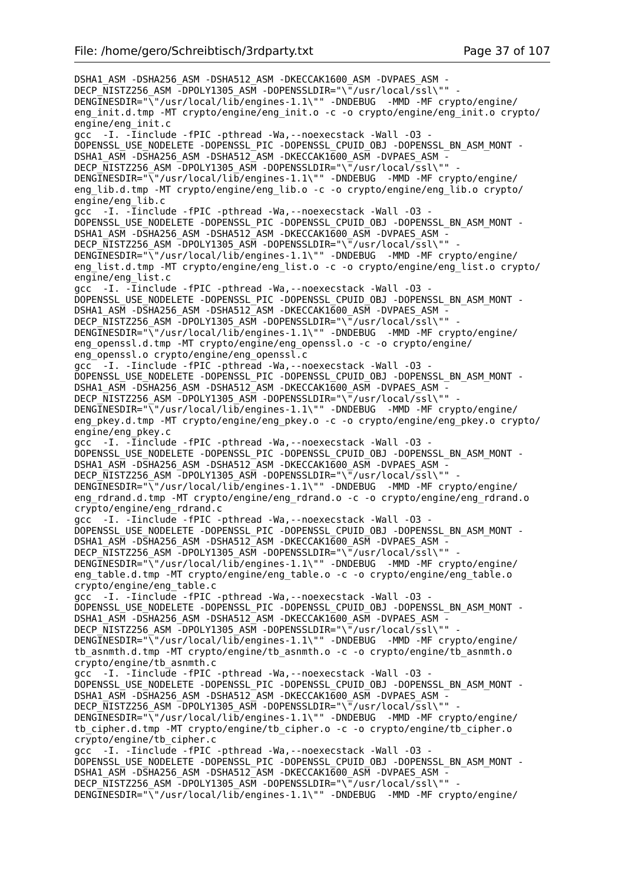```
DSHA1_ASM -DSHA256_ASM -DSHA512_ASM -DKECCAK1600_ASM -DVPAES_ASM -
DECP_NISTZ256_ASM -DPOLY1305_ASM -DOPENSSLDIR="\"/usr/local/ssl\"" -
DENGINESDIR="\"/usr/local/lib/engines-1.1\"" -DNDEBUG  -MMD -MF crypto/engine/
eng_init.d.tmp -MT crypto/engine/eng_init.o -c -o crypto/engine/eng_init.o crypto/
engine/eng_init.c
gcc  -I. -Iinclude -fPIC -pthread -Wa,--noexecstack -Wall -O3 -
DOPENSSL_USE_NODELETE -DOPENSSL_PIC -DOPENSSL_CPUID_OBJ -DOPENSSL_BN_ASM_MONT -
DSHA1_ASM -DSHA256_ASM -DSHA512_ASM -DKECCAK1600_ASM -DVPAES_ASM -
DECP_NISTZ256_ASM -DPOLY1305_ASM -DOPENSSLDIR="\"/usr/local/ssl\"" -
DENGINESDIR="\"/usr/local/lib/engines-1.1\"" -DNDEBUG  -MMD -MF crypto/engine/
eng_lib.d.tmp -MT crypto/engine/eng_lib.o -c -o crypto/engine/eng_lib.o crypto/
engine/eng_lib.c
gcc  -I. -Iinclude -fPIC -pthread -Wa,--noexecstack -Wall -O3 -
DOPENSSL_USE_NODELETE -DOPENSSL_PIC -DOPENSSL_CPUID_OBJ -DOPENSSL_BN_ASM_MONT -
DSHA1_ASM -DSHA256_ASM -DSHA512_ASM -DKECCAK1600_ASM -DVPAES_ASM -
DECP_NISTZ256_ASM -DPOLY1305_ASM -DOPENSSLDIR="\"/usr/local/ssl\"" -
DENGINESDIR="\"/usr/local/lib/engines-1.1\"" -DNDEBUG  -MMD -MF crypto/engine/
eng_list.d.tmp -MT crypto/engine/eng_list.o -c -o crypto/engine/eng_list.o crypto/
engine/eng_list.c
gcc  -I. -Iinclude -fPIC -pthread -Wa,--noexecstack -Wall -O3 -
DOPENSSL_USE_NODELETE -DOPENSSL_PIC -DOPENSSL_CPUID_OBJ -DOPENSSL_BN_ASM_MONT -
DSHA1_ASM -DSHA256_ASM -DSHA512_ASM -DKECCAK1600_ASM -DVPAES_ASM -
DECP_NISTZ256_ASM -DPOLY1305_ASM -DOPENSSLDIR="\"/usr/local/ssl\"" -
DENGINESDIR="\"/usr/local/lib/engines-1.1\"" -DNDEBUG  -MMD -MF crypto/engine/
eng_openssl.d.tmp -MT crypto/engine/eng_openssl.o -c -o crypto/engine/
eng_openssl.o crypto/engine/eng_openssl.c
gcc  -I. -Iinclude -fPIC -pthread -Wa,--noexecstack -Wall -O3 -
DOPENSSL_USE_NODELETE -DOPENSSL_PIC -DOPENSSL_CPUID_OBJ -DOPENSSL_BN_ASM_MONT -
DSHA1_ASM -DSHA256_ASM -DSHA512_ASM -DKECCAK1600_ASM -DVPAES_ASM -
DECP_NISTZ256_ASM -DPOLY1305_ASM -DOPENSSLDIR="\"/usr/local/ssl\"" -
DENGINESDIR="\"/usr/local/lib/engines-1.1\"" -DNDEBUG  -MMD -MF crypto/engine/
eng_pkey.d.tmp -MT crypto/engine/eng_pkey.o -c -o crypto/engine/eng_pkey.o crypto/
engine/eng_pkey.c
gcc  -I. -Iinclude -fPIC -pthread -Wa,--noexecstack -Wall -O3 -
DOPENSSL_USE_NODELETE -DOPENSSL_PIC -DOPENSSL_CPUID_OBJ -DOPENSSL_BN_ASM_MONT -
DSHA1_ASM -DSHA256_ASM -DSHA512_ASM -DKECCAK1600_ASM -DVPAES_ASM -
DECP_NISTZ256_ASM -DPOLY1305_ASM -DOPENSSLDIR="\"/usr/local/ssl\"" -
DENGINESDIR="\"/usr/local/lib/engines-1.1\"" -DNDEBUG  -MMD -MF crypto/engine/
eng_rdrand.d.tmp -MT crypto/engine/eng_rdrand.o -c -o crypto/engine/eng_rdrand.o
crypto/engine/eng_rdrand.c
gcc  -I. -Iinclude -fPIC -pthread -Wa,--noexecstack -Wall -O3 -
DOPENSSL_USE_NODELETE -DOPENSSL_PIC -DOPENSSL_CPUID_OBJ -DOPENSSL_BN_ASM_MONT -
DSHA1_ASM -DSHA256_ASM -DSHA512_ASM -DKECCAK1600_ASM -DVPAES_ASM -
DECP_NISTZ256_ASM -DPOLY1305_ASM -DOPENSSLDIR="\"/usr/local/ssl\"" -
DENGINESDIR="\"/usr/local/lib/engines-1.1\"" -DNDEBUG  -MMD -MF crypto/engine/
eng_table.d.tmp -MT crypto/engine/eng_table.o -c -o crypto/engine/eng_table.o
crypto/engine/eng_table.c
gcc  -I. -Iinclude -fPIC -pthread -Wa,--noexecstack -Wall -O3 -
DOPENSSL_USE_NODELETE -DOPENSSL_PIC -DOPENSSL_CPUID_OBJ -DOPENSSL_BN_ASM_MONT -
DSHA1_ASM -DSHA256_ASM -DSHA512_ASM -DKECCAK1600_ASM -DVPAES_ASM -
DECP_NISTZ256_ASM -DPOLY1305_ASM -DOPENSSLDIR="\"/usr/local/ssl\"" -
DENGINESDIR="\"/usr/local/lib/engines-1.1\"" -DNDEBUG  -MMD -MF crypto/engine/
tb_asnmth.d.tmp -MT crypto/engine/tb_asnmth.o -c -o crypto/engine/tb_asnmth.o
crypto/engine/tb_asnmth.c
gcc  -I. -Iinclude -fPIC -pthread -Wa,--noexecstack -Wall -O3 -
DOPENSSL_USE_NODELETE -DOPENSSL_PIC -DOPENSSL_CPUID_OBJ -DOPENSSL_BN_ASM_MONT -
DSHA1_ASM -DSHA256_ASM -DSHA512_ASM -DKECCAK1600_ASM -DVPAES_ASM -
DECP_NISTZ256_ASM -DPOLY1305_ASM -DOPENSSLDIR="\"/usr/local/ssl\"" -
DENGINESDIR="\"/usr/local/lib/engines-1.1\"" -DNDEBUG  -MMD -MF crypto/engine/
tb_cipher.d.tmp -MT crypto/engine/tb_cipher.o -c -o crypto/engine/tb_cipher.o
crypto/engine/tb_cipher.c
gcc  -I. -Iinclude -fPIC -pthread -Wa,--noexecstack -Wall -O3 -
DOPENSSL_USE_NODELETE -DOPENSSL_PIC -DOPENSSL_CPUID_OBJ -DOPENSSL_BN_ASM_MONT -
DSHA1_ASM -DSHA256_ASM -DSHA512_ASM -DKECCAK1600_ASM -DVPAES_ASM -
DECP_NISTZ256_ASM -DPOLY1305_ASM -DOPENSSLDIR="\"/usr/local/ssl\"" -
DENGINESDIR="\"/usr/local/lib/engines-1.1\"" -DNDEBUG  -MMD -MF crypto/engine/
```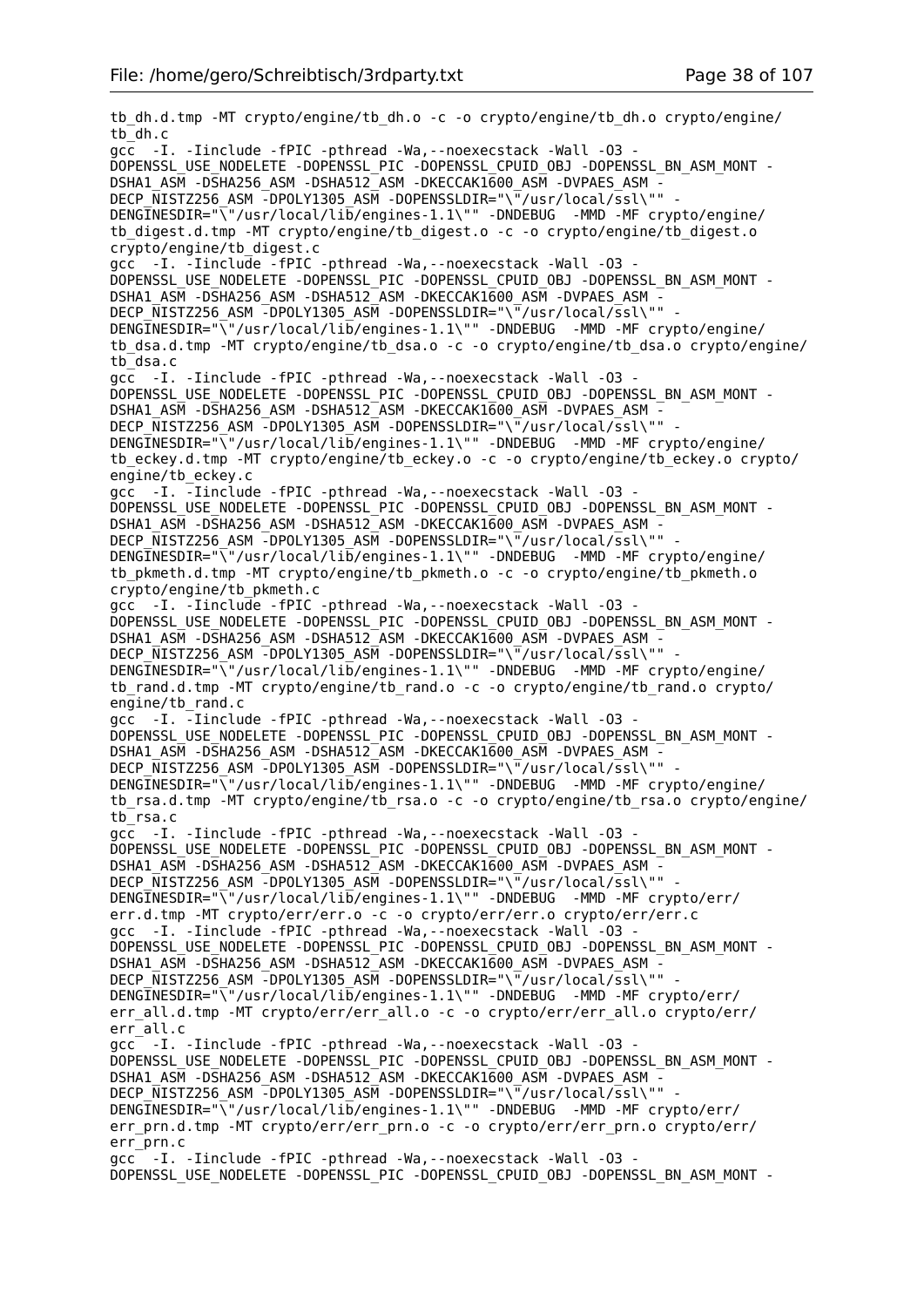```
tb_dh.d.tmp -MT crypto/engine/tb_dh.o -c -o crypto/engine/tb_dh.o crypto/engine/
tb_dh.c
gcc  -I. -Iinclude -fPIC -pthread -Wa,--noexecstack -Wall -O3 -
DOPENSSL_USE_NODELETE -DOPENSSL_PIC -DOPENSSL_CPUID_OBJ -DOPENSSL_BN_ASM_MONT -
DSHA1_ASM -DSHA256_ASM -DSHA512_ASM -DKECCAK1600_ASM -DVPAES_ASM -
DECP_NISTZ256_ASM -DPOLY1305_ASM -DOPENSSLDIR="\"/usr/local/ssl\"" -
DENGINESDIR="\"/usr/local/lib/engines-1.1\"" -DNDEBUG  -MMD -MF crypto/engine/
tb_digest.d.tmp -MT crypto/engine/tb_digest.o -c -o crypto/engine/tb_digest.o
crypto/engine/tb_digest.c
gcc  -I. -Iinclude -fPIC -pthread -Wa,--noexecstack -Wall -O3 -
DOPENSSL_USE_NODELETE -DOPENSSL_PIC -DOPENSSL_CPUID_OBJ -DOPENSSL_BN_ASM_MONT -
DSHA1_ASM -DSHA256_ASM -DSHA512_ASM -DKECCAK1600_ASM -DVPAES_ASM -
DECP_NISTZ256_ASM -DPOLY1305_ASM -DOPENSSLDIR="\"/usr/local/ssl\"" -
DENGINESDIR="\"/usr/local/lib/engines-1.1\"" -DNDEBUG  -MMD -MF crypto/engine/
tb_dsa.d.tmp -MT crypto/engine/tb_dsa.o -c -o crypto/engine/tb_dsa.o crypto/engine/
tb_dsa.c
gcc  -I. -Iinclude -fPIC -pthread -Wa,--noexecstack -Wall -O3 -
DOPENSSL_USE_NODELETE -DOPENSSL_PIC -DOPENSSL_CPUID_OBJ -DOPENSSL_BN_ASM_MONT -
DSHA1_ASM -DSHA256_ASM -DSHA512_ASM -DKECCAK1600_ASM -DVPAES_ASM -
DECP_NISTZ256_ASM -DPOLY1305_ASM -DOPENSSLDIR="\"/usr/local/ssl\"" -
DENGINESDIR="\"/usr/local/lib/engines-1.1\"" -DNDEBUG  -MMD -MF crypto/engine/
tb_eckey.d.tmp -MT crypto/engine/tb_eckey.o -c -o crypto/engine/tb_eckey.o crypto/
engine/tb_eckey.c
gcc  -I. -Iinclude -fPIC -pthread -Wa,--noexecstack -Wall -O3 -
DOPENSSL_USE_NODELETE -DOPENSSL_PIC -DOPENSSL_CPUID_OBJ -DOPENSSL_BN_ASM_MONT -
DSHA1_ASM -DSHA256_ASM -DSHA512_ASM -DKECCAK1600_ASM -DVPAES_ASM -
DECP_NISTZ256_ASM -DPOLY1305_ASM -DOPENSSLDIR="\"/usr/local/ssl\"" -
DENGINESDIR="\"/usr/local/lib/engines-1.1\"" -DNDEBUG  -MMD -MF crypto/engine/
tb_pkmeth.d.tmp -MT crypto/engine/tb_pkmeth.o -c -o crypto/engine/tb_pkmeth.o
crypto/engine/tb_pkmeth.c
gcc  -I. -Iinclude -fPIC -pthread -Wa,--noexecstack -Wall -O3 -
DOPENSSL_USE_NODELETE -DOPENSSL_PIC -DOPENSSL_CPUID_OBJ -DOPENSSL_BN_ASM_MONT -
DSHA1_ASM -DSHA256_ASM -DSHA512_ASM -DKECCAK1600_ASM -DVPAES_ASM -
DECP_NISTZ256_ASM -DPOLY1305_ASM -DOPENSSLDIR="\"/usr/local/ssl\"" -
DENGINESDIR="\"/usr/local/lib/engines-1.1\"" -DNDEBUG  -MMD -MF crypto/engine/
tb_rand.d.tmp -MT crypto/engine/tb_rand.o -c -o crypto/engine/tb_rand.o crypto/
engine/tb_rand.c
gcc  -I. -Iinclude -fPIC -pthread -Wa,--noexecstack -Wall -O3 -
DOPENSSL_USE_NODELETE -DOPENSSL_PIC -DOPENSSL_CPUID_OBJ -DOPENSSL_BN_ASM_MONT -
DSHA1_ASM -DSHA256_ASM -DSHA512_ASM -DKECCAK1600_ASM -DVPAES_ASM -
DECP_NISTZ256_ASM -DPOLY1305_ASM -DOPENSSLDIR="\"/usr/local/ssl\"" -
DENGINESDIR="\"/usr/local/lib/engines-1.1\"" -DNDEBUG  -MMD -MF crypto/engine/
tb_rsa.d.tmp -MT crypto/engine/tb_rsa.o -c -o crypto/engine/tb_rsa.o crypto/engine/
tb_rsa.c
gcc  -I. -Iinclude -fPIC -pthread -Wa,--noexecstack -Wall -O3 -
DOPENSSL_USE_NODELETE -DOPENSSL_PIC -DOPENSSL_CPUID_OBJ -DOPENSSL_BN_ASM_MONT -
DSHA1_ASM -DSHA256_ASM -DSHA512_ASM -DKECCAK1600_ASM -DVPAES_ASM -
DECP_NISTZ256_ASM -DPOLY1305_ASM -DOPENSSLDIR="\"/usr/local/ssl\"" -
DENGINESDIR="\"/usr/local/lib/engines-1.1\"" -DNDEBUG  -MMD -MF crypto/err/
err.d.tmp -MT crypto/err/err.o -c -o crypto/err/err.o crypto/err/err.c
gcc  -I. -Iinclude -fPIC -pthread -Wa,--noexecstack -Wall -O3 -
DOPENSSL_USE_NODELETE -DOPENSSL_PIC -DOPENSSL_CPUID_OBJ -DOPENSSL_BN_ASM_MONT -
DSHA1_ASM -DSHA256_ASM -DSHA512_ASM -DKECCAK1600_ASM -DVPAES_ASM -
DECP_NISTZ256_ASM -DPOLY1305_ASM -DOPENSSLDIR="\"/usr/local/ssl\"" -
DENGINESDIR="\"/usr/local/lib/engines-1.1\"" -DNDEBUG  -MMD -MF crypto/err/
err_all.d.tmp -MT crypto/err/err_all.o -c -o crypto/err/err_all.o crypto/err/
err_all.c
gcc  -I. -Iinclude -fPIC -pthread -Wa,--noexecstack -Wall -O3 -
DOPENSSL_USE_NODELETE -DOPENSSL_PIC -DOPENSSL_CPUID_OBJ -DOPENSSL_BN_ASM_MONT -
DSHA1_ASM -DSHA256_ASM -DSHA512_ASM -DKECCAK1600_ASM -DVPAES_ASM -
DECP_NISTZ256_ASM -DPOLY1305_ASM -DOPENSSLDIR="\"/usr/local/ssl\"" -
DENGINESDIR="\"/usr/local/lib/engines-1.1\"" -DNDEBUG  -MMD -MF crypto/err/
err_prn.d.tmp -MT crypto/err/err_prn.o -c -o crypto/err/err_prn.o crypto/err/
err_prn.c
gcc  -I. -Iinclude -fPIC -pthread -Wa,--noexecstack -Wall -O3 -
DOPENSSL_USE_NODELETE -DOPENSSL_PIC -DOPENSSL_CPUID_OBJ -DOPENSSL_BN_ASM_MONT -
```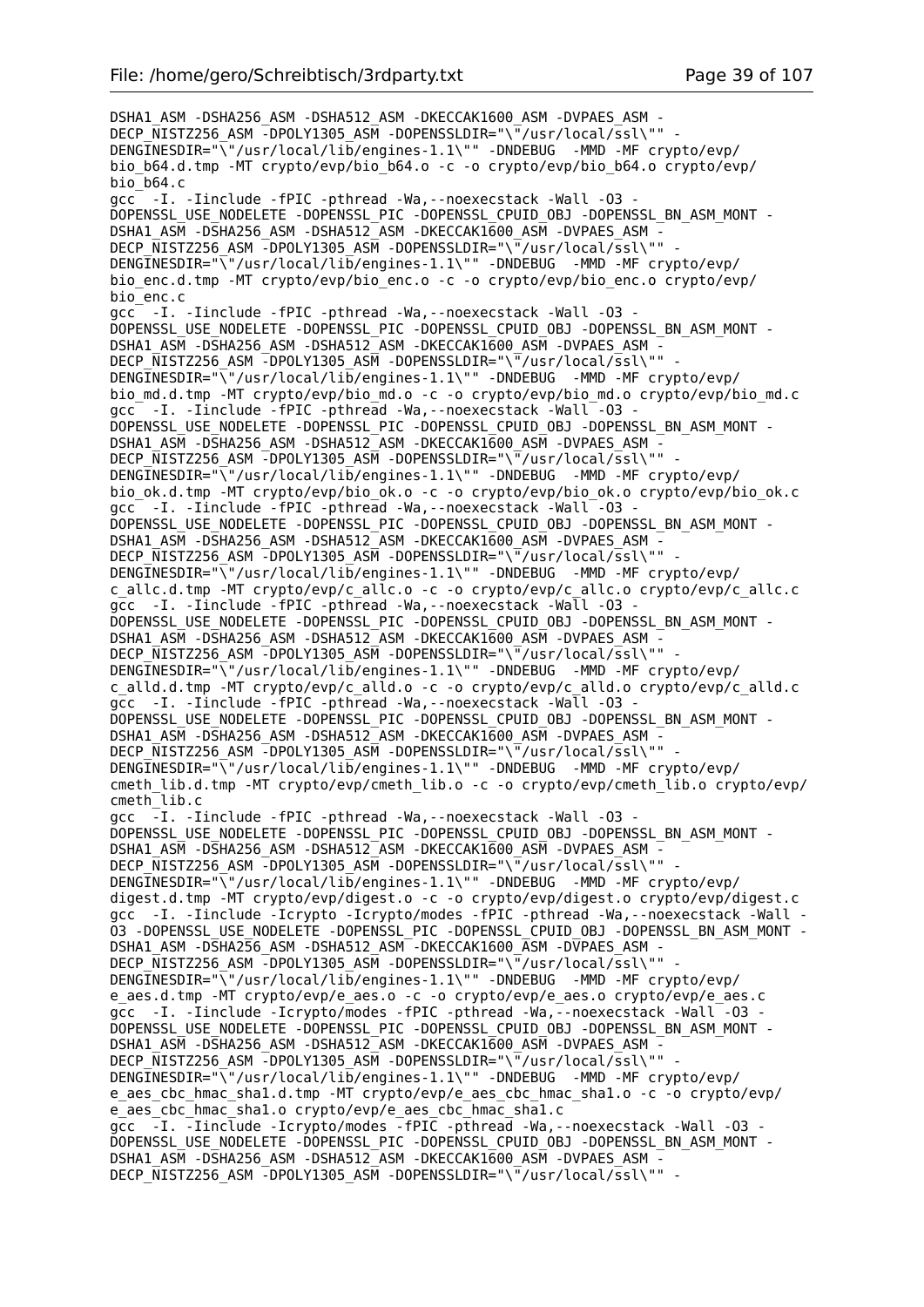```
DSHA1_ASM -DSHA256_ASM -DSHA512_ASM -DKECCAK1600_ASM -DVPAES_ASM -
DECP_NISTZ256_ASM -DPOLY1305_ASM -DOPENSSLDIR="\"/usr/local/ssl\"" -
DENGINESDIR="\"/usr/local/lib/engines-1.1\"" -DNDEBUG  -MMD -MF crypto/evp/
bio_b64.d.tmp -MT crypto/evp/bio_b64.o -c -o crypto/evp/bio_b64.o crypto/evp/
bio_b64.c
gcc  -I. -Iinclude -fPIC -pthread -Wa,--noexecstack -Wall -O3 -
DOPENSSL_USE_NODELETE -DOPENSSL_PIC -DOPENSSL_CPUID_OBJ -DOPENSSL_BN_ASM_MONT -
DSHA1_ASM -DSHA256_ASM -DSHA512_ASM -DKECCAK1600_ASM -DVPAES_ASM -
DECP_NISTZ256_ASM -DPOLY1305_ASM -DOPENSSLDIR="\"/usr/local/ssl\"" -
DENGINESDIR="\"/usr/local/lib/engines-1.1\"" -DNDEBUG  -MMD -MF crypto/evp/
bio_enc.d.tmp -MT crypto/evp/bio_enc.o -c -o crypto/evp/bio_enc.o crypto/evp/
bio_enc.c
gcc  -I. -Iinclude -fPIC -pthread -Wa,--noexecstack -Wall -O3 -
DOPENSSL_USE_NODELETE -DOPENSSL_PIC -DOPENSSL_CPUID_OBJ -DOPENSSL_BN_ASM_MONT -
DSHA1_ASM -DSHA256_ASM -DSHA512_ASM -DKECCAK1600_ASM -DVPAES_ASM -
DECP_NISTZ256_ASM -DPOLY1305_ASM -DOPENSSLDIR="\"/usr/local/ssl\"" -
DENGINESDIR="\"/usr/local/lib/engines-1.1\"" -DNDEBUG  -MMD -MF crypto/evp/
bio_md.d.tmp -MT crypto/evp/bio_md.o -c -o crypto/evp/bio_md.o crypto/evp/bio_md.c
gcc  -I. -Iinclude -fPIC -pthread -Wa,--noexecstack -Wall -O3 -
DOPENSSL_USE_NODELETE -DOPENSSL_PIC -DOPENSSL_CPUID_OBJ -DOPENSSL_BN_ASM_MONT -
DSHA1_ASM -DSHA256_ASM -DSHA512_ASM -DKECCAK1600_ASM -DVPAES_ASM -
DECP_NISTZ256_ASM -DPOLY1305_ASM -DOPENSSLDIR="\"/usr/local/ssl\"" -
DENGINESDIR="\"/usr/local/lib/engines-1.1\"" -DNDEBUG  -MMD -MF crypto/evp/
bio_ok.d.tmp -MT crypto/evp/bio_ok.o -c -o crypto/evp/bio_ok.o crypto/evp/bio_ok.c
gcc  -I. -Iinclude -fPIC -pthread -Wa,--noexecstack -Wall -O3 -
DOPENSSL_USE_NODELETE -DOPENSSL_PIC -DOPENSSL_CPUID_OBJ -DOPENSSL_BN_ASM_MONT -
DSHA1_ASM -DSHA256_ASM -DSHA512_ASM -DKECCAK1600_ASM -DVPAES_ASM -
DECP_NISTZ256_ASM -DPOLY1305_ASM -DOPENSSLDIR="\"/usr/local/ssl\"" -
DENGINESDIR="\"/usr/local/lib/engines-1.1\"" -DNDEBUG  -MMD -MF crypto/evp/
c_allc.d.tmp -MT crypto/evp/c_allc.o -c -o crypto/evp/c_allc.o crypto/evp/c_allc.c
gcc  -I. -Iinclude -fPIC -pthread -Wa,--noexecstack -Wall -O3 -
DOPENSSL_USE_NODELETE -DOPENSSL_PIC -DOPENSSL_CPUID_OBJ -DOPENSSL_BN_ASM_MONT -
DSHA1_ASM -DSHA256_ASM -DSHA512_ASM -DKECCAK1600_ASM -DVPAES_ASM -
DECP_NISTZ256_ASM -DPOLY1305_ASM -DOPENSSLDIR="\"/usr/local/ssl\"" -
DENGINESDIR="\"/usr/local/lib/engines-1.1\"" -DNDEBUG  -MMD -MF crypto/evp/
c_alld.d.tmp -MT crypto/evp/c_alld.o -c -o crypto/evp/c_alld.o crypto/evp/c_alld.c
gcc  -I. -Iinclude -fPIC -pthread -Wa,--noexecstack -Wall -O3 -
DOPENSSL_USE_NODELETE -DOPENSSL_PIC -DOPENSSL_CPUID_OBJ -DOPENSSL_BN_ASM_MONT -
DSHA1_ASM -DSHA256_ASM -DSHA512_ASM -DKECCAK1600_ASM -DVPAES_ASM -
DECP_NISTZ256_ASM -DPOLY1305_ASM -DOPENSSLDIR="\"/usr/local/ssl\"" -
DENGINESDIR="\"/usr/local/lib/engines-1.1\"" -DNDEBUG  -MMD -MF crypto/evp/
cmeth_lib.d.tmp -MT crypto/evp/cmeth_lib.o -c -o crypto/evp/cmeth_lib.o crypto/evp/
cmeth_lib.c
gcc  -I. -Iinclude -fPIC -pthread -Wa,--noexecstack -Wall -O3 -
DOPENSSL_USE_NODELETE -DOPENSSL_PIC -DOPENSSL_CPUID_OBJ -DOPENSSL_BN_ASM_MONT -
DSHA1_ASM -DSHA256_ASM -DSHA512_ASM -DKECCAK1600_ASM -DVPAES_ASM -
DECP_NISTZ256_ASM -DPOLY1305_ASM -DOPENSSLDIR="\"/usr/local/ssl\"" -
DENGINESDIR="\"/usr/local/lib/engines-1.1\"" -DNDEBUG  -MMD -MF crypto/evp/
digest.d.tmp -MT crypto/evp/digest.o -c -o crypto/evp/digest.o crypto/evp/digest.c
gcc  -I. -Iinclude -Icrypto -Icrypto/modes -fPIC -pthread -Wa,--noexecstack -Wall -
O3 -DOPENSSL_USE_NODELETE -DOPENSSL_PIC -DOPENSSL_CPUID_OBJ -DOPENSSL_BN_ASM_MONT -
DSHA1_ASM -DSHA256_ASM -DSHA512_ASM -DKECCAK1600_ASM -DVPAES_ASM -
DECP_NISTZ256_ASM -DPOLY1305_ASM -DOPENSSLDIR="\"/usr/local/ssl\"" -
DENGINESDIR="\"/usr/local/lib/engines-1.1\"" -DNDEBUG  -MMD -MF crypto/evp/
e_aes.d.tmp -MT crypto/evp/e_aes.o -c -o crypto/evp/e_aes.o crypto/evp/e_aes.c
gcc  -I. -Iinclude -Icrypto/modes -fPIC -pthread -Wa,--noexecstack -Wall -O3 -
DOPENSSL_USE_NODELETE -DOPENSSL_PIC -DOPENSSL_CPUID_OBJ -DOPENSSL_BN_ASM_MONT -
DSHA1_ASM -DSHA256_ASM -DSHA512_ASM -DKECCAK1600_ASM -DVPAES_ASM -
DECP_NISTZ256_ASM -DPOLY1305_ASM -DOPENSSLDIR="\"/usr/local/ssl\"" -
DENGINESDIR="\"/usr/local/lib/engines-1.1\"" -DNDEBUG  -MMD -MF crypto/evp/
e_aes_cbc_hmac_sha1.d.tmp -MT crypto/evp/e_aes_cbc_hmac_sha1.o -c -o crypto/evp/
e_aes_cbc_hmac_sha1.o crypto/evp/e_aes_cbc_hmac_sha1.c
gcc  -I. -Iinclude -Icrypto/modes -fPIC -pthread -Wa,--noexecstack -Wall -O3 -
DOPENSSL_USE_NODELETE -DOPENSSL_PIC -DOPENSSL_CPUID_OBJ -DOPENSSL_BN_ASM_MONT -
DSHA1_ASM -DSHA256_ASM -DSHA512_ASM -DKECCAK1600_ASM -DVPAES_ASM -
DECP_NISTZ256_ASM -DPOLY1305_ASM -DOPENSSLDIR="\"/usr/local/ssl\"" -
```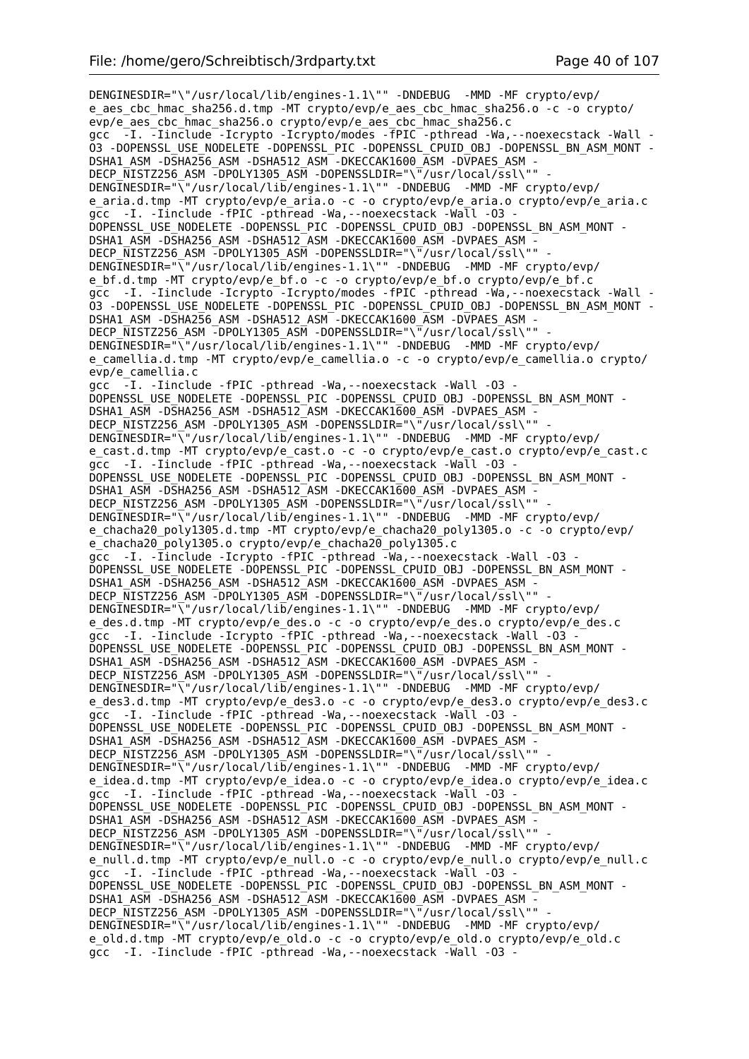```
DENGINESDIR="\"/usr/local/lib/engines-1.1\"" -DNDEBUG  -MMD -MF crypto/evp/
e_aes_cbc_hmac_sha256.d.tmp -MT crypto/evp/e_aes_cbc_hmac_sha256.o -c -o crypto/
evp/e_aes_cbc_hmac_sha256.o crypto/evp/e_aes_cbc_hmac_sha256.c
gcc  -I. -Iinclude -Icrypto -Icrypto/modes -fPIC -pthread -Wa,--noexecstack -Wall -
O3 -DOPENSSL_USE_NODELETE -DOPENSSL_PIC -DOPENSSL_CPUID_OBJ -DOPENSSL_BN_ASM_MONT -
DSHA1_ASM -DSHA256_ASM -DSHA512_ASM -DKECCAK1600_ASM -DVPAES_ASM -
DECP_NISTZ256_ASM -DPOLY1305_ASM -DOPENSSLDIR="\"/usr/local/ssl\"" -
DENGINESDIR="\"/usr/local/lib/engines-1.1\"" -DNDEBUG  -MMD -MF crypto/evp/
e_aria.d.tmp -MT crypto/evp/e_aria.o -c -o crypto/evp/e_aria.o crypto/evp/e_aria.c
gcc  -I. -Iinclude -fPIC -pthread -Wa,--noexecstack -Wall -O3 -
DOPENSSL_USE_NODELETE -DOPENSSL_PIC -DOPENSSL_CPUID_OBJ -DOPENSSL_BN_ASM_MONT -
DSHA1_ASM -DSHA256_ASM -DSHA512_ASM -DKECCAK1600_ASM -DVPAES_ASM -
DECP_NISTZ256_ASM -DPOLY1305_ASM -DOPENSSLDIR="\"/usr/local/ssl\"" -
DENGINESDIR="\"/usr/local/lib/engines-1.1\"" -DNDEBUG  -MMD -MF crypto/evp/
e_bf.d.tmp -MT crypto/evp/e_bf.o -c -o crypto/evp/e_bf.o crypto/evp/e_bf.c
gcc  -I. -Iinclude -Icrypto -Icrypto/modes -fPIC -pthread -Wa,--noexecstack -Wall -
O3 -DOPENSSL_USE_NODELETE -DOPENSSL_PIC -DOPENSSL_CPUID_OBJ -DOPENSSL_BN_ASM_MONT -
DSHA1_ASM -DSHA256_ASM -DSHA512_ASM -DKECCAK1600_ASM -DVPAES_ASM -
DECP_NISTZ256_ASM -DPOLY1305_ASM -DOPENSSLDIR="\"/usr/local/ssl\"" -
DENGINESDIR="\"/usr/local/lib/engines-1.1\"" -DNDEBUG  -MMD -MF crypto/evp/
e_camellia.d.tmp -MT crypto/evp/e_camellia.o -c -o crypto/evp/e_camellia.o crypto/
evp/e_camellia.c
gcc  -I. -Iinclude -fPIC -pthread -Wa,--noexecstack -Wall -O3 -
DOPENSSL_USE_NODELETE -DOPENSSL_PIC -DOPENSSL_CPUID_OBJ -DOPENSSL_BN_ASM_MONT -
DSHA1_ASM -DSHA256_ASM -DSHA512_ASM -DKECCAK1600_ASM -DVPAES_ASM -
DECP_NISTZ256_ASM -DPOLY1305_ASM -DOPENSSLDIR="\"/usr/local/ssl\"" -
DENGINESDIR="\"/usr/local/lib/engines-1.1\"" -DNDEBUG  -MMD -MF crypto/evp/
e_cast.d.tmp -MT crypto/evp/e_cast.o -c -o crypto/evp/e_cast.o crypto/evp/e_cast.c
gcc  -I. -Iinclude -fPIC -pthread -Wa,--noexecstack -Wall -O3 -
DOPENSSL_USE_NODELETE -DOPENSSL_PIC -DOPENSSL_CPUID_OBJ -DOPENSSL_BN_ASM_MONT -
DSHA1_ASM -DSHA256_ASM -DSHA512_ASM -DKECCAK1600_ASM -DVPAES_ASM -
DECP_NISTZ256_ASM -DPOLY1305_ASM -DOPENSSLDIR="\"/usr/local/ssl\"" -
DENGINESDIR="\"/usr/local/lib/engines-1.1\"" -DNDEBUG  -MMD -MF crypto/evp/
e_chacha20_poly1305.d.tmp -MT crypto/evp/e_chacha20_poly1305.o -c -o crypto/evp/
e_chacha20_poly1305.o crypto/evp/e_chacha20_poly1305.c
gcc  -I. -Iinclude -Icrypto -fPIC -pthread -Wa,--noexecstack -Wall -O3 -
DOPENSSL_USE_NODELETE -DOPENSSL_PIC -DOPENSSL_CPUID_OBJ -DOPENSSL_BN_ASM_MONT -
DSHA1_ASM -DSHA256_ASM -DSHA512_ASM -DKECCAK1600_ASM -DVPAES_ASM -
DECP_NISTZ256_ASM -DPOLY1305_ASM -DOPENSSLDIR="\"/usr/local/ssl\"" -
DENGINESDIR="\"/usr/local/lib/engines-1.1\"" -DNDEBUG  -MMD -MF crypto/evp/
e_des.d.tmp -MT crypto/evp/e_des.o -c -o crypto/evp/e_des.o crypto/evp/e_des.c
gcc  -I. -Iinclude -Icrypto -fPIC -pthread -Wa,--noexecstack -Wall -O3 -
DOPENSSL_USE_NODELETE -DOPENSSL_PIC -DOPENSSL_CPUID_OBJ -DOPENSSL_BN_ASM_MONT -
DSHA1_ASM -DSHA256_ASM -DSHA512_ASM -DKECCAK1600_ASM -DVPAES_ASM -
DECP_NISTZ256_ASM -DPOLY1305_ASM -DOPENSSLDIR="\"/usr/local/ssl\"" -
DENGINESDIR="\"/usr/local/lib/engines-1.1\"" -DNDEBUG  -MMD -MF crypto/evp/
e_des3.d.tmp -MT crypto/evp/e_des3.o -c -o crypto/evp/e_des3.o crypto/evp/e_des3.c
gcc  -I. -Iinclude -fPIC -pthread -Wa,--noexecstack -Wall -O3 -
DOPENSSL_USE_NODELETE -DOPENSSL_PIC -DOPENSSL_CPUID_OBJ -DOPENSSL_BN_ASM_MONT -
DSHA1_ASM -DSHA256_ASM -DSHA512_ASM -DKECCAK1600_ASM -DVPAES_ASM -
DECP_NISTZ256_ASM -DPOLY1305_ASM -DOPENSSLDIR="\"/usr/local/ssl\"" -
DENGINESDIR="\"/usr/local/lib/engines-1.1\"" -DNDEBUG  -MMD -MF crypto/evp/
e_idea.d.tmp -MT crypto/evp/e_idea.o -c -o crypto/evp/e_idea.o crypto/evp/e_idea.c
gcc  -I. -Iinclude -fPIC -pthread -Wa,--noexecstack -Wall -O3 -
DOPENSSL_USE_NODELETE -DOPENSSL_PIC -DOPENSSL_CPUID_OBJ -DOPENSSL_BN_ASM_MONT -
DSHA1_ASM -DSHA256_ASM -DSHA512_ASM -DKECCAK1600_ASM -DVPAES_ASM -
DECP_NISTZ256_ASM -DPOLY1305_ASM -DOPENSSLDIR="\"/usr/local/ssl\"" -
DENGINESDIR="\"/usr/local/lib/engines-1.1\"" -DNDEBUG  -MMD -MF crypto/evp/
e_null.d.tmp -MT crypto/evp/e_null.o -c -o crypto/evp/e_null.o crypto/evp/e_null.c
gcc  -I. -Iinclude -fPIC -pthread -Wa,--noexecstack -Wall -O3 -
DOPENSSL_USE_NODELETE -DOPENSSL_PIC -DOPENSSL_CPUID_OBJ -DOPENSSL_BN_ASM_MONT -
DSHA1_ASM -DSHA256_ASM -DSHA512_ASM -DKECCAK1600_ASM -DVPAES_ASM -
DECP_NISTZ256_ASM -DPOLY1305_ASM -DOPENSSLDIR="\"/usr/local/ssl\"" -
DENGINESDIR="\"/usr/local/lib/engines-1.1\"" -DNDEBUG  -MMD -MF crypto/evp/
e_old.d.tmp -MT crypto/evp/e_old.o -c -o crypto/evp/e_old.o crypto/evp/e_old.c
gcc  -I. -Iinclude -fPIC -pthread -Wa,--noexecstack -Wall -O3 -
```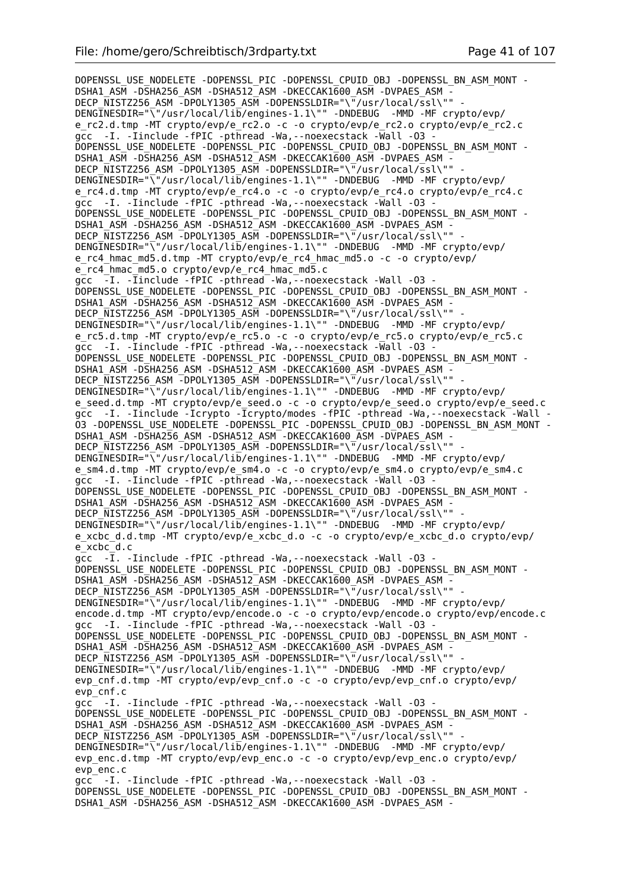```
DOPENSSL_USE_NODELETE -DOPENSSL_PIC -DOPENSSL_CPUID_OBJ -DOPENSSL_BN_ASM_MONT -
DSHA1_ASM -DSHA256_ASM -DSHA512_ASM -DKECCAK1600_ASM -DVPAES_ASM -
DECP_NISTZ256_ASM -DPOLY1305_ASM -DOPENSSLDIR="\"/usr/local/ssl\"" -
DENGINESDIR="\"/usr/local/lib/engines-1.1\"" -DNDEBUG  -MMD -MF crypto/evp/
e_rc2.d.tmp -MT crypto/evp/e_rc2.o -c -o crypto/evp/e_rc2.o crypto/evp/e_rc2.c
gcc  -I. -Iinclude -fPIC -pthread -Wa,--noexecstack -Wall -O3 -
DOPENSSL_USE_NODELETE -DOPENSSL_PIC -DOPENSSL_CPUID_OBJ -DOPENSSL_BN_ASM_MONT -
DSHA1_ASM -DSHA256_ASM -DSHA512_ASM -DKECCAK1600_ASM -DVPAES_ASM -
DECP_NISTZ256_ASM -DPOLY1305_ASM -DOPENSSLDIR="\"/usr/local/ssl\"" -
DENGINESDIR="\"/usr/local/lib/engines-1.1\"" -DNDEBUG  -MMD -MF crypto/evp/
e_rc4.d.tmp -MT crypto/evp/e_rc4.o -c -o crypto/evp/e_rc4.o crypto/evp/e_rc4.c
gcc  -I. -Iinclude -fPIC -pthread -Wa,--noexecstack -Wall -O3 -
DOPENSSL_USE_NODELETE -DOPENSSL_PIC -DOPENSSL_CPUID_OBJ -DOPENSSL_BN_ASM_MONT -
DSHA1_ASM -DSHA256_ASM -DSHA512_ASM -DKECCAK1600_ASM -DVPAES_ASM -
DECP_NISTZ256_ASM -DPOLY1305_ASM -DOPENSSLDIR="\"/usr/local/ssl\"" -
DENGINESDIR="\"/usr/local/lib/engines-1.1\"" -DNDEBUG  -MMD -MF crypto/evp/
e_rc4_hmac_md5.d.tmp -MT crypto/evp/e_rc4_hmac_md5.o -c -o crypto/evp/
e_rc4_hmac_md5.o crypto/evp/e_rc4_hmac_md5.c
gcc  -I. -Iinclude -fPIC -pthread -Wa,--noexecstack -Wall -O3 -
DOPENSSL_USE_NODELETE -DOPENSSL_PIC -DOPENSSL_CPUID_OBJ -DOPENSSL_BN_ASM_MONT -
DSHA1_ASM -DSHA256_ASM -DSHA512_ASM -DKECCAK1600_ASM -DVPAES_ASM -
DECP_NISTZ256_ASM -DPOLY1305_ASM -DOPENSSLDIR="\"/usr/local/ssl\"" -
DENGINESDIR="\"/usr/local/lib/engines-1.1\"" -DNDEBUG  -MMD -MF crypto/evp/
e_rc5.d.tmp -MT crypto/evp/e_rc5.o -c -o crypto/evp/e_rc5.o crypto/evp/e_rc5.c
gcc  -I. -Iinclude -fPIC -pthread -Wa,--noexecstack -Wall -O3 -
DOPENSSL_USE_NODELETE -DOPENSSL_PIC -DOPENSSL_CPUID_OBJ -DOPENSSL_BN_ASM_MONT -
DSHA1_ASM -DSHA256_ASM -DSHA512_ASM -DKECCAK1600_ASM -DVPAES_ASM -
DECP_NISTZ256_ASM -DPOLY1305_ASM -DOPENSSLDIR="\"/usr/local/ssl\"" -
DENGINESDIR="\"/usr/local/lib/engines-1.1\"" -DNDEBUG  -MMD -MF crypto/evp/
e_seed.d.tmp -MT crypto/evp/e_seed.o -c -o crypto/evp/e_seed.o crypto/evp/e_seed.c
gcc  -I. -Iinclude -Icrypto -Icrypto/modes -fPIC -pthread -Wa,--noexecstack -Wall -
O3 -DOPENSSL_USE_NODELETE -DOPENSSL_PIC -DOPENSSL_CPUID_OBJ -DOPENSSL_BN_ASM_MONT -
DSHA1_ASM -DSHA256_ASM -DSHA512_ASM -DKECCAK1600_ASM -DVPAES_ASM -
DECP_NISTZ256_ASM -DPOLY1305_ASM -DOPENSSLDIR="\"/usr/local/ssl\"" -
DENGINESDIR="\"/usr/local/lib/engines-1.1\"" -DNDEBUG  -MMD -MF crypto/evp/
e_sm4.d.tmp -MT crypto/evp/e_sm4.o -c -o crypto/evp/e_sm4.o crypto/evp/e_sm4.c
gcc  -I. -Iinclude -fPIC -pthread -Wa,--noexecstack -Wall -O3 -
DOPENSSL_USE_NODELETE -DOPENSSL_PIC -DOPENSSL_CPUID_OBJ -DOPENSSL_BN_ASM_MONT -
DSHA1_ASM -DSHA256_ASM -DSHA512_ASM -DKECCAK1600_ASM -DVPAES_ASM -
DECP_NISTZ256_ASM -DPOLY1305_ASM -DOPENSSLDIR="\"/usr/local/ssl\"" -
DENGINESDIR="\"/usr/local/lib/engines-1.1\"" -DNDEBUG  -MMD -MF crypto/evp/
e_xcbc_d.d.tmp -MT crypto/evp/e_xcbc_d.o -c -o crypto/evp/e_xcbc_d.o crypto/evp/
e_xcbc_d.c
gcc  -I. -Iinclude -fPIC -pthread -Wa,--noexecstack -Wall -O3 -
DOPENSSL_USE_NODELETE -DOPENSSL_PIC -DOPENSSL_CPUID_OBJ -DOPENSSL_BN_ASM_MONT -
DSHA1_ASM -DSHA256_ASM -DSHA512_ASM -DKECCAK1600_ASM -DVPAES_ASM -
DECP_NISTZ256_ASM -DPOLY1305_ASM -DOPENSSLDIR="\"/usr/local/ssl\"" -
DENGINESDIR="\"/usr/local/lib/engines-1.1\"" -DNDEBUG  -MMD -MF crypto/evp/
encode.d.tmp -MT crypto/evp/encode.o -c -o crypto/evp/encode.o crypto/evp/encode.c
gcc  -I. -Iinclude -fPIC -pthread -Wa,--noexecstack -Wall -O3 -
DOPENSSL_USE_NODELETE -DOPENSSL_PIC -DOPENSSL_CPUID_OBJ -DOPENSSL_BN_ASM_MONT -
DSHA1_ASM -DSHA256_ASM -DSHA512_ASM -DKECCAK1600_ASM -DVPAES_ASM -
DECP_NISTZ256_ASM -DPOLY1305_ASM -DOPENSSLDIR="\"/usr/local/ssl\"" -
DENGINESDIR="\"/usr/local/lib/engines-1.1\"" -DNDEBUG  -MMD -MF crypto/evp/
evp_cnf.d.tmp -MT crypto/evp/evp_cnf.o -c -o crypto/evp/evp_cnf.o crypto/evp/
evp_cnf.c
gcc  -I. -Iinclude -fPIC -pthread -Wa,--noexecstack -Wall -O3 -
DOPENSSL_USE_NODELETE -DOPENSSL_PIC -DOPENSSL_CPUID_OBJ -DOPENSSL_BN_ASM_MONT -
DSHA1_ASM -DSHA256_ASM -DSHA512_ASM -DKECCAK1600_ASM -DVPAES_ASM -
DECP_NISTZ256_ASM -DPOLY1305_ASM -DOPENSSLDIR="\"/usr/local/ssl\"" -
DENGINESDIR="\"/usr/local/lib/engines-1.1\"" -DNDEBUG  -MMD -MF crypto/evp/
evp_enc.d.tmp -MT crypto/evp/evp_enc.o -c -o crypto/evp/evp_enc.o crypto/evp/
evp_enc.c
gcc  -I. -Iinclude -fPIC -pthread -Wa,--noexecstack -Wall -O3 -
DOPENSSL_USE_NODELETE -DOPENSSL_PIC -DOPENSSL_CPUID_OBJ -DOPENSSL_BN_ASM_MONT -
DSHA1_ASM -DSHA256_ASM -DSHA512_ASM -DKECCAK1600_ASM -DVPAES_ASM -
```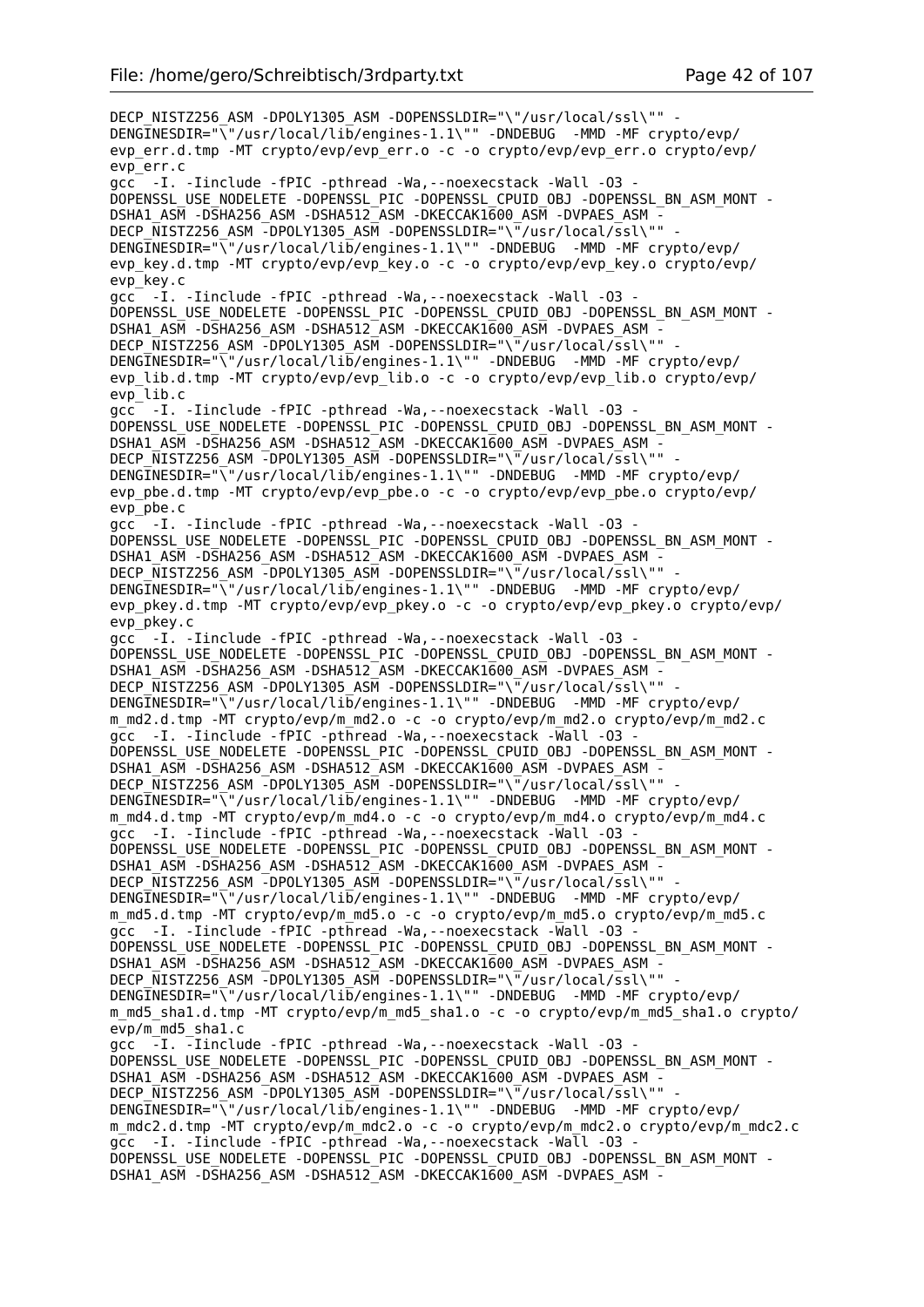```
DECP_NISTZ256_ASM -DPOLY1305_ASM -DOPENSSLDIR="\"/usr/local/ssl\"" -
DENGINESDIR="\"/usr/local/lib/engines-1.1\"" -DNDEBUG  -MMD -MF crypto/evp/
evp_err.d.tmp -MT crypto/evp/evp_err.o -c -o crypto/evp/evp_err.o crypto/evp/
evp_err.c
gcc  -I. -Iinclude -fPIC -pthread -Wa,--noexecstack -Wall -O3 -
DOPENSSL_USE_NODELETE -DOPENSSL_PIC -DOPENSSL_CPUID_OBJ -DOPENSSL_BN_ASM_MONT -
DSHA1_ASM -DSHA256_ASM -DSHA512_ASM -DKECCAK1600_ASM -DVPAES_ASM -
DECP_NISTZ256_ASM -DPOLY1305_ASM -DOPENSSLDIR="\"/usr/local/ssl\"" -
DENGINESDIR="\"/usr/local/lib/engines-1.1\"" -DNDEBUG  -MMD -MF crypto/evp/
evp_key.d.tmp -MT crypto/evp/evp_key.o -c -o crypto/evp/evp_key.o crypto/evp/
evp_key.c
gcc  -I. -Iinclude -fPIC -pthread -Wa,--noexecstack -Wall -O3 -
DOPENSSL_USE_NODELETE -DOPENSSL_PIC -DOPENSSL_CPUID_OBJ -DOPENSSL_BN_ASM_MONT -
DSHA1_ASM -DSHA256_ASM -DSHA512_ASM -DKECCAK1600_ASM -DVPAES_ASM -
DECP_NISTZ256_ASM -DPOLY1305_ASM -DOPENSSLDIR="\"/usr/local/ssl\"" -
DENGINESDIR="\"/usr/local/lib/engines-1.1\"" -DNDEBUG  -MMD -MF crypto/evp/
evp_lib.d.tmp -MT crypto/evp/evp_lib.o -c -o crypto/evp/evp_lib.o crypto/evp/
evp_lib.c
gcc  -I. -Iinclude -fPIC -pthread -Wa,--noexecstack -Wall -O3 -
DOPENSSL_USE_NODELETE -DOPENSSL_PIC -DOPENSSL_CPUID_OBJ -DOPENSSL_BN_ASM_MONT -
DSHA1_ASM -DSHA256_ASM -DSHA512_ASM -DKECCAK1600_ASM -DVPAES_ASM -
DECP_NISTZ256_ASM -DPOLY1305_ASM -DOPENSSLDIR="\"/usr/local/ssl\"" -
DENGINESDIR="\"/usr/local/lib/engines-1.1\"" -DNDEBUG  -MMD -MF crypto/evp/
evp_pbe.d.tmp -MT crypto/evp/evp_pbe.o -c -o crypto/evp/evp_pbe.o crypto/evp/
evp_pbe.c
gcc  -I. -Iinclude -fPIC -pthread -Wa,--noexecstack -Wall -O3 -
DOPENSSL_USE_NODELETE -DOPENSSL_PIC -DOPENSSL_CPUID_OBJ -DOPENSSL_BN_ASM_MONT -
DSHA1_ASM -DSHA256_ASM -DSHA512_ASM -DKECCAK1600_ASM -DVPAES_ASM -
DECP_NISTZ256_ASM -DPOLY1305_ASM -DOPENSSLDIR="\"/usr/local/ssl\"" -
DENGINESDIR="\"/usr/local/lib/engines-1.1\"" -DNDEBUG  -MMD -MF crypto/evp/
evp_pkey.d.tmp -MT crypto/evp/evp_pkey.o -c -o crypto/evp/evp_pkey.o crypto/evp/
evp_pkey.c
gcc  -I. -Iinclude -fPIC -pthread -Wa,--noexecstack -Wall -O3 -
DOPENSSL_USE_NODELETE -DOPENSSL_PIC -DOPENSSL_CPUID_OBJ -DOPENSSL_BN_ASM_MONT -
DSHA1_ASM -DSHA256_ASM -DSHA512_ASM -DKECCAK1600_ASM -DVPAES_ASM -
DECP_NISTZ256_ASM -DPOLY1305_ASM -DOPENSSLDIR="\"/usr/local/ssl\"" -
DENGINESDIR="\"/usr/local/lib/engines-1.1\"" -DNDEBUG  -MMD -MF crypto/evp/
m_md2.d.tmp -MT crypto/evp/m_md2.o -c -o crypto/evp/m_md2.o crypto/evp/m_md2.c
gcc  -I. -Iinclude -fPIC -pthread -Wa,--noexecstack -Wall -O3 -
DOPENSSL_USE_NODELETE -DOPENSSL_PIC -DOPENSSL_CPUID_OBJ -DOPENSSL_BN_ASM_MONT -
DSHA1_ASM -DSHA256_ASM -DSHA512_ASM -DKECCAK1600_ASM -DVPAES_ASM -
DECP_NISTZ256_ASM -DPOLY1305_ASM -DOPENSSLDIR="\"/usr/local/ssl\"" -
DENGINESDIR="\"/usr/local/lib/engines-1.1\"" -DNDEBUG  -MMD -MF crypto/evp/
m_md4.d.tmp -MT crypto/evp/m_md4.o -c -o crypto/evp/m_md4.o crypto/evp/m_md4.c
gcc  -I. -Iinclude -fPIC -pthread -Wa,--noexecstack -Wall -O3 -
DOPENSSL_USE_NODELETE -DOPENSSL_PIC -DOPENSSL_CPUID_OBJ -DOPENSSL_BN_ASM_MONT -
DSHA1_ASM -DSHA256_ASM -DSHA512_ASM -DKECCAK1600_ASM -DVPAES_ASM -
DECP_NISTZ256_ASM -DPOLY1305_ASM -DOPENSSLDIR="\"/usr/local/ssl\"" -
DENGINESDIR="\"/usr/local/lib/engines-1.1\"" -DNDEBUG  -MMD -MF crypto/evp/
m_md5.d.tmp -MT crypto/evp/m_md5.o -c -o crypto/evp/m_md5.o crypto/evp/m_md5.c
gcc  -I. -Iinclude -fPIC -pthread -Wa,--noexecstack -Wall -O3 -
DOPENSSL_USE_NODELETE -DOPENSSL_PIC -DOPENSSL_CPUID_OBJ -DOPENSSL_BN_ASM_MONT -
DSHA1_ASM -DSHA256_ASM -DSHA512_ASM -DKECCAK1600_ASM -DVPAES_ASM -
DECP_NISTZ256_ASM -DPOLY1305_ASM -DOPENSSLDIR="\"/usr/local/ssl\"" -
DENGINESDIR="\"/usr/local/lib/engines-1.1\"" -DNDEBUG  -MMD -MF crypto/evp/
m_md5_sha1.d.tmp -MT crypto/evp/m_md5_sha1.o -c -o crypto/evp/m_md5_sha1.o crypto/
evp/m_md5_sha1.c
gcc  -I. -Iinclude -fPIC -pthread -Wa,--noexecstack -Wall -O3 -
DOPENSSL_USE_NODELETE -DOPENSSL_PIC -DOPENSSL_CPUID_OBJ -DOPENSSL_BN_ASM_MONT -
DSHA1_ASM -DSHA256_ASM -DSHA512_ASM -DKECCAK1600_ASM -DVPAES_ASM -
DECP_NISTZ256_ASM -DPOLY1305_ASM -DOPENSSLDIR="\"/usr/local/ssl\"" -
DENGINESDIR="\"/usr/local/lib/engines-1.1\"" -DNDEBUG  -MMD -MF crypto/evp/
m_mdc2.d.tmp -MT crypto/evp/m_mdc2.o -c -o crypto/evp/m_mdc2.o crypto/evp/m_mdc2.c
gcc  -I. -Iinclude -fPIC -pthread -Wa,--noexecstack -Wall -O3 -
DOPENSSL_USE_NODELETE -DOPENSSL_PIC -DOPENSSL_CPUID_OBJ -DOPENSSL_BN_ASM_MONT -
DSHA1_ASM -DSHA256_ASM -DSHA512_ASM -DKECCAK1600_ASM -DVPAES_ASM -
```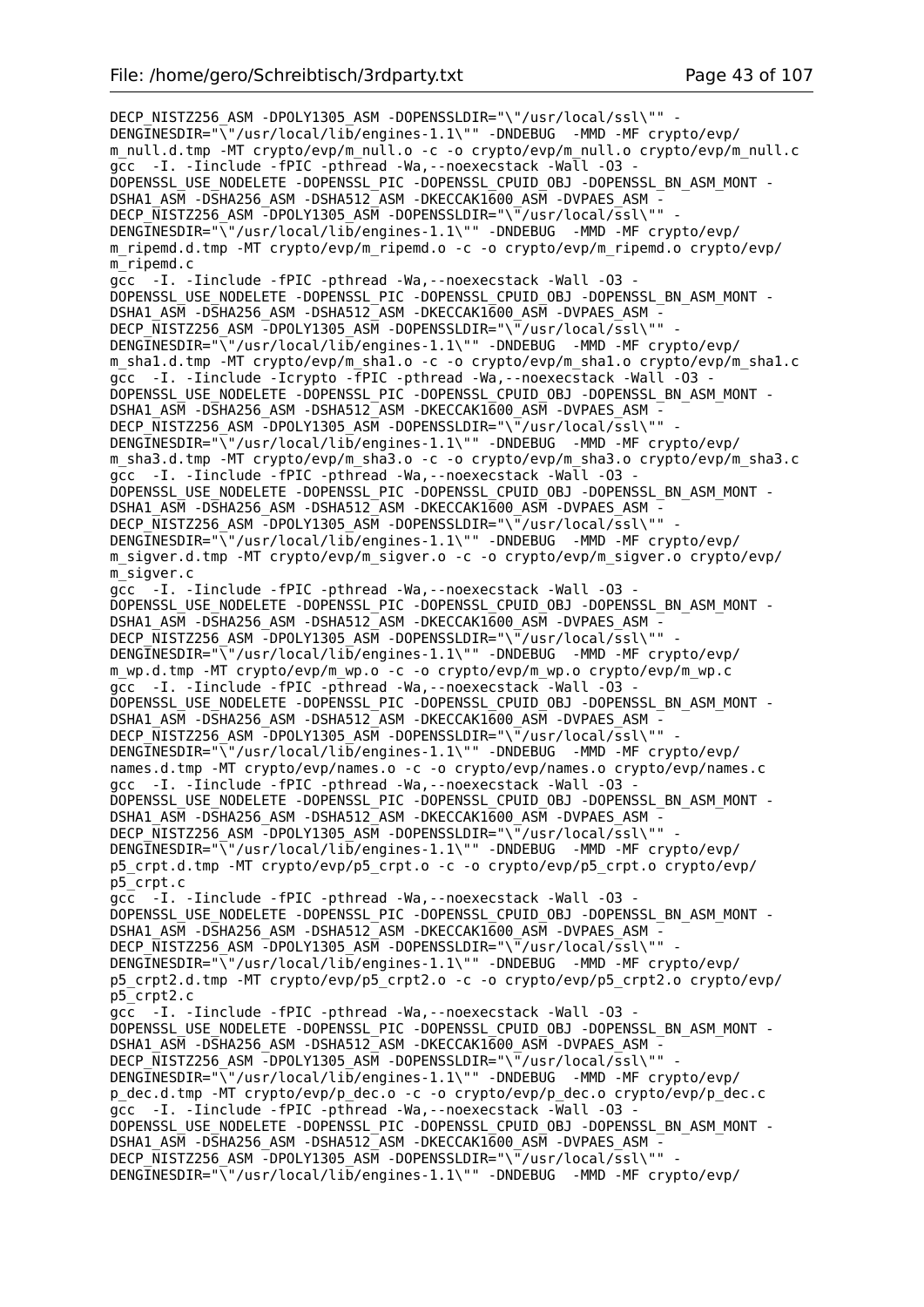```
DECP_NISTZ256_ASM -DPOLY1305_ASM -DOPENSSLDIR="\"/usr/local/ssl\"" -
DENGINESDIR="\"/usr/local/lib/engines-1.1\"" -DNDEBUG  -MMD -MF crypto/evp/
m_null.d.tmp -MT crypto/evp/m_null.o -c -o crypto/evp/m_null.o crypto/evp/m_null.c
gcc  -I. -Iinclude -fPIC -pthread -Wa,--noexecstack -Wall -O3 -
DOPENSSL_USE_NODELETE -DOPENSSL_PIC -DOPENSSL_CPUID_OBJ -DOPENSSL_BN_ASM_MONT -
DSHA1_ASM -DSHA256_ASM -DSHA512_ASM -DKECCAK1600_ASM -DVPAES_ASM -
DECP_NISTZ256_ASM -DPOLY1305_ASM -DOPENSSLDIR="\"/usr/local/ssl\"" -
DENGINESDIR="\"/usr/local/lib/engines-1.1\"" -DNDEBUG  -MMD -MF crypto/evp/
m_ripemd.d.tmp -MT crypto/evp/m_ripemd.o -c -o crypto/evp/m_ripemd.o crypto/evp/
m_ripemd.c
gcc  -I. -Iinclude -fPIC -pthread -Wa,--noexecstack -Wall -O3 -
DOPENSSL_USE_NODELETE -DOPENSSL_PIC -DOPENSSL_CPUID_OBJ -DOPENSSL_BN_ASM_MONT -
DSHA1_ASM -DSHA256_ASM -DSHA512_ASM -DKECCAK1600_ASM -DVPAES_ASM -
DECP_NISTZ256_ASM -DPOLY1305_ASM -DOPENSSLDIR="\"/usr/local/ssl\"" -
DENGINESDIR="\"/usr/local/lib/engines-1.1\"" -DNDEBUG  -MMD -MF crypto/evp/
m_sha1.d.tmp -MT crypto/evp/m_sha1.o -c -o crypto/evp/m_sha1.o crypto/evp/m_sha1.c
gcc  -I. -Iinclude -Icrypto -fPIC -pthread -Wa,--noexecstack -Wall -O3 -
DOPENSSL_USE_NODELETE -DOPENSSL_PIC -DOPENSSL_CPUID_OBJ -DOPENSSL_BN_ASM_MONT -
DSHA1_ASM -DSHA256_ASM -DSHA512_ASM -DKECCAK1600_ASM -DVPAES_ASM -
DECP_NISTZ256_ASM -DPOLY1305_ASM -DOPENSSLDIR="\"/usr/local/ssl\"" -
DENGINESDIR="\"/usr/local/lib/engines-1.1\"" -DNDEBUG  -MMD -MF crypto/evp/
m_sha3.d.tmp -MT crypto/evp/m_sha3.o -c -o crypto/evp/m_sha3.o crypto/evp/m_sha3.c
gcc  -I. -Iinclude -fPIC -pthread -Wa,--noexecstack -Wall -O3 -
DOPENSSL_USE_NODELETE -DOPENSSL_PIC -DOPENSSL_CPUID_OBJ -DOPENSSL_BN_ASM_MONT -
DSHA1_ASM -DSHA256_ASM -DSHA512_ASM -DKECCAK1600_ASM -DVPAES_ASM -
DECP_NISTZ256_ASM -DPOLY1305_ASM -DOPENSSLDIR="\"/usr/local/ssl\"" -
DENGINESDIR="\"/usr/local/lib/engines-1.1\"" -DNDEBUG  -MMD -MF crypto/evp/
m_sigver.d.tmp -MT crypto/evp/m_sigver.o -c -o crypto/evp/m_sigver.o crypto/evp/
m_sigver.c
gcc  -I. -Iinclude -fPIC -pthread -Wa,--noexecstack -Wall -O3 -
DOPENSSL_USE_NODELETE -DOPENSSL_PIC -DOPENSSL_CPUID_OBJ -DOPENSSL_BN_ASM_MONT -
DSHA1_ASM -DSHA256_ASM -DSHA512_ASM -DKECCAK1600_ASM -DVPAES_ASM -
DECP_NISTZ256_ASM -DPOLY1305_ASM -DOPENSSLDIR="\"/usr/local/ssl\"" -
DENGINESDIR="\"/usr/local/lib/engines-1.1\"" -DNDEBUG  -MMD -MF crypto/evp/
m_wp.d.tmp -MT crypto/evp/m_wp.o -c -o crypto/evp/m_wp.o crypto/evp/m_wp.c
gcc  -I. -Iinclude -fPIC -pthread -Wa,--noexecstack -Wall -O3 -
DOPENSSL_USE_NODELETE -DOPENSSL_PIC -DOPENSSL_CPUID_OBJ -DOPENSSL_BN_ASM_MONT -
DSHA1_ASM -DSHA256_ASM -DSHA512_ASM -DKECCAK1600_ASM -DVPAES_ASM -
DECP_NISTZ256_ASM -DPOLY1305_ASM -DOPENSSLDIR="\"/usr/local/ssl\"" -
DENGINESDIR="\"/usr/local/lib/engines-1.1\"" -DNDEBUG  -MMD -MF crypto/evp/
names.d.tmp -MT crypto/evp/names.o -c -o crypto/evp/names.o crypto/evp/names.c
gcc  -I. -Iinclude -fPIC -pthread -Wa,--noexecstack -Wall -O3 -
DOPENSSL_USE_NODELETE -DOPENSSL_PIC -DOPENSSL_CPUID_OBJ -DOPENSSL_BN_ASM_MONT -
DSHA1_ASM -DSHA256_ASM -DSHA512_ASM -DKECCAK1600_ASM -DVPAES_ASM -
DECP_NISTZ256_ASM -DPOLY1305_ASM -DOPENSSLDIR="\"/usr/local/ssl\"" -
DENGINESDIR="\"/usr/local/lib/engines-1.1\"" -DNDEBUG  -MMD -MF crypto/evp/
p5_crpt.d.tmp -MT crypto/evp/p5_crpt.o -c -o crypto/evp/p5_crpt.o crypto/evp/
p5_crpt.c
gcc  -I. -Iinclude -fPIC -pthread -Wa,--noexecstack -Wall -O3 -
DOPENSSL_USE_NODELETE -DOPENSSL_PIC -DOPENSSL_CPUID_OBJ -DOPENSSL_BN_ASM_MONT -
DSHA1_ASM -DSHA256_ASM -DSHA512_ASM -DKECCAK1600_ASM -DVPAES_ASM -
DECP_NISTZ256_ASM -DPOLY1305_ASM -DOPENSSLDIR="\"/usr/local/ssl\"" -
DENGINESDIR="\"/usr/local/lib/engines-1.1\"" -DNDEBUG  -MMD -MF crypto/evp/
p5_crpt2.d.tmp -MT crypto/evp/p5_crpt2.o -c -o crypto/evp/p5_crpt2.o crypto/evp/
p5_crpt2.c
gcc  -I. -Iinclude -fPIC -pthread -Wa,--noexecstack -Wall -O3 -
DOPENSSL_USE_NODELETE -DOPENSSL_PIC -DOPENSSL_CPUID_OBJ -DOPENSSL_BN_ASM_MONT -
DSHA1_ASM -DSHA256_ASM -DSHA512_ASM -DKECCAK1600_ASM -DVPAES_ASM -
DECP_NISTZ256_ASM -DPOLY1305_ASM -DOPENSSLDIR="\"/usr/local/ssl\"" -
DENGINESDIR="\"/usr/local/lib/engines-1.1\"" -DNDEBUG  -MMD -MF crypto/evp/
p_dec.d.tmp -MT crypto/evp/p_dec.o -c -o crypto/evp/p_dec.o crypto/evp/p_dec.c
gcc  -I. -Iinclude -fPIC -pthread -Wa,--noexecstack -Wall -O3 -
DOPENSSL_USE_NODELETE -DOPENSSL_PIC -DOPENSSL_CPUID_OBJ -DOPENSSL_BN_ASM_MONT -
DSHA1_ASM -DSHA256_ASM -DSHA512_ASM -DKECCAK1600_ASM -DVPAES_ASM -
DECP_NISTZ256_ASM -DPOLY1305_ASM -DOPENSSLDIR="\"/usr/local/ssl\"" -
DENGINESDIR="\"/usr/local/lib/engines-1.1\"" -DNDEBUG  -MMD -MF crypto/evp/
```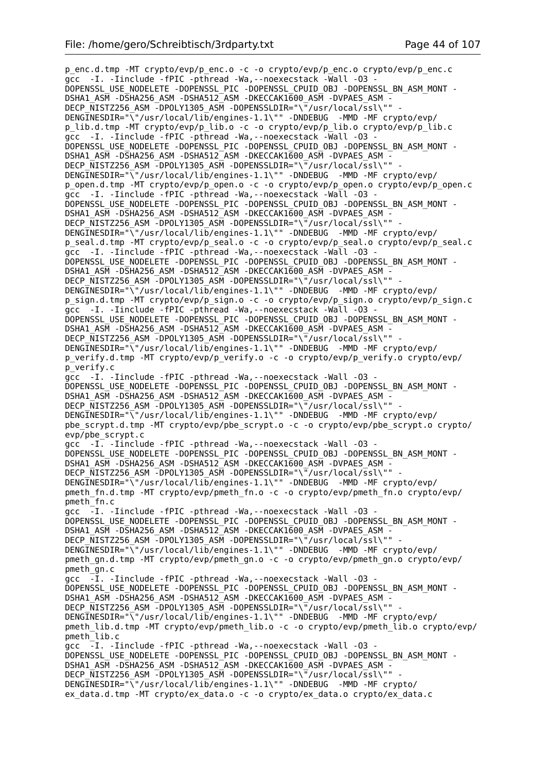```
p_enc.d.tmp -MT crypto/evp/p_enc.o -c -o crypto/evp/p_enc.o crypto/evp/p_enc.c
gcc  -I. -Iinclude -fPIC -pthread -Wa,--noexecstack -Wall -O3 -
DOPENSSL_USE_NODELETE -DOPENSSL_PIC -DOPENSSL_CPUID_OBJ -DOPENSSL_BN_ASM_MONT -
DSHA1_ASM -DSHA256_ASM -DSHA512_ASM -DKECCAK1600_ASM -DVPAES_ASM -
DECP_NISTZ256_ASM -DPOLY1305_ASM -DOPENSSLDIR="\"/usr/local/ssl\"" -
DENGINESDIR="\"/usr/local/lib/engines-1.1\"" -DNDEBUG  -MMD -MF crypto/evp/
p_lib.d.tmp -MT crypto/evp/p_lib.o -c -o crypto/evp/p_lib.o crypto/evp/p_lib.c
gcc  -I. -Iinclude -fPIC -pthread -Wa,--noexecstack -Wall -O3 -
DOPENSSL_USE_NODELETE -DOPENSSL_PIC -DOPENSSL_CPUID_OBJ -DOPENSSL_BN_ASM_MONT -
DSHA1_ASM -DSHA256_ASM -DSHA512_ASM -DKECCAK1600_ASM -DVPAES_ASM -
DECP_NISTZ256_ASM -DPOLY1305_ASM -DOPENSSLDIR="\"/usr/local/ssl\"" -
DENGINESDIR="\"/usr/local/lib/engines-1.1\"" -DNDEBUG  -MMD -MF crypto/evp/
p_open.d.tmp -MT crypto/evp/p_open.o -c -o crypto/evp/p_open.o crypto/evp/p_open.c
gcc  -I. -Iinclude -fPIC -pthread -Wa,--noexecstack -Wall -O3 -
DOPENSSL_USE_NODELETE -DOPENSSL_PIC -DOPENSSL_CPUID_OBJ -DOPENSSL_BN_ASM_MONT -
DSHA1_ASM -DSHA256_ASM -DSHA512_ASM -DKECCAK1600_ASM -DVPAES_ASM -
DECP_NISTZ256_ASM -DPOLY1305_ASM -DOPENSSLDIR="\"/usr/local/ssl\"" -
DENGINESDIR="\"/usr/local/lib/engines-1.1\"" -DNDEBUG  -MMD -MF crypto/evp/
p_seal.d.tmp -MT crypto/evp/p_seal.o -c -o crypto/evp/p_seal.o crypto/evp/p_seal.c
gcc  -I. -Iinclude -fPIC -pthread -Wa,--noexecstack -Wall -O3 -
DOPENSSL_USE_NODELETE -DOPENSSL_PIC -DOPENSSL_CPUID_OBJ -DOPENSSL_BN_ASM_MONT -
DSHA1_ASM -DSHA256_ASM -DSHA512_ASM -DKECCAK1600_ASM -DVPAES_ASM -
DECP_NISTZ256_ASM -DPOLY1305_ASM -DOPENSSLDIR="\"/usr/local/ssl\"" -
DENGINESDIR="\"/usr/local/lib/engines-1.1\"" -DNDEBUG  -MMD -MF crypto/evp/
p_sign.d.tmp -MT crypto/evp/p_sign.o -c -o crypto/evp/p_sign.o crypto/evp/p_sign.c
gcc  -I. -Iinclude -fPIC -pthread -Wa,--noexecstack -Wall -O3 -
DOPENSSL_USE_NODELETE -DOPENSSL_PIC -DOPENSSL_CPUID_OBJ -DOPENSSL_BN_ASM_MONT -
DSHA1_ASM -DSHA256_ASM -DSHA512_ASM -DKECCAK1600_ASM -DVPAES_ASM -
DECP_NISTZ256_ASM -DPOLY1305_ASM -DOPENSSLDIR="\"/usr/local/ssl\"" -
DENGINESDIR="\"/usr/local/lib/engines-1.1\"" -DNDEBUG  -MMD -MF crypto/evp/
p_verify.d.tmp -MT crypto/evp/p_verify.o -c -o crypto/evp/p_verify.o crypto/evp/
p_verify.c
gcc  -I. -Iinclude -fPIC -pthread -Wa,--noexecstack -Wall -O3 -
DOPENSSL_USE_NODELETE -DOPENSSL_PIC -DOPENSSL_CPUID_OBJ -DOPENSSL_BN_ASM_MONT -
DSHA1_ASM -DSHA256_ASM -DSHA512_ASM -DKECCAK1600_ASM -DVPAES_ASM -
DECP_NISTZ256_ASM -DPOLY1305_ASM -DOPENSSLDIR="\"/usr/local/ssl\"" -
DENGINESDIR="\"/usr/local/lib/engines-1.1\"" -DNDEBUG  -MMD -MF crypto/evp/
pbe_scrypt.d.tmp -MT crypto/evp/pbe_scrypt.o -c -o crypto/evp/pbe_scrypt.o crypto/
evp/pbe_scrypt.c
gcc  -I. -Iinclude -fPIC -pthread -Wa,--noexecstack -Wall -O3 -
DOPENSSL_USE_NODELETE -DOPENSSL_PIC -DOPENSSL_CPUID_OBJ -DOPENSSL_BN_ASM_MONT -
DSHA1_ASM -DSHA256_ASM -DSHA512_ASM -DKECCAK1600_ASM -DVPAES_ASM -
DECP_NISTZ256_ASM -DPOLY1305_ASM -DOPENSSLDIR="\"/usr/local/ssl\"" -
DENGINESDIR="\"/usr/local/lib/engines-1.1\"" -DNDEBUG  -MMD -MF crypto/evp/
pmeth_fn.d.tmp -MT crypto/evp/pmeth_fn.o -c -o crypto/evp/pmeth_fn.o crypto/evp/
pmeth_fn.c
gcc  -I. -Iinclude -fPIC -pthread -Wa,--noexecstack -Wall -O3 -
DOPENSSL_USE_NODELETE -DOPENSSL_PIC -DOPENSSL_CPUID_OBJ -DOPENSSL_BN_ASM_MONT -
DSHA1_ASM -DSHA256_ASM -DSHA512_ASM -DKECCAK1600_ASM -DVPAES_ASM -
DECP_NISTZ256_ASM -DPOLY1305_ASM -DOPENSSLDIR="\"/usr/local/ssl\"" -
DENGINESDIR="\"/usr/local/lib/engines-1.1\"" -DNDEBUG  -MMD -MF crypto/evp/
pmeth_gn.d.tmp -MT crypto/evp/pmeth_gn.o -c -o crypto/evp/pmeth_gn.o crypto/evp/
pmeth_gn.c
gcc  -I. -Iinclude -fPIC -pthread -Wa,--noexecstack -Wall -O3 -
DOPENSSL_USE_NODELETE -DOPENSSL_PIC -DOPENSSL_CPUID_OBJ -DOPENSSL_BN_ASM_MONT -
DSHA1_ASM -DSHA256_ASM -DSHA512_ASM -DKECCAK1600_ASM -DVPAES_ASM -
DECP_NISTZ256_ASM -DPOLY1305_ASM -DOPENSSLDIR="\"/usr/local/ssl\"" -
DENGINESDIR="\"/usr/local/lib/engines-1.1\"" -DNDEBUG  -MMD -MF crypto/evp/
pmeth_lib.d.tmp -MT crypto/evp/pmeth_lib.o -c -o crypto/evp/pmeth_lib.o crypto/evp/
pmeth_lib.c
gcc  -I. -Iinclude -fPIC -pthread -Wa,--noexecstack -Wall -O3 -
DOPENSSL_USE_NODELETE -DOPENSSL_PIC -DOPENSSL_CPUID_OBJ -DOPENSSL_BN_ASM_MONT -
DSHA1_ASM -DSHA256_ASM -DSHA512_ASM -DKECCAK1600_ASM -DVPAES_ASM -
DECP_NISTZ256_ASM -DPOLY1305_ASM -DOPENSSLDIR="\"/usr/local/ssl\"" -
DENGINESDIR="\"/usr/local/lib/engines-1.1\"" -DNDEBUG  -MMD -MF crypto/
ex_data.d.tmp -MT crypto/ex_data.o -c -o crypto/ex_data.o crypto/ex_data.c
```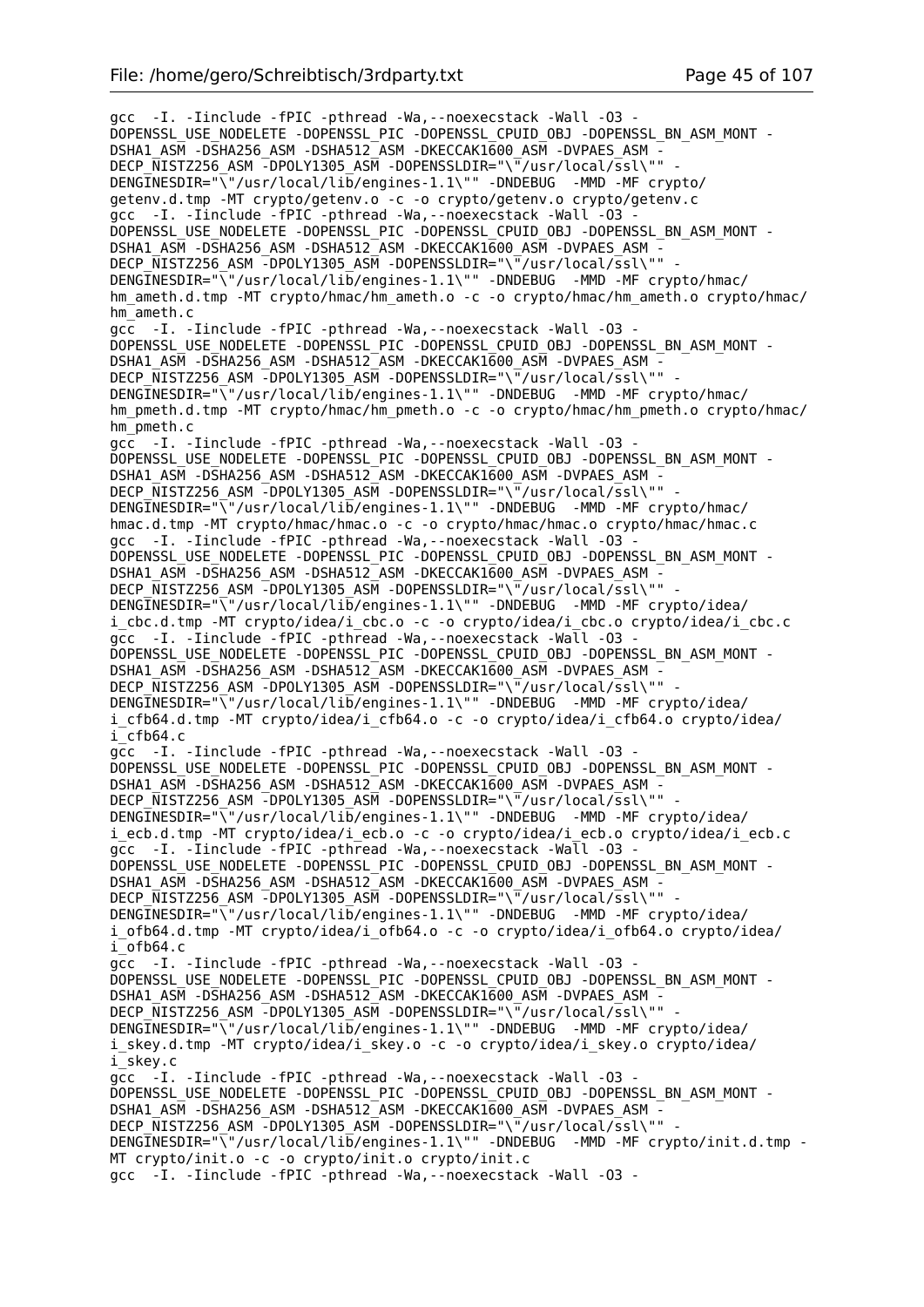```
gcc  -I. -Iinclude -fPIC -pthread -Wa,--noexecstack -Wall -O3 -
DOPENSSL_USE_NODELETE -DOPENSSL_PIC -DOPENSSL_CPUID_OBJ -DOPENSSL_BN_ASM_MONT -
DSHA1_ASM -DSHA256_ASM -DSHA512_ASM -DKECCAK1600_ASM -DVPAES_ASM -
DECP_NISTZ256_ASM -DPOLY1305_ASM -DOPENSSLDIR="\"/usr/local/ssl\"" -
DENGINESDIR="\"/usr/local/lib/engines-1.1\"" -DNDEBUG  -MMD -MF crypto/
getenv.d.tmp -MT crypto/getenv.o -c -o crypto/getenv.o crypto/getenv.c
gcc  -I. -Iinclude -fPIC -pthread -Wa,--noexecstack -Wall -O3 -
DOPENSSL_USE_NODELETE -DOPENSSL_PIC -DOPENSSL_CPUID_OBJ -DOPENSSL_BN_ASM_MONT -
DSHA1_ASM -DSHA256_ASM -DSHA512_ASM -DKECCAK1600_ASM -DVPAES_ASM -
DECP_NISTZ256_ASM -DPOLY1305_ASM -DOPENSSLDIR="\"/usr/local/ssl\"" -
DENGINESDIR="\"/usr/local/lib/engines-1.1\"" -DNDEBUG  -MMD -MF crypto/hmac/
hm_ameth.d.tmp -MT crypto/hmac/hm_ameth.o -c -o crypto/hmac/hm_ameth.o crypto/hmac/
hm_ameth.c
gcc  -I. -Iinclude -fPIC -pthread -Wa,--noexecstack -Wall -O3 -
DOPENSSL_USE_NODELETE -DOPENSSL_PIC -DOPENSSL_CPUID_OBJ -DOPENSSL_BN_ASM_MONT -
DSHA1_ASM -DSHA256_ASM -DSHA512_ASM -DKECCAK1600_ASM -DVPAES_ASM -
DECP_NISTZ256_ASM -DPOLY1305_ASM -DOPENSSLDIR="\"/usr/local/ssl\"" -
DENGINESDIR="\"/usr/local/lib/engines-1.1\"" -DNDEBUG  -MMD -MF crypto/hmac/
hm_pmeth.d.tmp -MT crypto/hmac/hm_pmeth.o -c -o crypto/hmac/hm_pmeth.o crypto/hmac/
hm_pmeth.c
gcc  -I. -Iinclude -fPIC -pthread -Wa,--noexecstack -Wall -O3 -
DOPENSSL_USE_NODELETE -DOPENSSL_PIC -DOPENSSL_CPUID_OBJ -DOPENSSL_BN_ASM_MONT -
DSHA1_ASM -DSHA256_ASM -DSHA512_ASM -DKECCAK1600_ASM -DVPAES_ASM -
DECP_NISTZ256_ASM -DPOLY1305_ASM -DOPENSSLDIR="\"/usr/local/ssl\"" -
DENGINESDIR="\"/usr/local/lib/engines-1.1\"" -DNDEBUG  -MMD -MF crypto/hmac/
hmac.d.tmp -MT crypto/hmac/hmac.o -c -o crypto/hmac/hmac.o crypto/hmac/hmac.c
gcc  -I. -Iinclude -fPIC -pthread -Wa,--noexecstack -Wall -O3 -
DOPENSSL_USE_NODELETE -DOPENSSL_PIC -DOPENSSL_CPUID_OBJ -DOPENSSL_BN_ASM_MONT -
DSHA1_ASM -DSHA256_ASM -DSHA512_ASM -DKECCAK1600_ASM -DVPAES_ASM -
DECP_NISTZ256_ASM -DPOLY1305_ASM -DOPENSSLDIR="\"/usr/local/ssl\"" -
DENGINESDIR="\"/usr/local/lib/engines-1.1\"" -DNDEBUG  -MMD -MF crypto/idea/
i_cbc.d.tmp -MT crypto/idea/i_cbc.o -c -o crypto/idea/i_cbc.o crypto/idea/i_cbc.c
gcc  -I. -Iinclude -fPIC -pthread -Wa,--noexecstack -Wall -O3 -
DOPENSSL_USE_NODELETE -DOPENSSL_PIC -DOPENSSL_CPUID_OBJ -DOPENSSL_BN_ASM_MONT -
DSHA1_ASM -DSHA256_ASM -DSHA512_ASM -DKECCAK1600_ASM -DVPAES_ASM -
DECP_NISTZ256_ASM -DPOLY1305_ASM -DOPENSSLDIR="\"/usr/local/ssl\"" -
DENGINESDIR="\"/usr/local/lib/engines-1.1\"" -DNDEBUG  -MMD -MF crypto/idea/
i_cfb64.d.tmp -MT crypto/idea/i_cfb64.o -c -o crypto/idea/i_cfb64.o crypto/idea/
i_cfb64.c
gcc  -I. -Iinclude -fPIC -pthread -Wa,--noexecstack -Wall -O3 -
DOPENSSL_USE_NODELETE -DOPENSSL_PIC -DOPENSSL_CPUID_OBJ -DOPENSSL_BN_ASM_MONT -
DSHA1_ASM -DSHA256_ASM -DSHA512_ASM -DKECCAK1600_ASM -DVPAES_ASM -
DECP_NISTZ256_ASM -DPOLY1305_ASM -DOPENSSLDIR="\"/usr/local/ssl\"" -
DENGINESDIR="\"/usr/local/lib/engines-1.1\"" -DNDEBUG  -MMD -MF crypto/idea/
i_ecb.d.tmp -MT crypto/idea/i_ecb.o -c -o crypto/idea/i_ecb.o crypto/idea/i_ecb.c
gcc  -I. -Iinclude -fPIC -pthread -Wa,--noexecstack -Wall -O3 -
DOPENSSL_USE_NODELETE -DOPENSSL_PIC -DOPENSSL_CPUID_OBJ -DOPENSSL_BN_ASM_MONT -
DSHA1_ASM -DSHA256_ASM -DSHA512_ASM -DKECCAK1600_ASM -DVPAES_ASM -
DECP_NISTZ256_ASM -DPOLY1305_ASM -DOPENSSLDIR="\"/usr/local/ssl\"" -
DENGINESDIR="\"/usr/local/lib/engines-1.1\"" -DNDEBUG  -MMD -MF crypto/idea/
i_ofb64.d.tmp -MT crypto/idea/i_ofb64.o -c -o crypto/idea/i_ofb64.o crypto/idea/
i_ofb64.c
gcc  -I. -Iinclude -fPIC -pthread -Wa,--noexecstack -Wall -O3 -
DOPENSSL_USE_NODELETE -DOPENSSL_PIC -DOPENSSL_CPUID_OBJ -DOPENSSL_BN_ASM_MONT -
DSHA1_ASM -DSHA256_ASM -DSHA512_ASM -DKECCAK1600_ASM -DVPAES_ASM -
DECP_NISTZ256_ASM -DPOLY1305_ASM -DOPENSSLDIR="\"/usr/local/ssl\"" -
DENGINESDIR="\"/usr/local/lib/engines-1.1\"" -DNDEBUG  -MMD -MF crypto/idea/
i_skey.d.tmp -MT crypto/idea/i_skey.o -c -o crypto/idea/i_skey.o crypto/idea/
i_skey.c
gcc  -I. -Iinclude -fPIC -pthread -Wa,--noexecstack -Wall -O3 -
DOPENSSL_USE_NODELETE -DOPENSSL_PIC -DOPENSSL_CPUID_OBJ -DOPENSSL_BN_ASM_MONT -
DSHA1_ASM -DSHA256_ASM -DSHA512_ASM -DKECCAK1600_ASM -DVPAES_ASM -
DECP_NISTZ256_ASM -DPOLY1305_ASM -DOPENSSLDIR="\"/usr/local/ssl\"" -
DENGINESDIR="\"/usr/local/lib/engines-1.1\"" -DNDEBUG  -MMD -MF crypto/init.d.tmp -
MT crypto/init.o -c -o crypto/init.o crypto/init.c
gcc  -I. -Iinclude -fPIC -pthread -Wa,--noexecstack -Wall -O3 -
```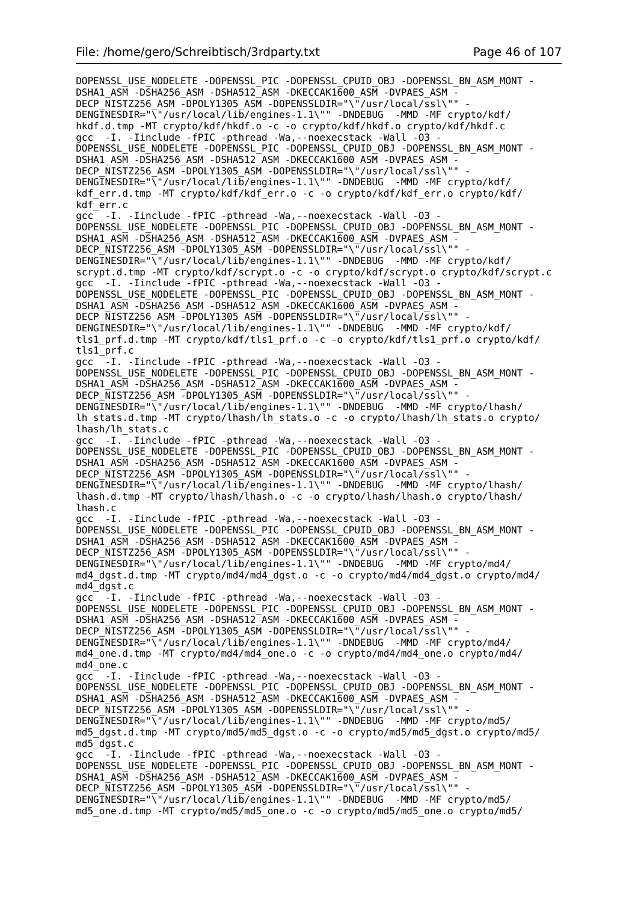```
DOPENSSL_USE_NODELETE -DOPENSSL_PIC -DOPENSSL_CPUID_OBJ -DOPENSSL_BN_ASM_MONT -
DSHA1_ASM -DSHA256_ASM -DSHA512_ASM -DKECCAK1600_ASM -DVPAES_ASM -
DECP_NISTZ256_ASM -DPOLY1305_ASM -DOPENSSLDIR="\"/usr/local/ssl\"" -
DENGINESDIR="\"/usr/local/lib/engines-1.1\"" -DNDEBUG  -MMD -MF crypto/kdf/
hkdf.d.tmp -MT crypto/kdf/hkdf.o -c -o crypto/kdf/hkdf.o crypto/kdf/hkdf.c
gcc  -I. -Iinclude -fPIC -pthread -Wa,--noexecstack -Wall -O3 -
DOPENSSL_USE_NODELETE -DOPENSSL_PIC -DOPENSSL_CPUID_OBJ -DOPENSSL_BN_ASM_MONT -
DSHA1_ASM -DSHA256_ASM -DSHA512_ASM -DKECCAK1600_ASM -DVPAES_ASM -
DECP_NISTZ256_ASM -DPOLY1305_ASM -DOPENSSLDIR="\"/usr/local/ssl\"" -
DENGINESDIR="\"/usr/local/lib/engines-1.1\"" -DNDEBUG  -MMD -MF crypto/kdf/
kdf_err.d.tmp -MT crypto/kdf/kdf_err.o -c -o crypto/kdf/kdf_err.o crypto/kdf/
kdf_err.c
gcc  -I. -Iinclude -fPIC -pthread -Wa,--noexecstack -Wall -O3 -
DOPENSSL_USE_NODELETE -DOPENSSL_PIC -DOPENSSL_CPUID_OBJ -DOPENSSL_BN_ASM_MONT -
DSHA1_ASM -DSHA256_ASM -DSHA512_ASM -DKECCAK1600_ASM -DVPAES_ASM -
DECP_NISTZ256_ASM -DPOLY1305_ASM -DOPENSSLDIR="\"/usr/local/ssl\"" -
DENGINESDIR="\"/usr/local/lib/engines-1.1\"" -DNDEBUG  -MMD -MF crypto/kdf/
scrypt.d.tmp -MT crypto/kdf/scrypt.o -c -o crypto/kdf/scrypt.o crypto/kdf/scrypt.c
gcc  -I. -Iinclude -fPIC -pthread -Wa,--noexecstack -Wall -O3 -
DOPENSSL_USE_NODELETE -DOPENSSL_PIC -DOPENSSL_CPUID_OBJ -DOPENSSL_BN_ASM_MONT -
DSHA1_ASM -DSHA256_ASM -DSHA512_ASM -DKECCAK1600_ASM -DVPAES_ASM -
DECP_NISTZ256_ASM -DPOLY1305_ASM -DOPENSSLDIR="\"/usr/local/ssl\"" -
DENGINESDIR="\"/usr/local/lib/engines-1.1\"" -DNDEBUG  -MMD -MF crypto/kdf/
tls1_prf.d.tmp -MT crypto/kdf/tls1_prf.o -c -o crypto/kdf/tls1_prf.o crypto/kdf/
tls1_prf.c
gcc  -I. -Iinclude -fPIC -pthread -Wa,--noexecstack -Wall -O3 -
DOPENSSL_USE_NODELETE -DOPENSSL_PIC -DOPENSSL_CPUID_OBJ -DOPENSSL_BN_ASM_MONT -
DSHA1_ASM -DSHA256_ASM -DSHA512_ASM -DKECCAK1600_ASM -DVPAES_ASM -
DECP_NISTZ256_ASM -DPOLY1305_ASM -DOPENSSLDIR="\"/usr/local/ssl\"" -
DENGINESDIR="\"/usr/local/lib/engines-1.1\"" -DNDEBUG  -MMD -MF crypto/lhash/
lh_stats.d.tmp -MT crypto/lhash/lh_stats.o -c -o crypto/lhash/lh_stats.o crypto/
lhash/lh_stats.c
gcc  -I. -Iinclude -fPIC -pthread -Wa,--noexecstack -Wall -O3 -
DOPENSSL_USE_NODELETE -DOPENSSL_PIC -DOPENSSL_CPUID_OBJ -DOPENSSL_BN_ASM_MONT -
DSHA1_ASM -DSHA256_ASM -DSHA512_ASM -DKECCAK1600_ASM -DVPAES_ASM -
DECP_NISTZ256_ASM -DPOLY1305_ASM -DOPENSSLDIR="\"/usr/local/ssl\"" -
DENGINESDIR="\"/usr/local/lib/engines-1.1\"" -DNDEBUG  -MMD -MF crypto/lhash/
lhash.d.tmp -MT crypto/lhash/lhash.o -c -o crypto/lhash/lhash.o crypto/lhash/
lhash.c
gcc  -I. -Iinclude -fPIC -pthread -Wa,--noexecstack -Wall -O3 -
DOPENSSL_USE_NODELETE -DOPENSSL_PIC -DOPENSSL_CPUID_OBJ -DOPENSSL_BN_ASM_MONT -
DSHA1_ASM -DSHA256_ASM -DSHA512_ASM -DKECCAK1600_ASM -DVPAES_ASM -
DECP_NISTZ256_ASM -DPOLY1305_ASM -DOPENSSLDIR="\"/usr/local/ssl\"" -
DENGINESDIR="\"/usr/local/lib/engines-1.1\"" -DNDEBUG  -MMD -MF crypto/md4/
md4_dgst.d.tmp -MT crypto/md4/md4_dgst.o -c -o crypto/md4/md4_dgst.o crypto/md4/
md4_dgst.c
gcc  -I. -Iinclude -fPIC -pthread -Wa,--noexecstack -Wall -O3 -
DOPENSSL_USE_NODELETE -DOPENSSL_PIC -DOPENSSL_CPUID_OBJ -DOPENSSL_BN_ASM_MONT -
DSHA1_ASM -DSHA256_ASM -DSHA512_ASM -DKECCAK1600_ASM -DVPAES_ASM -
DECP_NISTZ256_ASM -DPOLY1305_ASM -DOPENSSLDIR="\"/usr/local/ssl\"" -
DENGINESDIR="\"/usr/local/lib/engines-1.1\"" -DNDEBUG  -MMD -MF crypto/md4/
md4_one.d.tmp -MT crypto/md4/md4_one.o -c -o crypto/md4/md4_one.o crypto/md4/
md4_one.c
gcc  -I. -Iinclude -fPIC -pthread -Wa,--noexecstack -Wall -O3 -
DOPENSSL_USE_NODELETE -DOPENSSL_PIC -DOPENSSL_CPUID_OBJ -DOPENSSL_BN_ASM_MONT -
DSHA1_ASM -DSHA256_ASM -DSHA512_ASM -DKECCAK1600_ASM -DVPAES_ASM -
DECP_NISTZ256_ASM -DPOLY1305_ASM -DOPENSSLDIR="\"/usr/local/ssl\"" -
DENGINESDIR="\"/usr/local/lib/engines-1.1\"" -DNDEBUG  -MMD -MF crypto/md5/
md5_dgst.d.tmp -MT crypto/md5/md5_dgst.o -c -o crypto/md5/md5_dgst.o crypto/md5/
md5_dgst.c
gcc  -I. -Iinclude -fPIC -pthread -Wa,--noexecstack -Wall -O3 -
DOPENSSL_USE_NODELETE -DOPENSSL_PIC -DOPENSSL_CPUID_OBJ -DOPENSSL_BN_ASM_MONT -
DSHA1_ASM -DSHA256_ASM -DSHA512_ASM -DKECCAK1600_ASM -DVPAES_ASM -
DECP_NISTZ256_ASM -DPOLY1305_ASM -DOPENSSLDIR="\"/usr/local/ssl\"" -
DENGINESDIR="\"/usr/local/lib/engines-1.1\"" -DNDEBUG  -MMD -MF crypto/md5/
md5_one.d.tmp -MT crypto/md5/md5_one.o -c -o crypto/md5/md5_one.o crypto/md5/
```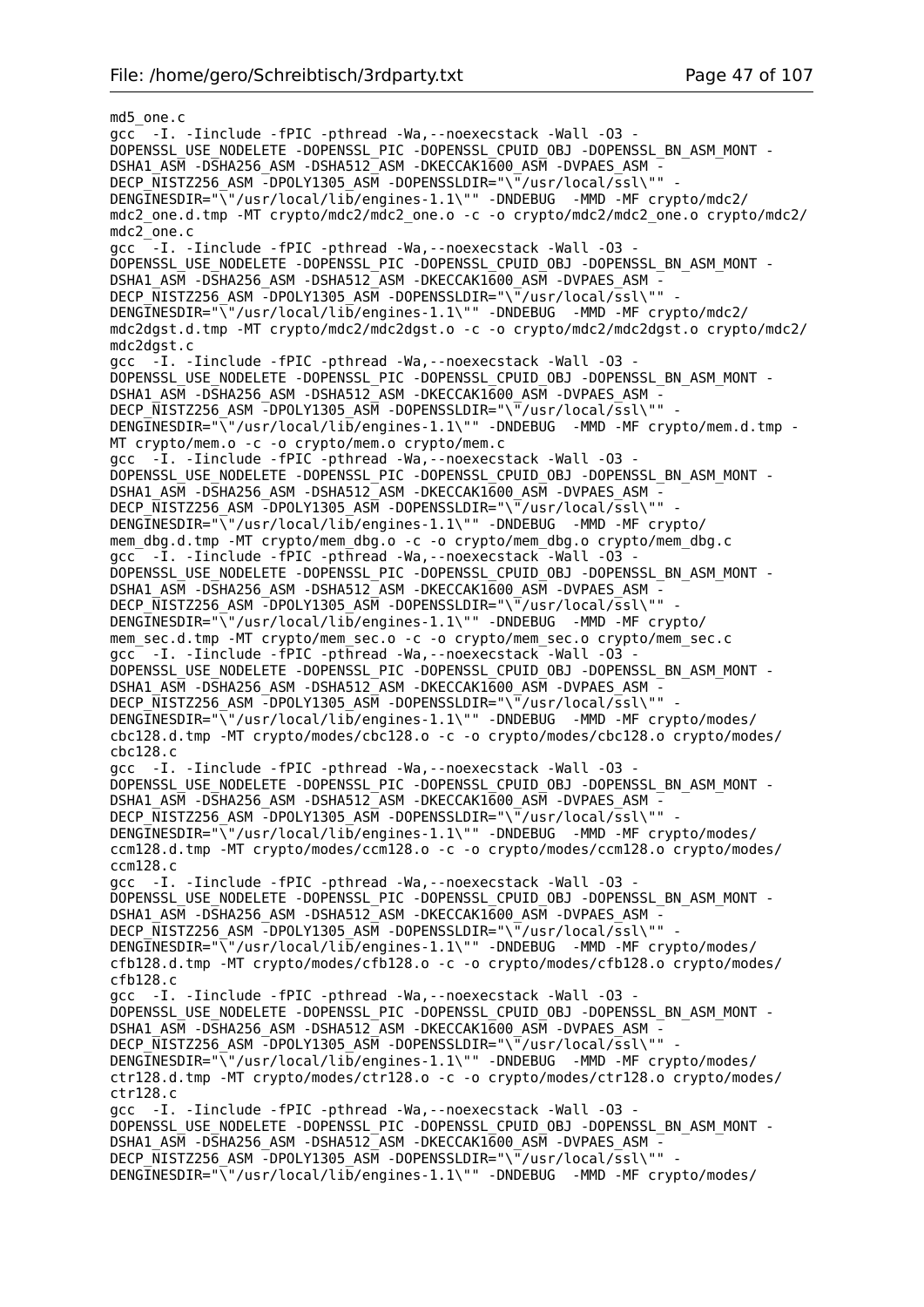```
md5_one.c
gcc  -I. -Iinclude -fPIC -pthread -Wa,--noexecstack -Wall -O3 -
DOPENSSL_USE_NODELETE -DOPENSSL_PIC -DOPENSSL_CPUID_OBJ -DOPENSSL_BN_ASM_MONT -
DSHA1_ASM -DSHA256_ASM -DSHA512_ASM -DKECCAK1600_ASM -DVPAES_ASM -
DECP_NISTZ256_ASM -DPOLY1305_ASM -DOPENSSLDIR="\"/usr/local/ssl\"" -
DENGINESDIR="\"/usr/local/lib/engines-1.1\"" -DNDEBUG  -MMD -MF crypto/mdc2/
mdc2_one.d.tmp -MT crypto/mdc2/mdc2_one.o -c -o crypto/mdc2/mdc2_one.o crypto/mdc2/
mdc2_one.c
gcc  -I. -Iinclude -fPIC -pthread -Wa,--noexecstack -Wall -O3 -
DOPENSSL_USE_NODELETE -DOPENSSL_PIC -DOPENSSL_CPUID_OBJ -DOPENSSL_BN_ASM_MONT -
DSHA1_ASM -DSHA256_ASM -DSHA512_ASM -DKECCAK1600_ASM -DVPAES_ASM -
DECP_NISTZ256_ASM -DPOLY1305_ASM -DOPENSSLDIR="\"/usr/local/ssl\"" -
DENGINESDIR="\"/usr/local/lib/engines-1.1\"" -DNDEBUG  -MMD -MF crypto/mdc2/
mdc2dgst.d.tmp -MT crypto/mdc2/mdc2dgst.o -c -o crypto/mdc2/mdc2dgst.o crypto/mdc2/
mdc2dgst.c
gcc  -I. -Iinclude -fPIC -pthread -Wa,--noexecstack -Wall -O3 -
DOPENSSL_USE_NODELETE -DOPENSSL_PIC -DOPENSSL_CPUID_OBJ -DOPENSSL_BN_ASM_MONT -
DSHA1_ASM -DSHA256_ASM -DSHA512_ASM -DKECCAK1600_ASM -DVPAES_ASM -
DECP_NISTZ256_ASM -DPOLY1305_ASM -DOPENSSLDIR="\"/usr/local/ssl\"" -
DENGINESDIR="\"/usr/local/lib/engines-1.1\"" -DNDEBUG  -MMD -MF crypto/mem.d.tmp -
MT crypto/mem.o -c -o crypto/mem.o crypto/mem.c
gcc  -I. -Iinclude -fPIC -pthread -Wa,--noexecstack -Wall -O3 -
DOPENSSL_USE_NODELETE -DOPENSSL_PIC -DOPENSSL_CPUID_OBJ -DOPENSSL_BN_ASM_MONT -
DSHA1_ASM -DSHA256_ASM -DSHA512_ASM -DKECCAK1600_ASM -DVPAES_ASM -
DECP_NISTZ256_ASM -DPOLY1305_ASM -DOPENSSLDIR="\"/usr/local/ssl\"" -
DENGINESDIR="\"/usr/local/lib/engines-1.1\"" -DNDEBUG  -MMD -MF crypto/
mem_dbg.d.tmp -MT crypto/mem_dbg.o -c -o crypto/mem_dbg.o crypto/mem_dbg.c
gcc  -I. -Iinclude -fPIC -pthread -Wa,--noexecstack -Wall -O3 -
DOPENSSL_USE_NODELETE -DOPENSSL_PIC -DOPENSSL_CPUID_OBJ -DOPENSSL_BN_ASM_MONT -
DSHA1_ASM -DSHA256_ASM -DSHA512_ASM -DKECCAK1600_ASM -DVPAES_ASM -
DECP_NISTZ256_ASM -DPOLY1305_ASM -DOPENSSLDIR="\"/usr/local/ssl\"" -
DENGINESDIR="\"/usr/local/lib/engines-1.1\"" -DNDEBUG  -MMD -MF crypto/
mem_sec.d.tmp -MT crypto/mem_sec.o -c -o crypto/mem_sec.o crypto/mem_sec.c
gcc  -I. -Iinclude -fPIC -pthread -Wa,--noexecstack -Wall -O3 -
DOPENSSL_USE_NODELETE -DOPENSSL_PIC -DOPENSSL_CPUID_OBJ -DOPENSSL_BN_ASM_MONT -
DSHA1_ASM -DSHA256_ASM -DSHA512_ASM -DKECCAK1600_ASM -DVPAES_ASM -
DECP_NISTZ256_ASM -DPOLY1305_ASM -DOPENSSLDIR="\"/usr/local/ssl\"" -
DENGINESDIR="\"/usr/local/lib/engines-1.1\"" -DNDEBUG  -MMD -MF crypto/modes/
cbc128.d.tmp -MT crypto/modes/cbc128.o -c -o crypto/modes/cbc128.o crypto/modes/
cbc128.c
gcc  -I. -Iinclude -fPIC -pthread -Wa,--noexecstack -Wall -O3 -
DOPENSSL_USE_NODELETE -DOPENSSL_PIC -DOPENSSL_CPUID_OBJ -DOPENSSL_BN_ASM_MONT -
DSHA1_ASM -DSHA256_ASM -DSHA512_ASM -DKECCAK1600_ASM -DVPAES_ASM -
DECP_NISTZ256_ASM -DPOLY1305_ASM -DOPENSSLDIR="\"/usr/local/ssl\"" -
DENGINESDIR="\"/usr/local/lib/engines-1.1\"" -DNDEBUG  -MMD -MF crypto/modes/
ccm128.d.tmp -MT crypto/modes/ccm128.o -c -o crypto/modes/ccm128.o crypto/modes/
ccm128.c
gcc  -I. -Iinclude -fPIC -pthread -Wa,--noexecstack -Wall -O3 -
DOPENSSL_USE_NODELETE -DOPENSSL_PIC -DOPENSSL_CPUID_OBJ -DOPENSSL_BN_ASM_MONT -
DSHA1_ASM -DSHA256_ASM -DSHA512_ASM -DKECCAK1600_ASM -DVPAES_ASM -
DECP_NISTZ256_ASM -DPOLY1305_ASM -DOPENSSLDIR="\"/usr/local/ssl\"" -
DENGINESDIR="\"/usr/local/lib/engines-1.1\"" -DNDEBUG  -MMD -MF crypto/modes/
cfb128.d.tmp -MT crypto/modes/cfb128.o -c -o crypto/modes/cfb128.o crypto/modes/
cfb128.c
gcc  -I. -Iinclude -fPIC -pthread -Wa,--noexecstack -Wall -O3 -
DOPENSSL_USE_NODELETE -DOPENSSL_PIC -DOPENSSL_CPUID_OBJ -DOPENSSL_BN_ASM_MONT -
DSHA1_ASM -DSHA256_ASM -DSHA512_ASM -DKECCAK1600_ASM -DVPAES_ASM -
DECP_NISTZ256_ASM -DPOLY1305_ASM -DOPENSSLDIR="\"/usr/local/ssl\"" -
DENGINESDIR="\"/usr/local/lib/engines-1.1\"" -DNDEBUG  -MMD -MF crypto/modes/
ctr128.d.tmp -MT crypto/modes/ctr128.o -c -o crypto/modes/ctr128.o crypto/modes/
ctr128.c
gcc  -I. -Iinclude -fPIC -pthread -Wa,--noexecstack -Wall -O3 -
DOPENSSL_USE_NODELETE -DOPENSSL_PIC -DOPENSSL_CPUID_OBJ -DOPENSSL_BN_ASM_MONT -
DSHA1_ASM -DSHA256_ASM -DSHA512_ASM -DKECCAK1600_ASM -DVPAES_ASM -
DECP_NISTZ256_ASM -DPOLY1305_ASM -DOPENSSLDIR="\"/usr/local/ssl\"" -
DENGINESDIR="\"/usr/local/lib/engines-1.1\"" -DNDEBUG  -MMD -MF crypto/modes/
```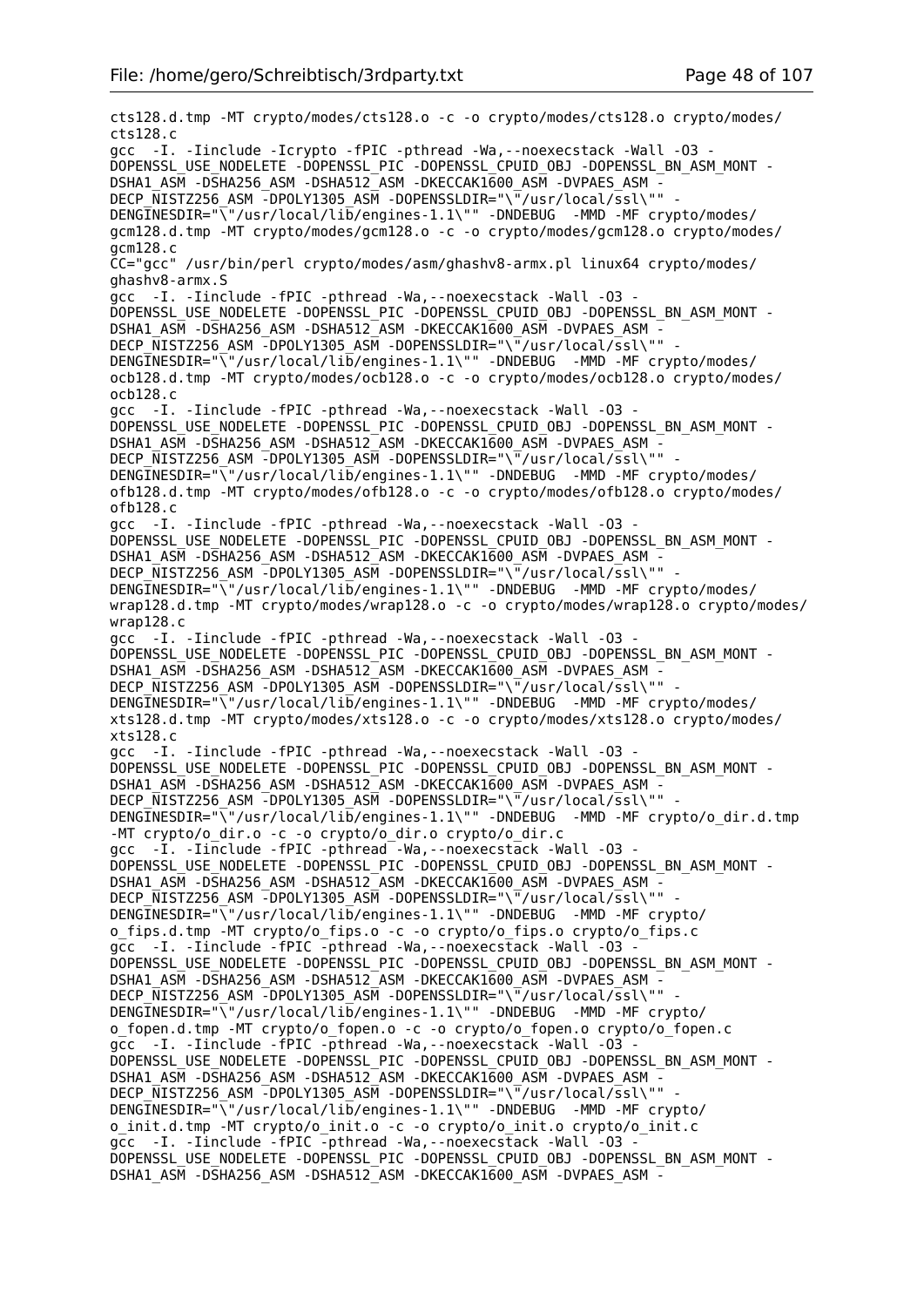```
cts128.d.tmp -MT crypto/modes/cts128.o -c -o crypto/modes/cts128.o crypto/modes/
cts128.c
gcc  -I. -Iinclude -Icrypto -fPIC -pthread -Wa,--noexecstack -Wall -O3 -
DOPENSSL_USE_NODELETE -DOPENSSL_PIC -DOPENSSL_CPUID_OBJ -DOPENSSL_BN_ASM_MONT -
DSHA1_ASM -DSHA256_ASM -DSHA512_ASM -DKECCAK1600_ASM -DVPAES_ASM -
DECP_NISTZ256_ASM -DPOLY1305_ASM -DOPENSSLDIR="\"/usr/local/ssl\"" -
DENGINESDIR="\"/usr/local/lib/engines-1.1\"" -DNDEBUG  -MMD -MF crypto/modes/
gcm128.d.tmp -MT crypto/modes/gcm128.o -c -o crypto/modes/gcm128.o crypto/modes/
gcm128.c
CC="gcc" /usr/bin/perl crypto/modes/asm/ghashv8-armx.pl linux64 crypto/modes/
ghashv8-armx.S
gcc  -I. -Iinclude -fPIC -pthread -Wa,--noexecstack -Wall -O3 -
DOPENSSL_USE_NODELETE -DOPENSSL_PIC -DOPENSSL_CPUID_OBJ -DOPENSSL_BN_ASM_MONT -
DSHA1_ASM -DSHA256_ASM -DSHA512_ASM -DKECCAK1600_ASM -DVPAES_ASM -
DECP_NISTZ256_ASM -DPOLY1305_ASM -DOPENSSLDIR="\"/usr/local/ssl\"" -
DENGINESDIR="\"/usr/local/lib/engines-1.1\"" -DNDEBUG  -MMD -MF crypto/modes/
ocb128.d.tmp -MT crypto/modes/ocb128.o -c -o crypto/modes/ocb128.o crypto/modes/
ocb128.c
gcc  -I. -Iinclude -fPIC -pthread -Wa,--noexecstack -Wall -O3 -
DOPENSSL_USE_NODELETE -DOPENSSL_PIC -DOPENSSL_CPUID_OBJ -DOPENSSL_BN_ASM_MONT -
DSHA1_ASM -DSHA256_ASM -DSHA512_ASM -DKECCAK1600_ASM -DVPAES_ASM -
DECP_NISTZ256_ASM -DPOLY1305_ASM -DOPENSSLDIR="\"/usr/local/ssl\"" -
DENGINESDIR="\"/usr/local/lib/engines-1.1\"" -DNDEBUG  -MMD -MF crypto/modes/
ofb128.d.tmp -MT crypto/modes/ofb128.o -c -o crypto/modes/ofb128.o crypto/modes/
ofb128.c
gcc  -I. -Iinclude -fPIC -pthread -Wa,--noexecstack -Wall -O3 -
DOPENSSL_USE_NODELETE -DOPENSSL_PIC -DOPENSSL_CPUID_OBJ -DOPENSSL_BN_ASM_MONT -
DSHA1_ASM -DSHA256_ASM -DSHA512_ASM -DKECCAK1600_ASM -DVPAES_ASM -
DECP_NISTZ256_ASM -DPOLY1305_ASM -DOPENSSLDIR="\"/usr/local/ssl\"" -
DENGINESDIR="\"/usr/local/lib/engines-1.1\"" -DNDEBUG  -MMD -MF crypto/modes/
wrap128.d.tmp -MT crypto/modes/wrap128.o -c -o crypto/modes/wrap128.o crypto/modes/
wrap128.c
gcc  -I. -Iinclude -fPIC -pthread -Wa,--noexecstack -Wall -O3 -
DOPENSSL_USE_NODELETE -DOPENSSL_PIC -DOPENSSL_CPUID_OBJ -DOPENSSL_BN_ASM_MONT -
DSHA1_ASM -DSHA256_ASM -DSHA512_ASM -DKECCAK1600_ASM -DVPAES_ASM -
DECP_NISTZ256_ASM -DPOLY1305_ASM -DOPENSSLDIR="\"/usr/local/ssl\"" -
DENGINESDIR="\"/usr/local/lib/engines-1.1\"" -DNDEBUG  -MMD -MF crypto/modes/
xts128.d.tmp -MT crypto/modes/xts128.o -c -o crypto/modes/xts128.o crypto/modes/
xts128.c
gcc  -I. -Iinclude -fPIC -pthread -Wa,--noexecstack -Wall -O3 -
DOPENSSL_USE_NODELETE -DOPENSSL_PIC -DOPENSSL_CPUID_OBJ -DOPENSSL_BN_ASM_MONT -
DSHA1_ASM -DSHA256_ASM -DSHA512_ASM -DKECCAK1600_ASM -DVPAES_ASM -
DECP_NISTZ256_ASM -DPOLY1305_ASM -DOPENSSLDIR="\"/usr/local/ssl\"" -
DENGINESDIR="\"/usr/local/lib/engines-1.1\"" -DNDEBUG  -MMD -MF crypto/o_dir.d.tmp
-MT crypto/o_dir.o -c -o crypto/o_dir.o crypto/o_dir.c
gcc  -I. -Iinclude -fPIC -pthread -Wa,--noexecstack -Wall -O3 -
DOPENSSL_USE_NODELETE -DOPENSSL_PIC -DOPENSSL_CPUID_OBJ -DOPENSSL_BN_ASM_MONT -
DSHA1_ASM -DSHA256_ASM -DSHA512_ASM -DKECCAK1600_ASM -DVPAES_ASM -
DECP_NISTZ256_ASM -DPOLY1305_ASM -DOPENSSLDIR="\"/usr/local/ssl\"" -
DENGINESDIR="\"/usr/local/lib/engines-1.1\"" -DNDEBUG  -MMD -MF crypto/
o_fips.d.tmp -MT crypto/o_fips.o -c -o crypto/o_fips.o crypto/o_fips.c
gcc  -I. -Iinclude -fPIC -pthread -Wa,--noexecstack -Wall -O3 -
DOPENSSL_USE_NODELETE -DOPENSSL_PIC -DOPENSSL_CPUID_OBJ -DOPENSSL_BN_ASM_MONT -
DSHA1_ASM -DSHA256_ASM -DSHA512_ASM -DKECCAK1600_ASM -DVPAES_ASM -
DECP_NISTZ256_ASM -DPOLY1305_ASM -DOPENSSLDIR="\"/usr/local/ssl\"" -
DENGINESDIR="\"/usr/local/lib/engines-1.1\"" -DNDEBUG  -MMD -MF crypto/
o_fopen.d.tmp -MT crypto/o_fopen.o -c -o crypto/o_fopen.o crypto/o_fopen.c
gcc  -I. -Iinclude -fPIC -pthread -Wa,--noexecstack -Wall -O3 -
DOPENSSL_USE_NODELETE -DOPENSSL_PIC -DOPENSSL_CPUID_OBJ -DOPENSSL_BN_ASM_MONT -
DSHA1_ASM -DSHA256_ASM -DSHA512_ASM -DKECCAK1600_ASM -DVPAES_ASM -
DECP_NISTZ256_ASM -DPOLY1305_ASM -DOPENSSLDIR="\"/usr/local/ssl\"" -
DENGINESDIR="\"/usr/local/lib/engines-1.1\"" -DNDEBUG  -MMD -MF crypto/
o_init.d.tmp -MT crypto/o_init.o -c -o crypto/o_init.o crypto/o_init.c
gcc  -I. -Iinclude -fPIC -pthread -Wa,--noexecstack -Wall -O3 -
DOPENSSL_USE_NODELETE -DOPENSSL_PIC -DOPENSSL_CPUID_OBJ -DOPENSSL_BN_ASM_MONT -
DSHA1_ASM -DSHA256_ASM -DSHA512_ASM -DKECCAK1600_ASM -DVPAES_ASM -
```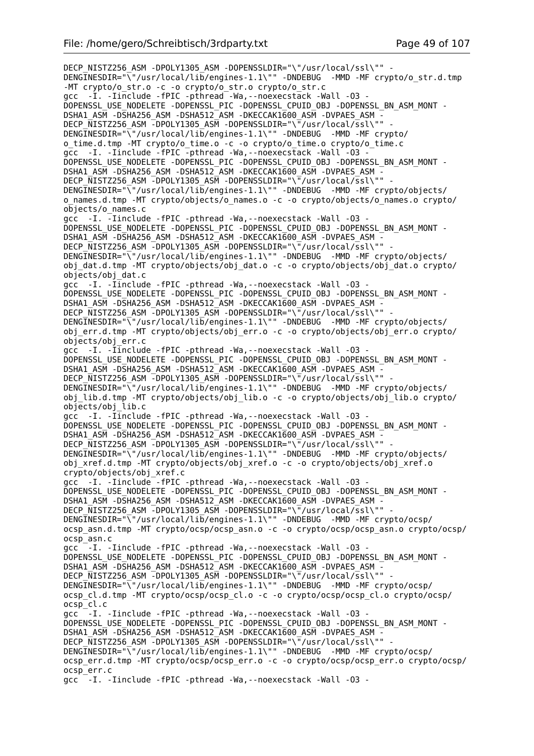```
DECP_NISTZ256_ASM -DPOLY1305_ASM -DOPENSSLDIR="\"/usr/local/ssl\"" -
DENGINESDIR="\"/usr/local/lib/engines-1.1\"" -DNDEBUG  -MMD -MF crypto/o_str.d.tmp
-MT crypto/o_str.o -c -o crypto/o_str.o crypto/o_str.c
gcc  -I. -Iinclude -fPIC -pthread -Wa,--noexecstack -Wall -O3 -
DOPENSSL_USE_NODELETE -DOPENSSL_PIC -DOPENSSL_CPUID_OBJ -DOPENSSL_BN_ASM_MONT -
DSHA1_ASM -DSHA256_ASM -DSHA512_ASM -DKECCAK1600_ASM -DVPAES_ASM -
DECP_NISTZ256_ASM -DPOLY1305_ASM -DOPENSSLDIR="\"/usr/local/ssl\"" -
DENGINESDIR="\"/usr/local/lib/engines-1.1\"" -DNDEBUG  -MMD -MF crypto/
o_time.d.tmp -MT crypto/o_time.o -c -o crypto/o_time.o crypto/o_time.c
gcc  -I. -Iinclude -fPIC -pthread -Wa,--noexecstack -Wall -O3 -
DOPENSSL_USE_NODELETE -DOPENSSL_PIC -DOPENSSL_CPUID_OBJ -DOPENSSL_BN_ASM_MONT -
DSHA1_ASM -DSHA256_ASM -DSHA512_ASM -DKECCAK1600_ASM -DVPAES_ASM -
DECP_NISTZ256_ASM -DPOLY1305_ASM -DOPENSSLDIR="\"/usr/local/ssl\"" -
DENGINESDIR="\"/usr/local/lib/engines-1.1\"" -DNDEBUG  -MMD -MF crypto/objects/
o_names.d.tmp -MT crypto/objects/o_names.o -c -o crypto/objects/o_names.o crypto/
objects/o_names.c
gcc  -I. -Iinclude -fPIC -pthread -Wa,--noexecstack -Wall -O3 -
DOPENSSL_USE_NODELETE -DOPENSSL_PIC -DOPENSSL_CPUID_OBJ -DOPENSSL_BN_ASM_MONT -
DSHA1_ASM -DSHA256_ASM -DSHA512_ASM -DKECCAK1600_ASM -DVPAES_ASM -
DECP_NISTZ256_ASM -DPOLY1305_ASM -DOPENSSLDIR="\"/usr/local/ssl\"" -
DENGINESDIR="\"/usr/local/lib/engines-1.1\"" -DNDEBUG  -MMD -MF crypto/objects/
obj_dat.d.tmp -MT crypto/objects/obj_dat.o -c -o crypto/objects/obj_dat.o crypto/
objects/obj_dat.c
gcc  -I. -Iinclude -fPIC -pthread -Wa,--noexecstack -Wall -O3 -
DOPENSSL_USE_NODELETE -DOPENSSL_PIC -DOPENSSL_CPUID_OBJ -DOPENSSL_BN_ASM_MONT -
DSHA1_ASM -DSHA256_ASM -DSHA512_ASM -DKECCAK1600_ASM -DVPAES_ASM -
DECP_NISTZ256_ASM -DPOLY1305_ASM -DOPENSSLDIR="\"/usr/local/ssl\"" -
DENGINESDIR="\"/usr/local/lib/engines-1.1\"" -DNDEBUG  -MMD -MF crypto/objects/
obj_err.d.tmp -MT crypto/objects/obj_err.o -c -o crypto/objects/obj_err.o crypto/
objects/obj_err.c
gcc  -I. -Iinclude -fPIC -pthread -Wa,--noexecstack -Wall -O3 -
DOPENSSL_USE_NODELETE -DOPENSSL_PIC -DOPENSSL_CPUID_OBJ -DOPENSSL_BN_ASM_MONT -
DSHA1_ASM -DSHA256_ASM -DSHA512_ASM -DKECCAK1600_ASM -DVPAES_ASM -
DECP_NISTZ256_ASM -DPOLY1305_ASM -DOPENSSLDIR="\"/usr/local/ssl\"" -
DENGINESDIR="\"/usr/local/lib/engines-1.1\"" -DNDEBUG  -MMD -MF crypto/objects/
obj_lib.d.tmp -MT crypto/objects/obj_lib.o -c -o crypto/objects/obj_lib.o crypto/
objects/obj_lib.c
gcc  -I. -Iinclude -fPIC -pthread -Wa,--noexecstack -Wall -O3 -
DOPENSSL_USE_NODELETE -DOPENSSL_PIC -DOPENSSL_CPUID_OBJ -DOPENSSL_BN_ASM_MONT -
DSHA1_ASM -DSHA256_ASM -DSHA512_ASM -DKECCAK1600_ASM -DVPAES_ASM -
DECP_NISTZ256_ASM -DPOLY1305_ASM -DOPENSSLDIR="\"/usr/local/ssl\"" -
DENGINESDIR="\"/usr/local/lib/engines-1.1\"" -DNDEBUG  -MMD -MF crypto/objects/
obj_xref.d.tmp -MT crypto/objects/obj_xref.o -c -o crypto/objects/obj_xref.o
crypto/objects/obj_xref.c
gcc  -I. -Iinclude -fPIC -pthread -Wa,--noexecstack -Wall -O3 -
DOPENSSL_USE_NODELETE -DOPENSSL_PIC -DOPENSSL_CPUID_OBJ -DOPENSSL_BN_ASM_MONT -
DSHA1_ASM -DSHA256_ASM -DSHA512_ASM -DKECCAK1600_ASM -DVPAES_ASM -
DECP_NISTZ256_ASM -DPOLY1305_ASM -DOPENSSLDIR="\"/usr/local/ssl\"" -
DENGINESDIR="\"/usr/local/lib/engines-1.1\"" -DNDEBUG  -MMD -MF crypto/ocsp/
ocsp_asn.d.tmp -MT crypto/ocsp/ocsp_asn.o -c -o crypto/ocsp/ocsp_asn.o crypto/ocsp/
ocsp_asn.c
gcc  -I. -Iinclude -fPIC -pthread -Wa,--noexecstack -Wall -O3 -
DOPENSSL_USE_NODELETE -DOPENSSL_PIC -DOPENSSL_CPUID_OBJ -DOPENSSL_BN_ASM_MONT -
DSHA1_ASM -DSHA256_ASM -DSHA512_ASM -DKECCAK1600_ASM -DVPAES_ASM -
DECP_NISTZ256_ASM -DPOLY1305_ASM -DOPENSSLDIR="\"/usr/local/ssl\"" -
DENGINESDIR="\"/usr/local/lib/engines-1.1\"" -DNDEBUG  -MMD -MF crypto/ocsp/
ocsp_cl.d.tmp -MT crypto/ocsp/ocsp_cl.o -c -o crypto/ocsp/ocsp_cl.o crypto/ocsp/
ocsp_cl.c
gcc  -I. -Iinclude -fPIC -pthread -Wa,--noexecstack -Wall -O3 -
DOPENSSL_USE_NODELETE -DOPENSSL_PIC -DOPENSSL_CPUID_OBJ -DOPENSSL_BN_ASM_MONT -
DSHA1_ASM -DSHA256_ASM -DSHA512_ASM -DKECCAK1600_ASM -DVPAES_ASM -
DECP_NISTZ256_ASM -DPOLY1305_ASM -DOPENSSLDIR="\"/usr/local/ssl\"" -
DENGINESDIR="\"/usr/local/lib/engines-1.1\"" -DNDEBUG  -MMD -MF crypto/ocsp/
ocsp_err.d.tmp -MT crypto/ocsp/ocsp_err.o -c -o crypto/ocsp/ocsp_err.o crypto/ocsp/
ocsp_err.c
gcc  -I. -Iinclude -fPIC -pthread -Wa,--noexecstack -Wall -O3 -
```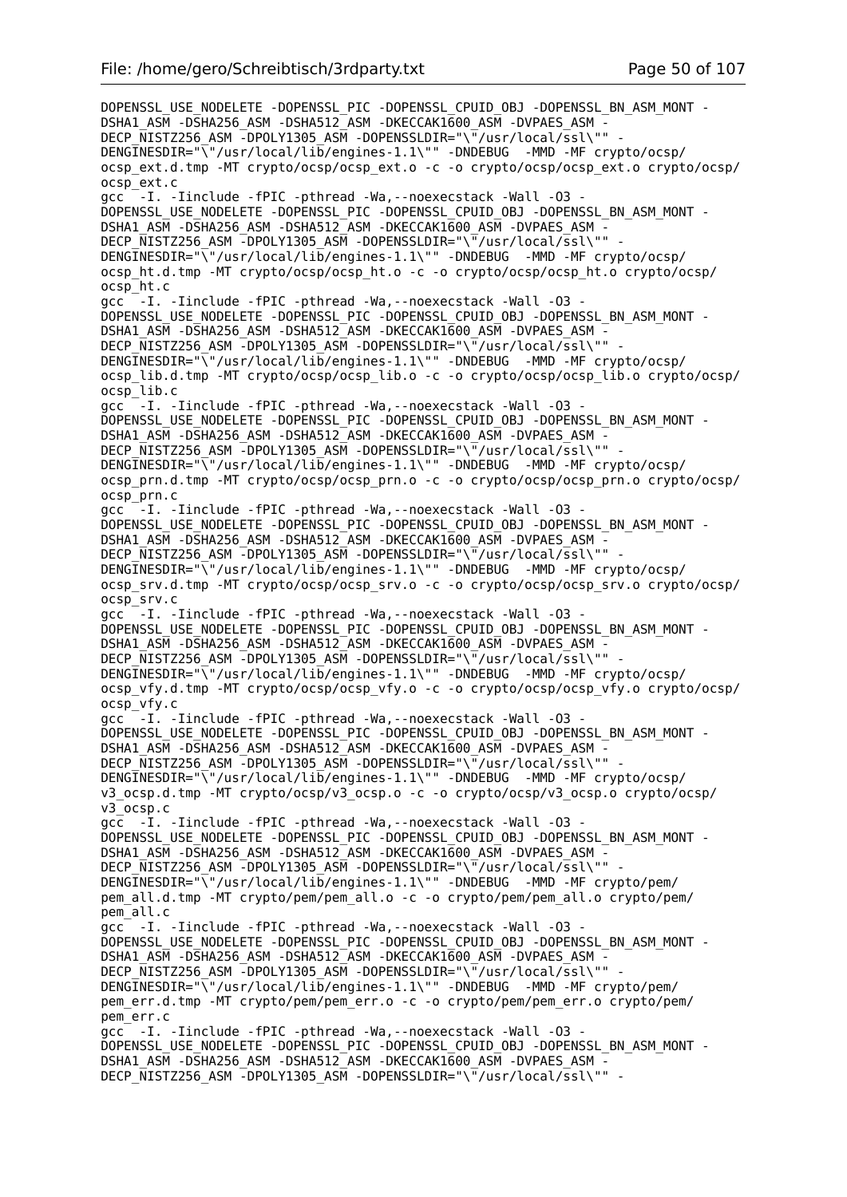```
DOPENSSL_USE_NODELETE -DOPENSSL_PIC -DOPENSSL_CPUID_OBJ -DOPENSSL_BN_ASM_MONT -
DSHA1_ASM -DSHA256_ASM -DSHA512_ASM -DKECCAK1600_ASM -DVPAES_ASM -
DECP_NISTZ256_ASM -DPOLY1305_ASM -DOPENSSLDIR="\"/usr/local/ssl\"" -
DENGINESDIR="\"/usr/local/lib/engines-1.1\"" -DNDEBUG  -MMD -MF crypto/ocsp/
ocsp_ext.d.tmp -MT crypto/ocsp/ocsp_ext.o -c -o crypto/ocsp/ocsp_ext.o crypto/ocsp/
ocsp_ext.c
gcc  -I. -Iinclude -fPIC -pthread -Wa,--noexecstack -Wall -O3 -
DOPENSSL_USE_NODELETE -DOPENSSL_PIC -DOPENSSL_CPUID_OBJ -DOPENSSL_BN_ASM_MONT -
DSHA1_ASM -DSHA256_ASM -DSHA512_ASM -DKECCAK1600_ASM -DVPAES_ASM -
DECP_NISTZ256_ASM -DPOLY1305_ASM -DOPENSSLDIR="\"/usr/local/ssl\"" -
DENGINESDIR="\"/usr/local/lib/engines-1.1\"" -DNDEBUG  -MMD -MF crypto/ocsp/
ocsp_ht.d.tmp -MT crypto/ocsp/ocsp_ht.o -c -o crypto/ocsp/ocsp_ht.o crypto/ocsp/
ocsp_ht.c
gcc  -I. -Iinclude -fPIC -pthread -Wa,--noexecstack -Wall -O3 -
DOPENSSL_USE_NODELETE -DOPENSSL_PIC -DOPENSSL_CPUID_OBJ -DOPENSSL_BN_ASM_MONT -
DSHA1_ASM -DSHA256_ASM -DSHA512_ASM -DKECCAK1600_ASM -DVPAES_ASM -
DECP_NISTZ256_ASM -DPOLY1305_ASM -DOPENSSLDIR="\"/usr/local/ssl\"" -
DENGINESDIR="\"/usr/local/lib/engines-1.1\"" -DNDEBUG  -MMD -MF crypto/ocsp/
ocsp_lib.d.tmp -MT crypto/ocsp/ocsp_lib.o -c -o crypto/ocsp/ocsp_lib.o crypto/ocsp/
ocsp_lib.c
gcc  -I. -Iinclude -fPIC -pthread -Wa,--noexecstack -Wall -O3 -
DOPENSSL_USE_NODELETE -DOPENSSL_PIC -DOPENSSL_CPUID_OBJ -DOPENSSL_BN_ASM_MONT -
DSHA1_ASM -DSHA256_ASM -DSHA512_ASM -DKECCAK1600_ASM -DVPAES_ASM -
DECP_NISTZ256_ASM -DPOLY1305_ASM -DOPENSSLDIR="\"/usr/local/ssl\"" -
DENGINESDIR="\"/usr/local/lib/engines-1.1\"" -DNDEBUG  -MMD -MF crypto/ocsp/
ocsp_prn.d.tmp -MT crypto/ocsp/ocsp_prn.o -c -o crypto/ocsp/ocsp_prn.o crypto/ocsp/
ocsp_prn.c
gcc  -I. -Iinclude -fPIC -pthread -Wa,--noexecstack -Wall -O3 -
DOPENSSL_USE_NODELETE -DOPENSSL_PIC -DOPENSSL_CPUID_OBJ -DOPENSSL_BN_ASM_MONT -
DSHA1_ASM -DSHA256_ASM -DSHA512_ASM -DKECCAK1600_ASM -DVPAES_ASM -
DECP_NISTZ256_ASM -DPOLY1305_ASM -DOPENSSLDIR="\"/usr/local/ssl\"" -
DENGINESDIR="\"/usr/local/lib/engines-1.1\"" -DNDEBUG  -MMD -MF crypto/ocsp/
ocsp_srv.d.tmp -MT crypto/ocsp/ocsp_srv.o -c -o crypto/ocsp/ocsp_srv.o crypto/ocsp/
ocsp_srv.c
gcc  -I. -Iinclude -fPIC -pthread -Wa,--noexecstack -Wall -O3 -
DOPENSSL_USE_NODELETE -DOPENSSL_PIC -DOPENSSL_CPUID_OBJ -DOPENSSL_BN_ASM_MONT -
DSHA1_ASM -DSHA256_ASM -DSHA512_ASM -DKECCAK1600_ASM -DVPAES_ASM -
DECP_NISTZ256_ASM -DPOLY1305_ASM -DOPENSSLDIR="\"/usr/local/ssl\"" -
DENGINESDIR="\"/usr/local/lib/engines-1.1\"" -DNDEBUG  -MMD -MF crypto/ocsp/
ocsp_vfy.d.tmp -MT crypto/ocsp/ocsp_vfy.o -c -o crypto/ocsp/ocsp_vfy.o crypto/ocsp/
ocsp_vfy.c
gcc  -I. -Iinclude -fPIC -pthread -Wa,--noexecstack -Wall -O3 -
DOPENSSL_USE_NODELETE -DOPENSSL_PIC -DOPENSSL_CPUID_OBJ -DOPENSSL_BN_ASM_MONT -
DSHA1_ASM -DSHA256_ASM -DSHA512_ASM -DKECCAK1600_ASM -DVPAES_ASM -
DECP_NISTZ256_ASM -DPOLY1305_ASM -DOPENSSLDIR="\"/usr/local/ssl\"" -
DENGINESDIR="\"/usr/local/lib/engines-1.1\"" -DNDEBUG  -MMD -MF crypto/ocsp/
v3_ocsp.d.tmp -MT crypto/ocsp/v3_ocsp.o -c -o crypto/ocsp/v3_ocsp.o crypto/ocsp/
v3_ocsp.c
gcc  -I. -Iinclude -fPIC -pthread -Wa,--noexecstack -Wall -O3 -
DOPENSSL_USE_NODELETE -DOPENSSL_PIC -DOPENSSL_CPUID_OBJ -DOPENSSL_BN_ASM_MONT -
DSHA1_ASM -DSHA256_ASM -DSHA512_ASM -DKECCAK1600_ASM -DVPAES_ASM -
DECP_NISTZ256_ASM -DPOLY1305_ASM -DOPENSSLDIR="\"/usr/local/ssl\"" -
DENGINESDIR="\"/usr/local/lib/engines-1.1\"" -DNDEBUG  -MMD -MF crypto/pem/
pem_all.d.tmp -MT crypto/pem/pem_all.o -c -o crypto/pem/pem_all.o crypto/pem/
pem_all.c
gcc  -I. -Iinclude -fPIC -pthread -Wa,--noexecstack -Wall -O3 -
DOPENSSL_USE_NODELETE -DOPENSSL_PIC -DOPENSSL_CPUID_OBJ -DOPENSSL_BN_ASM_MONT -
DSHA1_ASM -DSHA256_ASM -DSHA512_ASM -DKECCAK1600_ASM -DVPAES_ASM -
DECP_NISTZ256_ASM -DPOLY1305_ASM -DOPENSSLDIR="\"/usr/local/ssl\"" -
DENGINESDIR="\"/usr/local/lib/engines-1.1\"" -DNDEBUG  -MMD -MF crypto/pem/
pem_err.d.tmp -MT crypto/pem/pem_err.o -c -o crypto/pem/pem_err.o crypto/pem/
pem_err.c
gcc  -I. -Iinclude -fPIC -pthread -Wa,--noexecstack -Wall -O3 -
DOPENSSL_USE_NODELETE -DOPENSSL_PIC -DOPENSSL_CPUID_OBJ -DOPENSSL_BN_ASM_MONT -
DSHA1_ASM -DSHA256_ASM -DSHA512_ASM -DKECCAK1600_ASM -DVPAES_ASM -
DECP_NISTZ256_ASM -DPOLY1305_ASM -DOPENSSLDIR="\"/usr/local/ssl\"" -
```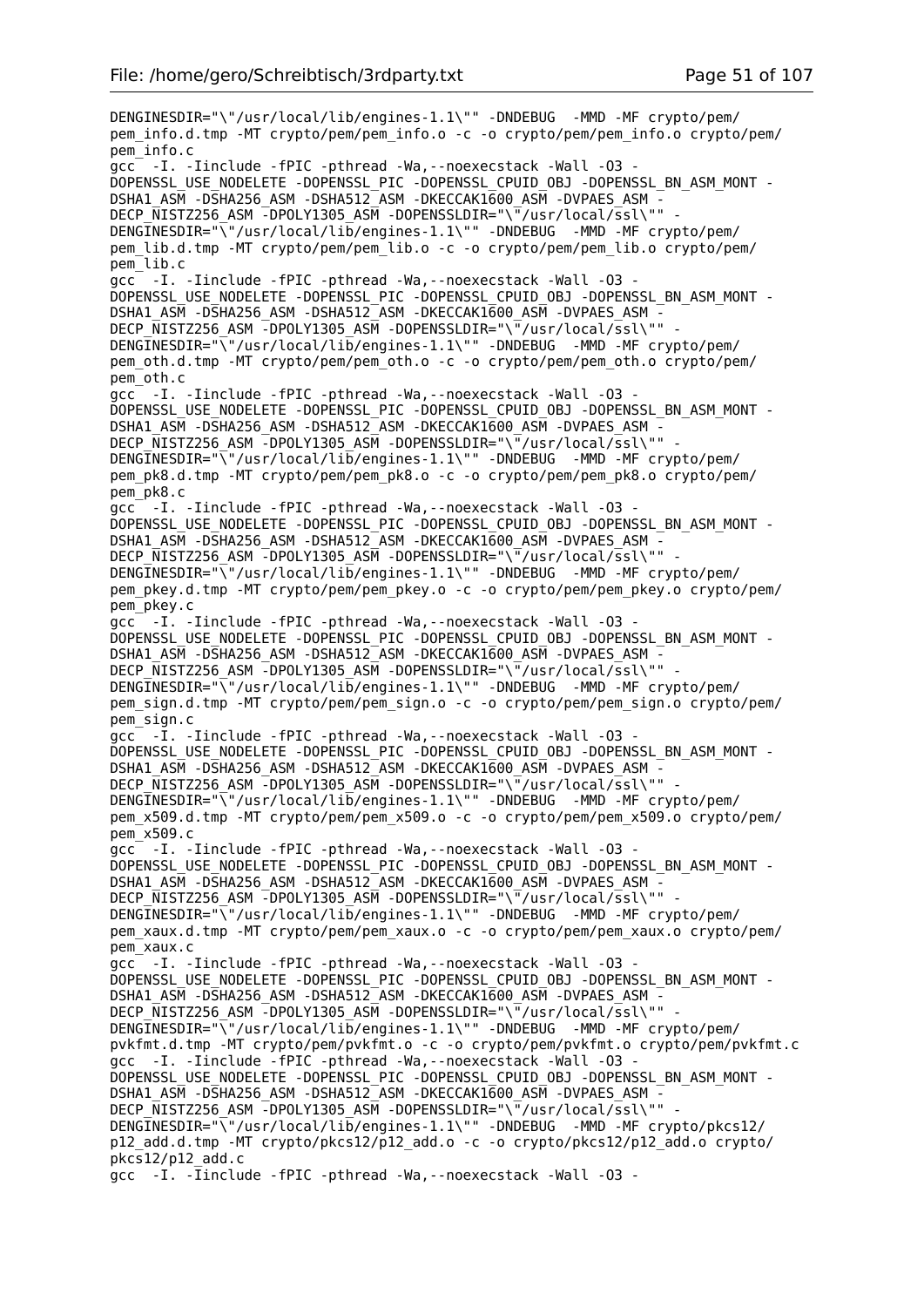```
DENGINESDIR="\"/usr/local/lib/engines-1.1\"" -DNDEBUG  -MMD -MF crypto/pem/
pem_info.d.tmp -MT crypto/pem/pem_info.o -c -o crypto/pem/pem_info.o crypto/pem/
pem_info.c
gcc  -I. -Iinclude -fPIC -pthread -Wa,--noexecstack -Wall -O3 -
DOPENSSL_USE_NODELETE -DOPENSSL_PIC -DOPENSSL_CPUID_OBJ -DOPENSSL_BN_ASM_MONT -
DSHA1_ASM -DSHA256_ASM -DSHA512_ASM -DKECCAK1600_ASM -DVPAES_ASM -
DECP_NISTZ256_ASM -DPOLY1305_ASM -DOPENSSLDIR="\"/usr/local/ssl\"" -
DENGINESDIR="\"/usr/local/lib/engines-1.1\"" -DNDEBUG  -MMD -MF crypto/pem/
pem_lib.d.tmp -MT crypto/pem/pem_lib.o -c -o crypto/pem/pem_lib.o crypto/pem/
pem_lib.c
gcc  -I. -Iinclude -fPIC -pthread -Wa,--noexecstack -Wall -O3 -
DOPENSSL_USE_NODELETE -DOPENSSL_PIC -DOPENSSL_CPUID_OBJ -DOPENSSL_BN_ASM_MONT -
DSHA1_ASM -DSHA256_ASM -DSHA512_ASM -DKECCAK1600_ASM -DVPAES_ASM -
DECP_NISTZ256_ASM -DPOLY1305_ASM -DOPENSSLDIR="\"/usr/local/ssl\"" -
DENGINESDIR="\"/usr/local/lib/engines-1.1\"" -DNDEBUG  -MMD -MF crypto/pem/
pem_oth.d.tmp -MT crypto/pem/pem_oth.o -c -o crypto/pem/pem_oth.o crypto/pem/
pem_oth.c
gcc  -I. -Iinclude -fPIC -pthread -Wa,--noexecstack -Wall -O3 -
DOPENSSL_USE_NODELETE -DOPENSSL_PIC -DOPENSSL_CPUID_OBJ -DOPENSSL_BN_ASM_MONT -
DSHA1_ASM -DSHA256_ASM -DSHA512_ASM -DKECCAK1600_ASM -DVPAES_ASM -
DECP_NISTZ256_ASM -DPOLY1305_ASM -DOPENSSLDIR="\"/usr/local/ssl\"" -
DENGINESDIR="\"/usr/local/lib/engines-1.1\"" -DNDEBUG  -MMD -MF crypto/pem/
pem_pk8.d.tmp -MT crypto/pem/pem_pk8.o -c -o crypto/pem/pem_pk8.o crypto/pem/
pem_pk8.c
gcc  -I. -Iinclude -fPIC -pthread -Wa,--noexecstack -Wall -O3 -
DOPENSSL_USE_NODELETE -DOPENSSL_PIC -DOPENSSL_CPUID_OBJ -DOPENSSL_BN_ASM_MONT -
DSHA1_ASM -DSHA256_ASM -DSHA512_ASM -DKECCAK1600_ASM -DVPAES_ASM -
DECP_NISTZ256_ASM -DPOLY1305_ASM -DOPENSSLDIR="\"/usr/local/ssl\"" -
DENGINESDIR="\"/usr/local/lib/engines-1.1\"" -DNDEBUG  -MMD -MF crypto/pem/
pem_pkey.d.tmp -MT crypto/pem/pem_pkey.o -c -o crypto/pem/pem_pkey.o crypto/pem/
pem_pkey.c
gcc  -I. -Iinclude -fPIC -pthread -Wa,--noexecstack -Wall -O3 -
DOPENSSL_USE_NODELETE -DOPENSSL_PIC -DOPENSSL_CPUID_OBJ -DOPENSSL_BN_ASM_MONT -
DSHA1_ASM -DSHA256_ASM -DSHA512_ASM -DKECCAK1600_ASM -DVPAES_ASM -
DECP_NISTZ256_ASM -DPOLY1305_ASM -DOPENSSLDIR="\"/usr/local/ssl\"" -
DENGINESDIR="\"/usr/local/lib/engines-1.1\"" -DNDEBUG  -MMD -MF crypto/pem/
pem_sign.d.tmp -MT crypto/pem/pem_sign.o -c -o crypto/pem/pem_sign.o crypto/pem/
pem_sign.c
gcc  -I. -Iinclude -fPIC -pthread -Wa,--noexecstack -Wall -O3 -
DOPENSSL_USE_NODELETE -DOPENSSL_PIC -DOPENSSL_CPUID_OBJ -DOPENSSL_BN_ASM_MONT -
DSHA1_ASM -DSHA256_ASM -DSHA512_ASM -DKECCAK1600_ASM -DVPAES_ASM -
DECP_NISTZ256_ASM -DPOLY1305_ASM -DOPENSSLDIR="\"/usr/local/ssl\"" -
DENGINESDIR="\"/usr/local/lib/engines-1.1\"" -DNDEBUG  -MMD -MF crypto/pem/
pem_x509.d.tmp -MT crypto/pem/pem_x509.o -c -o crypto/pem/pem_x509.o crypto/pem/
pem_x509.c
gcc  -I. -Iinclude -fPIC -pthread -Wa,--noexecstack -Wall -O3 -
DOPENSSL_USE_NODELETE -DOPENSSL_PIC -DOPENSSL_CPUID_OBJ -DOPENSSL_BN_ASM_MONT -
DSHA1_ASM -DSHA256_ASM -DSHA512_ASM -DKECCAK1600_ASM -DVPAES_ASM -
DECP_NISTZ256_ASM -DPOLY1305_ASM -DOPENSSLDIR="\"/usr/local/ssl\"" -
DENGINESDIR="\"/usr/local/lib/engines-1.1\"" -DNDEBUG  -MMD -MF crypto/pem/
pem_xaux.d.tmp -MT crypto/pem/pem_xaux.o -c -o crypto/pem/pem_xaux.o crypto/pem/
pem_xaux.c
gcc  -I. -Iinclude -fPIC -pthread -Wa,--noexecstack -Wall -O3 -
DOPENSSL_USE_NODELETE -DOPENSSL_PIC -DOPENSSL_CPUID_OBJ -DOPENSSL_BN_ASM_MONT -
DSHA1_ASM -DSHA256_ASM -DSHA512_ASM -DKECCAK1600_ASM -DVPAES_ASM -
DECP_NISTZ256_ASM -DPOLY1305_ASM -DOPENSSLDIR="\"/usr/local/ssl\"" -
DENGINESDIR="\"/usr/local/lib/engines-1.1\"" -DNDEBUG  -MMD -MF crypto/pem/
pvkfmt.d.tmp -MT crypto/pem/pvkfmt.o -c -o crypto/pem/pvkfmt.o crypto/pem/pvkfmt.c
gcc  -I. -Iinclude -fPIC -pthread -Wa,--noexecstack -Wall -O3 -
DOPENSSL_USE_NODELETE -DOPENSSL_PIC -DOPENSSL_CPUID_OBJ -DOPENSSL_BN_ASM_MONT -
DSHA1_ASM -DSHA256_ASM -DSHA512_ASM -DKECCAK1600_ASM -DVPAES_ASM -
DECP_NISTZ256_ASM -DPOLY1305_ASM -DOPENSSLDIR="\"/usr/local/ssl\"" -
DENGINESDIR="\"/usr/local/lib/engines-1.1\"" -DNDEBUG  -MMD -MF crypto/pkcs12/
p12_add.d.tmp -MT crypto/pkcs12/p12_add.o -c -o crypto/pkcs12/p12_add.o crypto/
pkcs12/p12_add.c
gcc  -I. -Iinclude -fPIC -pthread -Wa,--noexecstack -Wall -O3 -
```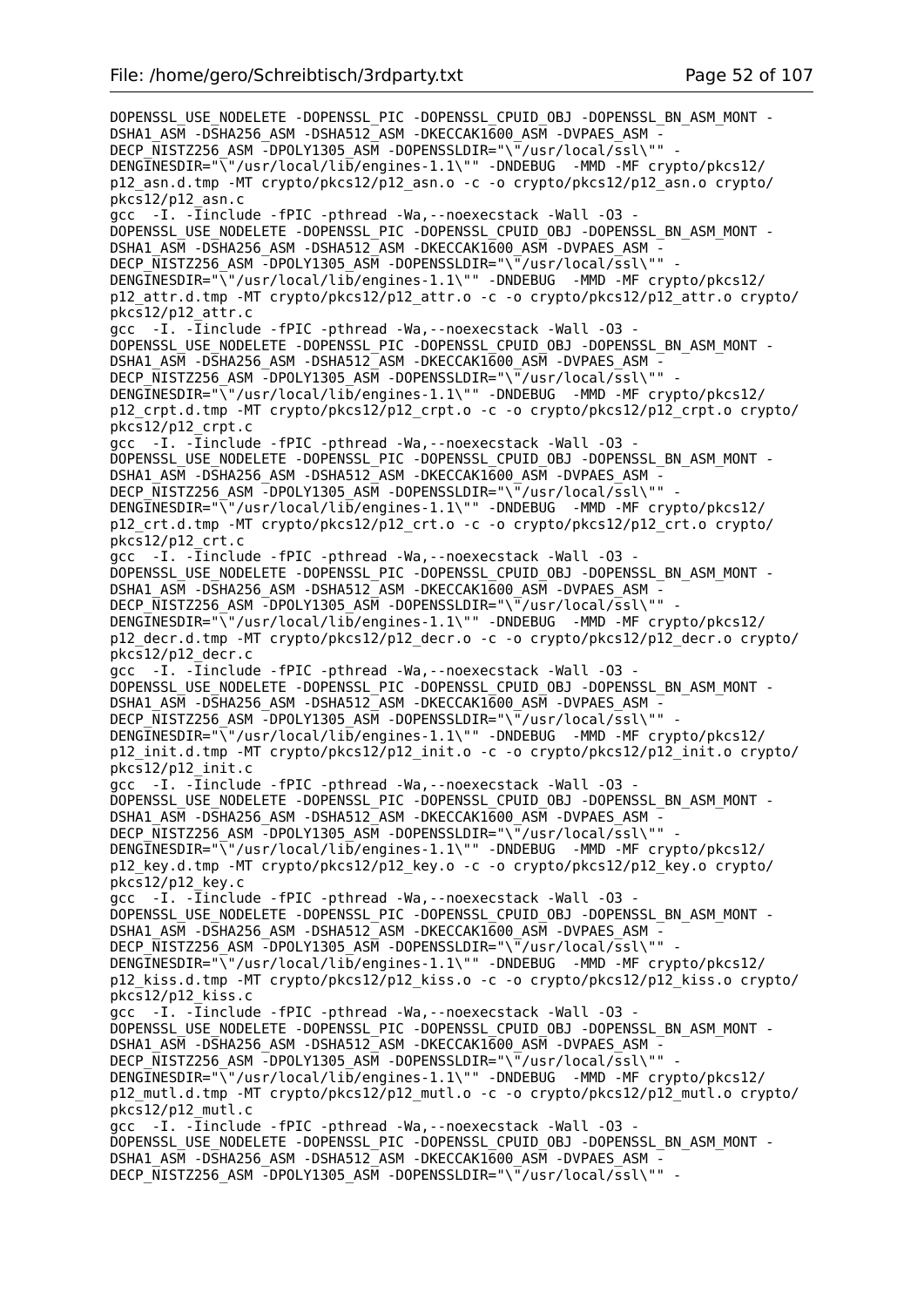```
DOPENSSL_USE_NODELETE -DOPENSSL_PIC -DOPENSSL_CPUID_OBJ -DOPENSSL_BN_ASM_MONT -
DSHA1_ASM -DSHA256_ASM -DSHA512_ASM -DKECCAK1600_ASM -DVPAES_ASM -
DECP_NISTZ256_ASM -DPOLY1305_ASM -DOPENSSLDIR="\"/usr/local/ssl\"" -
DENGINESDIR="\"/usr/local/lib/engines-1.1\"" -DNDEBUG  -MMD -MF crypto/pkcs12/
p12_asn.d.tmp -MT crypto/pkcs12/p12_asn.o -c -o crypto/pkcs12/p12_asn.o crypto/
pkcs12/p12_asn.c
gcc  -I. -Iinclude -fPIC -pthread -Wa,--noexecstack -Wall -O3 -
DOPENSSL_USE_NODELETE -DOPENSSL_PIC -DOPENSSL_CPUID_OBJ -DOPENSSL_BN_ASM_MONT -
DSHA1_ASM -DSHA256_ASM -DSHA512_ASM -DKECCAK1600_ASM -DVPAES_ASM -
DECP_NISTZ256_ASM -DPOLY1305_ASM -DOPENSSLDIR="\"/usr/local/ssl\"" -
DENGINESDIR="\"/usr/local/lib/engines-1.1\"" -DNDEBUG  -MMD -MF crypto/pkcs12/
p12_attr.d.tmp -MT crypto/pkcs12/p12_attr.o -c -o crypto/pkcs12/p12_attr.o crypto/
pkcs12/p12_attr.c
gcc  -I. -Iinclude -fPIC -pthread -Wa,--noexecstack -Wall -O3 -
DOPENSSL_USE_NODELETE -DOPENSSL_PIC -DOPENSSL_CPUID_OBJ -DOPENSSL_BN_ASM_MONT -
DSHA1_ASM -DSHA256_ASM -DSHA512_ASM -DKECCAK1600_ASM -DVPAES_ASM -
DECP_NISTZ256_ASM -DPOLY1305_ASM -DOPENSSLDIR="\"/usr/local/ssl\"" -
DENGINESDIR="\"/usr/local/lib/engines-1.1\"" -DNDEBUG  -MMD -MF crypto/pkcs12/
p12_crpt.d.tmp -MT crypto/pkcs12/p12_crpt.o -c -o crypto/pkcs12/p12_crpt.o crypto/
pkcs12/p12_crpt.c
gcc  -I. -Iinclude -fPIC -pthread -Wa,--noexecstack -Wall -O3 -
DOPENSSL_USE_NODELETE -DOPENSSL_PIC -DOPENSSL_CPUID_OBJ -DOPENSSL_BN_ASM_MONT -
DSHA1_ASM -DSHA256_ASM -DSHA512_ASM -DKECCAK1600_ASM -DVPAES_ASM -
DECP_NISTZ256_ASM -DPOLY1305_ASM -DOPENSSLDIR="\"/usr/local/ssl\"" -
DENGINESDIR="\"/usr/local/lib/engines-1.1\"" -DNDEBUG  -MMD -MF crypto/pkcs12/
p12_crt.d.tmp -MT crypto/pkcs12/p12_crt.o -c -o crypto/pkcs12/p12_crt.o crypto/
pkcs12/p12_crt.c
gcc  -I. -Iinclude -fPIC -pthread -Wa,--noexecstack -Wall -O3 -
DOPENSSL_USE_NODELETE -DOPENSSL_PIC -DOPENSSL_CPUID_OBJ -DOPENSSL_BN_ASM_MONT -
DSHA1_ASM -DSHA256_ASM -DSHA512_ASM -DKECCAK1600_ASM -DVPAES_ASM -
DECP_NISTZ256_ASM -DPOLY1305_ASM -DOPENSSLDIR="\"/usr/local/ssl\"" -
DENGINESDIR="\"/usr/local/lib/engines-1.1\"" -DNDEBUG  -MMD -MF crypto/pkcs12/
p12_decr.d.tmp -MT crypto/pkcs12/p12_decr.o -c -o crypto/pkcs12/p12_decr.o crypto/
pkcs12/p12_decr.c
gcc  -I. -Iinclude -fPIC -pthread -Wa,--noexecstack -Wall -O3 -
DOPENSSL_USE_NODELETE -DOPENSSL_PIC -DOPENSSL_CPUID_OBJ -DOPENSSL_BN_ASM_MONT -
DSHA1_ASM -DSHA256_ASM -DSHA512_ASM -DKECCAK1600_ASM -DVPAES_ASM -
DECP_NISTZ256_ASM -DPOLY1305_ASM -DOPENSSLDIR="\"/usr/local/ssl\"" -
DENGINESDIR="\"/usr/local/lib/engines-1.1\"" -DNDEBUG  -MMD -MF crypto/pkcs12/
p12_init.d.tmp -MT crypto/pkcs12/p12_init.o -c -o crypto/pkcs12/p12_init.o crypto/
pkcs12/p12_init.c
gcc  -I. -Iinclude -fPIC -pthread -Wa,--noexecstack -Wall -O3 -
DOPENSSL_USE_NODELETE -DOPENSSL_PIC -DOPENSSL_CPUID_OBJ -DOPENSSL_BN_ASM_MONT -
DSHA1_ASM -DSHA256_ASM -DSHA512_ASM -DKECCAK1600_ASM -DVPAES_ASM -
DECP_NISTZ256_ASM -DPOLY1305_ASM -DOPENSSLDIR="\"/usr/local/ssl\"" -
DENGINESDIR="\"/usr/local/lib/engines-1.1\"" -DNDEBUG  -MMD -MF crypto/pkcs12/
p12_key.d.tmp -MT crypto/pkcs12/p12_key.o -c -o crypto/pkcs12/p12_key.o crypto/
pkcs12/p12_key.c
gcc  -I. -Iinclude -fPIC -pthread -Wa,--noexecstack -Wall -O3 -
DOPENSSL_USE_NODELETE -DOPENSSL_PIC -DOPENSSL_CPUID_OBJ -DOPENSSL_BN_ASM_MONT -
DSHA1_ASM -DSHA256_ASM -DSHA512_ASM -DKECCAK1600_ASM -DVPAES_ASM -
DECP_NISTZ256_ASM -DPOLY1305_ASM -DOPENSSLDIR="\"/usr/local/ssl\"" -
DENGINESDIR="\"/usr/local/lib/engines-1.1\"" -DNDEBUG  -MMD -MF crypto/pkcs12/
p12_kiss.d.tmp -MT crypto/pkcs12/p12_kiss.o -c -o crypto/pkcs12/p12_kiss.o crypto/
pkcs12/p12_kiss.c
gcc  -I. -Iinclude -fPIC -pthread -Wa,--noexecstack -Wall -O3 -
DOPENSSL_USE_NODELETE -DOPENSSL_PIC -DOPENSSL_CPUID_OBJ -DOPENSSL_BN_ASM_MONT -
DSHA1_ASM -DSHA256_ASM -DSHA512_ASM -DKECCAK1600_ASM -DVPAES_ASM -
DECP_NISTZ256_ASM -DPOLY1305_ASM -DOPENSSLDIR="\"/usr/local/ssl\"" -
DENGINESDIR="\"/usr/local/lib/engines-1.1\"" -DNDEBUG  -MMD -MF crypto/pkcs12/
p12_mutl.d.tmp -MT crypto/pkcs12/p12_mutl.o -c -o crypto/pkcs12/p12_mutl.o crypto/
pkcs12/p12_mutl.c
gcc  -I. -Iinclude -fPIC -pthread -Wa,--noexecstack -Wall -O3 -
DOPENSSL_USE_NODELETE -DOPENSSL_PIC -DOPENSSL_CPUID_OBJ -DOPENSSL_BN_ASM_MONT -
DSHA1_ASM -DSHA256_ASM -DSHA512_ASM -DKECCAK1600_ASM -DVPAES_ASM -
DECP_NISTZ256_ASM -DPOLY1305_ASM -DOPENSSLDIR="\"/usr/local/ssl\"" -
```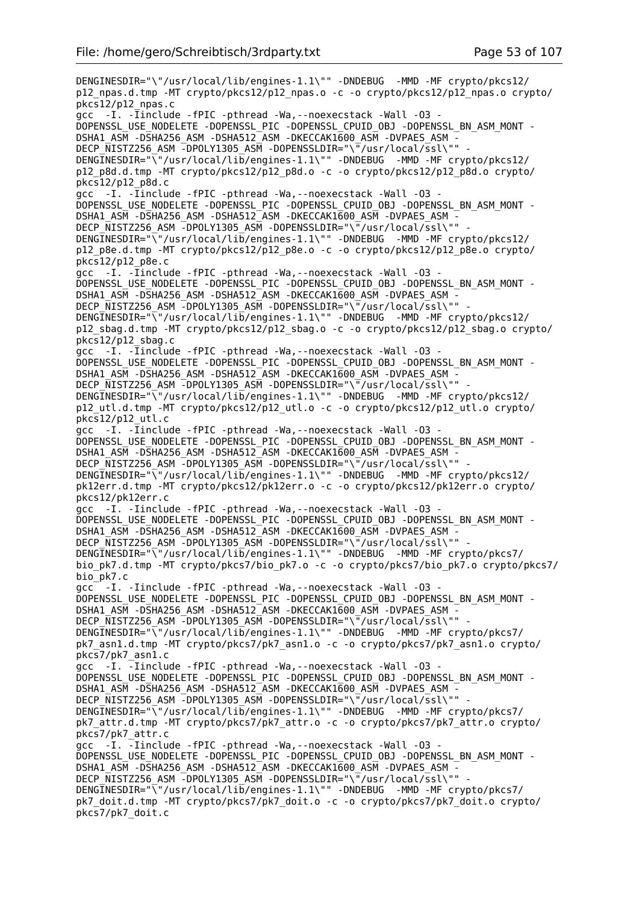```
DENGINESDIR="\"/usr/local/lib/engines-1.1\"" -DNDEBUG  -MMD -MF crypto/pkcs12/
p12_npas.d.tmp -MT crypto/pkcs12/p12_npas.o -c -o crypto/pkcs12/p12_npas.o crypto/
pkcs12/p12_npas.c
gcc  -I. -Iinclude -fPIC -pthread -Wa,--noexecstack -Wall -O3 -
DOPENSSL_USE_NODELETE -DOPENSSL_PIC -DOPENSSL_CPUID_OBJ -DOPENSSL_BN_ASM_MONT -
DSHA1_ASM -DSHA256_ASM -DSHA512_ASM -DKECCAK1600_ASM -DVPAES_ASM -
DECP_NISTZ256_ASM -DPOLY1305_ASM -DOPENSSLDIR="\"/usr/local/ssl\"" -
DENGINESDIR="\"/usr/local/lib/engines-1.1\"" -DNDEBUG  -MMD -MF crypto/pkcs12/
p12_p8d.d.tmp -MT crypto/pkcs12/p12_p8d.o -c -o crypto/pkcs12/p12_p8d.o crypto/
pkcs12/p12_p8d.c
gcc  -I. -Iinclude -fPIC -pthread -Wa,--noexecstack -Wall -O3 -
DOPENSSL_USE_NODELETE -DOPENSSL_PIC -DOPENSSL_CPUID_OBJ -DOPENSSL_BN_ASM_MONT -
DSHA1_ASM -DSHA256_ASM -DSHA512_ASM -DKECCAK1600_ASM -DVPAES_ASM -
DECP_NISTZ256_ASM -DPOLY1305_ASM -DOPENSSLDIR="\"/usr/local/ssl\"" -
DENGINESDIR="\"/usr/local/lib/engines-1.1\"" -DNDEBUG  -MMD -MF crypto/pkcs12/
p12_p8e.d.tmp -MT crypto/pkcs12/p12_p8e.o -c -o crypto/pkcs12/p12_p8e.o crypto/
pkcs12/p12_p8e.c
gcc  -I. -Iinclude -fPIC -pthread -Wa,--noexecstack -Wall -O3 -
DOPENSSL_USE_NODELETE -DOPENSSL_PIC -DOPENSSL_CPUID_OBJ -DOPENSSL_BN_ASM_MONT -
DSHA1_ASM -DSHA256_ASM -DSHA512_ASM -DKECCAK1600_ASM -DVPAES_ASM -
DECP_NISTZ256_ASM -DPOLY1305_ASM -DOPENSSLDIR="\"/usr/local/ssl\"" -
DENGINESDIR="\"/usr/local/lib/engines-1.1\"" -DNDEBUG  -MMD -MF crypto/pkcs12/
p12_sbag.d.tmp -MT crypto/pkcs12/p12_sbag.o -c -o crypto/pkcs12/p12_sbag.o crypto/
pkcs12/p12_sbag.c
gcc  -I. -Iinclude -fPIC -pthread -Wa,--noexecstack -Wall -O3 -
DOPENSSL_USE_NODELETE -DOPENSSL_PIC -DOPENSSL_CPUID_OBJ -DOPENSSL_BN_ASM_MONT -
DSHA1_ASM -DSHA256_ASM -DSHA512_ASM -DKECCAK1600_ASM -DVPAES_ASM -
DECP_NISTZ256_ASM -DPOLY1305_ASM -DOPENSSLDIR="\"/usr/local/ssl\"" -
DENGINESDIR="\"/usr/local/lib/engines-1.1\"" -DNDEBUG  -MMD -MF crypto/pkcs12/
p12_utl.d.tmp -MT crypto/pkcs12/p12_utl.o -c -o crypto/pkcs12/p12_utl.o crypto/
pkcs12/p12_utl.c
gcc  -I. -Iinclude -fPIC -pthread -Wa,--noexecstack -Wall -O3 -
DOPENSSL_USE_NODELETE -DOPENSSL_PIC -DOPENSSL_CPUID_OBJ -DOPENSSL_BN_ASM_MONT -
DSHA1_ASM -DSHA256_ASM -DSHA512_ASM -DKECCAK1600_ASM -DVPAES_ASM -
DECP_NISTZ256_ASM -DPOLY1305_ASM -DOPENSSLDIR="\"/usr/local/ssl\"" -
DENGINESDIR="\"/usr/local/lib/engines-1.1\"" -DNDEBUG  -MMD -MF crypto/pkcs12/
pk12err.d.tmp -MT crypto/pkcs12/pk12err.o -c -o crypto/pkcs12/pk12err.o crypto/
pkcs12/pk12err.c
gcc  -I. -Iinclude -fPIC -pthread -Wa,--noexecstack -Wall -O3 -
DOPENSSL_USE_NODELETE -DOPENSSL_PIC -DOPENSSL_CPUID_OBJ -DOPENSSL_BN_ASM_MONT -
DSHA1_ASM -DSHA256_ASM -DSHA512_ASM -DKECCAK1600_ASM -DVPAES_ASM -
DECP_NISTZ256_ASM -DPOLY1305_ASM -DOPENSSLDIR="\"/usr/local/ssl\"" -
DENGINESDIR="\"/usr/local/lib/engines-1.1\"" -DNDEBUG  -MMD -MF crypto/pkcs7/
bio_pk7.d.tmp -MT crypto/pkcs7/bio_pk7.o -c -o crypto/pkcs7/bio_pk7.o crypto/pkcs7/
bio_pk7.c
gcc  -I. -Iinclude -fPIC -pthread -Wa,--noexecstack -Wall -O3 -
DOPENSSL_USE_NODELETE -DOPENSSL_PIC -DOPENSSL_CPUID_OBJ -DOPENSSL_BN_ASM_MONT -
DSHA1_ASM -DSHA256_ASM -DSHA512_ASM -DKECCAK1600_ASM -DVPAES_ASM -
DECP_NISTZ256_ASM -DPOLY1305_ASM -DOPENSSLDIR="\"/usr/local/ssl\"" -
DENGINESDIR="\"/usr/local/lib/engines-1.1\"" -DNDEBUG  -MMD -MF crypto/pkcs7/
pk7_asn1.d.tmp -MT crypto/pkcs7/pk7_asn1.o -c -o crypto/pkcs7/pk7_asn1.o crypto/
pkcs7/pk7_asn1.c
gcc  -I. -Iinclude -fPIC -pthread -Wa,--noexecstack -Wall -O3 -
DOPENSSL_USE_NODELETE -DOPENSSL_PIC -DOPENSSL_CPUID_OBJ -DOPENSSL_BN_ASM_MONT -
DSHA1_ASM -DSHA256_ASM -DSHA512_ASM -DKECCAK1600_ASM -DVPAES_ASM -
DECP_NISTZ256_ASM -DPOLY1305_ASM -DOPENSSLDIR="\"/usr/local/ssl\"" -
DENGINESDIR="\"/usr/local/lib/engines-1.1\"" -DNDEBUG  -MMD -MF crypto/pkcs7/
pk7_attr.d.tmp -MT crypto/pkcs7/pk7_attr.o -c -o crypto/pkcs7/pk7_attr.o crypto/
pkcs7/pk7_attr.c
gcc  -I. -Iinclude -fPIC -pthread -Wa,--noexecstack -Wall -O3 -
DOPENSSL_USE_NODELETE -DOPENSSL_PIC -DOPENSSL_CPUID_OBJ -DOPENSSL_BN_ASM_MONT -
DSHA1_ASM -DSHA256_ASM -DSHA512_ASM -DKECCAK1600_ASM -DVPAES_ASM -
DECP_NISTZ256_ASM -DPOLY1305_ASM -DOPENSSLDIR="\"/usr/local/ssl\"" -
DENGINESDIR="\"/usr/local/lib/engines-1.1\"" -DNDEBUG  -MMD -MF crypto/pkcs7/
pk7_doit.d.tmp -MT crypto/pkcs7/pk7_doit.o -c -o crypto/pkcs7/pk7_doit.o crypto/
pkcs7/pk7_doit.c
```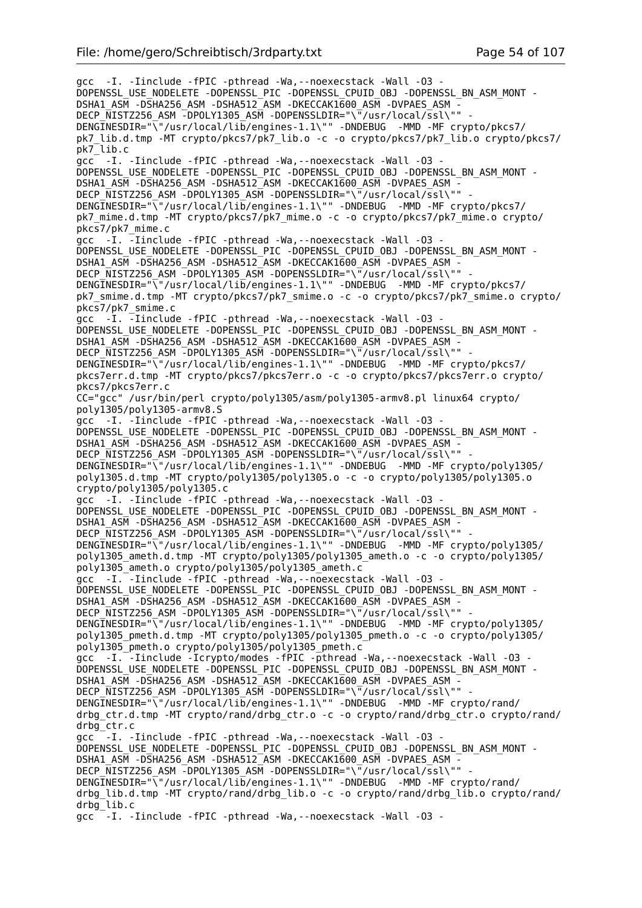```
gcc  -I. -Iinclude -fPIC -pthread -Wa,--noexecstack -Wall -O3 -
DOPENSSL_USE_NODELETE -DOPENSSL_PIC -DOPENSSL_CPUID_OBJ -DOPENSSL_BN_ASM_MONT -
DSHA1_ASM -DSHA256_ASM -DSHA512_ASM -DKECCAK1600_ASM -DVPAES_ASM -
DECP_NISTZ256_ASM -DPOLY1305_ASM -DOPENSSLDIR="\"/usr/local/ssl\"" -
DENGINESDIR="\"/usr/local/lib/engines-1.1\"" -DNDEBUG  -MMD -MF crypto/pkcs7/
pk7_lib.d.tmp -MT crypto/pkcs7/pk7_lib.o -c -o crypto/pkcs7/pk7_lib.o crypto/pkcs7/
pk7_lib.c
gcc  -I. -Iinclude -fPIC -pthread -Wa,--noexecstack -Wall -O3 -
DOPENSSL_USE_NODELETE -DOPENSSL_PIC -DOPENSSL_CPUID_OBJ -DOPENSSL_BN_ASM_MONT -
DSHA1_ASM -DSHA256_ASM -DSHA512_ASM -DKECCAK1600_ASM -DVPAES_ASM -
DECP_NISTZ256_ASM -DPOLY1305_ASM -DOPENSSLDIR="\"/usr/local/ssl\"" -
DENGINESDIR="\"/usr/local/lib/engines-1.1\"" -DNDEBUG  -MMD -MF crypto/pkcs7/
pk7_mime.d.tmp -MT crypto/pkcs7/pk7_mime.o -c -o crypto/pkcs7/pk7_mime.o crypto/
pkcs7/pk7_mime.c
gcc  -I. -Iinclude -fPIC -pthread -Wa,--noexecstack -Wall -O3 -
DOPENSSL_USE_NODELETE -DOPENSSL_PIC -DOPENSSL_CPUID_OBJ -DOPENSSL_BN_ASM_MONT -
DSHA1_ASM -DSHA256_ASM -DSHA512_ASM -DKECCAK1600_ASM -DVPAES_ASM -
DECP_NISTZ256_ASM -DPOLY1305_ASM -DOPENSSLDIR="\"/usr/local/ssl\"" -
DENGINESDIR="\"/usr/local/lib/engines-1.1\"" -DNDEBUG  -MMD -MF crypto/pkcs7/
pk7_smime.d.tmp -MT crypto/pkcs7/pk7_smime.o -c -o crypto/pkcs7/pk7_smime.o crypto/
pkcs7/pk7_smime.c
gcc  -I. -Iinclude -fPIC -pthread -Wa,--noexecstack -Wall -O3 -
DOPENSSL_USE_NODELETE -DOPENSSL_PIC -DOPENSSL_CPUID_OBJ -DOPENSSL_BN_ASM_MONT -
DSHA1_ASM -DSHA256_ASM -DSHA512_ASM -DKECCAK1600_ASM -DVPAES_ASM -
DECP_NISTZ256_ASM -DPOLY1305_ASM -DOPENSSLDIR="\"/usr/local/ssl\"" -
DENGINESDIR="\"/usr/local/lib/engines-1.1\"" -DNDEBUG  -MMD -MF crypto/pkcs7/
pkcs7err.d.tmp -MT crypto/pkcs7/pkcs7err.o -c -o crypto/pkcs7/pkcs7err.o crypto/
pkcs7/pkcs7err.c
CC="gcc" /usr/bin/perl crypto/poly1305/asm/poly1305-armv8.pl linux64 crypto/
poly1305/poly1305-armv8.S
gcc  -I. -Iinclude -fPIC -pthread -Wa,--noexecstack -Wall -O3 -
DOPENSSL_USE_NODELETE -DOPENSSL_PIC -DOPENSSL_CPUID_OBJ -DOPENSSL_BN_ASM_MONT -
DSHA1_ASM -DSHA256_ASM -DSHA512_ASM -DKECCAK1600_ASM -DVPAES_ASM -
DECP_NISTZ256_ASM -DPOLY1305_ASM -DOPENSSLDIR="\"/usr/local/ssl\"" -
DENGINESDIR="\"/usr/local/lib/engines-1.1\"" -DNDEBUG  -MMD -MF crypto/poly1305/
poly1305.d.tmp -MT crypto/poly1305/poly1305.o -c -o crypto/poly1305/poly1305.o
crypto/poly1305/poly1305.c
gcc  -I. -Iinclude -fPIC -pthread -Wa,--noexecstack -Wall -O3 -
DOPENSSL_USE_NODELETE -DOPENSSL_PIC -DOPENSSL_CPUID_OBJ -DOPENSSL_BN_ASM_MONT -
DSHA1_ASM -DSHA256_ASM -DSHA512_ASM -DKECCAK1600_ASM -DVPAES_ASM -
DECP_NISTZ256_ASM -DPOLY1305_ASM -DOPENSSLDIR="\"/usr/local/ssl\"" -
DENGINESDIR="\"/usr/local/lib/engines-1.1\"" -DNDEBUG  -MMD -MF crypto/poly1305/
poly1305_ameth.d.tmp -MT crypto/poly1305/poly1305_ameth.o -c -o crypto/poly1305/
poly1305_ameth.o crypto/poly1305/poly1305_ameth.c
gcc  -I. -Iinclude -fPIC -pthread -Wa,--noexecstack -Wall -O3 -
DOPENSSL_USE_NODELETE -DOPENSSL_PIC -DOPENSSL_CPUID_OBJ -DOPENSSL_BN_ASM_MONT -
DSHA1_ASM -DSHA256_ASM -DSHA512_ASM -DKECCAK1600_ASM -DVPAES_ASM -
DECP_NISTZ256_ASM -DPOLY1305_ASM -DOPENSSLDIR="\"/usr/local/ssl\"" -
DENGINESDIR="\"/usr/local/lib/engines-1.1\"" -DNDEBUG  -MMD -MF crypto/poly1305/
poly1305_pmeth.d.tmp -MT crypto/poly1305/poly1305_pmeth.o -c -o crypto/poly1305/
poly1305_pmeth.o crypto/poly1305/poly1305_pmeth.c
gcc  -I. -Iinclude -Icrypto/modes -fPIC -pthread -Wa,--noexecstack -Wall -O3 -
DOPENSSL_USE_NODELETE -DOPENSSL_PIC -DOPENSSL_CPUID_OBJ -DOPENSSL_BN_ASM_MONT -
DSHA1_ASM -DSHA256_ASM -DSHA512_ASM -DKECCAK1600_ASM -DVPAES_ASM -
DECP_NISTZ256_ASM -DPOLY1305_ASM -DOPENSSLDIR="\"/usr/local/ssl\"" -
DENGINESDIR="\"/usr/local/lib/engines-1.1\"" -DNDEBUG  -MMD -MF crypto/rand/
drbg_ctr.d.tmp -MT crypto/rand/drbg_ctr.o -c -o crypto/rand/drbg_ctr.o crypto/rand/
drbg_ctr.c
gcc  -I. -Iinclude -fPIC -pthread -Wa,--noexecstack -Wall -O3 -
DOPENSSL_USE_NODELETE -DOPENSSL_PIC -DOPENSSL_CPUID_OBJ -DOPENSSL_BN_ASM_MONT -
DSHA1_ASM -DSHA256_ASM -DSHA512_ASM -DKECCAK1600_ASM -DVPAES_ASM -
DECP_NISTZ256_ASM -DPOLY1305_ASM -DOPENSSLDIR="\"/usr/local/ssl\"" -
DENGINESDIR="\"/usr/local/lib/engines-1.1\"" -DNDEBUG  -MMD -MF crypto/rand/
drbg_lib.d.tmp -MT crypto/rand/drbg_lib.o -c -o crypto/rand/drbg_lib.o crypto/rand/
drbg_lib.c
gcc  -I. -Iinclude -fPIC -pthread -Wa,--noexecstack -Wall -O3 -
```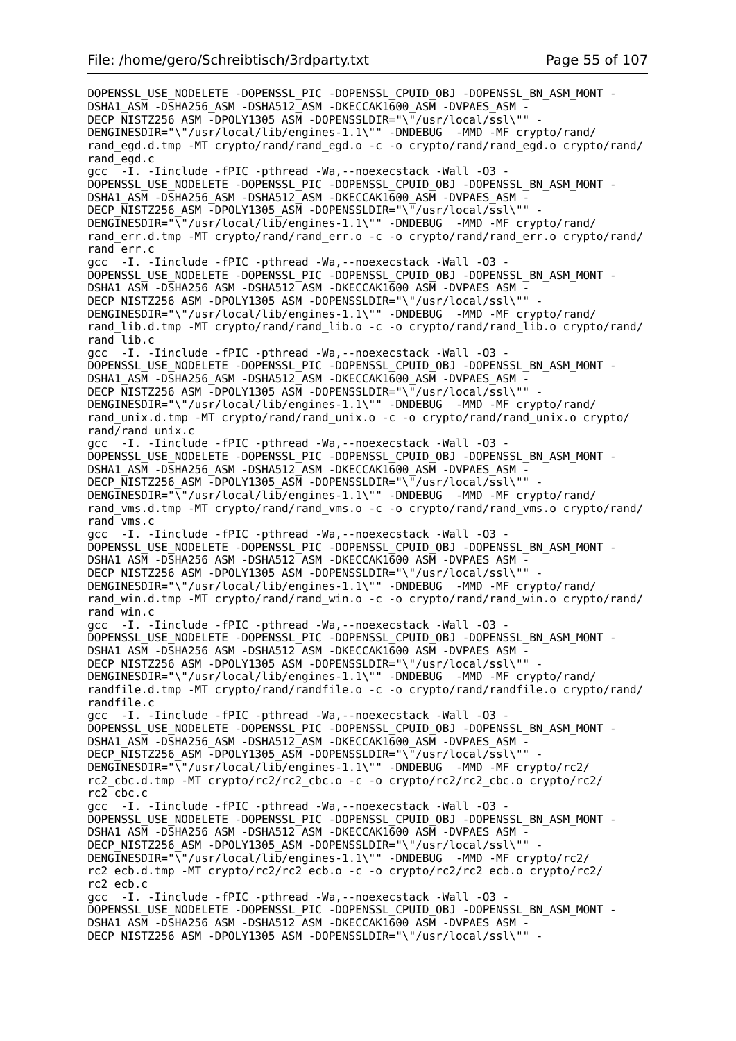```
DOPENSSL_USE_NODELETE -DOPENSSL_PIC -DOPENSSL_CPUID_OBJ -DOPENSSL_BN_ASM_MONT -
DSHA1_ASM -DSHA256_ASM -DSHA512_ASM -DKECCAK1600_ASM -DVPAES_ASM -
DECP_NISTZ256_ASM -DPOLY1305_ASM -DOPENSSLDIR="\"/usr/local/ssl\"" -
DENGINESDIR="\"/usr/local/lib/engines-1.1\"" -DNDEBUG  -MMD -MF crypto/rand/
rand_egd.d.tmp -MT crypto/rand/rand_egd.o -c -o crypto/rand/rand_egd.o crypto/rand/
rand_egd.c
gcc  -I. -Iinclude -fPIC -pthread -Wa,--noexecstack -Wall -O3 -
DOPENSSL_USE_NODELETE -DOPENSSL_PIC -DOPENSSL_CPUID_OBJ -DOPENSSL_BN_ASM_MONT -
DSHA1_ASM -DSHA256_ASM -DSHA512_ASM -DKECCAK1600_ASM -DVPAES_ASM -
DECP_NISTZ256_ASM -DPOLY1305_ASM -DOPENSSLDIR="\"/usr/local/ssl\"" -
DENGINESDIR="\"/usr/local/lib/engines-1.1\"" -DNDEBUG  -MMD -MF crypto/rand/
rand_err.d.tmp -MT crypto/rand/rand_err.o -c -o crypto/rand/rand_err.o crypto/rand/
rand_err.c
gcc  -I. -Iinclude -fPIC -pthread -Wa,--noexecstack -Wall -O3 -
DOPENSSL_USE_NODELETE -DOPENSSL_PIC -DOPENSSL_CPUID_OBJ -DOPENSSL_BN_ASM_MONT -
DSHA1_ASM -DSHA256_ASM -DSHA512_ASM -DKECCAK1600_ASM -DVPAES_ASM -
DECP_NISTZ256_ASM -DPOLY1305_ASM -DOPENSSLDIR="\"/usr/local/ssl\"" -
DENGINESDIR="\"/usr/local/lib/engines-1.1\"" -DNDEBUG  -MMD -MF crypto/rand/
rand_lib.d.tmp -MT crypto/rand/rand_lib.o -c -o crypto/rand/rand_lib.o crypto/rand/
rand_lib.c
gcc  -I. -Iinclude -fPIC -pthread -Wa,--noexecstack -Wall -O3 -
DOPENSSL_USE_NODELETE -DOPENSSL_PIC -DOPENSSL_CPUID_OBJ -DOPENSSL_BN_ASM_MONT -
DSHA1_ASM -DSHA256_ASM -DSHA512_ASM -DKECCAK1600_ASM -DVPAES_ASM -
DECP_NISTZ256_ASM -DPOLY1305_ASM -DOPENSSLDIR="\"/usr/local/ssl\"" -
DENGINESDIR="\"/usr/local/lib/engines-1.1\"" -DNDEBUG  -MMD -MF crypto/rand/
rand_unix.d.tmp -MT crypto/rand/rand_unix.o -c -o crypto/rand/rand_unix.o crypto/
rand/rand_unix.c
gcc  -I. -Iinclude -fPIC -pthread -Wa,--noexecstack -Wall -O3 -
DOPENSSL_USE_NODELETE -DOPENSSL_PIC -DOPENSSL_CPUID_OBJ -DOPENSSL_BN_ASM_MONT -
DSHA1_ASM -DSHA256_ASM -DSHA512_ASM -DKECCAK1600_ASM -DVPAES_ASM -
DECP_NISTZ256_ASM -DPOLY1305_ASM -DOPENSSLDIR="\"/usr/local/ssl\"" -
DENGINESDIR="\"/usr/local/lib/engines-1.1\"" -DNDEBUG  -MMD -MF crypto/rand/
rand_vms.d.tmp -MT crypto/rand/rand_vms.o -c -o crypto/rand/rand_vms.o crypto/rand/
rand_vms.c
gcc  -I. -Iinclude -fPIC -pthread -Wa,--noexecstack -Wall -O3 -
DOPENSSL_USE_NODELETE -DOPENSSL_PIC -DOPENSSL_CPUID_OBJ -DOPENSSL_BN_ASM_MONT -
DSHA1_ASM -DSHA256_ASM -DSHA512_ASM -DKECCAK1600_ASM -DVPAES_ASM -
DECP_NISTZ256_ASM -DPOLY1305_ASM -DOPENSSLDIR="\"/usr/local/ssl\"" -
DENGINESDIR="\"/usr/local/lib/engines-1.1\"" -DNDEBUG  -MMD -MF crypto/rand/
rand_win.d.tmp -MT crypto/rand/rand_win.o -c -o crypto/rand/rand_win.o crypto/rand/
rand_win.c
gcc  -I. -Iinclude -fPIC -pthread -Wa,--noexecstack -Wall -O3 -
DOPENSSL_USE_NODELETE -DOPENSSL_PIC -DOPENSSL_CPUID_OBJ -DOPENSSL_BN_ASM_MONT -
DSHA1_ASM -DSHA256_ASM -DSHA512_ASM -DKECCAK1600_ASM -DVPAES_ASM -
DECP_NISTZ256_ASM -DPOLY1305_ASM -DOPENSSLDIR="\"/usr/local/ssl\"" -
DENGINESDIR="\"/usr/local/lib/engines-1.1\"" -DNDEBUG  -MMD -MF crypto/rand/
randfile.d.tmp -MT crypto/rand/randfile.o -c -o crypto/rand/randfile.o crypto/rand/
randfile.c
gcc  -I. -Iinclude -fPIC -pthread -Wa,--noexecstack -Wall -O3 -
DOPENSSL_USE_NODELETE -DOPENSSL_PIC -DOPENSSL_CPUID_OBJ -DOPENSSL_BN_ASM_MONT -
DSHA1_ASM -DSHA256_ASM -DSHA512_ASM -DKECCAK1600_ASM -DVPAES_ASM -
DECP_NISTZ256_ASM -DPOLY1305_ASM -DOPENSSLDIR="\"/usr/local/ssl\"" -
DENGINESDIR="\"/usr/local/lib/engines-1.1\"" -DNDEBUG  -MMD -MF crypto/rc2/
rc2_cbc.d.tmp -MT crypto/rc2/rc2_cbc.o -c -o crypto/rc2/rc2_cbc.o crypto/rc2/
rc2_cbc.c
gcc  -I. -Iinclude -fPIC -pthread -Wa,--noexecstack -Wall -O3 -
DOPENSSL_USE_NODELETE -DOPENSSL_PIC -DOPENSSL_CPUID_OBJ -DOPENSSL_BN_ASM_MONT -
DSHA1_ASM -DSHA256_ASM -DSHA512_ASM -DKECCAK1600_ASM -DVPAES_ASM -
DECP_NISTZ256_ASM -DPOLY1305_ASM -DOPENSSLDIR="\"/usr/local/ssl\"" -
DENGINESDIR="\"/usr/local/lib/engines-1.1\"" -DNDEBUG  -MMD -MF crypto/rc2/
rc2_ecb.d.tmp -MT crypto/rc2/rc2_ecb.o -c -o crypto/rc2/rc2_ecb.o crypto/rc2/
rc2_ecb.c
gcc  -I. -Iinclude -fPIC -pthread -Wa,--noexecstack -Wall -O3 -
DOPENSSL_USE_NODELETE -DOPENSSL_PIC -DOPENSSL_CPUID_OBJ -DOPENSSL_BN_ASM_MONT -
DSHA1_ASM -DSHA256_ASM -DSHA512_ASM -DKECCAK1600_ASM -DVPAES_ASM -
DECP_NISTZ256_ASM -DPOLY1305_ASM -DOPENSSLDIR="\"/usr/local/ssl\"" -
```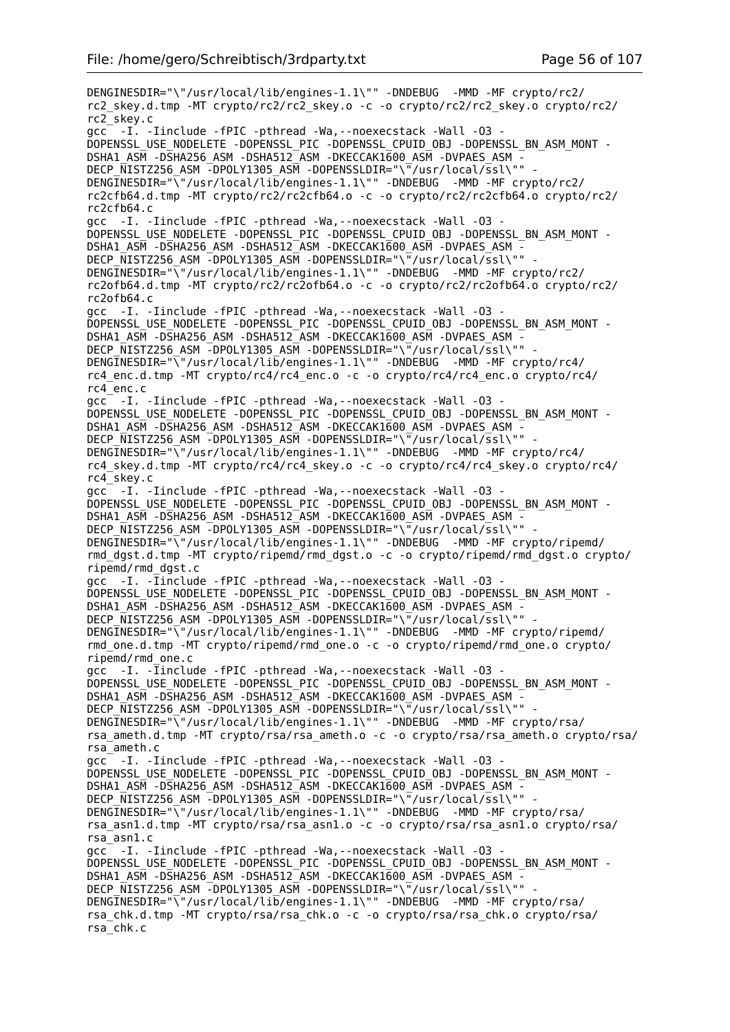```
DENGINESDIR="\"/usr/local/lib/engines-1.1\"" -DNDEBUG  -MMD -MF crypto/rc2/
rc2_skey.d.tmp -MT crypto/rc2/rc2_skey.o -c -o crypto/rc2/rc2_skey.o crypto/rc2/
rc2_skey.c
gcc  -I. -Iinclude -fPIC -pthread -Wa,--noexecstack -Wall -O3 -
DOPENSSL_USE_NODELETE -DOPENSSL_PIC -DOPENSSL_CPUID_OBJ -DOPENSSL_BN_ASM_MONT -
DSHA1_ASM -DSHA256_ASM -DSHA512_ASM -DKECCAK1600_ASM -DVPAES_ASM -
DECP_NISTZ256_ASM -DPOLY1305_ASM -DOPENSSLDIR="\"/usr/local/ssl\"" -
DENGINESDIR="\"/usr/local/lib/engines-1.1\"" -DNDEBUG  -MMD -MF crypto/rc2/
rc2cfb64.d.tmp -MT crypto/rc2/rc2cfb64.o -c -o crypto/rc2/rc2cfb64.o crypto/rc2/
rc2cfb64.c
gcc  -I. -Iinclude -fPIC -pthread -Wa,--noexecstack -Wall -O3 -
DOPENSSL_USE_NODELETE -DOPENSSL_PIC -DOPENSSL_CPUID_OBJ -DOPENSSL_BN_ASM_MONT -
DSHA1_ASM -DSHA256_ASM -DSHA512_ASM -DKECCAK1600_ASM -DVPAES_ASM -
DECP_NISTZ256_ASM -DPOLY1305_ASM -DOPENSSLDIR="\"/usr/local/ssl\"" -
DENGINESDIR="\"/usr/local/lib/engines-1.1\"" -DNDEBUG  -MMD -MF crypto/rc2/
rc2ofb64.d.tmp -MT crypto/rc2/rc2ofb64.o -c -o crypto/rc2/rc2ofb64.o crypto/rc2/
rc2ofb64.c
gcc  -I. -Iinclude -fPIC -pthread -Wa,--noexecstack -Wall -O3 -
DOPENSSL_USE_NODELETE -DOPENSSL_PIC -DOPENSSL_CPUID_OBJ -DOPENSSL_BN_ASM_MONT -
DSHA1_ASM -DSHA256_ASM -DSHA512_ASM -DKECCAK1600_ASM -DVPAES_ASM -
DECP_NISTZ256_ASM -DPOLY1305_ASM -DOPENSSLDIR="\"/usr/local/ssl\"" -
DENGINESDIR="\"/usr/local/lib/engines-1.1\"" -DNDEBUG  -MMD -MF crypto/rc4/
rc4_enc.d.tmp -MT crypto/rc4/rc4_enc.o -c -o crypto/rc4/rc4_enc.o crypto/rc4/
rc4_enc.c
gcc  -I. -Iinclude -fPIC -pthread -Wa,--noexecstack -Wall -O3 -
DOPENSSL_USE_NODELETE -DOPENSSL_PIC -DOPENSSL_CPUID_OBJ -DOPENSSL_BN_ASM_MONT -
DSHA1_ASM -DSHA256_ASM -DSHA512_ASM -DKECCAK1600_ASM -DVPAES_ASM -
DECP_NISTZ256_ASM -DPOLY1305_ASM -DOPENSSLDIR="\"/usr/local/ssl\"" -
DENGINESDIR="\"/usr/local/lib/engines-1.1\"" -DNDEBUG  -MMD -MF crypto/rc4/
rc4_skey.d.tmp -MT crypto/rc4/rc4_skey.o -c -o crypto/rc4/rc4_skey.o crypto/rc4/
rc4_skey.c
gcc  -I. -Iinclude -fPIC -pthread -Wa,--noexecstack -Wall -O3 -
DOPENSSL_USE_NODELETE -DOPENSSL_PIC -DOPENSSL_CPUID_OBJ -DOPENSSL_BN_ASM_MONT -
DSHA1_ASM -DSHA256_ASM -DSHA512_ASM -DKECCAK1600_ASM -DVPAES_ASM -
DECP_NISTZ256_ASM -DPOLY1305_ASM -DOPENSSLDIR="\"/usr/local/ssl\"" -
DENGINESDIR="\"/usr/local/lib/engines-1.1\"" -DNDEBUG  -MMD -MF crypto/ripemd/
rmd_dgst.d.tmp -MT crypto/ripemd/rmd_dgst.o -c -o crypto/ripemd/rmd_dgst.o crypto/
ripemd/rmd_dgst.c
gcc  -I. -Iinclude -fPIC -pthread -Wa,--noexecstack -Wall -O3 -
DOPENSSL_USE_NODELETE -DOPENSSL_PIC -DOPENSSL_CPUID_OBJ -DOPENSSL_BN_ASM_MONT -
DSHA1_ASM -DSHA256_ASM -DSHA512_ASM -DKECCAK1600_ASM -DVPAES_ASM -
DECP_NISTZ256_ASM -DPOLY1305_ASM -DOPENSSLDIR="\"/usr/local/ssl\"" -
DENGINESDIR="\"/usr/local/lib/engines-1.1\"" -DNDEBUG  -MMD -MF crypto/ripemd/
rmd_one.d.tmp -MT crypto/ripemd/rmd_one.o -c -o crypto/ripemd/rmd_one.o crypto/
ripemd/rmd_one.c
gcc  -I. -Iinclude -fPIC -pthread -Wa,--noexecstack -Wall -O3 -
DOPENSSL_USE_NODELETE -DOPENSSL_PIC -DOPENSSL_CPUID_OBJ -DOPENSSL_BN_ASM_MONT -
DSHA1_ASM -DSHA256_ASM -DSHA512_ASM -DKECCAK1600_ASM -DVPAES_ASM -
DECP_NISTZ256_ASM -DPOLY1305_ASM -DOPENSSLDIR="\"/usr/local/ssl\"" -
DENGINESDIR="\"/usr/local/lib/engines-1.1\"" -DNDEBUG  -MMD -MF crypto/rsa/
rsa_ameth.d.tmp -MT crypto/rsa/rsa_ameth.o -c -o crypto/rsa/rsa_ameth.o crypto/rsa/
rsa_ameth.c
gcc  -I. -Iinclude -fPIC -pthread -Wa,--noexecstack -Wall -O3 -
DOPENSSL_USE_NODELETE -DOPENSSL_PIC -DOPENSSL_CPUID_OBJ -DOPENSSL_BN_ASM_MONT -
DSHA1_ASM -DSHA256_ASM -DSHA512_ASM -DKECCAK1600_ASM -DVPAES_ASM -
DECP_NISTZ256_ASM -DPOLY1305_ASM -DOPENSSLDIR="\"/usr/local/ssl\"" -
DENGINESDIR="\"/usr/local/lib/engines-1.1\"" -DNDEBUG  -MMD -MF crypto/rsa/
rsa_asn1.d.tmp -MT crypto/rsa/rsa_asn1.o -c -o crypto/rsa/rsa_asn1.o crypto/rsa/
rsa_asn1.c
gcc  -I. -Iinclude -fPIC -pthread -Wa,--noexecstack -Wall -O3 -
DOPENSSL_USE_NODELETE -DOPENSSL_PIC -DOPENSSL_CPUID_OBJ -DOPENSSL_BN_ASM_MONT -
DSHA1_ASM -DSHA256_ASM -DSHA512_ASM -DKECCAK1600_ASM -DVPAES_ASM -
DECP_NISTZ256_ASM -DPOLY1305_ASM -DOPENSSLDIR="\"/usr/local/ssl\"" -
DENGINESDIR="\"/usr/local/lib/engines-1.1\"" -DNDEBUG  -MMD -MF crypto/rsa/
rsa_chk.d.tmp -MT crypto/rsa/rsa_chk.o -c -o crypto/rsa/rsa_chk.o crypto/rsa/
rsa_chk.c
```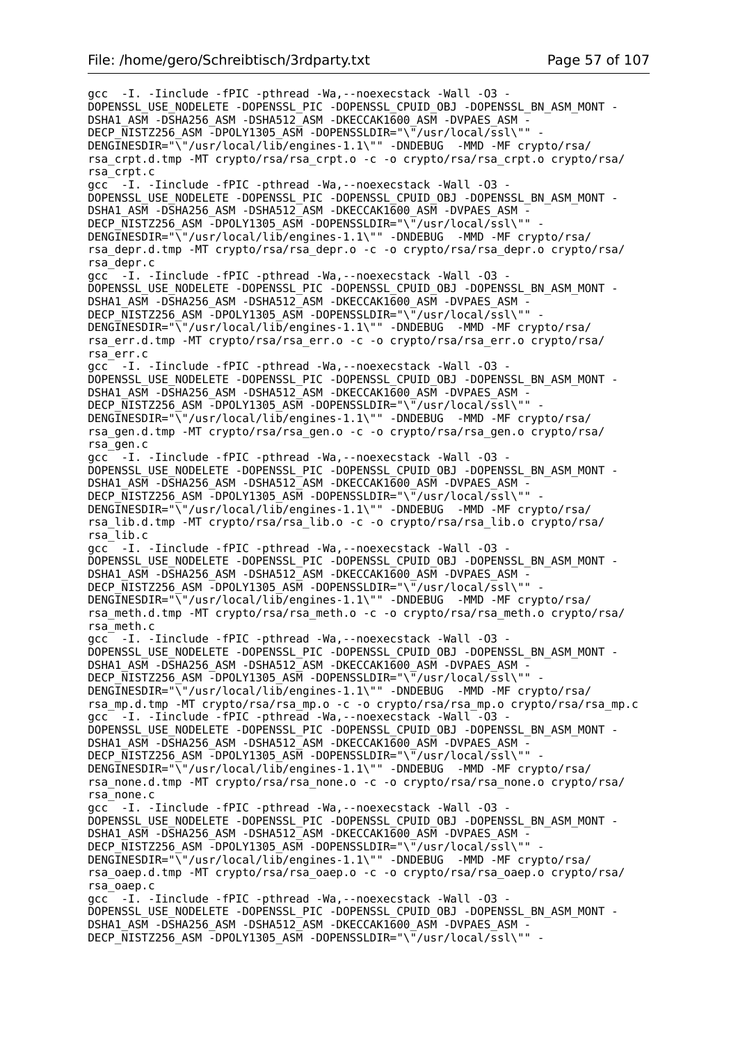```
gcc  -I. -Iinclude -fPIC -pthread -Wa,--noexecstack -Wall -O3 -
DOPENSSL_USE_NODELETE -DOPENSSL_PIC -DOPENSSL_CPUID_OBJ -DOPENSSL_BN_ASM_MONT -
DSHA1_ASM -DSHA256_ASM -DSHA512_ASM -DKECCAK1600_ASM -DVPAES_ASM -
DECP_NISTZ256_ASM -DPOLY1305_ASM -DOPENSSLDIR="\"/usr/local/ssl\"" -
DENGINESDIR="\"/usr/local/lib/engines-1.1\"" -DNDEBUG  -MMD -MF crypto/rsa/
rsa_crpt.d.tmp -MT crypto/rsa/rsa_crpt.o -c -o crypto/rsa/rsa_crpt.o crypto/rsa/
rsa_crpt.c
gcc  -I. -Iinclude -fPIC -pthread -Wa,--noexecstack -Wall -O3 -
DOPENSSL_USE_NODELETE -DOPENSSL_PIC -DOPENSSL_CPUID_OBJ -DOPENSSL_BN_ASM_MONT -
DSHA1_ASM -DSHA256_ASM -DSHA512_ASM -DKECCAK1600_ASM -DVPAES_ASM -
DECP_NISTZ256_ASM -DPOLY1305_ASM -DOPENSSLDIR="\"/usr/local/ssl\"" -
DENGINESDIR="\"/usr/local/lib/engines-1.1\"" -DNDEBUG  -MMD -MF crypto/rsa/
rsa_depr.d.tmp -MT crypto/rsa/rsa_depr.o -c -o crypto/rsa/rsa_depr.o crypto/rsa/
rsa_depr.c
gcc  -I. -Iinclude -fPIC -pthread -Wa,--noexecstack -Wall -O3 -
DOPENSSL_USE_NODELETE -DOPENSSL_PIC -DOPENSSL_CPUID_OBJ -DOPENSSL_BN_ASM_MONT -
DSHA1_ASM -DSHA256_ASM -DSHA512_ASM -DKECCAK1600_ASM -DVPAES_ASM -
DECP_NISTZ256_ASM -DPOLY1305_ASM -DOPENSSLDIR="\"/usr/local/ssl\"" -
DENGINESDIR="\"/usr/local/lib/engines-1.1\"" -DNDEBUG  -MMD -MF crypto/rsa/
rsa_err.d.tmp -MT crypto/rsa/rsa_err.o -c -o crypto/rsa/rsa_err.o crypto/rsa/
rsa_err.c
gcc  -I. -Iinclude -fPIC -pthread -Wa,--noexecstack -Wall -O3 -
DOPENSSL_USE_NODELETE -DOPENSSL_PIC -DOPENSSL_CPUID_OBJ -DOPENSSL_BN_ASM_MONT -
DSHA1_ASM -DSHA256_ASM -DSHA512_ASM -DKECCAK1600_ASM -DVPAES_ASM -
DECP_NISTZ256_ASM -DPOLY1305_ASM -DOPENSSLDIR="\"/usr/local/ssl\"" -
DENGINESDIR="\"/usr/local/lib/engines-1.1\"" -DNDEBUG  -MMD -MF crypto/rsa/
rsa_gen.d.tmp -MT crypto/rsa/rsa_gen.o -c -o crypto/rsa/rsa_gen.o crypto/rsa/
rsa_gen.c
gcc  -I. -Iinclude -fPIC -pthread -Wa,--noexecstack -Wall -O3 -
DOPENSSL_USE_NODELETE -DOPENSSL_PIC -DOPENSSL_CPUID_OBJ -DOPENSSL_BN_ASM_MONT -
DSHA1_ASM -DSHA256_ASM -DSHA512_ASM -DKECCAK1600_ASM -DVPAES_ASM -
DECP_NISTZ256_ASM -DPOLY1305_ASM -DOPENSSLDIR="\"/usr/local/ssl\"" -
DENGINESDIR="\"/usr/local/lib/engines-1.1\"" -DNDEBUG  -MMD -MF crypto/rsa/
rsa_lib.d.tmp -MT crypto/rsa/rsa_lib.o -c -o crypto/rsa/rsa_lib.o crypto/rsa/
rsa_lib.c
gcc  -I. -Iinclude -fPIC -pthread -Wa,--noexecstack -Wall -O3 -
DOPENSSL_USE_NODELETE -DOPENSSL_PIC -DOPENSSL_CPUID_OBJ -DOPENSSL_BN_ASM_MONT -
DSHA1_ASM -DSHA256_ASM -DSHA512_ASM -DKECCAK1600_ASM -DVPAES_ASM -
DECP_NISTZ256_ASM -DPOLY1305_ASM -DOPENSSLDIR="\"/usr/local/ssl\"" -
DENGINESDIR="\"/usr/local/lib/engines-1.1\"" -DNDEBUG  -MMD -MF crypto/rsa/
rsa_meth.d.tmp -MT crypto/rsa/rsa_meth.o -c -o crypto/rsa/rsa_meth.o crypto/rsa/
rsa_meth.c
gcc  -I. -Iinclude -fPIC -pthread -Wa,--noexecstack -Wall -O3 -
DOPENSSL_USE_NODELETE -DOPENSSL_PIC -DOPENSSL_CPUID_OBJ -DOPENSSL_BN_ASM_MONT -
DSHA1_ASM -DSHA256_ASM -DSHA512_ASM -DKECCAK1600_ASM -DVPAES_ASM -
DECP_NISTZ256_ASM -DPOLY1305_ASM -DOPENSSLDIR="\"/usr/local/ssl\"" -
DENGINESDIR="\"/usr/local/lib/engines-1.1\"" -DNDEBUG  -MMD -MF crypto/rsa/
rsa_mp.d.tmp -MT crypto/rsa/rsa_mp.o -c -o crypto/rsa/rsa_mp.o crypto/rsa/rsa_mp.c
gcc  -I. -Iinclude -fPIC -pthread -Wa,--noexecstack -Wall -O3 -
DOPENSSL_USE_NODELETE -DOPENSSL_PIC -DOPENSSL_CPUID_OBJ -DOPENSSL_BN_ASM_MONT -
DSHA1_ASM -DSHA256_ASM -DSHA512_ASM -DKECCAK1600_ASM -DVPAES_ASM -
DECP_NISTZ256_ASM -DPOLY1305_ASM -DOPENSSLDIR="\"/usr/local/ssl\"" -
DENGINESDIR="\"/usr/local/lib/engines-1.1\"" -DNDEBUG  -MMD -MF crypto/rsa/
rsa_none.d.tmp -MT crypto/rsa/rsa_none.o -c -o crypto/rsa/rsa_none.o crypto/rsa/
rsa_none.c
gcc  -I. -Iinclude -fPIC -pthread -Wa,--noexecstack -Wall -O3 -
DOPENSSL_USE_NODELETE -DOPENSSL_PIC -DOPENSSL_CPUID_OBJ -DOPENSSL_BN_ASM_MONT -
DSHA1_ASM -DSHA256_ASM -DSHA512_ASM -DKECCAK1600_ASM -DVPAES_ASM -
DECP_NISTZ256_ASM -DPOLY1305_ASM -DOPENSSLDIR="\"/usr/local/ssl\"" -
DENGINESDIR="\"/usr/local/lib/engines-1.1\"" -DNDEBUG  -MMD -MF crypto/rsa/
rsa_oaep.d.tmp -MT crypto/rsa/rsa_oaep.o -c -o crypto/rsa/rsa_oaep.o crypto/rsa/
rsa_oaep.c
gcc  -I. -Iinclude -fPIC -pthread -Wa,--noexecstack -Wall -O3 -
DOPENSSL_USE_NODELETE -DOPENSSL_PIC -DOPENSSL_CPUID_OBJ -DOPENSSL_BN_ASM_MONT -
DSHA1_ASM -DSHA256_ASM -DSHA512_ASM -DKECCAK1600_ASM -DVPAES_ASM -
DECP_NISTZ256_ASM -DPOLY1305_ASM -DOPENSSLDIR="\"/usr/local/ssl\"" -
```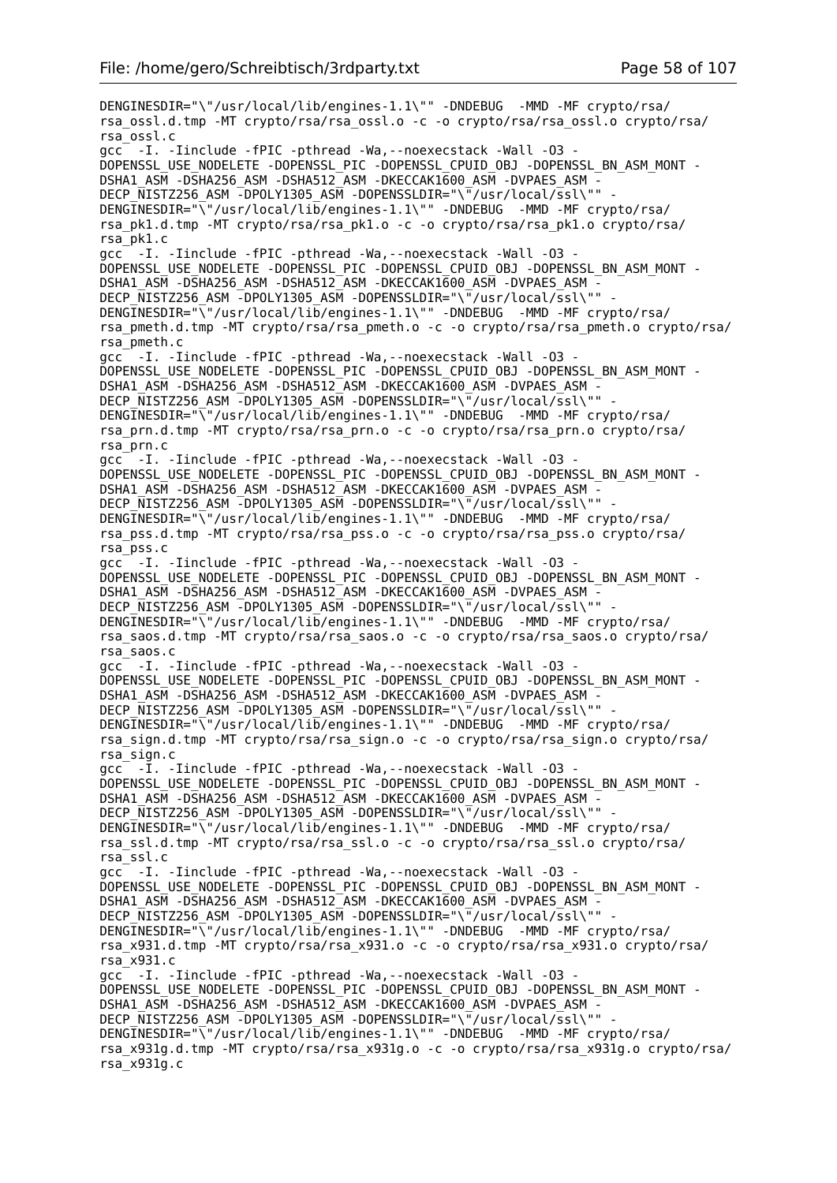```
DENGINESDIR="\"/usr/local/lib/engines-1.1\"" -DNDEBUG  -MMD -MF crypto/rsa/
rsa_ossl.d.tmp -MT crypto/rsa/rsa_ossl.o -c -o crypto/rsa/rsa_ossl.o crypto/rsa/
rsa_ossl.c
gcc  -I. -Iinclude -fPIC -pthread -Wa,--noexecstack -Wall -O3 -
DOPENSSL_USE_NODELETE -DOPENSSL_PIC -DOPENSSL_CPUID_OBJ -DOPENSSL_BN_ASM_MONT -
DSHA1_ASM -DSHA256_ASM -DSHA512_ASM -DKECCAK1600_ASM -DVPAES_ASM -
DECP_NISTZ256_ASM -DPOLY1305_ASM -DOPENSSLDIR="\"/usr/local/ssl\"" -
DENGINESDIR="\"/usr/local/lib/engines-1.1\"" -DNDEBUG  -MMD -MF crypto/rsa/
rsa_pk1.d.tmp -MT crypto/rsa/rsa_pk1.o -c -o crypto/rsa/rsa_pk1.o crypto/rsa/
rsa_pk1.c
gcc  -I. -Iinclude -fPIC -pthread -Wa,--noexecstack -Wall -O3 -
DOPENSSL_USE_NODELETE -DOPENSSL_PIC -DOPENSSL_CPUID_OBJ -DOPENSSL_BN_ASM_MONT -
DSHA1_ASM -DSHA256_ASM -DSHA512_ASM -DKECCAK1600_ASM -DVPAES_ASM -
DECP_NISTZ256_ASM -DPOLY1305_ASM -DOPENSSLDIR="\"/usr/local/ssl\"" -
DENGINESDIR="\"/usr/local/lib/engines-1.1\"" -DNDEBUG  -MMD -MF crypto/rsa/
rsa_pmeth.d.tmp -MT crypto/rsa/rsa_pmeth.o -c -o crypto/rsa/rsa_pmeth.o crypto/rsa/
rsa_pmeth.c
gcc  -I. -Iinclude -fPIC -pthread -Wa,--noexecstack -Wall -O3 -
DOPENSSL_USE_NODELETE -DOPENSSL_PIC -DOPENSSL_CPUID_OBJ -DOPENSSL_BN_ASM_MONT -
DSHA1_ASM -DSHA256_ASM -DSHA512_ASM -DKECCAK1600_ASM -DVPAES_ASM -
DECP_NISTZ256_ASM -DPOLY1305_ASM -DOPENSSLDIR="\"/usr/local/ssl\"" -
DENGINESDIR="\"/usr/local/lib/engines-1.1\"" -DNDEBUG  -MMD -MF crypto/rsa/
rsa_prn.d.tmp -MT crypto/rsa/rsa_prn.o -c -o crypto/rsa/rsa_prn.o crypto/rsa/
rsa_prn.c
gcc  -I. -Iinclude -fPIC -pthread -Wa,--noexecstack -Wall -O3 -
DOPENSSL_USE_NODELETE -DOPENSSL_PIC -DOPENSSL_CPUID_OBJ -DOPENSSL_BN_ASM_MONT -
DSHA1_ASM -DSHA256_ASM -DSHA512_ASM -DKECCAK1600_ASM -DVPAES_ASM -
DECP_NISTZ256_ASM -DPOLY1305_ASM -DOPENSSLDIR="\"/usr/local/ssl\"" -
DENGINESDIR="\"/usr/local/lib/engines-1.1\"" -DNDEBUG  -MMD -MF crypto/rsa/
rsa_pss.d.tmp -MT crypto/rsa/rsa_pss.o -c -o crypto/rsa/rsa_pss.o crypto/rsa/
rsa_pss.c
gcc  -I. -Iinclude -fPIC -pthread -Wa,--noexecstack -Wall -O3 -
DOPENSSL_USE_NODELETE -DOPENSSL_PIC -DOPENSSL_CPUID_OBJ -DOPENSSL_BN_ASM_MONT -
DSHA1_ASM -DSHA256_ASM -DSHA512_ASM -DKECCAK1600_ASM -DVPAES_ASM -
DECP_NISTZ256_ASM -DPOLY1305_ASM -DOPENSSLDIR="\"/usr/local/ssl\"" -
DENGINESDIR="\"/usr/local/lib/engines-1.1\"" -DNDEBUG  -MMD -MF crypto/rsa/
rsa_saos.d.tmp -MT crypto/rsa/rsa_saos.o -c -o crypto/rsa/rsa_saos.o crypto/rsa/
rsa_saos.c
gcc  -I. -Iinclude -fPIC -pthread -Wa,--noexecstack -Wall -O3 -
DOPENSSL_USE_NODELETE -DOPENSSL_PIC -DOPENSSL_CPUID_OBJ -DOPENSSL_BN_ASM_MONT -
DSHA1_ASM -DSHA256_ASM -DSHA512_ASM -DKECCAK1600_ASM -DVPAES_ASM -
DECP_NISTZ256_ASM -DPOLY1305_ASM -DOPENSSLDIR="\"/usr/local/ssl\"" -
DENGINESDIR="\"/usr/local/lib/engines-1.1\"" -DNDEBUG  -MMD -MF crypto/rsa/
rsa_sign.d.tmp -MT crypto/rsa/rsa_sign.o -c -o crypto/rsa/rsa_sign.o crypto/rsa/
rsa_sign.c
gcc  -I. -Iinclude -fPIC -pthread -Wa,--noexecstack -Wall -O3 -
DOPENSSL_USE_NODELETE -DOPENSSL_PIC -DOPENSSL_CPUID_OBJ -DOPENSSL_BN_ASM_MONT -
DSHA1_ASM -DSHA256_ASM -DSHA512_ASM -DKECCAK1600_ASM -DVPAES_ASM -
DECP_NISTZ256_ASM -DPOLY1305_ASM -DOPENSSLDIR="\"/usr/local/ssl\"" -
DENGINESDIR="\"/usr/local/lib/engines-1.1\"" -DNDEBUG  -MMD -MF crypto/rsa/
rsa_ssl.d.tmp -MT crypto/rsa/rsa_ssl.o -c -o crypto/rsa/rsa_ssl.o crypto/rsa/
rsa_ssl.c
gcc  -I. -Iinclude -fPIC -pthread -Wa,--noexecstack -Wall -O3 -
DOPENSSL_USE_NODELETE -DOPENSSL_PIC -DOPENSSL_CPUID_OBJ -DOPENSSL_BN_ASM_MONT -
DSHA1_ASM -DSHA256_ASM -DSHA512_ASM -DKECCAK1600_ASM -DVPAES_ASM -
DECP_NISTZ256_ASM -DPOLY1305_ASM -DOPENSSLDIR="\"/usr/local/ssl\"" -
DENGINESDIR="\"/usr/local/lib/engines-1.1\"" -DNDEBUG  -MMD -MF crypto/rsa/
rsa_x931.d.tmp -MT crypto/rsa/rsa_x931.o -c -o crypto/rsa/rsa_x931.o crypto/rsa/
rsa_x931.c
gcc  -I. -Iinclude -fPIC -pthread -Wa,--noexecstack -Wall -O3 -
DOPENSSL_USE_NODELETE -DOPENSSL_PIC -DOPENSSL_CPUID_OBJ -DOPENSSL_BN_ASM_MONT -
DSHA1_ASM -DSHA256_ASM -DSHA512_ASM -DKECCAK1600_ASM -DVPAES_ASM -
DECP_NISTZ256_ASM -DPOLY1305_ASM -DOPENSSLDIR="\"/usr/local/ssl\"" -
DENGINESDIR="\"/usr/local/lib/engines-1.1\"" -DNDEBUG  -MMD -MF crypto/rsa/
rsa_x931g.d.tmp -MT crypto/rsa/rsa_x931g.o -c -o crypto/rsa/rsa_x931g.o crypto/rsa/
rsa_x931g.c
```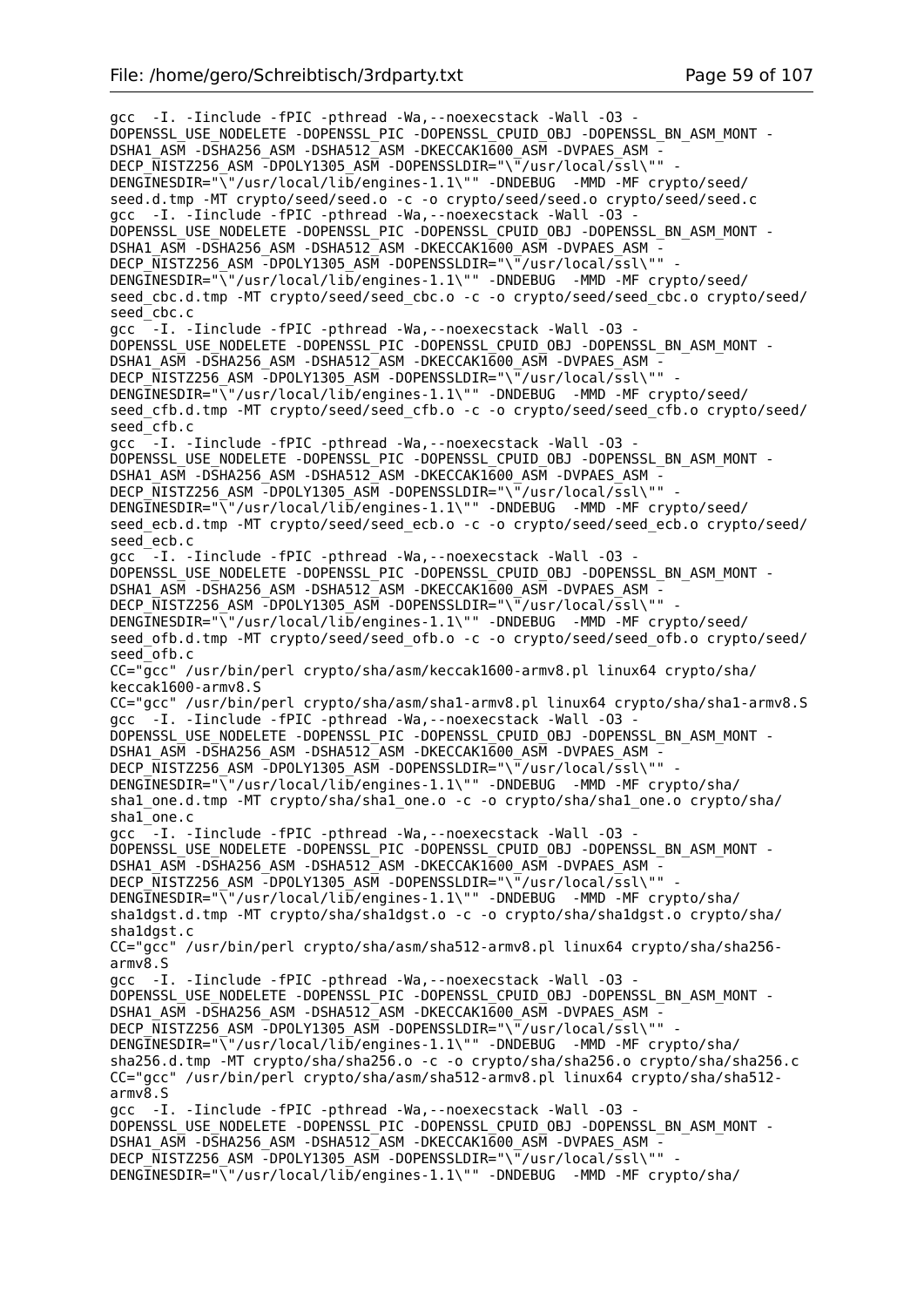```
gcc  -I. -Iinclude -fPIC -pthread -Wa,--noexecstack -Wall -O3 -
DOPENSSL_USE_NODELETE -DOPENSSL_PIC -DOPENSSL_CPUID_OBJ -DOPENSSL_BN_ASM_MONT -
DSHA1_ASM -DSHA256_ASM -DSHA512_ASM -DKECCAK1600_ASM -DVPAES_ASM -
DECP_NISTZ256_ASM -DPOLY1305_ASM -DOPENSSLDIR="\"/usr/local/ssl\"" -
DENGINESDIR="\"/usr/local/lib/engines-1.1\"" -DNDEBUG  -MMD -MF crypto/seed/
seed.d.tmp -MT crypto/seed/seed.o -c -o crypto/seed/seed.o crypto/seed/seed.c
gcc  -I. -Iinclude -fPIC -pthread -Wa,--noexecstack -Wall -O3 -
DOPENSSL_USE_NODELETE -DOPENSSL_PIC -DOPENSSL_CPUID_OBJ -DOPENSSL_BN_ASM_MONT -
DSHA1_ASM -DSHA256_ASM -DSHA512_ASM -DKECCAK1600_ASM -DVPAES_ASM -
DECP_NISTZ256_ASM -DPOLY1305_ASM -DOPENSSLDIR="\"/usr/local/ssl\"" -
DENGINESDIR="\"/usr/local/lib/engines-1.1\"" -DNDEBUG  -MMD -MF crypto/seed/
seed_cbc.d.tmp -MT crypto/seed/seed_cbc.o -c -o crypto/seed/seed_cbc.o crypto/seed/
seed_cbc.c
gcc  -I. -Iinclude -fPIC -pthread -Wa,--noexecstack -Wall -O3 -
DOPENSSL_USE_NODELETE -DOPENSSL_PIC -DOPENSSL_CPUID_OBJ -DOPENSSL_BN_ASM_MONT -
DSHA1_ASM -DSHA256_ASM -DSHA512_ASM -DKECCAK1600_ASM -DVPAES_ASM -
DECP_NISTZ256_ASM -DPOLY1305_ASM -DOPENSSLDIR="\"/usr/local/ssl\"" -
DENGINESDIR="\"/usr/local/lib/engines-1.1\"" -DNDEBUG  -MMD -MF crypto/seed/
seed_cfb.d.tmp -MT crypto/seed/seed_cfb.o -c -o crypto/seed/seed_cfb.o crypto/seed/
seed_cfb.c
gcc  -I. -Iinclude -fPIC -pthread -Wa,--noexecstack -Wall -O3 -
DOPENSSL_USE_NODELETE -DOPENSSL_PIC -DOPENSSL_CPUID_OBJ -DOPENSSL_BN_ASM_MONT -
DSHA1_ASM -DSHA256_ASM -DSHA512_ASM -DKECCAK1600_ASM -DVPAES_ASM -
DECP_NISTZ256_ASM -DPOLY1305_ASM -DOPENSSLDIR="\"/usr/local/ssl\"" -
DENGINESDIR="\"/usr/local/lib/engines-1.1\"" -DNDEBUG  -MMD -MF crypto/seed/
seed_ecb.d.tmp -MT crypto/seed/seed_ecb.o -c -o crypto/seed/seed_ecb.o crypto/seed/
seed_ecb.c
gcc  -I. -Iinclude -fPIC -pthread -Wa,--noexecstack -Wall -O3 -
DOPENSSL_USE_NODELETE -DOPENSSL_PIC -DOPENSSL_CPUID_OBJ -DOPENSSL_BN_ASM_MONT -
DSHA1_ASM -DSHA256_ASM -DSHA512_ASM -DKECCAK1600_ASM -DVPAES_ASM -
DECP_NISTZ256_ASM -DPOLY1305_ASM -DOPENSSLDIR="\"/usr/local/ssl\"" -
DENGINESDIR="\"/usr/local/lib/engines-1.1\"" -DNDEBUG  -MMD -MF crypto/seed/
seed_ofb.d.tmp -MT crypto/seed/seed_ofb.o -c -o crypto/seed/seed_ofb.o crypto/seed/
seed_ofb.c
CC="gcc" /usr/bin/perl crypto/sha/asm/keccak1600-armv8.pl linux64 crypto/sha/
keccak1600-armv8.S
CC="gcc" /usr/bin/perl crypto/sha/asm/sha1-armv8.pl linux64 crypto/sha/sha1-armv8.S
gcc  -I. -Iinclude -fPIC -pthread -Wa,--noexecstack -Wall -O3 -
DOPENSSL_USE_NODELETE -DOPENSSL_PIC -DOPENSSL_CPUID_OBJ -DOPENSSL_BN_ASM_MONT -
DSHA1_ASM -DSHA256_ASM -DSHA512_ASM -DKECCAK1600_ASM -DVPAES_ASM -
DECP_NISTZ256_ASM -DPOLY1305_ASM -DOPENSSLDIR="\"/usr/local/ssl\"" -
DENGINESDIR="\"/usr/local/lib/engines-1.1\"" -DNDEBUG  -MMD -MF crypto/sha/
sha1_one.d.tmp -MT crypto/sha/sha1_one.o -c -o crypto/sha/sha1_one.o crypto/sha/
sha1_one.c
gcc  -I. -Iinclude -fPIC -pthread -Wa,--noexecstack -Wall -O3 -
DOPENSSL_USE_NODELETE -DOPENSSL_PIC -DOPENSSL_CPUID_OBJ -DOPENSSL_BN_ASM_MONT -
DSHA1_ASM -DSHA256_ASM -DSHA512_ASM -DKECCAK1600_ASM -DVPAES_ASM -
DECP_NISTZ256_ASM -DPOLY1305_ASM -DOPENSSLDIR="\"/usr/local/ssl\"" -
DENGINESDIR="\"/usr/local/lib/engines-1.1\"" -DNDEBUG  -MMD -MF crypto/sha/
sha1dgst.d.tmp -MT crypto/sha/sha1dgst.o -c -o crypto/sha/sha1dgst.o crypto/sha/
sha1dgst.c
CC="gcc" /usr/bin/perl crypto/sha/asm/sha512-armv8.pl linux64 crypto/sha/sha256-
armv8.S
gcc  -I. -Iinclude -fPIC -pthread -Wa,--noexecstack -Wall -O3 -
DOPENSSL_USE_NODELETE -DOPENSSL_PIC -DOPENSSL_CPUID_OBJ -DOPENSSL_BN_ASM_MONT -
DSHA1_ASM -DSHA256_ASM -DSHA512_ASM -DKECCAK1600_ASM -DVPAES_ASM -
DECP_NISTZ256_ASM -DPOLY1305_ASM -DOPENSSLDIR="\"/usr/local/ssl\"" -
DENGINESDIR="\"/usr/local/lib/engines-1.1\"" -DNDEBUG  -MMD -MF crypto/sha/
sha256.d.tmp -MT crypto/sha/sha256.o -c -o crypto/sha/sha256.o crypto/sha/sha256.c
CC="gcc" /usr/bin/perl crypto/sha/asm/sha512-armv8.pl linux64 crypto/sha/sha512-
armv8.S
gcc  -I. -Iinclude -fPIC -pthread -Wa,--noexecstack -Wall -O3 -
DOPENSSL_USE_NODELETE -DOPENSSL_PIC -DOPENSSL_CPUID_OBJ -DOPENSSL_BN_ASM_MONT -
DSHA1_ASM -DSHA256_ASM -DSHA512_ASM -DKECCAK1600_ASM -DVPAES_ASM -
DECP_NISTZ256_ASM -DPOLY1305_ASM -DOPENSSLDIR="\"/usr/local/ssl\"" -
DENGINESDIR="\"/usr/local/lib/engines-1.1\"" -DNDEBUG  -MMD -MF crypto/sha/
```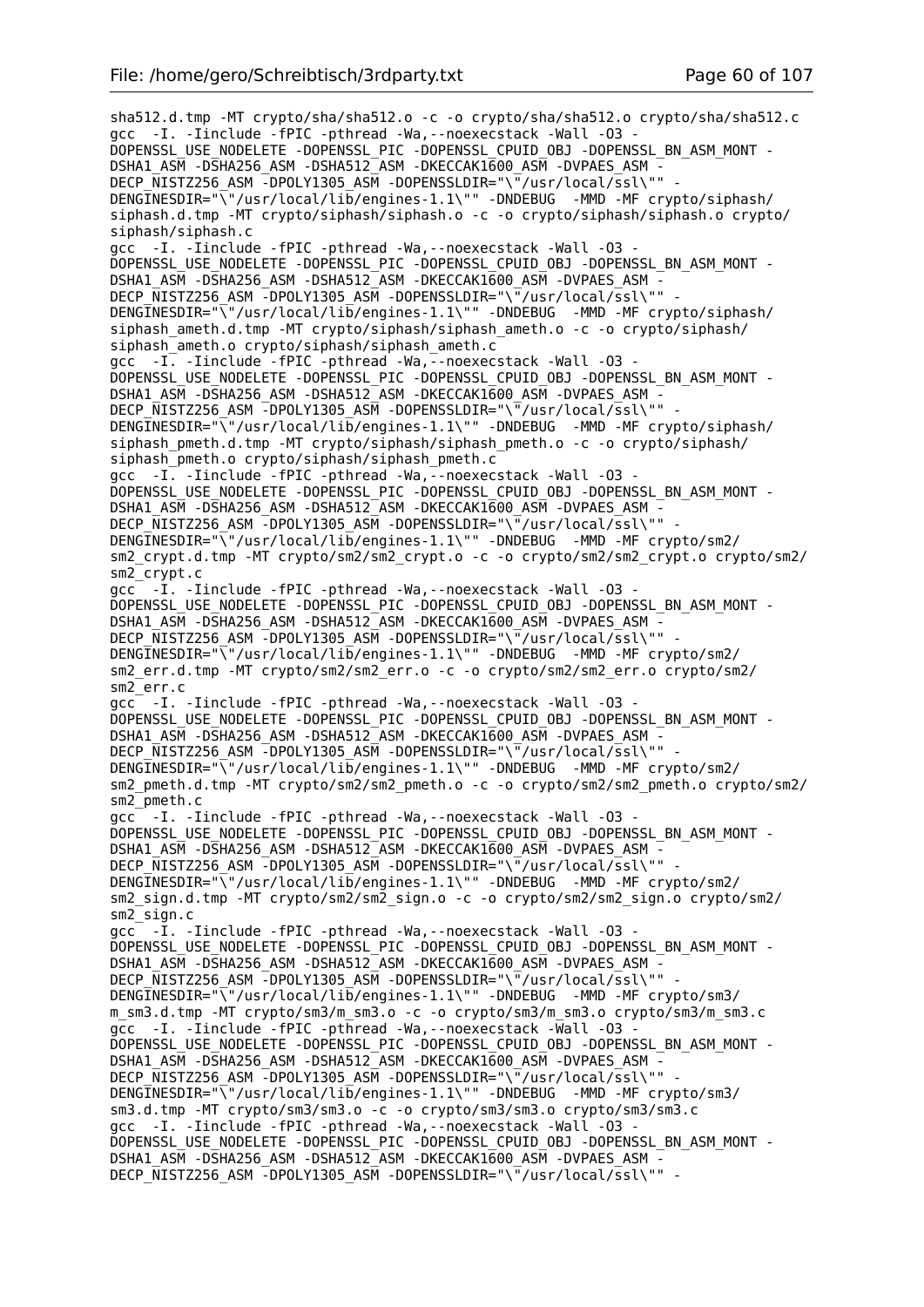```
sha512.d.tmp -MT crypto/sha/sha512.o -c -o crypto/sha/sha512.o crypto/sha/sha512.c
gcc  -I. -Iinclude -fPIC -pthread -Wa,--noexecstack -Wall -O3 -
DOPENSSL_USE_NODELETE -DOPENSSL_PIC -DOPENSSL_CPUID_OBJ -DOPENSSL_BN_ASM_MONT -
DSHA1_ASM -DSHA256_ASM -DSHA512_ASM -DKECCAK1600_ASM -DVPAES_ASM -
DECP_NISTZ256_ASM -DPOLY1305_ASM -DOPENSSLDIR="\"/usr/local/ssl\"" -
DENGINESDIR="\"/usr/local/lib/engines-1.1\"" -DNDEBUG  -MMD -MF crypto/siphash/
siphash.d.tmp -MT crypto/siphash/siphash.o -c -o crypto/siphash/siphash.o crypto/
siphash/siphash.c
gcc  -I. -Iinclude -fPIC -pthread -Wa,--noexecstack -Wall -O3 -
DOPENSSL_USE_NODELETE -DOPENSSL_PIC -DOPENSSL_CPUID_OBJ -DOPENSSL_BN_ASM_MONT -
DSHA1_ASM -DSHA256_ASM -DSHA512_ASM -DKECCAK1600_ASM -DVPAES_ASM -
DECP_NISTZ256_ASM -DPOLY1305_ASM -DOPENSSLDIR="\"/usr/local/ssl\"" -
DENGINESDIR="\"/usr/local/lib/engines-1.1\"" -DNDEBUG  -MMD -MF crypto/siphash/
siphash_ameth.d.tmp -MT crypto/siphash/siphash_ameth.o -c -o crypto/siphash/
siphash_ameth.o crypto/siphash/siphash_ameth.c
gcc  -I. -Iinclude -fPIC -pthread -Wa,--noexecstack -Wall -O3 -
DOPENSSL_USE_NODELETE -DOPENSSL_PIC -DOPENSSL_CPUID_OBJ -DOPENSSL_BN_ASM_MONT -
DSHA1_ASM -DSHA256_ASM -DSHA512_ASM -DKECCAK1600_ASM -DVPAES_ASM -
DECP_NISTZ256_ASM -DPOLY1305_ASM -DOPENSSLDIR="\"/usr/local/ssl\"" -
DENGINESDIR="\"/usr/local/lib/engines-1.1\"" -DNDEBUG  -MMD -MF crypto/siphash/
siphash_pmeth.d.tmp -MT crypto/siphash/siphash_pmeth.o -c -o crypto/siphash/
siphash_pmeth.o crypto/siphash/siphash_pmeth.c
gcc  -I. -Iinclude -fPIC -pthread -Wa,--noexecstack -Wall -O3 -
DOPENSSL_USE_NODELETE -DOPENSSL_PIC -DOPENSSL_CPUID_OBJ -DOPENSSL_BN_ASM_MONT -
DSHA1_ASM -DSHA256_ASM -DSHA512_ASM -DKECCAK1600_ASM -DVPAES_ASM -
DECP_NISTZ256_ASM -DPOLY1305_ASM -DOPENSSLDIR="\"/usr/local/ssl\"" -
DENGINESDIR="\"/usr/local/lib/engines-1.1\"" -DNDEBUG  -MMD -MF crypto/sm2/
sm2_crypt.d.tmp -MT crypto/sm2/sm2_crypt.o -c -o crypto/sm2/sm2_crypt.o crypto/sm2/
sm2_crypt.c
gcc  -I. -Iinclude -fPIC -pthread -Wa,--noexecstack -Wall -O3 -
DOPENSSL_USE_NODELETE -DOPENSSL_PIC -DOPENSSL_CPUID_OBJ -DOPENSSL_BN_ASM_MONT -
DSHA1_ASM -DSHA256_ASM -DSHA512_ASM -DKECCAK1600_ASM -DVPAES_ASM -
DECP_NISTZ256_ASM -DPOLY1305_ASM -DOPENSSLDIR="\"/usr/local/ssl\"" -
DENGINESDIR="\"/usr/local/lib/engines-1.1\"" -DNDEBUG  -MMD -MF crypto/sm2/
sm2_err.d.tmp -MT crypto/sm2/sm2_err.o -c -o crypto/sm2/sm2_err.o crypto/sm2/
sm2_err.c
gcc  -I. -Iinclude -fPIC -pthread -Wa,--noexecstack -Wall -O3 -
DOPENSSL_USE_NODELETE -DOPENSSL_PIC -DOPENSSL_CPUID_OBJ -DOPENSSL_BN_ASM_MONT -
DSHA1_ASM -DSHA256_ASM -DSHA512_ASM -DKECCAK1600_ASM -DVPAES_ASM -
DECP_NISTZ256_ASM -DPOLY1305_ASM -DOPENSSLDIR="\"/usr/local/ssl\"" -
DENGINESDIR="\"/usr/local/lib/engines-1.1\"" -DNDEBUG  -MMD -MF crypto/sm2/
sm2_pmeth.d.tmp -MT crypto/sm2/sm2_pmeth.o -c -o crypto/sm2/sm2_pmeth.o crypto/sm2/
sm2_pmeth.c
gcc  -I. -Iinclude -fPIC -pthread -Wa,--noexecstack -Wall -O3 -
DOPENSSL_USE_NODELETE -DOPENSSL_PIC -DOPENSSL_CPUID_OBJ -DOPENSSL_BN_ASM_MONT -
DSHA1_ASM -DSHA256_ASM -DSHA512_ASM -DKECCAK1600_ASM -DVPAES_ASM -
DECP_NISTZ256_ASM -DPOLY1305_ASM -DOPENSSLDIR="\"/usr/local/ssl\"" -
DENGINESDIR="\"/usr/local/lib/engines-1.1\"" -DNDEBUG  -MMD -MF crypto/sm2/
sm2_sign.d.tmp -MT crypto/sm2/sm2_sign.o -c -o crypto/sm2/sm2_sign.o crypto/sm2/
sm2_sign.c
gcc  -I. -Iinclude -fPIC -pthread -Wa,--noexecstack -Wall -O3 -
DOPENSSL_USE_NODELETE -DOPENSSL_PIC -DOPENSSL_CPUID_OBJ -DOPENSSL_BN_ASM_MONT -
DSHA1_ASM -DSHA256_ASM -DSHA512_ASM -DKECCAK1600_ASM -DVPAES_ASM -
DECP_NISTZ256_ASM -DPOLY1305_ASM -DOPENSSLDIR="\"/usr/local/ssl\"" -
DENGINESDIR="\"/usr/local/lib/engines-1.1\"" -DNDEBUG  -MMD -MF crypto/sm3/
m_sm3.d.tmp -MT crypto/sm3/m_sm3.o -c -o crypto/sm3/m_sm3.o crypto/sm3/m_sm3.c
gcc  -I. -Iinclude -fPIC -pthread -Wa,--noexecstack -Wall -O3 -
DOPENSSL_USE_NODELETE -DOPENSSL_PIC -DOPENSSL_CPUID_OBJ -DOPENSSL_BN_ASM_MONT -
DSHA1_ASM -DSHA256_ASM -DSHA512_ASM -DKECCAK1600_ASM -DVPAES_ASM -
DECP_NISTZ256_ASM -DPOLY1305_ASM -DOPENSSLDIR="\"/usr/local/ssl\"" -
DENGINESDIR="\"/usr/local/lib/engines-1.1\"" -DNDEBUG  -MMD -MF crypto/sm3/
sm3.d.tmp -MT crypto/sm3/sm3.o -c -o crypto/sm3/sm3.o crypto/sm3/sm3.c
gcc  -I. -Iinclude -fPIC -pthread -Wa,--noexecstack -Wall -O3 -
DOPENSSL_USE_NODELETE -DOPENSSL_PIC -DOPENSSL_CPUID_OBJ -DOPENSSL_BN_ASM_MONT -
DSHA1_ASM -DSHA256_ASM -DSHA512_ASM -DKECCAK1600_ASM -DVPAES_ASM -
DECP_NISTZ256_ASM -DPOLY1305_ASM -DOPENSSLDIR="\"/usr/local/ssl\"" -
```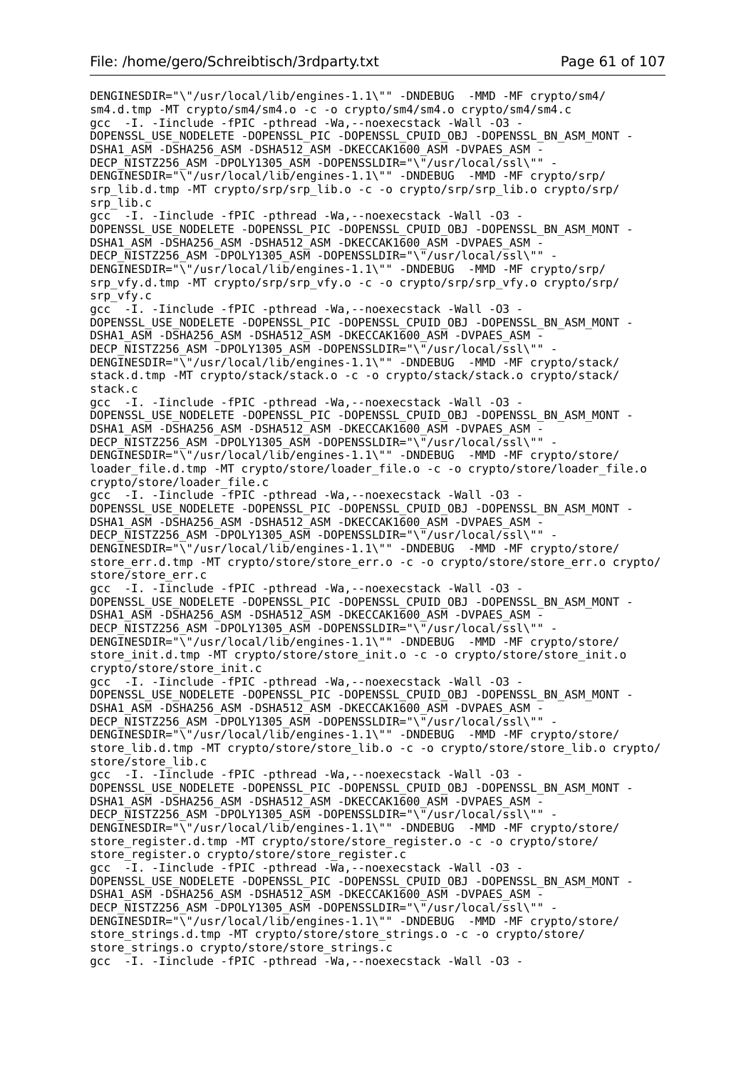```
DENGINESDIR="\"/usr/local/lib/engines-1.1\"" -DNDEBUG  -MMD -MF crypto/sm4/
sm4.d.tmp -MT crypto/sm4/sm4.o -c -o crypto/sm4/sm4.o crypto/sm4/sm4.c
gcc  -I. -Iinclude -fPIC -pthread -Wa,--noexecstack -Wall -O3 -
DOPENSSL_USE_NODELETE -DOPENSSL_PIC -DOPENSSL_CPUID_OBJ -DOPENSSL_BN_ASM_MONT -
DSHA1_ASM -DSHA256_ASM -DSHA512_ASM -DKECCAK1600_ASM -DVPAES_ASM -
DECP_NISTZ256_ASM -DPOLY1305_ASM -DOPENSSLDIR="\"/usr/local/ssl\"" -
DENGINESDIR="\"/usr/local/lib/engines-1.1\"" -DNDEBUG  -MMD -MF crypto/srp/
srp_lib.d.tmp -MT crypto/srp/srp_lib.o -c -o crypto/srp/srp_lib.o crypto/srp/
srp_lib.c
gcc  -I. -Iinclude -fPIC -pthread -Wa,--noexecstack -Wall -O3 -
DOPENSSL_USE_NODELETE -DOPENSSL_PIC -DOPENSSL_CPUID_OBJ -DOPENSSL_BN_ASM_MONT -
DSHA1_ASM -DSHA256_ASM -DSHA512_ASM -DKECCAK1600_ASM -DVPAES_ASM -
DECP_NISTZ256_ASM -DPOLY1305_ASM -DOPENSSLDIR="\"/usr/local/ssl\"" -
DENGINESDIR="\"/usr/local/lib/engines-1.1\"" -DNDEBUG  -MMD -MF crypto/srp/
srp_vfy.d.tmp -MT crypto/srp/srp_vfy.o -c -o crypto/srp/srp_vfy.o crypto/srp/
srp_vfy.c
gcc  -I. -Iinclude -fPIC -pthread -Wa,--noexecstack -Wall -O3 -
DOPENSSL_USE_NODELETE -DOPENSSL_PIC -DOPENSSL_CPUID_OBJ -DOPENSSL_BN_ASM_MONT -
DSHA1_ASM -DSHA256_ASM -DSHA512_ASM -DKECCAK1600_ASM -DVPAES_ASM -
DECP_NISTZ256_ASM -DPOLY1305_ASM -DOPENSSLDIR="\"/usr/local/ssl\"" -
DENGINESDIR="\"/usr/local/lib/engines-1.1\"" -DNDEBUG  -MMD -MF crypto/stack/
stack.d.tmp -MT crypto/stack/stack.o -c -o crypto/stack/stack.o crypto/stack/
stack.c
gcc  -I. -Iinclude -fPIC -pthread -Wa,--noexecstack -Wall -O3 -
DOPENSSL_USE_NODELETE -DOPENSSL_PIC -DOPENSSL_CPUID_OBJ -DOPENSSL_BN_ASM_MONT -
DSHA1_ASM -DSHA256_ASM -DSHA512_ASM -DKECCAK1600_ASM -DVPAES_ASM -
DECP_NISTZ256_ASM -DPOLY1305_ASM -DOPENSSLDIR="\"/usr/local/ssl\"" -
DENGINESDIR="\"/usr/local/lib/engines-1.1\"" -DNDEBUG  -MMD -MF crypto/store/
loader_file.d.tmp -MT crypto/store/loader_file.o -c -o crypto/store/loader_file.o
crypto/store/loader_file.c
gcc  -I. -Iinclude -fPIC -pthread -Wa,--noexecstack -Wall -O3 -
DOPENSSL_USE_NODELETE -DOPENSSL_PIC -DOPENSSL_CPUID_OBJ -DOPENSSL_BN_ASM_MONT -
DSHA1_ASM -DSHA256_ASM -DSHA512_ASM -DKECCAK1600_ASM -DVPAES_ASM -
DECP_NISTZ256_ASM -DPOLY1305_ASM -DOPENSSLDIR="\"/usr/local/ssl\"" -
DENGINESDIR="\"/usr/local/lib/engines-1.1\"" -DNDEBUG  -MMD -MF crypto/store/
store_err.d.tmp -MT crypto/store/store_err.o -c -o crypto/store/store_err.o crypto/
store/store_err.c
gcc  -I. -Iinclude -fPIC -pthread -Wa,--noexecstack -Wall -O3 -
DOPENSSL_USE_NODELETE -DOPENSSL_PIC -DOPENSSL_CPUID_OBJ -DOPENSSL_BN_ASM_MONT -
DSHA1_ASM -DSHA256_ASM -DSHA512_ASM -DKECCAK1600_ASM -DVPAES_ASM -
DECP_NISTZ256_ASM -DPOLY1305_ASM -DOPENSSLDIR="\"/usr/local/ssl\"" -
DENGINESDIR="\"/usr/local/lib/engines-1.1\"" -DNDEBUG  -MMD -MF crypto/store/
store_init.d.tmp -MT crypto/store/store_init.o -c -o crypto/store/store_init.o
crypto/store/store_init.c
gcc  -I. -Iinclude -fPIC -pthread -Wa,--noexecstack -Wall -O3 -
DOPENSSL_USE_NODELETE -DOPENSSL_PIC -DOPENSSL_CPUID_OBJ -DOPENSSL_BN_ASM_MONT -
DSHA1_ASM -DSHA256_ASM -DSHA512_ASM -DKECCAK1600_ASM -DVPAES_ASM -
DECP_NISTZ256_ASM -DPOLY1305_ASM -DOPENSSLDIR="\"/usr/local/ssl\"" -
DENGINESDIR="\"/usr/local/lib/engines-1.1\"" -DNDEBUG  -MMD -MF crypto/store/
store_lib.d.tmp -MT crypto/store/store_lib.o -c -o crypto/store/store_lib.o crypto/
store/store_lib.c
gcc  -I. -Iinclude -fPIC -pthread -Wa,--noexecstack -Wall -O3 -
DOPENSSL_USE_NODELETE -DOPENSSL_PIC -DOPENSSL_CPUID_OBJ -DOPENSSL_BN_ASM_MONT -
DSHA1_ASM -DSHA256_ASM -DSHA512_ASM -DKECCAK1600_ASM -DVPAES_ASM -
DECP_NISTZ256_ASM -DPOLY1305_ASM -DOPENSSLDIR="\"/usr/local/ssl\"" -
DENGINESDIR="\"/usr/local/lib/engines-1.1\"" -DNDEBUG  -MMD -MF crypto/store/
store_register.d.tmp -MT crypto/store/store_register.o -c -o crypto/store/
store_register.o crypto/store/store_register.c
gcc  -I. -Iinclude -fPIC -pthread -Wa,--noexecstack -Wall -O3 -
DOPENSSL_USE_NODELETE -DOPENSSL_PIC -DOPENSSL_CPUID_OBJ -DOPENSSL_BN_ASM_MONT -
DSHA1_ASM -DSHA256_ASM -DSHA512_ASM -DKECCAK1600_ASM -DVPAES_ASM -
DECP_NISTZ256_ASM -DPOLY1305_ASM -DOPENSSLDIR="\"/usr/local/ssl\"" -
DENGINESDIR="\"/usr/local/lib/engines-1.1\"" -DNDEBUG  -MMD -MF crypto/store/
store_strings.d.tmp -MT crypto/store/store_strings.o -c -o crypto/store/
store_strings.o crypto/store/store_strings.c
gcc  -I. -Iinclude -fPIC -pthread -Wa,--noexecstack -Wall -O3 -
```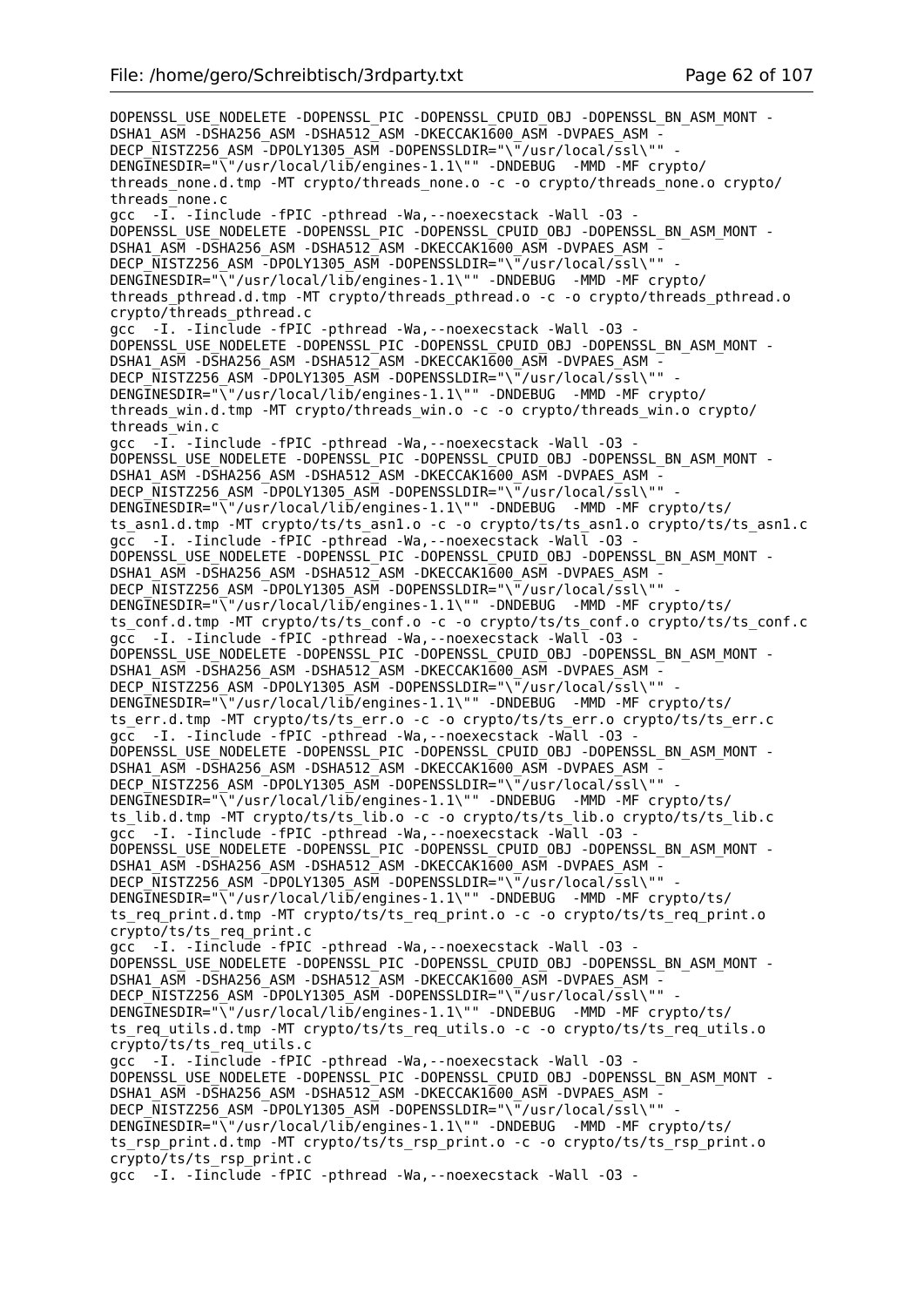```
DOPENSSL_USE_NODELETE -DOPENSSL_PIC -DOPENSSL_CPUID_OBJ -DOPENSSL_BN_ASM_MONT -
DSHA1_ASM -DSHA256_ASM -DSHA512_ASM -DKECCAK1600_ASM -DVPAES_ASM -
DECP_NISTZ256_ASM -DPOLY1305_ASM -DOPENSSLDIR="\"/usr/local/ssl\"" -
DENGINESDIR="\"/usr/local/lib/engines-1.1\"" -DNDEBUG  -MMD -MF crypto/
threads_none.d.tmp -MT crypto/threads_none.o -c -o crypto/threads_none.o crypto/
threads_none.c
gcc  -I. -Iinclude -fPIC -pthread -Wa,--noexecstack -Wall -O3 -
DOPENSSL_USE_NODELETE -DOPENSSL_PIC -DOPENSSL_CPUID_OBJ -DOPENSSL_BN_ASM_MONT -
DSHA1_ASM -DSHA256_ASM -DSHA512_ASM -DKECCAK1600_ASM -DVPAES_ASM -
DECP_NISTZ256_ASM -DPOLY1305_ASM -DOPENSSLDIR="\"/usr/local/ssl\"" -
DENGINESDIR="\"/usr/local/lib/engines-1.1\"" -DNDEBUG  -MMD -MF crypto/
threads_pthread.d.tmp -MT crypto/threads_pthread.o -c -o crypto/threads_pthread.o
crypto/threads_pthread.c
gcc  -I. -Iinclude -fPIC -pthread -Wa,--noexecstack -Wall -O3 -
DOPENSSL_USE_NODELETE -DOPENSSL_PIC -DOPENSSL_CPUID_OBJ -DOPENSSL_BN_ASM_MONT -
DSHA1_ASM -DSHA256_ASM -DSHA512_ASM -DKECCAK1600_ASM -DVPAES_ASM -
DECP_NISTZ256_ASM -DPOLY1305_ASM -DOPENSSLDIR="\"/usr/local/ssl\"" -
DENGINESDIR="\"/usr/local/lib/engines-1.1\"" -DNDEBUG  -MMD -MF crypto/
threads_win.d.tmp -MT crypto/threads_win.o -c -o crypto/threads_win.o crypto/
threads_win.c
gcc  -I. -Iinclude -fPIC -pthread -Wa,--noexecstack -Wall -O3 -
DOPENSSL_USE_NODELETE -DOPENSSL_PIC -DOPENSSL_CPUID_OBJ -DOPENSSL_BN_ASM_MONT -
DSHA1_ASM -DSHA256_ASM -DSHA512_ASM -DKECCAK1600_ASM -DVPAES_ASM -
DECP_NISTZ256_ASM -DPOLY1305_ASM -DOPENSSLDIR="\"/usr/local/ssl\"" -
DENGINESDIR="\"/usr/local/lib/engines-1.1\"" -DNDEBUG  -MMD -MF crypto/ts/
ts_asn1.d.tmp -MT crypto/ts/ts_asn1.o -c -o crypto/ts/ts_asn1.o crypto/ts/ts_asn1.c
gcc  -I. -Iinclude -fPIC -pthread -Wa,--noexecstack -Wall -O3 -
DOPENSSL_USE_NODELETE -DOPENSSL_PIC -DOPENSSL_CPUID_OBJ -DOPENSSL_BN_ASM_MONT -
DSHA1_ASM -DSHA256_ASM -DSHA512_ASM -DKECCAK1600_ASM -DVPAES_ASM -
DECP_NISTZ256_ASM -DPOLY1305_ASM -DOPENSSLDIR="\"/usr/local/ssl\"" -
DENGINESDIR="\"/usr/local/lib/engines-1.1\"" -DNDEBUG  -MMD -MF crypto/ts/
ts_conf.d.tmp -MT crypto/ts/ts_conf.o -c -o crypto/ts/ts_conf.o crypto/ts/ts_conf.c
gcc  -I. -Iinclude -fPIC -pthread -Wa,--noexecstack -Wall -O3 -
DOPENSSL_USE_NODELETE -DOPENSSL_PIC -DOPENSSL_CPUID_OBJ -DOPENSSL_BN_ASM_MONT -
DSHA1_ASM -DSHA256_ASM -DSHA512_ASM -DKECCAK1600_ASM -DVPAES_ASM -
DECP_NISTZ256_ASM -DPOLY1305_ASM -DOPENSSLDIR="\"/usr/local/ssl\"" -
DENGINESDIR="\"/usr/local/lib/engines-1.1\"" -DNDEBUG  -MMD -MF crypto/ts/
ts_err.d.tmp -MT crypto/ts/ts_err.o -c -o crypto/ts/ts_err.o crypto/ts/ts_err.c
gcc  -I. -Iinclude -fPIC -pthread -Wa,--noexecstack -Wall -O3 -
DOPENSSL_USE_NODELETE -DOPENSSL_PIC -DOPENSSL_CPUID_OBJ -DOPENSSL_BN_ASM_MONT -
DSHA1_ASM -DSHA256_ASM -DSHA512_ASM -DKECCAK1600_ASM -DVPAES_ASM -
DECP_NISTZ256_ASM -DPOLY1305_ASM -DOPENSSLDIR="\"/usr/local/ssl\"" -
DENGINESDIR="\"/usr/local/lib/engines-1.1\"" -DNDEBUG  -MMD -MF crypto/ts/
ts_lib.d.tmp -MT crypto/ts/ts_lib.o -c -o crypto/ts/ts_lib.o crypto/ts/ts_lib.c
gcc  -I. -Iinclude -fPIC -pthread -Wa,--noexecstack -Wall -O3 -
DOPENSSL_USE_NODELETE -DOPENSSL_PIC -DOPENSSL_CPUID_OBJ -DOPENSSL_BN_ASM_MONT -
DSHA1_ASM -DSHA256_ASM -DSHA512_ASM -DKECCAK1600_ASM -DVPAES_ASM -
DECP_NISTZ256_ASM -DPOLY1305_ASM -DOPENSSLDIR="\"/usr/local/ssl\"" -
DENGINESDIR="\"/usr/local/lib/engines-1.1\"" -DNDEBUG  -MMD -MF crypto/ts/
ts_req_print.d.tmp -MT crypto/ts/ts_req_print.o -c -o crypto/ts/ts_req_print.o
crypto/ts/ts_req_print.c
gcc  -I. -Iinclude -fPIC -pthread -Wa,--noexecstack -Wall -O3 -
DOPENSSL_USE_NODELETE -DOPENSSL_PIC -DOPENSSL_CPUID_OBJ -DOPENSSL_BN_ASM_MONT -
DSHA1_ASM -DSHA256_ASM -DSHA512_ASM -DKECCAK1600_ASM -DVPAES_ASM -
DECP_NISTZ256_ASM -DPOLY1305_ASM -DOPENSSLDIR="\"/usr/local/ssl\"" -
DENGINESDIR="\"/usr/local/lib/engines-1.1\"" -DNDEBUG  -MMD -MF crypto/ts/
ts_req_utils.d.tmp -MT crypto/ts/ts_req_utils.o -c -o crypto/ts/ts_req_utils.o
crypto/ts/ts_req_utils.c
gcc  -I. -Iinclude -fPIC -pthread -Wa,--noexecstack -Wall -O3 -
DOPENSSL_USE_NODELETE -DOPENSSL_PIC -DOPENSSL_CPUID_OBJ -DOPENSSL_BN_ASM_MONT -
DSHA1_ASM -DSHA256_ASM -DSHA512_ASM -DKECCAK1600_ASM -DVPAES_ASM -
DECP_NISTZ256_ASM -DPOLY1305_ASM -DOPENSSLDIR="\"/usr/local/ssl\"" -
DENGINESDIR="\"/usr/local/lib/engines-1.1\"" -DNDEBUG  -MMD -MF crypto/ts/
ts_rsp_print.d.tmp -MT crypto/ts/ts_rsp_print.o -c -o crypto/ts/ts_rsp_print.o
crypto/ts/ts_rsp_print.c
gcc  -I. -Iinclude -fPIC -pthread -Wa,--noexecstack -Wall -O3 -
```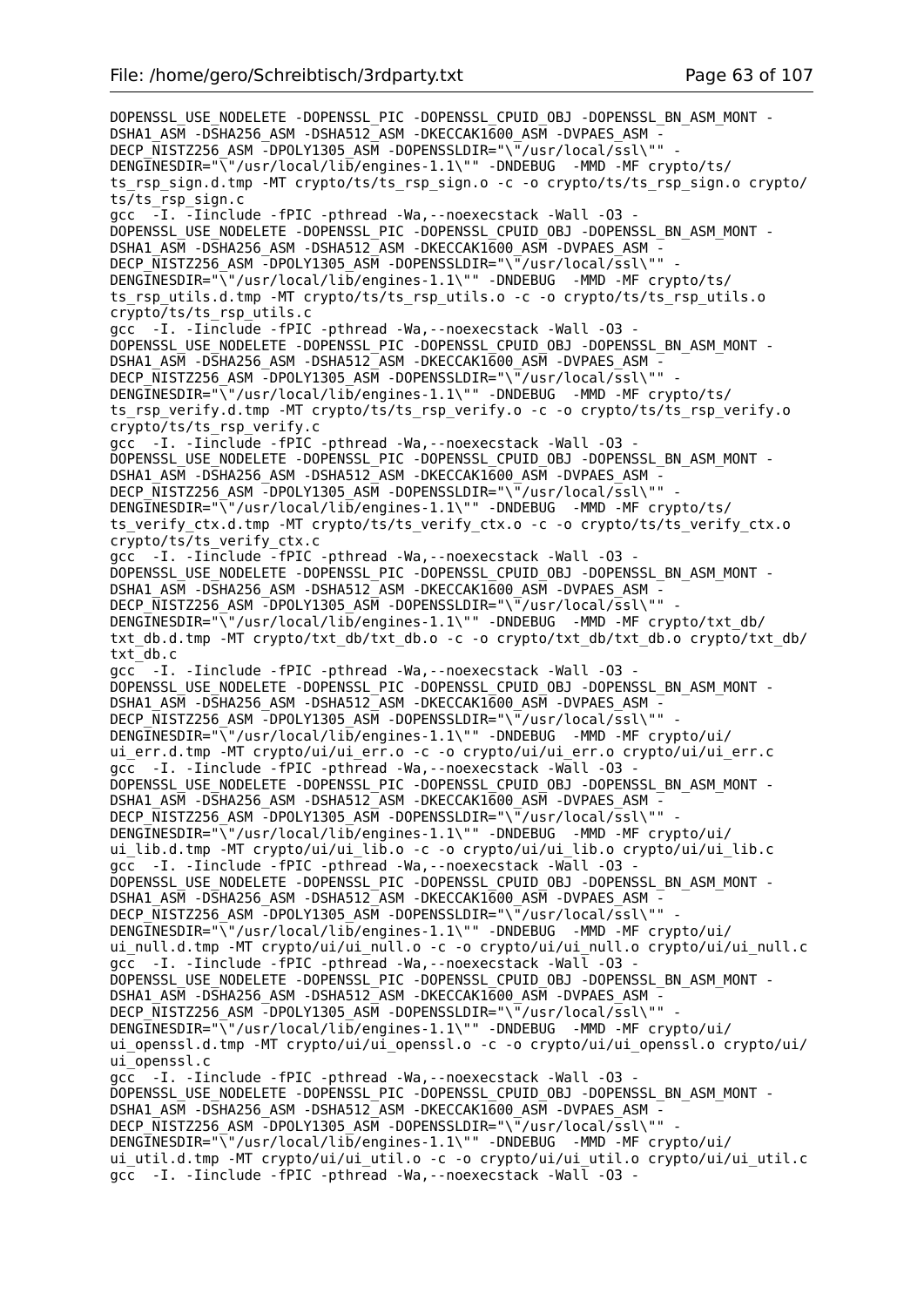```
DOPENSSL_USE_NODELETE -DOPENSSL_PIC -DOPENSSL_CPUID_OBJ -DOPENSSL_BN_ASM_MONT -
DSHA1_ASM -DSHA256_ASM -DSHA512_ASM -DKECCAK1600_ASM -DVPAES_ASM -
DECP_NISTZ256_ASM -DPOLY1305_ASM -DOPENSSLDIR="\"/usr/local/ssl\"" -
DENGINESDIR="\"/usr/local/lib/engines-1.1\"" -DNDEBUG  -MMD -MF crypto/ts/
ts_rsp_sign.d.tmp -MT crypto/ts/ts_rsp_sign.o -c -o crypto/ts/ts_rsp_sign.o crypto/
ts/ts_rsp_sign.c
gcc  -I. -Iinclude -fPIC -pthread -Wa,--noexecstack -Wall -O3 -
DOPENSSL_USE_NODELETE -DOPENSSL_PIC -DOPENSSL_CPUID_OBJ -DOPENSSL_BN_ASM_MONT -
DSHA1_ASM -DSHA256_ASM -DSHA512_ASM -DKECCAK1600_ASM -DVPAES_ASM -
DECP_NISTZ256_ASM -DPOLY1305_ASM -DOPENSSLDIR="\"/usr/local/ssl\"" -
DENGINESDIR="\"/usr/local/lib/engines-1.1\"" -DNDEBUG  -MMD -MF crypto/ts/
ts_rsp_utils.d.tmp -MT crypto/ts/ts_rsp_utils.o -c -o crypto/ts/ts_rsp_utils.o
crypto/ts/ts_rsp_utils.c
gcc  -I. -Iinclude -fPIC -pthread -Wa,--noexecstack -Wall -O3 -
DOPENSSL_USE_NODELETE -DOPENSSL_PIC -DOPENSSL_CPUID_OBJ -DOPENSSL_BN_ASM_MONT -
DSHA1_ASM -DSHA256_ASM -DSHA512_ASM -DKECCAK1600_ASM -DVPAES_ASM -
DECP_NISTZ256_ASM -DPOLY1305_ASM -DOPENSSLDIR="\"/usr/local/ssl\"" -
DENGINESDIR="\"/usr/local/lib/engines-1.1\"" -DNDEBUG  -MMD -MF crypto/ts/
ts_rsp_verify.d.tmp -MT crypto/ts/ts_rsp_verify.o -c -o crypto/ts/ts_rsp_verify.o
crypto/ts/ts_rsp_verify.c
gcc  -I. -Iinclude -fPIC -pthread -Wa,--noexecstack -Wall -O3 -
DOPENSSL_USE_NODELETE -DOPENSSL_PIC -DOPENSSL_CPUID_OBJ -DOPENSSL_BN_ASM_MONT -
DSHA1_ASM -DSHA256_ASM -DSHA512_ASM -DKECCAK1600_ASM -DVPAES_ASM -
DECP_NISTZ256_ASM -DPOLY1305_ASM -DOPENSSLDIR="\"/usr/local/ssl\"" -
DENGINESDIR="\"/usr/local/lib/engines-1.1\"" -DNDEBUG  -MMD -MF crypto/ts/
ts_verify_ctx.d.tmp -MT crypto/ts/ts_verify_ctx.o -c -o crypto/ts/ts_verify_ctx.o
crypto/ts/ts_verify_ctx.c
gcc  -I. -Iinclude -fPIC -pthread -Wa,--noexecstack -Wall -O3 -
DOPENSSL_USE_NODELETE -DOPENSSL_PIC -DOPENSSL_CPUID_OBJ -DOPENSSL_BN_ASM_MONT -
DSHA1_ASM -DSHA256_ASM -DSHA512_ASM -DKECCAK1600_ASM -DVPAES_ASM -
DECP_NISTZ256_ASM -DPOLY1305_ASM -DOPENSSLDIR="\"/usr/local/ssl\"" -
DENGINESDIR="\"/usr/local/lib/engines-1.1\"" -DNDEBUG  -MMD -MF crypto/txt_db/
txt_db.d.tmp -MT crypto/txt_db/txt_db.o -c -o crypto/txt_db/txt_db.o crypto/txt_db/
txt_db.c
gcc  -I. -Iinclude -fPIC -pthread -Wa,--noexecstack -Wall -O3 -
DOPENSSL_USE_NODELETE -DOPENSSL_PIC -DOPENSSL_CPUID_OBJ -DOPENSSL_BN_ASM_MONT -
DSHA1_ASM -DSHA256_ASM -DSHA512_ASM -DKECCAK1600_ASM -DVPAES_ASM -
DECP_NISTZ256_ASM -DPOLY1305_ASM -DOPENSSLDIR="\"/usr/local/ssl\"" -
DENGINESDIR="\"/usr/local/lib/engines-1.1\"" -DNDEBUG  -MMD -MF crypto/ui/
ui_err.d.tmp -MT crypto/ui/ui_err.o -c -o crypto/ui/ui_err.o crypto/ui/ui_err.c
gcc  -I. -Iinclude -fPIC -pthread -Wa,--noexecstack -Wall -O3 -
DOPENSSL_USE_NODELETE -DOPENSSL_PIC -DOPENSSL_CPUID_OBJ -DOPENSSL_BN_ASM_MONT -
DSHA1_ASM -DSHA256_ASM -DSHA512_ASM -DKECCAK1600_ASM -DVPAES_ASM -
DECP_NISTZ256_ASM -DPOLY1305_ASM -DOPENSSLDIR="\"/usr/local/ssl\"" -
DENGINESDIR="\"/usr/local/lib/engines-1.1\"" -DNDEBUG  -MMD -MF crypto/ui/
ui_lib.d.tmp -MT crypto/ui/ui_lib.o -c -o crypto/ui/ui_lib.o crypto/ui/ui_lib.c
gcc  -I. -Iinclude -fPIC -pthread -Wa,--noexecstack -Wall -O3 -
DOPENSSL_USE_NODELETE -DOPENSSL_PIC -DOPENSSL_CPUID_OBJ -DOPENSSL_BN_ASM_MONT -
DSHA1_ASM -DSHA256_ASM -DSHA512_ASM -DKECCAK1600_ASM -DVPAES_ASM -
DECP_NISTZ256_ASM -DPOLY1305_ASM -DOPENSSLDIR="\"/usr/local/ssl\"" -
DENGINESDIR="\"/usr/local/lib/engines-1.1\"" -DNDEBUG  -MMD -MF crypto/ui/
ui_null.d.tmp -MT crypto/ui/ui_null.o -c -o crypto/ui/ui_null.o crypto/ui/ui_null.c
gcc  -I. -Iinclude -fPIC -pthread -Wa,--noexecstack -Wall -O3 -
DOPENSSL_USE_NODELETE -DOPENSSL_PIC -DOPENSSL_CPUID_OBJ -DOPENSSL_BN_ASM_MONT -
DSHA1_ASM -DSHA256_ASM -DSHA512_ASM -DKECCAK1600_ASM -DVPAES_ASM -
DECP_NISTZ256_ASM -DPOLY1305_ASM -DOPENSSLDIR="\"/usr/local/ssl\"" -
DENGINESDIR="\"/usr/local/lib/engines-1.1\"" -DNDEBUG  -MMD -MF crypto/ui/
ui_openssl.d.tmp -MT crypto/ui/ui_openssl.o -c -o crypto/ui/ui_openssl.o crypto/ui/
ui_openssl.c
gcc  -I. -Iinclude -fPIC -pthread -Wa,--noexecstack -Wall -O3 -
DOPENSSL_USE_NODELETE -DOPENSSL_PIC -DOPENSSL_CPUID_OBJ -DOPENSSL_BN_ASM_MONT -
DSHA1_ASM -DSHA256_ASM -DSHA512_ASM -DKECCAK1600_ASM -DVPAES_ASM -
DECP_NISTZ256_ASM -DPOLY1305_ASM -DOPENSSLDIR="\"/usr/local/ssl\"" -
DENGINESDIR="\"/usr/local/lib/engines-1.1\"" -DNDEBUG  -MMD -MF crypto/ui/
ui_util.d.tmp -MT crypto/ui/ui_util.o -c -o crypto/ui/ui_util.o crypto/ui/ui_util.c
gcc  -I. -Iinclude -fPIC -pthread -Wa,--noexecstack -Wall -O3 -
```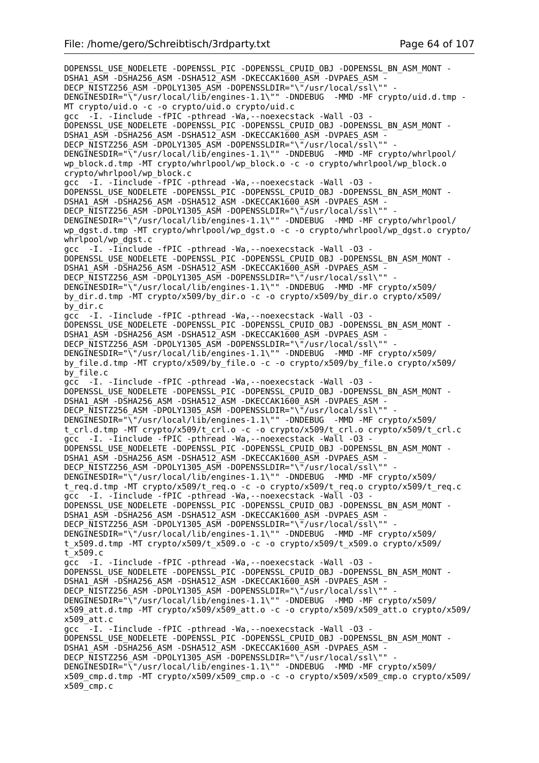```
DOPENSSL_USE_NODELETE -DOPENSSL_PIC -DOPENSSL_CPUID_OBJ -DOPENSSL_BN_ASM_MONT -
DSHA1_ASM -DSHA256_ASM -DSHA512_ASM -DKECCAK1600_ASM -DVPAES_ASM -
DECP_NISTZ256_ASM -DPOLY1305_ASM -DOPENSSLDIR="\"/usr/local/ssl\"" -
DENGINESDIR="\"/usr/local/lib/engines-1.1\"" -DNDEBUG  -MMD -MF crypto/uid.d.tmp -
MT crypto/uid.o -c -o crypto/uid.o crypto/uid.c
gcc  -I. -Iinclude -fPIC -pthread -Wa,--noexecstack -Wall -O3 -
DOPENSSL_USE_NODELETE -DOPENSSL_PIC -DOPENSSL_CPUID_OBJ -DOPENSSL_BN_ASM_MONT -
DSHA1_ASM -DSHA256_ASM -DSHA512_ASM -DKECCAK1600_ASM -DVPAES_ASM -
DECP_NISTZ256_ASM -DPOLY1305_ASM -DOPENSSLDIR="\"/usr/local/ssl\"" -
DENGINESDIR="\"/usr/local/lib/engines-1.1\"" -DNDEBUG  -MMD -MF crypto/whrlpool/
wp_block.d.tmp -MT crypto/whrlpool/wp_block.o -c -o crypto/whrlpool/wp_block.o
crypto/whrlpool/wp_block.c
gcc  -I. -Iinclude -fPIC -pthread -Wa,--noexecstack -Wall -O3 -
DOPENSSL_USE_NODELETE -DOPENSSL_PIC -DOPENSSL_CPUID_OBJ -DOPENSSL_BN_ASM_MONT -
DSHA1_ASM -DSHA256_ASM -DSHA512_ASM -DKECCAK1600_ASM -DVPAES_ASM -
DECP_NISTZ256_ASM -DPOLY1305_ASM -DOPENSSLDIR="\"/usr/local/ssl\"" -
DENGINESDIR="\"/usr/local/lib/engines-1.1\"" -DNDEBUG  -MMD -MF crypto/whrlpool/
wp_dgst.d.tmp -MT crypto/whrlpool/wp_dgst.o -c -o crypto/whrlpool/wp_dgst.o crypto/
whrlpool/wp_dgst.c
gcc  -I. -Iinclude -fPIC -pthread -Wa,--noexecstack -Wall -O3 -
DOPENSSL_USE_NODELETE -DOPENSSL_PIC -DOPENSSL_CPUID_OBJ -DOPENSSL_BN_ASM_MONT -
DSHA1_ASM -DSHA256_ASM -DSHA512_ASM -DKECCAK1600_ASM -DVPAES_ASM -
DECP_NISTZ256_ASM -DPOLY1305_ASM -DOPENSSLDIR="\"/usr/local/ssl\"" -
DENGINESDIR="\"/usr/local/lib/engines-1.1\"" -DNDEBUG  -MMD -MF crypto/x509/
by_dir.d.tmp -MT crypto/x509/by_dir.o -c -o crypto/x509/by_dir.o crypto/x509/
by_dir.c
gcc  -I. -Iinclude -fPIC -pthread -Wa,--noexecstack -Wall -O3 -
DOPENSSL_USE_NODELETE -DOPENSSL_PIC -DOPENSSL_CPUID_OBJ -DOPENSSL_BN_ASM_MONT -
DSHA1_ASM -DSHA256_ASM -DSHA512_ASM -DKECCAK1600_ASM -DVPAES_ASM -
DECP_NISTZ256_ASM -DPOLY1305_ASM -DOPENSSLDIR="\"/usr/local/ssl\"" -
DENGINESDIR="\"/usr/local/lib/engines-1.1\"" -DNDEBUG  -MMD -MF crypto/x509/
by_file.d.tmp -MT crypto/x509/by_file.o -c -o crypto/x509/by_file.o crypto/x509/
by_file.c
gcc  -I. -Iinclude -fPIC -pthread -Wa,--noexecstack -Wall -O3 -
DOPENSSL_USE_NODELETE -DOPENSSL_PIC -DOPENSSL_CPUID_OBJ -DOPENSSL_BN_ASM_MONT -
DSHA1_ASM -DSHA256_ASM -DSHA512_ASM -DKECCAK1600_ASM -DVPAES_ASM -
DECP_NISTZ256_ASM -DPOLY1305_ASM -DOPENSSLDIR="\"/usr/local/ssl\"" -
DENGINESDIR="\"/usr/local/lib/engines-1.1\"" -DNDEBUG  -MMD -MF crypto/x509/
t_crl.d.tmp -MT crypto/x509/t_crl.o -c -o crypto/x509/t_crl.o crypto/x509/t_crl.c
gcc  -I. -Iinclude -fPIC -pthread -Wa,--noexecstack -Wall -O3 -
DOPENSSL_USE_NODELETE -DOPENSSL_PIC -DOPENSSL_CPUID_OBJ -DOPENSSL_BN_ASM_MONT -
DSHA1_ASM -DSHA256_ASM -DSHA512_ASM -DKECCAK1600_ASM -DVPAES_ASM -
DECP_NISTZ256_ASM -DPOLY1305_ASM -DOPENSSLDIR="\"/usr/local/ssl\"" -
DENGINESDIR="\"/usr/local/lib/engines-1.1\"" -DNDEBUG  -MMD -MF crypto/x509/
t_req.d.tmp -MT crypto/x509/t_req.o -c -o crypto/x509/t_req.o crypto/x509/t_req.c
gcc  -I. -Iinclude -fPIC -pthread -Wa,--noexecstack -Wall -O3 -
DOPENSSL_USE_NODELETE -DOPENSSL_PIC -DOPENSSL_CPUID_OBJ -DOPENSSL_BN_ASM_MONT -
DSHA1_ASM -DSHA256_ASM -DSHA512_ASM -DKECCAK1600_ASM -DVPAES_ASM -
DECP_NISTZ256_ASM -DPOLY1305_ASM -DOPENSSLDIR="\"/usr/local/ssl\"" -
DENGINESDIR="\"/usr/local/lib/engines-1.1\"" -DNDEBUG  -MMD -MF crypto/x509/
t_x509.d.tmp -MT crypto/x509/t_x509.o -c -o crypto/x509/t_x509.o crypto/x509/
t_x509.c
gcc  -I. -Iinclude -fPIC -pthread -Wa,--noexecstack -Wall -O3 -
DOPENSSL_USE_NODELETE -DOPENSSL_PIC -DOPENSSL_CPUID_OBJ -DOPENSSL_BN_ASM_MONT -
DSHA1_ASM -DSHA256_ASM -DSHA512_ASM -DKECCAK1600_ASM -DVPAES_ASM -
DECP_NISTZ256_ASM -DPOLY1305_ASM -DOPENSSLDIR="\"/usr/local/ssl\"" -
DENGINESDIR="\"/usr/local/lib/engines-1.1\"" -DNDEBUG  -MMD -MF crypto/x509/
x509_att.d.tmp -MT crypto/x509/x509_att.o -c -o crypto/x509/x509_att.o crypto/x509/
x509_att.c
gcc  -I. -Iinclude -fPIC -pthread -Wa,--noexecstack -Wall -O3 -
DOPENSSL_USE_NODELETE -DOPENSSL_PIC -DOPENSSL_CPUID_OBJ -DOPENSSL_BN_ASM_MONT -
DSHA1_ASM -DSHA256_ASM -DSHA512_ASM -DKECCAK1600_ASM -DVPAES_ASM -
DECP_NISTZ256_ASM -DPOLY1305_ASM -DOPENSSLDIR="\"/usr/local/ssl\"" -
DENGINESDIR="\"/usr/local/lib/engines-1.1\"" -DNDEBUG  -MMD -MF crypto/x509/
x509_cmp.d.tmp -MT crypto/x509/x509_cmp.o -c -o crypto/x509/x509_cmp.o crypto/x509/
x509_cmp.c
```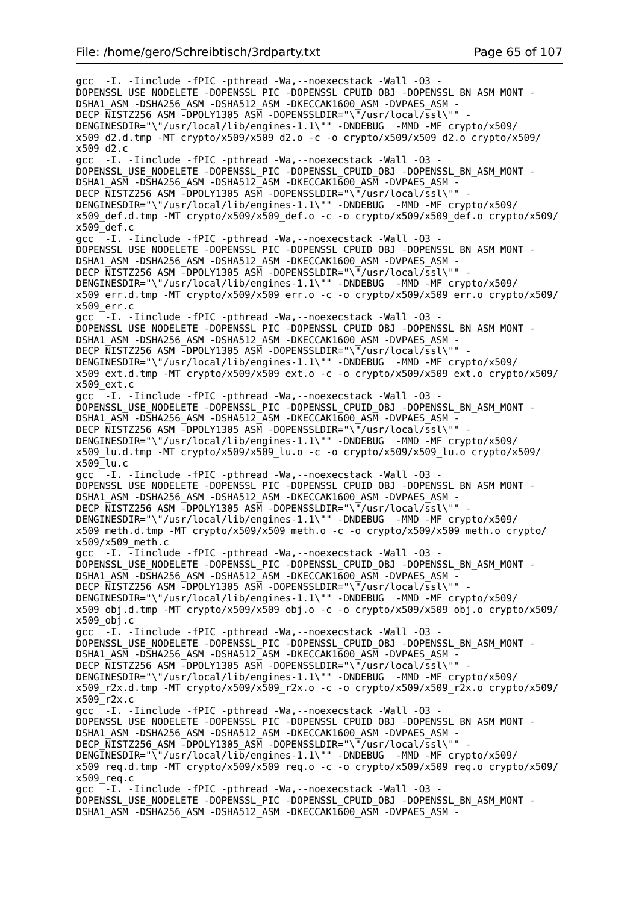```
gcc  -I. -Iinclude -fPIC -pthread -Wa,--noexecstack -Wall -O3 -
DOPENSSL_USE_NODELETE -DOPENSSL_PIC -DOPENSSL_CPUID_OBJ -DOPENSSL_BN_ASM_MONT -
DSHA1_ASM -DSHA256_ASM -DSHA512_ASM -DKECCAK1600_ASM -DVPAES_ASM -
DECP_NISTZ256_ASM -DPOLY1305_ASM -DOPENSSLDIR="\"/usr/local/ssl\"" -
DENGINESDIR="\"/usr/local/lib/engines-1.1\"" -DNDEBUG  -MMD -MF crypto/x509/
x509_d2.d.tmp -MT crypto/x509/x509_d2.o -c -o crypto/x509/x509_d2.o crypto/x509/
x509_d2.c
gcc  -I. -Iinclude -fPIC -pthread -Wa,--noexecstack -Wall -O3 -
DOPENSSL_USE_NODELETE -DOPENSSL_PIC -DOPENSSL_CPUID_OBJ -DOPENSSL_BN_ASM_MONT -
DSHA1_ASM -DSHA256_ASM -DSHA512_ASM -DKECCAK1600_ASM -DVPAES_ASM -
DECP_NISTZ256_ASM -DPOLY1305_ASM -DOPENSSLDIR="\"/usr/local/ssl\"" -
DENGINESDIR="\"/usr/local/lib/engines-1.1\"" -DNDEBUG  -MMD -MF crypto/x509/
x509_def.d.tmp -MT crypto/x509/x509_def.o -c -o crypto/x509/x509_def.o crypto/x509/
x509_def.c
gcc  -I. -Iinclude -fPIC -pthread -Wa,--noexecstack -Wall -O3 -
DOPENSSL_USE_NODELETE -DOPENSSL_PIC -DOPENSSL_CPUID_OBJ -DOPENSSL_BN_ASM_MONT -
DSHA1_ASM -DSHA256_ASM -DSHA512_ASM -DKECCAK1600_ASM -DVPAES_ASM -
DECP_NISTZ256_ASM -DPOLY1305_ASM -DOPENSSLDIR="\"/usr/local/ssl\"" -
DENGINESDIR="\"/usr/local/lib/engines-1.1\"" -DNDEBUG  -MMD -MF crypto/x509/
x509_err.d.tmp -MT crypto/x509/x509_err.o -c -o crypto/x509/x509_err.o crypto/x509/
x509_err.c
gcc  -I. -Iinclude -fPIC -pthread -Wa,--noexecstack -Wall -O3 -
DOPENSSL_USE_NODELETE -DOPENSSL_PIC -DOPENSSL_CPUID_OBJ -DOPENSSL_BN_ASM_MONT -
DSHA1_ASM -DSHA256_ASM -DSHA512_ASM -DKECCAK1600_ASM -DVPAES_ASM -
DECP_NISTZ256_ASM -DPOLY1305_ASM -DOPENSSLDIR="\"/usr/local/ssl\"" -
DENGINESDIR="\"/usr/local/lib/engines-1.1\"" -DNDEBUG  -MMD -MF crypto/x509/
x509_ext.d.tmp -MT crypto/x509/x509_ext.o -c -o crypto/x509/x509_ext.o crypto/x509/
x509_ext.c
gcc  -I. -Iinclude -fPIC -pthread -Wa,--noexecstack -Wall -O3 -
DOPENSSL_USE_NODELETE -DOPENSSL_PIC -DOPENSSL_CPUID_OBJ -DOPENSSL_BN_ASM_MONT -
DSHA1_ASM -DSHA256_ASM -DSHA512_ASM -DKECCAK1600_ASM -DVPAES_ASM -
DECP_NISTZ256_ASM -DPOLY1305_ASM -DOPENSSLDIR="\"/usr/local/ssl\"" -
DENGINESDIR="\"/usr/local/lib/engines-1.1\"" -DNDEBUG  -MMD -MF crypto/x509/
x509_lu.d.tmp -MT crypto/x509/x509_lu.o -c -o crypto/x509/x509_lu.o crypto/x509/
x509_lu.c
gcc  -I. -Iinclude -fPIC -pthread -Wa,--noexecstack -Wall -O3 -
DOPENSSL_USE_NODELETE -DOPENSSL_PIC -DOPENSSL_CPUID_OBJ -DOPENSSL_BN_ASM_MONT -
DSHA1_ASM -DSHA256_ASM -DSHA512_ASM -DKECCAK1600_ASM -DVPAES_ASM -
DECP_NISTZ256_ASM -DPOLY1305_ASM -DOPENSSLDIR="\"/usr/local/ssl\"" -
DENGINESDIR="\"/usr/local/lib/engines-1.1\"" -DNDEBUG  -MMD -MF crypto/x509/
x509_meth.d.tmp -MT crypto/x509/x509_meth.o -c -o crypto/x509/x509_meth.o crypto/
x509/x509_meth.c
gcc  -I. -Iinclude -fPIC -pthread -Wa,--noexecstack -Wall -O3 -
DOPENSSL_USE_NODELETE -DOPENSSL_PIC -DOPENSSL_CPUID_OBJ -DOPENSSL_BN_ASM_MONT -
DSHA1_ASM -DSHA256_ASM -DSHA512_ASM -DKECCAK1600_ASM -DVPAES_ASM -
DECP_NISTZ256_ASM -DPOLY1305_ASM -DOPENSSLDIR="\"/usr/local/ssl\"" -
DENGINESDIR="\"/usr/local/lib/engines-1.1\"" -DNDEBUG  -MMD -MF crypto/x509/
x509_obj.d.tmp -MT crypto/x509/x509_obj.o -c -o crypto/x509/x509_obj.o crypto/x509/
x509_obj.c
gcc  -I. -Iinclude -fPIC -pthread -Wa,--noexecstack -Wall -O3 -
DOPENSSL_USE_NODELETE -DOPENSSL_PIC -DOPENSSL_CPUID_OBJ -DOPENSSL_BN_ASM_MONT -
DSHA1_ASM -DSHA256_ASM -DSHA512_ASM -DKECCAK1600_ASM -DVPAES_ASM -
DECP_NISTZ256_ASM -DPOLY1305_ASM -DOPENSSLDIR="\"/usr/local/ssl\"" -
DENGINESDIR="\"/usr/local/lib/engines-1.1\"" -DNDEBUG  -MMD -MF crypto/x509/
x509_r2x.d.tmp -MT crypto/x509/x509_r2x.o -c -o crypto/x509/x509_r2x.o crypto/x509/
x509_r2x.c
gcc  -I. -Iinclude -fPIC -pthread -Wa,--noexecstack -Wall -O3 -
DOPENSSL_USE_NODELETE -DOPENSSL_PIC -DOPENSSL_CPUID_OBJ -DOPENSSL_BN_ASM_MONT -
DSHA1_ASM -DSHA256_ASM -DSHA512_ASM -DKECCAK1600_ASM -DVPAES_ASM -
DECP_NISTZ256_ASM -DPOLY1305_ASM -DOPENSSLDIR="\"/usr/local/ssl\"" -
DENGINESDIR="\"/usr/local/lib/engines-1.1\"" -DNDEBUG  -MMD -MF crypto/x509/
x509_req.d.tmp -MT crypto/x509/x509_req.o -c -o crypto/x509/x509_req.o crypto/x509/
x509_req.c
gcc  -I. -Iinclude -fPIC -pthread -Wa,--noexecstack -Wall -O3 -
DOPENSSL_USE_NODELETE -DOPENSSL_PIC -DOPENSSL_CPUID_OBJ -DOPENSSL_BN_ASM_MONT -
DSHA1_ASM -DSHA256_ASM -DSHA512_ASM -DKECCAK1600_ASM -DVPAES_ASM -
```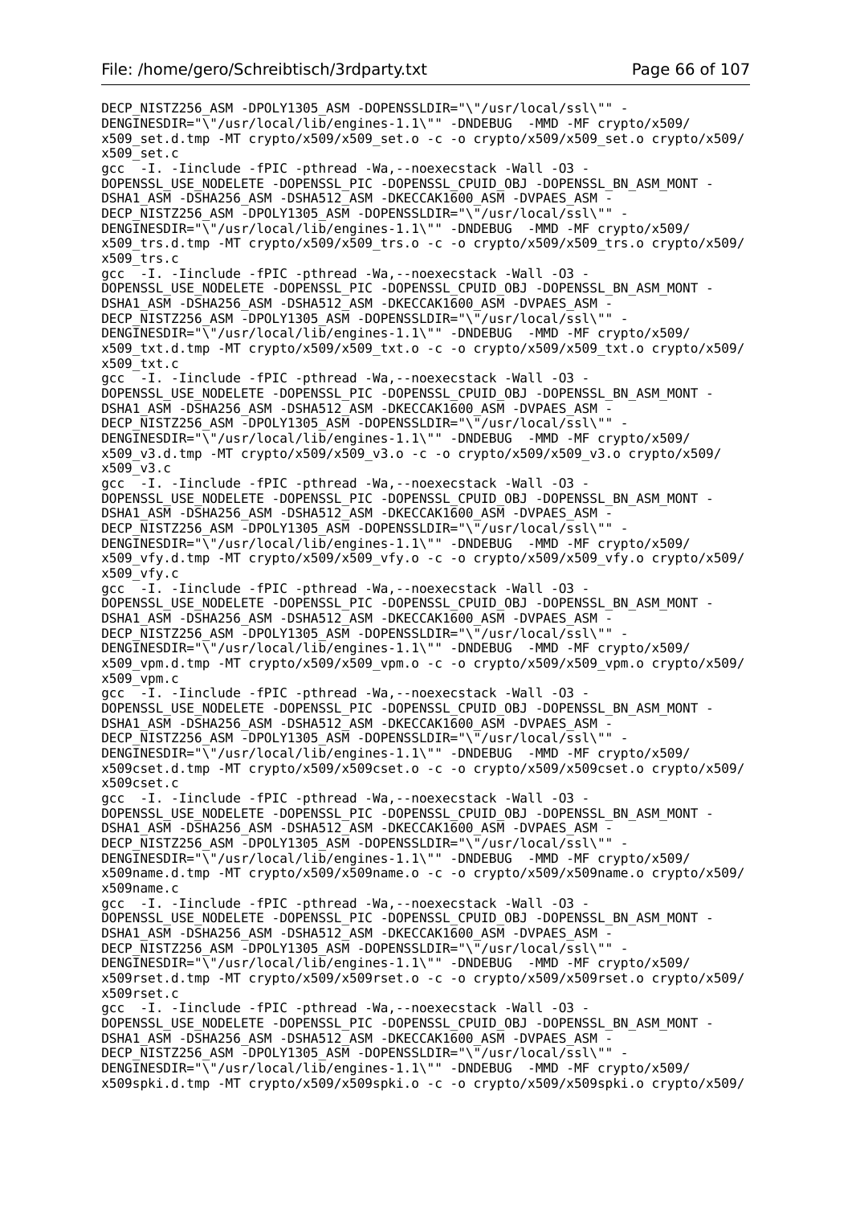```
DECP_NISTZ256_ASM -DPOLY1305_ASM -DOPENSSLDIR="\"/usr/local/ssl\"" -
DENGINESDIR="\"/usr/local/lib/engines-1.1\"" -DNDEBUG  -MMD -MF crypto/x509/
x509_set.d.tmp -MT crypto/x509/x509_set.o -c -o crypto/x509/x509_set.o crypto/x509/
x509_set.c
gcc  -I. -Iinclude -fPIC -pthread -Wa,--noexecstack -Wall -O3 -
DOPENSSL_USE_NODELETE -DOPENSSL_PIC -DOPENSSL_CPUID_OBJ -DOPENSSL_BN_ASM_MONT -
DSHA1_ASM -DSHA256_ASM -DSHA512_ASM -DKECCAK1600_ASM -DVPAES_ASM -
DECP_NISTZ256_ASM -DPOLY1305_ASM -DOPENSSLDIR="\"/usr/local/ssl\"" -
DENGINESDIR="\"/usr/local/lib/engines-1.1\"" -DNDEBUG  -MMD -MF crypto/x509/
x509_trs.d.tmp -MT crypto/x509/x509_trs.o -c -o crypto/x509/x509_trs.o crypto/x509/
x509_trs.c
gcc  -I. -Iinclude -fPIC -pthread -Wa,--noexecstack -Wall -O3 -
DOPENSSL_USE_NODELETE -DOPENSSL_PIC -DOPENSSL_CPUID_OBJ -DOPENSSL_BN_ASM_MONT -
DSHA1_ASM -DSHA256_ASM -DSHA512_ASM -DKECCAK1600_ASM -DVPAES_ASM -
DECP_NISTZ256_ASM -DPOLY1305_ASM -DOPENSSLDIR="\"/usr/local/ssl\"" -
DENGINESDIR="\"/usr/local/lib/engines-1.1\"" -DNDEBUG  -MMD -MF crypto/x509/
x509_txt.d.tmp -MT crypto/x509/x509_txt.o -c -o crypto/x509/x509_txt.o crypto/x509/
x509_txt.c
gcc  -I. -Iinclude -fPIC -pthread -Wa,--noexecstack -Wall -O3 -
DOPENSSL_USE_NODELETE -DOPENSSL_PIC -DOPENSSL_CPUID_OBJ -DOPENSSL_BN_ASM_MONT -
DSHA1_ASM -DSHA256_ASM -DSHA512_ASM -DKECCAK1600_ASM -DVPAES_ASM -
DECP_NISTZ256_ASM -DPOLY1305_ASM -DOPENSSLDIR="\"/usr/local/ssl\"" -
DENGINESDIR="\"/usr/local/lib/engines-1.1\"" -DNDEBUG  -MMD -MF crypto/x509/
x509_v3.d.tmp -MT crypto/x509/x509_v3.o -c -o crypto/x509/x509_v3.o crypto/x509/
x509_v3.c
gcc  -I. -Iinclude -fPIC -pthread -Wa,--noexecstack -Wall -O3 -
DOPENSSL_USE_NODELETE -DOPENSSL_PIC -DOPENSSL_CPUID_OBJ -DOPENSSL_BN_ASM_MONT -
DSHA1_ASM -DSHA256_ASM -DSHA512_ASM -DKECCAK1600_ASM -DVPAES_ASM -
DECP_NISTZ256_ASM -DPOLY1305_ASM -DOPENSSLDIR="\"/usr/local/ssl\"" -
DENGINESDIR="\"/usr/local/lib/engines-1.1\"" -DNDEBUG  -MMD -MF crypto/x509/
x509_vfy.d.tmp -MT crypto/x509/x509_vfy.o -c -o crypto/x509/x509_vfy.o crypto/x509/
x509_vfy.c
gcc  -I. -Iinclude -fPIC -pthread -Wa,--noexecstack -Wall -O3 -
DOPENSSL_USE_NODELETE -DOPENSSL_PIC -DOPENSSL_CPUID_OBJ -DOPENSSL_BN_ASM_MONT -
DSHA1_ASM -DSHA256_ASM -DSHA512_ASM -DKECCAK1600_ASM -DVPAES_ASM -
DECP_NISTZ256_ASM -DPOLY1305_ASM -DOPENSSLDIR="\"/usr/local/ssl\"" -
DENGINESDIR="\"/usr/local/lib/engines-1.1\"" -DNDEBUG  -MMD -MF crypto/x509/
x509_vpm.d.tmp -MT crypto/x509/x509_vpm.o -c -o crypto/x509/x509_vpm.o crypto/x509/
x509_vpm.c
gcc  -I. -Iinclude -fPIC -pthread -Wa,--noexecstack -Wall -O3 -
DOPENSSL_USE_NODELETE -DOPENSSL_PIC -DOPENSSL_CPUID_OBJ -DOPENSSL_BN_ASM_MONT -
DSHA1_ASM -DSHA256_ASM -DSHA512_ASM -DKECCAK1600_ASM -DVPAES_ASM -
DECP_NISTZ256_ASM -DPOLY1305_ASM -DOPENSSLDIR="\"/usr/local/ssl\"" -
DENGINESDIR="\"/usr/local/lib/engines-1.1\"" -DNDEBUG  -MMD -MF crypto/x509/
x509cset.d.tmp -MT crypto/x509/x509cset.o -c -o crypto/x509/x509cset.o crypto/x509/
x509cset.c
gcc  -I. -Iinclude -fPIC -pthread -Wa,--noexecstack -Wall -O3 -
DOPENSSL_USE_NODELETE -DOPENSSL_PIC -DOPENSSL_CPUID_OBJ -DOPENSSL_BN_ASM_MONT -
DSHA1_ASM -DSHA256_ASM -DSHA512_ASM -DKECCAK1600_ASM -DVPAES_ASM -
DECP_NISTZ256_ASM -DPOLY1305_ASM -DOPENSSLDIR="\"/usr/local/ssl\"" -
DENGINESDIR="\"/usr/local/lib/engines-1.1\"" -DNDEBUG  -MMD -MF crypto/x509/
x509name.d.tmp -MT crypto/x509/x509name.o -c -o crypto/x509/x509name.o crypto/x509/
x509name.c
gcc  -I. -Iinclude -fPIC -pthread -Wa,--noexecstack -Wall -O3 -
DOPENSSL_USE_NODELETE -DOPENSSL_PIC -DOPENSSL_CPUID_OBJ -DOPENSSL_BN_ASM_MONT -
DSHA1_ASM -DSHA256_ASM -DSHA512_ASM -DKECCAK1600_ASM -DVPAES_ASM -
DECP_NISTZ256_ASM -DPOLY1305_ASM -DOPENSSLDIR="\"/usr/local/ssl\"" -
DENGINESDIR="\"/usr/local/lib/engines-1.1\"" -DNDEBUG  -MMD -MF crypto/x509/
x509rset.d.tmp -MT crypto/x509/x509rset.o -c -o crypto/x509/x509rset.o crypto/x509/
x509rset.c
gcc  -I. -Iinclude -fPIC -pthread -Wa,--noexecstack -Wall -O3 -
DOPENSSL_USE_NODELETE -DOPENSSL_PIC -DOPENSSL_CPUID_OBJ -DOPENSSL_BN_ASM_MONT -
DSHA1_ASM -DSHA256_ASM -DSHA512_ASM -DKECCAK1600_ASM -DVPAES_ASM -
DECP_NISTZ256_ASM -DPOLY1305_ASM -DOPENSSLDIR="\"/usr/local/ssl\"" -
DENGINESDIR="\"/usr/local/lib/engines-1.1\"" -DNDEBUG  -MMD -MF crypto/x509/
x509spki.d.tmp -MT crypto/x509/x509spki.o -c -o crypto/x509/x509spki.o crypto/x509/
```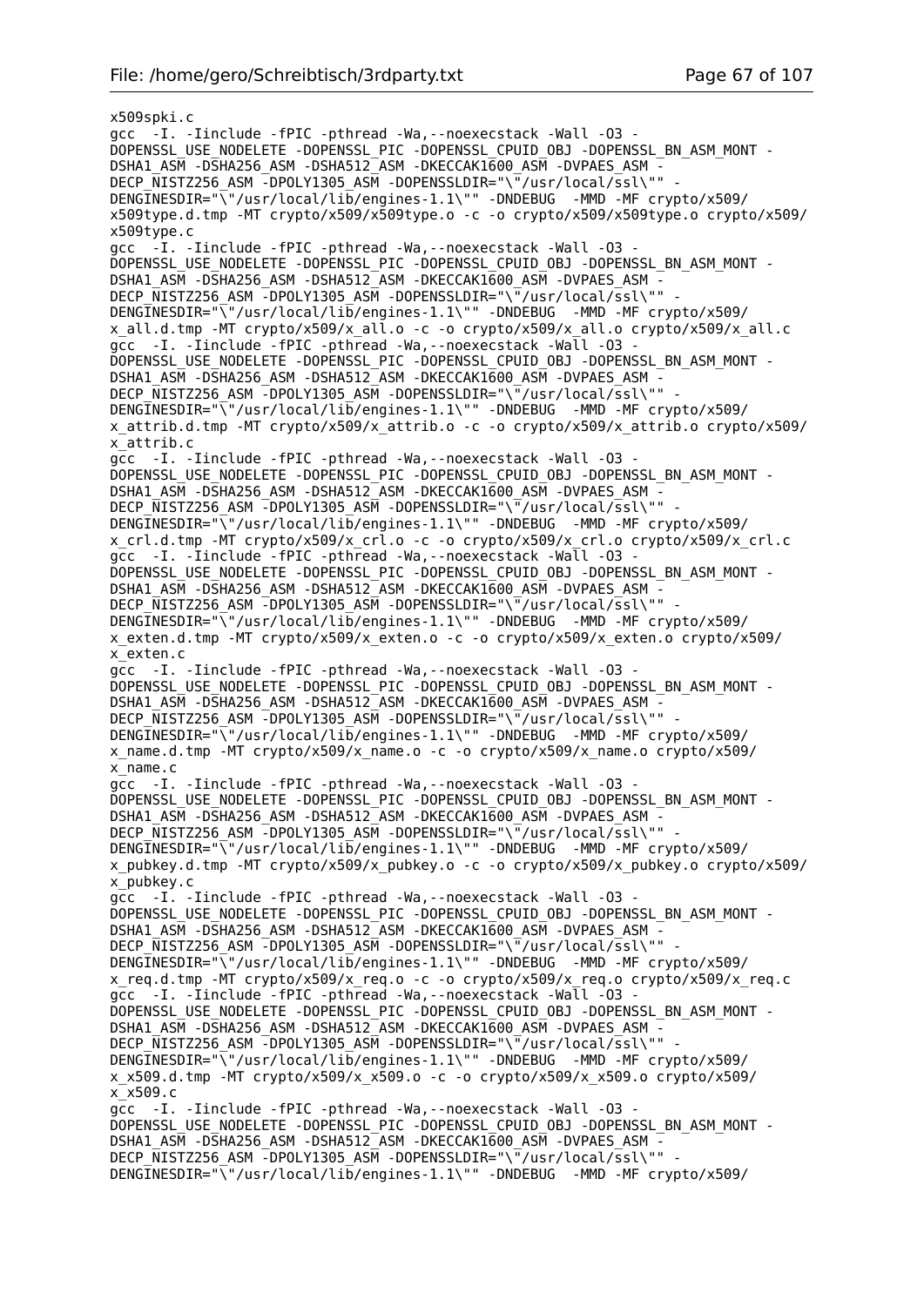```
x509spki.c
gcc  -I. -Iinclude -fPIC -pthread -Wa,--noexecstack -Wall -O3 -
DOPENSSL_USE_NODELETE -DOPENSSL_PIC -DOPENSSL_CPUID_OBJ -DOPENSSL_BN_ASM_MONT -
DSHA1_ASM -DSHA256_ASM -DSHA512_ASM -DKECCAK1600_ASM -DVPAES_ASM -
DECP_NISTZ256_ASM -DPOLY1305_ASM -DOPENSSLDIR="\"/usr/local/ssl\"" -
DENGINESDIR="\"/usr/local/lib/engines-1.1\"" -DNDEBUG  -MMD -MF crypto/x509/
x509type.d.tmp -MT crypto/x509/x509type.o -c -o crypto/x509/x509type.o crypto/x509/
x509type.c
gcc  -I. -Iinclude -fPIC -pthread -Wa,--noexecstack -Wall -O3 -
DOPENSSL_USE_NODELETE -DOPENSSL_PIC -DOPENSSL_CPUID_OBJ -DOPENSSL_BN_ASM_MONT -
DSHA1_ASM -DSHA256_ASM -DSHA512_ASM -DKECCAK1600_ASM -DVPAES_ASM -
DECP_NISTZ256_ASM -DPOLY1305_ASM -DOPENSSLDIR="\"/usr/local/ssl\"" -
DENGINESDIR="\"/usr/local/lib/engines-1.1\"" -DNDEBUG  -MMD -MF crypto/x509/
x_all.d.tmp -MT crypto/x509/x_all.o -c -o crypto/x509/x_all.o crypto/x509/x_all.c
gcc  -I. -Iinclude -fPIC -pthread -Wa,--noexecstack -Wall -O3 -
DOPENSSL_USE_NODELETE -DOPENSSL_PIC -DOPENSSL_CPUID_OBJ -DOPENSSL_BN_ASM_MONT -
DSHA1_ASM -DSHA256_ASM -DSHA512_ASM -DKECCAK1600_ASM -DVPAES_ASM -
DECP_NISTZ256_ASM -DPOLY1305_ASM -DOPENSSLDIR="\"/usr/local/ssl\"" -
DENGINESDIR="\"/usr/local/lib/engines-1.1\"" -DNDEBUG  -MMD -MF crypto/x509/
x_attrib.d.tmp -MT crypto/x509/x_attrib.o -c -o crypto/x509/x_attrib.o crypto/x509/
x_attrib.c
gcc  -I. -Iinclude -fPIC -pthread -Wa,--noexecstack -Wall -O3 -
DOPENSSL_USE_NODELETE -DOPENSSL_PIC -DOPENSSL_CPUID_OBJ -DOPENSSL_BN_ASM_MONT -
DSHA1_ASM -DSHA256_ASM -DSHA512_ASM -DKECCAK1600_ASM -DVPAES_ASM -
DECP_NISTZ256_ASM -DPOLY1305_ASM -DOPENSSLDIR="\"/usr/local/ssl\"" -
DENGINESDIR="\"/usr/local/lib/engines-1.1\"" -DNDEBUG  -MMD -MF crypto/x509/
x_crl.d.tmp -MT crypto/x509/x_crl.o -c -o crypto/x509/x_crl.o crypto/x509/x_crl.c
gcc  -I. -Iinclude -fPIC -pthread -Wa,--noexecstack -Wall -O3 -
DOPENSSL_USE_NODELETE -DOPENSSL_PIC -DOPENSSL_CPUID_OBJ -DOPENSSL_BN_ASM_MONT -
DSHA1_ASM -DSHA256_ASM -DSHA512_ASM -DKECCAK1600_ASM -DVPAES_ASM -
DECP_NISTZ256_ASM -DPOLY1305_ASM -DOPENSSLDIR="\"/usr/local/ssl\"" -
DENGINESDIR="\"/usr/local/lib/engines-1.1\"" -DNDEBUG  -MMD -MF crypto/x509/
x_exten.d.tmp -MT crypto/x509/x_exten.o -c -o crypto/x509/x_exten.o crypto/x509/
x_exten.c
gcc  -I. -Iinclude -fPIC -pthread -Wa,--noexecstack -Wall -O3 -
DOPENSSL_USE_NODELETE -DOPENSSL_PIC -DOPENSSL_CPUID_OBJ -DOPENSSL_BN_ASM_MONT -
DSHA1_ASM -DSHA256_ASM -DSHA512_ASM -DKECCAK1600_ASM -DVPAES_ASM -
DECP_NISTZ256_ASM -DPOLY1305_ASM -DOPENSSLDIR="\"/usr/local/ssl\"" -
DENGINESDIR="\"/usr/local/lib/engines-1.1\"" -DNDEBUG  -MMD -MF crypto/x509/
x_name.d.tmp -MT crypto/x509/x_name.o -c -o crypto/x509/x_name.o crypto/x509/
x_name.c
gcc  -I. -Iinclude -fPIC -pthread -Wa,--noexecstack -Wall -O3 -
DOPENSSL_USE_NODELETE -DOPENSSL_PIC -DOPENSSL_CPUID_OBJ -DOPENSSL_BN_ASM_MONT -
DSHA1_ASM -DSHA256_ASM -DSHA512_ASM -DKECCAK1600_ASM -DVPAES_ASM -
DECP_NISTZ256_ASM -DPOLY1305_ASM -DOPENSSLDIR="\"/usr/local/ssl\"" -
DENGINESDIR="\"/usr/local/lib/engines-1.1\"" -DNDEBUG  -MMD -MF crypto/x509/
x_pubkey.d.tmp -MT crypto/x509/x_pubkey.o -c -o crypto/x509/x_pubkey.o crypto/x509/
x_pubkey.c
gcc  -I. -Iinclude -fPIC -pthread -Wa,--noexecstack -Wall -O3 -
DOPENSSL_USE_NODELETE -DOPENSSL_PIC -DOPENSSL_CPUID_OBJ -DOPENSSL_BN_ASM_MONT -
DSHA1_ASM -DSHA256_ASM -DSHA512_ASM -DKECCAK1600_ASM -DVPAES_ASM -
DECP_NISTZ256_ASM -DPOLY1305_ASM -DOPENSSLDIR="\"/usr/local/ssl\"" -
DENGINESDIR="\"/usr/local/lib/engines-1.1\"" -DNDEBUG  -MMD -MF crypto/x509/
x_req.d.tmp -MT crypto/x509/x_req.o -c -o crypto/x509/x_req.o crypto/x509/x_req.c
gcc  -I. -Iinclude -fPIC -pthread -Wa,--noexecstack -Wall -O3 -
DOPENSSL_USE_NODELETE -DOPENSSL_PIC -DOPENSSL_CPUID_OBJ -DOPENSSL_BN_ASM_MONT -
DSHA1_ASM -DSHA256_ASM -DSHA512_ASM -DKECCAK1600_ASM -DVPAES_ASM -
DECP_NISTZ256_ASM -DPOLY1305_ASM -DOPENSSLDIR="\"/usr/local/ssl\"" -
DENGINESDIR="\"/usr/local/lib/engines-1.1\"" -DNDEBUG  -MMD -MF crypto/x509/
x_x509.d.tmp -MT crypto/x509/x_x509.o -c -o crypto/x509/x_x509.o crypto/x509/
x_x509.c
gcc  -I. -Iinclude -fPIC -pthread -Wa,--noexecstack -Wall -O3 -
DOPENSSL_USE_NODELETE -DOPENSSL_PIC -DOPENSSL_CPUID_OBJ -DOPENSSL_BN_ASM_MONT -
DSHA1_ASM -DSHA256_ASM -DSHA512_ASM -DKECCAK1600_ASM -DVPAES_ASM -
DECP_NISTZ256_ASM -DPOLY1305_ASM -DOPENSSLDIR="\"/usr/local/ssl\"" -
DENGINESDIR="\"/usr/local/lib/engines-1.1\"" -DNDEBUG  -MMD -MF crypto/x509/
```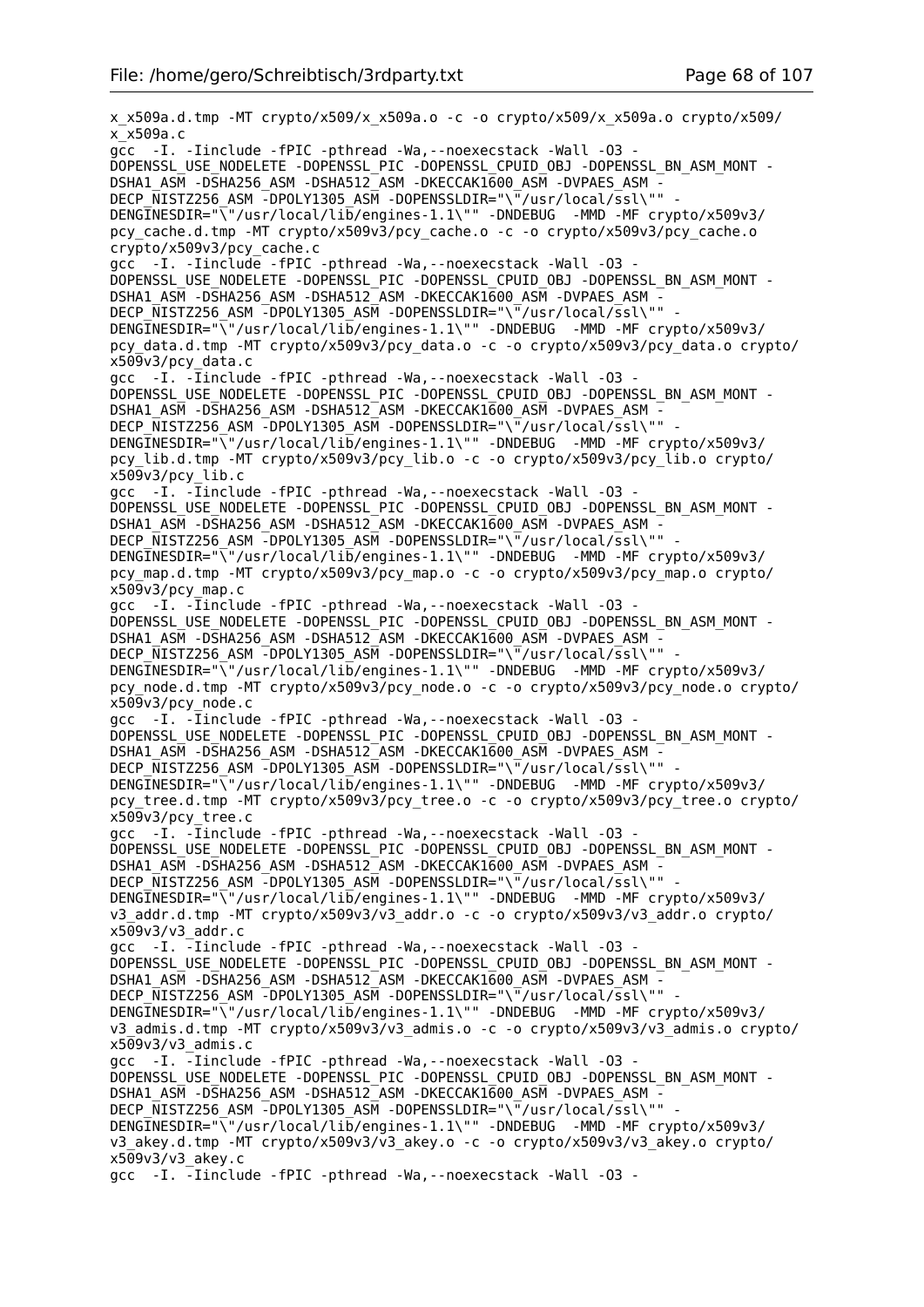```
x_x509a.d.tmp -MT crypto/x509/x_x509a.o -c -o crypto/x509/x_x509a.o crypto/x509/
x_x509a.c
gcc  -I. -Iinclude -fPIC -pthread -Wa,--noexecstack -Wall -O3 -
DOPENSSL_USE_NODELETE -DOPENSSL_PIC -DOPENSSL_CPUID_OBJ -DOPENSSL_BN_ASM_MONT -
DSHA1_ASM -DSHA256_ASM -DSHA512_ASM -DKECCAK1600_ASM -DVPAES_ASM -
DECP_NISTZ256_ASM -DPOLY1305_ASM -DOPENSSLDIR="\"/usr/local/ssl\"" -
DENGINESDIR="\"/usr/local/lib/engines-1.1\"" -DNDEBUG  -MMD -MF crypto/x509v3/
pcy_cache.d.tmp -MT crypto/x509v3/pcy_cache.o -c -o crypto/x509v3/pcy_cache.o
crypto/x509v3/pcy_cache.c
gcc  -I. -Iinclude -fPIC -pthread -Wa,--noexecstack -Wall -O3 -
DOPENSSL_USE_NODELETE -DOPENSSL_PIC -DOPENSSL_CPUID_OBJ -DOPENSSL_BN_ASM_MONT -
DSHA1_ASM -DSHA256_ASM -DSHA512_ASM -DKECCAK1600_ASM -DVPAES_ASM -
DECP_NISTZ256_ASM -DPOLY1305_ASM -DOPENSSLDIR="\"/usr/local/ssl\"" -
DENGINESDIR="\"/usr/local/lib/engines-1.1\"" -DNDEBUG  -MMD -MF crypto/x509v3/
pcy_data.d.tmp -MT crypto/x509v3/pcy_data.o -c -o crypto/x509v3/pcy_data.o crypto/
x509v3/pcy_data.c
gcc  -I. -Iinclude -fPIC -pthread -Wa,--noexecstack -Wall -O3 -
DOPENSSL_USE_NODELETE -DOPENSSL_PIC -DOPENSSL_CPUID_OBJ -DOPENSSL_BN_ASM_MONT -
DSHA1_ASM -DSHA256_ASM -DSHA512_ASM -DKECCAK1600_ASM -DVPAES_ASM -
DECP_NISTZ256_ASM -DPOLY1305_ASM -DOPENSSLDIR="\"/usr/local/ssl\"" -
DENGINESDIR="\"/usr/local/lib/engines-1.1\"" -DNDEBUG  -MMD -MF crypto/x509v3/
pcy_lib.d.tmp -MT crypto/x509v3/pcy_lib.o -c -o crypto/x509v3/pcy_lib.o crypto/
x509v3/pcy_lib.c
gcc  -I. -Iinclude -fPIC -pthread -Wa,--noexecstack -Wall -O3 -
DOPENSSL_USE_NODELETE -DOPENSSL_PIC -DOPENSSL_CPUID_OBJ -DOPENSSL_BN_ASM_MONT -
DSHA1_ASM -DSHA256_ASM -DSHA512_ASM -DKECCAK1600_ASM -DVPAES_ASM -
DECP_NISTZ256_ASM -DPOLY1305_ASM -DOPENSSLDIR="\"/usr/local/ssl\"" -
DENGINESDIR="\"/usr/local/lib/engines-1.1\"" -DNDEBUG  -MMD -MF crypto/x509v3/
pcy_map.d.tmp -MT crypto/x509v3/pcy_map.o -c -o crypto/x509v3/pcy_map.o crypto/
x509v3/pcy_map.c
gcc  -I. -Iinclude -fPIC -pthread -Wa,--noexecstack -Wall -O3 -
DOPENSSL_USE_NODELETE -DOPENSSL_PIC -DOPENSSL_CPUID_OBJ -DOPENSSL_BN_ASM_MONT -
DSHA1_ASM -DSHA256_ASM -DSHA512_ASM -DKECCAK1600_ASM -DVPAES_ASM -
DECP_NISTZ256_ASM -DPOLY1305_ASM -DOPENSSLDIR="\"/usr/local/ssl\"" -
DENGINESDIR="\"/usr/local/lib/engines-1.1\"" -DNDEBUG  -MMD -MF crypto/x509v3/
pcy_node.d.tmp -MT crypto/x509v3/pcy_node.o -c -o crypto/x509v3/pcy_node.o crypto/
x509v3/pcy_node.c
gcc  -I. -Iinclude -fPIC -pthread -Wa,--noexecstack -Wall -O3 -
DOPENSSL_USE_NODELETE -DOPENSSL_PIC -DOPENSSL_CPUID_OBJ -DOPENSSL_BN_ASM_MONT -
DSHA1_ASM -DSHA256_ASM -DSHA512_ASM -DKECCAK1600_ASM -DVPAES_ASM -
DECP_NISTZ256_ASM -DPOLY1305_ASM -DOPENSSLDIR="\"/usr/local/ssl\"" -
DENGINESDIR="\"/usr/local/lib/engines-1.1\"" -DNDEBUG  -MMD -MF crypto/x509v3/
pcy_tree.d.tmp -MT crypto/x509v3/pcy_tree.o -c -o crypto/x509v3/pcy_tree.o crypto/
x509v3/pcy_tree.c
gcc  -I. -Iinclude -fPIC -pthread -Wa,--noexecstack -Wall -O3 -
DOPENSSL_USE_NODELETE -DOPENSSL_PIC -DOPENSSL_CPUID_OBJ -DOPENSSL_BN_ASM_MONT -
DSHA1_ASM -DSHA256_ASM -DSHA512_ASM -DKECCAK1600_ASM -DVPAES_ASM -
DECP_NISTZ256_ASM -DPOLY1305_ASM -DOPENSSLDIR="\"/usr/local/ssl\"" -
DENGINESDIR="\"/usr/local/lib/engines-1.1\"" -DNDEBUG  -MMD -MF crypto/x509v3/
v3_addr.d.tmp -MT crypto/x509v3/v3_addr.o -c -o crypto/x509v3/v3_addr.o crypto/
x509v3/v3_addr.c
gcc  -I. -Iinclude -fPIC -pthread -Wa,--noexecstack -Wall -O3 -
DOPENSSL_USE_NODELETE -DOPENSSL_PIC -DOPENSSL_CPUID_OBJ -DOPENSSL_BN_ASM_MONT -
DSHA1_ASM -DSHA256_ASM -DSHA512_ASM -DKECCAK1600_ASM -DVPAES_ASM -
DECP_NISTZ256_ASM -DPOLY1305_ASM -DOPENSSLDIR="\"/usr/local/ssl\"" -
DENGINESDIR="\"/usr/local/lib/engines-1.1\"" -DNDEBUG  -MMD -MF crypto/x509v3/
v3_admis.d.tmp -MT crypto/x509v3/v3_admis.o -c -o crypto/x509v3/v3_admis.o crypto/
x509v3/v3_admis.c
gcc  -I. -Iinclude -fPIC -pthread -Wa,--noexecstack -Wall -O3 -
DOPENSSL_USE_NODELETE -DOPENSSL_PIC -DOPENSSL_CPUID_OBJ -DOPENSSL_BN_ASM_MONT -
DSHA1_ASM -DSHA256_ASM -DSHA512_ASM -DKECCAK1600_ASM -DVPAES_ASM -
DECP_NISTZ256_ASM -DPOLY1305_ASM -DOPENSSLDIR="\"/usr/local/ssl\"" -
DENGINESDIR="\"/usr/local/lib/engines-1.1\"" -DNDEBUG  -MMD -MF crypto/x509v3/
v3_akey.d.tmp -MT crypto/x509v3/v3_akey.o -c -o crypto/x509v3/v3_akey.o crypto/
x509v3/v3_akey.c
gcc  -I. -Iinclude -fPIC -pthread -Wa,--noexecstack -Wall -O3 -
```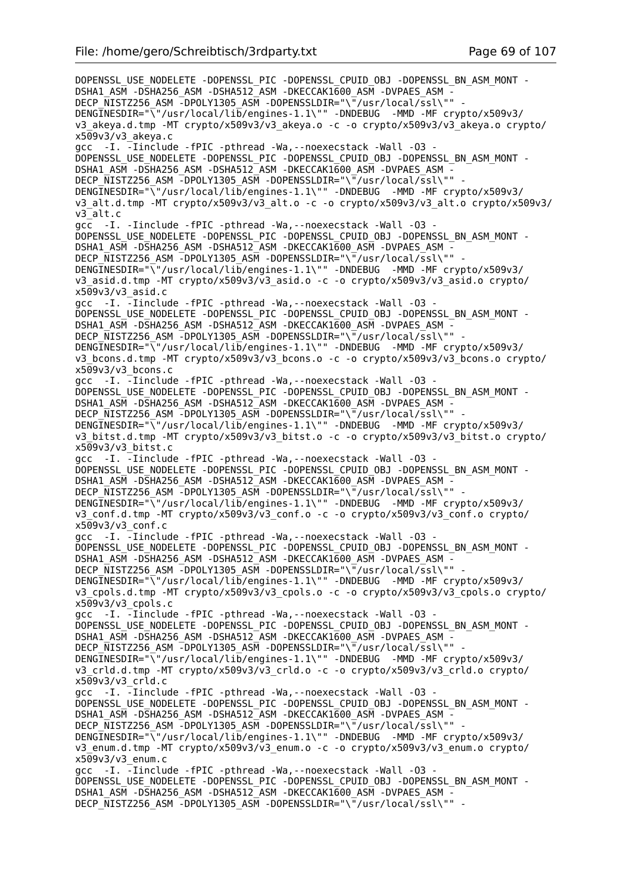```
DOPENSSL_USE_NODELETE -DOPENSSL_PIC -DOPENSSL_CPUID_OBJ -DOPENSSL_BN_ASM_MONT -
DSHA1_ASM -DSHA256_ASM -DSHA512_ASM -DKECCAK1600_ASM -DVPAES_ASM -
DECP_NISTZ256_ASM -DPOLY1305_ASM -DOPENSSLDIR="\"/usr/local/ssl\"" -
DENGINESDIR="\"/usr/local/lib/engines-1.1\"" -DNDEBUG  -MMD -MF crypto/x509v3/
v3_akeya.d.tmp -MT crypto/x509v3/v3_akeya.o -c -o crypto/x509v3/v3_akeya.o crypto/
x509v3/v3_akeya.c
gcc  -I. -Iinclude -fPIC -pthread -Wa,--noexecstack -Wall -O3 -
DOPENSSL_USE_NODELETE -DOPENSSL_PIC -DOPENSSL_CPUID_OBJ -DOPENSSL_BN_ASM_MONT -
DSHA1_ASM -DSHA256_ASM -DSHA512_ASM -DKECCAK1600_ASM -DVPAES_ASM -
DECP_NISTZ256_ASM -DPOLY1305_ASM -DOPENSSLDIR="\"/usr/local/ssl\"" -
DENGINESDIR="\"/usr/local/lib/engines-1.1\"" -DNDEBUG  -MMD -MF crypto/x509v3/
v3_alt.d.tmp -MT crypto/x509v3/v3_alt.o -c -o crypto/x509v3/v3_alt.o crypto/x509v3/
v3_alt.c
gcc  -I. -Iinclude -fPIC -pthread -Wa,--noexecstack -Wall -O3 -
DOPENSSL_USE_NODELETE -DOPENSSL_PIC -DOPENSSL_CPUID_OBJ -DOPENSSL_BN_ASM_MONT -
DSHA1_ASM -DSHA256_ASM -DSHA512_ASM -DKECCAK1600_ASM -DVPAES_ASM -
DECP_NISTZ256_ASM -DPOLY1305_ASM -DOPENSSLDIR="\"/usr/local/ssl\"" -
DENGINESDIR="\"/usr/local/lib/engines-1.1\"" -DNDEBUG  -MMD -MF crypto/x509v3/
v3_asid.d.tmp -MT crypto/x509v3/v3_asid.o -c -o crypto/x509v3/v3_asid.o crypto/
x509v3/v3_asid.c
gcc  -I. -Iinclude -fPIC -pthread -Wa,--noexecstack -Wall -O3 -
DOPENSSL_USE_NODELETE -DOPENSSL_PIC -DOPENSSL_CPUID_OBJ -DOPENSSL_BN_ASM_MONT -
DSHA1_ASM -DSHA256_ASM -DSHA512_ASM -DKECCAK1600_ASM -DVPAES_ASM -
DECP_NISTZ256_ASM -DPOLY1305_ASM -DOPENSSLDIR="\"/usr/local/ssl\"" -
DENGINESDIR="\"/usr/local/lib/engines-1.1\"" -DNDEBUG  -MMD -MF crypto/x509v3/
v3_bcons.d.tmp -MT crypto/x509v3/v3_bcons.o -c -o crypto/x509v3/v3_bcons.o crypto/
x509v3/v3_bcons.c
gcc  -I. -Iinclude -fPIC -pthread -Wa,--noexecstack -Wall -O3 -
DOPENSSL_USE_NODELETE -DOPENSSL_PIC -DOPENSSL_CPUID_OBJ -DOPENSSL_BN_ASM_MONT -
DSHA1_ASM -DSHA256_ASM -DSHA512_ASM -DKECCAK1600_ASM -DVPAES_ASM -
DECP_NISTZ256_ASM -DPOLY1305_ASM -DOPENSSLDIR="\"/usr/local/ssl\"" -
DENGINESDIR="\"/usr/local/lib/engines-1.1\"" -DNDEBUG  -MMD -MF crypto/x509v3/
v3_bitst.d.tmp -MT crypto/x509v3/v3_bitst.o -c -o crypto/x509v3/v3_bitst.o crypto/
x509v3/v3_bitst.c
gcc  -I. -Iinclude -fPIC -pthread -Wa,--noexecstack -Wall -O3 -
DOPENSSL_USE_NODELETE -DOPENSSL_PIC -DOPENSSL_CPUID_OBJ -DOPENSSL_BN_ASM_MONT -
DSHA1_ASM -DSHA256_ASM -DSHA512_ASM -DKECCAK1600_ASM -DVPAES_ASM -
DECP_NISTZ256_ASM -DPOLY1305_ASM -DOPENSSLDIR="\"/usr/local/ssl\"" -
DENGINESDIR="\"/usr/local/lib/engines-1.1\"" -DNDEBUG  -MMD -MF crypto/x509v3/
v3_conf.d.tmp -MT crypto/x509v3/v3_conf.o -c -o crypto/x509v3/v3_conf.o crypto/
x509v3/v3_conf.c
gcc  -I. -Iinclude -fPIC -pthread -Wa,--noexecstack -Wall -O3 -
DOPENSSL_USE_NODELETE -DOPENSSL_PIC -DOPENSSL_CPUID_OBJ -DOPENSSL_BN_ASM_MONT -
DSHA1_ASM -DSHA256_ASM -DSHA512_ASM -DKECCAK1600_ASM -DVPAES_ASM -
DECP_NISTZ256_ASM -DPOLY1305_ASM -DOPENSSLDIR="\"/usr/local/ssl\"" -
DENGINESDIR="\"/usr/local/lib/engines-1.1\"" -DNDEBUG  -MMD -MF crypto/x509v3/
v3_cpols.d.tmp -MT crypto/x509v3/v3_cpols.o -c -o crypto/x509v3/v3_cpols.o crypto/
x509v3/v3_cpols.c
gcc  -I. -Iinclude -fPIC -pthread -Wa,--noexecstack -Wall -O3 -
DOPENSSL_USE_NODELETE -DOPENSSL_PIC -DOPENSSL_CPUID_OBJ -DOPENSSL_BN_ASM_MONT -
DSHA1_ASM -DSHA256_ASM -DSHA512_ASM -DKECCAK1600_ASM -DVPAES_ASM -
DECP_NISTZ256_ASM -DPOLY1305_ASM -DOPENSSLDIR="\"/usr/local/ssl\"" -
DENGINESDIR="\"/usr/local/lib/engines-1.1\"" -DNDEBUG  -MMD -MF crypto/x509v3/
v3_crld.d.tmp -MT crypto/x509v3/v3_crld.o -c -o crypto/x509v3/v3_crld.o crypto/
x509v3/v3_crld.c
gcc  -I. -Iinclude -fPIC -pthread -Wa,--noexecstack -Wall -O3 -
DOPENSSL_USE_NODELETE -DOPENSSL_PIC -DOPENSSL_CPUID_OBJ -DOPENSSL_BN_ASM_MONT -
DSHA1_ASM -DSHA256_ASM -DSHA512_ASM -DKECCAK1600_ASM -DVPAES_ASM -
DECP_NISTZ256_ASM -DPOLY1305_ASM -DOPENSSLDIR="\"/usr/local/ssl\"" -
DENGINESDIR="\"/usr/local/lib/engines-1.1\"" -DNDEBUG  -MMD -MF crypto/x509v3/
v3_enum.d.tmp -MT crypto/x509v3/v3_enum.o -c -o crypto/x509v3/v3_enum.o crypto/
x509v3/v3_enum.c
gcc  -I. -Iinclude -fPIC -pthread -Wa,--noexecstack -Wall -O3 -
DOPENSSL_USE_NODELETE -DOPENSSL_PIC -DOPENSSL_CPUID_OBJ -DOPENSSL_BN_ASM_MONT -
DSHA1_ASM -DSHA256_ASM -DSHA512_ASM -DKECCAK1600_ASM -DVPAES_ASM -
DECP_NISTZ256_ASM -DPOLY1305_ASM -DOPENSSLDIR="\"/usr/local/ssl\"" -
```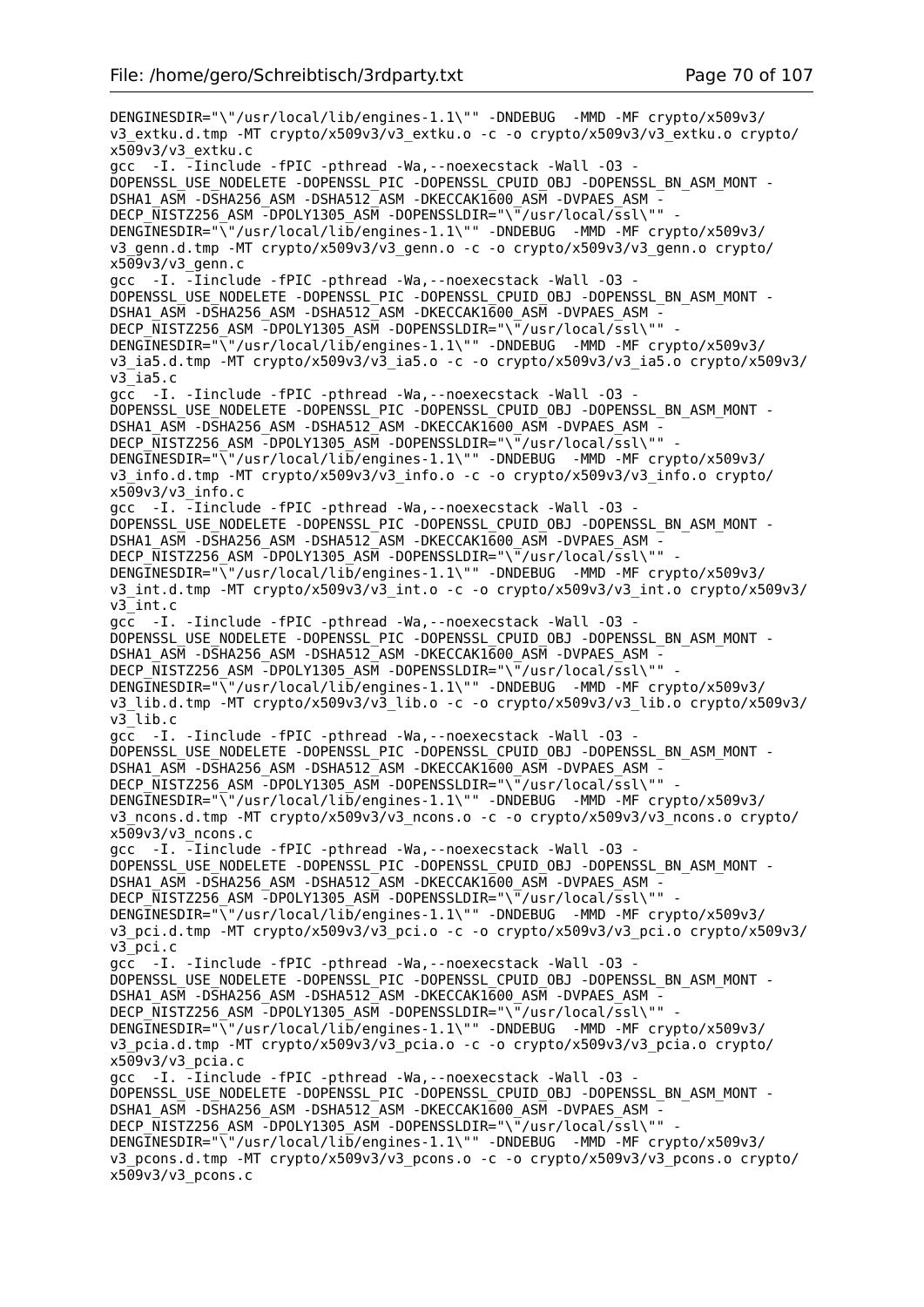```
DENGINESDIR="\"/usr/local/lib/engines-1.1\"" -DNDEBUG  -MMD -MF crypto/x509v3/
v3_extku.d.tmp -MT crypto/x509v3/v3_extku.o -c -o crypto/x509v3/v3_extku.o crypto/
x509v3/v3_extku.c
gcc  -I. -Iinclude -fPIC -pthread -Wa,--noexecstack -Wall -O3 -
DOPENSSL_USE_NODELETE -DOPENSSL_PIC -DOPENSSL_CPUID_OBJ -DOPENSSL_BN_ASM_MONT -
DSHA1_ASM -DSHA256_ASM -DSHA512_ASM -DKECCAK1600_ASM -DVPAES_ASM -
DECP_NISTZ256_ASM -DPOLY1305_ASM -DOPENSSLDIR="\"/usr/local/ssl\"" -
DENGINESDIR="\"/usr/local/lib/engines-1.1\"" -DNDEBUG  -MMD -MF crypto/x509v3/
v3_genn.d.tmp -MT crypto/x509v3/v3_genn.o -c -o crypto/x509v3/v3_genn.o crypto/
x509v3/v3_genn.c
gcc  -I. -Iinclude -fPIC -pthread -Wa,--noexecstack -Wall -O3 -
DOPENSSL_USE_NODELETE -DOPENSSL_PIC -DOPENSSL_CPUID_OBJ -DOPENSSL_BN_ASM_MONT -
DSHA1_ASM -DSHA256_ASM -DSHA512_ASM -DKECCAK1600_ASM -DVPAES_ASM -
DECP_NISTZ256_ASM -DPOLY1305_ASM -DOPENSSLDIR="\"/usr/local/ssl\"" -
DENGINESDIR="\"/usr/local/lib/engines-1.1\"" -DNDEBUG  -MMD -MF crypto/x509v3/
v3_ia5.d.tmp -MT crypto/x509v3/v3_ia5.o -c -o crypto/x509v3/v3_ia5.o crypto/x509v3/
v3_ia5.c
gcc  -I. -Iinclude -fPIC -pthread -Wa,--noexecstack -Wall -O3 -
DOPENSSL_USE_NODELETE -DOPENSSL_PIC -DOPENSSL_CPUID_OBJ -DOPENSSL_BN_ASM_MONT -
DSHA1_ASM -DSHA256_ASM -DSHA512_ASM -DKECCAK1600_ASM -DVPAES_ASM -
DECP_NISTZ256_ASM -DPOLY1305_ASM -DOPENSSLDIR="\"/usr/local/ssl\"" -
DENGINESDIR="\"/usr/local/lib/engines-1.1\"" -DNDEBUG  -MMD -MF crypto/x509v3/
v3_info.d.tmp -MT crypto/x509v3/v3_info.o -c -o crypto/x509v3/v3_info.o crypto/
x509v3/v3_info.c
gcc  -I. -Iinclude -fPIC -pthread -Wa,--noexecstack -Wall -O3 -
DOPENSSL_USE_NODELETE -DOPENSSL_PIC -DOPENSSL_CPUID_OBJ -DOPENSSL_BN_ASM_MONT -
DSHA1_ASM -DSHA256_ASM -DSHA512_ASM -DKECCAK1600_ASM -DVPAES_ASM -
DECP_NISTZ256_ASM -DPOLY1305_ASM -DOPENSSLDIR="\"/usr/local/ssl\"" -
DENGINESDIR="\"/usr/local/lib/engines-1.1\"" -DNDEBUG  -MMD -MF crypto/x509v3/
v3_int.d.tmp -MT crypto/x509v3/v3_int.o -c -o crypto/x509v3/v3_int.o crypto/x509v3/
v3_int.c
gcc  -I. -Iinclude -fPIC -pthread -Wa,--noexecstack -Wall -O3 -
DOPENSSL_USE_NODELETE -DOPENSSL_PIC -DOPENSSL_CPUID_OBJ -DOPENSSL_BN_ASM_MONT -
DSHA1_ASM -DSHA256_ASM -DSHA512_ASM -DKECCAK1600_ASM -DVPAES_ASM -
DECP_NISTZ256_ASM -DPOLY1305_ASM -DOPENSSLDIR="\"/usr/local/ssl\"" -
DENGINESDIR="\"/usr/local/lib/engines-1.1\"" -DNDEBUG  -MMD -MF crypto/x509v3/
v3_lib.d.tmp -MT crypto/x509v3/v3_lib.o -c -o crypto/x509v3/v3_lib.o crypto/x509v3/
v3_lib.c
gcc  -I. -Iinclude -fPIC -pthread -Wa,--noexecstack -Wall -O3 -
DOPENSSL_USE_NODELETE -DOPENSSL_PIC -DOPENSSL_CPUID_OBJ -DOPENSSL_BN_ASM_MONT -
DSHA1_ASM -DSHA256_ASM -DSHA512_ASM -DKECCAK1600_ASM -DVPAES_ASM -
DECP_NISTZ256_ASM -DPOLY1305_ASM -DOPENSSLDIR="\"/usr/local/ssl\"" -
DENGINESDIR="\"/usr/local/lib/engines-1.1\"" -DNDEBUG  -MMD -MF crypto/x509v3/
v3_ncons.d.tmp -MT crypto/x509v3/v3_ncons.o -c -o crypto/x509v3/v3_ncons.o crypto/
x509v3/v3_ncons.c
gcc  -I. -Iinclude -fPIC -pthread -Wa,--noexecstack -Wall -O3 -
DOPENSSL_USE_NODELETE -DOPENSSL_PIC -DOPENSSL_CPUID_OBJ -DOPENSSL_BN_ASM_MONT -
DSHA1_ASM -DSHA256_ASM -DSHA512_ASM -DKECCAK1600_ASM -DVPAES_ASM -
DECP_NISTZ256_ASM -DPOLY1305_ASM -DOPENSSLDIR="\"/usr/local/ssl\"" -
DENGINESDIR="\"/usr/local/lib/engines-1.1\"" -DNDEBUG  -MMD -MF crypto/x509v3/
v3_pci.d.tmp -MT crypto/x509v3/v3_pci.o -c -o crypto/x509v3/v3_pci.o crypto/x509v3/
v3_pci.c
gcc  -I. -Iinclude -fPIC -pthread -Wa,--noexecstack -Wall -O3 -
DOPENSSL_USE_NODELETE -DOPENSSL_PIC -DOPENSSL_CPUID_OBJ -DOPENSSL_BN_ASM_MONT -
DSHA1_ASM -DSHA256_ASM -DSHA512_ASM -DKECCAK1600_ASM -DVPAES_ASM -
DECP_NISTZ256_ASM -DPOLY1305_ASM -DOPENSSLDIR="\"/usr/local/ssl\"" -
DENGINESDIR="\"/usr/local/lib/engines-1.1\"" -DNDEBUG  -MMD -MF crypto/x509v3/
v3_pcia.d.tmp -MT crypto/x509v3/v3_pcia.o -c -o crypto/x509v3/v3_pcia.o crypto/
x509v3/v3_pcia.c
gcc  -I. -Iinclude -fPIC -pthread -Wa,--noexecstack -Wall -O3 -
DOPENSSL_USE_NODELETE -DOPENSSL_PIC -DOPENSSL_CPUID_OBJ -DOPENSSL_BN_ASM_MONT -
DSHA1_ASM -DSHA256_ASM -DSHA512_ASM -DKECCAK1600_ASM -DVPAES_ASM -
DECP_NISTZ256_ASM -DPOLY1305_ASM -DOPENSSLDIR="\"/usr/local/ssl\"" -
DENGINESDIR="\"/usr/local/lib/engines-1.1\"" -DNDEBUG  -MMD -MF crypto/x509v3/
v3_pcons.d.tmp -MT crypto/x509v3/v3_pcons.o -c -o crypto/x509v3/v3_pcons.o crypto/
x509v3/v3_pcons.c
```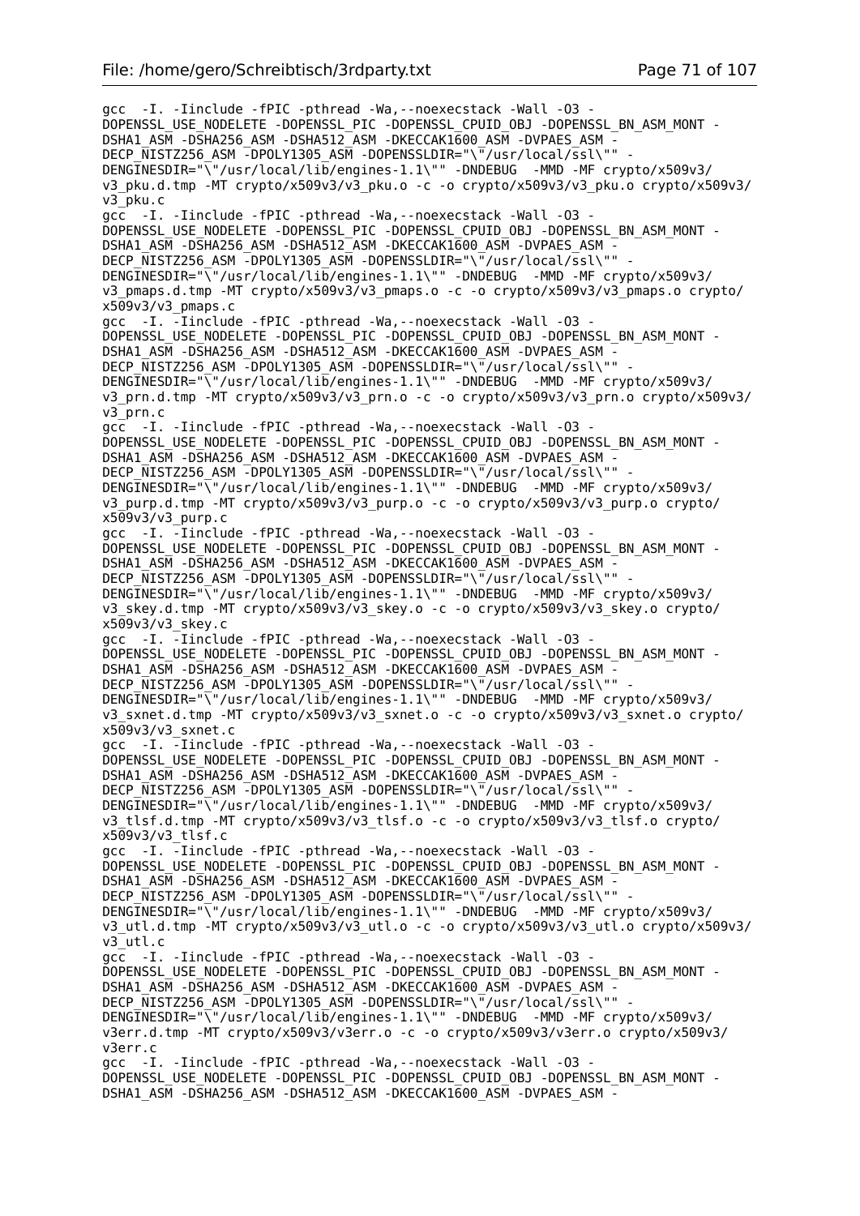```
gcc  -I. -Iinclude -fPIC -pthread -Wa,--noexecstack -Wall -O3 -
DOPENSSL_USE_NODELETE -DOPENSSL_PIC -DOPENSSL_CPUID_OBJ -DOPENSSL_BN_ASM_MONT -
DSHA1_ASM -DSHA256_ASM -DSHA512_ASM -DKECCAK1600_ASM -DVPAES_ASM -
DECP_NISTZ256_ASM -DPOLY1305_ASM -DOPENSSLDIR="\"/usr/local/ssl\"" -
DENGINESDIR="\"/usr/local/lib/engines-1.1\"" -DNDEBUG  -MMD -MF crypto/x509v3/
v3_pku.d.tmp -MT crypto/x509v3/v3_pku.o -c -o crypto/x509v3/v3_pku.o crypto/x509v3/
v3_pku.c
gcc  -I. -Iinclude -fPIC -pthread -Wa,--noexecstack -Wall -O3 -
DOPENSSL_USE_NODELETE -DOPENSSL_PIC -DOPENSSL_CPUID_OBJ -DOPENSSL_BN_ASM_MONT -
DSHA1_ASM -DSHA256_ASM -DSHA512_ASM -DKECCAK1600_ASM -DVPAES_ASM -
DECP_NISTZ256_ASM -DPOLY1305_ASM -DOPENSSLDIR="\"/usr/local/ssl\"" -
DENGINESDIR="\"/usr/local/lib/engines-1.1\"" -DNDEBUG  -MMD -MF crypto/x509v3/
v3_pmaps.d.tmp -MT crypto/x509v3/v3_pmaps.o -c -o crypto/x509v3/v3_pmaps.o crypto/
x509v3/v3_pmaps.c
gcc  -I. -Iinclude -fPIC -pthread -Wa,--noexecstack -Wall -O3 -
DOPENSSL_USE_NODELETE -DOPENSSL_PIC -DOPENSSL_CPUID_OBJ -DOPENSSL_BN_ASM_MONT -
DSHA1_ASM -DSHA256_ASM -DSHA512_ASM -DKECCAK1600_ASM -DVPAES_ASM -
DECP_NISTZ256_ASM -DPOLY1305_ASM -DOPENSSLDIR="\"/usr/local/ssl\"" -
DENGINESDIR="\"/usr/local/lib/engines-1.1\"" -DNDEBUG  -MMD -MF crypto/x509v3/
v3_prn.d.tmp -MT crypto/x509v3/v3_prn.o -c -o crypto/x509v3/v3_prn.o crypto/x509v3/
v3_prn.c
gcc  -I. -Iinclude -fPIC -pthread -Wa,--noexecstack -Wall -O3 -
DOPENSSL_USE_NODELETE -DOPENSSL_PIC -DOPENSSL_CPUID_OBJ -DOPENSSL_BN_ASM_MONT -
DSHA1_ASM -DSHA256_ASM -DSHA512_ASM -DKECCAK1600_ASM -DVPAES_ASM -
DECP_NISTZ256_ASM -DPOLY1305_ASM -DOPENSSLDIR="\"/usr/local/ssl\"" -
DENGINESDIR="\"/usr/local/lib/engines-1.1\"" -DNDEBUG  -MMD -MF crypto/x509v3/
v3_purp.d.tmp -MT crypto/x509v3/v3_purp.o -c -o crypto/x509v3/v3_purp.o crypto/
x509v3/v3_purp.c
gcc  -I. -Iinclude -fPIC -pthread -Wa,--noexecstack -Wall -O3 -
DOPENSSL_USE_NODELETE -DOPENSSL_PIC -DOPENSSL_CPUID_OBJ -DOPENSSL_BN_ASM_MONT -
DSHA1_ASM -DSHA256_ASM -DSHA512_ASM -DKECCAK1600_ASM -DVPAES_ASM -
DECP_NISTZ256_ASM -DPOLY1305_ASM -DOPENSSLDIR="\"/usr/local/ssl\"" -
DENGINESDIR="\"/usr/local/lib/engines-1.1\"" -DNDEBUG  -MMD -MF crypto/x509v3/
v3_skey.d.tmp -MT crypto/x509v3/v3_skey.o -c -o crypto/x509v3/v3_skey.o crypto/
x509v3/v3_skey.c
gcc  -I. -Iinclude -fPIC -pthread -Wa,--noexecstack -Wall -O3 -
DOPENSSL_USE_NODELETE -DOPENSSL_PIC -DOPENSSL_CPUID_OBJ -DOPENSSL_BN_ASM_MONT -
DSHA1_ASM -DSHA256_ASM -DSHA512_ASM -DKECCAK1600_ASM -DVPAES_ASM -
DECP_NISTZ256_ASM -DPOLY1305_ASM -DOPENSSLDIR="\"/usr/local/ssl\"" -
DENGINESDIR="\"/usr/local/lib/engines-1.1\"" -DNDEBUG  -MMD -MF crypto/x509v3/
v3_sxnet.d.tmp -MT crypto/x509v3/v3_sxnet.o -c -o crypto/x509v3/v3_sxnet.o crypto/
x509v3/v3_sxnet.c
gcc  -I. -Iinclude -fPIC -pthread -Wa,--noexecstack -Wall -O3 -
DOPENSSL_USE_NODELETE -DOPENSSL_PIC -DOPENSSL_CPUID_OBJ -DOPENSSL_BN_ASM_MONT -
DSHA1_ASM -DSHA256_ASM -DSHA512_ASM -DKECCAK1600_ASM -DVPAES_ASM -
DECP_NISTZ256_ASM -DPOLY1305_ASM -DOPENSSLDIR="\"/usr/local/ssl\"" -
DENGINESDIR="\"/usr/local/lib/engines-1.1\"" -DNDEBUG  -MMD -MF crypto/x509v3/
v3_tlsf.d.tmp -MT crypto/x509v3/v3_tlsf.o -c -o crypto/x509v3/v3_tlsf.o crypto/
x509v3/v3_tlsf.c
gcc  -I. -Iinclude -fPIC -pthread -Wa,--noexecstack -Wall -O3 -
DOPENSSL_USE_NODELETE -DOPENSSL_PIC -DOPENSSL_CPUID_OBJ -DOPENSSL_BN_ASM_MONT -
DSHA1_ASM -DSHA256_ASM -DSHA512_ASM -DKECCAK1600_ASM -DVPAES_ASM -
DECP_NISTZ256_ASM -DPOLY1305_ASM -DOPENSSLDIR="\"/usr/local/ssl\"" -
DENGINESDIR="\"/usr/local/lib/engines-1.1\"" -DNDEBUG  -MMD -MF crypto/x509v3/
v3_utl.d.tmp -MT crypto/x509v3/v3_utl.o -c -o crypto/x509v3/v3_utl.o crypto/x509v3/
v3_utl.c
gcc  -I. -Iinclude -fPIC -pthread -Wa,--noexecstack -Wall -O3 -
DOPENSSL_USE_NODELETE -DOPENSSL_PIC -DOPENSSL_CPUID_OBJ -DOPENSSL_BN_ASM_MONT -
DSHA1_ASM -DSHA256_ASM -DSHA512_ASM -DKECCAK1600_ASM -DVPAES_ASM -
DECP_NISTZ256_ASM -DPOLY1305_ASM -DOPENSSLDIR="\"/usr/local/ssl\"" -
DENGINESDIR="\"/usr/local/lib/engines-1.1\"" -DNDEBUG  -MMD -MF crypto/x509v3/
v3err.d.tmp -MT crypto/x509v3/v3err.o -c -o crypto/x509v3/v3err.o crypto/x509v3/
v3err.c
gcc  -I. -Iinclude -fPIC -pthread -Wa,--noexecstack -Wall -O3 -
DOPENSSL_USE_NODELETE -DOPENSSL_PIC -DOPENSSL_CPUID_OBJ -DOPENSSL_BN_ASM_MONT -
DSHA1_ASM -DSHA256_ASM -DSHA512_ASM -DKECCAK1600_ASM -DVPAES_ASM -
```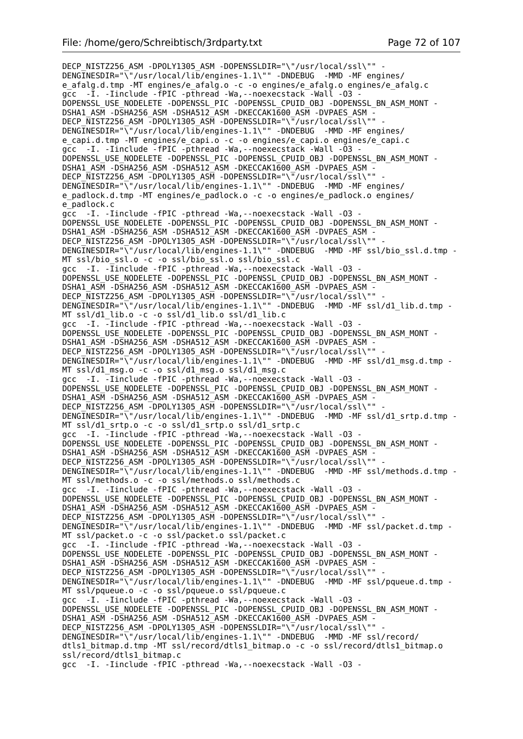```
DECP_NISTZ256_ASM -DPOLY1305_ASM -DOPENSSLDIR="\"/usr/local/ssl\"" -
DENGINESDIR="\"/usr/local/lib/engines-1.1\"" -DNDEBUG  -MMD -MF engines/
e_afalg.d.tmp -MT engines/e_afalg.o -c -o engines/e_afalg.o engines/e_afalg.c
gcc  -I. -Iinclude -fPIC -pthread -Wa,--noexecstack -Wall -O3 -
DOPENSSL_USE_NODELETE -DOPENSSL_PIC -DOPENSSL_CPUID_OBJ -DOPENSSL_BN_ASM_MONT -
DSHA1_ASM -DSHA256_ASM -DSHA512_ASM -DKECCAK1600_ASM -DVPAES_ASM -
DECP_NISTZ256_ASM -DPOLY1305_ASM -DOPENSSLDIR="\"/usr/local/ssl\"" -
DENGINESDIR="\"/usr/local/lib/engines-1.1\"" -DNDEBUG  -MMD -MF engines/
e_capi.d.tmp -MT engines/e_capi.o -c -o engines/e_capi.o engines/e_capi.c
gcc  -I. -Iinclude -fPIC -pthread -Wa,--noexecstack -Wall -O3 -
DOPENSSL_USE_NODELETE -DOPENSSL_PIC -DOPENSSL_CPUID_OBJ -DOPENSSL_BN_ASM_MONT -
DSHA1_ASM -DSHA256_ASM -DSHA512_ASM -DKECCAK1600_ASM -DVPAES_ASM -
DECP_NISTZ256_ASM -DPOLY1305_ASM -DOPENSSLDIR="\"/usr/local/ssl\"" -
DENGINESDIR="\"/usr/local/lib/engines-1.1\"" -DNDEBUG  -MMD -MF engines/
e_padlock.d.tmp -MT engines/e_padlock.o -c -o engines/e_padlock.o engines/
e_padlock.c
gcc  -I. -Iinclude -fPIC -pthread -Wa,--noexecstack -Wall -O3 -
DOPENSSL_USE_NODELETE -DOPENSSL_PIC -DOPENSSL_CPUID_OBJ -DOPENSSL_BN_ASM_MONT -
DSHA1_ASM -DSHA256_ASM -DSHA512_ASM -DKECCAK1600_ASM -DVPAES_ASM -
DECP_NISTZ256_ASM -DPOLY1305_ASM -DOPENSSLDIR="\"/usr/local/ssl\"" -
DENGINESDIR="\"/usr/local/lib/engines-1.1\"" -DNDEBUG  -MMD -MF ssl/bio_ssl.d.tmp -
MT ssl/bio_ssl.o -c -o ssl/bio_ssl.o ssl/bio_ssl.c
gcc  -I. -Iinclude -fPIC -pthread -Wa,--noexecstack -Wall -O3 -
DOPENSSL_USE_NODELETE -DOPENSSL_PIC -DOPENSSL_CPUID_OBJ -DOPENSSL_BN_ASM_MONT -
DSHA1_ASM -DSHA256_ASM -DSHA512_ASM -DKECCAK1600_ASM -DVPAES_ASM -
DECP_NISTZ256_ASM -DPOLY1305_ASM -DOPENSSLDIR="\"/usr/local/ssl\"" -
DENGINESDIR="\"/usr/local/lib/engines-1.1\"" -DNDEBUG  -MMD -MF ssl/d1_lib.d.tmp -
MT ssl/d1_lib.o -c -o ssl/d1_lib.o ssl/d1_lib.c
gcc  -I. -Iinclude -fPIC -pthread -Wa,--noexecstack -Wall -O3 -
DOPENSSL_USE_NODELETE -DOPENSSL_PIC -DOPENSSL_CPUID_OBJ -DOPENSSL_BN_ASM_MONT -
DSHA1_ASM -DSHA256_ASM -DSHA512_ASM -DKECCAK1600_ASM -DVPAES_ASM -
DECP_NISTZ256_ASM -DPOLY1305_ASM -DOPENSSLDIR="\"/usr/local/ssl\"" -
DENGINESDIR="\"/usr/local/lib/engines-1.1\"" -DNDEBUG  -MMD -MF ssl/d1_msg.d.tmp -
MT ssl/d1_msg.o -c -o ssl/d1_msg.o ssl/d1_msg.c
gcc  -I. -Iinclude -fPIC -pthread -Wa,--noexecstack -Wall -O3 -
DOPENSSL_USE_NODELETE -DOPENSSL_PIC -DOPENSSL_CPUID_OBJ -DOPENSSL_BN_ASM_MONT -
DSHA1_ASM -DSHA256_ASM -DSHA512_ASM -DKECCAK1600_ASM -DVPAES_ASM -
DECP_NISTZ256_ASM -DPOLY1305_ASM -DOPENSSLDIR="\"/usr/local/ssl\"" -
DENGINESDIR="\"/usr/local/lib/engines-1.1\"" -DNDEBUG  -MMD -MF ssl/d1_srtp.d.tmp -
MT ssl/d1_srtp.o -c -o ssl/d1_srtp.o ssl/d1_srtp.c
gcc  -I. -Iinclude -fPIC -pthread -Wa,--noexecstack -Wall -O3 -
DOPENSSL_USE_NODELETE -DOPENSSL_PIC -DOPENSSL_CPUID_OBJ -DOPENSSL_BN_ASM_MONT -
DSHA1_ASM -DSHA256_ASM -DSHA512_ASM -DKECCAK1600_ASM -DVPAES_ASM -
DECP_NISTZ256_ASM -DPOLY1305_ASM -DOPENSSLDIR="\"/usr/local/ssl\"" -
DENGINESDIR="\"/usr/local/lib/engines-1.1\"" -DNDEBUG  -MMD -MF ssl/methods.d.tmp -
MT ssl/methods.o -c -o ssl/methods.o ssl/methods.c
gcc  -I. -Iinclude -fPIC -pthread -Wa,--noexecstack -Wall -O3 -
DOPENSSL_USE_NODELETE -DOPENSSL_PIC -DOPENSSL_CPUID_OBJ -DOPENSSL_BN_ASM_MONT -
DSHA1_ASM -DSHA256_ASM -DSHA512_ASM -DKECCAK1600_ASM -DVPAES_ASM -
DECP_NISTZ256_ASM -DPOLY1305_ASM -DOPENSSLDIR="\"/usr/local/ssl\"" -
DENGINESDIR="\"/usr/local/lib/engines-1.1\"" -DNDEBUG  -MMD -MF ssl/packet.d.tmp -
MT ssl/packet.o -c -o ssl/packet.o ssl/packet.c
gcc  -I. -Iinclude -fPIC -pthread -Wa,--noexecstack -Wall -O3 -
DOPENSSL_USE_NODELETE -DOPENSSL_PIC -DOPENSSL_CPUID_OBJ -DOPENSSL_BN_ASM_MONT -
DSHA1_ASM -DSHA256_ASM -DSHA512_ASM -DKECCAK1600_ASM -DVPAES_ASM -
DECP_NISTZ256_ASM -DPOLY1305_ASM -DOPENSSLDIR="\"/usr/local/ssl\"" -
DENGINESDIR="\"/usr/local/lib/engines-1.1\"" -DNDEBUG  -MMD -MF ssl/pqueue.d.tmp -
MT ssl/pqueue.o -c -o ssl/pqueue.o ssl/pqueue.c
gcc  -I. -Iinclude -fPIC -pthread -Wa,--noexecstack -Wall -O3 -
DOPENSSL_USE_NODELETE -DOPENSSL_PIC -DOPENSSL_CPUID_OBJ -DOPENSSL_BN_ASM_MONT -
DSHA1_ASM -DSHA256_ASM -DSHA512_ASM -DKECCAK1600_ASM -DVPAES_ASM -
DECP_NISTZ256_ASM -DPOLY1305_ASM -DOPENSSLDIR="\"/usr/local/ssl\"" -
DENGINESDIR="\"/usr/local/lib/engines-1.1\"" -DNDEBUG  -MMD -MF ssl/record/
dtls1_bitmap.d.tmp -MT ssl/record/dtls1_bitmap.o -c -o ssl/record/dtls1_bitmap.o
ssl/record/dtls1_bitmap.c
gcc  -I. -Iinclude -fPIC -pthread -Wa,--noexecstack -Wall -O3 -
```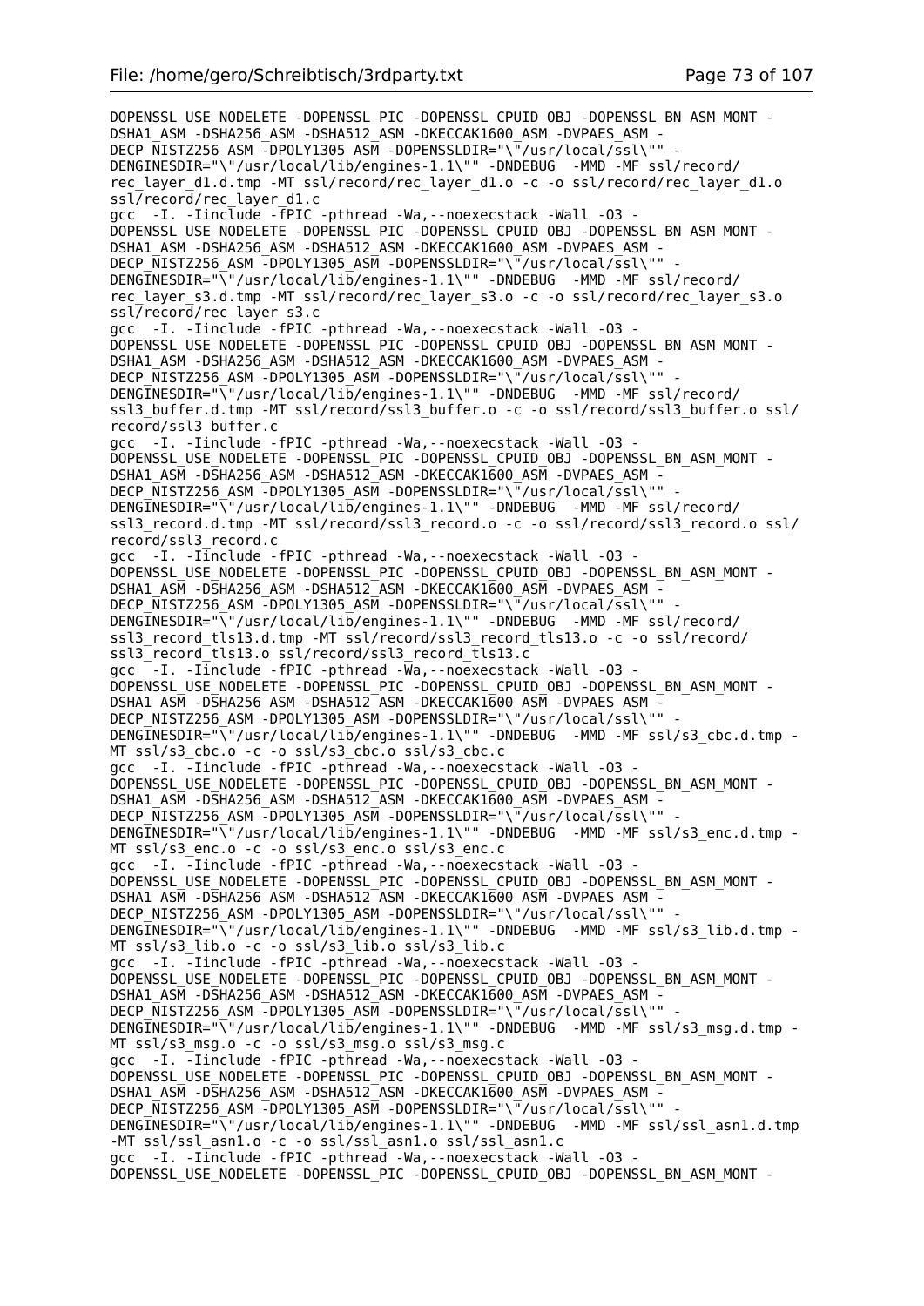```
DOPENSSL_USE_NODELETE -DOPENSSL_PIC -DOPENSSL_CPUID_OBJ -DOPENSSL_BN_ASM_MONT -
DSHA1_ASM -DSHA256_ASM -DSHA512_ASM -DKECCAK1600_ASM -DVPAES_ASM -
DECP_NISTZ256_ASM -DPOLY1305_ASM -DOPENSSLDIR="\"/usr/local/ssl\"" -
DENGINESDIR="\"/usr/local/lib/engines-1.1\"" -DNDEBUG  -MMD -MF ssl/record/
rec_layer_d1.d.tmp -MT ssl/record/rec_layer_d1.o -c -o ssl/record/rec_layer_d1.o
ssl/record/rec_layer_d1.c
gcc  -I. -Iinclude -fPIC -pthread -Wa,--noexecstack -Wall -O3 -
DOPENSSL_USE_NODELETE -DOPENSSL_PIC -DOPENSSL_CPUID_OBJ -DOPENSSL_BN_ASM_MONT -
DSHA1_ASM -DSHA256_ASM -DSHA512_ASM -DKECCAK1600_ASM -DVPAES_ASM -
DECP_NISTZ256_ASM -DPOLY1305_ASM -DOPENSSLDIR="\"/usr/local/ssl\"" -
DENGINESDIR="\"/usr/local/lib/engines-1.1\"" -DNDEBUG  -MMD -MF ssl/record/
rec_layer_s3.d.tmp -MT ssl/record/rec_layer_s3.o -c -o ssl/record/rec_layer_s3.o
ssl/record/rec_layer_s3.c
gcc  -I. -Iinclude -fPIC -pthread -Wa,--noexecstack -Wall -O3 -
DOPENSSL_USE_NODELETE -DOPENSSL_PIC -DOPENSSL_CPUID_OBJ -DOPENSSL_BN_ASM_MONT -
DSHA1_ASM -DSHA256_ASM -DSHA512_ASM -DKECCAK1600_ASM -DVPAES_ASM -
DECP_NISTZ256_ASM -DPOLY1305_ASM -DOPENSSLDIR="\"/usr/local/ssl\"" -
DENGINESDIR="\"/usr/local/lib/engines-1.1\"" -DNDEBUG  -MMD -MF ssl/record/
ssl3_buffer.d.tmp -MT ssl/record/ssl3_buffer.o -c -o ssl/record/ssl3_buffer.o ssl/
record/ssl3_buffer.c
gcc  -I. -Iinclude -fPIC -pthread -Wa,--noexecstack -Wall -O3 -
DOPENSSL_USE_NODELETE -DOPENSSL_PIC -DOPENSSL_CPUID_OBJ -DOPENSSL_BN_ASM_MONT -
DSHA1_ASM -DSHA256_ASM -DSHA512_ASM -DKECCAK1600_ASM -DVPAES_ASM -
DECP_NISTZ256_ASM -DPOLY1305_ASM -DOPENSSLDIR="\"/usr/local/ssl\"" -
DENGINESDIR="\"/usr/local/lib/engines-1.1\"" -DNDEBUG  -MMD -MF ssl/record/
ssl3_record.d.tmp -MT ssl/record/ssl3_record.o -c -o ssl/record/ssl3_record.o ssl/
record/ssl3_record.c
gcc  -I. -Iinclude -fPIC -pthread -Wa,--noexecstack -Wall -O3 -
DOPENSSL_USE_NODELETE -DOPENSSL_PIC -DOPENSSL_CPUID_OBJ -DOPENSSL_BN_ASM_MONT -
DSHA1_ASM -DSHA256_ASM -DSHA512_ASM -DKECCAK1600_ASM -DVPAES_ASM -
DECP_NISTZ256_ASM -DPOLY1305_ASM -DOPENSSLDIR="\"/usr/local/ssl\"" -
DENGINESDIR="\"/usr/local/lib/engines-1.1\"" -DNDEBUG  -MMD -MF ssl/record/
ssl3_record_tls13.d.tmp -MT ssl/record/ssl3_record_tls13.o -c -o ssl/record/
ssl3_record_tls13.o ssl/record/ssl3_record_tls13.c
gcc  -I. -Iinclude -fPIC -pthread -Wa,--noexecstack -Wall -O3 -
DOPENSSL_USE_NODELETE -DOPENSSL_PIC -DOPENSSL_CPUID_OBJ -DOPENSSL_BN_ASM_MONT -
DSHA1_ASM -DSHA256_ASM -DSHA512_ASM -DKECCAK1600_ASM -DVPAES_ASM -
DECP_NISTZ256_ASM -DPOLY1305_ASM -DOPENSSLDIR="\"/usr/local/ssl\"" -
DENGINESDIR="\"/usr/local/lib/engines-1.1\"" -DNDEBUG  -MMD -MF ssl/s3_cbc.d.tmp -
MT ssl/s3_cbc.o -c -o ssl/s3_cbc.o ssl/s3_cbc.c
gcc  -I. -Iinclude -fPIC -pthread -Wa,--noexecstack -Wall -O3 -
DOPENSSL_USE_NODELETE -DOPENSSL_PIC -DOPENSSL_CPUID_OBJ -DOPENSSL_BN_ASM_MONT -
DSHA1_ASM -DSHA256_ASM -DSHA512_ASM -DKECCAK1600_ASM -DVPAES_ASM -
DECP_NISTZ256_ASM -DPOLY1305_ASM -DOPENSSLDIR="\"/usr/local/ssl\"" -
DENGINESDIR="\"/usr/local/lib/engines-1.1\"" -DNDEBUG  -MMD -MF ssl/s3_enc.d.tmp -
MT ssl/s3_enc.o -c -o ssl/s3_enc.o ssl/s3_enc.c
gcc  -I. -Iinclude -fPIC -pthread -Wa,--noexecstack -Wall -O3 -
DOPENSSL_USE_NODELETE -DOPENSSL_PIC -DOPENSSL_CPUID_OBJ -DOPENSSL_BN_ASM_MONT -
DSHA1_ASM -DSHA256_ASM -DSHA512_ASM -DKECCAK1600_ASM -DVPAES_ASM -
DECP_NISTZ256_ASM -DPOLY1305_ASM -DOPENSSLDIR="\"/usr/local/ssl\"" -
DENGINESDIR="\"/usr/local/lib/engines-1.1\"" -DNDEBUG  -MMD -MF ssl/s3_lib.d.tmp -
MT ssl/s3_lib.o -c -o ssl/s3_lib.o ssl/s3_lib.c
gcc  -I. -Iinclude -fPIC -pthread -Wa,--noexecstack -Wall -O3 -
DOPENSSL_USE_NODELETE -DOPENSSL_PIC -DOPENSSL_CPUID_OBJ -DOPENSSL_BN_ASM_MONT -
DSHA1_ASM -DSHA256_ASM -DSHA512_ASM -DKECCAK1600_ASM -DVPAES_ASM -
DECP_NISTZ256_ASM -DPOLY1305_ASM -DOPENSSLDIR="\"/usr/local/ssl\"" -
DENGINESDIR="\"/usr/local/lib/engines-1.1\"" -DNDEBUG  -MMD -MF ssl/s3_msg.d.tmp -
MT ssl/s3_msg.o -c -o ssl/s3_msg.o ssl/s3_msg.c
gcc  -I. -Iinclude -fPIC -pthread -Wa,--noexecstack -Wall -O3 -
DOPENSSL_USE_NODELETE -DOPENSSL_PIC -DOPENSSL_CPUID_OBJ -DOPENSSL_BN_ASM_MONT -
DSHA1_ASM -DSHA256_ASM -DSHA512_ASM -DKECCAK1600_ASM -DVPAES_ASM -
DECP_NISTZ256_ASM -DPOLY1305_ASM -DOPENSSLDIR="\"/usr/local/ssl\"" -
DENGINESDIR="\"/usr/local/lib/engines-1.1\"" -DNDEBUG  -MMD -MF ssl/ssl_asn1.d.tmp
-MT ssl/ssl_asn1.o -c -o ssl/ssl_asn1.o ssl/ssl_asn1.c
gcc  -I. -Iinclude -fPIC -pthread -Wa,--noexecstack -Wall -O3 -
DOPENSSL_USE_NODELETE -DOPENSSL_PIC -DOPENSSL_CPUID_OBJ -DOPENSSL_BN_ASM_MONT -
```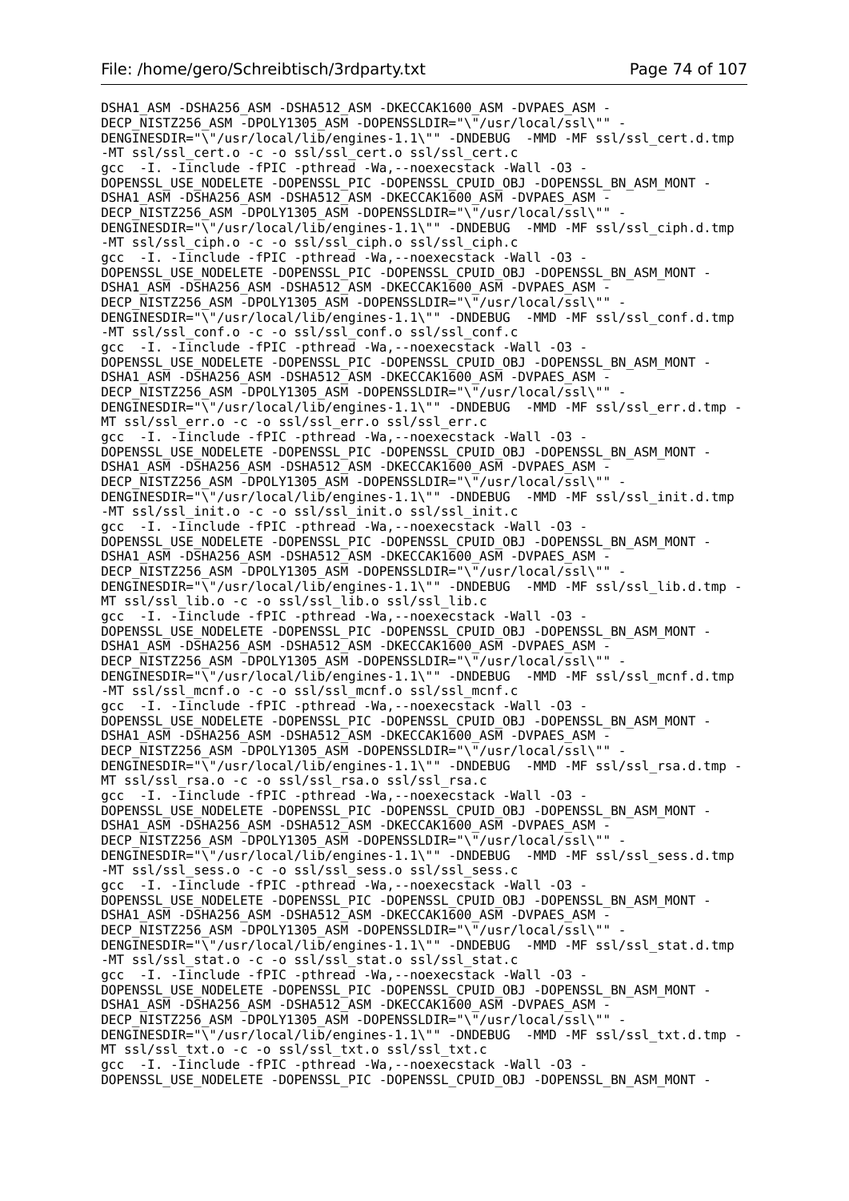```
DSHA1_ASM -DSHA256_ASM -DSHA512_ASM -DKECCAK1600_ASM -DVPAES_ASM -
DECP_NISTZ256_ASM -DPOLY1305_ASM -DOPENSSLDIR="\"/usr/local/ssl\"" -
DENGINESDIR="\"/usr/local/lib/engines-1.1\"" -DNDEBUG  -MMD -MF ssl/ssl_cert.d.tmp
-MT ssl/ssl_cert.o -c -o ssl/ssl_cert.o ssl/ssl_cert.c
gcc  -I. -Iinclude -fPIC -pthread -Wa,--noexecstack -Wall -O3 -
DOPENSSL_USE_NODELETE -DOPENSSL_PIC -DOPENSSL_CPUID_OBJ -DOPENSSL_BN_ASM_MONT -
DSHA1_ASM -DSHA256_ASM -DSHA512_ASM -DKECCAK1600_ASM -DVPAES_ASM -
DECP_NISTZ256_ASM -DPOLY1305_ASM -DOPENSSLDIR="\"/usr/local/ssl\"" -
DENGINESDIR="\"/usr/local/lib/engines-1.1\"" -DNDEBUG  -MMD -MF ssl/ssl_ciph.d.tmp
-MT ssl/ssl_ciph.o -c -o ssl/ssl_ciph.o ssl/ssl_ciph.c
gcc  -I. -Iinclude -fPIC -pthread -Wa,--noexecstack -Wall -O3 -
DOPENSSL_USE_NODELETE -DOPENSSL_PIC -DOPENSSL_CPUID_OBJ -DOPENSSL_BN_ASM_MONT -
DSHA1_ASM -DSHA256_ASM -DSHA512_ASM -DKECCAK1600_ASM -DVPAES_ASM -
DECP_NISTZ256_ASM -DPOLY1305_ASM -DOPENSSLDIR="\"/usr/local/ssl\"" -
DENGINESDIR="\"/usr/local/lib/engines-1.1\"" -DNDEBUG  -MMD -MF ssl/ssl_conf.d.tmp
-MT ssl/ssl_conf.o -c -o ssl/ssl_conf.o ssl/ssl_conf.c
gcc  -I. -Iinclude -fPIC -pthread -Wa,--noexecstack -Wall -O3 -
DOPENSSL_USE_NODELETE -DOPENSSL_PIC -DOPENSSL_CPUID_OBJ -DOPENSSL_BN_ASM_MONT -
DSHA1_ASM -DSHA256_ASM -DSHA512_ASM -DKECCAK1600_ASM -DVPAES_ASM -
DECP_NISTZ256_ASM -DPOLY1305_ASM -DOPENSSLDIR="\"/usr/local/ssl\"" -
DENGINESDIR="\"/usr/local/lib/engines-1.1\"" -DNDEBUG  -MMD -MF ssl/ssl_err.d.tmp -
MT ssl/ssl_err.o -c -o ssl/ssl_err.o ssl/ssl_err.c
gcc  -I. -Iinclude -fPIC -pthread -Wa,--noexecstack -Wall -O3 -
DOPENSSL_USE_NODELETE -DOPENSSL_PIC -DOPENSSL_CPUID_OBJ -DOPENSSL_BN_ASM_MONT -
DSHA1_ASM -DSHA256_ASM -DSHA512_ASM -DKECCAK1600_ASM -DVPAES_ASM -
DECP_NISTZ256_ASM -DPOLY1305_ASM -DOPENSSLDIR="\"/usr/local/ssl\"" -
DENGINESDIR="\"/usr/local/lib/engines-1.1\"" -DNDEBUG  -MMD -MF ssl/ssl_init.d.tmp
-MT ssl/ssl_init.o -c -o ssl/ssl_init.o ssl/ssl_init.c
gcc  -I. -Iinclude -fPIC -pthread -Wa,--noexecstack -Wall -O3 -
DOPENSSL_USE_NODELETE -DOPENSSL_PIC -DOPENSSL_CPUID_OBJ -DOPENSSL_BN_ASM_MONT -
DSHA1_ASM -DSHA256_ASM -DSHA512_ASM -DKECCAK1600_ASM -DVPAES_ASM -
DECP_NISTZ256_ASM -DPOLY1305_ASM -DOPENSSLDIR="\"/usr/local/ssl\"" -
DENGINESDIR="\"/usr/local/lib/engines-1.1\"" -DNDEBUG  -MMD -MF ssl/ssl_lib.d.tmp -
MT ssl/ssl_lib.o -c -o ssl/ssl_lib.o ssl/ssl_lib.c
gcc  -I. -Iinclude -fPIC -pthread -Wa,--noexecstack -Wall -O3 -
DOPENSSL_USE_NODELETE -DOPENSSL_PIC -DOPENSSL_CPUID_OBJ -DOPENSSL_BN_ASM_MONT -
DSHA1_ASM -DSHA256_ASM -DSHA512_ASM -DKECCAK1600_ASM -DVPAES_ASM -
DECP_NISTZ256_ASM -DPOLY1305_ASM -DOPENSSLDIR="\"/usr/local/ssl\"" -
DENGINESDIR="\"/usr/local/lib/engines-1.1\"" -DNDEBUG  -MMD -MF ssl/ssl_mcnf.d.tmp
-MT ssl/ssl_mcnf.o -c -o ssl/ssl_mcnf.o ssl/ssl_mcnf.c
gcc  -I. -Iinclude -fPIC -pthread -Wa,--noexecstack -Wall -O3 -
DOPENSSL_USE_NODELETE -DOPENSSL_PIC -DOPENSSL_CPUID_OBJ -DOPENSSL_BN_ASM_MONT -
DSHA1_ASM -DSHA256_ASM -DSHA512_ASM -DKECCAK1600_ASM -DVPAES_ASM -
DECP_NISTZ256_ASM -DPOLY1305_ASM -DOPENSSLDIR="\"/usr/local/ssl\"" -
DENGINESDIR="\"/usr/local/lib/engines-1.1\"" -DNDEBUG  -MMD -MF ssl/ssl_rsa.d.tmp -
MT ssl/ssl_rsa.o -c -o ssl/ssl_rsa.o ssl/ssl_rsa.c
gcc  -I. -Iinclude -fPIC -pthread -Wa,--noexecstack -Wall -O3 -
DOPENSSL_USE_NODELETE -DOPENSSL_PIC -DOPENSSL_CPUID_OBJ -DOPENSSL_BN_ASM_MONT -
DSHA1_ASM -DSHA256_ASM -DSHA512_ASM -DKECCAK1600_ASM -DVPAES_ASM -
DECP_NISTZ256_ASM -DPOLY1305_ASM -DOPENSSLDIR="\"/usr/local/ssl\"" -
DENGINESDIR="\"/usr/local/lib/engines-1.1\"" -DNDEBUG  -MMD -MF ssl/ssl_sess.d.tmp
-MT ssl/ssl_sess.o -c -o ssl/ssl_sess.o ssl/ssl_sess.c
gcc  -I. -Iinclude -fPIC -pthread -Wa,--noexecstack -Wall -O3 -
DOPENSSL_USE_NODELETE -DOPENSSL_PIC -DOPENSSL_CPUID_OBJ -DOPENSSL_BN_ASM_MONT -
DSHA1_ASM -DSHA256_ASM -DSHA512_ASM -DKECCAK1600_ASM -DVPAES_ASM -
DECP_NISTZ256_ASM -DPOLY1305_ASM -DOPENSSLDIR="\"/usr/local/ssl\"" -
DENGINESDIR="\"/usr/local/lib/engines-1.1\"" -DNDEBUG  -MMD -MF ssl/ssl_stat.d.tmp
-MT ssl/ssl_stat.o -c -o ssl/ssl_stat.o ssl/ssl_stat.c
gcc  -I. -Iinclude -fPIC -pthread -Wa,--noexecstack -Wall -O3 -
DOPENSSL_USE_NODELETE -DOPENSSL_PIC -DOPENSSL_CPUID_OBJ -DOPENSSL_BN_ASM_MONT -
DSHA1_ASM -DSHA256_ASM -DSHA512_ASM -DKECCAK1600_ASM -DVPAES_ASM -
DECP_NISTZ256_ASM -DPOLY1305_ASM -DOPENSSLDIR="\"/usr/local/ssl\"" -
DENGINESDIR="\"/usr/local/lib/engines-1.1\"" -DNDEBUG  -MMD -MF ssl/ssl_txt.d.tmp -
MT ssl/ssl_txt.o -c -o ssl/ssl_txt.o ssl/ssl_txt.c
gcc  -I. -Iinclude -fPIC -pthread -Wa,--noexecstack -Wall -O3 -
DOPENSSL_USE_NODELETE -DOPENSSL_PIC -DOPENSSL_CPUID_OBJ -DOPENSSL_BN_ASM_MONT -
```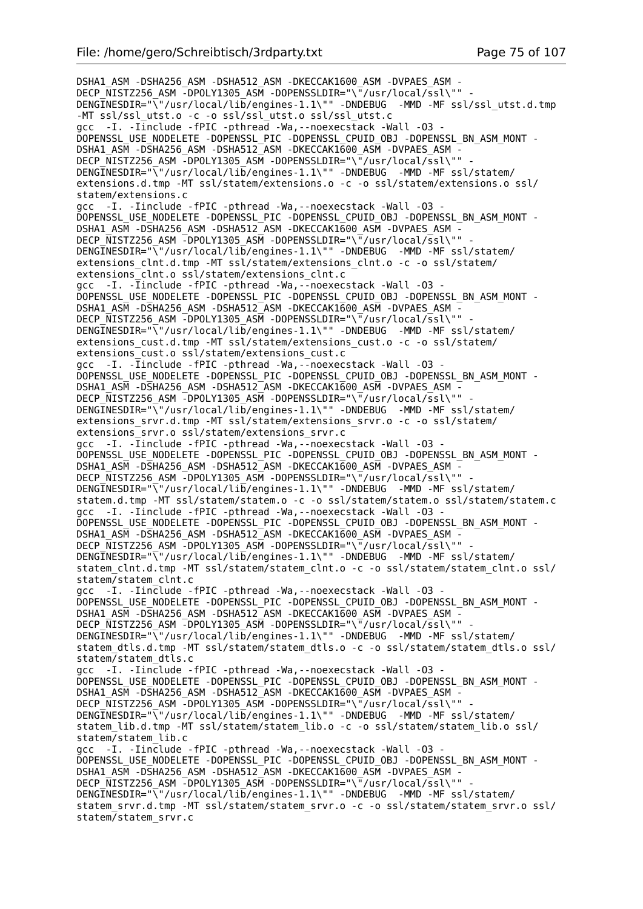```
DSHA1_ASM -DSHA256_ASM -DSHA512_ASM -DKECCAK1600_ASM -DVPAES_ASM -
DECP_NISTZ256_ASM -DPOLY1305_ASM -DOPENSSLDIR="\"/usr/local/ssl\"" -
DENGINESDIR="\"/usr/local/lib/engines-1.1\"" -DNDEBUG  -MMD -MF ssl/ssl_utst.d.tmp
-MT ssl/ssl_utst.o -c -o ssl/ssl_utst.o ssl/ssl_utst.c
gcc  -I. -Iinclude -fPIC -pthread -Wa,--noexecstack -Wall -O3 -
DOPENSSL_USE_NODELETE -DOPENSSL_PIC -DOPENSSL_CPUID_OBJ -DOPENSSL_BN_ASM_MONT -
DSHA1_ASM -DSHA256_ASM -DSHA512_ASM -DKECCAK1600_ASM -DVPAES_ASM -
DECP_NISTZ256_ASM -DPOLY1305_ASM -DOPENSSLDIR="\"/usr/local/ssl\"" -
DENGINESDIR="\"/usr/local/lib/engines-1.1\"" -DNDEBUG  -MMD -MF ssl/statem/
extensions.d.tmp -MT ssl/statem/extensions.o -c -o ssl/statem/extensions.o ssl/
statem/extensions.c
gcc  -I. -Iinclude -fPIC -pthread -Wa,--noexecstack -Wall -O3 -
DOPENSSL_USE_NODELETE -DOPENSSL_PIC -DOPENSSL_CPUID_OBJ -DOPENSSL_BN_ASM_MONT -
DSHA1_ASM -DSHA256_ASM -DSHA512_ASM -DKECCAK1600_ASM -DVPAES_ASM -
DECP_NISTZ256_ASM -DPOLY1305_ASM -DOPENSSLDIR="\"/usr/local/ssl\"" -
DENGINESDIR="\"/usr/local/lib/engines-1.1\"" -DNDEBUG  -MMD -MF ssl/statem/
extensions_clnt.d.tmp -MT ssl/statem/extensions_clnt.o -c -o ssl/statem/
extensions_clnt.o ssl/statem/extensions_clnt.c
gcc  -I. -Iinclude -fPIC -pthread -Wa,--noexecstack -Wall -O3 -
DOPENSSL_USE_NODELETE -DOPENSSL_PIC -DOPENSSL_CPUID_OBJ -DOPENSSL_BN_ASM_MONT -
DSHA1_ASM -DSHA256_ASM -DSHA512_ASM -DKECCAK1600_ASM -DVPAES_ASM -
DECP_NISTZ256_ASM -DPOLY1305_ASM -DOPENSSLDIR="\"/usr/local/ssl\"" -
DENGINESDIR="\"/usr/local/lib/engines-1.1\"" -DNDEBUG  -MMD -MF ssl/statem/
extensions_cust.d.tmp -MT ssl/statem/extensions_cust.o -c -o ssl/statem/
extensions_cust.o ssl/statem/extensions_cust.c
gcc  -I. -Iinclude -fPIC -pthread -Wa,--noexecstack -Wall -O3 -
DOPENSSL_USE_NODELETE -DOPENSSL_PIC -DOPENSSL_CPUID_OBJ -DOPENSSL_BN_ASM_MONT -
DSHA1_ASM -DSHA256_ASM -DSHA512_ASM -DKECCAK1600_ASM -DVPAES_ASM -
DECP_NISTZ256_ASM -DPOLY1305_ASM -DOPENSSLDIR="\"/usr/local/ssl\"" -
DENGINESDIR="\"/usr/local/lib/engines-1.1\"" -DNDEBUG  -MMD -MF ssl/statem/
extensions_srvr.d.tmp -MT ssl/statem/extensions_srvr.o -c -o ssl/statem/
extensions_srvr.o ssl/statem/extensions_srvr.c
gcc  -I. -Iinclude -fPIC -pthread -Wa,--noexecstack -Wall -O3 -
DOPENSSL_USE_NODELETE -DOPENSSL_PIC -DOPENSSL_CPUID_OBJ -DOPENSSL_BN_ASM_MONT -
DSHA1_ASM -DSHA256_ASM -DSHA512_ASM -DKECCAK1600_ASM -DVPAES_ASM -
DECP_NISTZ256_ASM -DPOLY1305_ASM -DOPENSSLDIR="\"/usr/local/ssl\"" -
DENGINESDIR="\"/usr/local/lib/engines-1.1\"" -DNDEBUG  -MMD -MF ssl/statem/
statem.d.tmp -MT ssl/statem/statem.o -c -o ssl/statem/statem.o ssl/statem/statem.c
gcc  -I. -Iinclude -fPIC -pthread -Wa,--noexecstack -Wall -O3 -
DOPENSSL_USE_NODELETE -DOPENSSL_PIC -DOPENSSL_CPUID_OBJ -DOPENSSL_BN_ASM_MONT -
DSHA1_ASM -DSHA256_ASM -DSHA512_ASM -DKECCAK1600_ASM -DVPAES_ASM -
DECP_NISTZ256_ASM -DPOLY1305_ASM -DOPENSSLDIR="\"/usr/local/ssl\"" -
DENGINESDIR="\"/usr/local/lib/engines-1.1\"" -DNDEBUG  -MMD -MF ssl/statem/
statem_clnt.d.tmp -MT ssl/statem/statem_clnt.o -c -o ssl/statem/statem_clnt.o ssl/
statem/statem_clnt.c
gcc  -I. -Iinclude -fPIC -pthread -Wa,--noexecstack -Wall -O3 -
DOPENSSL_USE_NODELETE -DOPENSSL_PIC -DOPENSSL_CPUID_OBJ -DOPENSSL_BN_ASM_MONT -
DSHA1_ASM -DSHA256_ASM -DSHA512_ASM -DKECCAK1600_ASM -DVPAES_ASM -
DECP_NISTZ256_ASM -DPOLY1305_ASM -DOPENSSLDIR="\"/usr/local/ssl\"" -
DENGINESDIR="\"/usr/local/lib/engines-1.1\"" -DNDEBUG  -MMD -MF ssl/statem/
statem_dtls.d.tmp -MT ssl/statem/statem_dtls.o -c -o ssl/statem/statem_dtls.o ssl/
statem/statem_dtls.c
gcc  -I. -Iinclude -fPIC -pthread -Wa,--noexecstack -Wall -O3 -
DOPENSSL_USE_NODELETE -DOPENSSL_PIC -DOPENSSL_CPUID_OBJ -DOPENSSL_BN_ASM_MONT -
DSHA1_ASM -DSHA256_ASM -DSHA512_ASM -DKECCAK1600_ASM -DVPAES_ASM -
DECP_NISTZ256_ASM -DPOLY1305_ASM -DOPENSSLDIR="\"/usr/local/ssl\"" -
DENGINESDIR="\"/usr/local/lib/engines-1.1\"" -DNDEBUG  -MMD -MF ssl/statem/
statem_lib.d.tmp -MT ssl/statem/statem_lib.o -c -o ssl/statem/statem_lib.o ssl/
statem/statem_lib.c
gcc  -I. -Iinclude -fPIC -pthread -Wa,--noexecstack -Wall -O3 -
DOPENSSL_USE_NODELETE -DOPENSSL_PIC -DOPENSSL_CPUID_OBJ -DOPENSSL_BN_ASM_MONT -
DSHA1_ASM -DSHA256_ASM -DSHA512_ASM -DKECCAK1600_ASM -DVPAES_ASM -
DECP_NISTZ256_ASM -DPOLY1305_ASM -DOPENSSLDIR="\"/usr/local/ssl\"" -
DENGINESDIR="\"/usr/local/lib/engines-1.1\"" -DNDEBUG  -MMD -MF ssl/statem/
statem_srvr.d.tmp -MT ssl/statem/statem_srvr.o -c -o ssl/statem/statem_srvr.o ssl/
statem/statem_srvr.c
```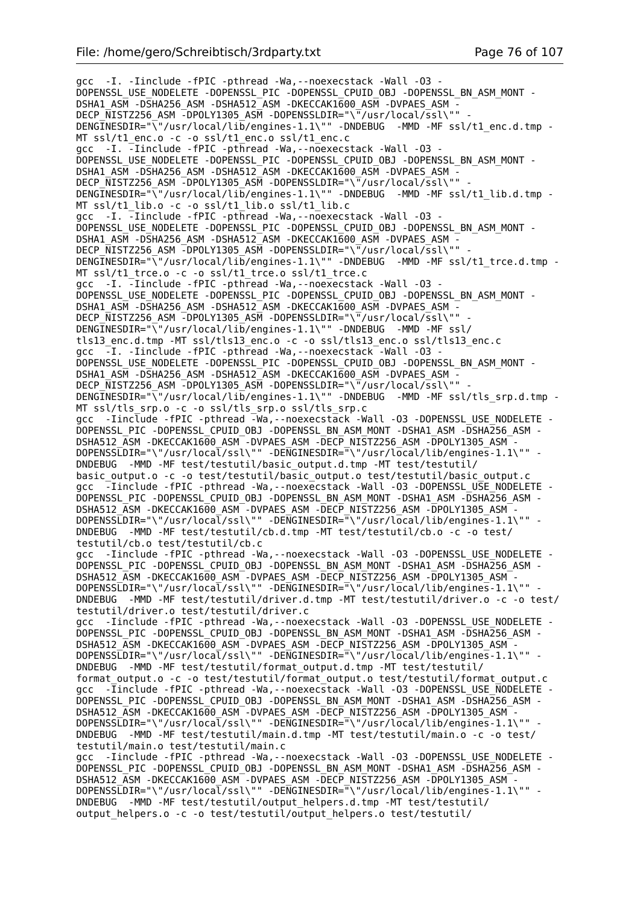```
gcc  -I. -Iinclude -fPIC -pthread -Wa,--noexecstack -Wall -O3 -
DOPENSSL_USE_NODELETE -DOPENSSL_PIC -DOPENSSL_CPUID_OBJ -DOPENSSL_BN_ASM_MONT -
DSHA1_ASM -DSHA256_ASM -DSHA512_ASM -DKECCAK1600_ASM -DVPAES_ASM -
DECP_NISTZ256_ASM -DPOLY1305_ASM -DOPENSSLDIR="\"/usr/local/ssl\"" -
DENGINESDIR="\"/usr/local/lib/engines-1.1\"" -DNDEBUG  -MMD -MF ssl/t1_enc.d.tmp -
MT ssl/t1_enc.o -c -o ssl/t1_enc.o ssl/t1_enc.c
gcc  -I. -Iinclude -fPIC -pthread -Wa,--noexecstack -Wall -O3 -
DOPENSSL_USE_NODELETE -DOPENSSL_PIC -DOPENSSL_CPUID_OBJ -DOPENSSL_BN_ASM_MONT -
DSHA1_ASM -DSHA256_ASM -DSHA512_ASM -DKECCAK1600_ASM -DVPAES_ASM -
DECP_NISTZ256_ASM -DPOLY1305_ASM -DOPENSSLDIR="\"/usr/local/ssl\"" -
DENGINESDIR="\"/usr/local/lib/engines-1.1\"" -DNDEBUG  -MMD -MF ssl/t1_lib.d.tmp -
MT ssl/t1_lib.o -c -o ssl/t1_lib.o ssl/t1_lib.c
gcc  -I. -Iinclude -fPIC -pthread -Wa,--noexecstack -Wall -O3 -
DOPENSSL_USE_NODELETE -DOPENSSL_PIC -DOPENSSL_CPUID_OBJ -DOPENSSL_BN_ASM_MONT -
DSHA1_ASM -DSHA256_ASM -DSHA512_ASM -DKECCAK1600_ASM -DVPAES_ASM -
DECP_NISTZ256_ASM -DPOLY1305_ASM -DOPENSSLDIR="\"/usr/local/ssl\"" -
DENGINESDIR="\"/usr/local/lib/engines-1.1\"" -DNDEBUG  -MMD -MF ssl/t1_trce.d.tmp -
MT ssl/t1_trce.o -c -o ssl/t1_trce.o ssl/t1_trce.c
gcc  -I. -Iinclude -fPIC -pthread -Wa,--noexecstack -Wall -O3 -
DOPENSSL_USE_NODELETE -DOPENSSL_PIC -DOPENSSL_CPUID_OBJ -DOPENSSL_BN_ASM_MONT -
DSHA1_ASM -DSHA256_ASM -DSHA512_ASM -DKECCAK1600_ASM -DVPAES_ASM -
DECP_NISTZ256_ASM -DPOLY1305_ASM -DOPENSSLDIR="\"/usr/local/ssl\"" -
DENGINESDIR="\"/usr/local/lib/engines-1.1\"" -DNDEBUG  -MMD -MF ssl/
tls13_enc.d.tmp -MT ssl/tls13_enc.o -c -o ssl/tls13_enc.o ssl/tls13_enc.c
gcc  -I. -Iinclude -fPIC -pthread -Wa,--noexecstack -Wall -O3 -
DOPENSSL_USE_NODELETE -DOPENSSL_PIC -DOPENSSL_CPUID_OBJ -DOPENSSL_BN_ASM_MONT -
DSHA1_ASM -DSHA256_ASM -DSHA512_ASM -DKECCAK1600_ASM -DVPAES_ASM -
DECP_NISTZ256_ASM -DPOLY1305_ASM -DOPENSSLDIR="\"/usr/local/ssl\"" -
DENGINESDIR="\"/usr/local/lib/engines-1.1\"" -DNDEBUG  -MMD -MF ssl/tls_srp.d.tmp -
MT ssl/tls_srp.o -c -o ssl/tls_srp.o ssl/tls_srp.c
gcc  -Iinclude -fPIC -pthread -Wa,--noexecstack -Wall -O3 -DOPENSSL_USE_NODELETE -
DOPENSSL_PIC -DOPENSSL_CPUID_OBJ -DOPENSSL_BN_ASM_MONT -DSHA1_ASM -DSHA256_ASM -
DSHA512_ASM -DKECCAK1600_ASM -DVPAES_ASM -DECP_NISTZ256_ASM -DPOLY1305_ASM -
DOPENSSLDIR="\"/usr/local/ssl\"" -DENGINESDIR="\"/usr/local/lib/engines-1.1\"" -
DNDEBUG  -MMD -MF test/testutil/basic_output.d.tmp -MT test/testutil/
basic_output.o -c -o test/testutil/basic_output.o test/testutil/basic_output.c
gcc  -Iinclude -fPIC -pthread -Wa,--noexecstack -Wall -O3 -DOPENSSL_USE_NODELETE -
DOPENSSL_PIC -DOPENSSL_CPUID_OBJ -DOPENSSL_BN_ASM_MONT -DSHA1_ASM -DSHA256_ASM -
DSHA512_ASM -DKECCAK1600_ASM -DVPAES_ASM -DECP_NISTZ256_ASM -DPOLY1305_ASM -
DOPENSSLDIR="\"/usr/local/ssl\"" -DENGINESDIR="\"/usr/local/lib/engines-1.1\"" -
DNDEBUG  -MMD -MF test/testutil/cb.d.tmp -MT test/testutil/cb.o -c -o test/
testutil/cb.o test/testutil/cb.c
gcc  -Iinclude -fPIC -pthread -Wa,--noexecstack -Wall -O3 -DOPENSSL_USE_NODELETE -
DOPENSSL_PIC -DOPENSSL_CPUID_OBJ -DOPENSSL_BN_ASM_MONT -DSHA1_ASM -DSHA256_ASM -
DSHA512_ASM -DKECCAK1600_ASM -DVPAES_ASM -DECP_NISTZ256_ASM -DPOLY1305_ASM -
DOPENSSLDIR="\"/usr/local/ssl\"" -DENGINESDIR="\"/usr/local/lib/engines-1.1\"" -
DNDEBUG  -MMD -MF test/testutil/driver.d.tmp -MT test/testutil/driver.o -c -o test/
testutil/driver.o test/testutil/driver.c
gcc  -Iinclude -fPIC -pthread -Wa,--noexecstack -Wall -O3 -DOPENSSL_USE_NODELETE -
DOPENSSL_PIC -DOPENSSL_CPUID_OBJ -DOPENSSL_BN_ASM_MONT -DSHA1_ASM -DSHA256_ASM -
DSHA512_ASM -DKECCAK1600_ASM -DVPAES_ASM -DECP_NISTZ256_ASM -DPOLY1305_ASM -
DOPENSSLDIR="\"/usr/local/ssl\"" -DENGINESDIR="\"/usr/local/lib/engines-1.1\"" -
DNDEBUG  -MMD -MF test/testutil/format_output.d.tmp -MT test/testutil/
format_output.o -c -o test/testutil/format_output.o test/testutil/format_output.c
gcc  -Iinclude -fPIC -pthread -Wa,--noexecstack -Wall -O3 -DOPENSSL_USE_NODELETE -
DOPENSSL_PIC -DOPENSSL_CPUID_OBJ -DOPENSSL_BN_ASM_MONT -DSHA1_ASM -DSHA256_ASM -
DSHA512_ASM -DKECCAK1600_ASM -DVPAES_ASM -DECP_NISTZ256_ASM -DPOLY1305_ASM -
DOPENSSLDIR="\"/usr/local/ssl\"" -DENGINESDIR="\"/usr/local/lib/engines-1.1\"" -
DNDEBUG  -MMD -MF test/testutil/main.d.tmp -MT test/testutil/main.o -c -o test/
testutil/main.o test/testutil/main.c
gcc  -Iinclude -fPIC -pthread -Wa,--noexecstack -Wall -O3 -DOPENSSL_USE_NODELETE -
DOPENSSL_PIC -DOPENSSL_CPUID_OBJ -DOPENSSL_BN_ASM_MONT -DSHA1_ASM -DSHA256_ASM -
DSHA512_ASM -DKECCAK1600_ASM -DVPAES_ASM -DECP_NISTZ256_ASM -DPOLY1305_ASM -
DOPENSSLDIR="\"/usr/local/ssl\"" -DENGINESDIR="\"/usr/local/lib/engines-1.1\"" -
DNDEBUG  -MMD -MF test/testutil/output_helpers.d.tmp -MT test/testutil/
output_helpers.o -c -o test/testutil/output_helpers.o test/testutil/
```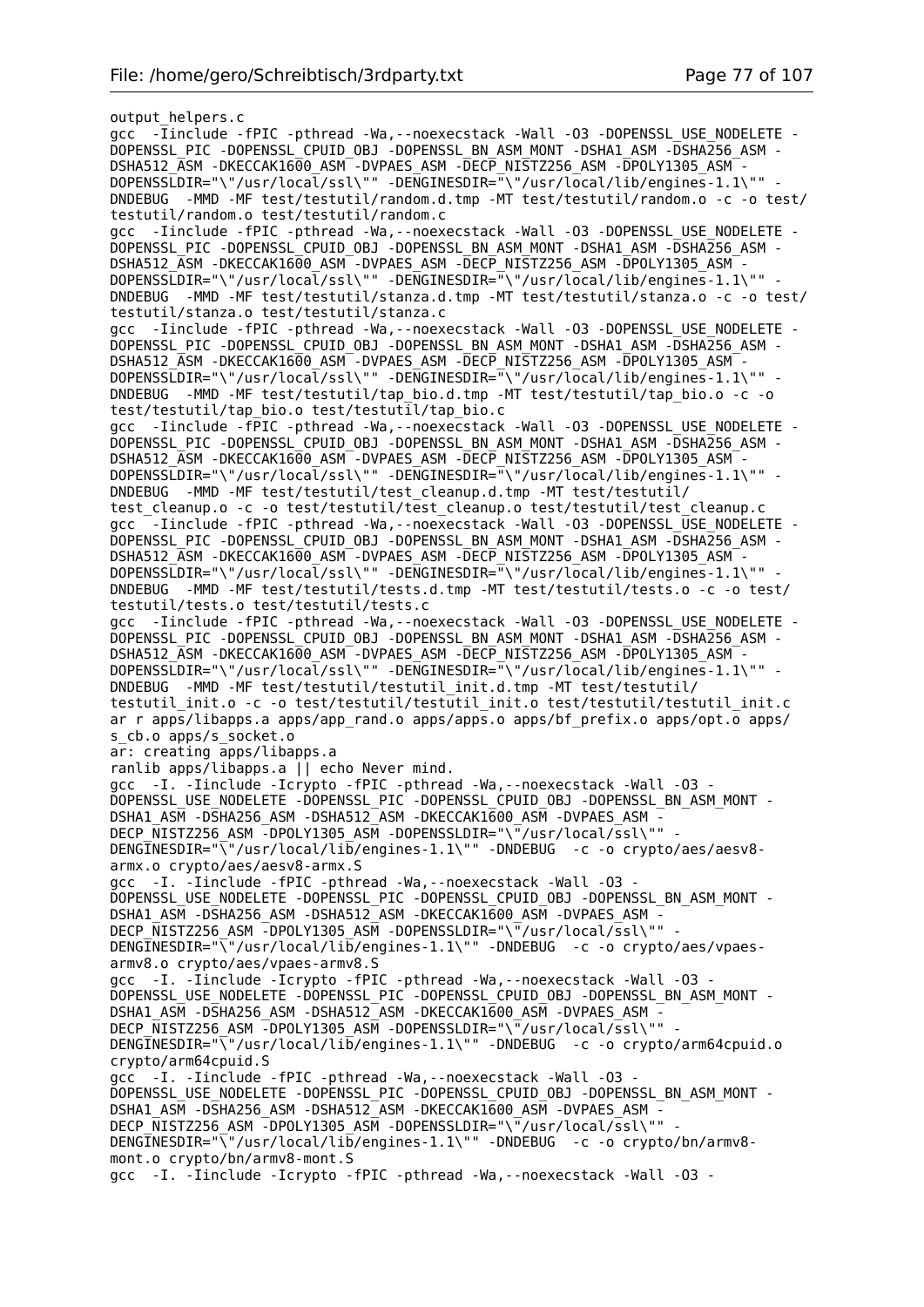```
output_helpers.c
gcc  -Iinclude -fPIC -pthread -Wa,--noexecstack -Wall -O3 -DOPENSSL_USE_NODELETE -
DOPENSSL_PIC -DOPENSSL_CPUID_OBJ -DOPENSSL_BN_ASM_MONT -DSHA1_ASM -DSHA256_ASM -
DSHA512_ASM -DKECCAK1600_ASM -DVPAES_ASM -DECP_NISTZ256_ASM -DPOLY1305_ASM -
DOPENSSLDIR="\"/usr/local/ssl\"" -DENGINESDIR="\"/usr/local/lib/engines-1.1\"" -
DNDEBUG  -MMD -MF test/testutil/random.d.tmp -MT test/testutil/random.o -c -o test/
testutil/random.o test/testutil/random.c
gcc  -Iinclude -fPIC -pthread -Wa,--noexecstack -Wall -O3 -DOPENSSL_USE_NODELETE -
DOPENSSL_PIC -DOPENSSL_CPUID_OBJ -DOPENSSL_BN_ASM_MONT -DSHA1_ASM -DSHA256_ASM -
DSHA512_ASM -DKECCAK1600_ASM -DVPAES_ASM -DECP_NISTZ256_ASM -DPOLY1305_ASM -
DOPENSSLDIR="\"/usr/local/ssl\"" -DENGINESDIR="\"/usr/local/lib/engines-1.1\"" -
DNDEBUG  -MMD -MF test/testutil/stanza.d.tmp -MT test/testutil/stanza.o -c -o test/
testutil/stanza.o test/testutil/stanza.c
gcc  -Iinclude -fPIC -pthread -Wa,--noexecstack -Wall -O3 -DOPENSSL_USE_NODELETE -
DOPENSSL_PIC -DOPENSSL_CPUID_OBJ -DOPENSSL_BN_ASM_MONT -DSHA1_ASM -DSHA256_ASM -
DSHA512_ASM -DKECCAK1600_ASM -DVPAES_ASM -DECP_NISTZ256_ASM -DPOLY1305_ASM -
DOPENSSLDIR="\"/usr/local/ssl\"" -DENGINESDIR="\"/usr/local/lib/engines-1.1\"" -
DNDEBUG  -MMD -MF test/testutil/tap_bio.d.tmp -MT test/testutil/tap_bio.o -c -o
test/testutil/tap_bio.o test/testutil/tap_bio.c
gcc  -Iinclude -fPIC -pthread -Wa,--noexecstack -Wall -O3 -DOPENSSL_USE_NODELETE -
DOPENSSL_PIC -DOPENSSL_CPUID_OBJ -DOPENSSL_BN_ASM_MONT -DSHA1_ASM -DSHA256_ASM -
DSHA512_ASM -DKECCAK1600_ASM -DVPAES_ASM -DECP_NISTZ256_ASM -DPOLY1305_ASM -
DOPENSSLDIR="\"/usr/local/ssl\"" -DENGINESDIR="\"/usr/local/lib/engines-1.1\"" -
DNDEBUG  -MMD -MF test/testutil/test_cleanup.d.tmp -MT test/testutil/
test_cleanup.o -c -o test/testutil/test_cleanup.o test/testutil/test_cleanup.c
gcc  -Iinclude -fPIC -pthread -Wa,--noexecstack -Wall -O3 -DOPENSSL_USE_NODELETE -
DOPENSSL_PIC -DOPENSSL_CPUID_OBJ -DOPENSSL_BN_ASM_MONT -DSHA1_ASM -DSHA256_ASM -
DSHA512_ASM -DKECCAK1600_ASM -DVPAES_ASM -DECP_NISTZ256_ASM -DPOLY1305_ASM -
DOPENSSLDIR="\"/usr/local/ssl\"" -DENGINESDIR="\"/usr/local/lib/engines-1.1\"" -
DNDEBUG  -MMD -MF test/testutil/tests.d.tmp -MT test/testutil/tests.o -c -o test/
testutil/tests.o test/testutil/tests.c
gcc  -Iinclude -fPIC -pthread -Wa,--noexecstack -Wall -O3 -DOPENSSL_USE_NODELETE -
DOPENSSL_PIC -DOPENSSL_CPUID_OBJ -DOPENSSL_BN_ASM_MONT -DSHA1_ASM -DSHA256_ASM -
DSHA512_ASM -DKECCAK1600_ASM -DVPAES_ASM -DECP_NISTZ256_ASM -DPOLY1305_ASM -
DOPENSSLDIR="\"/usr/local/ssl\"" -DENGINESDIR="\"/usr/local/lib/engines-1.1\"" -
DNDEBUG  -MMD -MF test/testutil/testutil_init.d.tmp -MT test/testutil/
testutil_init.o -c -o test/testutil/testutil_init.o test/testutil/testutil_init.c
ar r apps/libapps.a apps/app_rand.o apps/apps.o apps/bf_prefix.o apps/opt.o apps/
s_cb.o apps/s_socket.o
ar: creating apps/libapps.a
ranlib apps/libapps.a || echo Never mind.
gcc  -I. -Iinclude -Icrypto -fPIC -pthread -Wa,--noexecstack -Wall -O3 -
DOPENSSL_USE_NODELETE -DOPENSSL_PIC -DOPENSSL_CPUID_OBJ -DOPENSSL_BN_ASM_MONT -
DSHA1_ASM -DSHA256_ASM -DSHA512_ASM -DKECCAK1600_ASM -DVPAES_ASM -
DECP_NISTZ256_ASM -DPOLY1305_ASM -DOPENSSLDIR="\"/usr/local/ssl\"" -
DENGINESDIR="\"/usr/local/lib/engines-1.1\"" -DNDEBUG  -c -o crypto/aes/aesv8-
armx.o crypto/aes/aesv8-armx.S
gcc  -I. -Iinclude -fPIC -pthread -Wa,--noexecstack -Wall -O3 -
DOPENSSL_USE_NODELETE -DOPENSSL_PIC -DOPENSSL_CPUID_OBJ -DOPENSSL_BN_ASM_MONT -
DSHA1_ASM -DSHA256_ASM -DSHA512_ASM -DKECCAK1600_ASM -DVPAES_ASM -
DECP_NISTZ256_ASM -DPOLY1305_ASM -DOPENSSLDIR="\"/usr/local/ssl\"" -
DENGINESDIR="\"/usr/local/lib/engines-1.1\"" -DNDEBUG  -c -o crypto/aes/vpaes-
armv8.o crypto/aes/vpaes-armv8.S
gcc  -I. -Iinclude -Icrypto -fPIC -pthread -Wa,--noexecstack -Wall -O3 -
DOPENSSL_USE_NODELETE -DOPENSSL_PIC -DOPENSSL_CPUID_OBJ -DOPENSSL_BN_ASM_MONT -
DSHA1_ASM -DSHA256_ASM -DSHA512_ASM -DKECCAK1600_ASM -DVPAES_ASM -
DECP_NISTZ256_ASM -DPOLY1305_ASM -DOPENSSLDIR="\"/usr/local/ssl\"" -
DENGINESDIR="\"/usr/local/lib/engines-1.1\"" -DNDEBUG  -c -o crypto/arm64cpuid.o
crypto/arm64cpuid.S
gcc  -I. -Iinclude -fPIC -pthread -Wa,--noexecstack -Wall -O3 -
DOPENSSL_USE_NODELETE -DOPENSSL_PIC -DOPENSSL_CPUID_OBJ -DOPENSSL_BN_ASM_MONT -
DSHA1_ASM -DSHA256_ASM -DSHA512_ASM -DKECCAK1600_ASM -DVPAES_ASM -
DECP_NISTZ256_ASM -DPOLY1305_ASM -DOPENSSLDIR="\"/usr/local/ssl\"" -
DENGINESDIR="\"/usr/local/lib/engines-1.1\"" -DNDEBUG  -c -o crypto/bn/armv8-
mont.o crypto/bn/armv8-mont.S
gcc  -I. -Iinclude -Icrypto -fPIC -pthread -Wa,--noexecstack -Wall -O3 -
```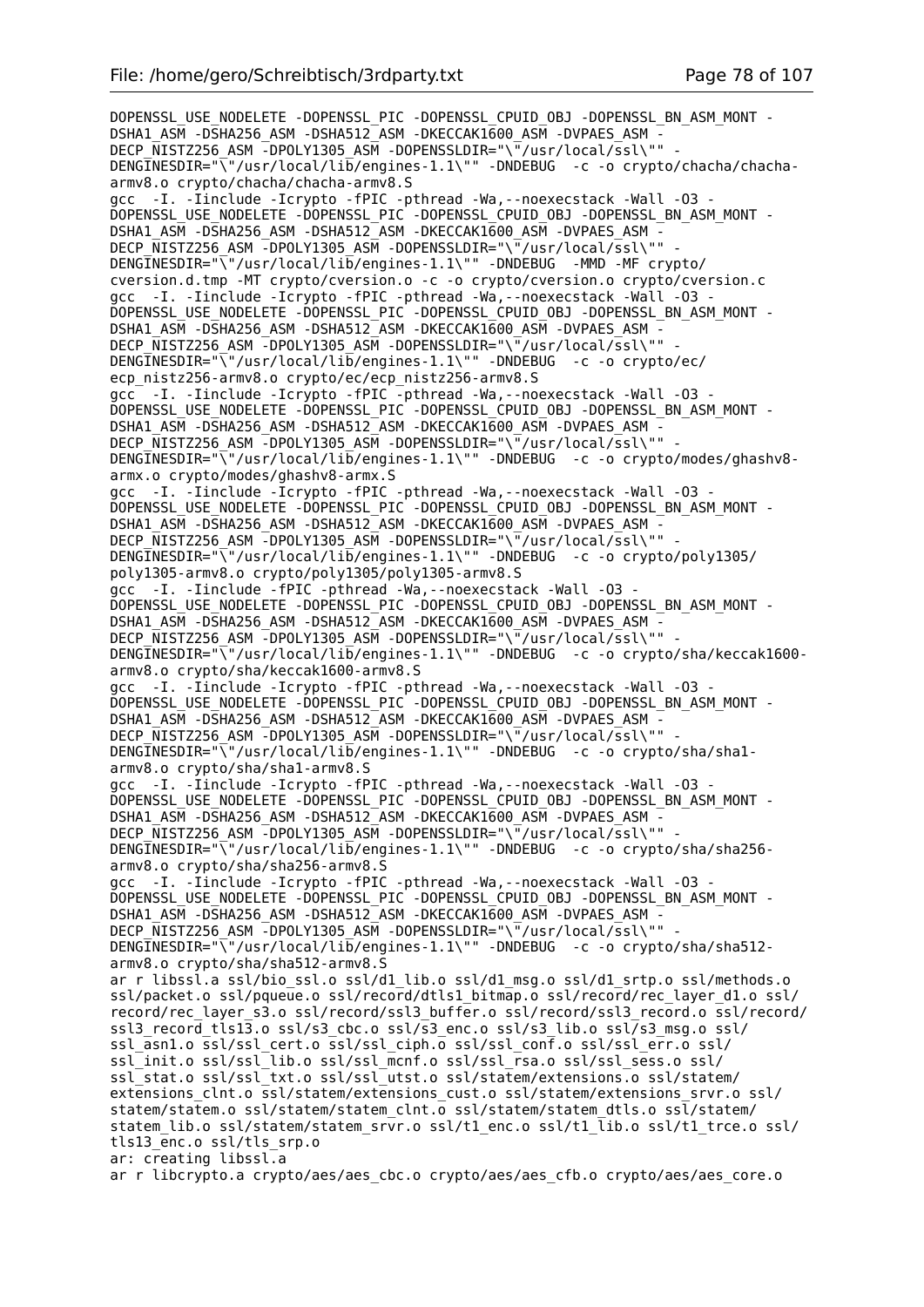```
DOPENSSL_USE_NODELETE -DOPENSSL_PIC -DOPENSSL_CPUID_OBJ -DOPENSSL_BN_ASM_MONT -
DSHA1_ASM -DSHA256_ASM -DSHA512_ASM -DKECCAK1600_ASM -DVPAES_ASM -
DECP_NISTZ256_ASM -DPOLY1305_ASM -DOPENSSLDIR="\"/usr/local/ssl\"" -
DENGINESDIR="\"/usr/local/lib/engines-1.1\"" -DNDEBUG  -c -o crypto/chacha/chacha-
armv8.o crypto/chacha/chacha-armv8.S
gcc  -I. -Iinclude -Icrypto -fPIC -pthread -Wa,--noexecstack -Wall -O3 -
DOPENSSL_USE_NODELETE -DOPENSSL_PIC -DOPENSSL_CPUID_OBJ -DOPENSSL_BN_ASM_MONT -
DSHA1_ASM -DSHA256_ASM -DSHA512_ASM -DKECCAK1600_ASM -DVPAES_ASM -
DECP_NISTZ256_ASM -DPOLY1305_ASM -DOPENSSLDIR="\"/usr/local/ssl\"" -
DENGINESDIR="\"/usr/local/lib/engines-1.1\"" -DNDEBUG  -MMD -MF crypto/
cversion.d.tmp -MT crypto/cversion.o -c -o crypto/cversion.o crypto/cversion.c
gcc  -I. -Iinclude -Icrypto -fPIC -pthread -Wa,--noexecstack -Wall -O3 -
DOPENSSL_USE_NODELETE -DOPENSSL_PIC -DOPENSSL_CPUID_OBJ -DOPENSSL_BN_ASM_MONT -
DSHA1_ASM -DSHA256_ASM -DSHA512_ASM -DKECCAK1600_ASM -DVPAES_ASM -
DECP_NISTZ256_ASM -DPOLY1305_ASM -DOPENSSLDIR="\"/usr/local/ssl\"" -
DENGINESDIR="\"/usr/local/lib/engines-1.1\"" -DNDEBUG  -c -o crypto/ec/
ecp_nistz256-armv8.o crypto/ec/ecp_nistz256-armv8.S
gcc  -I. -Iinclude -Icrypto -fPIC -pthread -Wa,--noexecstack -Wall -O3 -
DOPENSSL_USE_NODELETE -DOPENSSL_PIC -DOPENSSL_CPUID_OBJ -DOPENSSL_BN_ASM_MONT -
DSHA1_ASM -DSHA256_ASM -DSHA512_ASM -DKECCAK1600_ASM -DVPAES_ASM -
DECP_NISTZ256_ASM -DPOLY1305_ASM -DOPENSSLDIR="\"/usr/local/ssl\"" -
DENGINESDIR="\"/usr/local/lib/engines-1.1\"" -DNDEBUG  -c -o crypto/modes/ghashv8-
armx.o crypto/modes/ghashv8-armx.S
gcc  -I. -Iinclude -Icrypto -fPIC -pthread -Wa,--noexecstack -Wall -O3 -
DOPENSSL_USE_NODELETE -DOPENSSL_PIC -DOPENSSL_CPUID_OBJ -DOPENSSL_BN_ASM_MONT -
DSHA1_ASM -DSHA256_ASM -DSHA512_ASM -DKECCAK1600_ASM -DVPAES_ASM -
DECP_NISTZ256_ASM -DPOLY1305_ASM -DOPENSSLDIR="\"/usr/local/ssl\"" -
DENGINESDIR="\"/usr/local/lib/engines-1.1\"" -DNDEBUG  -c -o crypto/poly1305/
poly1305-armv8.o crypto/poly1305/poly1305-armv8.S
gcc  -I. -Iinclude -fPIC -pthread -Wa,--noexecstack -Wall -O3 -
DOPENSSL_USE_NODELETE -DOPENSSL_PIC -DOPENSSL_CPUID_OBJ -DOPENSSL_BN_ASM_MONT -
DSHA1_ASM -DSHA256_ASM -DSHA512_ASM -DKECCAK1600_ASM -DVPAES_ASM -
DECP_NISTZ256_ASM -DPOLY1305_ASM -DOPENSSLDIR="\"/usr/local/ssl\"" -
DENGINESDIR="\"/usr/local/lib/engines-1.1\"" -DNDEBUG  -c -o crypto/sha/keccak1600-
armv8.o crypto/sha/keccak1600-armv8.S
gcc  -I. -Iinclude -Icrypto -fPIC -pthread -Wa,--noexecstack -Wall -O3 -
DOPENSSL_USE_NODELETE -DOPENSSL_PIC -DOPENSSL_CPUID_OBJ -DOPENSSL_BN_ASM_MONT -
DSHA1_ASM -DSHA256_ASM -DSHA512_ASM -DKECCAK1600_ASM -DVPAES_ASM -
DECP_NISTZ256_ASM -DPOLY1305_ASM -DOPENSSLDIR="\"/usr/local/ssl\"" -
DENGINESDIR="\"/usr/local/lib/engines-1.1\"" -DNDEBUG  -c -o crypto/sha/sha1-
armv8.o crypto/sha/sha1-armv8.S
gcc  -I. -Iinclude -Icrypto -fPIC -pthread -Wa,--noexecstack -Wall -O3 -
DOPENSSL_USE_NODELETE -DOPENSSL_PIC -DOPENSSL_CPUID_OBJ -DOPENSSL_BN_ASM_MONT -
DSHA1_ASM -DSHA256_ASM -DSHA512_ASM -DKECCAK1600_ASM -DVPAES_ASM -
DECP_NISTZ256_ASM -DPOLY1305_ASM -DOPENSSLDIR="\"/usr/local/ssl\"" -
DENGINESDIR="\"/usr/local/lib/engines-1.1\"" -DNDEBUG  -c -o crypto/sha/sha256-
armv8.o crypto/sha/sha256-armv8.S
gcc  -I. -Iinclude -Icrypto -fPIC -pthread -Wa,--noexecstack -Wall -O3 -
DOPENSSL_USE_NODELETE -DOPENSSL_PIC -DOPENSSL_CPUID_OBJ -DOPENSSL_BN_ASM_MONT -
DSHA1_ASM -DSHA256_ASM -DSHA512_ASM -DKECCAK1600_ASM -DVPAES_ASM -
DECP_NISTZ256_ASM -DPOLY1305_ASM -DOPENSSLDIR="\"/usr/local/ssl\"" -
DENGINESDIR="\"/usr/local/lib/engines-1.1\"" -DNDEBUG  -c -o crypto/sha/sha512-
armv8.o crypto/sha/sha512-armv8.S
ar r libssl.a ssl/bio_ssl.o ssl/d1_lib.o ssl/d1_msg.o ssl/d1_srtp.o ssl/methods.o
ssl/packet.o ssl/pqueue.o ssl/record/dtls1_bitmap.o ssl/record/rec_layer_d1.o ssl/
record/rec_layer_s3.o ssl/record/ssl3_buffer.o ssl/record/ssl3_record.o ssl/record/
ssl3_record_tls13.o ssl/s3_cbc.o ssl/s3_enc.o ssl/s3_lib.o ssl/s3_msg.o ssl/
ssl_asn1.o ssl/ssl_cert.o ssl/ssl_ciph.o ssl/ssl_conf.o ssl/ssl_err.o ssl/
ssl_init.o ssl/ssl_lib.o ssl/ssl_mcnf.o ssl/ssl_rsa.o ssl/ssl_sess.o ssl/
ssl_stat.o ssl/ssl_txt.o ssl/ssl_utst.o ssl/statem/extensions.o ssl/statem/
extensions_clnt.o ssl/statem/extensions_cust.o ssl/statem/extensions_srvr.o ssl/
statem/statem.o ssl/statem/statem_clnt.o ssl/statem/statem_dtls.o ssl/statem/
statem_lib.o ssl/statem/statem_srvr.o ssl/t1_enc.o ssl/t1_lib.o ssl/t1_trce.o ssl/
tls13_enc.o ssl/tls_srp.o
ar: creating libssl.a
ar r libcrypto.a crypto/aes/aes_cbc.o crypto/aes/aes_cfb.o crypto/aes/aes_core.o
```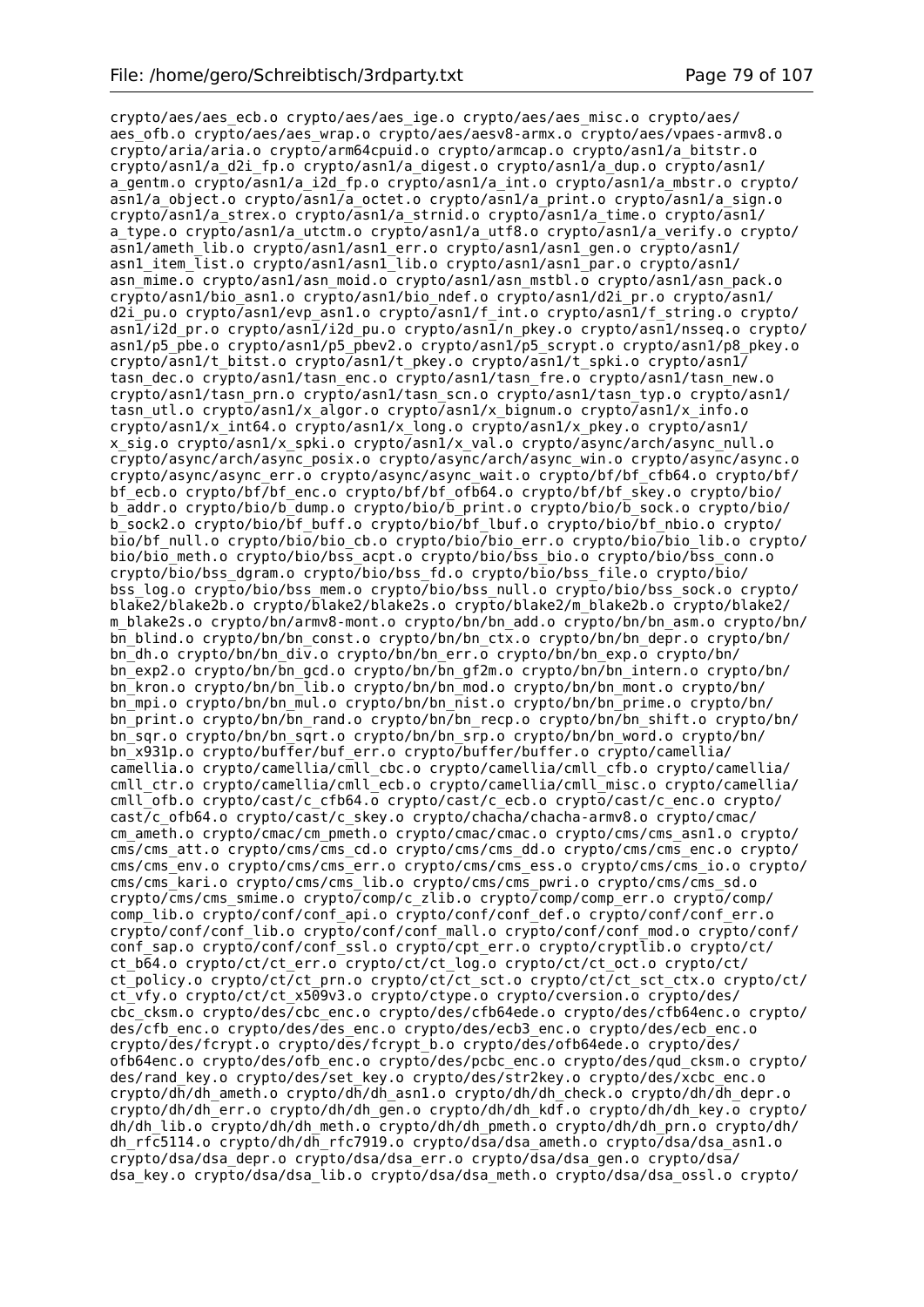```
crypto/aes/aes_ecb.o crypto/aes/aes_ige.o crypto/aes/aes_misc.o crypto/aes/
aes_ofb.o crypto/aes/aes_wrap.o crypto/aes/aesv8-armx.o crypto/aes/vpaes-armv8.o
crypto/aria/aria.o crypto/arm64cpuid.o crypto/armcap.o crypto/asn1/a_bitstr.o
crypto/asn1/a_d2i_fp.o crypto/asn1/a_digest.o crypto/asn1/a_dup.o crypto/asn1/
a_gentm.o crypto/asn1/a_i2d_fp.o crypto/asn1/a_int.o crypto/asn1/a_mbstr.o crypto/
asn1/a_object.o crypto/asn1/a_octet.o crypto/asn1/a_print.o crypto/asn1/a_sign.o
crypto/asn1/a_strex.o crypto/asn1/a_strnid.o crypto/asn1/a_time.o crypto/asn1/
a_type.o crypto/asn1/a_utctm.o crypto/asn1/a_utf8.o crypto/asn1/a_verify.o crypto/
asn1/ameth_lib.o crypto/asn1/asn1_err.o crypto/asn1/asn1_gen.o crypto/asn1/
asn1_item_list.o crypto/asn1/asn1_lib.o crypto/asn1/asn1_par.o crypto/asn1/
asn_mime.o crypto/asn1/asn_moid.o crypto/asn1/asn_mstbl.o crypto/asn1/asn_pack.o
crypto/asn1/bio_asn1.o crypto/asn1/bio_ndef.o crypto/asn1/d2i_pr.o crypto/asn1/
d2i_pu.o crypto/asn1/evp_asn1.o crypto/asn1/f_int.o crypto/asn1/f_string.o crypto/
asn1/i2d_pr.o crypto/asn1/i2d_pu.o crypto/asn1/n_pkey.o crypto/asn1/nsseq.o crypto/
asn1/p5_pbe.o crypto/asn1/p5_pbev2.o crypto/asn1/p5_scrypt.o crypto/asn1/p8_pkey.o
crypto/asn1/t_bitst.o crypto/asn1/t_pkey.o crypto/asn1/t_spki.o crypto/asn1/
tasn_dec.o crypto/asn1/tasn_enc.o crypto/asn1/tasn_fre.o crypto/asn1/tasn_new.o
crypto/asn1/tasn_prn.o crypto/asn1/tasn_scn.o crypto/asn1/tasn_typ.o crypto/asn1/
tasn_utl.o crypto/asn1/x_algor.o crypto/asn1/x_bignum.o crypto/asn1/x_info.o
crypto/asn1/x_int64.o crypto/asn1/x_long.o crypto/asn1/x_pkey.o crypto/asn1/
x_sig.o crypto/asn1/x_spki.o crypto/asn1/x_val.o crypto/async/arch/async_null.o
crypto/async/arch/async_posix.o crypto/async/arch/async_win.o crypto/async/async.o
crypto/async/async_err.o crypto/async/async_wait.o crypto/bf/bf_cfb64.o crypto/bf/
bf_ecb.o crypto/bf/bf_enc.o crypto/bf/bf_ofb64.o crypto/bf/bf_skey.o crypto/bio/
b_addr.o crypto/bio/b_dump.o crypto/bio/b_print.o crypto/bio/b_sock.o crypto/bio/
b_sock2.o crypto/bio/bf_buff.o crypto/bio/bf_lbuf.o crypto/bio/bf_nbio.o crypto/
bio/bf_null.o crypto/bio/bio_cb.o crypto/bio/bio_err.o crypto/bio/bio_lib.o crypto/
bio/bio_meth.o crypto/bio/bss_acpt.o crypto/bio/bss_bio.o crypto/bio/bss_conn.o
crypto/bio/bss_dgram.o crypto/bio/bss_fd.o crypto/bio/bss_file.o crypto/bio/
bss_log.o crypto/bio/bss_mem.o crypto/bio/bss_null.o crypto/bio/bss_sock.o crypto/
blake2/blake2b.o crypto/blake2/blake2s.o crypto/blake2/m_blake2b.o crypto/blake2/
m_blake2s.o crypto/bn/armv8-mont.o crypto/bn/bn_add.o crypto/bn/bn_asm.o crypto/bn/
bn_blind.o crypto/bn/bn_const.o crypto/bn/bn_ctx.o crypto/bn/bn_depr.o crypto/bn/
bn_dh.o crypto/bn/bn_div.o crypto/bn/bn_err.o crypto/bn/bn_exp.o crypto/bn/
bn_exp2.o crypto/bn/bn_gcd.o crypto/bn/bn_gf2m.o crypto/bn/bn_intern.o crypto/bn/
bn_kron.o crypto/bn/bn_lib.o crypto/bn/bn_mod.o crypto/bn/bn_mont.o crypto/bn/
bn_mpi.o crypto/bn/bn_mul.o crypto/bn/bn_nist.o crypto/bn/bn_prime.o crypto/bn/
bn_print.o crypto/bn/bn_rand.o crypto/bn/bn_recp.o crypto/bn/bn_shift.o crypto/bn/
bn_sqr.o crypto/bn/bn_sqrt.o crypto/bn/bn_srp.o crypto/bn/bn_word.o crypto/bn/
bn_x931p.o crypto/buffer/buf_err.o crypto/buffer/buffer.o crypto/camellia/
camellia.o crypto/camellia/cmll_cbc.o crypto/camellia/cmll_cfb.o crypto/camellia/
cmll_ctr.o crypto/camellia/cmll_ecb.o crypto/camellia/cmll_misc.o crypto/camellia/
cmll_ofb.o crypto/cast/c_cfb64.o crypto/cast/c_ecb.o crypto/cast/c_enc.o crypto/
cast/c_ofb64.o crypto/cast/c_skey.o crypto/chacha/chacha-armv8.o crypto/cmac/
cm_ameth.o crypto/cmac/cm_pmeth.o crypto/cmac/cmac.o crypto/cms/cms_asn1.o crypto/
cms/cms_att.o crypto/cms/cms_cd.o crypto/cms/cms_dd.o crypto/cms/cms_enc.o crypto/
cms/cms_env.o crypto/cms/cms_err.o crypto/cms/cms_ess.o crypto/cms/cms_io.o crypto/
cms/cms_kari.o crypto/cms/cms_lib.o crypto/cms/cms_pwri.o crypto/cms/cms_sd.o
crypto/cms/cms_smime.o crypto/comp/c_zlib.o crypto/comp/comp_err.o crypto/comp/
comp_lib.o crypto/conf/conf_api.o crypto/conf/conf_def.o crypto/conf/conf_err.o
crypto/conf/conf_lib.o crypto/conf/conf_mall.o crypto/conf/conf_mod.o crypto/conf/
conf_sap.o crypto/conf/conf_ssl.o crypto/cpt_err.o crypto/cryptlib.o crypto/ct/
ct_b64.o crypto/ct/ct_err.o crypto/ct/ct_log.o crypto/ct/ct_oct.o crypto/ct/
ct_policy.o crypto/ct/ct_prn.o crypto/ct/ct_sct.o crypto/ct/ct_sct_ctx.o crypto/ct/
ct_vfy.o crypto/ct/ct_x509v3.o crypto/ctype.o crypto/cversion.o crypto/des/
cbc_cksm.o crypto/des/cbc_enc.o crypto/des/cfb64ede.o crypto/des/cfb64enc.o crypto/
des/cfb_enc.o crypto/des/des_enc.o crypto/des/ecb3_enc.o crypto/des/ecb_enc.o
crypto/des/fcrypt.o crypto/des/fcrypt_b.o crypto/des/ofb64ede.o crypto/des/
ofb64enc.o crypto/des/ofb_enc.o crypto/des/pcbc_enc.o crypto/des/qud_cksm.o crypto/
des/rand_key.o crypto/des/set_key.o crypto/des/str2key.o crypto/des/xcbc_enc.o
crypto/dh/dh_ameth.o crypto/dh/dh_asn1.o crypto/dh/dh_check.o crypto/dh/dh_depr.o
crypto/dh/dh_err.o crypto/dh/dh_gen.o crypto/dh/dh_kdf.o crypto/dh/dh_key.o crypto/
dh/dh_lib.o crypto/dh/dh_meth.o crypto/dh/dh_pmeth.o crypto/dh/dh_prn.o crypto/dh/
dh_rfc5114.o crypto/dh/dh_rfc7919.o crypto/dsa/dsa_ameth.o crypto/dsa/dsa_asn1.o
crypto/dsa/dsa_depr.o crypto/dsa/dsa_err.o crypto/dsa/dsa_gen.o crypto/dsa/
dsa_key.o crypto/dsa/dsa_lib.o crypto/dsa/dsa_meth.o crypto/dsa/dsa_ossl.o crypto/
```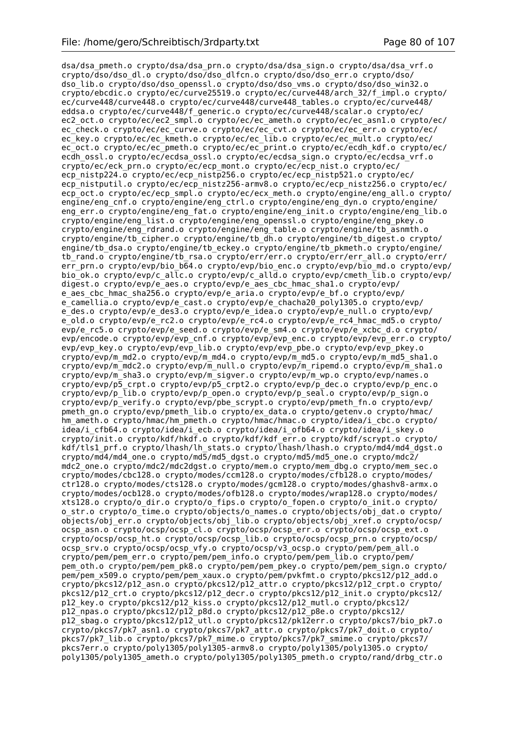dsa/dsa_pmeth.o crypto/dsa/dsa_prn.o crypto/dsa/dsa_sign.o crypto/dsa/dsa_vrf.o
crypto/dso/dso_dl.o crypto/dso/dso_dlfcn.o crypto/dso/dso_err.o crypto/dso/
dso_lib.o crypto/dso/dso_openssl.o crypto/dso/dso_vms.o crypto/dso/dso_win32.o
crypto/ebcdic.o crypto/ec/curve25519.o crypto/ec/curve448/arch_32/f_impl.o crypto/
ec/curve448/curve448.o crypto/ec/curve448/curve448_tables.o crypto/ec/curve448/
eddsa.o crypto/ec/curve448/f_generic.o crypto/ec/curve448/scalar.o crypto/ec/
ec2_oct.o crypto/ec/ec2_smpl.o crypto/ec/ec_ameth.o crypto/ec/ec_asn1.o crypto/ec/
ec_check.o crypto/ec/ec_curve.o crypto/ec/ec_cvt.o crypto/ec/ec_err.o crypto/ec/
ec_key.o crypto/ec/ec_kmeth.o crypto/ec/ec_lib.o crypto/ec/ec_mult.o crypto/ec/
ec_oct.o crypto/ec/ec_pmeth.o crypto/ec/ec_print.o crypto/ec/ecdh_kdf.o crypto/ec/
ecdh_ossl.o crypto/ec/ecdsa_ossl.o crypto/ec/ecdsa_sign.o crypto/ec/ecdsa_vrf.o
crypto/ec/eck_prn.o crypto/ec/ecp_mont.o crypto/ec/ecp_nist.o crypto/ec/
ecp_nistp224.o crypto/ec/ecp_nistp256.o crypto/ec/ecp_nistp521.o crypto/ec/
ecp_nistputil.o crypto/ec/ecp_nistz256-armv8.o crypto/ec/ecp_nistz256.o crypto/ec/
ecp_oct.o crypto/ec/ecp_smpl.o crypto/ec/ecx_meth.o crypto/engine/eng_all.o crypto/
engine/eng_cnf.o crypto/engine/eng_ctrl.o crypto/engine/eng_dyn.o crypto/engine/
eng_err.o crypto/engine/eng_fat.o crypto/engine/eng_init.o crypto/engine/eng_lib.o
crypto/engine/eng_list.o crypto/engine/eng_openssl.o crypto/engine/eng_pkey.o
crypto/engine/eng_rdrand.o crypto/engine/eng_table.o crypto/engine/tb_asnmth.o
crypto/engine/tb_cipher.o crypto/engine/tb_dh.o crypto/engine/tb_digest.o crypto/
engine/tb_dsa.o crypto/engine/tb_eckey.o crypto/engine/tb_pkmeth.o crypto/engine/
tb_rand.o crypto/engine/tb_rsa.o crypto/err/err.o crypto/err/err_all.o crypto/err/
err_prn.o crypto/evp/bio_b64.o crypto/evp/bio_enc.o crypto/evp/bio_md.o crypto/evp/
bio_ok.o crypto/evp/c_allc.o crypto/evp/c_alld.o crypto/evp/cmeth_lib.o crypto/evp/
digest.o crypto/evp/e_aes.o crypto/evp/e_aes_cbc_hmac_sha1.o crypto/evp/
e_aes_cbc_hmac_sha256.o crypto/evp/e_aria.o crypto/evp/e_bf.o crypto/evp/
e_camellia.o crypto/evp/e_cast.o crypto/evp/e_chacha20_poly1305.o crypto/evp/
e_des.o crypto/evp/e_des3.o crypto/evp/e_idea.o crypto/evp/e_null.o crypto/evp/
e_old.o crypto/evp/e_rc2.o crypto/evp/e_rc4.o crypto/evp/e_rc4_hmac_md5.o crypto/
evp/e_rc5.o crypto/evp/e_seed.o crypto/evp/e_sm4.o crypto/evp/e_xcbc_d.o crypto/
evp/encode.o crypto/evp/evp_cnf.o crypto/evp/evp_enc.o crypto/evp/evp_err.o crypto/
evp/evp_key.o crypto/evp/evp_lib.o crypto/evp/evp_pbe.o crypto/evp/evp_pkey.o
crypto/evp/m_md2.o crypto/evp/m_md4.o crypto/evp/m_md5.o crypto/evp/m_md5_sha1.o
crypto/evp/m_mdc2.o crypto/evp/m_null.o crypto/evp/m_ripemd.o crypto/evp/m_sha1.o
crypto/evp/m_sha3.o crypto/evp/m_sigver.o crypto/evp/m_wp.o crypto/evp/names.o
crypto/evp/p5_crpt.o crypto/evp/p5_crpt2.o crypto/evp/p_dec.o crypto/evp/p_enc.o
crypto/evp/p_lib.o crypto/evp/p_open.o crypto/evp/p_seal.o crypto/evp/p_sign.o
crypto/evp/p_verify.o crypto/evp/pbe_scrypt.o crypto/evp/pmeth_fn.o crypto/evp/
pmeth_gn.o crypto/evp/pmeth_lib.o crypto/ex_data.o crypto/getenv.o crypto/hmac/
hm_ameth.o crypto/hmac/hm_pmeth.o crypto/hmac/hmac.o crypto/idea/i_cbc.o crypto/
idea/i_cfb64.o crypto/idea/i_ecb.o crypto/idea/i_ofb64.o crypto/idea/i_skey.o
crypto/init.o crypto/kdf/hkdf.o crypto/kdf/kdf_err.o crypto/kdf/scrypt.o crypto/
kdf/tls1_prf.o crypto/lhash/lh_stats.o crypto/lhash/lhash.o crypto/md4/md4_dgst.o
crypto/md4/md4_one.o crypto/md5/md5_dgst.o crypto/md5/md5_one.o crypto/mdc2/
mdc2_one.o crypto/mdc2/mdc2dgst.o crypto/mem.o crypto/mem_dbg.o crypto/mem_sec.o
crypto/modes/cbc128.o crypto/modes/ccm128.o crypto/modes/cfb128.o crypto/modes/
ctr128.o crypto/modes/cts128.o crypto/modes/gcm128.o crypto/modes/ghashv8-armx.o
crypto/modes/ocb128.o crypto/modes/ofb128.o crypto/modes/wrap128.o crypto/modes/
xts128.o crypto/o_dir.o crypto/o_fips.o crypto/o_fopen.o crypto/o_init.o crypto/
o_str.o crypto/o_time.o crypto/objects/o_names.o crypto/objects/obj_dat.o crypto/
objects/obj_err.o crypto/objects/obj_lib.o crypto/objects/obj_xref.o crypto/ocsp/
ocsp_asn.o crypto/ocsp/ocsp_cl.o crypto/ocsp/ocsp_err.o crypto/ocsp/ocsp_ext.o
crypto/ocsp/ocsp_ht.o crypto/ocsp/ocsp_lib.o crypto/ocsp/ocsp_prn.o crypto/ocsp/
ocsp_srv.o crypto/ocsp/ocsp_vfy.o crypto/ocsp/v3_ocsp.o crypto/pem/pem_all.o
crypto/pem/pem_err.o crypto/pem/pem_info.o crypto/pem/pem_lib.o crypto/pem/
pem_oth.o crypto/pem/pem_pk8.o crypto/pem/pem_pkey.o crypto/pem/pem_sign.o crypto/
pem/pem_x509.o crypto/pem/pem_xaux.o crypto/pem/pvkfmt.o crypto/pkcs12/p12_add.o
crypto/pkcs12/p12_asn.o crypto/pkcs12/p12_attr.o crypto/pkcs12/p12_crpt.o crypto/
pkcs12/p12_crt.o crypto/pkcs12/p12_decr.o crypto/pkcs12/p12_init.o crypto/pkcs12/
p12_key.o crypto/pkcs12/p12_kiss.o crypto/pkcs12/p12_mutl.o crypto/pkcs12/
p12_npas.o crypto/pkcs12/p12_p8d.o crypto/pkcs12/p12_p8e.o crypto/pkcs12/
p12_sbag.o crypto/pkcs12/p12_utl.o crypto/pkcs12/pk12err.o crypto/pkcs7/bio_pk7.o
crypto/pkcs7/pk7_asn1.o crypto/pkcs7/pk7_attr.o crypto/pkcs7/pk7_doit.o crypto/
pkcs7/pk7_lib.o crypto/pkcs7/pk7_mime.o crypto/pkcs7/pk7_smime.o crypto/pkcs7/
pkcs7err.o crypto/poly1305/poly1305-armv8.o crypto/poly1305/poly1305.o crypto/
poly1305/poly1305_ameth.o crypto/poly1305/poly1305_pmeth.o crypto/rand/drbg_ctr.o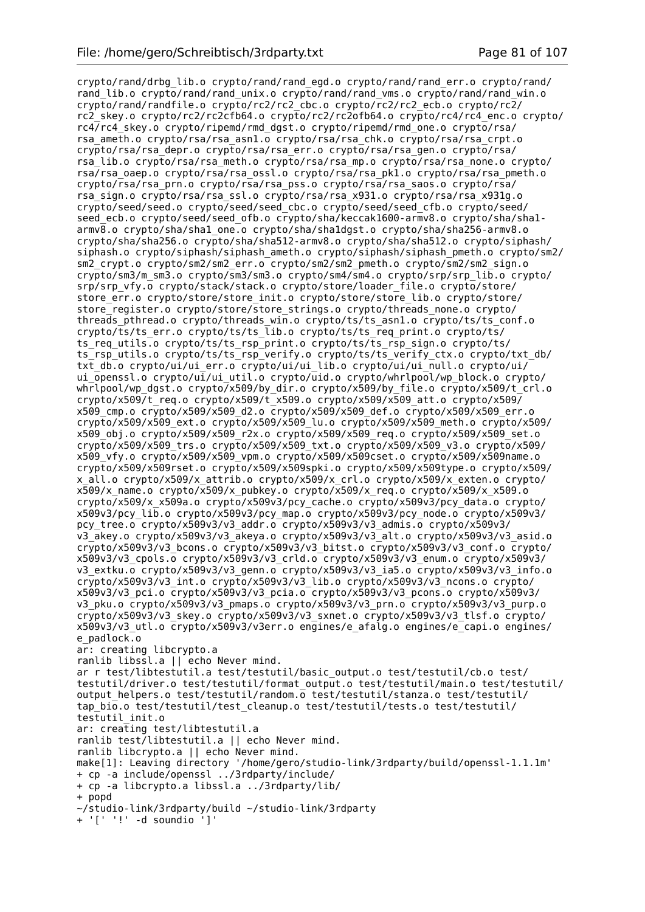```
crypto/rand/drbg_lib.o crypto/rand/rand_egd.o crypto/rand/rand_err.o crypto/rand/
rand_lib.o crypto/rand/rand_unix.o crypto/rand/rand_vms.o crypto/rand/rand_win.o
crypto/rand/randfile.o crypto/rc2/rc2_cbc.o crypto/rc2/rc2_ecb.o crypto/rc2/
rc2_skey.o crypto/rc2/rc2cfb64.o crypto/rc2/rc2ofb64.o crypto/rc4/rc4_enc.o crypto/
rc4/rc4_skey.o crypto/ripemd/rmd_dgst.o crypto/ripemd/rmd_one.o crypto/rsa/
rsa_ameth.o crypto/rsa/rsa_asn1.o crypto/rsa/rsa_chk.o crypto/rsa/rsa_crpt.o
crypto/rsa/rsa_depr.o crypto/rsa/rsa_err.o crypto/rsa/rsa_gen.o crypto/rsa/
rsa_lib.o crypto/rsa/rsa_meth.o crypto/rsa/rsa_mp.o crypto/rsa/rsa_none.o crypto/
rsa/rsa_oaep.o crypto/rsa/rsa_ossl.o crypto/rsa/rsa_pk1.o crypto/rsa/rsa_pmeth.o
crypto/rsa/rsa_prn.o crypto/rsa/rsa_pss.o crypto/rsa/rsa_saos.o crypto/rsa/
rsa_sign.o crypto/rsa/rsa_ssl.o crypto/rsa/rsa_x931.o crypto/rsa/rsa_x931g.o
crypto/seed/seed.o crypto/seed/seed_cbc.o crypto/seed/seed_cfb.o crypto/seed/
seed_ecb.o crypto/seed/seed_ofb.o crypto/sha/keccak1600-armv8.o crypto/sha/sha1-
armv8.o crypto/sha/sha1_one.o crypto/sha/sha1dgst.o crypto/sha/sha256-armv8.o
crypto/sha/sha256.o crypto/sha/sha512-armv8.o crypto/sha/sha512.o crypto/siphash/
siphash.o crypto/siphash/siphash_ameth.o crypto/siphash/siphash_pmeth.o crypto/sm2/
sm2_crypt.o crypto/sm2/sm2_err.o crypto/sm2/sm2_pmeth.o crypto/sm2/sm2_sign.o
crypto/sm3/m_sm3.o crypto/sm3/sm3.o crypto/sm4/sm4.o crypto/srp/srp_lib.o crypto/
srp/srp_vfy.o crypto/stack/stack.o crypto/store/loader_file.o crypto/store/
store_err.o crypto/store/store_init.o crypto/store/store_lib.o crypto/store/
store_register.o crypto/store/store_strings.o crypto/threads_none.o crypto/
threads_pthread.o crypto/threads_win.o crypto/ts/ts_asn1.o crypto/ts/ts_conf.o
crypto/ts/ts_err.o crypto/ts/ts_lib.o crypto/ts/ts_req_print.o crypto/ts/
ts_req_utils.o crypto/ts/ts_rsp_print.o crypto/ts/ts_rsp_sign.o crypto/ts/
ts_rsp_utils.o crypto/ts/ts_rsp_verify.o crypto/ts/ts_verify_ctx.o crypto/txt_db/
txt_db.o crypto/ui/ui_err.o crypto/ui/ui_lib.o crypto/ui/ui_null.o crypto/ui/
ui_openssl.o crypto/ui/ui_util.o crypto/uid.o crypto/whrlpool/wp_block.o crypto/
whrlpool/wp_dgst.o crypto/x509/by_dir.o crypto/x509/by_file.o crypto/x509/t_crl.o
crypto/x509/t_req.o crypto/x509/t_x509.o crypto/x509/x509_att.o crypto/x509/
x509_cmp.o crypto/x509/x509_d2.o crypto/x509/x509_def.o crypto/x509/x509_err.o
crypto/x509/x509_ext.o crypto/x509/x509_lu.o crypto/x509/x509_meth.o crypto/x509/
x509_obj.o crypto/x509/x509_r2x.o crypto/x509/x509_req.o crypto/x509/x509_set.o
crypto/x509/x509_trs.o crypto/x509/x509_txt.o crypto/x509/x509_v3.o crypto/x509/
x509_vfy.o crypto/x509/x509_vpm.o crypto/x509/x509cset.o crypto/x509/x509name.o
crypto/x509/x509rset.o crypto/x509/x509spki.o crypto/x509/x509type.o crypto/x509/
x_all.o crypto/x509/x_attrib.o crypto/x509/x_crl.o crypto/x509/x_exten.o crypto/
x509/x_name.o crypto/x509/x_pubkey.o crypto/x509/x_req.o crypto/x509/x_x509.o
crypto/x509/x_x509a.o crypto/x509v3/pcy_cache.o crypto/x509v3/pcy_data.o crypto/
x509v3/pcy_lib.o crypto/x509v3/pcy_map.o crypto/x509v3/pcy_node.o crypto/x509v3/
pcy_tree.o crypto/x509v3/v3_addr.o crypto/x509v3/v3_admis.o crypto/x509v3/
v3_akey.o crypto/x509v3/v3_akeya.o crypto/x509v3/v3_alt.o crypto/x509v3/v3_asid.o
crypto/x509v3/v3_bcons.o crypto/x509v3/v3_bitst.o crypto/x509v3/v3_conf.o crypto/
x509v3/v3_cpols.o crypto/x509v3/v3_crld.o crypto/x509v3/v3_enum.o crypto/x509v3/
v3_extku.o crypto/x509v3/v3_genn.o crypto/x509v3/v3_ia5.o crypto/x509v3/v3_info.o
crypto/x509v3/v3_int.o crypto/x509v3/v3_lib.o crypto/x509v3/v3_ncons.o crypto/
x509v3/v3_pci.o crypto/x509v3/v3_pcia.o crypto/x509v3/v3_pcons.o crypto/x509v3/
v3_pku.o crypto/x509v3/v3_pmaps.o crypto/x509v3/v3_prn.o crypto/x509v3/v3_purp.o
crypto/x509v3/v3_skey.o crypto/x509v3/v3_sxnet.o crypto/x509v3/v3_tlsf.o crypto/
x509v3/v3_utl.o crypto/x509v3/v3err.o engines/e_afalg.o engines/e_capi.o engines/
e_padlock.o
ar: creating libcrypto.a
ranlib libssl.a || echo Never mind.
ar r test/libtestutil.a test/testutil/basic_output.o test/testutil/cb.o test/
testutil/driver.o test/testutil/format_output.o test/testutil/main.o test/testutil/
output_helpers.o test/testutil/random.o test/testutil/stanza.o test/testutil/
tap_bio.o test/testutil/test_cleanup.o test/testutil/tests.o test/testutil/
testutil_init.o
ar: creating test/libtestutil.a
ranlib test/libtestutil.a || echo Never mind.
ranlib libcrypto.a || echo Never mind.
make[1]: Leaving directory '/home/gero/studio-link/3rdparty/build/openssl-1.1.1m'
+ cp -a include/openssl ../3rdparty/include/
+ cp -a libcrypto.a libssl.a ../3rdparty/lib/
+ popd
~/studio-link/3rdparty/build ~/studio-link/3rdparty
+ '[' '!' -d soundio ']'
```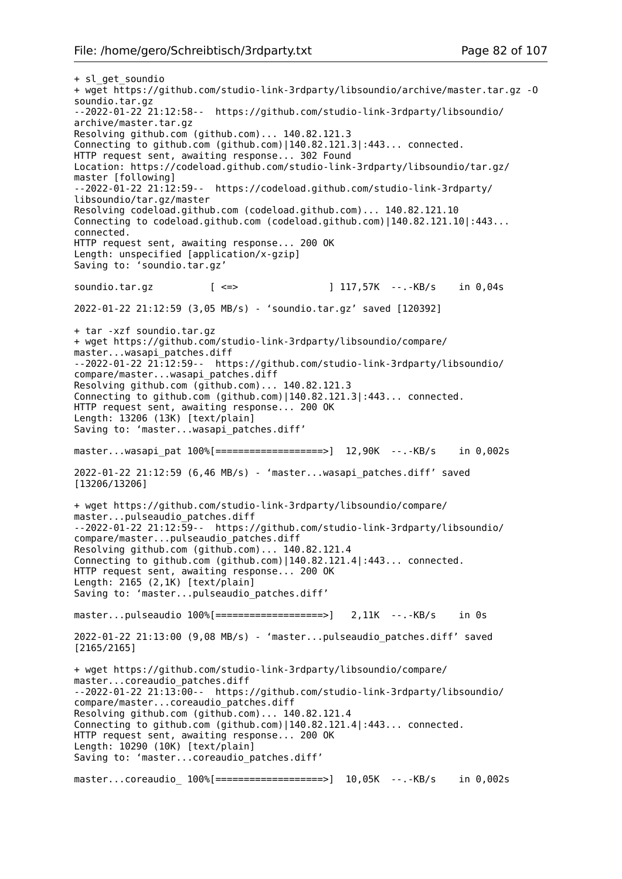```
+ sl_get_soundio
+ wget https://github.com/studio-link-3rdparty/libsoundio/archive/master.tar.gz -O
soundio.tar.gz
--2022-01-22 21:12:58--  https://github.com/studio-link-3rdparty/libsoundio/
archive/master.tar.gz
Resolving github.com (github.com)... 140.82.121.3
Connecting to github.com (github.com)|140.82.121.3|:443... connected.
HTTP request sent, awaiting response... 302 Found
Location: https://codeload.github.com/studio-link-3rdparty/libsoundio/tar.gz/
master [following]
--2022-01-22 21:12:59--  https://codeload.github.com/studio-link-3rdparty/
libsoundio/tar.gz/master
Resolving codeload.github.com (codeload.github.com)... 140.82.121.10
Connecting to codeload.github.com (codeload.github.com)|140.82.121.10|:443...
connected.
HTTP request sent, awaiting response... 200 OK
Length: unspecified [application/x-gzip]
Saving to: ‘soundio.tar.gz’

soundio.tar.gz          [ <=>                ] 117,57K  --.-KB/s    in 0,04s

2022-01-22 21:12:59 (3,05 MB/s) - ‘soundio.tar.gz’ saved [120392]

+ tar -xzf soundio.tar.gz
+ wget https://github.com/studio-link-3rdparty/libsoundio/compare/
master...wasapi_patches.diff
--2022-01-22 21:12:59--  https://github.com/studio-link-3rdparty/libsoundio/
compare/master...wasapi_patches.diff
Resolving github.com (github.com)... 140.82.121.3
Connecting to github.com (github.com)|140.82.121.3|:443... connected.
HTTP request sent, awaiting response... 200 OK
Length: 13206 (13K) [text/plain]
Saving to: ‘master...wasapi_patches.diff’

master...wasapi_pat 100%[===================>]  12,90K  --.-KB/s    in 0,002s

2022-01-22 21:12:59 (6,46 MB/s) - ‘master...wasapi_patches.diff’ saved
[13206/13206]

+ wget https://github.com/studio-link-3rdparty/libsoundio/compare/
master...pulseaudio_patches.diff
--2022-01-22 21:12:59--  https://github.com/studio-link-3rdparty/libsoundio/
compare/master...pulseaudio_patches.diff
Resolving github.com (github.com)... 140.82.121.4
Connecting to github.com (github.com)|140.82.121.4|:443... connected.
HTTP request sent, awaiting response... 200 OK
Length: 2165 (2,1K) [text/plain]
Saving to: ‘master...pulseaudio_patches.diff’

master...pulseaudio 100%[===================>]   2,11K  --.-KB/s    in 0s

2022-01-22 21:13:00 (9,08 MB/s) - ‘master...pulseaudio_patches.diff’ saved
[2165/2165]

+ wget https://github.com/studio-link-3rdparty/libsoundio/compare/
master...coreaudio_patches.diff
--2022-01-22 21:13:00--  https://github.com/studio-link-3rdparty/libsoundio/
compare/master...coreaudio_patches.diff
Resolving github.com (github.com)... 140.82.121.4
Connecting to github.com (github.com)|140.82.121.4|:443... connected.
HTTP request sent, awaiting response... 200 OK
Length: 10290 (10K) [text/plain]
Saving to: ‘master...coreaudio_patches.diff’

master...coreaudio_ 100%[===================>]  10,05K  --.-KB/s    in 0,002s
```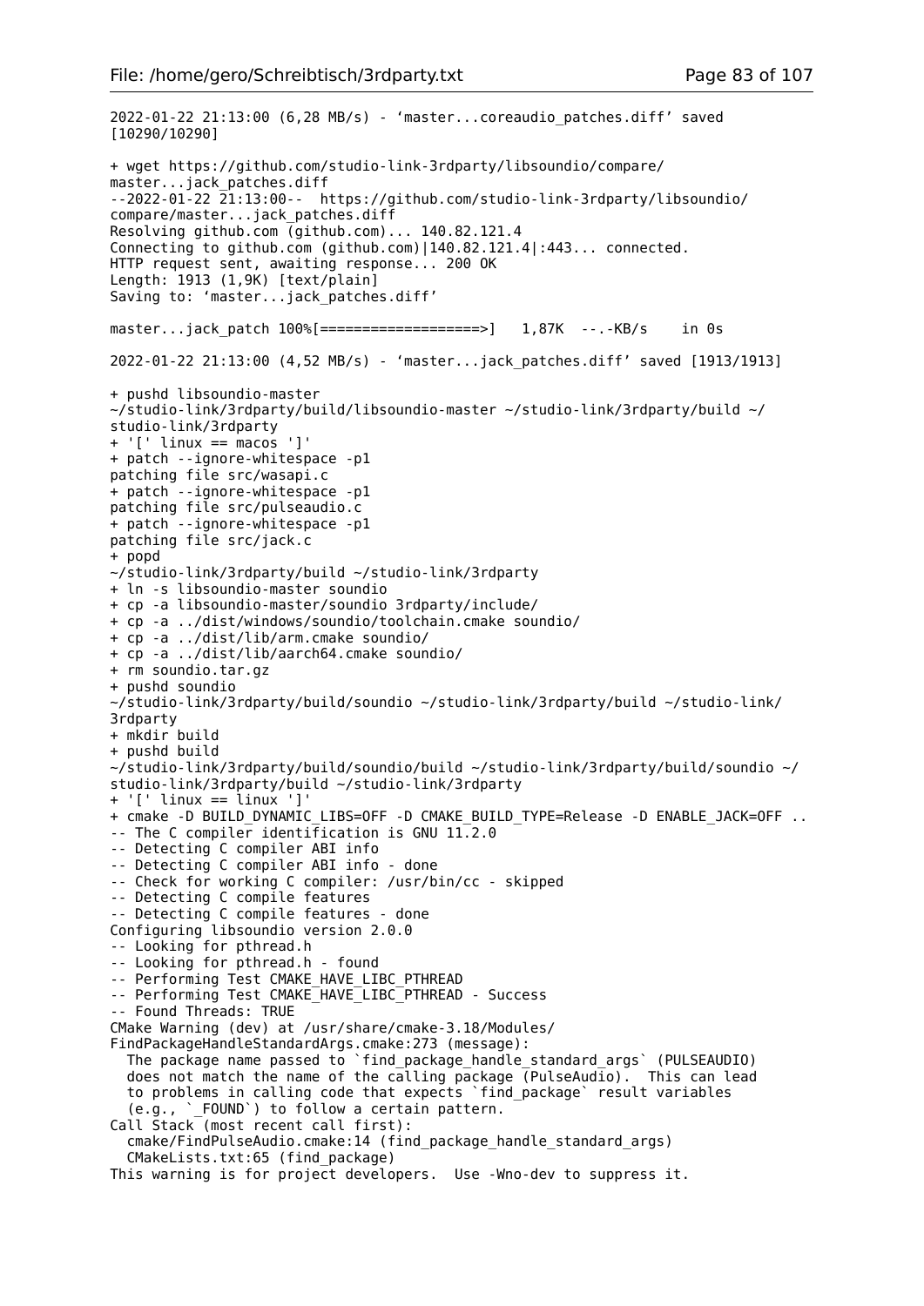```
2022-01-22 21:13:00 (6,28 MB/s) - ‘master...coreaudio_patches.diff’ saved
[10290/10290]

+ wget https://github.com/studio-link-3rdparty/libsoundio/compare/
master...jack_patches.diff
--2022-01-22 21:13:00--  https://github.com/studio-link-3rdparty/libsoundio/
compare/master...jack_patches.diff
Resolving github.com (github.com)... 140.82.121.4
Connecting to github.com (github.com)|140.82.121.4|:443... connected.
HTTP request sent, awaiting response... 200 OK
Length: 1913 (1,9K) [text/plain]
Saving to: ‘master...jack_patches.diff’

master...jack_patch 100%[===================>]   1,87K  --.-KB/s    in 0s

2022-01-22 21:13:00 (4,52 MB/s) - ‘master...jack_patches.diff’ saved [1913/1913]

+ pushd libsoundio-master
~/studio-link/3rdparty/build/libsoundio-master ~/studio-link/3rdparty/build ~/
studio-link/3rdparty
+ '[' linux == macos ']'
+ patch --ignore-whitespace -p1
patching file src/wasapi.c
+ patch --ignore-whitespace -p1
patching file src/pulseaudio.c
+ patch --ignore-whitespace -p1
patching file src/jack.c
+ popd
~/studio-link/3rdparty/build ~/studio-link/3rdparty
+ ln -s libsoundio-master soundio
+ cp -a libsoundio-master/soundio 3rdparty/include/
+ cp -a ../dist/windows/soundio/toolchain.cmake soundio/
+ cp -a ../dist/lib/arm.cmake soundio/
+ cp -a ../dist/lib/aarch64.cmake soundio/
+ rm soundio.tar.gz
+ pushd soundio
~/studio-link/3rdparty/build/soundio ~/studio-link/3rdparty/build ~/studio-link/
3rdparty
+ mkdir build
+ pushd build
~/studio-link/3rdparty/build/soundio/build ~/studio-link/3rdparty/build/soundio ~/
studio-link/3rdparty/build ~/studio-link/3rdparty
+ '[' linux == linux ']'
+ cmake -D BUILD_DYNAMIC_LIBS=OFF -D CMAKE_BUILD_TYPE=Release -D ENABLE_JACK=OFF ..
-- The C compiler identification is GNU 11.2.0
-- Detecting C compiler ABI info
-- Detecting C compiler ABI info - done
-- Check for working C compiler: /usr/bin/cc - skipped
-- Detecting C compile features
-- Detecting C compile features - done
Configuring libsoundio version 2.0.0
-- Looking for pthread.h
-- Looking for pthread.h - found
-- Performing Test CMAKE_HAVE_LIBC_PTHREAD
-- Performing Test CMAKE_HAVE_LIBC_PTHREAD - Success
-- Found Threads: TRUE
CMake Warning (dev) at /usr/share/cmake-3.18/Modules/
FindPackageHandleStandardArgs.cmake:273 (message):
  The package name passed to `find_package_handle_standard_args` (PULSEAUDIO)
  does not match the name of the calling package (PulseAudio).  This can lead
  to problems in calling code that expects `find_package` result variables
  (e.g., `_FOUND`) to follow a certain pattern.
Call Stack (most recent call first):
  cmake/FindPulseAudio.cmake:14 (find_package_handle_standard_args)
  CMakeLists.txt:65 (find_package)
This warning is for project developers.  Use -Wno-dev to suppress it.
```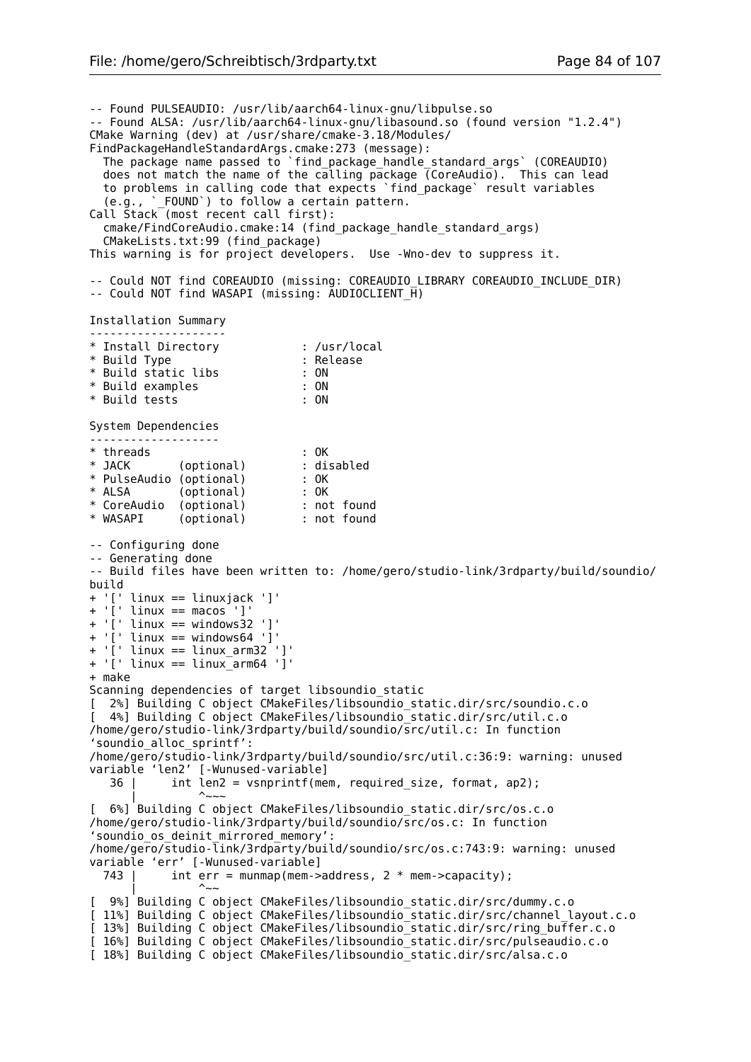```
-- Found PULSEAUDIO: /usr/lib/aarch64-linux-gnu/libpulse.so
-- Found ALSA: /usr/lib/aarch64-linux-gnu/libasound.so (found version "1.2.4")
CMake Warning (dev) at /usr/share/cmake-3.18/Modules/
FindPackageHandleStandardArgs.cmake:273 (message):
  The package name passed to `find_package_handle_standard_args` (COREAUDIO)
  does not match the name of the calling package (CoreAudio).  This can lead
  to problems in calling code that expects `find_package` result variables
  (e.g., `_FOUND`) to follow a certain pattern.
Call Stack (most recent call first):
  cmake/FindCoreAudio.cmake:14 (find_package_handle_standard_args)
  CMakeLists.txt:99 (find_package)
This warning is for project developers.  Use -Wno-dev to suppress it.

-- Could NOT find COREAUDIO (missing: COREAUDIO_LIBRARY COREAUDIO_INCLUDE_DIR)
-- Could NOT find WASAPI (missing: AUDIOCLIENT_H)

Installation Summary
--------------------
* Install Directory            : /usr/local
* Build Type                   : Release
* Build static libs            : ON
* Build examples               : ON
* Build tests                  : ON

System Dependencies
-------------------
* threads                      : OK
* JACK       (optional)        : disabled
* PulseAudio (optional)        : OK
* ALSA       (optional)        : OK
* CoreAudio  (optional)        : not found
* WASAPI     (optional)        : not found

-- Configuring done
-- Generating done
-- Build files have been written to: /home/gero/studio-link/3rdparty/build/soundio/
build
+ '[' linux == linuxjack ']'
+ '[' linux == macos ']'
+ '[' linux == windows32 ']'
+ '[' linux == windows64 ']'
+ '[' linux == linux_arm32 ']'
+ '[' linux == linux_arm64 ']'
+ make
Scanning dependencies of target libsoundio_static
[  2%] Building C object CMakeFiles/libsoundio_static.dir/src/soundio.c.o
[  4%] Building C object CMakeFiles/libsoundio_static.dir/src/util.c.o
/home/gero/studio-link/3rdparty/build/soundio/src/util.c: In function
‘soundio_alloc_sprintf’:
/home/gero/studio-link/3rdparty/build/soundio/src/util.c:36:9: warning: unused
variable ‘len2’ [-Wunused-variable]
   36 |     int len2 = vsnprintf(mem, required_size, format, ap2);
      |         ^~~~
[  6%] Building C object CMakeFiles/libsoundio_static.dir/src/os.c.o
/home/gero/studio-link/3rdparty/build/soundio/src/os.c: In function
‘soundio_os_deinit_mirrored_memory’:
/home/gero/studio-link/3rdparty/build/soundio/src/os.c:743:9: warning: unused
variable ‘err’ [-Wunused-variable]
  743 |     int err = munmap(mem->address, 2 * mem->capacity);
      |         ^~~
[  9%] Building C object CMakeFiles/libsoundio_static.dir/src/dummy.c.o
[ 11%] Building C object CMakeFiles/libsoundio_static.dir/src/channel_layout.c.o
[ 13%] Building C object CMakeFiles/libsoundio_static.dir/src/ring_buffer.c.o
[ 16%] Building C object CMakeFiles/libsoundio_static.dir/src/pulseaudio.c.o
[ 18%] Building C object CMakeFiles/libsoundio_static.dir/src/alsa.c.o
```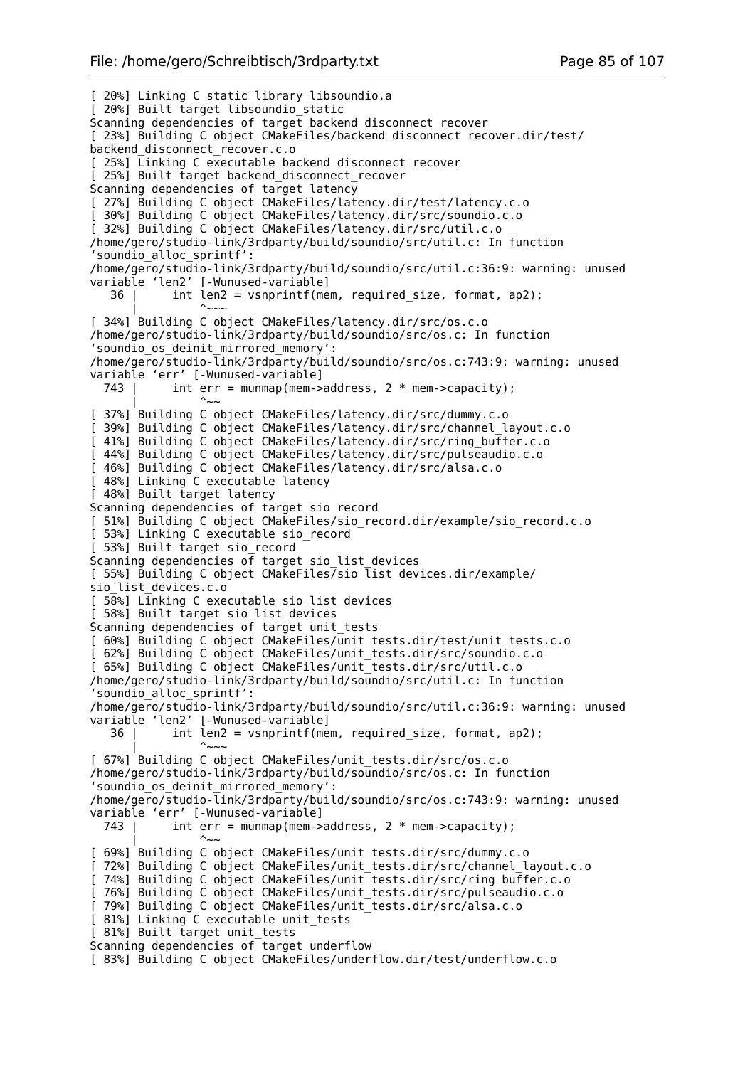```
[ 20%] Linking C static library libsoundio.a
[ 20%] Built target libsoundio_static
Scanning dependencies of target backend_disconnect_recover
[ 23%] Building C object CMakeFiles/backend_disconnect_recover.dir/test/
backend_disconnect_recover.c.o
[ 25%] Linking C executable backend_disconnect_recover
[ 25%] Built target backend_disconnect_recover
Scanning dependencies of target latency
[ 27%] Building C object CMakeFiles/latency.dir/test/latency.c.o
[ 30%] Building C object CMakeFiles/latency.dir/src/soundio.c.o
[ 32%] Building C object CMakeFiles/latency.dir/src/util.c.o
/home/gero/studio-link/3rdparty/build/soundio/src/util.c: In function
'soundio_alloc_sprintf':
/home/gero/studio-link/3rdparty/build/soundio/src/util.c:36:9: warning: unused
variable 'len2' [-Wunused-variable]
   36 |     int len2 = vsnprintf(mem, required_size, format, ap2);
      |         ^~~~
[ 34%] Building C object CMakeFiles/latency.dir/src/os.c.o
/home/gero/studio-link/3rdparty/build/soundio/src/os.c: In function
'soundio_os_deinit_mirrored_memory':
/home/gero/studio-link/3rdparty/build/soundio/src/os.c:743:9: warning: unused
variable 'err' [-Wunused-variable]
  743 |     int err = munmap(mem->address, 2 * mem->capacity);
      |         ^~~
[ 37%] Building C object CMakeFiles/latency.dir/src/dummy.c.o
[ 39%] Building C object CMakeFiles/latency.dir/src/channel_layout.c.o
[ 41%] Building C object CMakeFiles/latency.dir/src/ring_buffer.c.o
[ 44%] Building C object CMakeFiles/latency.dir/src/pulseaudio.c.o
[ 46%] Building C object CMakeFiles/latency.dir/src/alsa.c.o
[ 48%] Linking C executable latency
[ 48%] Built target latency
Scanning dependencies of target sio_record
[ 51%] Building C object CMakeFiles/sio_record.dir/example/sio_record.c.o
[ 53%] Linking C executable sio_record
[ 53%] Built target sio_record
Scanning dependencies of target sio_list_devices
[ 55%] Building C object CMakeFiles/sio_list_devices.dir/example/
sio_list_devices.c.o
[ 58%] Linking C executable sio_list_devices
[ 58%] Built target sio_list_devices
Scanning dependencies of target unit_tests
[ 60%] Building C object CMakeFiles/unit_tests.dir/test/unit_tests.c.o
[ 62%] Building C object CMakeFiles/unit_tests.dir/src/soundio.c.o
[ 65%] Building C object CMakeFiles/unit_tests.dir/src/util.c.o
/home/gero/studio-link/3rdparty/build/soundio/src/util.c: In function
'soundio_alloc_sprintf':
/home/gero/studio-link/3rdparty/build/soundio/src/util.c:36:9: warning: unused
variable 'len2' [-Wunused-variable]
   36 |     int len2 = vsnprintf(mem, required_size, format, ap2);
      |         ^~~~
[ 67%] Building C object CMakeFiles/unit_tests.dir/src/os.c.o
/home/gero/studio-link/3rdparty/build/soundio/src/os.c: In function
'soundio_os_deinit_mirrored_memory':
/home/gero/studio-link/3rdparty/build/soundio/src/os.c:743:9: warning: unused
variable 'err' [-Wunused-variable]
  743 |     int err = munmap(mem->address, 2 * mem->capacity);
      |         ^~~
[ 69%] Building C object CMakeFiles/unit_tests.dir/src/dummy.c.o
[ 72%] Building C object CMakeFiles/unit_tests.dir/src/channel_layout.c.o
[ 74%] Building C object CMakeFiles/unit_tests.dir/src/ring_buffer.c.o
[ 76%] Building C object CMakeFiles/unit_tests.dir/src/pulseaudio.c.o
[ 79%] Building C object CMakeFiles/unit_tests.dir/src/alsa.c.o
[ 81%] Linking C executable unit_tests
[ 81%] Built target unit_tests
Scanning dependencies of target underflow
[ 83%] Building C object CMakeFiles/underflow.dir/test/underflow.c.o
```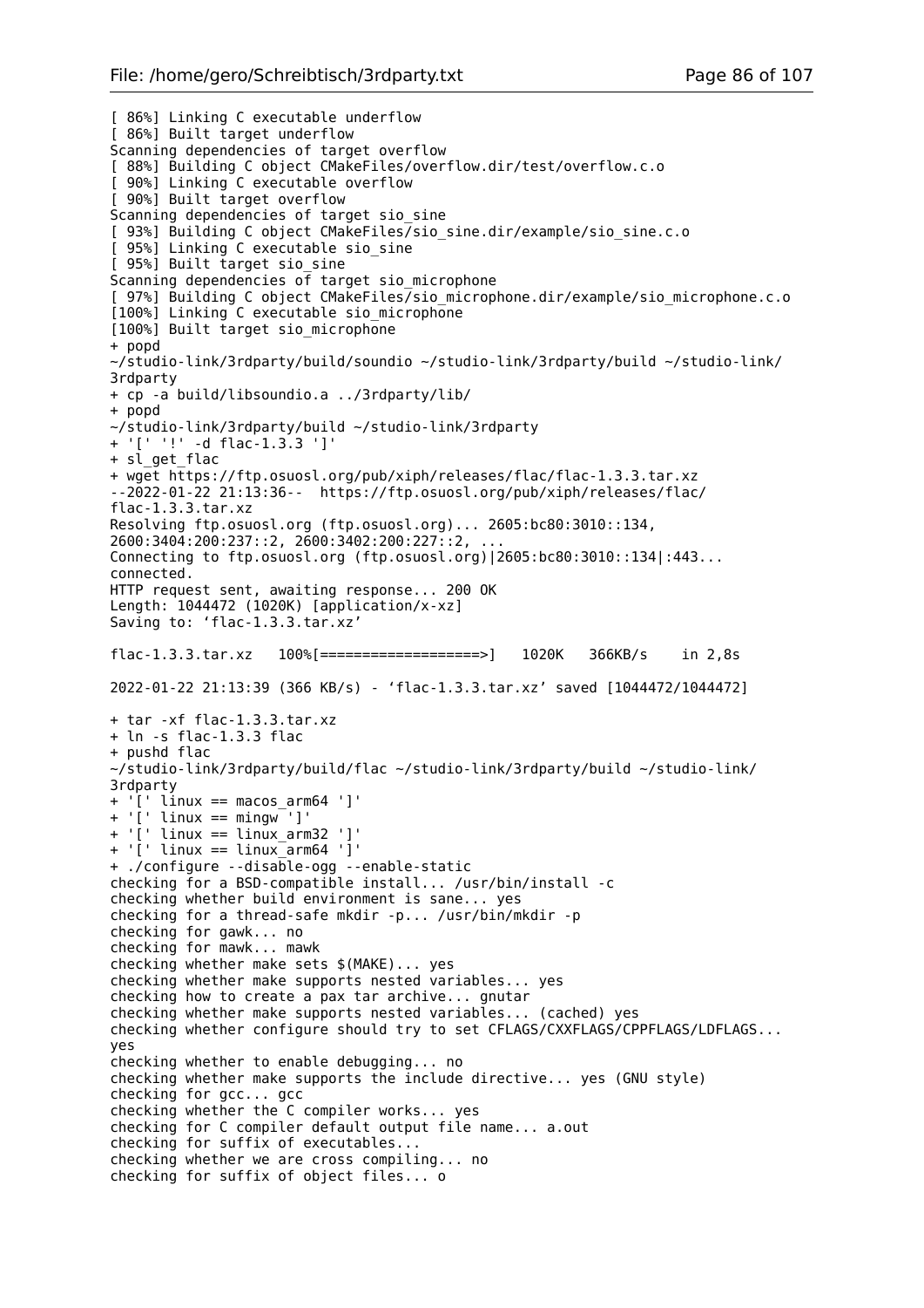```
[ 86%] Linking C executable underflow
[ 86%] Built target underflow
Scanning dependencies of target overflow
[ 88%] Building C object CMakeFiles/overflow.dir/test/overflow.c.o
[ 90%] Linking C executable overflow
[ 90%] Built target overflow
Scanning dependencies of target sio_sine
[ 93%] Building C object CMakeFiles/sio_sine.dir/example/sio_sine.c.o
[ 95%] Linking C executable sio_sine
[ 95%] Built target sio_sine
Scanning dependencies of target sio_microphone
[ 97%] Building C object CMakeFiles/sio_microphone.dir/example/sio_microphone.c.o
[100%] Linking C executable sio_microphone
[100%] Built target sio_microphone
+ popd
~/studio-link/3rdparty/build/soundio ~/studio-link/3rdparty/build ~/studio-link/
3rdparty
+ cp -a build/libsoundio.a ../3rdparty/lib/
+ popd
~/studio-link/3rdparty/build ~/studio-link/3rdparty
+ '[' '!' -d flac-1.3.3 ']'
+ sl_get_flac
+ wget https://ftp.osuosl.org/pub/xiph/releases/flac/flac-1.3.3.tar.xz
--2022-01-22 21:13:36--  https://ftp.osuosl.org/pub/xiph/releases/flac/
flac-1.3.3.tar.xz
Resolving ftp.osuosl.org (ftp.osuosl.org)... 2605:bc80:3010::134,
2600:3404:200:237::2, 2600:3402:200:227::2, ...
Connecting to ftp.osuosl.org (ftp.osuosl.org)|2605:bc80:3010::134|:443...
connected.
HTTP request sent, awaiting response... 200 OK
Length: 1044472 (1020K) [application/x-xz]
Saving to: ‘flac-1.3.3.tar.xz’

flac-1.3.3.tar.xz   100%[===================>]   1020K   366KB/s    in 2,8s

2022-01-22 21:13:39 (366 KB/s) - ‘flac-1.3.3.tar.xz’ saved [1044472/1044472]

+ tar -xf flac-1.3.3.tar.xz
+ ln -s flac-1.3.3 flac
+ pushd flac
~/studio-link/3rdparty/build/flac ~/studio-link/3rdparty/build ~/studio-link/
3rdparty
+ '[' linux == macos_arm64 ']'
+ '[' linux == mingw ']'
+ '[' linux == linux_arm32 ']'
+ '[' linux == linux_arm64 ']'
+ ./configure --disable-ogg --enable-static
checking for a BSD-compatible install... /usr/bin/install -c
checking whether build environment is sane... yes
checking for a thread-safe mkdir -p... /usr/bin/mkdir -p
checking for gawk... no
checking for mawk... mawk
checking whether make sets $(MAKE)... yes
checking whether make supports nested variables... yes
checking how to create a pax tar archive... gnutar
checking whether make supports nested variables... (cached) yes
checking whether configure should try to set CFLAGS/CXXFLAGS/CPPFLAGS/LDFLAGS...
yes
checking whether to enable debugging... no
checking whether make supports the include directive... yes (GNU style)
checking for gcc... gcc
checking whether the C compiler works... yes
checking for C compiler default output file name... a.out
checking for suffix of executables...
checking whether we are cross compiling... no
checking for suffix of object files... o
```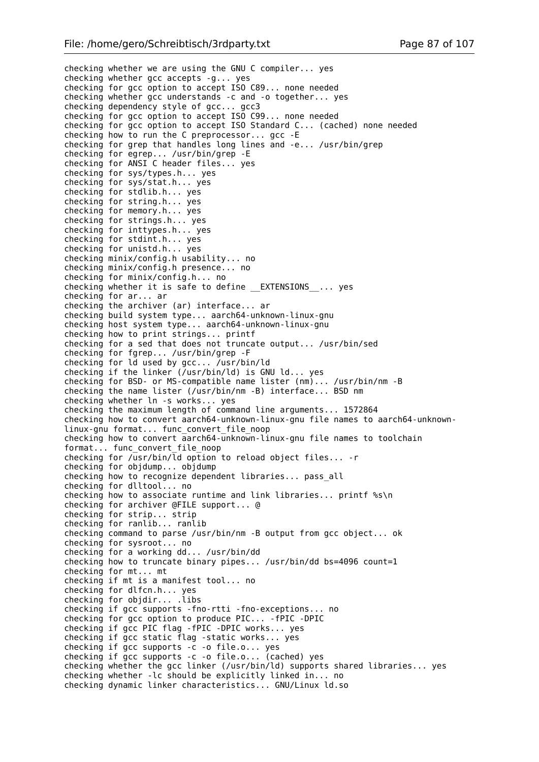```
checking whether we are using the GNU C compiler... yes
checking whether gcc accepts -g... yes
checking for gcc option to accept ISO C89... none needed
checking whether gcc understands -c and -o together... yes
checking dependency style of gcc... gcc3
checking for gcc option to accept ISO C99... none needed
checking for gcc option to accept ISO Standard C... (cached) none needed
checking how to run the C preprocessor... gcc -E
checking for grep that handles long lines and -e... /usr/bin/grep
checking for egrep... /usr/bin/grep -E
checking for ANSI C header files... yes
checking for sys/types.h... yes
checking for sys/stat.h... yes
checking for stdlib.h... yes
checking for string.h... yes
checking for memory.h... yes
checking for strings.h... yes
checking for inttypes.h... yes
checking for stdint.h... yes
checking for unistd.h... yes
checking minix/config.h usability... no
checking minix/config.h presence... no
checking for minix/config.h... no
checking whether it is safe to define __EXTENSIONS__... yes
checking for ar... ar
checking the archiver (ar) interface... ar
checking build system type... aarch64-unknown-linux-gnu
checking host system type... aarch64-unknown-linux-gnu
checking how to print strings... printf
checking for a sed that does not truncate output... /usr/bin/sed
checking for fgrep... /usr/bin/grep -F
checking for ld used by gcc... /usr/bin/ld
checking if the linker (/usr/bin/ld) is GNU ld... yes
checking for BSD- or MS-compatible name lister (nm)... /usr/bin/nm -B
checking the name lister (/usr/bin/nm -B) interface... BSD nm
checking whether ln -s works... yes
checking the maximum length of command line arguments... 1572864
checking how to convert aarch64-unknown-linux-gnu file names to aarch64-unknown-
linux-gnu format... func_convert_file_noop
checking how to convert aarch64-unknown-linux-gnu file names to toolchain
format... func_convert_file_noop
checking for /usr/bin/ld option to reload object files... -r
checking for objdump... objdump
checking how to recognize dependent libraries... pass_all
checking for dlltool... no
checking how to associate runtime and link libraries... printf %s\n
checking for archiver @FILE support... @
checking for strip... strip
checking for ranlib... ranlib
checking command to parse /usr/bin/nm -B output from gcc object... ok
checking for sysroot... no
checking for a working dd... /usr/bin/dd
checking how to truncate binary pipes... /usr/bin/dd bs=4096 count=1
checking for mt... mt
checking if mt is a manifest tool... no
checking for dlfcn.h... yes
checking for objdir... .libs
checking if gcc supports -fno-rtti -fno-exceptions... no
checking for gcc option to produce PIC... -fPIC -DPIC
checking if gcc PIC flag -fPIC -DPIC works... yes
checking if gcc static flag -static works... yes
checking if gcc supports -c -o file.o... yes
checking if gcc supports -c -o file.o... (cached) yes
checking whether the gcc linker (/usr/bin/ld) supports shared libraries... yes
checking whether -lc should be explicitly linked in... no
checking dynamic linker characteristics... GNU/Linux ld.so
```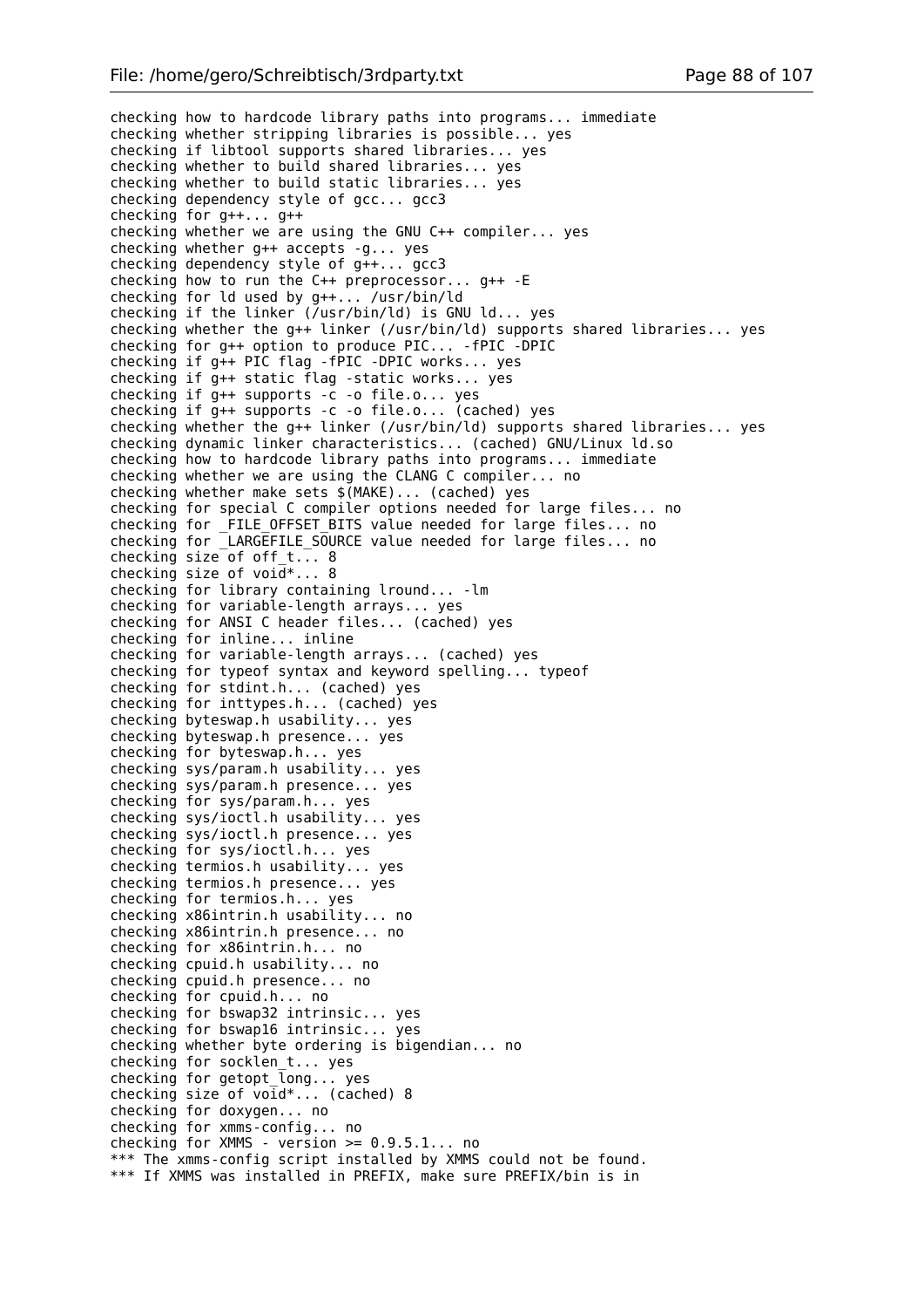```
checking how to hardcode library paths into programs... immediate
checking whether stripping libraries is possible... yes
checking if libtool supports shared libraries... yes
checking whether to build shared libraries... yes
checking whether to build static libraries... yes
checking dependency style of gcc... gcc3
checking for g++... g++
checking whether we are using the GNU C++ compiler... yes
checking whether g++ accepts -g... yes
checking dependency style of g++... gcc3
checking how to run the C++ preprocessor... g++ -E
checking for ld used by g++... /usr/bin/ld
checking if the linker (/usr/bin/ld) is GNU ld... yes
checking whether the g++ linker (/usr/bin/ld) supports shared libraries... yes
checking for g++ option to produce PIC... -fPIC -DPIC
checking if g++ PIC flag -fPIC -DPIC works... yes
checking if g++ static flag -static works... yes
checking if g++ supports -c -o file.o... yes
checking if g++ supports -c -o file.o... (cached) yes
checking whether the g++ linker (/usr/bin/ld) supports shared libraries... yes
checking dynamic linker characteristics... (cached) GNU/Linux ld.so
checking how to hardcode library paths into programs... immediate
checking whether we are using the CLANG C compiler... no
checking whether make sets $(MAKE)... (cached) yes
checking for special C compiler options needed for large files... no
checking for _FILE_OFFSET_BITS value needed for large files... no
checking for _LARGEFILE_SOURCE value needed for large files... no
checking size of off_t... 8
checking size of void*... 8
checking for library containing lround... -lm
checking for variable-length arrays... yes
checking for ANSI C header files... (cached) yes
checking for inline... inline
checking for variable-length arrays... (cached) yes
checking for typeof syntax and keyword spelling... typeof
checking for stdint.h... (cached) yes
checking for inttypes.h... (cached) yes
checking byteswap.h usability... yes
checking byteswap.h presence... yes
checking for byteswap.h... yes
checking sys/param.h usability... yes
checking sys/param.h presence... yes
checking for sys/param.h... yes
checking sys/ioctl.h usability... yes
checking sys/ioctl.h presence... yes
checking for sys/ioctl.h... yes
checking termios.h usability... yes
checking termios.h presence... yes
checking for termios.h... yes
checking x86intrin.h usability... no
checking x86intrin.h presence... no
checking for x86intrin.h... no
checking cpuid.h usability... no
checking cpuid.h presence... no
checking for cpuid.h... no
checking for bswap32 intrinsic... yes
checking for bswap16 intrinsic... yes
checking whether byte ordering is bigendian... no
checking for socklen_t... yes
checking for getopt_long... yes
checking size of void*... (cached) 8
checking for doxygen... no
checking for xmms-config... no
checking for XMMS - version >= 0.9.5.1... no
*** The xmms-config script installed by XMMS could not be found.
*** If XMMS was installed in PREFIX, make sure PREFIX/bin is in
```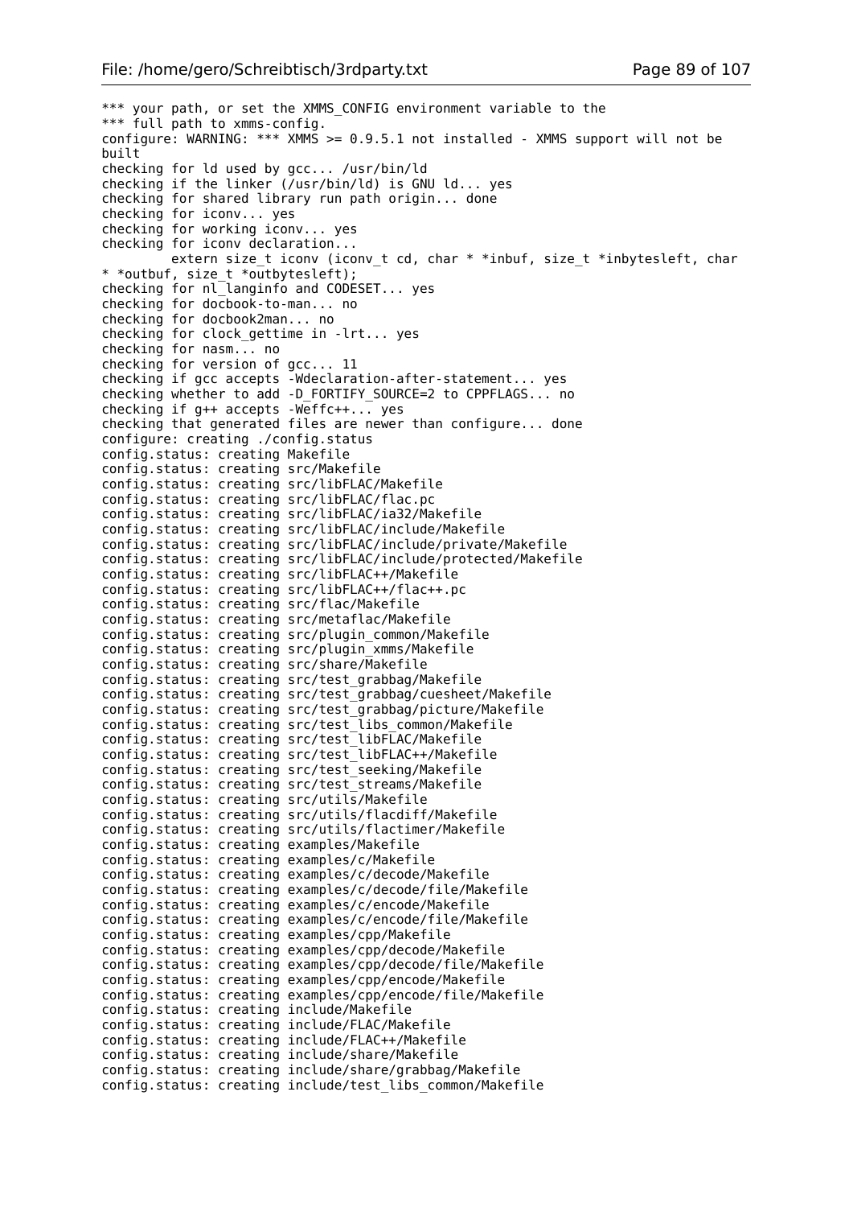```
*** your path, or set the XMMS_CONFIG environment variable to the
*** full path to xmms-config.
configure: WARNING: *** XMMS >= 0.9.5.1 not installed - XMMS support will not be
built
checking for ld used by gcc... /usr/bin/ld
checking if the linker (/usr/bin/ld) is GNU ld... yes
checking for shared library run path origin... done
checking for iconv... yes
checking for working iconv... yes
checking for iconv declaration...
         extern size_t iconv (iconv_t cd, char * *inbuf, size_t *inbytesleft, char
* *outbuf, size_t *outbytesleft);
checking for nl_langinfo and CODESET... yes
checking for docbook-to-man... no
checking for docbook2man... no
checking for clock_gettime in -lrt... yes
checking for nasm... no
checking for version of gcc... 11
checking if gcc accepts -Wdeclaration-after-statement... yes
checking whether to add -D_FORTIFY_SOURCE=2 to CPPFLAGS... no
checking if g++ accepts -Weffc++... yes
checking that generated files are newer than configure... done
configure: creating ./config.status
config.status: creating Makefile
config.status: creating src/Makefile
config.status: creating src/libFLAC/Makefile
config.status: creating src/libFLAC/flac.pc
config.status: creating src/libFLAC/ia32/Makefile
config.status: creating src/libFLAC/include/Makefile
config.status: creating src/libFLAC/include/private/Makefile
config.status: creating src/libFLAC/include/protected/Makefile
config.status: creating src/libFLAC++/Makefile
config.status: creating src/libFLAC++/flac++.pc
config.status: creating src/flac/Makefile
config.status: creating src/metaflac/Makefile
config.status: creating src/plugin_common/Makefile
config.status: creating src/plugin_xmms/Makefile
config.status: creating src/share/Makefile
config.status: creating src/test_grabbag/Makefile
config.status: creating src/test_grabbag/cuesheet/Makefile
config.status: creating src/test_grabbag/picture/Makefile
config.status: creating src/test_libs_common/Makefile
config.status: creating src/test_libFLAC/Makefile
config.status: creating src/test_libFLAC++/Makefile
config.status: creating src/test_seeking/Makefile
config.status: creating src/test_streams/Makefile
config.status: creating src/utils/Makefile
config.status: creating src/utils/flacdiff/Makefile
config.status: creating src/utils/flactimer/Makefile
config.status: creating examples/Makefile
config.status: creating examples/c/Makefile
config.status: creating examples/c/decode/Makefile
config.status: creating examples/c/decode/file/Makefile
config.status: creating examples/c/encode/Makefile
config.status: creating examples/c/encode/file/Makefile
config.status: creating examples/cpp/Makefile
config.status: creating examples/cpp/decode/Makefile
config.status: creating examples/cpp/decode/file/Makefile
config.status: creating examples/cpp/encode/Makefile
config.status: creating examples/cpp/encode/file/Makefile
config.status: creating include/Makefile
config.status: creating include/FLAC/Makefile
config.status: creating include/FLAC++/Makefile
config.status: creating include/share/Makefile
config.status: creating include/share/grabbag/Makefile
config.status: creating include/test_libs_common/Makefile
```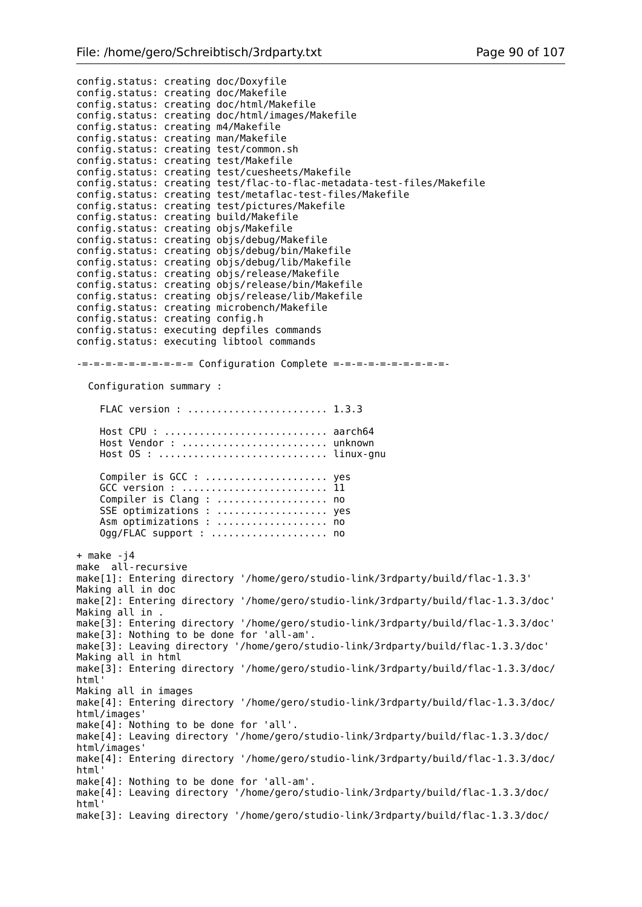```
config.status: creating doc/Doxyfile
config.status: creating doc/Makefile
config.status: creating doc/html/Makefile
config.status: creating doc/html/images/Makefile
config.status: creating m4/Makefile
config.status: creating man/Makefile
config.status: creating test/common.sh
config.status: creating test/Makefile
config.status: creating test/cuesheets/Makefile
config.status: creating test/flac-to-flac-metadata-test-files/Makefile
config.status: creating test/metaflac-test-files/Makefile
config.status: creating test/pictures/Makefile
config.status: creating build/Makefile
config.status: creating objs/Makefile
config.status: creating objs/debug/Makefile
config.status: creating objs/debug/bin/Makefile
config.status: creating objs/debug/lib/Makefile
config.status: creating objs/release/Makefile
config.status: creating objs/release/bin/Makefile
config.status: creating objs/release/lib/Makefile
config.status: creating microbench/Makefile
config.status: creating config.h
config.status: executing depfiles commands
config.status: executing libtool commands

-=-=-=-=-=-=-=-=-=-= Configuration Complete =-=-=-=-=-=-=-=-=-=-

  Configuration summary :

    FLAC version : ........................ 1.3.3

    Host CPU : ............................ aarch64
    Host Vendor : ......................... unknown
    Host OS : ............................. linux-gnu

    Compiler is GCC : ..................... yes
    GCC version : ......................... 11
    Compiler is Clang : ................... no
    SSE optimizations : ................... yes
    Asm optimizations : ................... no
    Ogg/FLAC support : .................... no

+ make -j4
make  all-recursive
make[1]: Entering directory '/home/gero/studio-link/3rdparty/build/flac-1.3.3'
Making all in doc
make[2]: Entering directory '/home/gero/studio-link/3rdparty/build/flac-1.3.3/doc'
Making all in .
make[3]: Entering directory '/home/gero/studio-link/3rdparty/build/flac-1.3.3/doc'
make[3]: Nothing to be done for 'all-am'.
make[3]: Leaving directory '/home/gero/studio-link/3rdparty/build/flac-1.3.3/doc'
Making all in html
make[3]: Entering directory '/home/gero/studio-link/3rdparty/build/flac-1.3.3/doc/
html'
Making all in images
make[4]: Entering directory '/home/gero/studio-link/3rdparty/build/flac-1.3.3/doc/
html/images'
make[4]: Nothing to be done for 'all'.
make[4]: Leaving directory '/home/gero/studio-link/3rdparty/build/flac-1.3.3/doc/
html/images'
make[4]: Entering directory '/home/gero/studio-link/3rdparty/build/flac-1.3.3/doc/
html'
make[4]: Nothing to be done for 'all-am'.
make[4]: Leaving directory '/home/gero/studio-link/3rdparty/build/flac-1.3.3/doc/
html'
make[3]: Leaving directory '/home/gero/studio-link/3rdparty/build/flac-1.3.3/doc/
```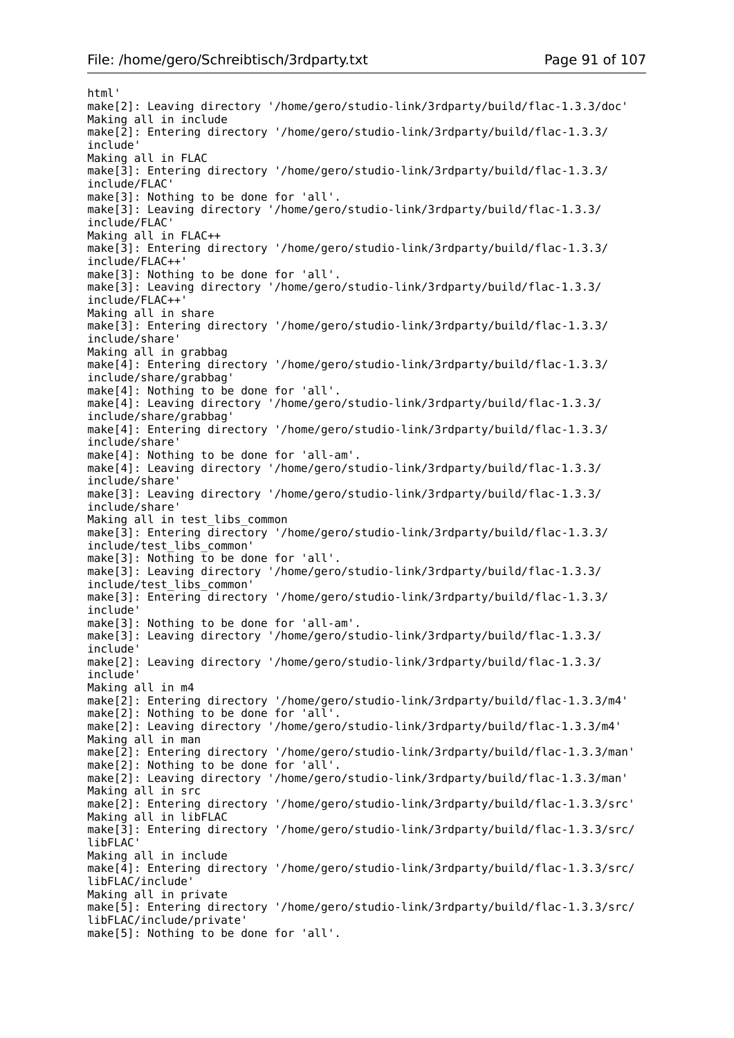```
html'
make[2]: Leaving directory '/home/gero/studio-link/3rdparty/build/flac-1.3.3/doc'
Making all in include
make[2]: Entering directory '/home/gero/studio-link/3rdparty/build/flac-1.3.3/
include'
Making all in FLAC
make[3]: Entering directory '/home/gero/studio-link/3rdparty/build/flac-1.3.3/
include/FLAC'
make[3]: Nothing to be done for 'all'.
make[3]: Leaving directory '/home/gero/studio-link/3rdparty/build/flac-1.3.3/
include/FLAC'
Making all in FLAC++
make[3]: Entering directory '/home/gero/studio-link/3rdparty/build/flac-1.3.3/
include/FLAC++'
make[3]: Nothing to be done for 'all'.
make[3]: Leaving directory '/home/gero/studio-link/3rdparty/build/flac-1.3.3/
include/FLAC++'
Making all in share
make[3]: Entering directory '/home/gero/studio-link/3rdparty/build/flac-1.3.3/
include/share'
Making all in grabbag
make[4]: Entering directory '/home/gero/studio-link/3rdparty/build/flac-1.3.3/
include/share/grabbag'
make[4]: Nothing to be done for 'all'.
make[4]: Leaving directory '/home/gero/studio-link/3rdparty/build/flac-1.3.3/
include/share/grabbag'
make[4]: Entering directory '/home/gero/studio-link/3rdparty/build/flac-1.3.3/
include/share'
make[4]: Nothing to be done for 'all-am'.
make[4]: Leaving directory '/home/gero/studio-link/3rdparty/build/flac-1.3.3/
include/share'
make[3]: Leaving directory '/home/gero/studio-link/3rdparty/build/flac-1.3.3/
include/share'
Making all in test_libs_common
make[3]: Entering directory '/home/gero/studio-link/3rdparty/build/flac-1.3.3/
include/test_libs_common'
make[3]: Nothing to be done for 'all'.
make[3]: Leaving directory '/home/gero/studio-link/3rdparty/build/flac-1.3.3/
include/test_libs_common'
make[3]: Entering directory '/home/gero/studio-link/3rdparty/build/flac-1.3.3/
include'
make[3]: Nothing to be done for 'all-am'.
make[3]: Leaving directory '/home/gero/studio-link/3rdparty/build/flac-1.3.3/
include'
make[2]: Leaving directory '/home/gero/studio-link/3rdparty/build/flac-1.3.3/
include'
Making all in m4
make[2]: Entering directory '/home/gero/studio-link/3rdparty/build/flac-1.3.3/m4'
make[2]: Nothing to be done for 'all'.
make[2]: Leaving directory '/home/gero/studio-link/3rdparty/build/flac-1.3.3/m4'
Making all in man
make[2]: Entering directory '/home/gero/studio-link/3rdparty/build/flac-1.3.3/man'
make[2]: Nothing to be done for 'all'.
make[2]: Leaving directory '/home/gero/studio-link/3rdparty/build/flac-1.3.3/man'
Making all in src
make[2]: Entering directory '/home/gero/studio-link/3rdparty/build/flac-1.3.3/src'
Making all in libFLAC
make[3]: Entering directory '/home/gero/studio-link/3rdparty/build/flac-1.3.3/src/
libFLAC'
Making all in include
make[4]: Entering directory '/home/gero/studio-link/3rdparty/build/flac-1.3.3/src/
libFLAC/include'
Making all in private
make[5]: Entering directory '/home/gero/studio-link/3rdparty/build/flac-1.3.3/src/
libFLAC/include/private'
make[5]: Nothing to be done for 'all'.
```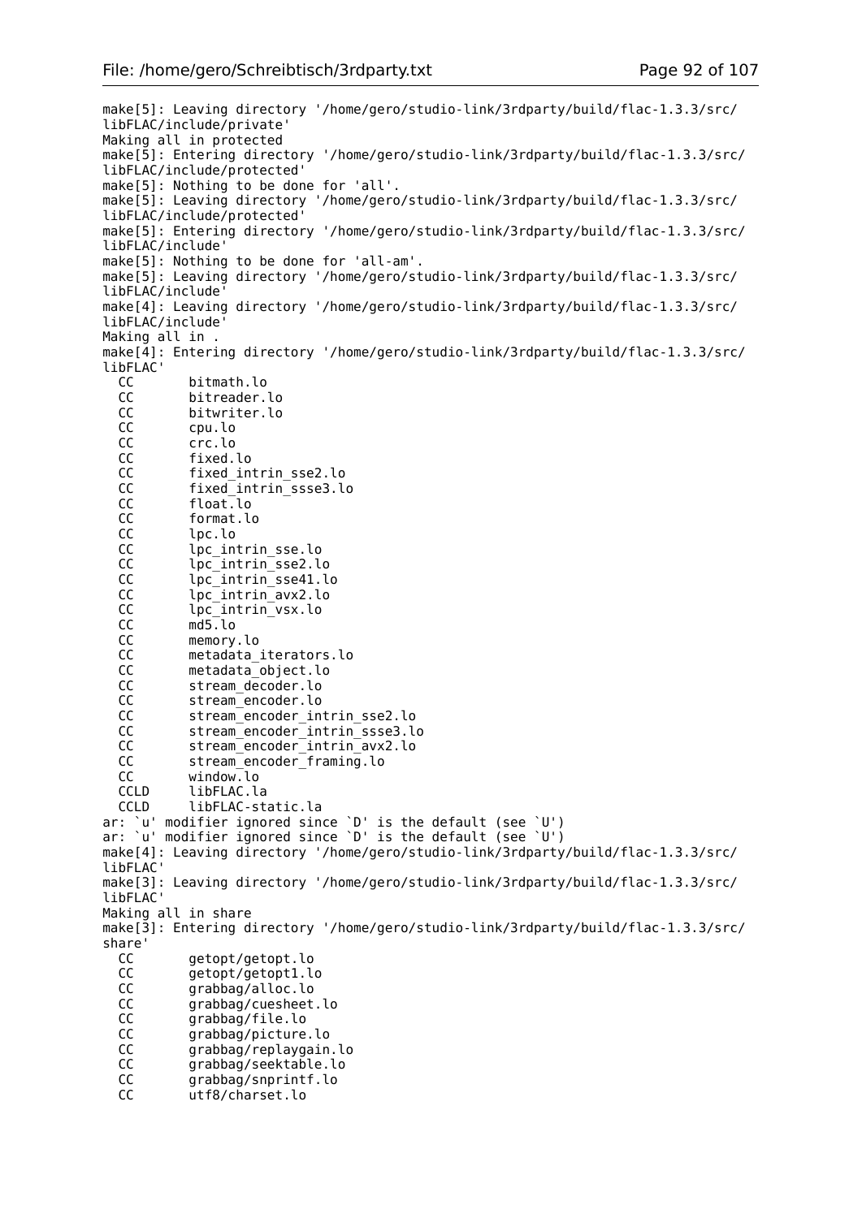```
make[5]: Leaving directory '/home/gero/studio-link/3rdparty/build/flac-1.3.3/src/
libFLAC/include/private'
Making all in protected
make[5]: Entering directory '/home/gero/studio-link/3rdparty/build/flac-1.3.3/src/
libFLAC/include/protected'
make[5]: Nothing to be done for 'all'.
make[5]: Leaving directory '/home/gero/studio-link/3rdparty/build/flac-1.3.3/src/
libFLAC/include/protected'
make[5]: Entering directory '/home/gero/studio-link/3rdparty/build/flac-1.3.3/src/
libFLAC/include'
make[5]: Nothing to be done for 'all-am'.
make[5]: Leaving directory '/home/gero/studio-link/3rdparty/build/flac-1.3.3/src/
libFLAC/include'
make[4]: Leaving directory '/home/gero/studio-link/3rdparty/build/flac-1.3.3/src/
libFLAC/include'
Making all in .
make[4]: Entering directory '/home/gero/studio-link/3rdparty/build/flac-1.3.3/src/
libFLAC'
  CC       bitmath.lo
  CC       bitreader.lo
  CC       bitwriter.lo
  CC       cpu.lo
  CC       crc.lo
  CC       fixed.lo
  CC       fixed_intrin_sse2.lo
  CC       fixed_intrin_ssse3.lo
  CC       float.lo
  CC       format.lo
  CC       lpc.lo
  CC       lpc_intrin_sse.lo
  CC       lpc_intrin_sse2.lo
  CC       lpc_intrin_sse41.lo
  CC       lpc_intrin_avx2.lo
  CC       lpc_intrin_vsx.lo
  CC       md5.lo
  CC       memory.lo
  CC       metadata_iterators.lo
  CC       metadata_object.lo
  CC       stream_decoder.lo
  CC       stream_encoder.lo
  CC       stream_encoder_intrin_sse2.lo
  CC       stream_encoder_intrin_ssse3.lo
  CC       stream_encoder_intrin_avx2.lo
  CC       stream_encoder_framing.lo
  CC       window.lo
  CCLD     libFLAC.la
  CCLD     libFLAC-static.la
ar: `u' modifier ignored since `D' is the default (see `U')
ar: `u' modifier ignored since `D' is the default (see `U')
make[4]: Leaving directory '/home/gero/studio-link/3rdparty/build/flac-1.3.3/src/
libFLAC'
make[3]: Leaving directory '/home/gero/studio-link/3rdparty/build/flac-1.3.3/src/
libFLAC'
Making all in share
make[3]: Entering directory '/home/gero/studio-link/3rdparty/build/flac-1.3.3/src/
share'
  CC       getopt/getopt.lo
  CC       getopt/getopt1.lo
  CC       grabbag/alloc.lo
  CC       grabbag/cuesheet.lo
  CC       grabbag/file.lo
  CC       grabbag/picture.lo
  CC       grabbag/replaygain.lo
  CC       grabbag/seektable.lo
  CC       grabbag/snprintf.lo
  CC       utf8/charset.lo
```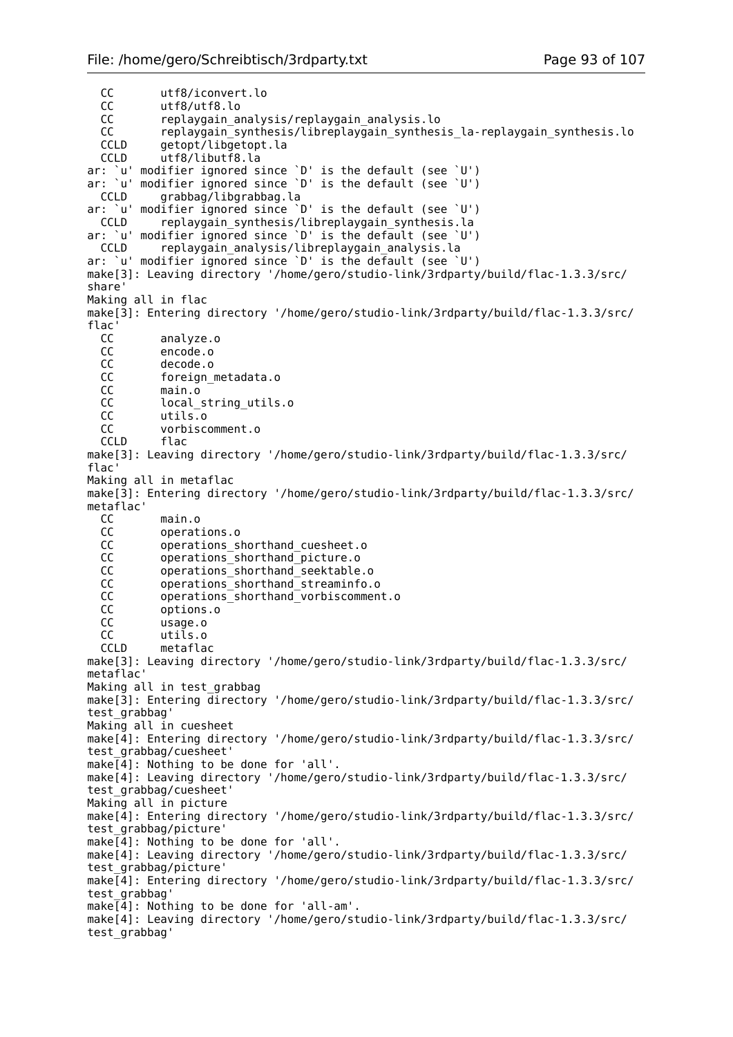```
  CC       utf8/iconvert.lo
  CC       utf8/utf8.lo
  CC       replaygain_analysis/replaygain_analysis.lo
  CC       replaygain_synthesis/libreplaygain_synthesis_la-replaygain_synthesis.lo
  CCLD     getopt/libgetopt.la
  CCLD     utf8/libutf8.la
ar: `u' modifier ignored since `D' is the default (see `U')
ar: `u' modifier ignored since `D' is the default (see `U')
  CCLD     grabbag/libgrabbag.la
ar: `u' modifier ignored since `D' is the default (see `U')
  CCLD     replaygain_synthesis/libreplaygain_synthesis.la
ar: `u' modifier ignored since `D' is the default (see `U')
  CCLD     replaygain_analysis/libreplaygain_analysis.la
ar: `u' modifier ignored since `D' is the default (see `U')
make[3]: Leaving directory '/home/gero/studio-link/3rdparty/build/flac-1.3.3/src/
share'
Making all in flac
make[3]: Entering directory '/home/gero/studio-link/3rdparty/build/flac-1.3.3/src/
flac'
  CC       analyze.o
  CC       encode.o
  CC       decode.o
  CC       foreign_metadata.o
  CC       main.o
  CC       local_string_utils.o
  CC       utils.o
  CC       vorbiscomment.o
  CCLD     flac
make[3]: Leaving directory '/home/gero/studio-link/3rdparty/build/flac-1.3.3/src/
flac'
Making all in metaflac
make[3]: Entering directory '/home/gero/studio-link/3rdparty/build/flac-1.3.3/src/
metaflac'
  CC       main.o
  CC       operations.o
  CC       operations_shorthand_cuesheet.o
  CC       operations_shorthand_picture.o
  CC       operations_shorthand_seektable.o
  CC       operations_shorthand_streaminfo.o
  CC       operations_shorthand_vorbiscomment.o
  CC       options.o
  CC       usage.o
  CC       utils.o
  CCLD     metaflac
make[3]: Leaving directory '/home/gero/studio-link/3rdparty/build/flac-1.3.3/src/
metaflac'
Making all in test_grabbag
make[3]: Entering directory '/home/gero/studio-link/3rdparty/build/flac-1.3.3/src/
test_grabbag'
Making all in cuesheet
make[4]: Entering directory '/home/gero/studio-link/3rdparty/build/flac-1.3.3/src/
test_grabbag/cuesheet'
make[4]: Nothing to be done for 'all'.
make[4]: Leaving directory '/home/gero/studio-link/3rdparty/build/flac-1.3.3/src/
test_grabbag/cuesheet'
Making all in picture
make[4]: Entering directory '/home/gero/studio-link/3rdparty/build/flac-1.3.3/src/
test_grabbag/picture'
make[4]: Nothing to be done for 'all'.
make[4]: Leaving directory '/home/gero/studio-link/3rdparty/build/flac-1.3.3/src/
test_grabbag/picture'
make[4]: Entering directory '/home/gero/studio-link/3rdparty/build/flac-1.3.3/src/
test_grabbag'
make[4]: Nothing to be done for 'all-am'.
make[4]: Leaving directory '/home/gero/studio-link/3rdparty/build/flac-1.3.3/src/
test_grabbag'
```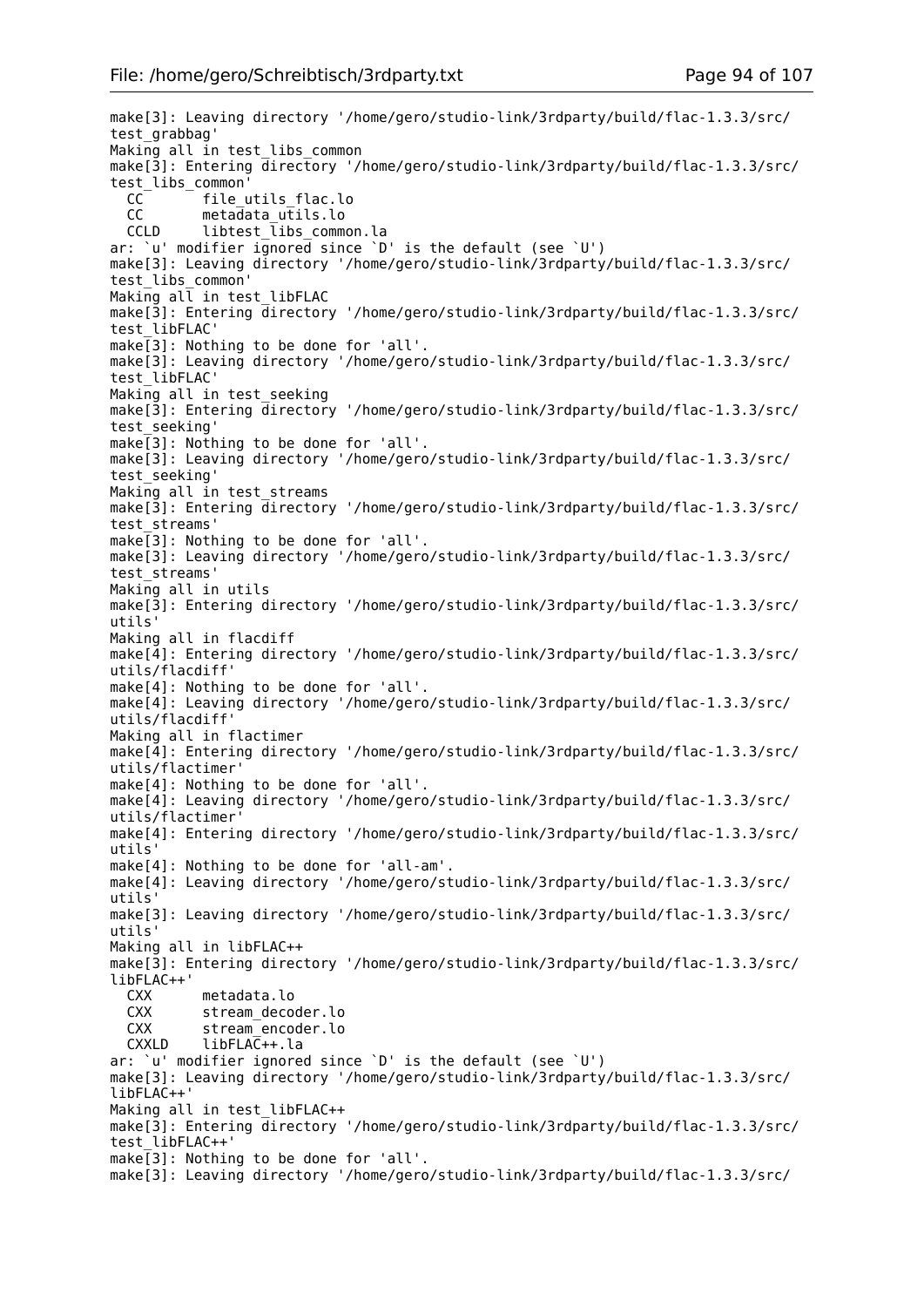```
make[3]: Leaving directory '/home/gero/studio-link/3rdparty/build/flac-1.3.3/src/
test_grabbag'
Making all in test_libs_common
make[3]: Entering directory '/home/gero/studio-link/3rdparty/build/flac-1.3.3/src/
test_libs_common'
  CC       file_utils_flac.lo
  CC       metadata_utils.lo
  CCLD     libtest_libs_common.la
ar: `u' modifier ignored since `D' is the default (see `U')
make[3]: Leaving directory '/home/gero/studio-link/3rdparty/build/flac-1.3.3/src/
test_libs_common'
Making all in test_libFLAC
make[3]: Entering directory '/home/gero/studio-link/3rdparty/build/flac-1.3.3/src/
test_libFLAC'
make[3]: Nothing to be done for 'all'.
make[3]: Leaving directory '/home/gero/studio-link/3rdparty/build/flac-1.3.3/src/
test_libFLAC'
Making all in test_seeking
make[3]: Entering directory '/home/gero/studio-link/3rdparty/build/flac-1.3.3/src/
test_seeking'
make[3]: Nothing to be done for 'all'.
make[3]: Leaving directory '/home/gero/studio-link/3rdparty/build/flac-1.3.3/src/
test_seeking'
Making all in test_streams
make[3]: Entering directory '/home/gero/studio-link/3rdparty/build/flac-1.3.3/src/
test_streams'
make[3]: Nothing to be done for 'all'.
make[3]: Leaving directory '/home/gero/studio-link/3rdparty/build/flac-1.3.3/src/
test_streams'
Making all in utils
make[3]: Entering directory '/home/gero/studio-link/3rdparty/build/flac-1.3.3/src/
utils'
Making all in flacdiff
make[4]: Entering directory '/home/gero/studio-link/3rdparty/build/flac-1.3.3/src/
utils/flacdiff'
make[4]: Nothing to be done for 'all'.
make[4]: Leaving directory '/home/gero/studio-link/3rdparty/build/flac-1.3.3/src/
utils/flacdiff'
Making all in flactimer
make[4]: Entering directory '/home/gero/studio-link/3rdparty/build/flac-1.3.3/src/
utils/flactimer'
make[4]: Nothing to be done for 'all'.
make[4]: Leaving directory '/home/gero/studio-link/3rdparty/build/flac-1.3.3/src/
utils/flactimer'
make[4]: Entering directory '/home/gero/studio-link/3rdparty/build/flac-1.3.3/src/
utils'
make[4]: Nothing to be done for 'all-am'.
make[4]: Leaving directory '/home/gero/studio-link/3rdparty/build/flac-1.3.3/src/
utils'
make[3]: Leaving directory '/home/gero/studio-link/3rdparty/build/flac-1.3.3/src/
utils'
Making all in libFLAC++
make[3]: Entering directory '/home/gero/studio-link/3rdparty/build/flac-1.3.3/src/
libFLAC++'
  CXX      metadata.lo
  CXX      stream_decoder.lo
  CXX      stream_encoder.lo
  CXXLD    libFLAC++.la
ar: `u' modifier ignored since `D' is the default (see `U')
make[3]: Leaving directory '/home/gero/studio-link/3rdparty/build/flac-1.3.3/src/
libFLAC++'
Making all in test_libFLAC++
make[3]: Entering directory '/home/gero/studio-link/3rdparty/build/flac-1.3.3/src/
test_libFLAC++'
make[3]: Nothing to be done for 'all'.
make[3]: Leaving directory '/home/gero/studio-link/3rdparty/build/flac-1.3.3/src/
```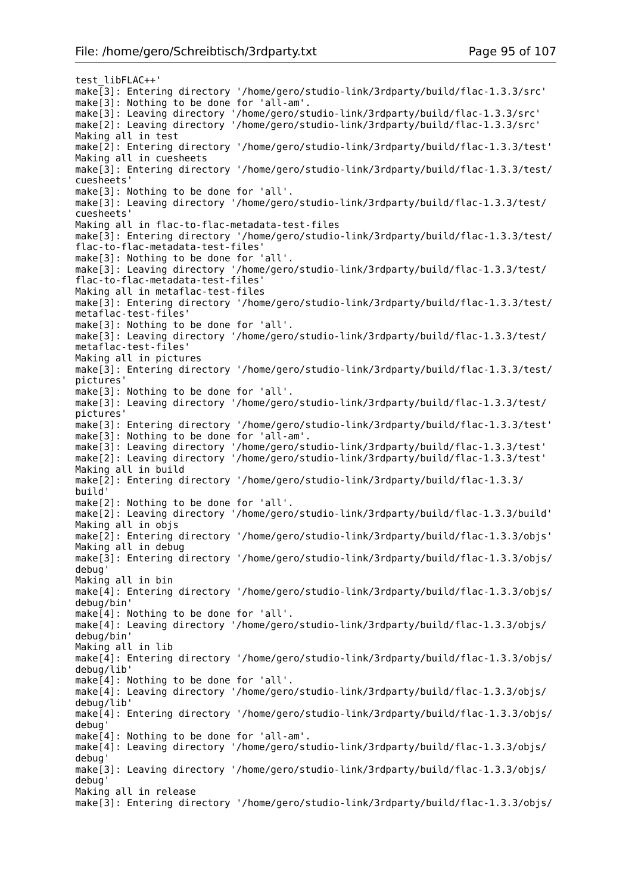```
test_libFLAC++'
make[3]: Entering directory '/home/gero/studio-link/3rdparty/build/flac-1.3.3/src'
make[3]: Nothing to be done for 'all-am'.
make[3]: Leaving directory '/home/gero/studio-link/3rdparty/build/flac-1.3.3/src'
make[2]: Leaving directory '/home/gero/studio-link/3rdparty/build/flac-1.3.3/src'
Making all in test
make[2]: Entering directory '/home/gero/studio-link/3rdparty/build/flac-1.3.3/test'
Making all in cuesheets
make[3]: Entering directory '/home/gero/studio-link/3rdparty/build/flac-1.3.3/test/
cuesheets'
make[3]: Nothing to be done for 'all'.
make[3]: Leaving directory '/home/gero/studio-link/3rdparty/build/flac-1.3.3/test/
cuesheets'
Making all in flac-to-flac-metadata-test-files
make[3]: Entering directory '/home/gero/studio-link/3rdparty/build/flac-1.3.3/test/
flac-to-flac-metadata-test-files'
make[3]: Nothing to be done for 'all'.
make[3]: Leaving directory '/home/gero/studio-link/3rdparty/build/flac-1.3.3/test/
flac-to-flac-metadata-test-files'
Making all in metaflac-test-files
make[3]: Entering directory '/home/gero/studio-link/3rdparty/build/flac-1.3.3/test/
metaflac-test-files'
make[3]: Nothing to be done for 'all'.
make[3]: Leaving directory '/home/gero/studio-link/3rdparty/build/flac-1.3.3/test/
metaflac-test-files'
Making all in pictures
make[3]: Entering directory '/home/gero/studio-link/3rdparty/build/flac-1.3.3/test/
pictures'
make[3]: Nothing to be done for 'all'.
make[3]: Leaving directory '/home/gero/studio-link/3rdparty/build/flac-1.3.3/test/
pictures'
make[3]: Entering directory '/home/gero/studio-link/3rdparty/build/flac-1.3.3/test'
make[3]: Nothing to be done for 'all-am'.
make[3]: Leaving directory '/home/gero/studio-link/3rdparty/build/flac-1.3.3/test'
make[2]: Leaving directory '/home/gero/studio-link/3rdparty/build/flac-1.3.3/test'
Making all in build
make[2]: Entering directory '/home/gero/studio-link/3rdparty/build/flac-1.3.3/
build'
make[2]: Nothing to be done for 'all'.
make[2]: Leaving directory '/home/gero/studio-link/3rdparty/build/flac-1.3.3/build'
Making all in objs
make[2]: Entering directory '/home/gero/studio-link/3rdparty/build/flac-1.3.3/objs'
Making all in debug
make[3]: Entering directory '/home/gero/studio-link/3rdparty/build/flac-1.3.3/objs/
debug'
Making all in bin
make[4]: Entering directory '/home/gero/studio-link/3rdparty/build/flac-1.3.3/objs/
debug/bin'
make[4]: Nothing to be done for 'all'.
make[4]: Leaving directory '/home/gero/studio-link/3rdparty/build/flac-1.3.3/objs/
debug/bin'
Making all in lib
make[4]: Entering directory '/home/gero/studio-link/3rdparty/build/flac-1.3.3/objs/
debug/lib'
make[4]: Nothing to be done for 'all'.
make[4]: Leaving directory '/home/gero/studio-link/3rdparty/build/flac-1.3.3/objs/
debug/lib'
make[4]: Entering directory '/home/gero/studio-link/3rdparty/build/flac-1.3.3/objs/
debug'
make[4]: Nothing to be done for 'all-am'.
make[4]: Leaving directory '/home/gero/studio-link/3rdparty/build/flac-1.3.3/objs/
debug'
make[3]: Leaving directory '/home/gero/studio-link/3rdparty/build/flac-1.3.3/objs/
debug'
Making all in release
make[3]: Entering directory '/home/gero/studio-link/3rdparty/build/flac-1.3.3/objs/
```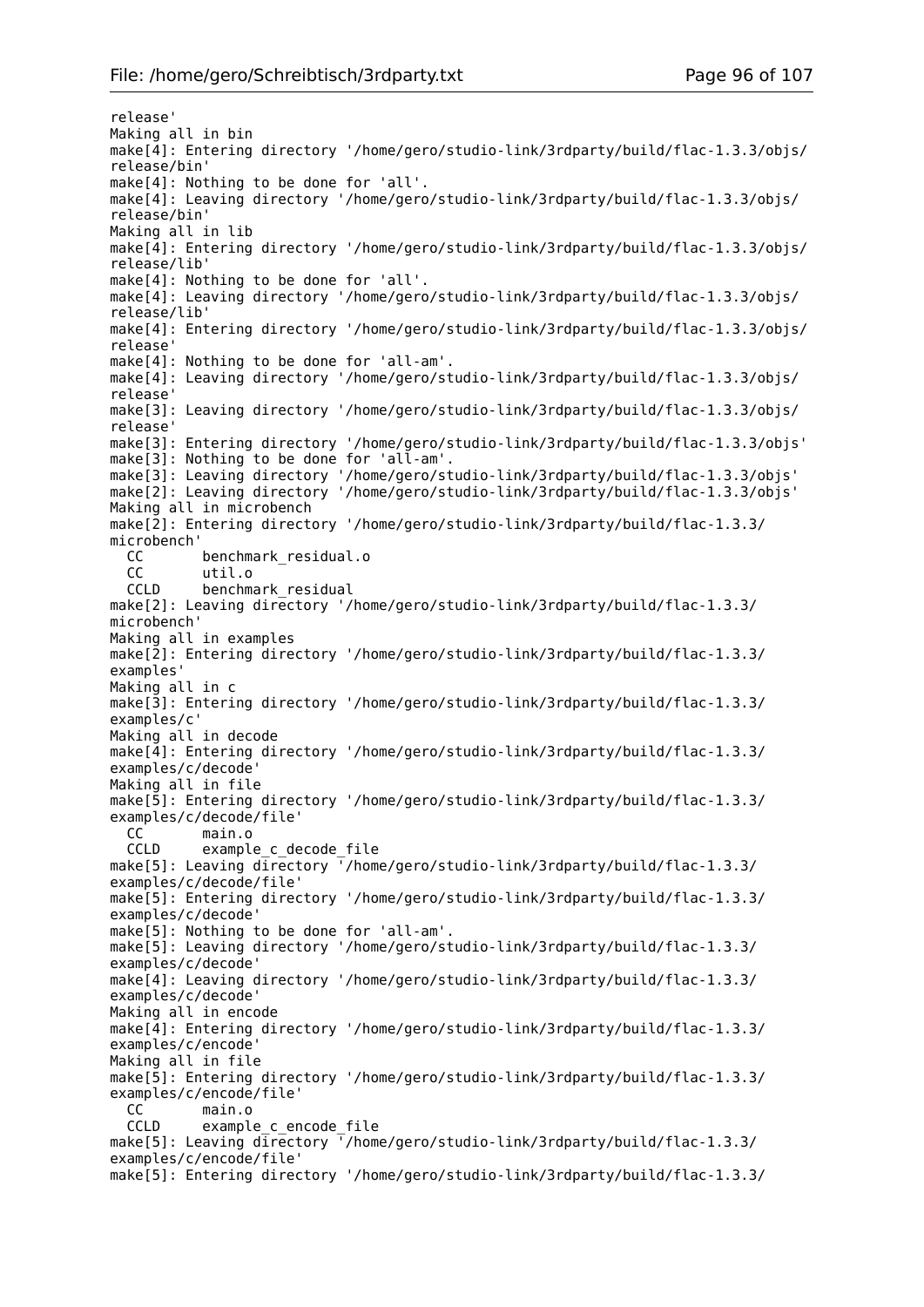```
release'
Making all in bin
make[4]: Entering directory '/home/gero/studio-link/3rdparty/build/flac-1.3.3/objs/
release/bin'
make[4]: Nothing to be done for 'all'.
make[4]: Leaving directory '/home/gero/studio-link/3rdparty/build/flac-1.3.3/objs/
release/bin'
Making all in lib
make[4]: Entering directory '/home/gero/studio-link/3rdparty/build/flac-1.3.3/objs/
release/lib'
make[4]: Nothing to be done for 'all'.
make[4]: Leaving directory '/home/gero/studio-link/3rdparty/build/flac-1.3.3/objs/
release/lib'
make[4]: Entering directory '/home/gero/studio-link/3rdparty/build/flac-1.3.3/objs/
release'
make[4]: Nothing to be done for 'all-am'.
make[4]: Leaving directory '/home/gero/studio-link/3rdparty/build/flac-1.3.3/objs/
release'
make[3]: Leaving directory '/home/gero/studio-link/3rdparty/build/flac-1.3.3/objs/
release'
make[3]: Entering directory '/home/gero/studio-link/3rdparty/build/flac-1.3.3/objs'
make[3]: Nothing to be done for 'all-am'.
make[3]: Leaving directory '/home/gero/studio-link/3rdparty/build/flac-1.3.3/objs'
make[2]: Leaving directory '/home/gero/studio-link/3rdparty/build/flac-1.3.3/objs'
Making all in microbench
make[2]: Entering directory '/home/gero/studio-link/3rdparty/build/flac-1.3.3/
microbench'
  CC       benchmark_residual.o
  CC       util.o
  CCLD     benchmark_residual
make[2]: Leaving directory '/home/gero/studio-link/3rdparty/build/flac-1.3.3/
microbench'
Making all in examples
make[2]: Entering directory '/home/gero/studio-link/3rdparty/build/flac-1.3.3/
examples'
Making all in c
make[3]: Entering directory '/home/gero/studio-link/3rdparty/build/flac-1.3.3/
examples/c'
Making all in decode
make[4]: Entering directory '/home/gero/studio-link/3rdparty/build/flac-1.3.3/
examples/c/decode'
Making all in file
make[5]: Entering directory '/home/gero/studio-link/3rdparty/build/flac-1.3.3/
examples/c/decode/file'
  CC       main.o
  CCLD     example_c_decode_file
make[5]: Leaving directory '/home/gero/studio-link/3rdparty/build/flac-1.3.3/
examples/c/decode/file'
make[5]: Entering directory '/home/gero/studio-link/3rdparty/build/flac-1.3.3/
examples/c/decode'
make[5]: Nothing to be done for 'all-am'.
make[5]: Leaving directory '/home/gero/studio-link/3rdparty/build/flac-1.3.3/
examples/c/decode'
make[4]: Leaving directory '/home/gero/studio-link/3rdparty/build/flac-1.3.3/
examples/c/decode'
Making all in encode
make[4]: Entering directory '/home/gero/studio-link/3rdparty/build/flac-1.3.3/
examples/c/encode'
Making all in file
make[5]: Entering directory '/home/gero/studio-link/3rdparty/build/flac-1.3.3/
examples/c/encode/file'
  CC       main.o
  CCLD     example_c_encode_file
make[5]: Leaving directory '/home/gero/studio-link/3rdparty/build/flac-1.3.3/
examples/c/encode/file'
make[5]: Entering directory '/home/gero/studio-link/3rdparty/build/flac-1.3.3/
```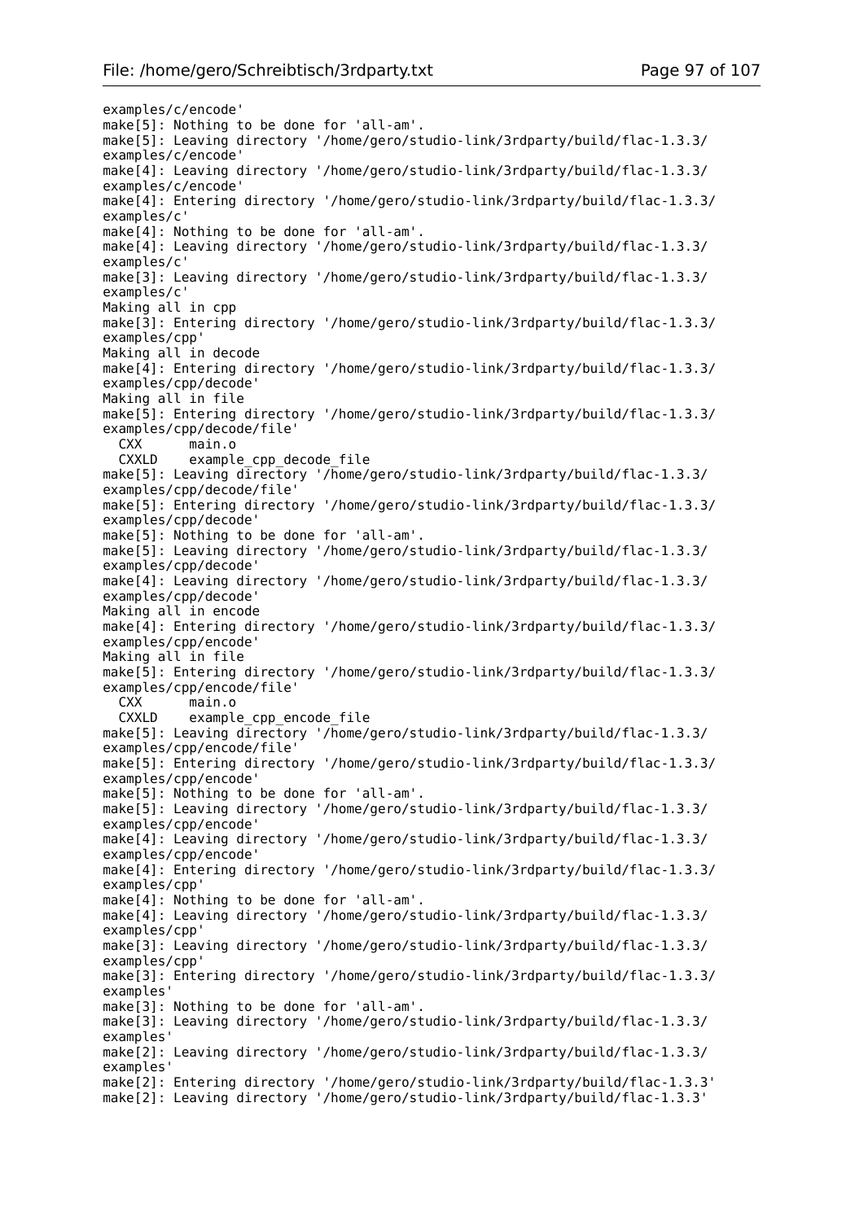```
examples/c/encode'
make[5]: Nothing to be done for 'all-am'.
make[5]: Leaving directory '/home/gero/studio-link/3rdparty/build/flac-1.3.3/
examples/c/encode'
make[4]: Leaving directory '/home/gero/studio-link/3rdparty/build/flac-1.3.3/
examples/c/encode'
make[4]: Entering directory '/home/gero/studio-link/3rdparty/build/flac-1.3.3/
examples/c'
make[4]: Nothing to be done for 'all-am'.
make[4]: Leaving directory '/home/gero/studio-link/3rdparty/build/flac-1.3.3/
examples/c'
make[3]: Leaving directory '/home/gero/studio-link/3rdparty/build/flac-1.3.3/
examples/c'
Making all in cpp
make[3]: Entering directory '/home/gero/studio-link/3rdparty/build/flac-1.3.3/
examples/cpp'
Making all in decode
make[4]: Entering directory '/home/gero/studio-link/3rdparty/build/flac-1.3.3/
examples/cpp/decode'
Making all in file
make[5]: Entering directory '/home/gero/studio-link/3rdparty/build/flac-1.3.3/
examples/cpp/decode/file'
  CXX      main.o
  CXXLD    example_cpp_decode_file
make[5]: Leaving directory '/home/gero/studio-link/3rdparty/build/flac-1.3.3/
examples/cpp/decode/file'
make[5]: Entering directory '/home/gero/studio-link/3rdparty/build/flac-1.3.3/
examples/cpp/decode'
make[5]: Nothing to be done for 'all-am'.
make[5]: Leaving directory '/home/gero/studio-link/3rdparty/build/flac-1.3.3/
examples/cpp/decode'
make[4]: Leaving directory '/home/gero/studio-link/3rdparty/build/flac-1.3.3/
examples/cpp/decode'
Making all in encode
make[4]: Entering directory '/home/gero/studio-link/3rdparty/build/flac-1.3.3/
examples/cpp/encode'
Making all in file
make[5]: Entering directory '/home/gero/studio-link/3rdparty/build/flac-1.3.3/
examples/cpp/encode/file'
  CXX      main.o
  CXXLD    example_cpp_encode_file
make[5]: Leaving directory '/home/gero/studio-link/3rdparty/build/flac-1.3.3/
examples/cpp/encode/file'
make[5]: Entering directory '/home/gero/studio-link/3rdparty/build/flac-1.3.3/
examples/cpp/encode'
make[5]: Nothing to be done for 'all-am'.
make[5]: Leaving directory '/home/gero/studio-link/3rdparty/build/flac-1.3.3/
examples/cpp/encode'
make[4]: Leaving directory '/home/gero/studio-link/3rdparty/build/flac-1.3.3/
examples/cpp/encode'
make[4]: Entering directory '/home/gero/studio-link/3rdparty/build/flac-1.3.3/
examples/cpp'
make[4]: Nothing to be done for 'all-am'.
make[4]: Leaving directory '/home/gero/studio-link/3rdparty/build/flac-1.3.3/
examples/cpp'
make[3]: Leaving directory '/home/gero/studio-link/3rdparty/build/flac-1.3.3/
examples/cpp'
make[3]: Entering directory '/home/gero/studio-link/3rdparty/build/flac-1.3.3/
examples'
make[3]: Nothing to be done for 'all-am'.
make[3]: Leaving directory '/home/gero/studio-link/3rdparty/build/flac-1.3.3/
examples'
make[2]: Leaving directory '/home/gero/studio-link/3rdparty/build/flac-1.3.3/
examples'
make[2]: Entering directory '/home/gero/studio-link/3rdparty/build/flac-1.3.3'
make[2]: Leaving directory '/home/gero/studio-link/3rdparty/build/flac-1.3.3'
```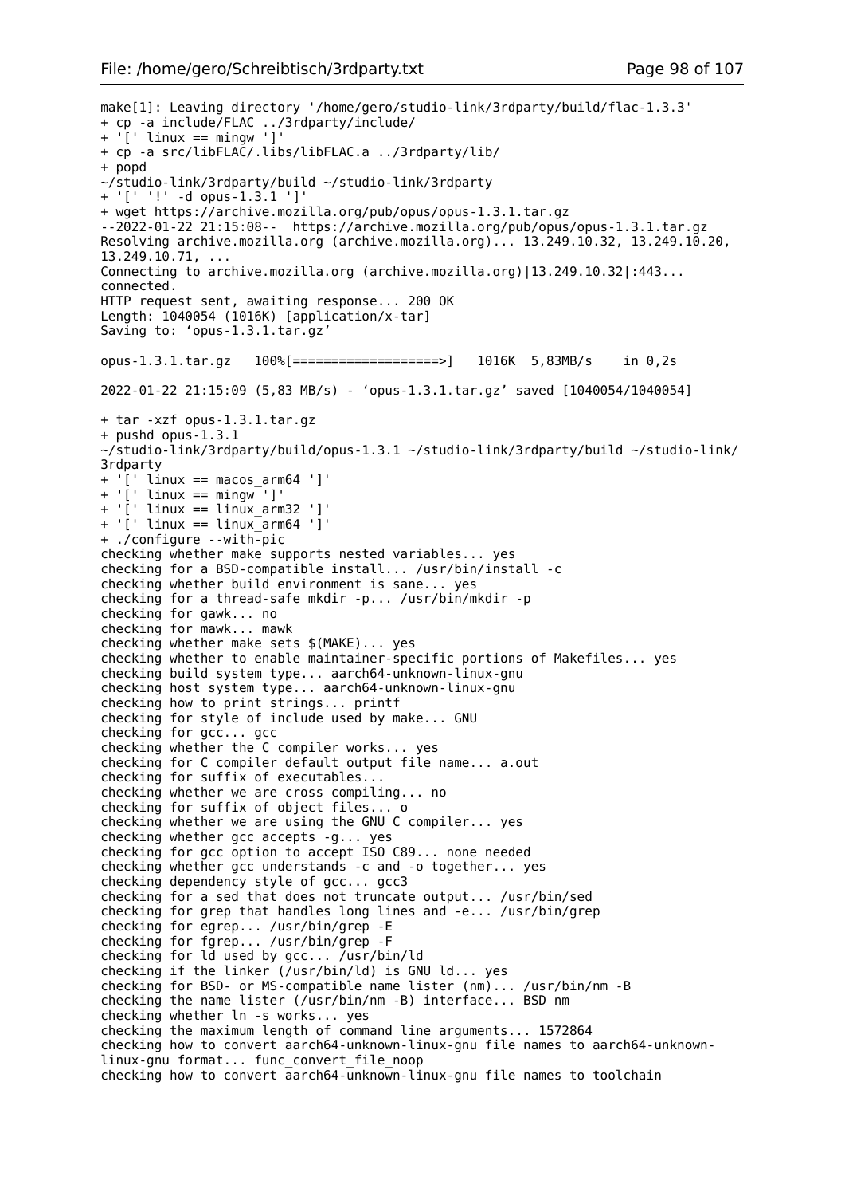```
make[1]: Leaving directory '/home/gero/studio-link/3rdparty/build/flac-1.3.3'
+ cp -a include/FLAC ../3rdparty/include/
+ '[' linux == mingw ']'
+ cp -a src/libFLAC/.libs/libFLAC.a ../3rdparty/lib/
+ popd
~/studio-link/3rdparty/build ~/studio-link/3rdparty
+ '[' '!' -d opus-1.3.1 ']'
+ wget https://archive.mozilla.org/pub/opus/opus-1.3.1.tar.gz
--2022-01-22 21:15:08--  https://archive.mozilla.org/pub/opus/opus-1.3.1.tar.gz
Resolving archive.mozilla.org (archive.mozilla.org)... 13.249.10.32, 13.249.10.20,
13.249.10.71, ...
Connecting to archive.mozilla.org (archive.mozilla.org)|13.249.10.32|:443...
connected.
HTTP request sent, awaiting response... 200 OK
Length: 1040054 (1016K) [application/x-tar]
Saving to: ‘opus-1.3.1.tar.gz’

opus-1.3.1.tar.gz   100%[===================>]   1016K  5,83MB/s    in 0,2s

2022-01-22 21:15:09 (5,83 MB/s) - ‘opus-1.3.1.tar.gz’ saved [1040054/1040054]

+ tar -xzf opus-1.3.1.tar.gz
+ pushd opus-1.3.1
~/studio-link/3rdparty/build/opus-1.3.1 ~/studio-link/3rdparty/build ~/studio-link/
3rdparty
+ '[' linux == macos_arm64 ']'
+ '[' linux == mingw ']'
+ '[' linux == linux_arm32 ']'
+ '[' linux == linux_arm64 ']'
+ ./configure --with-pic
checking whether make supports nested variables... yes
checking for a BSD-compatible install... /usr/bin/install -c
checking whether build environment is sane... yes
checking for a thread-safe mkdir -p... /usr/bin/mkdir -p
checking for gawk... no
checking for mawk... mawk
checking whether make sets $(MAKE)... yes
checking whether to enable maintainer-specific portions of Makefiles... yes
checking build system type... aarch64-unknown-linux-gnu
checking host system type... aarch64-unknown-linux-gnu
checking how to print strings... printf
checking for style of include used by make... GNU
checking for gcc... gcc
checking whether the C compiler works... yes
checking for C compiler default output file name... a.out
checking for suffix of executables...
checking whether we are cross compiling... no
checking for suffix of object files... o
checking whether we are using the GNU C compiler... yes
checking whether gcc accepts -g... yes
checking for gcc option to accept ISO C89... none needed
checking whether gcc understands -c and -o together... yes
checking dependency style of gcc... gcc3
checking for a sed that does not truncate output... /usr/bin/sed
checking for grep that handles long lines and -e... /usr/bin/grep
checking for egrep... /usr/bin/grep -E
checking for fgrep... /usr/bin/grep -F
checking for ld used by gcc... /usr/bin/ld
checking if the linker (/usr/bin/ld) is GNU ld... yes
checking for BSD- or MS-compatible name lister (nm)... /usr/bin/nm -B
checking the name lister (/usr/bin/nm -B) interface... BSD nm
checking whether ln -s works... yes
checking the maximum length of command line arguments... 1572864
checking how to convert aarch64-unknown-linux-gnu file names to aarch64-unknown-
linux-gnu format... func_convert_file_noop
checking how to convert aarch64-unknown-linux-gnu file names to toolchain
```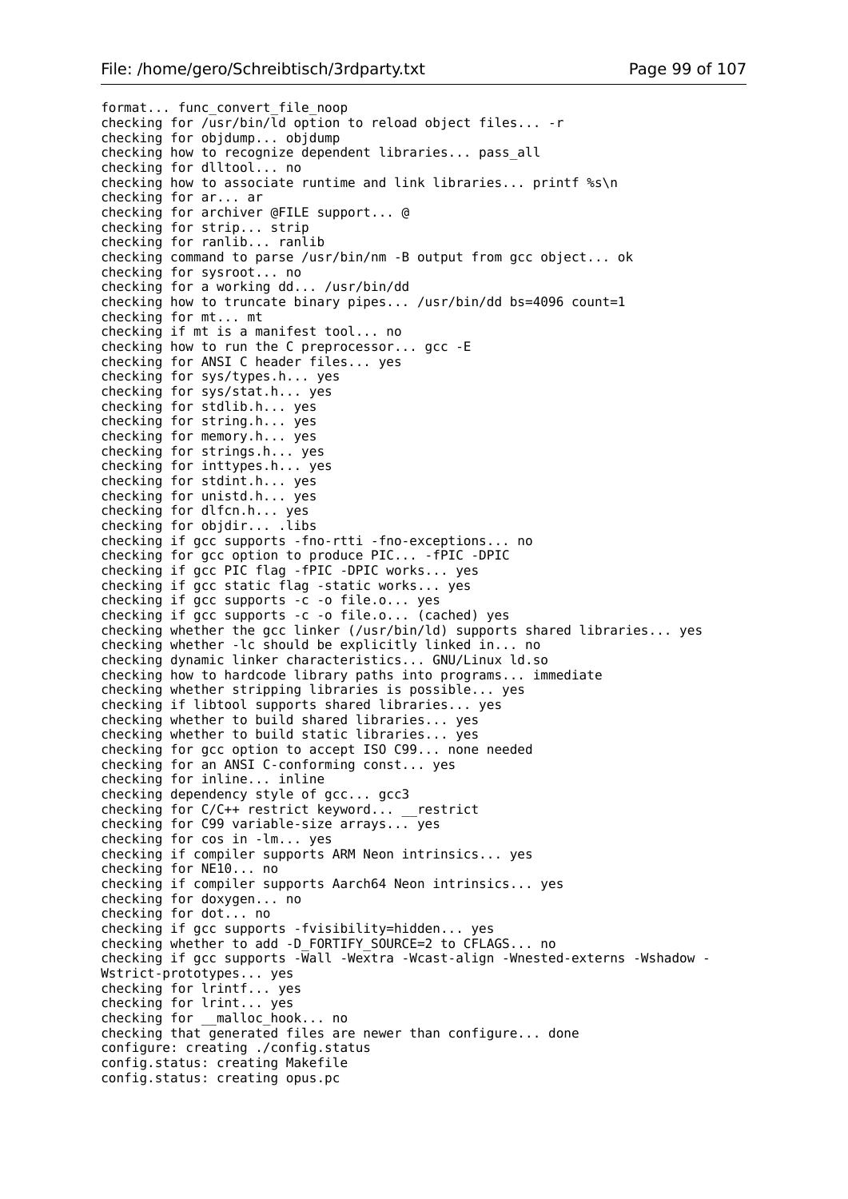```
format... func_convert_file_noop
checking for /usr/bin/ld option to reload object files... -r
checking for objdump... objdump
checking how to recognize dependent libraries... pass_all
checking for dlltool... no
checking how to associate runtime and link libraries... printf %s\n
checking for ar... ar
checking for archiver @FILE support... @
checking for strip... strip
checking for ranlib... ranlib
checking command to parse /usr/bin/nm -B output from gcc object... ok
checking for sysroot... no
checking for a working dd... /usr/bin/dd
checking how to truncate binary pipes... /usr/bin/dd bs=4096 count=1
checking for mt... mt
checking if mt is a manifest tool... no
checking how to run the C preprocessor... gcc -E
checking for ANSI C header files... yes
checking for sys/types.h... yes
checking for sys/stat.h... yes
checking for stdlib.h... yes
checking for string.h... yes
checking for memory.h... yes
checking for strings.h... yes
checking for inttypes.h... yes
checking for stdint.h... yes
checking for unistd.h... yes
checking for dlfcn.h... yes
checking for objdir... .libs
checking if gcc supports -fno-rtti -fno-exceptions... no
checking for gcc option to produce PIC... -fPIC -DPIC
checking if gcc PIC flag -fPIC -DPIC works... yes
checking if gcc static flag -static works... yes
checking if gcc supports -c -o file.o... yes
checking if gcc supports -c -o file.o... (cached) yes
checking whether the gcc linker (/usr/bin/ld) supports shared libraries... yes
checking whether -lc should be explicitly linked in... no
checking dynamic linker characteristics... GNU/Linux ld.so
checking how to hardcode library paths into programs... immediate
checking whether stripping libraries is possible... yes
checking if libtool supports shared libraries... yes
checking whether to build shared libraries... yes
checking whether to build static libraries... yes
checking for gcc option to accept ISO C99... none needed
checking for an ANSI C-conforming const... yes
checking for inline... inline
checking dependency style of gcc... gcc3
checking for C/C++ restrict keyword... __restrict
checking for C99 variable-size arrays... yes
checking for cos in -lm... yes
checking if compiler supports ARM Neon intrinsics... yes
checking for NE10... no
checking if compiler supports Aarch64 Neon intrinsics... yes
checking for doxygen... no
checking for dot... no
checking if gcc supports -fvisibility=hidden... yes
checking whether to add -D_FORTIFY_SOURCE=2 to CFLAGS... no
checking if gcc supports -Wall -Wextra -Wcast-align -Wnested-externs -Wshadow -
Wstrict-prototypes... yes
checking for lrintf... yes
checking for lrint... yes
checking for __malloc_hook... no
checking that generated files are newer than configure... done
configure: creating ./config.status
config.status: creating Makefile
config.status: creating opus.pc
```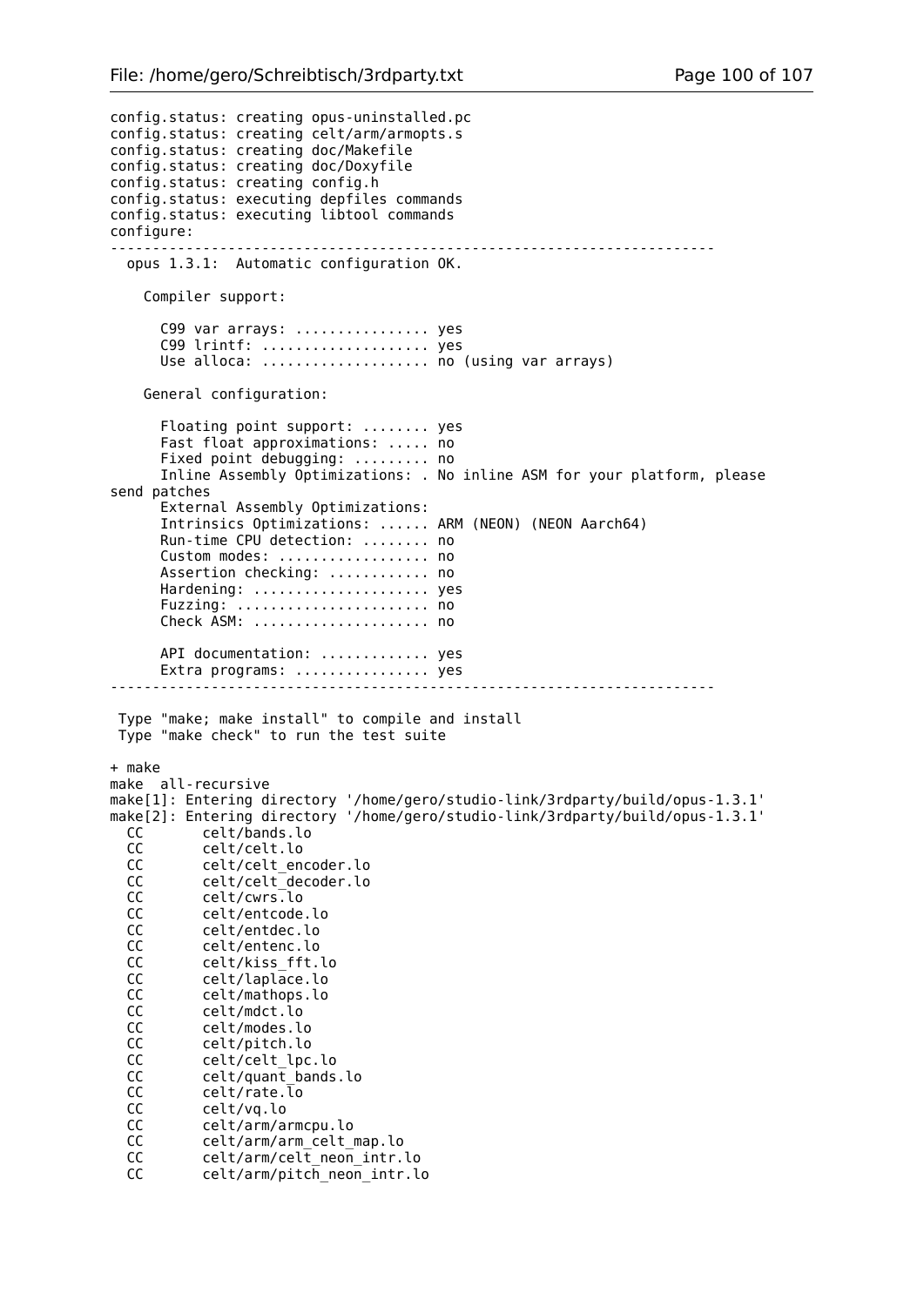```
config.status: creating opus-uninstalled.pc
config.status: creating celt/arm/armopts.s
config.status: creating doc/Makefile
config.status: creating doc/Doxyfile
config.status: creating config.h
config.status: executing depfiles commands
config.status: executing libtool commands
configure:
------------------------------------------------------------------------
  opus 1.3.1:  Automatic configuration OK.

    Compiler support:

      C99 var arrays: ................ yes
      C99 lrintf: .................... yes
      Use alloca: .................... no (using var arrays)

    General configuration:

      Floating point support: ........ yes
      Fast float approximations: ..... no
      Fixed point debugging: ......... no
      Inline Assembly Optimizations: . No inline ASM for your platform, please
send patches
      External Assembly Optimizations:
      Intrinsics Optimizations: ...... ARM (NEON) (NEON Aarch64)
      Run-time CPU detection: ........ no
      Custom modes: .................. no
      Assertion checking: ............ no
      Hardening: ..................... yes
      Fuzzing: ....................... no
      Check ASM: ..................... no

      API documentation: ............. yes
      Extra programs: ................ yes
------------------------------------------------------------------------

 Type "make; make install" to compile and install
 Type "make check" to run the test suite

+ make
make  all-recursive
make[1]: Entering directory '/home/gero/studio-link/3rdparty/build/opus-1.3.1'
make[2]: Entering directory '/home/gero/studio-link/3rdparty/build/opus-1.3.1'
  CC       celt/bands.lo
  CC       celt/celt.lo
  CC       celt/celt_encoder.lo
  CC       celt/celt_decoder.lo
  CC       celt/cwrs.lo
  CC       celt/entcode.lo
  CC       celt/entdec.lo
  CC       celt/entenc.lo
  CC       celt/kiss_fft.lo
  CC       celt/laplace.lo
  CC       celt/mathops.lo
  CC       celt/mdct.lo
  CC       celt/modes.lo
  CC       celt/pitch.lo
  CC       celt/celt_lpc.lo
  CC       celt/quant_bands.lo
  CC       celt/rate.lo
  CC       celt/vq.lo
  CC       celt/arm/armcpu.lo
  CC       celt/arm/arm_celt_map.lo
  CC       celt/arm/celt_neon_intr.lo
  CC       celt/arm/pitch_neon_intr.lo
```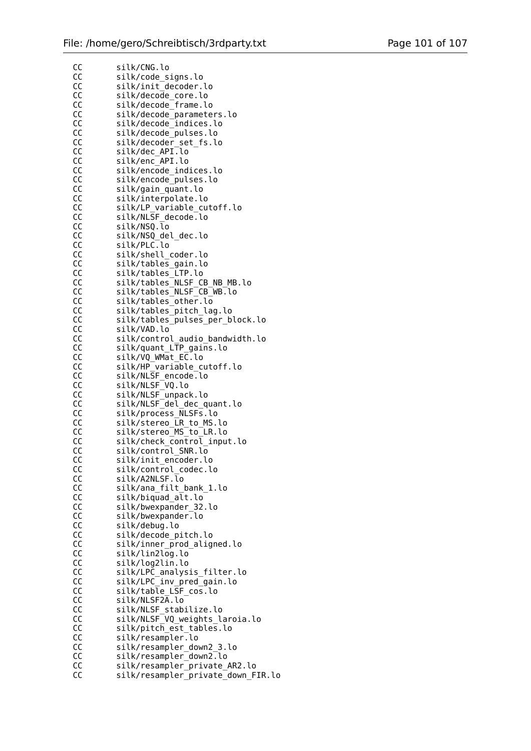```
  CC       silk/CNG.lo
  CC       silk/code_signs.lo
  CC       silk/init_decoder.lo
  CC       silk/decode_core.lo
  CC       silk/decode_frame.lo
  CC       silk/decode_parameters.lo
  CC       silk/decode_indices.lo
  CC       silk/decode_pulses.lo
  CC       silk/decoder_set_fs.lo
  CC       silk/dec_API.lo
  CC       silk/enc_API.lo
  CC       silk/encode_indices.lo
  CC       silk/encode_pulses.lo
  CC       silk/gain_quant.lo
  CC       silk/interpolate.lo
  CC       silk/LP_variable_cutoff.lo
  CC       silk/NLSF_decode.lo
  CC       silk/NSQ.lo
  CC       silk/NSQ_del_dec.lo
  CC       silk/PLC.lo
  CC       silk/shell_coder.lo
  CC       silk/tables_gain.lo
  CC       silk/tables_LTP.lo
  CC       silk/tables_NLSF_CB_NB_MB.lo
  CC       silk/tables_NLSF_CB_WB.lo
  CC       silk/tables_other.lo
  CC       silk/tables_pitch_lag.lo
  CC       silk/tables_pulses_per_block.lo
  CC       silk/VAD.lo
  CC       silk/control_audio_bandwidth.lo
  CC       silk/quant_LTP_gains.lo
  CC       silk/VQ_WMat_EC.lo
  CC       silk/HP_variable_cutoff.lo
  CC       silk/NLSF_encode.lo
  CC       silk/NLSF_VQ.lo
  CC       silk/NLSF_unpack.lo
  CC       silk/NLSF_del_dec_quant.lo
  CC       silk/process_NLSFs.lo
  CC       silk/stereo_LR_to_MS.lo
  CC       silk/stereo_MS_to_LR.lo
  CC       silk/check_control_input.lo
  CC       silk/control_SNR.lo
  CC       silk/init_encoder.lo
  CC       silk/control_codec.lo
  CC       silk/A2NLSF.lo
  CC       silk/ana_filt_bank_1.lo
  CC       silk/biquad_alt.lo
  CC       silk/bwexpander_32.lo
  CC       silk/bwexpander.lo
  CC       silk/debug.lo
  CC       silk/decode_pitch.lo
  CC       silk/inner_prod_aligned.lo
  CC       silk/lin2log.lo
  CC       silk/log2lin.lo
  CC       silk/LPC_analysis_filter.lo
  CC       silk/LPC_inv_pred_gain.lo
  CC       silk/table_LSF_cos.lo
  CC       silk/NLSF2A.lo
  CC       silk/NLSF_stabilize.lo
  CC       silk/NLSF_VQ_weights_laroia.lo
  CC       silk/pitch_est_tables.lo
  CC       silk/resampler.lo
  CC       silk/resampler_down2_3.lo
  CC       silk/resampler_down2.lo
  CC       silk/resampler_private_AR2.lo
  CC       silk/resampler_private_down_FIR.lo
```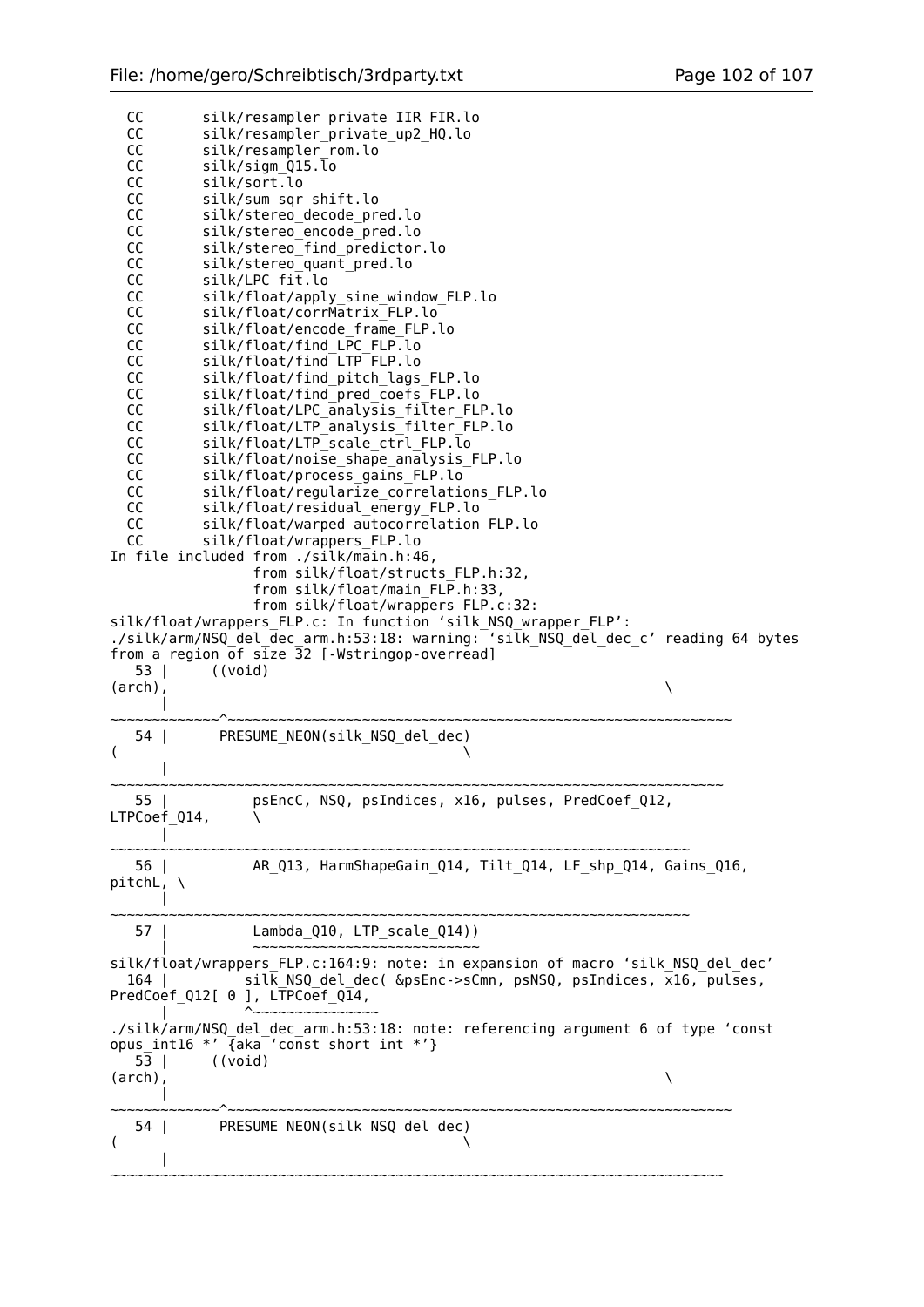```
  CC       silk/resampler_private_IIR_FIR.lo
  CC       silk/resampler_private_up2_HQ.lo
  CC       silk/resampler_rom.lo
  CC       silk/sigm_Q15.lo
  CC       silk/sort.lo
  CC       silk/sum_sqr_shift.lo
  CC       silk/stereo_decode_pred.lo
  CC       silk/stereo_encode_pred.lo
  CC       silk/stereo_find_predictor.lo
  CC       silk/stereo_quant_pred.lo
  CC       silk/LPC_fit.lo
  CC       silk/float/apply_sine_window_FLP.lo
  CC       silk/float/corrMatrix_FLP.lo
  CC       silk/float/encode_frame_FLP.lo
  CC       silk/float/find_LPC_FLP.lo
  CC       silk/float/find_LTP_FLP.lo
  CC       silk/float/find_pitch_lags_FLP.lo
  CC       silk/float/find_pred_coefs_FLP.lo
  CC       silk/float/LPC_analysis_filter_FLP.lo
  CC       silk/float/LTP_analysis_filter_FLP.lo
  CC       silk/float/LTP_scale_ctrl_FLP.lo
  CC       silk/float/noise_shape_analysis_FLP.lo
  CC       silk/float/process_gains_FLP.lo
  CC       silk/float/regularize_correlations_FLP.lo
  CC       silk/float/residual_energy_FLP.lo
  CC       silk/float/warped_autocorrelation_FLP.lo
  CC       silk/float/wrappers_FLP.lo
In file included from ./silk/main.h:46,
                 from silk/float/structs_FLP.h:32,
                 from silk/float/main_FLP.h:33,
                 from silk/float/wrappers_FLP.c:32:
silk/float/wrappers_FLP.c: In function ‘silk_NSQ_wrapper_FLP’:
./silk/arm/NSQ_del_dec_arm.h:53:18: warning: ‘silk_NSQ_del_dec_c’ reading 64 bytes
from a region of size 32 [-Wstringop-overread]
   53 |     ((void)
(arch),                                                              \
      |
~~~~~~~~~~~~~^~~~~~~~~~~~~~~~~~~~~~~~~~~~~~~~~~~~~~~~~~~~~~~~~~~~~~~~~~~~~~~~~~~~
   54 |      PRESUME_NEON(silk_NSQ_del_dec)
(                                         \
      |
~~~~~~~~~~~~~~~~~~~~~~~~~~~~~~~~~~~~~~~~~~~~~~~~~~~~~~~~~~~~~~~~~~~~~~~~~~~~~~~~~~~~
   55 |          psEncC, NSQ, psIndices, x16, pulses, PredCoef_Q12,
LTPCoef_Q14,     \
      |
~~~~~~~~~~~~~~~~~~~~~~~~~~~~~~~~~~~~~~~~~~~~~~~~~~~~~~~~~~~~~~~~~~~~~~~~~~~~~~~
   56 |          AR_Q13, HarmShapeGain_Q14, Tilt_Q14, LF_shp_Q14, Gains_Q16,
pitchL, \
      |
~~~~~~~~~~~~~~~~~~~~~~~~~~~~~~~~~~~~~~~~~~~~~~~~~~~~~~~~~~~~~~~~~~~~~~~~~~~~~~~
   57 |          Lambda_Q10, LTP_scale_Q14))
      |          ~~~~~~~~~~~~~~~~~~~~~~~~~~~
silk/float/wrappers_FLP.c:164:9: note: in expansion of macro ‘silk_NSQ_del_dec’
  164 |         silk_NSQ_del_dec( &psEnc->sCmn, psNSQ, psIndices, x16, pulses,
PredCoef_Q12[ 0 ], LTPCoef_Q14,
      |         ^~~~~~~~~~~~~~~~
./silk/arm/NSQ_del_dec_arm.h:53:18: note: referencing argument 6 of type ‘const
opus_int16 *’ {aka ‘const short int *’}
   53 |     ((void)
(arch),                                                              \
      |
~~~~~~~~~~~~~^~~~~~~~~~~~~~~~~~~~~~~~~~~~~~~~~~~~~~~~~~~~~~~~~~~~~~~~~~~~~~~~~~~~
   54 |      PRESUME_NEON(silk_NSQ_del_dec)
(                                         \
      |
~~~~~~~~~~~~~~~~~~~~~~~~~~~~~~~~~~~~~~~~~~~~~~~~~~~~~~~~~~~~~~~~~~~~~~~~~~~~~~~~~~~~
```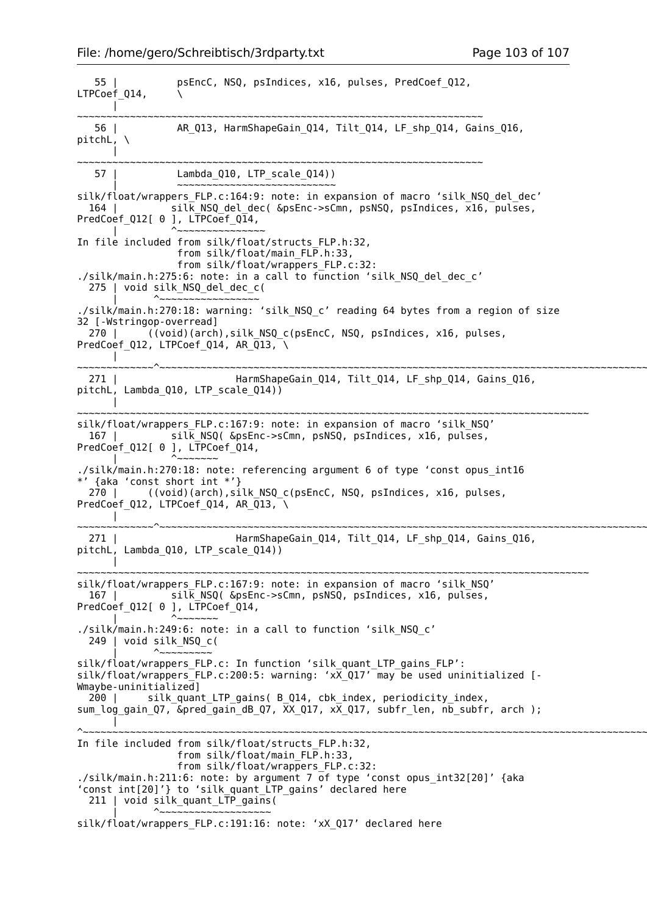```
   55 |          psEncC, NSQ, psIndices, x16, pulses, PredCoef_Q12,
LTPCoef_Q14,      \
      |
~~~~~~~~~~~~~~~~~~~~~~~~~~~~~~~~~~~~~~~~~~~~~~~~~~~~~~~~~~~~~~~~~~~~~~~~~~~~~
   56 |          AR_Q13, HarmShapeGain_Q14, Tilt_Q14, LF_shp_Q14, Gains_Q16,
pitchL, \
      |
~~~~~~~~~~~~~~~~~~~~~~~~~~~~~~~~~~~~~~~~~~~~~~~~~~~~~~~~~~~~~~~~~~~~~~~~~~~~~
   57 |          Lambda_Q10, LTP_scale_Q14))
      |          ~~~~~~~~~~~~~~~~~~~~~~~~~~~
silk/float/wrappers_FLP.c:164:9: note: in expansion of macro ‘silk_NSQ_del_dec’
  164 |         silk_NSQ_del_dec( &psEnc->sCmn, psNSQ, psIndices, x16, pulses,
PredCoef_Q12[ 0 ], LTPCoef_Q14,
      |         ^~~~~~~~~~~~~~~~
In file included from silk/float/structs_FLP.h:32,
                 from silk/float/main_FLP.h:33,
                 from silk/float/wrappers_FLP.c:32:
./silk/main.h:275:6: note: in a call to function ‘silk_NSQ_del_dec_c’
  275 | void silk_NSQ_del_dec_c(
      |      ^~~~~~~~~~~~~~~~~~
./silk/main.h:270:18: warning: ‘silk_NSQ_c’ reading 64 bytes from a region of size
32 [-Wstringop-overread]
  270 |     ((void)(arch),silk_NSQ_c(psEncC, NSQ, psIndices, x16, pulses,
PredCoef_Q12, LTPCoef_Q14, AR_Q13, \
      |
~~~~~~~~~~~~~^~~~~~~~~~~~~~~~~~~~~~~~~~~~~~~~~~~~~~~~~~~~~~~~~~~~~~~~~~~~~~~~~~~~~~~~~~~~~~~~~~~~~~
  271 |                    HarmShapeGain_Q14, Tilt_Q14, LF_shp_Q14, Gains_Q16,
pitchL, Lambda_Q10, LTP_scale_Q14))
      |
~~~~~~~~~~~~~~~~~~~~~~~~~~~~~~~~~~~~~~~~~~~~~~~~~~~~~~~~~~~~~~~~~~~~~~~~~~~~~~~~~~~~~~~~~~~~~~
silk/float/wrappers_FLP.c:167:9: note: in expansion of macro ‘silk_NSQ’
  167 |         silk_NSQ( &psEnc->sCmn, psNSQ, psIndices, x16, pulses,
PredCoef_Q12[ 0 ], LTPCoef_Q14,
      |         ^~~~~~~~
./silk/main.h:270:18: note: referencing argument 6 of type ‘const opus_int16
*’ {aka ‘const short int *’}
  270 |     ((void)(arch),silk_NSQ_c(psEncC, NSQ, psIndices, x16, pulses,
PredCoef_Q12, LTPCoef_Q14, AR_Q13, \
      |
~~~~~~~~~~~~~^~~~~~~~~~~~~~~~~~~~~~~~~~~~~~~~~~~~~~~~~~~~~~~~~~~~~~~~~~~~~~~~~~~~~~~~~~~~~~~~~~~~~~
  271 |                    HarmShapeGain_Q14, Tilt_Q14, LF_shp_Q14, Gains_Q16,
pitchL, Lambda_Q10, LTP_scale_Q14))
      |
~~~~~~~~~~~~~~~~~~~~~~~~~~~~~~~~~~~~~~~~~~~~~~~~~~~~~~~~~~~~~~~~~~~~~~~~~~~~~~~~~~~~~~~~~~~~~~
silk/float/wrappers_FLP.c:167:9: note: in expansion of macro ‘silk_NSQ’
  167 |         silk_NSQ( &psEnc->sCmn, psNSQ, psIndices, x16, pulses,
PredCoef_Q12[ 0 ], LTPCoef_Q14,
      |         ^~~~~~~~
./silk/main.h:249:6: note: in a call to function ‘silk_NSQ_c’
  249 | void silk_NSQ_c(
      |      ^~~~~~~~~~
silk/float/wrappers_FLP.c: In function ‘silk_quant_LTP_gains_FLP’:
silk/float/wrappers_FLP.c:200:5: warning: ‘xX_Q17’ may be used uninitialized [-
Wmaybe-uninitialized]
  200 |     silk_quant_LTP_gains( B_Q14, cbk_index, periodicity_index,
sum_log_gain_Q7, &pred_gain_dB_Q7, XX_Q17, xX_Q17, subfr_len, nb_subfr, arch );
      |
^~~~~~~~~~~~~~~~~~~~~~~~~~~~~~~~~~~~~~~~~~~~~~~~~~~~~~~~~~~~~~~~~~~~~~~~~~~~~~~~~~~~~~~~~~~~~~~~~~~~~~~~~~
In file included from silk/float/structs_FLP.h:32,
                 from silk/float/main_FLP.h:33,
                 from silk/float/wrappers_FLP.c:32:
./silk/main.h:211:6: note: by argument 7 of type ‘const opus_int32[20]’ {aka
‘const int[20]’} to ‘silk_quant_LTP_gains’ declared here
  211 | void silk_quant_LTP_gains(
      |      ^~~~~~~~~~~~~~~~~~~~
silk/float/wrappers_FLP.c:191:16: note: ‘xX_Q17’ declared here
```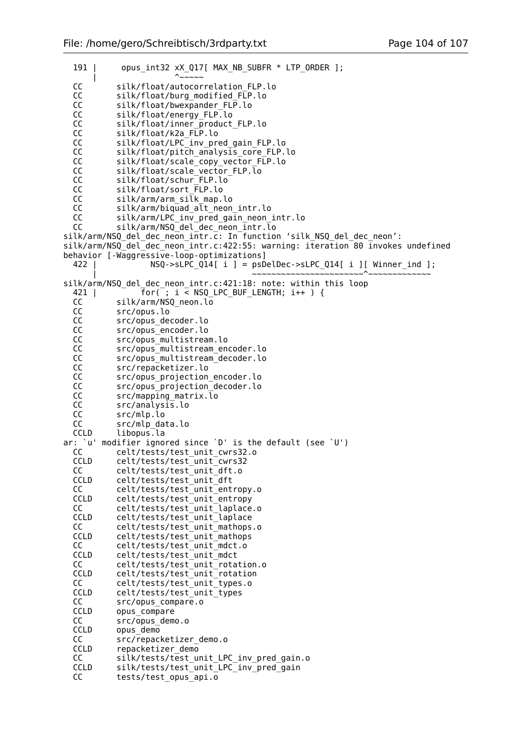```
  191 |     opus_int32 xX_Q17[ MAX_NB_SUBFR * LTP_ORDER ];
      |                ^~~~~~
  CC       silk/float/autocorrelation_FLP.lo
  CC       silk/float/burg_modified_FLP.lo
  CC       silk/float/bwexpander_FLP.lo
  CC       silk/float/energy_FLP.lo
  CC       silk/float/inner_product_FLP.lo
  CC       silk/float/k2a_FLP.lo
  CC       silk/float/LPC_inv_pred_gain_FLP.lo
  CC       silk/float/pitch_analysis_core_FLP.lo
  CC       silk/float/scale_copy_vector_FLP.lo
  CC       silk/float/scale_vector_FLP.lo
  CC       silk/float/schur_FLP.lo
  CC       silk/float/sort_FLP.lo
  CC       silk/arm/arm_silk_map.lo
  CC       silk/arm/biquad_alt_neon_intr.lo
  CC       silk/arm/LPC_inv_pred_gain_neon_intr.lo
  CC       silk/arm/NSQ_del_dec_neon_intr.lo
silk/arm/NSQ_del_dec_neon_intr.c: In function ‘silk_NSQ_del_dec_neon’:
silk/arm/NSQ_del_dec_neon_intr.c:422:55: warning: iteration 80 invokes undefined
behavior [-Waggressive-loop-optimizations]
  422 |           NSQ->sLPC_Q14[ i ] = psDelDec->sLPC_Q14[ i ][ Winner_ind ];
      |                                ~~~~~~~~~~~~~~~~~~~~~~^~~~~~~~~~~~~
silk/arm/NSQ_del_dec_neon_intr.c:421:18: note: within this loop
  421 |         for( ; i < NSQ_LPC_BUF_LENGTH; i++ ) {
  CC       silk/arm/NSQ_neon.lo
  CC       src/opus.lo
  CC       src/opus_decoder.lo
  CC       src/opus_encoder.lo
  CC       src/opus_multistream.lo
  CC       src/opus_multistream_encoder.lo
  CC       src/opus_multistream_decoder.lo
  CC       src/repacketizer.lo
  CC       src/opus_projection_encoder.lo
  CC       src/opus_projection_decoder.lo
  CC       src/mapping_matrix.lo
  CC       src/analysis.lo
  CC       src/mlp.lo
  CC       src/mlp_data.lo
  CCLD     libopus.la
ar: `u' modifier ignored since `D' is the default (see `U')
  CC       celt/tests/test_unit_cwrs32.o
  CCLD     celt/tests/test_unit_cwrs32
  CC       celt/tests/test_unit_dft.o
  CCLD     celt/tests/test_unit_dft
  CC       celt/tests/test_unit_entropy.o
  CCLD     celt/tests/test_unit_entropy
  CC       celt/tests/test_unit_laplace.o
  CCLD     celt/tests/test_unit_laplace
  CC       celt/tests/test_unit_mathops.o
  CCLD     celt/tests/test_unit_mathops
  CC       celt/tests/test_unit_mdct.o
  CCLD     celt/tests/test_unit_mdct
  CC       celt/tests/test_unit_rotation.o
  CCLD     celt/tests/test_unit_rotation
  CC       celt/tests/test_unit_types.o
  CCLD     celt/tests/test_unit_types
  CC       src/opus_compare.o
  CCLD     opus_compare
  CC       src/opus_demo.o
  CCLD     opus_demo
  CC       src/repacketizer_demo.o
  CCLD     repacketizer_demo
  CC       silk/tests/test_unit_LPC_inv_pred_gain.o
  CCLD     silk/tests/test_unit_LPC_inv_pred_gain
  CC       tests/test_opus_api.o
```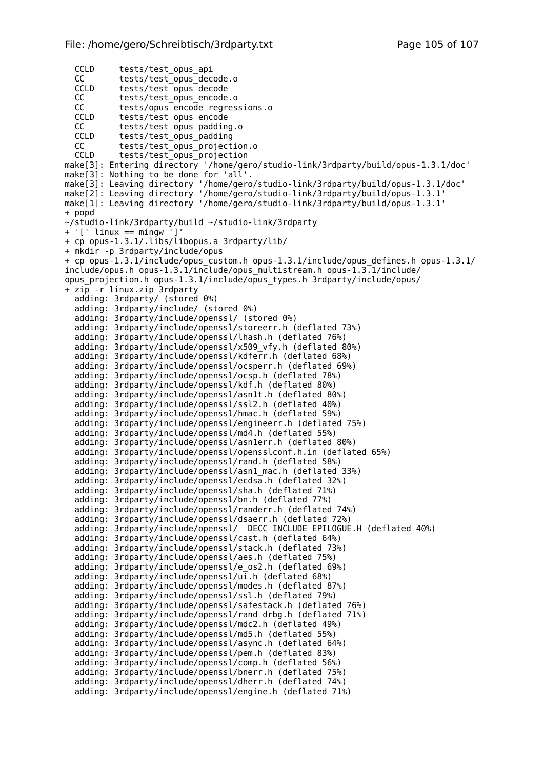```
  CCLD     tests/test_opus_api
  CC       tests/test_opus_decode.o
  CCLD     tests/test_opus_decode
  CC       tests/test_opus_encode.o
  CC       tests/opus_encode_regressions.o
  CCLD     tests/test_opus_encode
  CC       tests/test_opus_padding.o
  CCLD     tests/test_opus_padding
  CC       tests/test_opus_projection.o
  CCLD     tests/test_opus_projection
make[3]: Entering directory '/home/gero/studio-link/3rdparty/build/opus-1.3.1/doc'
make[3]: Nothing to be done for 'all'.
make[3]: Leaving directory '/home/gero/studio-link/3rdparty/build/opus-1.3.1/doc'
make[2]: Leaving directory '/home/gero/studio-link/3rdparty/build/opus-1.3.1'
make[1]: Leaving directory '/home/gero/studio-link/3rdparty/build/opus-1.3.1'
+ popd
~/studio-link/3rdparty/build ~/studio-link/3rdparty
+ '[' linux == mingw ']'
+ cp opus-1.3.1/.libs/libopus.a 3rdparty/lib/
+ mkdir -p 3rdparty/include/opus
+ cp opus-1.3.1/include/opus_custom.h opus-1.3.1/include/opus_defines.h opus-1.3.1/
include/opus.h opus-1.3.1/include/opus_multistream.h opus-1.3.1/include/
opus_projection.h opus-1.3.1/include/opus_types.h 3rdparty/include/opus/
+ zip -r linux.zip 3rdparty
  adding: 3rdparty/ (stored 0%)
  adding: 3rdparty/include/ (stored 0%)
  adding: 3rdparty/include/openssl/ (stored 0%)
  adding: 3rdparty/include/openssl/storeerr.h (deflated 73%)
  adding: 3rdparty/include/openssl/lhash.h (deflated 76%)
  adding: 3rdparty/include/openssl/x509_vfy.h (deflated 80%)
  adding: 3rdparty/include/openssl/kdferr.h (deflated 68%)
  adding: 3rdparty/include/openssl/ocsperr.h (deflated 69%)
  adding: 3rdparty/include/openssl/ocsp.h (deflated 78%)
  adding: 3rdparty/include/openssl/kdf.h (deflated 80%)
  adding: 3rdparty/include/openssl/asn1t.h (deflated 80%)
  adding: 3rdparty/include/openssl/ssl2.h (deflated 40%)
  adding: 3rdparty/include/openssl/hmac.h (deflated 59%)
  adding: 3rdparty/include/openssl/engineerr.h (deflated 75%)
  adding: 3rdparty/include/openssl/md4.h (deflated 55%)
  adding: 3rdparty/include/openssl/asn1err.h (deflated 80%)
  adding: 3rdparty/include/openssl/opensslconf.h.in (deflated 65%)
  adding: 3rdparty/include/openssl/rand.h (deflated 58%)
  adding: 3rdparty/include/openssl/asn1_mac.h (deflated 33%)
  adding: 3rdparty/include/openssl/ecdsa.h (deflated 32%)
  adding: 3rdparty/include/openssl/sha.h (deflated 71%)
  adding: 3rdparty/include/openssl/bn.h (deflated 77%)
  adding: 3rdparty/include/openssl/randerr.h (deflated 74%)
  adding: 3rdparty/include/openssl/dsaerr.h (deflated 72%)
  adding: 3rdparty/include/openssl/__DECC_INCLUDE_EPILOGUE.H (deflated 40%)
  adding: 3rdparty/include/openssl/cast.h (deflated 64%)
  adding: 3rdparty/include/openssl/stack.h (deflated 73%)
  adding: 3rdparty/include/openssl/aes.h (deflated 75%)
  adding: 3rdparty/include/openssl/e_os2.h (deflated 69%)
  adding: 3rdparty/include/openssl/ui.h (deflated 68%)
  adding: 3rdparty/include/openssl/modes.h (deflated 87%)
  adding: 3rdparty/include/openssl/ssl.h (deflated 79%)
  adding: 3rdparty/include/openssl/safestack.h (deflated 76%)
  adding: 3rdparty/include/openssl/rand_drbg.h (deflated 71%)
  adding: 3rdparty/include/openssl/mdc2.h (deflated 49%)
  adding: 3rdparty/include/openssl/md5.h (deflated 55%)
  adding: 3rdparty/include/openssl/async.h (deflated 64%)
  adding: 3rdparty/include/openssl/pem.h (deflated 83%)
  adding: 3rdparty/include/openssl/comp.h (deflated 56%)
  adding: 3rdparty/include/openssl/bnerr.h (deflated 75%)
  adding: 3rdparty/include/openssl/dherr.h (deflated 74%)
  adding: 3rdparty/include/openssl/engine.h (deflated 71%)
```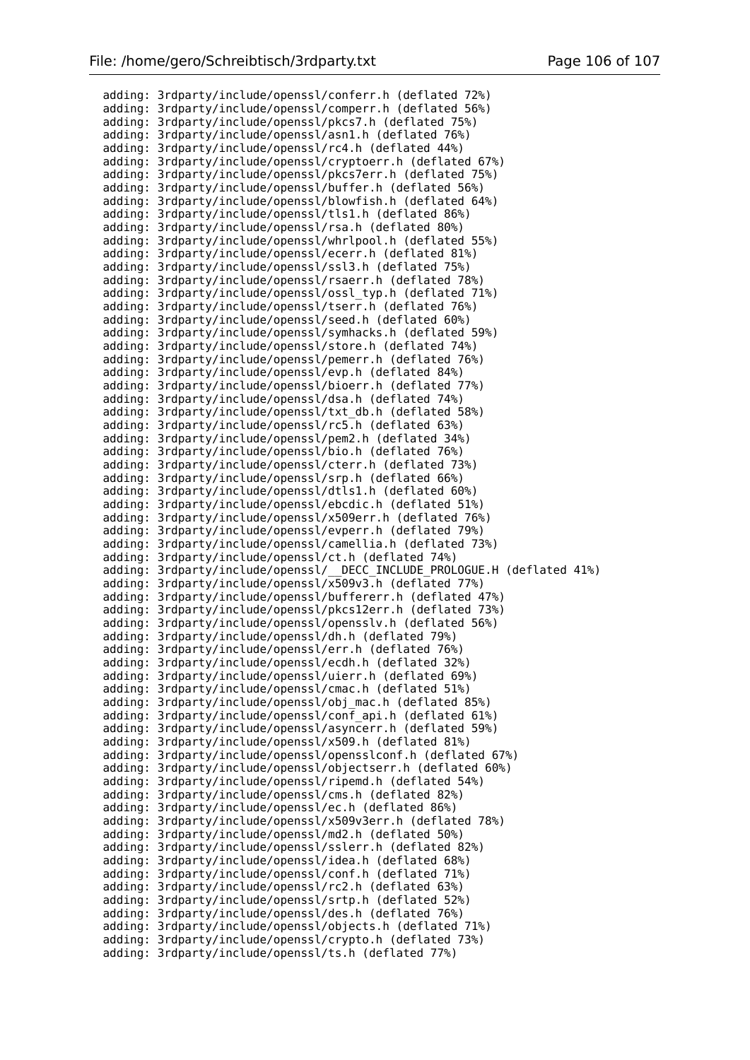```
  adding: 3rdparty/include/openssl/conferr.h (deflated 72%)
  adding: 3rdparty/include/openssl/comperr.h (deflated 56%)
  adding: 3rdparty/include/openssl/pkcs7.h (deflated 75%)
  adding: 3rdparty/include/openssl/asn1.h (deflated 76%)
  adding: 3rdparty/include/openssl/rc4.h (deflated 44%)
  adding: 3rdparty/include/openssl/cryptoerr.h (deflated 67%)
  adding: 3rdparty/include/openssl/pkcs7err.h (deflated 75%)
  adding: 3rdparty/include/openssl/buffer.h (deflated 56%)
  adding: 3rdparty/include/openssl/blowfish.h (deflated 64%)
  adding: 3rdparty/include/openssl/tls1.h (deflated 86%)
  adding: 3rdparty/include/openssl/rsa.h (deflated 80%)
  adding: 3rdparty/include/openssl/whrlpool.h (deflated 55%)
  adding: 3rdparty/include/openssl/ecerr.h (deflated 81%)
  adding: 3rdparty/include/openssl/ssl3.h (deflated 75%)
  adding: 3rdparty/include/openssl/rsaerr.h (deflated 78%)
  adding: 3rdparty/include/openssl/ossl_typ.h (deflated 71%)
  adding: 3rdparty/include/openssl/tserr.h (deflated 76%)
  adding: 3rdparty/include/openssl/seed.h (deflated 60%)
  adding: 3rdparty/include/openssl/symhacks.h (deflated 59%)
  adding: 3rdparty/include/openssl/store.h (deflated 74%)
  adding: 3rdparty/include/openssl/pemerr.h (deflated 76%)
  adding: 3rdparty/include/openssl/evp.h (deflated 84%)
  adding: 3rdparty/include/openssl/bioerr.h (deflated 77%)
  adding: 3rdparty/include/openssl/dsa.h (deflated 74%)
  adding: 3rdparty/include/openssl/txt_db.h (deflated 58%)
  adding: 3rdparty/include/openssl/rc5.h (deflated 63%)
  adding: 3rdparty/include/openssl/pem2.h (deflated 34%)
  adding: 3rdparty/include/openssl/bio.h (deflated 76%)
  adding: 3rdparty/include/openssl/cterr.h (deflated 73%)
  adding: 3rdparty/include/openssl/srp.h (deflated 66%)
  adding: 3rdparty/include/openssl/dtls1.h (deflated 60%)
  adding: 3rdparty/include/openssl/ebcdic.h (deflated 51%)
  adding: 3rdparty/include/openssl/x509err.h (deflated 76%)
  adding: 3rdparty/include/openssl/evperr.h (deflated 79%)
  adding: 3rdparty/include/openssl/camellia.h (deflated 73%)
  adding: 3rdparty/include/openssl/ct.h (deflated 74%)
  adding: 3rdparty/include/openssl/__DECC_INCLUDE_PROLOGUE.H (deflated 41%)
  adding: 3rdparty/include/openssl/x509v3.h (deflated 77%)
  adding: 3rdparty/include/openssl/buffererr.h (deflated 47%)
  adding: 3rdparty/include/openssl/pkcs12err.h (deflated 73%)
  adding: 3rdparty/include/openssl/opensslv.h (deflated 56%)
  adding: 3rdparty/include/openssl/dh.h (deflated 79%)
  adding: 3rdparty/include/openssl/err.h (deflated 76%)
  adding: 3rdparty/include/openssl/ecdh.h (deflated 32%)
  adding: 3rdparty/include/openssl/uierr.h (deflated 69%)
  adding: 3rdparty/include/openssl/cmac.h (deflated 51%)
  adding: 3rdparty/include/openssl/obj_mac.h (deflated 85%)
  adding: 3rdparty/include/openssl/conf_api.h (deflated 61%)
  adding: 3rdparty/include/openssl/asyncerr.h (deflated 59%)
  adding: 3rdparty/include/openssl/x509.h (deflated 81%)
  adding: 3rdparty/include/openssl/opensslconf.h (deflated 67%)
  adding: 3rdparty/include/openssl/objectserr.h (deflated 60%)
  adding: 3rdparty/include/openssl/ripemd.h (deflated 54%)
  adding: 3rdparty/include/openssl/cms.h (deflated 82%)
  adding: 3rdparty/include/openssl/ec.h (deflated 86%)
  adding: 3rdparty/include/openssl/x509v3err.h (deflated 78%)
  adding: 3rdparty/include/openssl/md2.h (deflated 50%)
  adding: 3rdparty/include/openssl/sslerr.h (deflated 82%)
  adding: 3rdparty/include/openssl/idea.h (deflated 68%)
  adding: 3rdparty/include/openssl/conf.h (deflated 71%)
  adding: 3rdparty/include/openssl/rc2.h (deflated 63%)
  adding: 3rdparty/include/openssl/srtp.h (deflated 52%)
  adding: 3rdparty/include/openssl/des.h (deflated 76%)
  adding: 3rdparty/include/openssl/objects.h (deflated 71%)
  adding: 3rdparty/include/openssl/crypto.h (deflated 73%)
  adding: 3rdparty/include/openssl/ts.h (deflated 77%)
```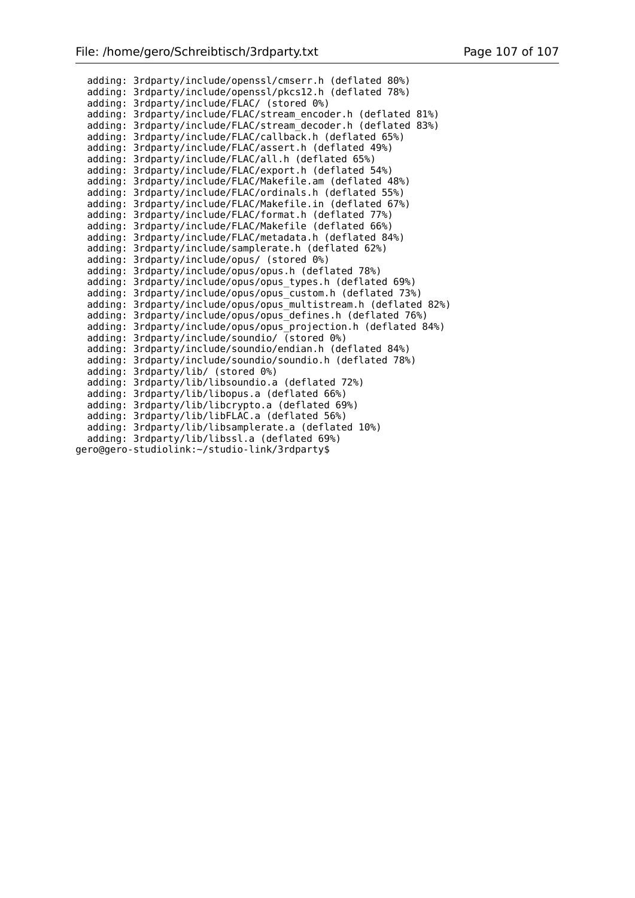```
  adding: 3rdparty/include/openssl/cmserr.h (deflated 80%)
  adding: 3rdparty/include/openssl/pkcs12.h (deflated 78%)
  adding: 3rdparty/include/FLAC/ (stored 0%)
  adding: 3rdparty/include/FLAC/stream_encoder.h (deflated 81%)
  adding: 3rdparty/include/FLAC/stream_decoder.h (deflated 83%)
  adding: 3rdparty/include/FLAC/callback.h (deflated 65%)
  adding: 3rdparty/include/FLAC/assert.h (deflated 49%)
  adding: 3rdparty/include/FLAC/all.h (deflated 65%)
  adding: 3rdparty/include/FLAC/export.h (deflated 54%)
  adding: 3rdparty/include/FLAC/Makefile.am (deflated 48%)
  adding: 3rdparty/include/FLAC/ordinals.h (deflated 55%)
  adding: 3rdparty/include/FLAC/Makefile.in (deflated 67%)
  adding: 3rdparty/include/FLAC/format.h (deflated 77%)
  adding: 3rdparty/include/FLAC/Makefile (deflated 66%)
  adding: 3rdparty/include/FLAC/metadata.h (deflated 84%)
  adding: 3rdparty/include/samplerate.h (deflated 62%)
  adding: 3rdparty/include/opus/ (stored 0%)
  adding: 3rdparty/include/opus/opus.h (deflated 78%)
  adding: 3rdparty/include/opus/opus_types.h (deflated 69%)
  adding: 3rdparty/include/opus/opus_custom.h (deflated 73%)
  adding: 3rdparty/include/opus/opus_multistream.h (deflated 82%)
  adding: 3rdparty/include/opus/opus_defines.h (deflated 76%)
  adding: 3rdparty/include/opus/opus_projection.h (deflated 84%)
  adding: 3rdparty/include/soundio/ (stored 0%)
  adding: 3rdparty/include/soundio/endian.h (deflated 84%)
  adding: 3rdparty/include/soundio/soundio.h (deflated 78%)
  adding: 3rdparty/lib/ (stored 0%)
  adding: 3rdparty/lib/libsoundio.a (deflated 72%)
  adding: 3rdparty/lib/libopus.a (deflated 66%)
  adding: 3rdparty/lib/libcrypto.a (deflated 69%)
  adding: 3rdparty/lib/libFLAC.a (deflated 56%)
  adding: 3rdparty/lib/libsamplerate.a (deflated 10%)
  adding: 3rdparty/lib/libssl.a (deflated 69%)
gero@gero-studiolink:~/studio-link/3rdparty$
```